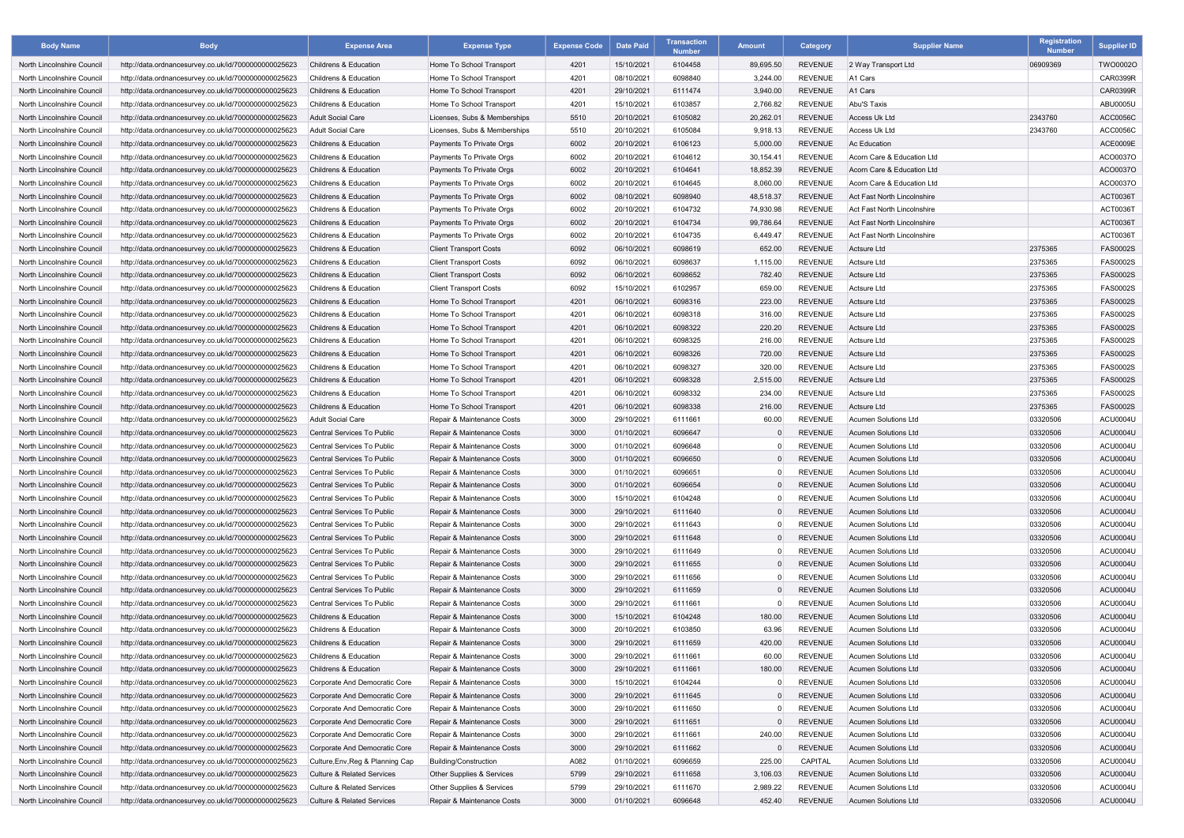| Body Name | Body | Expense Area | Expense Type | Expense Code | Date Paid | Transaction Number | Amount | Category | Supplier Name | Registration Number | Supplier ID |
|---|---|---|---|---|---|---|---|---|---|---|---|
| North Lincolnshire Council | http://data.ordnancesurvey.co.uk/id/7000000000025623 | Childrens & Education | Home To School Transport | 4201 | 15/10/2021 | 6104458 | 89,695.50 | REVENUE | 2 Way Transport Ltd | 06909369 | TWO0002O |
| North Lincolnshire Council | http://data.ordnancesurvey.co.uk/id/7000000000025623 | Childrens & Education | Home To School Transport | 4201 | 08/10/2021 | 6098840 | 3,244.00 | REVENUE | A1 Cars | | CAR0399R |
| North Lincolnshire Council | http://data.ordnancesurvey.co.uk/id/7000000000025623 | Childrens & Education | Home To School Transport | 4201 | 29/10/2021 | 6111474 | 3,940.00 | REVENUE | A1 Cars | | CAR0399R |
| North Lincolnshire Council | http://data.ordnancesurvey.co.uk/id/7000000000025623 | Childrens & Education | Home To School Transport | 4201 | 15/10/2021 | 6103857 | 2,766.82 | REVENUE | Abu'S Taxis | | ABU0005U |
| North Lincolnshire Council | http://data.ordnancesurvey.co.uk/id/7000000000025623 | Adult Social Care | Licenses, Subs & Memberships | 5510 | 20/10/2021 | 6105082 | 20,262.01 | REVENUE | Access Uk Ltd | 2343760 | ACC0056C |
| North Lincolnshire Council | http://data.ordnancesurvey.co.uk/id/7000000000025623 | Adult Social Care | Licenses, Subs & Memberships | 5510 | 20/10/2021 | 6105084 | 9,918.13 | REVENUE | Access Uk Ltd | 2343760 | ACC0056C |
| North Lincolnshire Council | http://data.ordnancesurvey.co.uk/id/7000000000025623 | Childrens & Education | Payments To Private Orgs | 6002 | 20/10/2021 | 6106123 | 5,000.00 | REVENUE | Ac Education | | ACE0009E |
| North Lincolnshire Council | http://data.ordnancesurvey.co.uk/id/7000000000025623 | Childrens & Education | Payments To Private Orgs | 6002 | 20/10/2021 | 6104612 | 30,154.41 | REVENUE | Acorn Care & Education Ltd | | ACO0037O |
| North Lincolnshire Council | http://data.ordnancesurvey.co.uk/id/7000000000025623 | Childrens & Education | Payments To Private Orgs | 6002 | 20/10/2021 | 6104641 | 18,852.39 | REVENUE | Acorn Care & Education Ltd | | ACO0037O |
| North Lincolnshire Council | http://data.ordnancesurvey.co.uk/id/7000000000025623 | Childrens & Education | Payments To Private Orgs | 6002 | 20/10/2021 | 6104645 | 8,060.00 | REVENUE | Acorn Care & Education Ltd | | ACO0037O |
| North Lincolnshire Council | http://data.ordnancesurvey.co.uk/id/7000000000025623 | Childrens & Education | Payments To Private Orgs | 6002 | 08/10/2021 | 6098940 | 48,518.37 | REVENUE | Act Fast North Lincolnshire | | ACT0036T |
| North Lincolnshire Council | http://data.ordnancesurvey.co.uk/id/7000000000025623 | Childrens & Education | Payments To Private Orgs | 6002 | 20/10/2021 | 6104732 | 74,930.98 | REVENUE | Act Fast North Lincolnshire | | ACT0036T |
| North Lincolnshire Council | http://data.ordnancesurvey.co.uk/id/7000000000025623 | Childrens & Education | Payments To Private Orgs | 6002 | 20/10/2021 | 6104734 | 99,786.64 | REVENUE | Act Fast North Lincolnshire | | ACT0036T |
| North Lincolnshire Council | http://data.ordnancesurvey.co.uk/id/7000000000025623 | Childrens & Education | Payments To Private Orgs | 6002 | 20/10/2021 | 6104735 | 6,449.47 | REVENUE | Act Fast North Lincolnshire | | ACT0036T |
| North Lincolnshire Council | http://data.ordnancesurvey.co.uk/id/7000000000025623 | Childrens & Education | Client Transport Costs | 6092 | 06/10/2021 | 6098619 | 652.00 | REVENUE | Actsure Ltd | 2375365 | FAS0002S |
| North Lincolnshire Council | http://data.ordnancesurvey.co.uk/id/7000000000025623 | Childrens & Education | Client Transport Costs | 6092 | 06/10/2021 | 6098637 | 1,115.00 | REVENUE | Actsure Ltd | 2375365 | FAS0002S |
| North Lincolnshire Council | http://data.ordnancesurvey.co.uk/id/7000000000025623 | Childrens & Education | Client Transport Costs | 6092 | 06/10/2021 | 6098652 | 782.40 | REVENUE | Actsure Ltd | 2375365 | FAS0002S |
| North Lincolnshire Council | http://data.ordnancesurvey.co.uk/id/7000000000025623 | Childrens & Education | Client Transport Costs | 6092 | 15/10/2021 | 6102957 | 659.00 | REVENUE | Actsure Ltd | 2375365 | FAS0002S |
| North Lincolnshire Council | http://data.ordnancesurvey.co.uk/id/7000000000025623 | Childrens & Education | Home To School Transport | 4201 | 06/10/2021 | 6098316 | 223.00 | REVENUE | Actsure Ltd | 2375365 | FAS0002S |
| North Lincolnshire Council | http://data.ordnancesurvey.co.uk/id/7000000000025623 | Childrens & Education | Home To School Transport | 4201 | 06/10/2021 | 6098318 | 316.00 | REVENUE | Actsure Ltd | 2375365 | FAS0002S |
| North Lincolnshire Council | http://data.ordnancesurvey.co.uk/id/7000000000025623 | Childrens & Education | Home To School Transport | 4201 | 06/10/2021 | 6098322 | 220.20 | REVENUE | Actsure Ltd | 2375365 | FAS0002S |
| North Lincolnshire Council | http://data.ordnancesurvey.co.uk/id/7000000000025623 | Childrens & Education | Home To School Transport | 4201 | 06/10/2021 | 6098325 | 216.00 | REVENUE | Actsure Ltd | 2375365 | FAS0002S |
| North Lincolnshire Council | http://data.ordnancesurvey.co.uk/id/7000000000025623 | Childrens & Education | Home To School Transport | 4201 | 06/10/2021 | 6098326 | 720.00 | REVENUE | Actsure Ltd | 2375365 | FAS0002S |
| North Lincolnshire Council | http://data.ordnancesurvey.co.uk/id/7000000000025623 | Childrens & Education | Home To School Transport | 4201 | 06/10/2021 | 6098327 | 320.00 | REVENUE | Actsure Ltd | 2375365 | FAS0002S |
| North Lincolnshire Council | http://data.ordnancesurvey.co.uk/id/7000000000025623 | Childrens & Education | Home To School Transport | 4201 | 06/10/2021 | 6098328 | 2,515.00 | REVENUE | Actsure Ltd | 2375365 | FAS0002S |
| North Lincolnshire Council | http://data.ordnancesurvey.co.uk/id/7000000000025623 | Childrens & Education | Home To School Transport | 4201 | 06/10/2021 | 6098332 | 234.00 | REVENUE | Actsure Ltd | 2375365 | FAS0002S |
| North Lincolnshire Council | http://data.ordnancesurvey.co.uk/id/7000000000025623 | Childrens & Education | Home To School Transport | 4201 | 06/10/2021 | 6098338 | 216.00 | REVENUE | Actsure Ltd | 2375365 | FAS0002S |
| North Lincolnshire Council | http://data.ordnancesurvey.co.uk/id/7000000000025623 | Adult Social Care | Repair & Maintenance Costs | 3000 | 29/10/2021 | 6111661 | 60.00 | REVENUE | Acumen Solutions Ltd | 03320506 | ACU0004U |
| North Lincolnshire Council | http://data.ordnancesurvey.co.uk/id/7000000000025623 | Central Services To Public | Repair & Maintenance Costs | 3000 | 01/10/2021 | 6096647 | 0 | REVENUE | Acumen Solutions Ltd | 03320506 | ACU0004U |
| North Lincolnshire Council | http://data.ordnancesurvey.co.uk/id/7000000000025623 | Central Services To Public | Repair & Maintenance Costs | 3000 | 01/10/2021 | 6096648 | 0 | REVENUE | Acumen Solutions Ltd | 03320506 | ACU0004U |
| North Lincolnshire Council | http://data.ordnancesurvey.co.uk/id/7000000000025623 | Central Services To Public | Repair & Maintenance Costs | 3000 | 01/10/2021 | 6096650 | 0 | REVENUE | Acumen Solutions Ltd | 03320506 | ACU0004U |
| North Lincolnshire Council | http://data.ordnancesurvey.co.uk/id/7000000000025623 | Central Services To Public | Repair & Maintenance Costs | 3000 | 01/10/2021 | 6096651 | 0 | REVENUE | Acumen Solutions Ltd | 03320506 | ACU0004U |
| North Lincolnshire Council | http://data.ordnancesurvey.co.uk/id/7000000000025623 | Central Services To Public | Repair & Maintenance Costs | 3000 | 01/10/2021 | 6096654 | 0 | REVENUE | Acumen Solutions Ltd | 03320506 | ACU0004U |
| North Lincolnshire Council | http://data.ordnancesurvey.co.uk/id/7000000000025623 | Central Services To Public | Repair & Maintenance Costs | 3000 | 15/10/2021 | 6104248 | 0 | REVENUE | Acumen Solutions Ltd | 03320506 | ACU0004U |
| North Lincolnshire Council | http://data.ordnancesurvey.co.uk/id/7000000000025623 | Central Services To Public | Repair & Maintenance Costs | 3000 | 29/10/2021 | 6111640 | 0 | REVENUE | Acumen Solutions Ltd | 03320506 | ACU0004U |
| North Lincolnshire Council | http://data.ordnancesurvey.co.uk/id/7000000000025623 | Central Services To Public | Repair & Maintenance Costs | 3000 | 29/10/2021 | 6111643 | 0 | REVENUE | Acumen Solutions Ltd | 03320506 | ACU0004U |
| North Lincolnshire Council | http://data.ordnancesurvey.co.uk/id/7000000000025623 | Central Services To Public | Repair & Maintenance Costs | 3000 | 29/10/2021 | 6111648 | 0 | REVENUE | Acumen Solutions Ltd | 03320506 | ACU0004U |
| North Lincolnshire Council | http://data.ordnancesurvey.co.uk/id/7000000000025623 | Central Services To Public | Repair & Maintenance Costs | 3000 | 29/10/2021 | 6111649 | 0 | REVENUE | Acumen Solutions Ltd | 03320506 | ACU0004U |
| North Lincolnshire Council | http://data.ordnancesurvey.co.uk/id/7000000000025623 | Central Services To Public | Repair & Maintenance Costs | 3000 | 29/10/2021 | 6111655 | 0 | REVENUE | Acumen Solutions Ltd | 03320506 | ACU0004U |
| North Lincolnshire Council | http://data.ordnancesurvey.co.uk/id/7000000000025623 | Central Services To Public | Repair & Maintenance Costs | 3000 | 29/10/2021 | 6111656 | 0 | REVENUE | Acumen Solutions Ltd | 03320506 | ACU0004U |
| North Lincolnshire Council | http://data.ordnancesurvey.co.uk/id/7000000000025623 | Central Services To Public | Repair & Maintenance Costs | 3000 | 29/10/2021 | 6111659 | 0 | REVENUE | Acumen Solutions Ltd | 03320506 | ACU0004U |
| North Lincolnshire Council | http://data.ordnancesurvey.co.uk/id/7000000000025623 | Central Services To Public | Repair & Maintenance Costs | 3000 | 29/10/2021 | 6111661 | 0 | REVENUE | Acumen Solutions Ltd | 03320506 | ACU0004U |
| North Lincolnshire Council | http://data.ordnancesurvey.co.uk/id/7000000000025623 | Childrens & Education | Repair & Maintenance Costs | 3000 | 15/10/2021 | 6104248 | 180.00 | REVENUE | Acumen Solutions Ltd | 03320506 | ACU0004U |
| North Lincolnshire Council | http://data.ordnancesurvey.co.uk/id/7000000000025623 | Childrens & Education | Repair & Maintenance Costs | 3000 | 20/10/2021 | 6103850 | 63.96 | REVENUE | Acumen Solutions Ltd | 03320506 | ACU0004U |
| North Lincolnshire Council | http://data.ordnancesurvey.co.uk/id/7000000000025623 | Childrens & Education | Repair & Maintenance Costs | 3000 | 29/10/2021 | 6111659 | 420.00 | REVENUE | Acumen Solutions Ltd | 03320506 | ACU0004U |
| North Lincolnshire Council | http://data.ordnancesurvey.co.uk/id/7000000000025623 | Childrens & Education | Repair & Maintenance Costs | 3000 | 29/10/2021 | 6111661 | 60.00 | REVENUE | Acumen Solutions Ltd | 03320506 | ACU0004U |
| North Lincolnshire Council | http://data.ordnancesurvey.co.uk/id/7000000000025623 | Childrens & Education | Repair & Maintenance Costs | 3000 | 29/10/2021 | 6111661 | 180.00 | REVENUE | Acumen Solutions Ltd | 03320506 | ACU0004U |
| North Lincolnshire Council | http://data.ordnancesurvey.co.uk/id/7000000000025623 | Corporate And Democratic Core | Repair & Maintenance Costs | 3000 | 15/10/2021 | 6104244 | 0 | REVENUE | Acumen Solutions Ltd | 03320506 | ACU0004U |
| North Lincolnshire Council | http://data.ordnancesurvey.co.uk/id/7000000000025623 | Corporate And Democratic Core | Repair & Maintenance Costs | 3000 | 29/10/2021 | 6111645 | 0 | REVENUE | Acumen Solutions Ltd | 03320506 | ACU0004U |
| North Lincolnshire Council | http://data.ordnancesurvey.co.uk/id/7000000000025623 | Corporate And Democratic Core | Repair & Maintenance Costs | 3000 | 29/10/2021 | 6111650 | 0 | REVENUE | Acumen Solutions Ltd | 03320506 | ACU0004U |
| North Lincolnshire Council | http://data.ordnancesurvey.co.uk/id/7000000000025623 | Corporate And Democratic Core | Repair & Maintenance Costs | 3000 | 29/10/2021 | 6111651 | 0 | REVENUE | Acumen Solutions Ltd | 03320506 | ACU0004U |
| North Lincolnshire Council | http://data.ordnancesurvey.co.uk/id/7000000000025623 | Corporate And Democratic Core | Repair & Maintenance Costs | 3000 | 29/10/2021 | 6111661 | 240.00 | REVENUE | Acumen Solutions Ltd | 03320506 | ACU0004U |
| North Lincolnshire Council | http://data.ordnancesurvey.co.uk/id/7000000000025623 | Corporate And Democratic Core | Repair & Maintenance Costs | 3000 | 29/10/2021 | 6111662 | 0 | REVENUE | Acumen Solutions Ltd | 03320506 | ACU0004U |
| North Lincolnshire Council | http://data.ordnancesurvey.co.uk/id/7000000000025623 | Culture,Env,Reg & Planning Cap | Building/Construction | A082 | 01/10/2021 | 6096659 | 225.00 | CAPITAL | Acumen Solutions Ltd | 03320506 | ACU0004U |
| North Lincolnshire Council | http://data.ordnancesurvey.co.uk/id/7000000000025623 | Culture & Related Services | Other Supplies & Services | 5799 | 29/10/2021 | 6111658 | 3,106.03 | REVENUE | Acumen Solutions Ltd | 03320506 | ACU0004U |
| North Lincolnshire Council | http://data.ordnancesurvey.co.uk/id/7000000000025623 | Culture & Related Services | Other Supplies & Services | 5799 | 29/10/2021 | 6111670 | 2,989.22 | REVENUE | Acumen Solutions Ltd | 03320506 | ACU0004U |
| North Lincolnshire Council | http://data.ordnancesurvey.co.uk/id/7000000000025623 | Culture & Related Services | Repair & Maintenance Costs | 3000 | 01/10/2021 | 6096648 | 452.40 | REVENUE | Acumen Solutions Ltd | 03320506 | ACU0004U |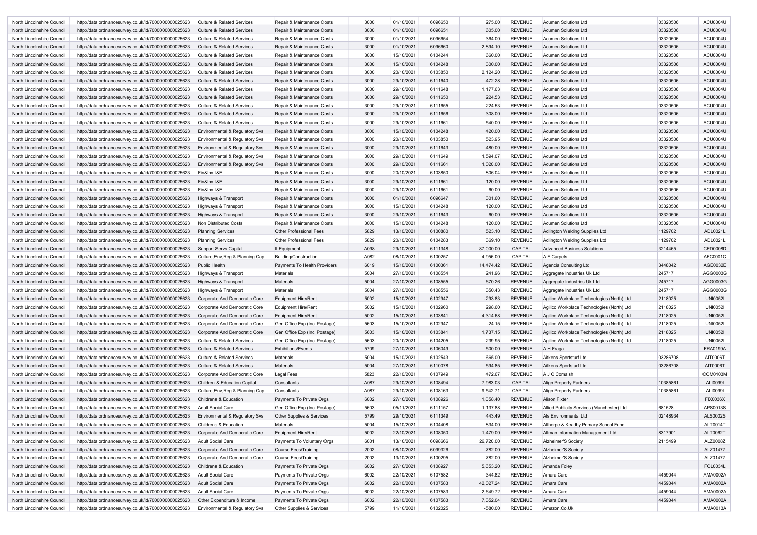| | | | | | | | | | | | |
|---|---|---|---|---|---|---|---|---|---|---|---|
| North Lincolnshire Council | http://data.ordnancesurvey.co.uk/id/7000000000025623 | Culture & Related Services | Repair & Maintenance Costs | 3000 | 01/10/2021 | 6096650 | 275.00 | REVENUE | Acumen Solutions Ltd | 03320506 | ACU0004U |
| North Lincolnshire Council | http://data.ordnancesurvey.co.uk/id/7000000000025623 | Culture & Related Services | Repair & Maintenance Costs | 3000 | 01/10/2021 | 6096651 | 605.00 | REVENUE | Acumen Solutions Ltd | 03320506 | ACU0004U |
| North Lincolnshire Council | http://data.ordnancesurvey.co.uk/id/7000000000025623 | Culture & Related Services | Repair & Maintenance Costs | 3000 | 01/10/2021 | 6096654 | 364.00 | REVENUE | Acumen Solutions Ltd | 03320506 | ACU0004U |
| North Lincolnshire Council | http://data.ordnancesurvey.co.uk/id/7000000000025623 | Culture & Related Services | Repair & Maintenance Costs | 3000 | 01/10/2021 | 6096660 | 2,894.10 | REVENUE | Acumen Solutions Ltd | 03320506 | ACU0004U |
| North Lincolnshire Council | http://data.ordnancesurvey.co.uk/id/7000000000025623 | Culture & Related Services | Repair & Maintenance Costs | 3000 | 15/10/2021 | 6104244 | 660.00 | REVENUE | Acumen Solutions Ltd | 03320506 | ACU0004U |
| North Lincolnshire Council | http://data.ordnancesurvey.co.uk/id/7000000000025623 | Culture & Related Services | Repair & Maintenance Costs | 3000 | 15/10/2021 | 6104248 | 300.00 | REVENUE | Acumen Solutions Ltd | 03320506 | ACU0004U |
| North Lincolnshire Council | http://data.ordnancesurvey.co.uk/id/7000000000025623 | Culture & Related Services | Repair & Maintenance Costs | 3000 | 20/10/2021 | 6103850 | 2,124.20 | REVENUE | Acumen Solutions Ltd | 03320506 | ACU0004U |
| North Lincolnshire Council | http://data.ordnancesurvey.co.uk/id/7000000000025623 | Culture & Related Services | Repair & Maintenance Costs | 3000 | 29/10/2021 | 6111640 | 472.28 | REVENUE | Acumen Solutions Ltd | 03320506 | ACU0004U |
| North Lincolnshire Council | http://data.ordnancesurvey.co.uk/id/7000000000025623 | Culture & Related Services | Repair & Maintenance Costs | 3000 | 29/10/2021 | 6111648 | 1,177.63 | REVENUE | Acumen Solutions Ltd | 03320506 | ACU0004U |
| North Lincolnshire Council | http://data.ordnancesurvey.co.uk/id/7000000000025623 | Culture & Related Services | Repair & Maintenance Costs | 3000 | 29/10/2021 | 6111650 | 224.53 | REVENUE | Acumen Solutions Ltd | 03320506 | ACU0004U |
| North Lincolnshire Council | http://data.ordnancesurvey.co.uk/id/7000000000025623 | Culture & Related Services | Repair & Maintenance Costs | 3000 | 29/10/2021 | 6111655 | 224.53 | REVENUE | Acumen Solutions Ltd | 03320506 | ACU0004U |
| North Lincolnshire Council | http://data.ordnancesurvey.co.uk/id/7000000000025623 | Culture & Related Services | Repair & Maintenance Costs | 3000 | 29/10/2021 | 6111656 | 308.00 | REVENUE | Acumen Solutions Ltd | 03320506 | ACU0004U |
| North Lincolnshire Council | http://data.ordnancesurvey.co.uk/id/7000000000025623 | Culture & Related Services | Repair & Maintenance Costs | 3000 | 29/10/2021 | 6111661 | 540.00 | REVENUE | Acumen Solutions Ltd | 03320506 | ACU0004U |
| North Lincolnshire Council | http://data.ordnancesurvey.co.uk/id/7000000000025623 | Environmental & Regulatory Svs | Repair & Maintenance Costs | 3000 | 15/10/2021 | 6104248 | 420.00 | REVENUE | Acumen Solutions Ltd | 03320506 | ACU0004U |
| North Lincolnshire Council | http://data.ordnancesurvey.co.uk/id/7000000000025623 | Environmental & Regulatory Svs | Repair & Maintenance Costs | 3000 | 20/10/2021 | 6103850 | 523.95 | REVENUE | Acumen Solutions Ltd | 03320506 | ACU0004U |
| North Lincolnshire Council | http://data.ordnancesurvey.co.uk/id/7000000000025623 | Environmental & Regulatory Svs | Repair & Maintenance Costs | 3000 | 29/10/2021 | 6111643 | 480.00 | REVENUE | Acumen Solutions Ltd | 03320506 | ACU0004U |
| North Lincolnshire Council | http://data.ordnancesurvey.co.uk/id/7000000000025623 | Environmental & Regulatory Svs | Repair & Maintenance Costs | 3000 | 29/10/2021 | 6111649 | 1,594.07 | REVENUE | Acumen Solutions Ltd | 03320506 | ACU0004U |
| North Lincolnshire Council | http://data.ordnancesurvey.co.uk/id/7000000000025623 | Environmental & Regulatory Svs | Repair & Maintenance Costs | 3000 | 29/10/2021 | 6111661 | 1,020.00 | REVENUE | Acumen Solutions Ltd | 03320506 | ACU0004U |
| North Lincolnshire Council | http://data.ordnancesurvey.co.uk/id/7000000000025623 | Fin&Inv I&E | Repair & Maintenance Costs | 3000 | 20/10/2021 | 6103850 | 806.04 | REVENUE | Acumen Solutions Ltd | 03320506 | ACU0004U |
| North Lincolnshire Council | http://data.ordnancesurvey.co.uk/id/7000000000025623 | Fin&Inv I&E | Repair & Maintenance Costs | 3000 | 29/10/2021 | 6111661 | 120.00 | REVENUE | Acumen Solutions Ltd | 03320506 | ACU0004U |
| North Lincolnshire Council | http://data.ordnancesurvey.co.uk/id/7000000000025623 | Fin&Inv I&E | Repair & Maintenance Costs | 3000 | 29/10/2021 | 6111661 | 60.00 | REVENUE | Acumen Solutions Ltd | 03320506 | ACU0004U |
| North Lincolnshire Council | http://data.ordnancesurvey.co.uk/id/7000000000025623 | Highways & Transport | Repair & Maintenance Costs | 3000 | 01/10/2021 | 6096647 | 301.60 | REVENUE | Acumen Solutions Ltd | 03320506 | ACU0004U |
| North Lincolnshire Council | http://data.ordnancesurvey.co.uk/id/7000000000025623 | Highways & Transport | Repair & Maintenance Costs | 3000 | 15/10/2021 | 6104248 | 120.00 | REVENUE | Acumen Solutions Ltd | 03320506 | ACU0004U |
| North Lincolnshire Council | http://data.ordnancesurvey.co.uk/id/7000000000025623 | Highways & Transport | Repair & Maintenance Costs | 3000 | 29/10/2021 | 6111643 | 60.00 | REVENUE | Acumen Solutions Ltd | 03320506 | ACU0004U |
| North Lincolnshire Council | http://data.ordnancesurvey.co.uk/id/7000000000025623 | Non Distributed Costs | Repair & Maintenance Costs | 3000 | 15/10/2021 | 6104248 | 120.00 | REVENUE | Acumen Solutions Ltd | 03320506 | ACU0004U |
| North Lincolnshire Council | http://data.ordnancesurvey.co.uk/id/7000000000025623 | Planning Services | Other Professional Fees | 5829 | 13/10/2021 | 6100880 | 523.10 | REVENUE | Adlington Welding Supplies Ltd | 1129702 | ADL0021L |
| North Lincolnshire Council | http://data.ordnancesurvey.co.uk/id/7000000000025623 | Planning Services | Other Professional Fees | 5829 | 20/10/2021 | 6104283 | 369.10 | REVENUE | Adlington Welding Supplies Ltd | 1129702 | ADL0021L |
| North Lincolnshire Council | http://data.ordnancesurvey.co.uk/id/7000000000025623 | Support Servs Capital | It Equipment | A098 | 29/10/2021 | 6111348 | 87,000.00 | CAPITAL | Advanced Business Solutions | 3214465 | CED0008D |
| North Lincolnshire Council | http://data.ordnancesurvey.co.uk/id/7000000000025623 | Culture,Env,Reg & Planning Cap | Building/Construction | A082 | 08/10/2021 | 6100257 | 4,956.00 | CAPITAL | A F Carpets | | AFC0001C |
| North Lincolnshire Council | http://data.ordnancesurvey.co.uk/id/7000000000025623 | Public Health | Payments To Health Providers | 6019 | 15/10/2021 | 6100361 | 14,474.42 | REVENUE | Agencia Consulting Ltd | 3448042 | AGE0032E |
| North Lincolnshire Council | http://data.ordnancesurvey.co.uk/id/7000000000025623 | Highways & Transport | Materials | 5004 | 27/10/2021 | 6108554 | 241.96 | REVENUE | Aggregate Industries Uk Ltd | 245717 | AGG0003G |
| North Lincolnshire Council | http://data.ordnancesurvey.co.uk/id/7000000000025623 | Highways & Transport | Materials | 5004 | 27/10/2021 | 6108555 | 670.26 | REVENUE | Aggregate Industries Uk Ltd | 245717 | AGG0003G |
| North Lincolnshire Council | http://data.ordnancesurvey.co.uk/id/7000000000025623 | Highways & Transport | Materials | 5004 | 27/10/2021 | 6108556 | 350.43 | REVENUE | Aggregate Industries Uk Ltd | 245717 | AGG0003G |
| North Lincolnshire Council | http://data.ordnancesurvey.co.uk/id/7000000000025623 | Corporate And Democratic Core | Equipment Hire/Rent | 5002 | 15/10/2021 | 6102947 | -293.83 | REVENUE | Agilico Workplace Technologies (North) Ltd | 2118025 | UNI0052I |
| North Lincolnshire Council | http://data.ordnancesurvey.co.uk/id/7000000000025623 | Corporate And Democratic Core | Equipment Hire/Rent | 5002 | 15/10/2021 | 6102960 | 298.60 | REVENUE | Agilico Workplace Technologies (North) Ltd | 2118025 | UNI0052I |
| North Lincolnshire Council | http://data.ordnancesurvey.co.uk/id/7000000000025623 | Corporate And Democratic Core | Equipment Hire/Rent | 5002 | 15/10/2021 | 6103841 | 4,314.68 | REVENUE | Agilico Workplace Technologies (North) Ltd | 2118025 | UNI0052I |
| North Lincolnshire Council | http://data.ordnancesurvey.co.uk/id/7000000000025623 | Corporate And Democratic Core | Gen Office Exp (Incl Postage) | 5603 | 15/10/2021 | 6102947 | -24.15 | REVENUE | Agilico Workplace Technologies (North) Ltd | 2118025 | UNI0052I |
| North Lincolnshire Council | http://data.ordnancesurvey.co.uk/id/7000000000025623 | Corporate And Democratic Core | Gen Office Exp (Incl Postage) | 5603 | 15/10/2021 | 6103841 | 1,737.15 | REVENUE | Agilico Workplace Technologies (North) Ltd | 2118025 | UNI0052I |
| North Lincolnshire Council | http://data.ordnancesurvey.co.uk/id/7000000000025623 | Culture & Related Services | Gen Office Exp (Incl Postage) | 5603 | 20/10/2021 | 6104205 | 239.95 | REVENUE | Agilico Workplace Technologies (North) Ltd | 2118025 | UNI0052I |
| North Lincolnshire Council | http://data.ordnancesurvey.co.uk/id/7000000000025623 | Culture & Related Services | Exhibitions/Events | 5709 | 27/10/2021 | 6106049 | 500.00 | REVENUE | A H Fraga | | FRA0199A |
| North Lincolnshire Council | http://data.ordnancesurvey.co.uk/id/7000000000025623 | Culture & Related Services | Materials | 5004 | 15/10/2021 | 6102543 | 665.00 | REVENUE | Aitkens Sportsturf Ltd | 03286708 | AIT0006T |
| North Lincolnshire Council | http://data.ordnancesurvey.co.uk/id/7000000000025623 | Culture & Related Services | Materials | 5004 | 27/10/2021 | 6110078 | 594.85 | REVENUE | Aitkens Sportsturf Ltd | 03286708 | AIT0006T |
| North Lincolnshire Council | http://data.ordnancesurvey.co.uk/id/7000000000025623 | Corporate And Democratic Core | Legal Fees | 5823 | 22/10/2021 | 6107949 | 472.67 | REVENUE | A J C Comaish | | COM0103M |
| North Lincolnshire Council | http://data.ordnancesurvey.co.uk/id/7000000000025623 | Children & Education Capital | Consultants | A087 | 29/10/2021 | 6108494 | 7,983.03 | CAPITAL | Align Property Partners | 10385861 | ALI0099I |
| North Lincolnshire Council | http://data.ordnancesurvey.co.uk/id/7000000000025623 | Culture,Env,Reg & Planning Cap | Consultants | A087 | 29/10/2021 | 6108163 | 9,542.71 | CAPITAL | Align Property Partners | 10385861 | ALI0099I |
| North Lincolnshire Council | http://data.ordnancesurvey.co.uk/id/7000000000025623 | Childrens & Education | Payments To Private Orgs | 6002 | 27/10/2021 | 6108926 | 1,058.40 | REVENUE | Alison Fixter | | FIX0036X |
| North Lincolnshire Council | http://data.ordnancesurvey.co.uk/id/7000000000025623 | Adult Social Care | Gen Office Exp (Incl Postage) | 5603 | 05/11/2021 | 6111157 | 1,137.88 | REVENUE | Allied Publicity Services (Manchester) Ltd | 681528 | APS0013S |
| North Lincolnshire Council | http://data.ordnancesurvey.co.uk/id/7000000000025623 | Environmental & Regulatory Svs | Other Supplies & Services | 5799 | 29/10/2021 | 6111349 | 443.49 | REVENUE | Als Environmental Ltd | 02148934 | ALS0002S |
| North Lincolnshire Council | http://data.ordnancesurvey.co.uk/id/7000000000025623 | Childrens & Education | Materials | 5004 | 15/10/2021 | 6104408 | 834.00 | REVENUE | Althorpe & Keadby Primary School Fund | | ALT0014T |
| North Lincolnshire Council | http://data.ordnancesurvey.co.uk/id/7000000000025623 | Corporate And Democratic Core | Equipment Hire/Rent | 5002 | 22/10/2021 | 6108050 | 1,479.00 | REVENUE | Altman Information Management Ltd | 8317901 | ALT0062T |
| North Lincolnshire Council | http://data.ordnancesurvey.co.uk/id/7000000000025623 | Adult Social Care | Payments To Voluntary Orgs | 6001 | 13/10/2021 | 6098666 | 26,720.00 | REVENUE | Alzheimer'S Society | 2115499 | ALZ0008Z |
| North Lincolnshire Council | http://data.ordnancesurvey.co.uk/id/7000000000025623 | Corporate And Democratic Core | Course Fees/Training | 2002 | 08/10/2021 | 6099326 | 782.00 | REVENUE | Alzheimer'S Society | | ALZ0147Z |
| North Lincolnshire Council | http://data.ordnancesurvey.co.uk/id/7000000000025623 | Corporate And Democratic Core | Course Fees/Training | 2002 | 13/10/2021 | 6100295 | 782.00 | REVENUE | Alzheimer'S Society | | ALZ0147Z |
| North Lincolnshire Council | http://data.ordnancesurvey.co.uk/id/7000000000025623 | Childrens & Education | Payments To Private Orgs | 6002 | 27/10/2021 | 6108927 | 5,653.20 | REVENUE | Amanda Foley | | FOL0034L |
| North Lincolnshire Council | http://data.ordnancesurvey.co.uk/id/7000000000025623 | Adult Social Care | Payments To Private Orgs | 6002 | 22/10/2021 | 6107582 | 344.82 | REVENUE | Amara Care | 4459044 | AMA0002A |
| North Lincolnshire Council | http://data.ordnancesurvey.co.uk/id/7000000000025623 | Adult Social Care | Payments To Private Orgs | 6002 | 22/10/2021 | 6107583 | 42,027.24 | REVENUE | Amara Care | 4459044 | AMA0002A |
| North Lincolnshire Council | http://data.ordnancesurvey.co.uk/id/7000000000025623 | Adult Social Care | Payments To Private Orgs | 6002 | 22/10/2021 | 6107583 | 2,649.72 | REVENUE | Amara Care | 4459044 | AMA0002A |
| North Lincolnshire Council | http://data.ordnancesurvey.co.uk/id/7000000000025623 | Other Expenditure & Income | Payments To Private Orgs | 6002 | 22/10/2021 | 6107583 | 7,352.04 | REVENUE | Amara Care | 4459044 | AMA0002A |
| North Lincolnshire Council | http://data.ordnancesurvey.co.uk/id/7000000000025623 | Environmental & Regulatory Svs | Other Supplies & Services | 5799 | 11/10/2021 | 6102025 | -580.00 | REVENUE | Amazon.Co.Uk | | AMA0013A |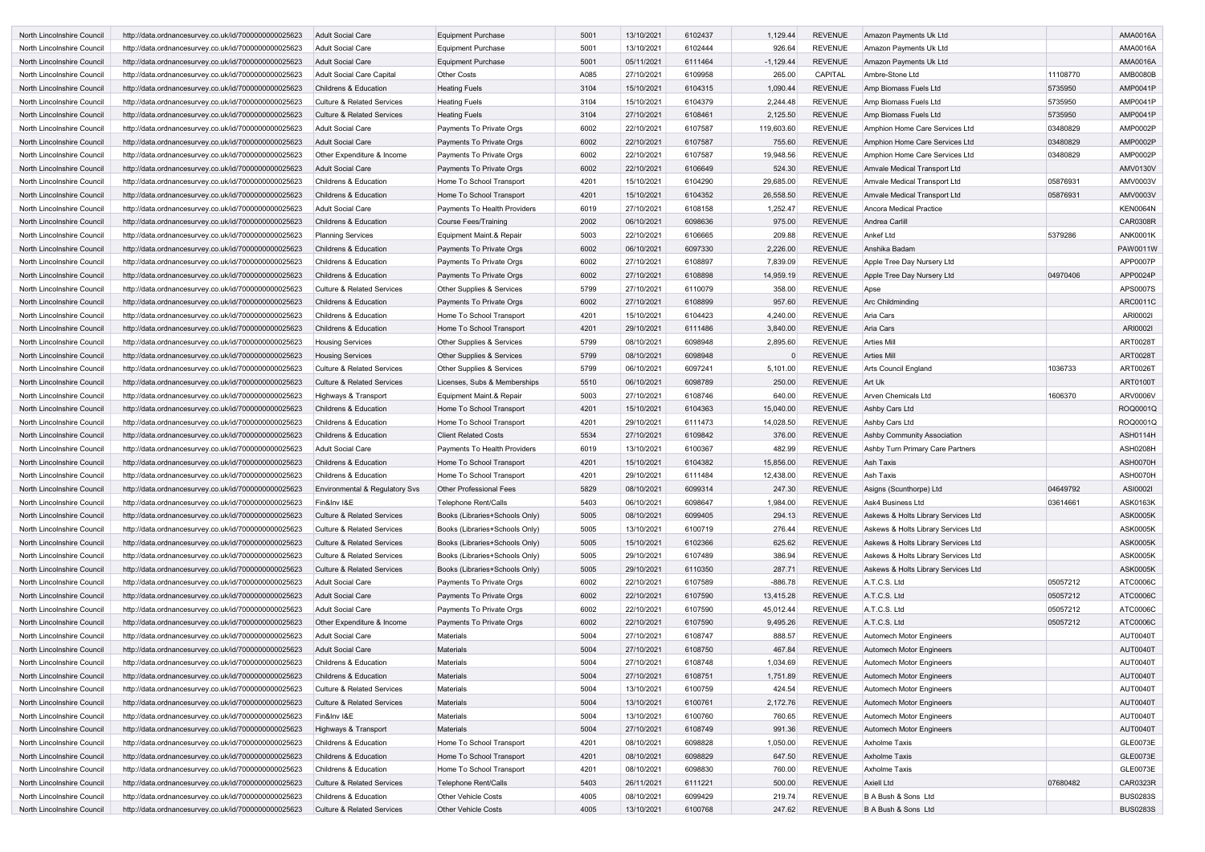| | | | | | | | | | | | |
|---|---|---|---|---|---|---|---|---|---|---|---|
| North Lincolnshire Council | http://data.ordnancesurvey.co.uk/id/7000000000025623 | Adult Social Care | Equipment Purchase | 5001 | 13/10/2021 | 6102437 | 1,129.44 | REVENUE | Amazon Payments Uk Ltd | | AMA0016A |
| North Lincolnshire Council | http://data.ordnancesurvey.co.uk/id/7000000000025623 | Adult Social Care | Equipment Purchase | 5001 | 13/10/2021 | 6102444 | 926.64 | REVENUE | Amazon Payments Uk Ltd | | AMA0016A |
| North Lincolnshire Council | http://data.ordnancesurvey.co.uk/id/7000000000025623 | Adult Social Care | Equipment Purchase | 5001 | 05/11/2021 | 6111464 | -1,129.44 | REVENUE | Amazon Payments Uk Ltd | | AMA0016A |
| North Lincolnshire Council | http://data.ordnancesurvey.co.uk/id/7000000000025623 | Adult Social Care Capital | Other Costs | A085 | 27/10/2021 | 6109958 | 265.00 | CAPITAL | Ambre-Stone Ltd | 11108770 | AMB0080B |
| North Lincolnshire Council | http://data.ordnancesurvey.co.uk/id/7000000000025623 | Childrens & Education | Heating Fuels | 3104 | 15/10/2021 | 6104315 | 1,090.44 | REVENUE | Amp Biomass Fuels Ltd | 5735950 | AMP0041P |
| North Lincolnshire Council | http://data.ordnancesurvey.co.uk/id/7000000000025623 | Culture & Related Services | Heating Fuels | 3104 | 15/10/2021 | 6104379 | 2,244.48 | REVENUE | Amp Biomass Fuels Ltd | 5735950 | AMP0041P |
| North Lincolnshire Council | http://data.ordnancesurvey.co.uk/id/7000000000025623 | Culture & Related Services | Heating Fuels | 3104 | 27/10/2021 | 6108461 | 2,125.50 | REVENUE | Amp Biomass Fuels Ltd | 5735950 | AMP0041P |
| North Lincolnshire Council | http://data.ordnancesurvey.co.uk/id/7000000000025623 | Adult Social Care | Payments To Private Orgs | 6002 | 22/10/2021 | 6107587 | 119,603.60 | REVENUE | Amphion Home Care Services Ltd | 03480829 | AMP0002P |
| North Lincolnshire Council | http://data.ordnancesurvey.co.uk/id/7000000000025623 | Adult Social Care | Payments To Private Orgs | 6002 | 22/10/2021 | 6107587 | 755.60 | REVENUE | Amphion Home Care Services Ltd | 03480829 | AMP0002P |
| North Lincolnshire Council | http://data.ordnancesurvey.co.uk/id/7000000000025623 | Other Expenditure & Income | Payments To Private Orgs | 6002 | 22/10/2021 | 6107587 | 19,948.56 | REVENUE | Amphion Home Care Services Ltd | 03480829 | AMP0002P |
| North Lincolnshire Council | http://data.ordnancesurvey.co.uk/id/7000000000025623 | Adult Social Care | Payments To Private Orgs | 6002 | 22/10/2021 | 6106649 | 524.30 | REVENUE | Amvale Medical Transport Ltd | | AMV0130V |
| North Lincolnshire Council | http://data.ordnancesurvey.co.uk/id/7000000000025623 | Childrens & Education | Home To School Transport | 4201 | 15/10/2021 | 6104290 | 29,685.00 | REVENUE | Amvale Medical Transport Ltd | 05876931 | AMV0003V |
| North Lincolnshire Council | http://data.ordnancesurvey.co.uk/id/7000000000025623 | Childrens & Education | Home To School Transport | 4201 | 15/10/2021 | 6104352 | 26,558.50 | REVENUE | Amvale Medical Transport Ltd | 05876931 | AMV0003V |
| North Lincolnshire Council | http://data.ordnancesurvey.co.uk/id/7000000000025623 | Adult Social Care | Payments To Health Providers | 6019 | 27/10/2021 | 6108158 | 1,252.47 | REVENUE | Ancora Medical Practice | | KEN0064N |
| North Lincolnshire Council | http://data.ordnancesurvey.co.uk/id/7000000000025623 | Childrens & Education | Course Fees/Training | 2002 | 06/10/2021 | 6098636 | 975.00 | REVENUE | Andrea Carlill | | CAR0308R |
| North Lincolnshire Council | http://data.ordnancesurvey.co.uk/id/7000000000025623 | Planning Services | Equipment Maint.& Repair | 5003 | 22/10/2021 | 6106665 | 209.88 | REVENUE | Ankef Ltd | 5379286 | ANK0001K |
| North Lincolnshire Council | http://data.ordnancesurvey.co.uk/id/7000000000025623 | Childrens & Education | Payments To Private Orgs | 6002 | 06/10/2021 | 6097330 | 2,226.00 | REVENUE | Anshika Badam | | PAW0011W |
| North Lincolnshire Council | http://data.ordnancesurvey.co.uk/id/7000000000025623 | Childrens & Education | Payments To Private Orgs | 6002 | 27/10/2021 | 6108897 | 7,839.09 | REVENUE | Apple Tree Day Nursery Ltd | | APP0007P |
| North Lincolnshire Council | http://data.ordnancesurvey.co.uk/id/7000000000025623 | Childrens & Education | Payments To Private Orgs | 6002 | 27/10/2021 | 6108898 | 14,959.19 | REVENUE | Apple Tree Day Nursery Ltd | 04970406 | APP0024P |
| North Lincolnshire Council | http://data.ordnancesurvey.co.uk/id/7000000000025623 | Culture & Related Services | Other Supplies & Services | 5799 | 27/10/2021 | 6110079 | 358.00 | REVENUE | Apse | | APS0007S |
| North Lincolnshire Council | http://data.ordnancesurvey.co.uk/id/7000000000025623 | Childrens & Education | Payments To Private Orgs | 6002 | 27/10/2021 | 6108899 | 957.60 | REVENUE | Arc Childminding | | ARC0011C |
| North Lincolnshire Council | http://data.ordnancesurvey.co.uk/id/7000000000025623 | Childrens & Education | Home To School Transport | 4201 | 15/10/2021 | 6104423 | 4,240.00 | REVENUE | Aria Cars | | ARI0002I |
| North Lincolnshire Council | http://data.ordnancesurvey.co.uk/id/7000000000025623 | Childrens & Education | Home To School Transport | 4201 | 29/10/2021 | 6111486 | 3,840.00 | REVENUE | Aria Cars | | ARI0002I |
| North Lincolnshire Council | http://data.ordnancesurvey.co.uk/id/7000000000025623 | Housing Services | Other Supplies & Services | 5799 | 08/10/2021 | 6098948 | 2,895.60 | REVENUE | Arties Mill | | ART0028T |
| North Lincolnshire Council | http://data.ordnancesurvey.co.uk/id/7000000000025623 | Housing Services | Other Supplies & Services | 5799 | 08/10/2021 | 6098948 | 0 | REVENUE | Arties Mill | | ART0028T |
| North Lincolnshire Council | http://data.ordnancesurvey.co.uk/id/7000000000025623 | Culture & Related Services | Other Supplies & Services | 5799 | 06/10/2021 | 6097241 | 5,101.00 | REVENUE | Arts Council England | 1036733 | ART0026T |
| North Lincolnshire Council | http://data.ordnancesurvey.co.uk/id/7000000000025623 | Culture & Related Services | Licenses, Subs & Memberships | 5510 | 06/10/2021 | 6098789 | 250.00 | REVENUE | Art Uk | | ART0100T |
| North Lincolnshire Council | http://data.ordnancesurvey.co.uk/id/7000000000025623 | Highways & Transport | Equipment Maint.& Repair | 5003 | 27/10/2021 | 6108746 | 640.00 | REVENUE | Arven Chemicals Ltd | 1606370 | ARV0006V |
| North Lincolnshire Council | http://data.ordnancesurvey.co.uk/id/7000000000025623 | Childrens & Education | Home To School Transport | 4201 | 15/10/2021 | 6104363 | 15,040.00 | REVENUE | Ashby Cars Ltd | | ROQ0001Q |
| North Lincolnshire Council | http://data.ordnancesurvey.co.uk/id/7000000000025623 | Childrens & Education | Home To School Transport | 4201 | 29/10/2021 | 6111473 | 14,028.50 | REVENUE | Ashby Cars Ltd | | ROQ0001Q |
| North Lincolnshire Council | http://data.ordnancesurvey.co.uk/id/7000000000025623 | Childrens & Education | Client Related Costs | 5534 | 27/10/2021 | 6109842 | 376.00 | REVENUE | Ashby Community Association | | ASH0114H |
| North Lincolnshire Council | http://data.ordnancesurvey.co.uk/id/7000000000025623 | Adult Social Care | Payments To Health Providers | 6019 | 13/10/2021 | 6100367 | 482.99 | REVENUE | Ashby Turn Primary Care Partners | | ASH0208H |
| North Lincolnshire Council | http://data.ordnancesurvey.co.uk/id/7000000000025623 | Childrens & Education | Home To School Transport | 4201 | 15/10/2021 | 6104382 | 15,856.00 | REVENUE | Ash Taxis | | ASH0070H |
| North Lincolnshire Council | http://data.ordnancesurvey.co.uk/id/7000000000025623 | Childrens & Education | Home To School Transport | 4201 | 29/10/2021 | 6111484 | 12,438.00 | REVENUE | Ash Taxis | | ASH0070H |
| North Lincolnshire Council | http://data.ordnancesurvey.co.uk/id/7000000000025623 | Environmental & Regulatory Svs | Other Professional Fees | 5829 | 08/10/2021 | 6099314 | 247.30 | REVENUE | Asigns (Scunthorpe) Ltd | 04649792 | ASI0002I |
| North Lincolnshire Council | http://data.ordnancesurvey.co.uk/id/7000000000025623 | Fin&Inv I&E | Telephone Rent/Calls | 5403 | 06/10/2021 | 6098647 | 1,984.00 | REVENUE | Ask4 Business Ltd | 03614661 | ASK0163K |
| North Lincolnshire Council | http://data.ordnancesurvey.co.uk/id/7000000000025623 | Culture & Related Services | Books (Libraries+Schools Only) | 5005 | 08/10/2021 | 6099405 | 294.13 | REVENUE | Askews & Holts Library Services Ltd | | ASK0005K |
| North Lincolnshire Council | http://data.ordnancesurvey.co.uk/id/7000000000025623 | Culture & Related Services | Books (Libraries+Schools Only) | 5005 | 13/10/2021 | 6100719 | 276.44 | REVENUE | Askews & Holts Library Services Ltd | | ASK0005K |
| North Lincolnshire Council | http://data.ordnancesurvey.co.uk/id/7000000000025623 | Culture & Related Services | Books (Libraries+Schools Only) | 5005 | 15/10/2021 | 6102366 | 625.62 | REVENUE | Askews & Holts Library Services Ltd | | ASK0005K |
| North Lincolnshire Council | http://data.ordnancesurvey.co.uk/id/7000000000025623 | Culture & Related Services | Books (Libraries+Schools Only) | 5005 | 29/10/2021 | 6107489 | 386.94 | REVENUE | Askews & Holts Library Services Ltd | | ASK0005K |
| North Lincolnshire Council | http://data.ordnancesurvey.co.uk/id/7000000000025623 | Culture & Related Services | Books (Libraries+Schools Only) | 5005 | 29/10/2021 | 6110350 | 287.71 | REVENUE | Askews & Holts Library Services Ltd | | ASK0005K |
| North Lincolnshire Council | http://data.ordnancesurvey.co.uk/id/7000000000025623 | Adult Social Care | Payments To Private Orgs | 6002 | 22/10/2021 | 6107589 | -886.78 | REVENUE | A.T.C.S. Ltd | 05057212 | ATC0006C |
| North Lincolnshire Council | http://data.ordnancesurvey.co.uk/id/7000000000025623 | Adult Social Care | Payments To Private Orgs | 6002 | 22/10/2021 | 6107590 | 13,415.28 | REVENUE | A.T.C.S. Ltd | 05057212 | ATC0006C |
| North Lincolnshire Council | http://data.ordnancesurvey.co.uk/id/7000000000025623 | Adult Social Care | Payments To Private Orgs | 6002 | 22/10/2021 | 6107590 | 45,012.44 | REVENUE | A.T.C.S. Ltd | 05057212 | ATC0006C |
| North Lincolnshire Council | http://data.ordnancesurvey.co.uk/id/7000000000025623 | Other Expenditure & Income | Payments To Private Orgs | 6002 | 22/10/2021 | 6107590 | 9,495.26 | REVENUE | A.T.C.S. Ltd | 05057212 | ATC0006C |
| North Lincolnshire Council | http://data.ordnancesurvey.co.uk/id/7000000000025623 | Adult Social Care | Materials | 5004 | 27/10/2021 | 6108747 | 888.57 | REVENUE | Automech Motor Engineers | | AUT0040T |
| North Lincolnshire Council | http://data.ordnancesurvey.co.uk/id/7000000000025623 | Adult Social Care | Materials | 5004 | 27/10/2021 | 6108750 | 467.84 | REVENUE | Automech Motor Engineers | | AUT0040T |
| North Lincolnshire Council | http://data.ordnancesurvey.co.uk/id/7000000000025623 | Childrens & Education | Materials | 5004 | 27/10/2021 | 6108748 | 1,034.69 | REVENUE | Automech Motor Engineers | | AUT0040T |
| North Lincolnshire Council | http://data.ordnancesurvey.co.uk/id/7000000000025623 | Childrens & Education | Materials | 5004 | 27/10/2021 | 6108751 | 1,751.89 | REVENUE | Automech Motor Engineers | | AUT0040T |
| North Lincolnshire Council | http://data.ordnancesurvey.co.uk/id/7000000000025623 | Culture & Related Services | Materials | 5004 | 13/10/2021 | 6100759 | 424.54 | REVENUE | Automech Motor Engineers | | AUT0040T |
| North Lincolnshire Council | http://data.ordnancesurvey.co.uk/id/7000000000025623 | Culture & Related Services | Materials | 5004 | 13/10/2021 | 6100761 | 2,172.76 | REVENUE | Automech Motor Engineers | | AUT0040T |
| North Lincolnshire Council | http://data.ordnancesurvey.co.uk/id/7000000000025623 | Fin&Inv I&E | Materials | 5004 | 13/10/2021 | 6100760 | 760.65 | REVENUE | Automech Motor Engineers | | AUT0040T |
| North Lincolnshire Council | http://data.ordnancesurvey.co.uk/id/7000000000025623 | Highways & Transport | Materials | 5004 | 27/10/2021 | 6108749 | 991.36 | REVENUE | Automech Motor Engineers | | AUT0040T |
| North Lincolnshire Council | http://data.ordnancesurvey.co.uk/id/7000000000025623 | Childrens & Education | Home To School Transport | 4201 | 08/10/2021 | 6098828 | 1,050.00 | REVENUE | Axholme Taxis | | GLE0073E |
| North Lincolnshire Council | http://data.ordnancesurvey.co.uk/id/7000000000025623 | Childrens & Education | Home To School Transport | 4201 | 08/10/2021 | 6098829 | 647.50 | REVENUE | Axholme Taxis | | GLE0073E |
| North Lincolnshire Council | http://data.ordnancesurvey.co.uk/id/7000000000025623 | Childrens & Education | Home To School Transport | 4201 | 08/10/2021 | 6098830 | 760.00 | REVENUE | Axholme Taxis | | GLE0073E |
| North Lincolnshire Council | http://data.ordnancesurvey.co.uk/id/7000000000025623 | Culture & Related Services | Telephone Rent/Calls | 5403 | 26/11/2021 | 6111221 | 500.00 | REVENUE | Axiell Ltd | 07680482 | CAR0323R |
| North Lincolnshire Council | http://data.ordnancesurvey.co.uk/id/7000000000025623 | Childrens & Education | Other Vehicle Costs | 4005 | 08/10/2021 | 6099429 | 219.74 | REVENUE | B A Bush & Sons Ltd | | BUS0283S |
| North Lincolnshire Council | http://data.ordnancesurvey.co.uk/id/7000000000025623 | Culture & Related Services | Other Vehicle Costs | 4005 | 13/10/2021 | 6100768 | 247.62 | REVENUE | B A Bush & Sons Ltd | | BUS0283S |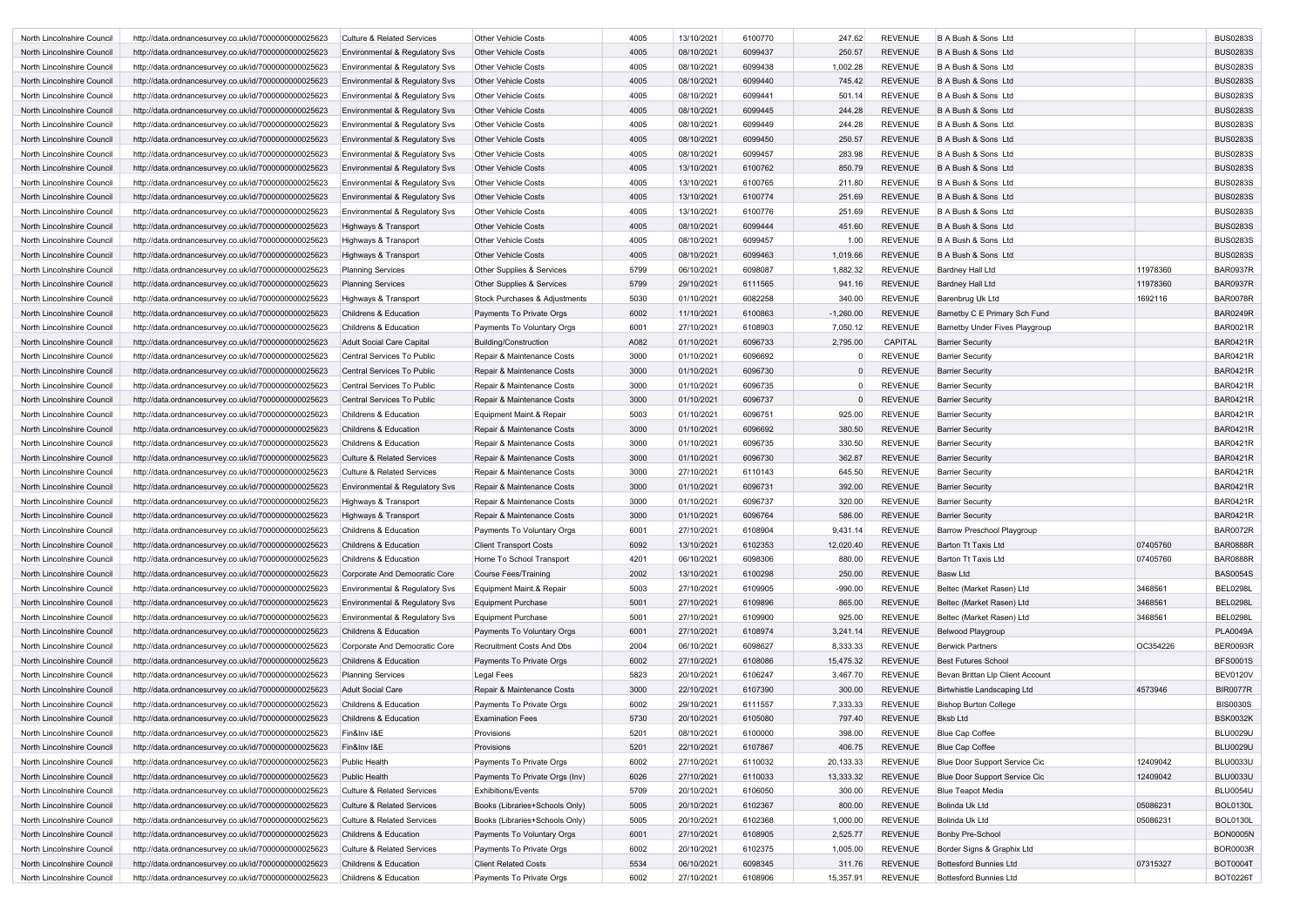| | | | | | | | | | | | |
|---|---|---|---|---|---|---|---|---|---|---|---|
| North Lincolnshire Council | http://data.ordnancesurvey.co.uk/id/7000000000025623 | Culture & Related Services | Other Vehicle Costs | 4005 | 13/10/2021 | 6100770 | 247.62 | REVENUE | B A Bush & Sons Ltd | | BUS0283S |
| North Lincolnshire Council | http://data.ordnancesurvey.co.uk/id/7000000000025623 | Environmental & Regulatory Svs | Other Vehicle Costs | 4005 | 08/10/2021 | 6099437 | 250.57 | REVENUE | B A Bush & Sons Ltd | | BUS0283S |
| North Lincolnshire Council | http://data.ordnancesurvey.co.uk/id/7000000000025623 | Environmental & Regulatory Svs | Other Vehicle Costs | 4005 | 08/10/2021 | 6099438 | 1,002.28 | REVENUE | B A Bush & Sons Ltd | | BUS0283S |
| North Lincolnshire Council | http://data.ordnancesurvey.co.uk/id/7000000000025623 | Environmental & Regulatory Svs | Other Vehicle Costs | 4005 | 08/10/2021 | 6099440 | 745.42 | REVENUE | B A Bush & Sons Ltd | | BUS0283S |
| North Lincolnshire Council | http://data.ordnancesurvey.co.uk/id/7000000000025623 | Environmental & Regulatory Svs | Other Vehicle Costs | 4005 | 08/10/2021 | 6099441 | 501.14 | REVENUE | B A Bush & Sons Ltd | | BUS0283S |
| North Lincolnshire Council | http://data.ordnancesurvey.co.uk/id/7000000000025623 | Environmental & Regulatory Svs | Other Vehicle Costs | 4005 | 08/10/2021 | 6099445 | 244.28 | REVENUE | B A Bush & Sons Ltd | | BUS0283S |
| North Lincolnshire Council | http://data.ordnancesurvey.co.uk/id/7000000000025623 | Environmental & Regulatory Svs | Other Vehicle Costs | 4005 | 08/10/2021 | 6099449 | 244.28 | REVENUE | B A Bush & Sons Ltd | | BUS0283S |
| North Lincolnshire Council | http://data.ordnancesurvey.co.uk/id/7000000000025623 | Environmental & Regulatory Svs | Other Vehicle Costs | 4005 | 08/10/2021 | 6099450 | 250.57 | REVENUE | B A Bush & Sons Ltd | | BUS0283S |
| North Lincolnshire Council | http://data.ordnancesurvey.co.uk/id/7000000000025623 | Environmental & Regulatory Svs | Other Vehicle Costs | 4005 | 08/10/2021 | 6099457 | 283.98 | REVENUE | B A Bush & Sons Ltd | | BUS0283S |
| North Lincolnshire Council | http://data.ordnancesurvey.co.uk/id/7000000000025623 | Environmental & Regulatory Svs | Other Vehicle Costs | 4005 | 13/10/2021 | 6100762 | 850.79 | REVENUE | B A Bush & Sons Ltd | | BUS0283S |
| North Lincolnshire Council | http://data.ordnancesurvey.co.uk/id/7000000000025623 | Environmental & Regulatory Svs | Other Vehicle Costs | 4005 | 13/10/2021 | 6100765 | 211.80 | REVENUE | B A Bush & Sons Ltd | | BUS0283S |
| North Lincolnshire Council | http://data.ordnancesurvey.co.uk/id/7000000000025623 | Environmental & Regulatory Svs | Other Vehicle Costs | 4005 | 13/10/2021 | 6100774 | 251.69 | REVENUE | B A Bush & Sons Ltd | | BUS0283S |
| North Lincolnshire Council | http://data.ordnancesurvey.co.uk/id/7000000000025623 | Environmental & Regulatory Svs | Other Vehicle Costs | 4005 | 13/10/2021 | 6100776 | 251.69 | REVENUE | B A Bush & Sons Ltd | | BUS0283S |
| North Lincolnshire Council | http://data.ordnancesurvey.co.uk/id/7000000000025623 | Highways & Transport | Other Vehicle Costs | 4005 | 08/10/2021 | 6099444 | 451.60 | REVENUE | B A Bush & Sons Ltd | | BUS0283S |
| North Lincolnshire Council | http://data.ordnancesurvey.co.uk/id/7000000000025623 | Highways & Transport | Other Vehicle Costs | 4005 | 08/10/2021 | 6099457 | 1.00 | REVENUE | B A Bush & Sons Ltd | | BUS0283S |
| North Lincolnshire Council | http://data.ordnancesurvey.co.uk/id/7000000000025623 | Highways & Transport | Other Vehicle Costs | 4005 | 08/10/2021 | 6099463 | 1,019.66 | REVENUE | B A Bush & Sons Ltd | | BUS0283S |
| North Lincolnshire Council | http://data.ordnancesurvey.co.uk/id/7000000000025623 | Planning Services | Other Supplies & Services | 5799 | 06/10/2021 | 6098087 | 1,882.32 | REVENUE | Bardney Hall Ltd | 11978360 | BAR0937R |
| North Lincolnshire Council | http://data.ordnancesurvey.co.uk/id/7000000000025623 | Planning Services | Other Supplies & Services | 5799 | 29/10/2021 | 6111565 | 941.16 | REVENUE | Bardney Hall Ltd | 11978360 | BAR0937R |
| North Lincolnshire Council | http://data.ordnancesurvey.co.uk/id/7000000000025623 | Highways & Transport | Stock Purchases & Adjustments | 5030 | 01/10/2021 | 6082258 | 340.00 | REVENUE | Barenbrug Uk Ltd | 1692116 | BAR0078R |
| North Lincolnshire Council | http://data.ordnancesurvey.co.uk/id/7000000000025623 | Childrens & Education | Payments To Private Orgs | 6002 | 11/10/2021 | 6100863 | -1,260.00 | REVENUE | Barnetby C E Primary Sch Fund | | BAR0249R |
| North Lincolnshire Council | http://data.ordnancesurvey.co.uk/id/7000000000025623 | Childrens & Education | Payments To Voluntary Orgs | 6001 | 27/10/2021 | 6108903 | 7,050.12 | REVENUE | Barnetby Under Fives Playgroup | | BAR0021R |
| North Lincolnshire Council | http://data.ordnancesurvey.co.uk/id/7000000000025623 | Adult Social Care Capital | Building/Construction | A082 | 01/10/2021 | 6096733 | 2,795.00 | CAPITAL | Barrier Security | | BAR0421R |
| North Lincolnshire Council | http://data.ordnancesurvey.co.uk/id/7000000000025623 | Central Services To Public | Repair & Maintenance Costs | 3000 | 01/10/2021 | 6096692 | 0 | REVENUE | Barrier Security | | BAR0421R |
| North Lincolnshire Council | http://data.ordnancesurvey.co.uk/id/7000000000025623 | Central Services To Public | Repair & Maintenance Costs | 3000 | 01/10/2021 | 6096730 | 0 | REVENUE | Barrier Security | | BAR0421R |
| North Lincolnshire Council | http://data.ordnancesurvey.co.uk/id/7000000000025623 | Central Services To Public | Repair & Maintenance Costs | 3000 | 01/10/2021 | 6096735 | 0 | REVENUE | Barrier Security | | BAR0421R |
| North Lincolnshire Council | http://data.ordnancesurvey.co.uk/id/7000000000025623 | Central Services To Public | Repair & Maintenance Costs | 3000 | 01/10/2021 | 6096737 | 0 | REVENUE | Barrier Security | | BAR0421R |
| North Lincolnshire Council | http://data.ordnancesurvey.co.uk/id/7000000000025623 | Childrens & Education | Equipment Maint.& Repair | 5003 | 01/10/2021 | 6096751 | 925.00 | REVENUE | Barrier Security | | BAR0421R |
| North Lincolnshire Council | http://data.ordnancesurvey.co.uk/id/7000000000025623 | Childrens & Education | Repair & Maintenance Costs | 3000 | 01/10/2021 | 6096692 | 380.50 | REVENUE | Barrier Security | | BAR0421R |
| North Lincolnshire Council | http://data.ordnancesurvey.co.uk/id/7000000000025623 | Childrens & Education | Repair & Maintenance Costs | 3000 | 01/10/2021 | 6096735 | 330.50 | REVENUE | Barrier Security | | BAR0421R |
| North Lincolnshire Council | http://data.ordnancesurvey.co.uk/id/7000000000025623 | Culture & Related Services | Repair & Maintenance Costs | 3000 | 01/10/2021 | 6096730 | 362.87 | REVENUE | Barrier Security | | BAR0421R |
| North Lincolnshire Council | http://data.ordnancesurvey.co.uk/id/7000000000025623 | Culture & Related Services | Repair & Maintenance Costs | 3000 | 27/10/2021 | 6110143 | 645.50 | REVENUE | Barrier Security | | BAR0421R |
| North Lincolnshire Council | http://data.ordnancesurvey.co.uk/id/7000000000025623 | Environmental & Regulatory Svs | Repair & Maintenance Costs | 3000 | 01/10/2021 | 6096731 | 392.00 | REVENUE | Barrier Security | | BAR0421R |
| North Lincolnshire Council | http://data.ordnancesurvey.co.uk/id/7000000000025623 | Highways & Transport | Repair & Maintenance Costs | 3000 | 01/10/2021 | 6096737 | 320.00 | REVENUE | Barrier Security | | BAR0421R |
| North Lincolnshire Council | http://data.ordnancesurvey.co.uk/id/7000000000025623 | Highways & Transport | Repair & Maintenance Costs | 3000 | 01/10/2021 | 6096764 | 586.00 | REVENUE | Barrier Security | | BAR0421R |
| North Lincolnshire Council | http://data.ordnancesurvey.co.uk/id/7000000000025623 | Childrens & Education | Payments To Voluntary Orgs | 6001 | 27/10/2021 | 6108904 | 9,431.14 | REVENUE | Barrow Preschool Playgroup | | BAR0072R |
| North Lincolnshire Council | http://data.ordnancesurvey.co.uk/id/7000000000025623 | Childrens & Education | Client Transport Costs | 6092 | 13/10/2021 | 6102353 | 12,020.40 | REVENUE | Barton Tt Taxis Ltd | 07405760 | BAR0888R |
| North Lincolnshire Council | http://data.ordnancesurvey.co.uk/id/7000000000025623 | Childrens & Education | Home To School Transport | 4201 | 06/10/2021 | 6098306 | 880.00 | REVENUE | Barton Tt Taxis Ltd | 07405760 | BAR0888R |
| North Lincolnshire Council | http://data.ordnancesurvey.co.uk/id/7000000000025623 | Corporate And Democratic Core | Course Fees/Training | 2002 | 13/10/2021 | 6100298 | 250.00 | REVENUE | Basw Ltd | | BAS0054S |
| North Lincolnshire Council | http://data.ordnancesurvey.co.uk/id/7000000000025623 | Environmental & Regulatory Svs | Equipment Maint.& Repair | 5003 | 27/10/2021 | 6109905 | -990.00 | REVENUE | Beltec (Market Rasen) Ltd | 3468561 | BEL0298L |
| North Lincolnshire Council | http://data.ordnancesurvey.co.uk/id/7000000000025623 | Environmental & Regulatory Svs | Equipment Purchase | 5001 | 27/10/2021 | 6109896 | 865.00 | REVENUE | Beltec (Market Rasen) Ltd | 3468561 | BEL0298L |
| North Lincolnshire Council | http://data.ordnancesurvey.co.uk/id/7000000000025623 | Environmental & Regulatory Svs | Equipment Purchase | 5001 | 27/10/2021 | 6109900 | 925.00 | REVENUE | Beltec (Market Rasen) Ltd | 3468561 | BEL0298L |
| North Lincolnshire Council | http://data.ordnancesurvey.co.uk/id/7000000000025623 | Childrens & Education | Payments To Voluntary Orgs | 6001 | 27/10/2021 | 6108974 | 3,241.14 | REVENUE | Belwood Playgroup | | PLA0049A |
| North Lincolnshire Council | http://data.ordnancesurvey.co.uk/id/7000000000025623 | Corporate And Democratic Core | Recruitment Costs And Dbs | 2004 | 06/10/2021 | 6098627 | 8,333.33 | REVENUE | Berwick Partners | OC354226 | BER0093R |
| North Lincolnshire Council | http://data.ordnancesurvey.co.uk/id/7000000000025623 | Childrens & Education | Payments To Private Orgs | 6002 | 27/10/2021 | 6108086 | 15,475.32 | REVENUE | Best Futures School | | BFS0001S |
| North Lincolnshire Council | http://data.ordnancesurvey.co.uk/id/7000000000025623 | Planning Services | Legal Fees | 5823 | 20/10/2021 | 6106247 | 3,467.70 | REVENUE | Bevan Brittan Llp Client Account | | BEV0120V |
| North Lincolnshire Council | http://data.ordnancesurvey.co.uk/id/7000000000025623 | Adult Social Care | Repair & Maintenance Costs | 3000 | 22/10/2021 | 6107390 | 300.00 | REVENUE | Birtwhistle Landscaping Ltd | 4573946 | BIR0077R |
| North Lincolnshire Council | http://data.ordnancesurvey.co.uk/id/7000000000025623 | Childrens & Education | Payments To Private Orgs | 6002 | 29/10/2021 | 6111557 | 7,333.33 | REVENUE | Bishop Burton College | | BIS0030S |
| North Lincolnshire Council | http://data.ordnancesurvey.co.uk/id/7000000000025623 | Childrens & Education | Examination Fees | 5730 | 20/10/2021 | 6105080 | 797.40 | REVENUE | Bksb Ltd | | BSK0032K |
| North Lincolnshire Council | http://data.ordnancesurvey.co.uk/id/7000000000025623 | Fin&Inv I&E | Provisions | 5201 | 08/10/2021 | 6100000 | 398.00 | REVENUE | Blue Cap Coffee | | BLU0029U |
| North Lincolnshire Council | http://data.ordnancesurvey.co.uk/id/7000000000025623 | Fin&Inv I&E | Provisions | 5201 | 22/10/2021 | 6107867 | 406.75 | REVENUE | Blue Cap Coffee | | BLU0029U |
| North Lincolnshire Council | http://data.ordnancesurvey.co.uk/id/7000000000025623 | Public Health | Payments To Private Orgs | 6002 | 27/10/2021 | 6110032 | 20,133.33 | REVENUE | Blue Door Support Service Cic | 12409042 | BLU0033U |
| North Lincolnshire Council | http://data.ordnancesurvey.co.uk/id/7000000000025623 | Public Health | Payments To Private Orgs (Inv) | 6026 | 27/10/2021 | 6110033 | 13,333.32 | REVENUE | Blue Door Support Service Cic | 12409042 | BLU0033U |
| North Lincolnshire Council | http://data.ordnancesurvey.co.uk/id/7000000000025623 | Culture & Related Services | Exhibitions/Events | 5709 | 20/10/2021 | 6106050 | 300.00 | REVENUE | Blue Teapot Media | | BLU0054U |
| North Lincolnshire Council | http://data.ordnancesurvey.co.uk/id/7000000000025623 | Culture & Related Services | Books (Libraries+Schools Only) | 5005 | 20/10/2021 | 6102367 | 800.00 | REVENUE | Bolinda Uk Ltd | 05086231 | BOL0130L |
| North Lincolnshire Council | http://data.ordnancesurvey.co.uk/id/7000000000025623 | Culture & Related Services | Books (Libraries+Schools Only) | 5005 | 20/10/2021 | 6102368 | 1,000.00 | REVENUE | Bolinda Uk Ltd | 05086231 | BOL0130L |
| North Lincolnshire Council | http://data.ordnancesurvey.co.uk/id/7000000000025623 | Childrens & Education | Payments To Voluntary Orgs | 6001 | 27/10/2021 | 6108905 | 2,525.77 | REVENUE | Bonby Pre-School | | BON0005N |
| North Lincolnshire Council | http://data.ordnancesurvey.co.uk/id/7000000000025623 | Culture & Related Services | Payments To Private Orgs | 6002 | 20/10/2021 | 6102375 | 1,005.00 | REVENUE | Border Signs & Graphix Ltd | | BOR0003R |
| North Lincolnshire Council | http://data.ordnancesurvey.co.uk/id/7000000000025623 | Childrens & Education | Client Related Costs | 5534 | 06/10/2021 | 6098345 | 311.76 | REVENUE | Bottesford Bunnies Ltd | 07315327 | BOT0004T |
| North Lincolnshire Council | http://data.ordnancesurvey.co.uk/id/7000000000025623 | Childrens & Education | Payments To Private Orgs | 6002 | 27/10/2021 | 6108906 | 15,357.91 | REVENUE | Bottesford Bunnies Ltd | | BOT0226T |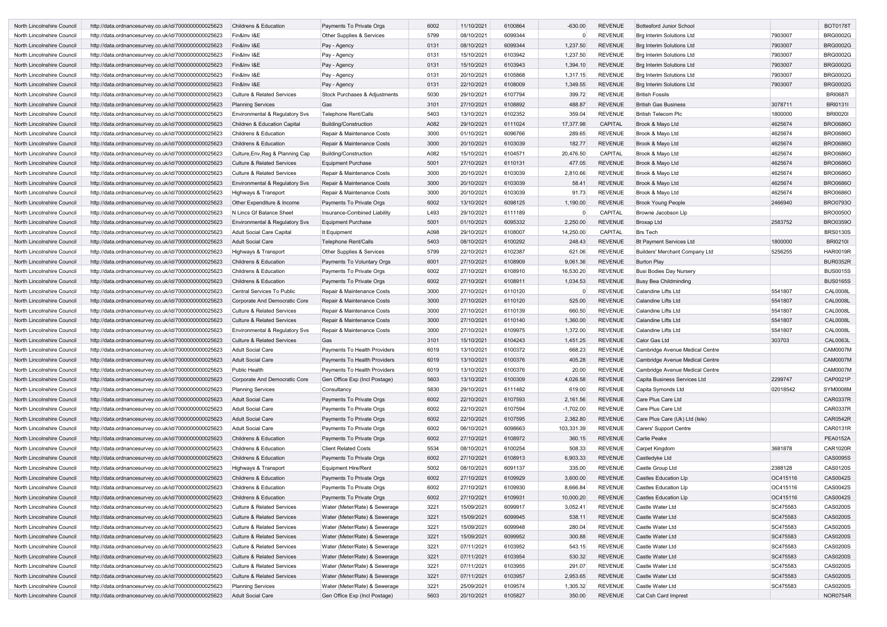| | | | | | | | | | | | |
|---|---|---|---|---|---|---|---|---|---|---|---|
| North Lincolnshire Council | http://data.ordnancesurvey.co.uk/id/7000000000025623 | Childrens & Education | Payments To Private Orgs | 6002 | 11/10/2021 | 6100864 | -630.00 | REVENUE | Bottesford Junior School | | BOT0178T |
| North Lincolnshire Council | http://data.ordnancesurvey.co.uk/id/7000000000025623 | Fin&Inv I&E | Other Supplies & Services | 5799 | 08/10/2021 | 6099344 | 0 | REVENUE | Brg Interim Solutions Ltd | 7903007 | BRG0002G |
| North Lincolnshire Council | http://data.ordnancesurvey.co.uk/id/7000000000025623 | Fin&Inv I&E | Pay - Agency | 0131 | 08/10/2021 | 6099344 | 1,237.50 | REVENUE | Brg Interim Solutions Ltd | 7903007 | BRG0002G |
| North Lincolnshire Council | http://data.ordnancesurvey.co.uk/id/7000000000025623 | Fin&Inv I&E | Pay - Agency | 0131 | 15/10/2021 | 6103942 | 1,237.50 | REVENUE | Brg Interim Solutions Ltd | 7903007 | BRG0002G |
| North Lincolnshire Council | http://data.ordnancesurvey.co.uk/id/7000000000025623 | Fin&Inv I&E | Pay - Agency | 0131 | 15/10/2021 | 6103943 | 1,394.10 | REVENUE | Brg Interim Solutions Ltd | 7903007 | BRG0002G |
| North Lincolnshire Council | http://data.ordnancesurvey.co.uk/id/7000000000025623 | Fin&Inv I&E | Pay - Agency | 0131 | 20/10/2021 | 6105868 | 1,317.15 | REVENUE | Brg Interim Solutions Ltd | 7903007 | BRG0002G |
| North Lincolnshire Council | http://data.ordnancesurvey.co.uk/id/7000000000025623 | Fin&Inv I&E | Pay - Agency | 0131 | 22/10/2021 | 6108009 | 1,349.55 | REVENUE | Brg Interim Solutions Ltd | 7903007 | BRG0002G |
| North Lincolnshire Council | http://data.ordnancesurvey.co.uk/id/7000000000025623 | Culture & Related Services | Stock Purchases & Adjustments | 5030 | 29/10/2021 | 6107794 | 399.72 | REVENUE | British Fossils | | BRI0687I |
| North Lincolnshire Council | http://data.ordnancesurvey.co.uk/id/7000000000025623 | Planning Services | Gas | 3101 | 27/10/2021 | 6108892 | 488.87 | REVENUE | British Gas Business | 3078711 | BRI0131I |
| North Lincolnshire Council | http://data.ordnancesurvey.co.uk/id/7000000000025623 | Environmental & Regulatory Svs | Telephone Rent/Calls | 5403 | 13/10/2021 | 6102352 | 359.04 | REVENUE | British Telecom Plc | 1800000 | BRI0020I |
| North Lincolnshire Council | http://data.ordnancesurvey.co.uk/id/7000000000025623 | Children & Education Capital | Building/Construction | A082 | 29/10/2021 | 6111024 | 17,377.98 | CAPITAL | Brook & Mayo Ltd | 4625674 | BRO0686O |
| North Lincolnshire Council | http://data.ordnancesurvey.co.uk/id/7000000000025623 | Childrens & Education | Repair & Maintenance Costs | 3000 | 01/10/2021 | 6096766 | 289.65 | REVENUE | Brook & Mayo Ltd | 4625674 | BRO0686O |
| North Lincolnshire Council | http://data.ordnancesurvey.co.uk/id/7000000000025623 | Childrens & Education | Repair & Maintenance Costs | 3000 | 20/10/2021 | 6103039 | 182.77 | REVENUE | Brook & Mayo Ltd | 4625674 | BRO0686O |
| North Lincolnshire Council | http://data.ordnancesurvey.co.uk/id/7000000000025623 | Culture,Env,Reg & Planning Cap | Building/Construction | A082 | 15/10/2021 | 6104571 | 20,476.50 | CAPITAL | Brook & Mayo Ltd | 4625674 | BRO0686O |
| North Lincolnshire Council | http://data.ordnancesurvey.co.uk/id/7000000000025623 | Culture & Related Services | Equipment Purchase | 5001 | 27/10/2021 | 6110131 | 477.05 | REVENUE | Brook & Mayo Ltd | 4625674 | BRO0686O |
| North Lincolnshire Council | http://data.ordnancesurvey.co.uk/id/7000000000025623 | Culture & Related Services | Repair & Maintenance Costs | 3000 | 20/10/2021 | 6103039 | 2,810.66 | REVENUE | Brook & Mayo Ltd | 4625674 | BRO0686O |
| North Lincolnshire Council | http://data.ordnancesurvey.co.uk/id/7000000000025623 | Environmental & Regulatory Svs | Repair & Maintenance Costs | 3000 | 20/10/2021 | 6103039 | 58.41 | REVENUE | Brook & Mayo Ltd | 4625674 | BRO0686O |
| North Lincolnshire Council | http://data.ordnancesurvey.co.uk/id/7000000000025623 | Highways & Transport | Repair & Maintenance Costs | 3000 | 20/10/2021 | 6103039 | 91.73 | REVENUE | Brook & Mayo Ltd | 4625674 | BRO0686O |
| North Lincolnshire Council | http://data.ordnancesurvey.co.uk/id/7000000000025623 | Other Expenditure & Income | Payments To Private Orgs | 6002 | 13/10/2021 | 6098125 | 1,190.00 | REVENUE | Brook Young People | 2466940 | BRO0793O |
| North Lincolnshire Council | http://data.ordnancesurvey.co.uk/id/7000000000025623 | N Lincs Gf Balance Sheet | Insurance-Combined Liability | L493 | 29/10/2021 | 6111189 | 0 | CAPITAL | Browne Jacobson Llp | | BRO0050O |
| North Lincolnshire Council | http://data.ordnancesurvey.co.uk/id/7000000000025623 | Environmental & Regulatory Svs | Equipment Purchase | 5001 | 01/10/2021 | 6095332 | 2,250.00 | REVENUE | Broxap Ltd | 2583752 | BRO0359O |
| North Lincolnshire Council | http://data.ordnancesurvey.co.uk/id/7000000000025623 | Adult Social Care Capital | It Equipment | A098 | 29/10/2021 | 6108007 | 14,250.00 | CAPITAL | Brs Tech | | BRS0130S |
| North Lincolnshire Council | http://data.ordnancesurvey.co.uk/id/7000000000025623 | Adult Social Care | Telephone Rent/Calls | 5403 | 08/10/2021 | 6100292 | 248.43 | REVENUE | Bt Payment Services Ltd | 1800000 | BRI0210I |
| North Lincolnshire Council | http://data.ordnancesurvey.co.uk/id/7000000000025623 | Highways & Transport | Other Supplies & Services | 5799 | 22/10/2021 | 6102387 | 621.06 | REVENUE | Builders' Merchant Company Ltd | 5256255 | HAR0019R |
| North Lincolnshire Council | http://data.ordnancesurvey.co.uk/id/7000000000025623 | Childrens & Education | Payments To Voluntary Orgs | 6001 | 27/10/2021 | 6108909 | 9,061.36 | REVENUE | Burton Play | | BUR0352R |
| North Lincolnshire Council | http://data.ordnancesurvey.co.uk/id/7000000000025623 | Childrens & Education | Payments To Private Orgs | 6002 | 27/10/2021 | 6108910 | 16,530.20 | REVENUE | Busi Bodies Day Nursery | | BUS0015S |
| North Lincolnshire Council | http://data.ordnancesurvey.co.uk/id/7000000000025623 | Childrens & Education | Payments To Private Orgs | 6002 | 27/10/2021 | 6108911 | 1,034.53 | REVENUE | Busy Bea Childminding | | BUS0165S |
| North Lincolnshire Council | http://data.ordnancesurvey.co.uk/id/7000000000025623 | Central Services To Public | Repair & Maintenance Costs | 3000 | 27/10/2021 | 6110120 | 0 | REVENUE | Calandine Lifts Ltd | 5541807 | CAL0008L |
| North Lincolnshire Council | http://data.ordnancesurvey.co.uk/id/7000000000025623 | Corporate And Democratic Core | Repair & Maintenance Costs | 3000 | 27/10/2021 | 6110120 | 525.00 | REVENUE | Calandine Lifts Ltd | 5541807 | CAL0008L |
| North Lincolnshire Council | http://data.ordnancesurvey.co.uk/id/7000000000025623 | Culture & Related Services | Repair & Maintenance Costs | 3000 | 27/10/2021 | 6110139 | 660.50 | REVENUE | Calandine Lifts Ltd | 5541807 | CAL0008L |
| North Lincolnshire Council | http://data.ordnancesurvey.co.uk/id/7000000000025623 | Culture & Related Services | Repair & Maintenance Costs | 3000 | 27/10/2021 | 6110140 | 1,360.00 | REVENUE | Calandine Lifts Ltd | 5541807 | CAL0008L |
| North Lincolnshire Council | http://data.ordnancesurvey.co.uk/id/7000000000025623 | Environmental & Regulatory Svs | Repair & Maintenance Costs | 3000 | 27/10/2021 | 6109975 | 1,372.00 | REVENUE | Calandine Lifts Ltd | 5541807 | CAL0008L |
| North Lincolnshire Council | http://data.ordnancesurvey.co.uk/id/7000000000025623 | Culture & Related Services | Gas | 3101 | 15/10/2021 | 6104243 | 1,451.25 | REVENUE | Calor Gas Ltd | 303703 | CAL0063L |
| North Lincolnshire Council | http://data.ordnancesurvey.co.uk/id/7000000000025623 | Adult Social Care | Payments To Health Providers | 6019 | 13/10/2021 | 6100372 | 668.23 | REVENUE | Cambridge Avenue Medical Centre | | CAM0007M |
| North Lincolnshire Council | http://data.ordnancesurvey.co.uk/id/7000000000025623 | Adult Social Care | Payments To Health Providers | 6019 | 13/10/2021 | 6100376 | 405.28 | REVENUE | Cambridge Avenue Medical Centre | | CAM0007M |
| North Lincolnshire Council | http://data.ordnancesurvey.co.uk/id/7000000000025623 | Public Health | Payments To Health Providers | 6019 | 13/10/2021 | 6100376 | 20.00 | REVENUE | Cambridge Avenue Medical Centre | | CAM0007M |
| North Lincolnshire Council | http://data.ordnancesurvey.co.uk/id/7000000000025623 | Corporate And Democratic Core | Gen Office Exp (Incl Postage) | 5603 | 13/10/2021 | 6100309 | 4,026.58 | REVENUE | Capita Business Services Ltd | 2299747 | CAP0021P |
| North Lincolnshire Council | http://data.ordnancesurvey.co.uk/id/7000000000025623 | Planning Services | Consultancy | 5830 | 29/10/2021 | 6111482 | 619.00 | REVENUE | Capita Symonds Ltd | 02018542 | SYM0008M |
| North Lincolnshire Council | http://data.ordnancesurvey.co.uk/id/7000000000025623 | Adult Social Care | Payments To Private Orgs | 6002 | 22/10/2021 | 6107593 | 2,161.56 | REVENUE | Care Plus Care Ltd | | CAR0337R |
| North Lincolnshire Council | http://data.ordnancesurvey.co.uk/id/7000000000025623 | Adult Social Care | Payments To Private Orgs | 6002 | 22/10/2021 | 6107594 | -1,702.00 | REVENUE | Care Plus Care Ltd | | CAR0337R |
| North Lincolnshire Council | http://data.ordnancesurvey.co.uk/id/7000000000025623 | Adult Social Care | Payments To Private Orgs | 6002 | 22/10/2021 | 6107595 | 2,382.80 | REVENUE | Care Plus Care (Uk) Ltd (Isle) | | CAR0542R |
| North Lincolnshire Council | http://data.ordnancesurvey.co.uk/id/7000000000025623 | Adult Social Care | Payments To Private Orgs | 6002 | 06/10/2021 | 6098663 | 103,331.39 | REVENUE | Carers' Support Centre | | CAR0131R |
| North Lincolnshire Council | http://data.ordnancesurvey.co.uk/id/7000000000025623 | Childrens & Education | Payments To Private Orgs | 6002 | 27/10/2021 | 6108972 | 360.15 | REVENUE | Carlie Peake | | PEA0152A |
| North Lincolnshire Council | http://data.ordnancesurvey.co.uk/id/7000000000025623 | Childrens & Education | Client Related Costs | 5534 | 08/10/2021 | 6100254 | 508.33 | REVENUE | Carpet Kingdom | 3681878 | CAR1020R |
| North Lincolnshire Council | http://data.ordnancesurvey.co.uk/id/7000000000025623 | Childrens & Education | Payments To Private Orgs | 6002 | 27/10/2021 | 6108913 | 6,903.33 | REVENUE | Castledyke Ltd | | CAS0095S |
| North Lincolnshire Council | http://data.ordnancesurvey.co.uk/id/7000000000025623 | Highways & Transport | Equipment Hire/Rent | 5002 | 08/10/2021 | 6091137 | 335.00 | REVENUE | Castle Group Ltd | 2388128 | CAS0120S |
| North Lincolnshire Council | http://data.ordnancesurvey.co.uk/id/7000000000025623 | Childrens & Education | Payments To Private Orgs | 6002 | 27/10/2021 | 6109929 | 3,600.00 | REVENUE | Castles Education Llp | OC415116 | CAS0042S |
| North Lincolnshire Council | http://data.ordnancesurvey.co.uk/id/7000000000025623 | Childrens & Education | Payments To Private Orgs | 6002 | 27/10/2021 | 6109930 | 8,666.84 | REVENUE | Castles Education Llp | OC415116 | CAS0042S |
| North Lincolnshire Council | http://data.ordnancesurvey.co.uk/id/7000000000025623 | Childrens & Education | Payments To Private Orgs | 6002 | 27/10/2021 | 6109931 | 10,000.20 | REVENUE | Castles Education Llp | OC415116 | CAS0042S |
| North Lincolnshire Council | http://data.ordnancesurvey.co.uk/id/7000000000025623 | Culture & Related Services | Water (Meter/Rate) & Sewerage | 3221 | 15/09/2021 | 6099917 | 3,052.41 | REVENUE | Castle Water Ltd | SC475583 | CAS0200S |
| North Lincolnshire Council | http://data.ordnancesurvey.co.uk/id/7000000000025623 | Culture & Related Services | Water (Meter/Rate) & Sewerage | 3221 | 15/09/2021 | 6099945 | 538.11 | REVENUE | Castle Water Ltd | SC475583 | CAS0200S |
| North Lincolnshire Council | http://data.ordnancesurvey.co.uk/id/7000000000025623 | Culture & Related Services | Water (Meter/Rate) & Sewerage | 3221 | 15/09/2021 | 6099948 | 280.04 | REVENUE | Castle Water Ltd | SC475583 | CAS0200S |
| North Lincolnshire Council | http://data.ordnancesurvey.co.uk/id/7000000000025623 | Culture & Related Services | Water (Meter/Rate) & Sewerage | 3221 | 15/09/2021 | 6099952 | 300.88 | REVENUE | Castle Water Ltd | SC475583 | CAS0200S |
| North Lincolnshire Council | http://data.ordnancesurvey.co.uk/id/7000000000025623 | Culture & Related Services | Water (Meter/Rate) & Sewerage | 3221 | 07/11/2021 | 6103952 | 543.15 | REVENUE | Castle Water Ltd | SC475583 | CAS0200S |
| North Lincolnshire Council | http://data.ordnancesurvey.co.uk/id/7000000000025623 | Culture & Related Services | Water (Meter/Rate) & Sewerage | 3221 | 07/11/2021 | 6103954 | 530.32 | REVENUE | Castle Water Ltd | SC475583 | CAS0200S |
| North Lincolnshire Council | http://data.ordnancesurvey.co.uk/id/7000000000025623 | Culture & Related Services | Water (Meter/Rate) & Sewerage | 3221 | 07/11/2021 | 6103955 | 291.07 | REVENUE | Castle Water Ltd | SC475583 | CAS0200S |
| North Lincolnshire Council | http://data.ordnancesurvey.co.uk/id/7000000000025623 | Culture & Related Services | Water (Meter/Rate) & Sewerage | 3221 | 07/11/2021 | 6103957 | 2,953.65 | REVENUE | Castle Water Ltd | SC475583 | CAS0200S |
| North Lincolnshire Council | http://data.ordnancesurvey.co.uk/id/7000000000025623 | Planning Services | Water (Meter/Rate) & Sewerage | 3221 | 25/09/2021 | 6109574 | 1,305.32 | REVENUE | Castle Water Ltd | SC475583 | CAS0200S |
| North Lincolnshire Council | http://data.ordnancesurvey.co.uk/id/7000000000025623 | Adult Social Care | Gen Office Exp (Incl Postage) | 5603 | 20/10/2021 | 6105827 | 350.00 | REVENUE | Cat Csh Card Imprest | | NOR0754R |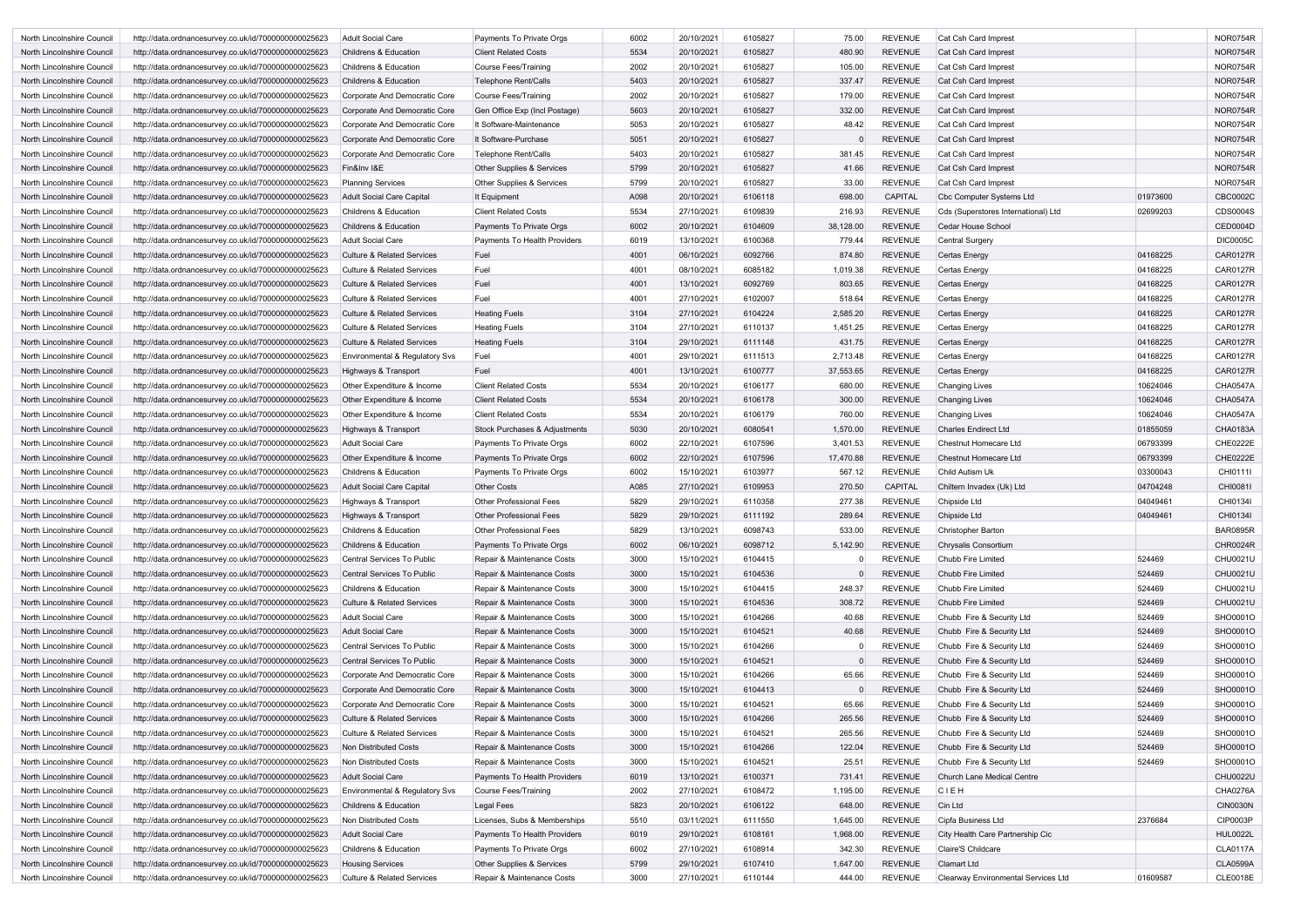| | | | | | | | | | | | |
|---|---|---|---|---|---|---|---|---|---|---|---|
| North Lincolnshire Council | http://data.ordnancesurvey.co.uk/id/7000000000025623 | Adult Social Care | Payments To Private Orgs | 6002 | 20/10/2021 | 6105827 | 75.00 | REVENUE | Cat Csh Card Imprest | | NOR0754R |
| North Lincolnshire Council | http://data.ordnancesurvey.co.uk/id/7000000000025623 | Childrens & Education | Client Related Costs | 5534 | 20/10/2021 | 6105827 | 480.90 | REVENUE | Cat Csh Card Imprest | | NOR0754R |
| North Lincolnshire Council | http://data.ordnancesurvey.co.uk/id/7000000000025623 | Childrens & Education | Course Fees/Training | 2002 | 20/10/2021 | 6105827 | 105.00 | REVENUE | Cat Csh Card Imprest | | NOR0754R |
| North Lincolnshire Council | http://data.ordnancesurvey.co.uk/id/7000000000025623 | Childrens & Education | Telephone Rent/Calls | 5403 | 20/10/2021 | 6105827 | 337.47 | REVENUE | Cat Csh Card Imprest | | NOR0754R |
| North Lincolnshire Council | http://data.ordnancesurvey.co.uk/id/7000000000025623 | Corporate And Democratic Core | Course Fees/Training | 2002 | 20/10/2021 | 6105827 | 179.00 | REVENUE | Cat Csh Card Imprest | | NOR0754R |
| North Lincolnshire Council | http://data.ordnancesurvey.co.uk/id/7000000000025623 | Corporate And Democratic Core | Gen Office Exp (Incl Postage) | 5603 | 20/10/2021 | 6105827 | 332.00 | REVENUE | Cat Csh Card Imprest | | NOR0754R |
| North Lincolnshire Council | http://data.ordnancesurvey.co.uk/id/7000000000025623 | Corporate And Democratic Core | It Software-Maintenance | 5053 | 20/10/2021 | 6105827 | 48.42 | REVENUE | Cat Csh Card Imprest | | NOR0754R |
| North Lincolnshire Council | http://data.ordnancesurvey.co.uk/id/7000000000025623 | Corporate And Democratic Core | It Software-Purchase | 5051 | 20/10/2021 | 6105827 | 0 | REVENUE | Cat Csh Card Imprest | | NOR0754R |
| North Lincolnshire Council | http://data.ordnancesurvey.co.uk/id/7000000000025623 | Corporate And Democratic Core | Telephone Rent/Calls | 5403 | 20/10/2021 | 6105827 | 381.45 | REVENUE | Cat Csh Card Imprest | | NOR0754R |
| North Lincolnshire Council | http://data.ordnancesurvey.co.uk/id/7000000000025623 | Fin&Inv I&E | Other Supplies & Services | 5799 | 20/10/2021 | 6105827 | 41.66 | REVENUE | Cat Csh Card Imprest | | NOR0754R |
| North Lincolnshire Council | http://data.ordnancesurvey.co.uk/id/7000000000025623 | Planning Services | Other Supplies & Services | 5799 | 20/10/2021 | 6105827 | 33.00 | REVENUE | Cat Csh Card Imprest | | NOR0754R |
| North Lincolnshire Council | http://data.ordnancesurvey.co.uk/id/7000000000025623 | Adult Social Care Capital | It Equipment | A098 | 20/10/2021 | 6106118 | 698.00 | CAPITAL | Cbc Computer Systems Ltd | 01973600 | CBC0002C |
| North Lincolnshire Council | http://data.ordnancesurvey.co.uk/id/7000000000025623 | Childrens & Education | Client Related Costs | 5534 | 27/10/2021 | 6109839 | 216.93 | REVENUE | Cds (Superstores International) Ltd | 02699203 | CDS0004S |
| North Lincolnshire Council | http://data.ordnancesurvey.co.uk/id/7000000000025623 | Childrens & Education | Payments To Private Orgs | 6002 | 20/10/2021 | 6104609 | 38,128.00 | REVENUE | Cedar House School | | CED0004D |
| North Lincolnshire Council | http://data.ordnancesurvey.co.uk/id/7000000000025623 | Adult Social Care | Payments To Health Providers | 6019 | 13/10/2021 | 6100368 | 779.44 | REVENUE | Central Surgery | | DIC0005C |
| North Lincolnshire Council | http://data.ordnancesurvey.co.uk/id/7000000000025623 | Culture & Related Services | Fuel | 4001 | 06/10/2021 | 6092766 | 874.80 | REVENUE | Certas Energy | 04168225 | CAR0127R |
| North Lincolnshire Council | http://data.ordnancesurvey.co.uk/id/7000000000025623 | Culture & Related Services | Fuel | 4001 | 08/10/2021 | 6085182 | 1,019.38 | REVENUE | Certas Energy | 04168225 | CAR0127R |
| North Lincolnshire Council | http://data.ordnancesurvey.co.uk/id/7000000000025623 | Culture & Related Services | Fuel | 4001 | 13/10/2021 | 6092769 | 803.65 | REVENUE | Certas Energy | 04168225 | CAR0127R |
| North Lincolnshire Council | http://data.ordnancesurvey.co.uk/id/7000000000025623 | Culture & Related Services | Fuel | 4001 | 27/10/2021 | 6102007 | 518.64 | REVENUE | Certas Energy | 04168225 | CAR0127R |
| North Lincolnshire Council | http://data.ordnancesurvey.co.uk/id/7000000000025623 | Culture & Related Services | Heating Fuels | 3104 | 27/10/2021 | 6104224 | 2,585.20 | REVENUE | Certas Energy | 04168225 | CAR0127R |
| North Lincolnshire Council | http://data.ordnancesurvey.co.uk/id/7000000000025623 | Culture & Related Services | Heating Fuels | 3104 | 27/10/2021 | 6110137 | 1,451.25 | REVENUE | Certas Energy | 04168225 | CAR0127R |
| North Lincolnshire Council | http://data.ordnancesurvey.co.uk/id/7000000000025623 | Culture & Related Services | Heating Fuels | 3104 | 29/10/2021 | 6111148 | 431.75 | REVENUE | Certas Energy | 04168225 | CAR0127R |
| North Lincolnshire Council | http://data.ordnancesurvey.co.uk/id/7000000000025623 | Environmental & Regulatory Svs | Fuel | 4001 | 29/10/2021 | 6111513 | 2,713.48 | REVENUE | Certas Energy | 04168225 | CAR0127R |
| North Lincolnshire Council | http://data.ordnancesurvey.co.uk/id/7000000000025623 | Highways & Transport | Fuel | 4001 | 13/10/2021 | 6100777 | 37,553.65 | REVENUE | Certas Energy | 04168225 | CAR0127R |
| North Lincolnshire Council | http://data.ordnancesurvey.co.uk/id/7000000000025623 | Other Expenditure & Income | Client Related Costs | 5534 | 20/10/2021 | 6106177 | 680.00 | REVENUE | Changing Lives | 10624046 | CHA0547A |
| North Lincolnshire Council | http://data.ordnancesurvey.co.uk/id/7000000000025623 | Other Expenditure & Income | Client Related Costs | 5534 | 20/10/2021 | 6106178 | 300.00 | REVENUE | Changing Lives | 10624046 | CHA0547A |
| North Lincolnshire Council | http://data.ordnancesurvey.co.uk/id/7000000000025623 | Other Expenditure & Income | Client Related Costs | 5534 | 20/10/2021 | 6106179 | 760.00 | REVENUE | Changing Lives | 10624046 | CHA0547A |
| North Lincolnshire Council | http://data.ordnancesurvey.co.uk/id/7000000000025623 | Highways & Transport | Stock Purchases & Adjustments | 5030 | 20/10/2021 | 6080541 | 1,570.00 | REVENUE | Charles Endirect Ltd | 01855059 | CHA0183A |
| North Lincolnshire Council | http://data.ordnancesurvey.co.uk/id/7000000000025623 | Adult Social Care | Payments To Private Orgs | 6002 | 22/10/2021 | 6107596 | 3,401.53 | REVENUE | Chestnut Homecare Ltd | 06793399 | CHE0222E |
| North Lincolnshire Council | http://data.ordnancesurvey.co.uk/id/7000000000025623 | Other Expenditure & Income | Payments To Private Orgs | 6002 | 22/10/2021 | 6107596 | 17,470.88 | REVENUE | Chestnut Homecare Ltd | 06793399 | CHE0222E |
| North Lincolnshire Council | http://data.ordnancesurvey.co.uk/id/7000000000025623 | Childrens & Education | Payments To Private Orgs | 6002 | 15/10/2021 | 6103977 | 567.12 | REVENUE | Child Autism Uk | 03300043 | CHI0111I |
| North Lincolnshire Council | http://data.ordnancesurvey.co.uk/id/7000000000025623 | Adult Social Care Capital | Other Costs | A085 | 27/10/2021 | 6109953 | 270.50 | CAPITAL | Chiltern Invadex (Uk) Ltd | 04704248 | CHI0081I |
| North Lincolnshire Council | http://data.ordnancesurvey.co.uk/id/7000000000025623 | Highways & Transport | Other Professional Fees | 5829 | 29/10/2021 | 6110358 | 277.38 | REVENUE | Chipside Ltd | 04049461 | CHI0134I |
| North Lincolnshire Council | http://data.ordnancesurvey.co.uk/id/7000000000025623 | Highways & Transport | Other Professional Fees | 5829 | 29/10/2021 | 6111192 | 289.64 | REVENUE | Chipside Ltd | 04049461 | CHI0134I |
| North Lincolnshire Council | http://data.ordnancesurvey.co.uk/id/7000000000025623 | Childrens & Education | Other Professional Fees | 5829 | 13/10/2021 | 6098743 | 533.00 | REVENUE | Christopher Barton | | BAR0895R |
| North Lincolnshire Council | http://data.ordnancesurvey.co.uk/id/7000000000025623 | Childrens & Education | Payments To Private Orgs | 6002 | 06/10/2021 | 6098712 | 5,142.90 | REVENUE | Chrysalis Consortium | | CHR0024R |
| North Lincolnshire Council | http://data.ordnancesurvey.co.uk/id/7000000000025623 | Central Services To Public | Repair & Maintenance Costs | 3000 | 15/10/2021 | 6104415 | 0 | REVENUE | Chubb Fire Limited | 524469 | CHU0021U |
| North Lincolnshire Council | http://data.ordnancesurvey.co.uk/id/7000000000025623 | Central Services To Public | Repair & Maintenance Costs | 3000 | 15/10/2021 | 6104536 | 0 | REVENUE | Chubb Fire Limited | 524469 | CHU0021U |
| North Lincolnshire Council | http://data.ordnancesurvey.co.uk/id/7000000000025623 | Childrens & Education | Repair & Maintenance Costs | 3000 | 15/10/2021 | 6104415 | 248.37 | REVENUE | Chubb Fire Limited | 524469 | CHU0021U |
| North Lincolnshire Council | http://data.ordnancesurvey.co.uk/id/7000000000025623 | Culture & Related Services | Repair & Maintenance Costs | 3000 | 15/10/2021 | 6104536 | 308.72 | REVENUE | Chubb Fire Limited | 524469 | CHU0021U |
| North Lincolnshire Council | http://data.ordnancesurvey.co.uk/id/7000000000025623 | Adult Social Care | Repair & Maintenance Costs | 3000 | 15/10/2021 | 6104266 | 40.68 | REVENUE | Chubb Fire & Security Ltd | 524469 | SHO0001O |
| North Lincolnshire Council | http://data.ordnancesurvey.co.uk/id/7000000000025623 | Adult Social Care | Repair & Maintenance Costs | 3000 | 15/10/2021 | 6104521 | 40.68 | REVENUE | Chubb Fire & Security Ltd | 524469 | SHO0001O |
| North Lincolnshire Council | http://data.ordnancesurvey.co.uk/id/7000000000025623 | Central Services To Public | Repair & Maintenance Costs | 3000 | 15/10/2021 | 6104266 | 0 | REVENUE | Chubb Fire & Security Ltd | 524469 | SHO0001O |
| North Lincolnshire Council | http://data.ordnancesurvey.co.uk/id/7000000000025623 | Central Services To Public | Repair & Maintenance Costs | 3000 | 15/10/2021 | 6104521 | 0 | REVENUE | Chubb Fire & Security Ltd | 524469 | SHO0001O |
| North Lincolnshire Council | http://data.ordnancesurvey.co.uk/id/7000000000025623 | Corporate And Democratic Core | Repair & Maintenance Costs | 3000 | 15/10/2021 | 6104266 | 65.66 | REVENUE | Chubb Fire & Security Ltd | 524469 | SHO0001O |
| North Lincolnshire Council | http://data.ordnancesurvey.co.uk/id/7000000000025623 | Corporate And Democratic Core | Repair & Maintenance Costs | 3000 | 15/10/2021 | 6104413 | 0 | REVENUE | Chubb Fire & Security Ltd | 524469 | SHO0001O |
| North Lincolnshire Council | http://data.ordnancesurvey.co.uk/id/7000000000025623 | Corporate And Democratic Core | Repair & Maintenance Costs | 3000 | 15/10/2021 | 6104521 | 65.66 | REVENUE | Chubb Fire & Security Ltd | 524469 | SHO0001O |
| North Lincolnshire Council | http://data.ordnancesurvey.co.uk/id/7000000000025623 | Culture & Related Services | Repair & Maintenance Costs | 3000 | 15/10/2021 | 6104266 | 265.56 | REVENUE | Chubb Fire & Security Ltd | 524469 | SHO0001O |
| North Lincolnshire Council | http://data.ordnancesurvey.co.uk/id/7000000000025623 | Culture & Related Services | Repair & Maintenance Costs | 3000 | 15/10/2021 | 6104521 | 265.56 | REVENUE | Chubb Fire & Security Ltd | 524469 | SHO0001O |
| North Lincolnshire Council | http://data.ordnancesurvey.co.uk/id/7000000000025623 | Non Distributed Costs | Repair & Maintenance Costs | 3000 | 15/10/2021 | 6104266 | 122.04 | REVENUE | Chubb Fire & Security Ltd | 524469 | SHO0001O |
| North Lincolnshire Council | http://data.ordnancesurvey.co.uk/id/7000000000025623 | Non Distributed Costs | Repair & Maintenance Costs | 3000 | 15/10/2021 | 6104521 | 25.51 | REVENUE | Chubb Fire & Security Ltd | 524469 | SHO0001O |
| North Lincolnshire Council | http://data.ordnancesurvey.co.uk/id/7000000000025623 | Adult Social Care | Payments To Health Providers | 6019 | 13/10/2021 | 6100371 | 731.41 | REVENUE | Church Lane Medical Centre | | CHU0022U |
| North Lincolnshire Council | http://data.ordnancesurvey.co.uk/id/7000000000025623 | Environmental & Regulatory Svs | Course Fees/Training | 2002 | 27/10/2021 | 6108472 | 1,195.00 | REVENUE | C I E H | | CHA0276A |
| North Lincolnshire Council | http://data.ordnancesurvey.co.uk/id/7000000000025623 | Childrens & Education | Legal Fees | 5823 | 20/10/2021 | 6106122 | 648.00 | REVENUE | Cin Ltd | | CIN0030N |
| North Lincolnshire Council | http://data.ordnancesurvey.co.uk/id/7000000000025623 | Non Distributed Costs | Licenses, Subs & Memberships | 5510 | 03/11/2021 | 6111550 | 1,645.00 | REVENUE | Cipfa Business Ltd | 2376684 | CIP0003P |
| North Lincolnshire Council | http://data.ordnancesurvey.co.uk/id/7000000000025623 | Adult Social Care | Payments To Health Providers | 6019 | 29/10/2021 | 6108161 | 1,968.00 | REVENUE | City Health Care Partnership Cic | | HUL0022L |
| North Lincolnshire Council | http://data.ordnancesurvey.co.uk/id/7000000000025623 | Childrens & Education | Payments To Private Orgs | 6002 | 27/10/2021 | 6108914 | 342.30 | REVENUE | Claire'S Childcare | | CLA0117A |
| North Lincolnshire Council | http://data.ordnancesurvey.co.uk/id/7000000000025623 | Housing Services | Other Supplies & Services | 5799 | 29/10/2021 | 6107410 | 1,647.00 | REVENUE | Clamart Ltd | | CLA0599A |
| North Lincolnshire Council | http://data.ordnancesurvey.co.uk/id/7000000000025623 | Culture & Related Services | Repair & Maintenance Costs | 3000 | 27/10/2021 | 6110144 | 444.00 | REVENUE | Clearway Environmental Services Ltd | 01609587 | CLE0018E |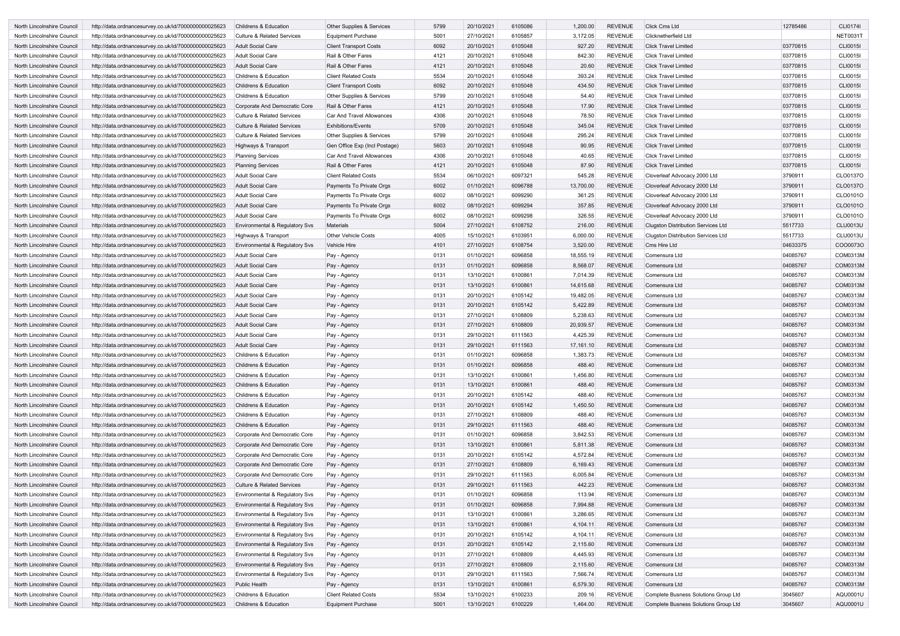| North Lincolnshire Council | http://data.ordnancesurvey.co.uk/id/7000000000025623 | Childrens & Education | Other Supplies & Services | 5799 | 20/10/2021 | 6105086 | 1,200.00 | REVENUE | Click Cms Ltd | 12785486 | CLI0174I |
|---|---|---|---|---|---|---|---|---|---|---|---|
| North Lincolnshire Council | http://data.ordnancesurvey.co.uk/id/7000000000025623 | Culture & Related Services | Equipment Purchase | 5001 | 27/10/2021 | 6105857 | 3,172.05 | REVENUE | Clicknetherfield Ltd | | NET0031T |
| North Lincolnshire Council | http://data.ordnancesurvey.co.uk/id/7000000000025623 | Adult Social Care | Client Transport Costs | 6092 | 20/10/2021 | 6105048 | 927.20 | REVENUE | Click Travel Limited | 03770815 | CLI0015I |
| North Lincolnshire Council | http://data.ordnancesurvey.co.uk/id/7000000000025623 | Adult Social Care | Rail & Other Fares | 4121 | 20/10/2021 | 6105048 | 842.30 | REVENUE | Click Travel Limited | 03770815 | CLI0015I |
| North Lincolnshire Council | http://data.ordnancesurvey.co.uk/id/7000000000025623 | Adult Social Care | Rail & Other Fares | 4121 | 20/10/2021 | 6105048 | 20.60 | REVENUE | Click Travel Limited | 03770815 | CLI0015I |
| North Lincolnshire Council | http://data.ordnancesurvey.co.uk/id/7000000000025623 | Childrens & Education | Client Related Costs | 5534 | 20/10/2021 | 6105048 | 393.24 | REVENUE | Click Travel Limited | 03770815 | CLI0015I |
| North Lincolnshire Council | http://data.ordnancesurvey.co.uk/id/7000000000025623 | Childrens & Education | Client Transport Costs | 6092 | 20/10/2021 | 6105048 | 434.50 | REVENUE | Click Travel Limited | 03770815 | CLI0015I |
| North Lincolnshire Council | http://data.ordnancesurvey.co.uk/id/7000000000025623 | Childrens & Education | Other Supplies & Services | 5799 | 20/10/2021 | 6105048 | 54.40 | REVENUE | Click Travel Limited | 03770815 | CLI0015I |
| North Lincolnshire Council | http://data.ordnancesurvey.co.uk/id/7000000000025623 | Corporate And Democratic Core | Rail & Other Fares | 4121 | 20/10/2021 | 6105048 | 17.90 | REVENUE | Click Travel Limited | 03770815 | CLI0015I |
| North Lincolnshire Council | http://data.ordnancesurvey.co.uk/id/7000000000025623 | Culture & Related Services | Car And Travel Allowances | 4306 | 20/10/2021 | 6105048 | 78.50 | REVENUE | Click Travel Limited | 03770815 | CLI0015I |
| North Lincolnshire Council | http://data.ordnancesurvey.co.uk/id/7000000000025623 | Culture & Related Services | Exhibitions/Events | 5709 | 20/10/2021 | 6105048 | 345.04 | REVENUE | Click Travel Limited | 03770815 | CLI0015I |
| North Lincolnshire Council | http://data.ordnancesurvey.co.uk/id/7000000000025623 | Culture & Related Services | Other Supplies & Services | 5799 | 20/10/2021 | 6105048 | 295.24 | REVENUE | Click Travel Limited | 03770815 | CLI0015I |
| North Lincolnshire Council | http://data.ordnancesurvey.co.uk/id/7000000000025623 | Highways & Transport | Gen Office Exp (Incl Postage) | 5603 | 20/10/2021 | 6105048 | 90.95 | REVENUE | Click Travel Limited | 03770815 | CLI0015I |
| North Lincolnshire Council | http://data.ordnancesurvey.co.uk/id/7000000000025623 | Planning Services | Car And Travel Allowances | 4306 | 20/10/2021 | 6105048 | 40.65 | REVENUE | Click Travel Limited | 03770815 | CLI0015I |
| North Lincolnshire Council | http://data.ordnancesurvey.co.uk/id/7000000000025623 | Planning Services | Rail & Other Fares | 4121 | 20/10/2021 | 6105048 | 87.90 | REVENUE | Click Travel Limited | 03770815 | CLI0015I |
| North Lincolnshire Council | http://data.ordnancesurvey.co.uk/id/7000000000025623 | Adult Social Care | Client Related Costs | 5534 | 06/10/2021 | 6097321 | 545.28 | REVENUE | Cloverleaf Advocacy 2000 Ltd | 3790911 | CLO0137O |
| North Lincolnshire Council | http://data.ordnancesurvey.co.uk/id/7000000000025623 | Adult Social Care | Payments To Private Orgs | 6002 | 01/10/2021 | 6096788 | 13,700.00 | REVENUE | Cloverleaf Advocacy 2000 Ltd | 3790911 | CLO0137O |
| North Lincolnshire Council | http://data.ordnancesurvey.co.uk/id/7000000000025623 | Adult Social Care | Payments To Private Orgs | 6002 | 08/10/2021 | 6099290 | 361.25 | REVENUE | Cloverleaf Advocacy 2000 Ltd | 3790911 | CLO0101O |
| North Lincolnshire Council | http://data.ordnancesurvey.co.uk/id/7000000000025623 | Adult Social Care | Payments To Private Orgs | 6002 | 08/10/2021 | 6099294 | 357.85 | REVENUE | Cloverleaf Advocacy 2000 Ltd | 3790911 | CLO0101O |
| North Lincolnshire Council | http://data.ordnancesurvey.co.uk/id/7000000000025623 | Adult Social Care | Payments To Private Orgs | 6002 | 08/10/2021 | 6099298 | 326.55 | REVENUE | Cloverleaf Advocacy 2000 Ltd | 3790911 | CLO0101O |
| North Lincolnshire Council | http://data.ordnancesurvey.co.uk/id/7000000000025623 | Environmental & Regulatory Svs | Materials | 5004 | 27/10/2021 | 6108752 | 216.00 | REVENUE | Clugston Distribution Services Ltd | 5517733 | CLU0013U |
| North Lincolnshire Council | http://data.ordnancesurvey.co.uk/id/7000000000025623 | Highways & Transport | Other Vehicle Costs | 4005 | 15/10/2021 | 6103951 | 6,000.00 | REVENUE | Clugston Distribution Services Ltd | 5517733 | CLU0013U |
| North Lincolnshire Council | http://data.ordnancesurvey.co.uk/id/7000000000025623 | Environmental & Regulatory Svs | Vehicle Hire | 4101 | 27/10/2021 | 6108754 | 3,520.00 | REVENUE | Cms Hire Ltd | 04633375 | COO0073O |
| North Lincolnshire Council | http://data.ordnancesurvey.co.uk/id/7000000000025623 | Adult Social Care | Pay - Agency | 0131 | 01/10/2021 | 6096858 | 18,555.19 | REVENUE | Comensura Ltd | 04085767 | COM0313M |
| North Lincolnshire Council | http://data.ordnancesurvey.co.uk/id/7000000000025623 | Adult Social Care | Pay - Agency | 0131 | 01/10/2021 | 6096858 | 8,568.07 | REVENUE | Comensura Ltd | 04085767 | COM0313M |
| North Lincolnshire Council | http://data.ordnancesurvey.co.uk/id/7000000000025623 | Adult Social Care | Pay - Agency | 0131 | 13/10/2021 | 6100861 | 7,014.39 | REVENUE | Comensura Ltd | 04085767 | COM0313M |
| North Lincolnshire Council | http://data.ordnancesurvey.co.uk/id/7000000000025623 | Adult Social Care | Pay - Agency | 0131 | 13/10/2021 | 6100861 | 14,615.68 | REVENUE | Comensura Ltd | 04085767 | COM0313M |
| North Lincolnshire Council | http://data.ordnancesurvey.co.uk/id/7000000000025623 | Adult Social Care | Pay - Agency | 0131 | 20/10/2021 | 6105142 | 19,482.05 | REVENUE | Comensura Ltd | 04085767 | COM0313M |
| North Lincolnshire Council | http://data.ordnancesurvey.co.uk/id/7000000000025623 | Adult Social Care | Pay - Agency | 0131 | 20/10/2021 | 6105142 | 5,422.89 | REVENUE | Comensura Ltd | 04085767 | COM0313M |
| North Lincolnshire Council | http://data.ordnancesurvey.co.uk/id/7000000000025623 | Adult Social Care | Pay - Agency | 0131 | 27/10/2021 | 6108809 | 5,238.63 | REVENUE | Comensura Ltd | 04085767 | COM0313M |
| North Lincolnshire Council | http://data.ordnancesurvey.co.uk/id/7000000000025623 | Adult Social Care | Pay - Agency | 0131 | 27/10/2021 | 6108809 | 20,939.57 | REVENUE | Comensura Ltd | 04085767 | COM0313M |
| North Lincolnshire Council | http://data.ordnancesurvey.co.uk/id/7000000000025623 | Adult Social Care | Pay - Agency | 0131 | 29/10/2021 | 6111563 | 4,425.39 | REVENUE | Comensura Ltd | 04085767 | COM0313M |
| North Lincolnshire Council | http://data.ordnancesurvey.co.uk/id/7000000000025623 | Adult Social Care | Pay - Agency | 0131 | 29/10/2021 | 6111563 | 17,161.10 | REVENUE | Comensura Ltd | 04085767 | COM0313M |
| North Lincolnshire Council | http://data.ordnancesurvey.co.uk/id/7000000000025623 | Childrens & Education | Pay - Agency | 0131 | 01/10/2021 | 6096858 | 1,383.73 | REVENUE | Comensura Ltd | 04085767 | COM0313M |
| North Lincolnshire Council | http://data.ordnancesurvey.co.uk/id/7000000000025623 | Childrens & Education | Pay - Agency | 0131 | 01/10/2021 | 6096858 | 488.40 | REVENUE | Comensura Ltd | 04085767 | COM0313M |
| North Lincolnshire Council | http://data.ordnancesurvey.co.uk/id/7000000000025623 | Childrens & Education | Pay - Agency | 0131 | 13/10/2021 | 6100861 | 1,456.80 | REVENUE | Comensura Ltd | 04085767 | COM0313M |
| North Lincolnshire Council | http://data.ordnancesurvey.co.uk/id/7000000000025623 | Childrens & Education | Pay - Agency | 0131 | 13/10/2021 | 6100861 | 488.40 | REVENUE | Comensura Ltd | 04085767 | COM0313M |
| North Lincolnshire Council | http://data.ordnancesurvey.co.uk/id/7000000000025623 | Childrens & Education | Pay - Agency | 0131 | 20/10/2021 | 6105142 | 488.40 | REVENUE | Comensura Ltd | 04085767 | COM0313M |
| North Lincolnshire Council | http://data.ordnancesurvey.co.uk/id/7000000000025623 | Childrens & Education | Pay - Agency | 0131 | 20/10/2021 | 6105142 | 1,450.50 | REVENUE | Comensura Ltd | 04085767 | COM0313M |
| North Lincolnshire Council | http://data.ordnancesurvey.co.uk/id/7000000000025623 | Childrens & Education | Pay - Agency | 0131 | 27/10/2021 | 6108809 | 488.40 | REVENUE | Comensura Ltd | 04085767 | COM0313M |
| North Lincolnshire Council | http://data.ordnancesurvey.co.uk/id/7000000000025623 | Childrens & Education | Pay - Agency | 0131 | 29/10/2021 | 6111563 | 488.40 | REVENUE | Comensura Ltd | 04085767 | COM0313M |
| North Lincolnshire Council | http://data.ordnancesurvey.co.uk/id/7000000000025623 | Corporate And Democratic Core | Pay - Agency | 0131 | 01/10/2021 | 6096858 | 3,842.53 | REVENUE | Comensura Ltd | 04085767 | COM0313M |
| North Lincolnshire Council | http://data.ordnancesurvey.co.uk/id/7000000000025623 | Corporate And Democratic Core | Pay - Agency | 0131 | 13/10/2021 | 6100861 | 5,811.38 | REVENUE | Comensura Ltd | 04085767 | COM0313M |
| North Lincolnshire Council | http://data.ordnancesurvey.co.uk/id/7000000000025623 | Corporate And Democratic Core | Pay - Agency | 0131 | 20/10/2021 | 6105142 | 4,572.84 | REVENUE | Comensura Ltd | 04085767 | COM0313M |
| North Lincolnshire Council | http://data.ordnancesurvey.co.uk/id/7000000000025623 | Corporate And Democratic Core | Pay - Agency | 0131 | 27/10/2021 | 6108809 | 6,169.43 | REVENUE | Comensura Ltd | 04085767 | COM0313M |
| North Lincolnshire Council | http://data.ordnancesurvey.co.uk/id/7000000000025623 | Corporate And Democratic Core | Pay - Agency | 0131 | 29/10/2021 | 6111563 | 6,005.84 | REVENUE | Comensura Ltd | 04085767 | COM0313M |
| North Lincolnshire Council | http://data.ordnancesurvey.co.uk/id/7000000000025623 | Culture & Related Services | Pay - Agency | 0131 | 29/10/2021 | 6111563 | 442.23 | REVENUE | Comensura Ltd | 04085767 | COM0313M |
| North Lincolnshire Council | http://data.ordnancesurvey.co.uk/id/7000000000025623 | Environmental & Regulatory Svs | Pay - Agency | 0131 | 01/10/2021 | 6096858 | 113.94 | REVENUE | Comensura Ltd | 04085767 | COM0313M |
| North Lincolnshire Council | http://data.ordnancesurvey.co.uk/id/7000000000025623 | Environmental & Regulatory Svs | Pay - Agency | 0131 | 01/10/2021 | 6096858 | 7,994.88 | REVENUE | Comensura Ltd | 04085767 | COM0313M |
| North Lincolnshire Council | http://data.ordnancesurvey.co.uk/id/7000000000025623 | Environmental & Regulatory Svs | Pay - Agency | 0131 | 13/10/2021 | 6100861 | 3,286.65 | REVENUE | Comensura Ltd | 04085767 | COM0313M |
| North Lincolnshire Council | http://data.ordnancesurvey.co.uk/id/7000000000025623 | Environmental & Regulatory Svs | Pay - Agency | 0131 | 13/10/2021 | 6100861 | 4,104.11 | REVENUE | Comensura Ltd | 04085767 | COM0313M |
| North Lincolnshire Council | http://data.ordnancesurvey.co.uk/id/7000000000025623 | Environmental & Regulatory Svs | Pay - Agency | 0131 | 20/10/2021 | 6105142 | 4,104.11 | REVENUE | Comensura Ltd | 04085767 | COM0313M |
| North Lincolnshire Council | http://data.ordnancesurvey.co.uk/id/7000000000025623 | Environmental & Regulatory Svs | Pay - Agency | 0131 | 20/10/2021 | 6105142 | 2,115.60 | REVENUE | Comensura Ltd | 04085767 | COM0313M |
| North Lincolnshire Council | http://data.ordnancesurvey.co.uk/id/7000000000025623 | Environmental & Regulatory Svs | Pay - Agency | 0131 | 27/10/2021 | 6108809 | 4,445.93 | REVENUE | Comensura Ltd | 04085767 | COM0313M |
| North Lincolnshire Council | http://data.ordnancesurvey.co.uk/id/7000000000025623 | Environmental & Regulatory Svs | Pay - Agency | 0131 | 27/10/2021 | 6108809 | 2,115.60 | REVENUE | Comensura Ltd | 04085767 | COM0313M |
| North Lincolnshire Council | http://data.ordnancesurvey.co.uk/id/7000000000025623 | Environmental & Regulatory Svs | Pay - Agency | 0131 | 29/10/2021 | 6111563 | 7,566.74 | REVENUE | Comensura Ltd | 04085767 | COM0313M |
| North Lincolnshire Council | http://data.ordnancesurvey.co.uk/id/7000000000025623 | Public Health | Pay - Agency | 0131 | 13/10/2021 | 6100861 | 6,579.30 | REVENUE | Comensura Ltd | 04085767 | COM0313M |
| North Lincolnshire Council | http://data.ordnancesurvey.co.uk/id/7000000000025623 | Childrens & Education | Client Related Costs | 5534 | 13/10/2021 | 6100233 | 209.16 | REVENUE | Complete Busness Solutions Group Ltd | 3045607 | AQU0001U |
| North Lincolnshire Council | http://data.ordnancesurvey.co.uk/id/7000000000025623 | Childrens & Education | Equipment Purchase | 5001 | 13/10/2021 | 6100229 | 1,464.00 | REVENUE | Complete Busness Solutions Group Ltd | 3045607 | AQU0001U |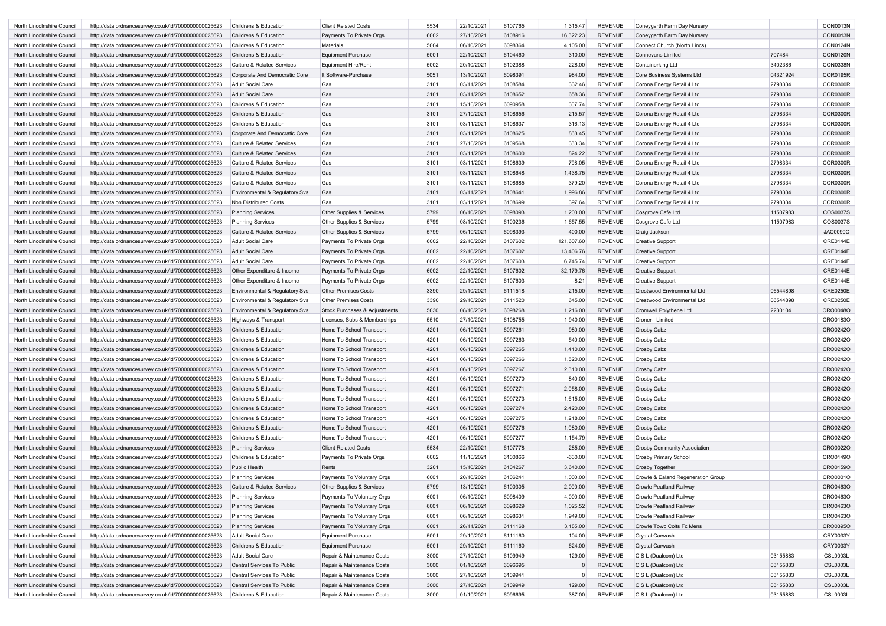| North Lincolnshire Council | http://data.ordnancesurvey.co.uk/id/7000000000025623 | Childrens & Education | Client Related Costs | 5534 | 22/10/2021 | 6107765 | 1,315.47 | REVENUE | Coneygarth Farm Day Nursery | | CON0013N |
|---|---|---|---|---|---|---|---|---|---|---|---|
| North Lincolnshire Council | http://data.ordnancesurvey.co.uk/id/7000000000025623 | Childrens & Education | Payments To Private Orgs | 6002 | 27/10/2021 | 6108916 | 16,322.23 | REVENUE | Coneygarth Farm Day Nursery | | CON0013N |
| North Lincolnshire Council | http://data.ordnancesurvey.co.uk/id/7000000000025623 | Childrens & Education | Materials | 5004 | 06/10/2021 | 6098364 | 4,105.00 | REVENUE | Connect Church (North Lincs) | | CON0124N |
| North Lincolnshire Council | http://data.ordnancesurvey.co.uk/id/7000000000025623 | Childrens & Education | Equipment Purchase | 5001 | 22/10/2021 | 6104460 | 310.00 | REVENUE | Connevans Limited | 707484 | CON0120N |
| North Lincolnshire Council | http://data.ordnancesurvey.co.uk/id/7000000000025623 | Culture & Related Services | Equipment Hire/Rent | 5002 | 20/10/2021 | 6102388 | 228.00 | REVENUE | Containerking Ltd | 3402386 | CON0338N |
| North Lincolnshire Council | http://data.ordnancesurvey.co.uk/id/7000000000025623 | Corporate And Democratic Core | It Software-Purchase | 5051 | 13/10/2021 | 6098391 | 984.00 | REVENUE | Core Business Systems Ltd | 04321924 | COR0195R |
| North Lincolnshire Council | http://data.ordnancesurvey.co.uk/id/7000000000025623 | Adult Social Care | Gas | 3101 | 03/11/2021 | 6108584 | 332.46 | REVENUE | Corona Energy Retail 4 Ltd | 2798334 | COR0300R |
| North Lincolnshire Council | http://data.ordnancesurvey.co.uk/id/7000000000025623 | Adult Social Care | Gas | 3101 | 03/11/2021 | 6108652 | 658.36 | REVENUE | Corona Energy Retail 4 Ltd | 2798334 | COR0300R |
| North Lincolnshire Council | http://data.ordnancesurvey.co.uk/id/7000000000025623 | Childrens & Education | Gas | 3101 | 15/10/2021 | 6090958 | 307.74 | REVENUE | Corona Energy Retail 4 Ltd | 2798334 | COR0300R |
| North Lincolnshire Council | http://data.ordnancesurvey.co.uk/id/7000000000025623 | Childrens & Education | Gas | 3101 | 27/10/2021 | 6108656 | 215.57 | REVENUE | Corona Energy Retail 4 Ltd | 2798334 | COR0300R |
| North Lincolnshire Council | http://data.ordnancesurvey.co.uk/id/7000000000025623 | Childrens & Education | Gas | 3101 | 03/11/2021 | 6108637 | 316.13 | REVENUE | Corona Energy Retail 4 Ltd | 2798334 | COR0300R |
| North Lincolnshire Council | http://data.ordnancesurvey.co.uk/id/7000000000025623 | Corporate And Democratic Core | Gas | 3101 | 03/11/2021 | 6108625 | 868.45 | REVENUE | Corona Energy Retail 4 Ltd | 2798334 | COR0300R |
| North Lincolnshire Council | http://data.ordnancesurvey.co.uk/id/7000000000025623 | Culture & Related Services | Gas | 3101 | 27/10/2021 | 6109568 | 333.34 | REVENUE | Corona Energy Retail 4 Ltd | 2798334 | COR0300R |
| North Lincolnshire Council | http://data.ordnancesurvey.co.uk/id/7000000000025623 | Culture & Related Services | Gas | 3101 | 03/11/2021 | 6108600 | 824.22 | REVENUE | Corona Energy Retail 4 Ltd | 2798334 | COR0300R |
| North Lincolnshire Council | http://data.ordnancesurvey.co.uk/id/7000000000025623 | Culture & Related Services | Gas | 3101 | 03/11/2021 | 6108639 | 798.05 | REVENUE | Corona Energy Retail 4 Ltd | 2798334 | COR0300R |
| North Lincolnshire Council | http://data.ordnancesurvey.co.uk/id/7000000000025623 | Culture & Related Services | Gas | 3101 | 03/11/2021 | 6108648 | 1,438.75 | REVENUE | Corona Energy Retail 4 Ltd | 2798334 | COR0300R |
| North Lincolnshire Council | http://data.ordnancesurvey.co.uk/id/7000000000025623 | Culture & Related Services | Gas | 3101 | 03/11/2021 | 6108685 | 379.20 | REVENUE | Corona Energy Retail 4 Ltd | 2798334 | COR0300R |
| North Lincolnshire Council | http://data.ordnancesurvey.co.uk/id/7000000000025623 | Environmental & Regulatory Svs | Gas | 3101 | 03/11/2021 | 6108641 | 1,996.86 | REVENUE | Corona Energy Retail 4 Ltd | 2798334 | COR0300R |
| North Lincolnshire Council | http://data.ordnancesurvey.co.uk/id/7000000000025623 | Non Distributed Costs | Gas | 3101 | 03/11/2021 | 6108699 | 397.64 | REVENUE | Corona Energy Retail 4 Ltd | 2798334 | COR0300R |
| North Lincolnshire Council | http://data.ordnancesurvey.co.uk/id/7000000000025623 | Planning Services | Other Supplies & Services | 5799 | 06/10/2021 | 6098093 | 1,200.00 | REVENUE | Cosgrove Cafe Ltd | 11507983 | COS0037S |
| North Lincolnshire Council | http://data.ordnancesurvey.co.uk/id/7000000000025623 | Planning Services | Other Supplies & Services | 5799 | 08/10/2021 | 6100236 | 1,657.55 | REVENUE | Cosgrove Cafe Ltd | 11507983 | COS0037S |
| North Lincolnshire Council | http://data.ordnancesurvey.co.uk/id/7000000000025623 | Culture & Related Services | Other Supplies & Services | 5799 | 06/10/2021 | 6098393 | 400.00 | REVENUE | Craig Jackson | | JAC0090C |
| North Lincolnshire Council | http://data.ordnancesurvey.co.uk/id/7000000000025623 | Adult Social Care | Payments To Private Orgs | 6002 | 22/10/2021 | 6107602 | 121,607.60 | REVENUE | Creative Support | | CRE0144E |
| North Lincolnshire Council | http://data.ordnancesurvey.co.uk/id/7000000000025623 | Adult Social Care | Payments To Private Orgs | 6002 | 22/10/2021 | 6107602 | 13,406.76 | REVENUE | Creative Support | | CRE0144E |
| North Lincolnshire Council | http://data.ordnancesurvey.co.uk/id/7000000000025623 | Adult Social Care | Payments To Private Orgs | 6002 | 22/10/2021 | 6107603 | 6,745.74 | REVENUE | Creative Support | | CRE0144E |
| North Lincolnshire Council | http://data.ordnancesurvey.co.uk/id/7000000000025623 | Other Expenditure & Income | Payments To Private Orgs | 6002 | 22/10/2021 | 6107602 | 32,179.76 | REVENUE | Creative Support | | CRE0144E |
| North Lincolnshire Council | http://data.ordnancesurvey.co.uk/id/7000000000025623 | Other Expenditure & Income | Payments To Private Orgs | 6002 | 22/10/2021 | 6107603 | -8.21 | REVENUE | Creative Support | | CRE0144E |
| North Lincolnshire Council | http://data.ordnancesurvey.co.uk/id/7000000000025623 | Environmental & Regulatory Svs | Other Premises Costs | 3390 | 29/10/2021 | 6111518 | 215.00 | REVENUE | Crestwood Environmental Ltd | 06544898 | CRE0250E |
| North Lincolnshire Council | http://data.ordnancesurvey.co.uk/id/7000000000025623 | Environmental & Regulatory Svs | Other Premises Costs | 3390 | 29/10/2021 | 6111520 | 645.00 | REVENUE | Crestwood Environmental Ltd | 06544898 | CRE0250E |
| North Lincolnshire Council | http://data.ordnancesurvey.co.uk/id/7000000000025623 | Environmental & Regulatory Svs | Stock Purchases & Adjustments | 5030 | 08/10/2021 | 6098268 | 1,216.00 | REVENUE | Cromwell Polythene Ltd | 2230104 | CRO0048O |
| North Lincolnshire Council | http://data.ordnancesurvey.co.uk/id/7000000000025623 | Highways & Transport | Licenses, Subs & Memberships | 5510 | 27/10/2021 | 6108755 | 1,940.00 | REVENUE | Croner-I Limited | | CRO0183O |
| North Lincolnshire Council | http://data.ordnancesurvey.co.uk/id/7000000000025623 | Childrens & Education | Home To School Transport | 4201 | 06/10/2021 | 6097261 | 980.00 | REVENUE | Crosby Cabz | | CRO0242O |
| North Lincolnshire Council | http://data.ordnancesurvey.co.uk/id/7000000000025623 | Childrens & Education | Home To School Transport | 4201 | 06/10/2021 | 6097263 | 540.00 | REVENUE | Crosby Cabz | | CRO0242O |
| North Lincolnshire Council | http://data.ordnancesurvey.co.uk/id/7000000000025623 | Childrens & Education | Home To School Transport | 4201 | 06/10/2021 | 6097265 | 1,410.00 | REVENUE | Crosby Cabz | | CRO0242O |
| North Lincolnshire Council | http://data.ordnancesurvey.co.uk/id/7000000000025623 | Childrens & Education | Home To School Transport | 4201 | 06/10/2021 | 6097266 | 1,520.00 | REVENUE | Crosby Cabz | | CRO0242O |
| North Lincolnshire Council | http://data.ordnancesurvey.co.uk/id/7000000000025623 | Childrens & Education | Home To School Transport | 4201 | 06/10/2021 | 6097267 | 2,310.00 | REVENUE | Crosby Cabz | | CRO0242O |
| North Lincolnshire Council | http://data.ordnancesurvey.co.uk/id/7000000000025623 | Childrens & Education | Home To School Transport | 4201 | 06/10/2021 | 6097270 | 840.00 | REVENUE | Crosby Cabz | | CRO0242O |
| North Lincolnshire Council | http://data.ordnancesurvey.co.uk/id/7000000000025623 | Childrens & Education | Home To School Transport | 4201 | 06/10/2021 | 6097271 | 2,058.00 | REVENUE | Crosby Cabz | | CRO0242O |
| North Lincolnshire Council | http://data.ordnancesurvey.co.uk/id/7000000000025623 | Childrens & Education | Home To School Transport | 4201 | 06/10/2021 | 6097273 | 1,615.00 | REVENUE | Crosby Cabz | | CRO0242O |
| North Lincolnshire Council | http://data.ordnancesurvey.co.uk/id/7000000000025623 | Childrens & Education | Home To School Transport | 4201 | 06/10/2021 | 6097274 | 2,420.00 | REVENUE | Crosby Cabz | | CRO0242O |
| North Lincolnshire Council | http://data.ordnancesurvey.co.uk/id/7000000000025623 | Childrens & Education | Home To School Transport | 4201 | 06/10/2021 | 6097275 | 1,218.00 | REVENUE | Crosby Cabz | | CRO0242O |
| North Lincolnshire Council | http://data.ordnancesurvey.co.uk/id/7000000000025623 | Childrens & Education | Home To School Transport | 4201 | 06/10/2021 | 6097276 | 1,080.00 | REVENUE | Crosby Cabz | | CRO0242O |
| North Lincolnshire Council | http://data.ordnancesurvey.co.uk/id/7000000000025623 | Childrens & Education | Home To School Transport | 4201 | 06/10/2021 | 6097277 | 1,154.79 | REVENUE | Crosby Cabz | | CRO0242O |
| North Lincolnshire Council | http://data.ordnancesurvey.co.uk/id/7000000000025623 | Planning Services | Client Related Costs | 5534 | 22/10/2021 | 6107778 | 285.00 | REVENUE | Crosby Community Association | | CRO0022O |
| North Lincolnshire Council | http://data.ordnancesurvey.co.uk/id/7000000000025623 | Childrens & Education | Payments To Private Orgs | 6002 | 11/10/2021 | 6100866 | -630.00 | REVENUE | Crosby Primary School | | CRO0149O |
| North Lincolnshire Council | http://data.ordnancesurvey.co.uk/id/7000000000025623 | Public Health | Rents | 3201 | 15/10/2021 | 6104267 | 3,640.00 | REVENUE | Crosby Together | | CRO0159O |
| North Lincolnshire Council | http://data.ordnancesurvey.co.uk/id/7000000000025623 | Planning Services | Payments To Voluntary Orgs | 6001 | 20/10/2021 | 6106241 | 1,000.00 | REVENUE | Crowle & Ealand Regeneration Group | | CRO0001O |
| North Lincolnshire Council | http://data.ordnancesurvey.co.uk/id/7000000000025623 | Culture & Related Services | Other Supplies & Services | 5799 | 13/10/2021 | 6100305 | 2,000.00 | REVENUE | Crowle Peatland Railway | | CRO0463O |
| North Lincolnshire Council | http://data.ordnancesurvey.co.uk/id/7000000000025623 | Planning Services | Payments To Voluntary Orgs | 6001 | 06/10/2021 | 6098409 | 4,000.00 | REVENUE | Crowle Peatland Railway | | CRO0463O |
| North Lincolnshire Council | http://data.ordnancesurvey.co.uk/id/7000000000025623 | Planning Services | Payments To Voluntary Orgs | 6001 | 06/10/2021 | 6098629 | 1,025.52 | REVENUE | Crowle Peatland Railway | | CRO0463O |
| North Lincolnshire Council | http://data.ordnancesurvey.co.uk/id/7000000000025623 | Planning Services | Payments To Voluntary Orgs | 6001 | 06/10/2021 | 6098631 | 1,949.00 | REVENUE | Crowle Peatland Railway | | CRO0463O |
| North Lincolnshire Council | http://data.ordnancesurvey.co.uk/id/7000000000025623 | Planning Services | Payments To Voluntary Orgs | 6001 | 26/11/2021 | 6111168 | 3,185.00 | REVENUE | Crowle Towc Colts Fc Mens | | CRO0395O |
| North Lincolnshire Council | http://data.ordnancesurvey.co.uk/id/7000000000025623 | Adult Social Care | Equipment Purchase | 5001 | 29/10/2021 | 6111160 | 104.00 | REVENUE | Crystal Carwash | | CRY0033Y |
| North Lincolnshire Council | http://data.ordnancesurvey.co.uk/id/7000000000025623 | Childrens & Education | Equipment Purchase | 5001 | 29/10/2021 | 6111160 | 624.00 | REVENUE | Crystal Carwash | | CRY0033Y |
| North Lincolnshire Council | http://data.ordnancesurvey.co.uk/id/7000000000025623 | Adult Social Care | Repair & Maintenance Costs | 3000 | 27/10/2021 | 6109949 | 129.00 | REVENUE | C S L (Dualcom) Ltd | 03155883 | CSL0003L |
| North Lincolnshire Council | http://data.ordnancesurvey.co.uk/id/7000000000025623 | Central Services To Public | Repair & Maintenance Costs | 3000 | 01/10/2021 | 6096695 | 0 | REVENUE | C S L (Dualcom) Ltd | 03155883 | CSL0003L |
| North Lincolnshire Council | http://data.ordnancesurvey.co.uk/id/7000000000025623 | Central Services To Public | Repair & Maintenance Costs | 3000 | 27/10/2021 | 6109941 | 0 | REVENUE | C S L (Dualcom) Ltd | 03155883 | CSL0003L |
| North Lincolnshire Council | http://data.ordnancesurvey.co.uk/id/7000000000025623 | Central Services To Public | Repair & Maintenance Costs | 3000 | 27/10/2021 | 6109949 | 129.00 | REVENUE | C S L (Dualcom) Ltd | 03155883 | CSL0003L |
| North Lincolnshire Council | http://data.ordnancesurvey.co.uk/id/7000000000025623 | Childrens & Education | Repair & Maintenance Costs | 3000 | 01/10/2021 | 6096695 | 387.00 | REVENUE | C S L (Dualcom) Ltd | 03155883 | CSL0003L |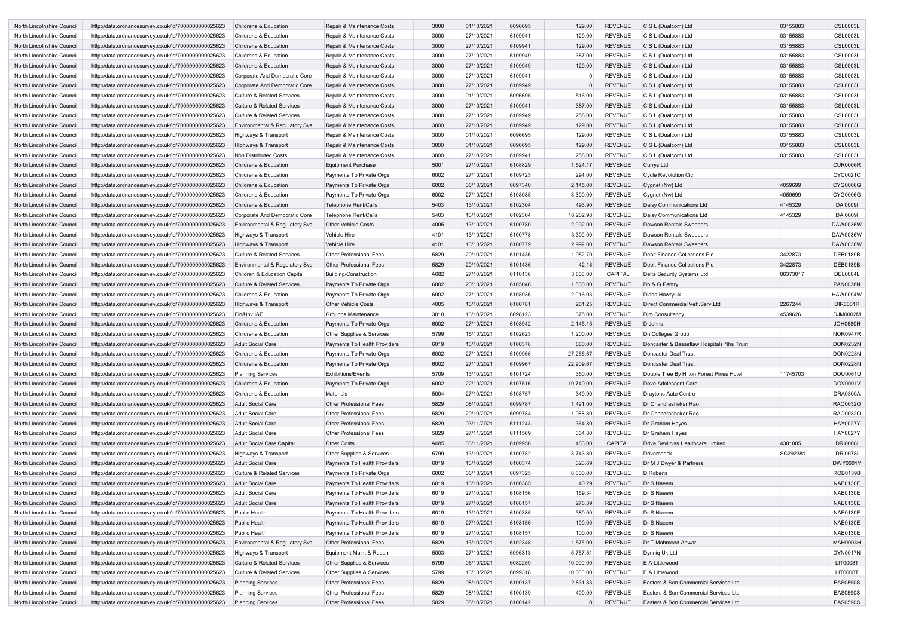| | | | | | | | | | | | |
|---|---|---|---|---|---|---|---|---|---|---|---|
| North Lincolnshire Council | http://data.ordnancesurvey.co.uk/id/7000000000025623 | Childrens & Education | Repair & Maintenance Costs | 3000 | 01/10/2021 | 6096695 | 129.00 | REVENUE | C S L (Dualcom) Ltd | 03155883 | CSL0003L |
| North Lincolnshire Council | http://data.ordnancesurvey.co.uk/id/7000000000025623 | Childrens & Education | Repair & Maintenance Costs | 3000 | 27/10/2021 | 6109941 | 129.00 | REVENUE | C S L (Dualcom) Ltd | 03155883 | CSL0003L |
| North Lincolnshire Council | http://data.ordnancesurvey.co.uk/id/7000000000025623 | Childrens & Education | Repair & Maintenance Costs | 3000 | 27/10/2021 | 6109941 | 129.00 | REVENUE | C S L (Dualcom) Ltd | 03155883 | CSL0003L |
| North Lincolnshire Council | http://data.ordnancesurvey.co.uk/id/7000000000025623 | Childrens & Education | Repair & Maintenance Costs | 3000 | 27/10/2021 | 6109949 | 387.00 | REVENUE | C S L (Dualcom) Ltd | 03155883 | CSL0003L |
| North Lincolnshire Council | http://data.ordnancesurvey.co.uk/id/7000000000025623 | Childrens & Education | Repair & Maintenance Costs | 3000 | 27/10/2021 | 6109949 | 129.00 | REVENUE | C S L (Dualcom) Ltd | 03155883 | CSL0003L |
| North Lincolnshire Council | http://data.ordnancesurvey.co.uk/id/7000000000025623 | Corporate And Democratic Core | Repair & Maintenance Costs | 3000 | 27/10/2021 | 6109941 | 0 | REVENUE | C S L (Dualcom) Ltd | 03155883 | CSL0003L |
| North Lincolnshire Council | http://data.ordnancesurvey.co.uk/id/7000000000025623 | Corporate And Democratic Core | Repair & Maintenance Costs | 3000 | 27/10/2021 | 6109949 | 0 | REVENUE | C S L (Dualcom) Ltd | 03155883 | CSL0003L |
| North Lincolnshire Council | http://data.ordnancesurvey.co.uk/id/7000000000025623 | Culture & Related Services | Repair & Maintenance Costs | 3000 | 01/10/2021 | 6096695 | 516.00 | REVENUE | C S L (Dualcom) Ltd | 03155883 | CSL0003L |
| North Lincolnshire Council | http://data.ordnancesurvey.co.uk/id/7000000000025623 | Culture & Related Services | Repair & Maintenance Costs | 3000 | 27/10/2021 | 6109941 | 387.00 | REVENUE | C S L (Dualcom) Ltd | 03155883 | CSL0003L |
| North Lincolnshire Council | http://data.ordnancesurvey.co.uk/id/7000000000025623 | Culture & Related Services | Repair & Maintenance Costs | 3000 | 27/10/2021 | 6109949 | 258.00 | REVENUE | C S L (Dualcom) Ltd | 03155883 | CSL0003L |
| North Lincolnshire Council | http://data.ordnancesurvey.co.uk/id/7000000000025623 | Environmental & Regulatory Svs | Repair & Maintenance Costs | 3000 | 27/10/2021 | 6109949 | 129.00 | REVENUE | C S L (Dualcom) Ltd | 03155883 | CSL0003L |
| North Lincolnshire Council | http://data.ordnancesurvey.co.uk/id/7000000000025623 | Highways & Transport | Repair & Maintenance Costs | 3000 | 01/10/2021 | 6096695 | 129.00 | REVENUE | C S L (Dualcom) Ltd | 03155883 | CSL0003L |
| North Lincolnshire Council | http://data.ordnancesurvey.co.uk/id/7000000000025623 | Highways & Transport | Repair & Maintenance Costs | 3000 | 01/10/2021 | 6096695 | 129.00 | REVENUE | C S L (Dualcom) Ltd | 03155883 | CSL0003L |
| North Lincolnshire Council | http://data.ordnancesurvey.co.uk/id/7000000000025623 | Non Distributed Costs | Repair & Maintenance Costs | 3000 | 27/10/2021 | 6109941 | 258.00 | REVENUE | C S L (Dualcom) Ltd | 03155883 | CSL0003L |
| North Lincolnshire Council | http://data.ordnancesurvey.co.uk/id/7000000000025623 | Childrens & Education | Equipment Purchase | 5001 | 27/10/2021 | 6108829 | 1,524.17 | REVENUE | Currys Ltd | | CUR0006R |
| North Lincolnshire Council | http://data.ordnancesurvey.co.uk/id/7000000000025623 | Childrens & Education | Payments To Private Orgs | 6002 | 27/10/2021 | 6109723 | 294.00 | REVENUE | Cycle Revolution Cic | | CYC0021C |
| North Lincolnshire Council | http://data.ordnancesurvey.co.uk/id/7000000000025623 | Childrens & Education | Payments To Private Orgs | 6002 | 06/10/2021 | 6097340 | 2,145.00 | REVENUE | Cygnet (Nw) Ltd | 4059699 | CYG0006G |
| North Lincolnshire Council | http://data.ordnancesurvey.co.uk/id/7000000000025623 | Childrens & Education | Payments To Private Orgs | 6002 | 27/10/2021 | 6108085 | 3,300.00 | REVENUE | Cygnet (Nw) Ltd | 4059699 | CYG0006G |
| North Lincolnshire Council | http://data.ordnancesurvey.co.uk/id/7000000000025623 | Childrens & Education | Telephone Rent/Calls | 5403 | 13/10/2021 | 6102304 | 493.90 | REVENUE | Daisy Communications Ltd | 4145329 | DAI0009I |
| North Lincolnshire Council | http://data.ordnancesurvey.co.uk/id/7000000000025623 | Corporate And Democratic Core | Telephone Rent/Calls | 5403 | 13/10/2021 | 6102304 | 16,202.98 | REVENUE | Daisy Communications Ltd | 4145329 | DAI0009I |
| North Lincolnshire Council | http://data.ordnancesurvey.co.uk/id/7000000000025623 | Environmental & Regulatory Svs | Other Vehicle Costs | 4005 | 13/10/2021 | 6100780 | 2,992.00 | REVENUE | Dawson Rentals Sweepers | | DAW0036W |
| North Lincolnshire Council | http://data.ordnancesurvey.co.uk/id/7000000000025623 | Highways & Transport | Vehicle Hire | 4101 | 13/10/2021 | 6100778 | 3,300.00 | REVENUE | Dawson Rentals Sweepers | | DAW0036W |
| North Lincolnshire Council | http://data.ordnancesurvey.co.uk/id/7000000000025623 | Highways & Transport | Vehicle Hire | 4101 | 13/10/2021 | 6100779 | 2,992.00 | REVENUE | Dawson Rentals Sweepers | | DAW0036W |
| North Lincolnshire Council | http://data.ordnancesurvey.co.uk/id/7000000000025623 | Culture & Related Services | Other Professional Fees | 5829 | 20/10/2021 | 6101436 | 1,952.70 | REVENUE | Debit Finance Collections Plc | 3422873 | DEB0189B |
| North Lincolnshire Council | http://data.ordnancesurvey.co.uk/id/7000000000025623 | Environmental & Regulatory Svs | Other Professional Fees | 5829 | 20/10/2021 | 6101436 | 42.18 | REVENUE | Debit Finance Collections Plc | 3422873 | DEB0189B |
| North Lincolnshire Council | http://data.ordnancesurvey.co.uk/id/7000000000025623 | Children & Education Capital | Building/Construction | A082 | 27/10/2021 | 6110136 | 3,806.00 | CAPITAL | Delta Security Systems Ltd | 06373017 | DEL0004L |
| North Lincolnshire Council | http://data.ordnancesurvey.co.uk/id/7000000000025623 | Culture & Related Services | Payments To Private Orgs | 6002 | 20/10/2021 | 6105046 | 1,500.00 | REVENUE | Dh & G Pantry | | PAN0038N |
| North Lincolnshire Council | http://data.ordnancesurvey.co.uk/id/7000000000025623 | Childrens & Education | Payments To Private Orgs | 6002 | 27/10/2021 | 6108936 | 2,016.03 | REVENUE | Diana Hawryluk | | HAW0094W |
| North Lincolnshire Council | http://data.ordnancesurvey.co.uk/id/7000000000025623 | Highways & Transport | Other Vehicle Costs | 4005 | 13/10/2021 | 6100781 | 261.25 | REVENUE | Direct Commercial Veh.Serv.Ltd | 2267244 | DIR0001R |
| North Lincolnshire Council | http://data.ordnancesurvey.co.uk/id/7000000000025623 | Fin&Inv I&E | Grounds Maintenance | 3010 | 13/10/2021 | 6098123 | 375.00 | REVENUE | Djm Consultancy | 4539626 | DJM0002M |
| North Lincolnshire Council | http://data.ordnancesurvey.co.uk/id/7000000000025623 | Childrens & Education | Payments To Private Orgs | 6002 | 27/10/2021 | 6108942 | 2,145.15 | REVENUE | D Johns | | JOH0680H |
| North Lincolnshire Council | http://data.ordnancesurvey.co.uk/id/7000000000025623 | Childrens & Education | Other Supplies & Services | 5799 | 15/10/2021 | 6102623 | 1,200.00 | REVENUE | Dn Colleges Group | | NOR0947R |
| North Lincolnshire Council | http://data.ordnancesurvey.co.uk/id/7000000000025623 | Adult Social Care | Payments To Health Providers | 6019 | 13/10/2021 | 6100378 | 880.00 | REVENUE | Doncaster & Bassetlaw Hospitals Nhs Trust | | DON0232N |
| North Lincolnshire Council | http://data.ordnancesurvey.co.uk/id/7000000000025623 | Childrens & Education | Payments To Private Orgs | 6002 | 27/10/2021 | 6109966 | 27,266.67 | REVENUE | Doncaster Deaf Trust | | DON0228N |
| North Lincolnshire Council | http://data.ordnancesurvey.co.uk/id/7000000000025623 | Childrens & Education | Payments To Private Orgs | 6002 | 27/10/2021 | 6109967 | 22,909.67 | REVENUE | Doncaster Deaf Trust | | DON0228N |
| North Lincolnshire Council | http://data.ordnancesurvey.co.uk/id/7000000000025623 | Planning Services | Exhibitions/Events | 5709 | 13/10/2021 | 6101724 | 350.00 | REVENUE | Double Tree By Hilton Forest Pines Hotel | 11745703 | DOU0061U |
| North Lincolnshire Council | http://data.ordnancesurvey.co.uk/id/7000000000025623 | Childrens & Education | Payments To Private Orgs | 6002 | 22/10/2021 | 6107516 | 19,740.00 | REVENUE | Dove Adolescent Care | | DOV0001V |
| North Lincolnshire Council | http://data.ordnancesurvey.co.uk/id/7000000000025623 | Childrens & Education | Materials | 5004 | 27/10/2021 | 6108757 | 349.90 | REVENUE | Draytons Auto Centre | | DRA0300A |
| North Lincolnshire Council | http://data.ordnancesurvey.co.uk/id/7000000000025623 | Adult Social Care | Other Professional Fees | 5829 | 08/10/2021 | 6099787 | 1,491.00 | REVENUE | Dr Chandrashekar Rao | | RAO0032O |
| North Lincolnshire Council | http://data.ordnancesurvey.co.uk/id/7000000000025623 | Adult Social Care | Other Professional Fees | 5829 | 20/10/2021 | 6099784 | 1,088.80 | REVENUE | Dr Chandrashekar Rao | | RAO0032O |
| North Lincolnshire Council | http://data.ordnancesurvey.co.uk/id/7000000000025623 | Adult Social Care | Other Professional Fees | 5829 | 03/11/2021 | 6111243 | 364.80 | REVENUE | Dr Graham Hayes | | HAY0027Y |
| North Lincolnshire Council | http://data.ordnancesurvey.co.uk/id/7000000000025623 | Adult Social Care | Other Professional Fees | 5829 | 27/11/2021 | 6111569 | 364.80 | REVENUE | Dr Graham Hayes | | HAY0027Y |
| North Lincolnshire Council | http://data.ordnancesurvey.co.uk/id/7000000000025623 | Adult Social Care Capital | Other Costs | A085 | 03/11/2021 | 6109950 | 483.00 | CAPITAL | Drive Devilbiss Healthcare Limited | 4301005 | DRI0008I |
| North Lincolnshire Council | http://data.ordnancesurvey.co.uk/id/7000000000025623 | Highways & Transport | Other Supplies & Services | 5799 | 13/10/2021 | 6100782 | 3,743.80 | REVENUE | Drivercheck | SC292381 | DRI0078I |
| North Lincolnshire Council | http://data.ordnancesurvey.co.uk/id/7000000000025623 | Adult Social Care | Payments To Health Providers | 6019 | 13/10/2021 | 6100374 | 323.69 | REVENUE | Dr M J Dwyer & Partners | | DWY0001Y |
| North Lincolnshire Council | http://data.ordnancesurvey.co.uk/id/7000000000025623 | Culture & Related Services | Payments To Private Orgs | 6002 | 06/10/2021 | 6097325 | 8,600.00 | REVENUE | D Roberts | | ROB0139B |
| North Lincolnshire Council | http://data.ordnancesurvey.co.uk/id/7000000000025623 | Adult Social Care | Payments To Health Providers | 6019 | 13/10/2021 | 6100385 | 40.29 | REVENUE | Dr S Naeem | | NAE0130E |
| North Lincolnshire Council | http://data.ordnancesurvey.co.uk/id/7000000000025623 | Adult Social Care | Payments To Health Providers | 6019 | 27/10/2021 | 6108156 | 159.34 | REVENUE | Dr S Naeem | | NAE0130E |
| North Lincolnshire Council | http://data.ordnancesurvey.co.uk/id/7000000000025623 | Adult Social Care | Payments To Health Providers | 6019 | 27/10/2021 | 6108157 | 278.39 | REVENUE | Dr S Naeem | | NAE0130E |
| North Lincolnshire Council | http://data.ordnancesurvey.co.uk/id/7000000000025623 | Public Health | Payments To Health Providers | 6019 | 13/10/2021 | 6100385 | 380.00 | REVENUE | Dr S Naeem | | NAE0130E |
| North Lincolnshire Council | http://data.ordnancesurvey.co.uk/id/7000000000025623 | Public Health | Payments To Health Providers | 6019 | 27/10/2021 | 6108156 | 190.00 | REVENUE | Dr S Naeem | | NAE0130E |
| North Lincolnshire Council | http://data.ordnancesurvey.co.uk/id/7000000000025623 | Public Health | Payments To Health Providers | 6019 | 27/10/2021 | 6108157 | 100.00 | REVENUE | Dr S Naeem | | NAE0130E |
| North Lincolnshire Council | http://data.ordnancesurvey.co.uk/id/7000000000025623 | Environmental & Regulatory Svs | Other Professional Fees | 5829 | 13/10/2021 | 6102348 | 1,575.00 | REVENUE | Dr T Mahmood Anwar | | MAH0003H |
| North Lincolnshire Council | http://data.ordnancesurvey.co.uk/id/7000000000025623 | Highways & Transport | Equipment Maint.& Repair | 5003 | 27/10/2021 | 6096313 | 5,767.51 | REVENUE | Dynniq Uk Ltd | | DYN0017N |
| North Lincolnshire Council | http://data.ordnancesurvey.co.uk/id/7000000000025623 | Culture & Related Services | Other Supplies & Services | 5799 | 06/10/2021 | 6082259 | 10,000.00 | REVENUE | E A Littlewood | | LIT0008T |
| North Lincolnshire Council | http://data.ordnancesurvey.co.uk/id/7000000000025623 | Culture & Related Services | Other Supplies & Services | 5799 | 13/10/2021 | 6099318 | 10,000.00 | REVENUE | E A Littlewood | | LIT0008T |
| North Lincolnshire Council | http://data.ordnancesurvey.co.uk/id/7000000000025623 | Planning Services | Other Professional Fees | 5829 | 08/10/2021 | 6100137 | 2,831.83 | REVENUE | Easters & Son Commercial Services Ltd | | EAS0590S |
| North Lincolnshire Council | http://data.ordnancesurvey.co.uk/id/7000000000025623 | Planning Services | Other Professional Fees | 5829 | 08/10/2021 | 6100139 | 400.00 | REVENUE | Easters & Son Commercial Services Ltd | | EAS0590S |
| North Lincolnshire Council | http://data.ordnancesurvey.co.uk/id/7000000000025623 | Planning Services | Other Professional Fees | 5829 | 08/10/2021 | 6100142 | 0 | REVENUE | Easters & Son Commercial Services Ltd | | EAS0590S |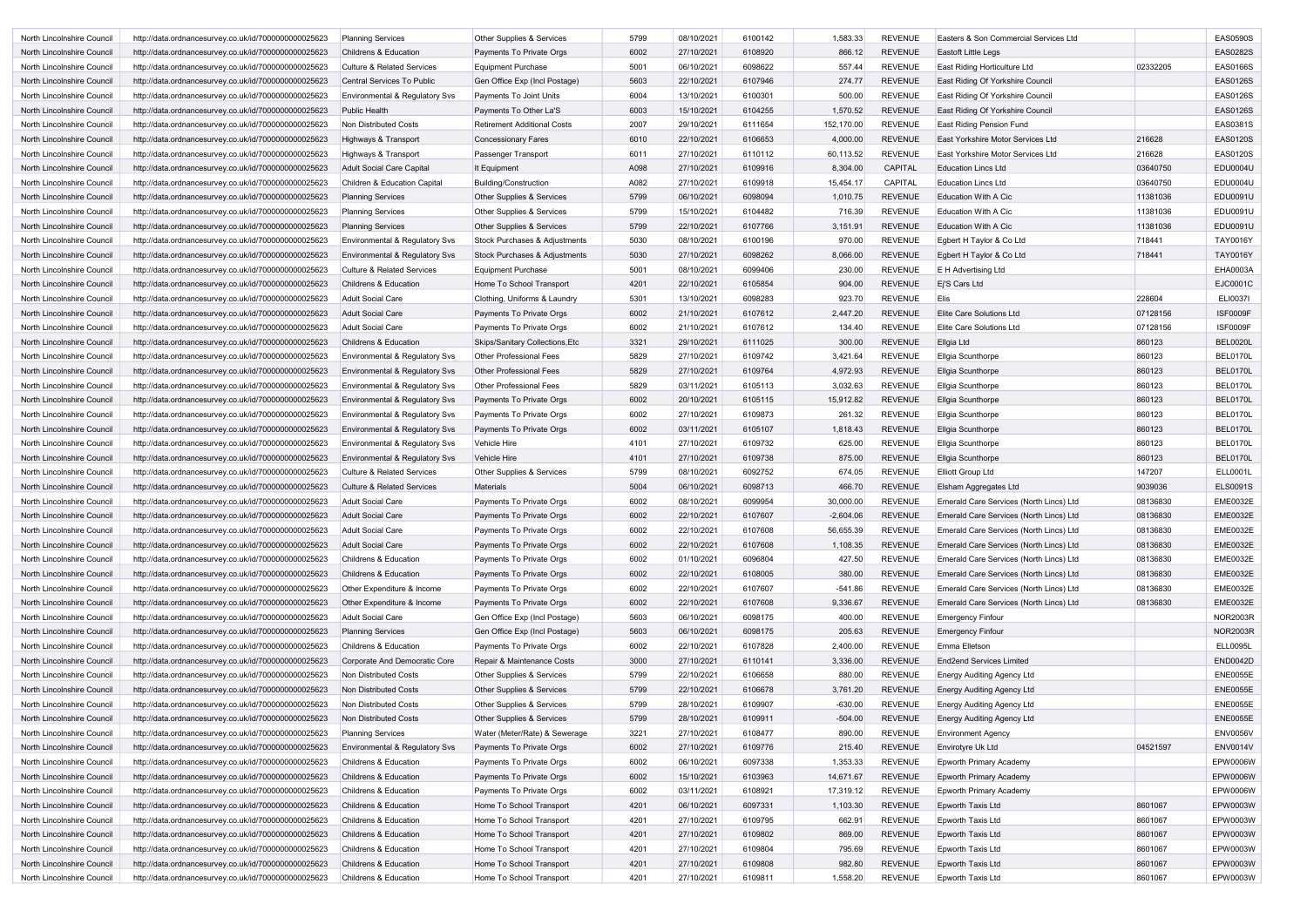| North Lincolnshire Council | http://data.ordnancesurvey.co.uk/id/7000000000025623 | Planning Services | Other Supplies & Services | 5799 | 08/10/2021 | 6100142 | 1,583.33 | REVENUE | Easters & Son Commercial Services Ltd | | EAS0590S |
|---|---|---|---|---|---|---|---|---|---|---|---|
| North Lincolnshire Council | http://data.ordnancesurvey.co.uk/id/7000000000025623 | Childrens & Education | Payments To Private Orgs | 6002 | 27/10/2021 | 6108920 | 866.12 | REVENUE | Eastoft Little Legs | | EAS0282S |
| North Lincolnshire Council | http://data.ordnancesurvey.co.uk/id/7000000000025623 | Culture & Related Services | Equipment Purchase | 5001 | 06/10/2021 | 6098622 | 557.44 | REVENUE | East Riding Horticulture Ltd | 02332205 | EAS0166S |
| North Lincolnshire Council | http://data.ordnancesurvey.co.uk/id/7000000000025623 | Central Services To Public | Gen Office Exp (Incl Postage) | 5603 | 22/10/2021 | 6107946 | 274.77 | REVENUE | East Riding Of Yorkshire Council | | EAS0126S |
| North Lincolnshire Council | http://data.ordnancesurvey.co.uk/id/7000000000025623 | Environmental & Regulatory Svs | Payments To Joint Units | 6004 | 13/10/2021 | 6100301 | 500.00 | REVENUE | East Riding Of Yorkshire Council | | EAS0126S |
| North Lincolnshire Council | http://data.ordnancesurvey.co.uk/id/7000000000025623 | Public Health | Payments To Other La'S | 6003 | 15/10/2021 | 6104255 | 1,570.52 | REVENUE | East Riding Of Yorkshire Council | | EAS0126S |
| North Lincolnshire Council | http://data.ordnancesurvey.co.uk/id/7000000000025623 | Non Distributed Costs | Retirement Additional Costs | 2007 | 29/10/2021 | 6111654 | 152,170.00 | REVENUE | East Riding Pension Fund | | EAS0381S |
| North Lincolnshire Council | http://data.ordnancesurvey.co.uk/id/7000000000025623 | Highways & Transport | Concessionary Fares | 6010 | 22/10/2021 | 6106653 | 4,000.00 | REVENUE | East Yorkshire Motor Services Ltd | 216628 | EAS0120S |
| North Lincolnshire Council | http://data.ordnancesurvey.co.uk/id/7000000000025623 | Highways & Transport | Passenger Transport | 6011 | 27/10/2021 | 6110112 | 60,113.52 | REVENUE | East Yorkshire Motor Services Ltd | 216628 | EAS0120S |
| North Lincolnshire Council | http://data.ordnancesurvey.co.uk/id/7000000000025623 | Adult Social Care Capital | It Equipment | A098 | 27/10/2021 | 6109916 | 8,304.00 | CAPITAL | Education Lincs Ltd | 03640750 | EDU0004U |
| North Lincolnshire Council | http://data.ordnancesurvey.co.uk/id/7000000000025623 | Children & Education Capital | Building/Construction | A082 | 27/10/2021 | 6109918 | 15,454.17 | CAPITAL | Education Lincs Ltd | 03640750 | EDU0004U |
| North Lincolnshire Council | http://data.ordnancesurvey.co.uk/id/7000000000025623 | Planning Services | Other Supplies & Services | 5799 | 06/10/2021 | 6098094 | 1,010.75 | REVENUE | Education With A Cic | 11381036 | EDU0091U |
| North Lincolnshire Council | http://data.ordnancesurvey.co.uk/id/7000000000025623 | Planning Services | Other Supplies & Services | 5799 | 15/10/2021 | 6104482 | 716.39 | REVENUE | Education With A Cic | 11381036 | EDU0091U |
| North Lincolnshire Council | http://data.ordnancesurvey.co.uk/id/7000000000025623 | Planning Services | Other Supplies & Services | 5799 | 22/10/2021 | 6107766 | 3,151.91 | REVENUE | Education With A Cic | 11381036 | EDU0091U |
| North Lincolnshire Council | http://data.ordnancesurvey.co.uk/id/7000000000025623 | Environmental & Regulatory Svs | Stock Purchases & Adjustments | 5030 | 08/10/2021 | 6100196 | 970.00 | REVENUE | Egbert H Taylor & Co Ltd | 718441 | TAY0016Y |
| North Lincolnshire Council | http://data.ordnancesurvey.co.uk/id/7000000000025623 | Environmental & Regulatory Svs | Stock Purchases & Adjustments | 5030 | 27/10/2021 | 6098262 | 8,066.00 | REVENUE | Egbert H Taylor & Co Ltd | 718441 | TAY0016Y |
| North Lincolnshire Council | http://data.ordnancesurvey.co.uk/id/7000000000025623 | Culture & Related Services | Equipment Purchase | 5001 | 08/10/2021 | 6099406 | 230.00 | REVENUE | E H Advertising Ltd | | EHA0003A |
| North Lincolnshire Council | http://data.ordnancesurvey.co.uk/id/7000000000025623 | Childrens & Education | Home To School Transport | 4201 | 22/10/2021 | 6105854 | 904.00 | REVENUE | Ej'S Cars Ltd | | EJC0001C |
| North Lincolnshire Council | http://data.ordnancesurvey.co.uk/id/7000000000025623 | Adult Social Care | Clothing, Uniforms & Laundry | 5301 | 13/10/2021 | 6098283 | 923.70 | REVENUE | Elis | 228604 | ELI0037I |
| North Lincolnshire Council | http://data.ordnancesurvey.co.uk/id/7000000000025623 | Adult Social Care | Payments To Private Orgs | 6002 | 21/10/2021 | 6107612 | 2,447.20 | REVENUE | Elite Care Solutions Ltd | 07128156 | ISF0009F |
| North Lincolnshire Council | http://data.ordnancesurvey.co.uk/id/7000000000025623 | Adult Social Care | Payments To Private Orgs | 6002 | 21/10/2021 | 6107612 | 134.40 | REVENUE | Elite Care Solutions Ltd | 07128156 | ISF0009F |
| North Lincolnshire Council | http://data.ordnancesurvey.co.uk/id/7000000000025623 | Childrens & Education | Skips/Sanitary Collections,Etc | 3321 | 29/10/2021 | 6111025 | 300.00 | REVENUE | Ellgia Ltd | 860123 | BEL0020L |
| North Lincolnshire Council | http://data.ordnancesurvey.co.uk/id/7000000000025623 | Environmental & Regulatory Svs | Other Professional Fees | 5829 | 27/10/2021 | 6109742 | 3,421.64 | REVENUE | Ellgia Scunthorpe | 860123 | BEL0170L |
| North Lincolnshire Council | http://data.ordnancesurvey.co.uk/id/7000000000025623 | Environmental & Regulatory Svs | Other Professional Fees | 5829 | 27/10/2021 | 6109764 | 4,972.93 | REVENUE | Ellgia Scunthorpe | 860123 | BEL0170L |
| North Lincolnshire Council | http://data.ordnancesurvey.co.uk/id/7000000000025623 | Environmental & Regulatory Svs | Other Professional Fees | 5829 | 03/11/2021 | 6105113 | 3,032.63 | REVENUE | Ellgia Scunthorpe | 860123 | BEL0170L |
| North Lincolnshire Council | http://data.ordnancesurvey.co.uk/id/7000000000025623 | Environmental & Regulatory Svs | Payments To Private Orgs | 6002 | 20/10/2021 | 6105115 | 15,912.82 | REVENUE | Ellgia Scunthorpe | 860123 | BEL0170L |
| North Lincolnshire Council | http://data.ordnancesurvey.co.uk/id/7000000000025623 | Environmental & Regulatory Svs | Payments To Private Orgs | 6002 | 27/10/2021 | 6109873 | 261.32 | REVENUE | Ellgia Scunthorpe | 860123 | BEL0170L |
| North Lincolnshire Council | http://data.ordnancesurvey.co.uk/id/7000000000025623 | Environmental & Regulatory Svs | Payments To Private Orgs | 6002 | 03/11/2021 | 6105107 | 1,818.43 | REVENUE | Ellgia Scunthorpe | 860123 | BEL0170L |
| North Lincolnshire Council | http://data.ordnancesurvey.co.uk/id/7000000000025623 | Environmental & Regulatory Svs | Vehicle Hire | 4101 | 27/10/2021 | 6109732 | 625.00 | REVENUE | Ellgia Scunthorpe | 860123 | BEL0170L |
| North Lincolnshire Council | http://data.ordnancesurvey.co.uk/id/7000000000025623 | Environmental & Regulatory Svs | Vehicle Hire | 4101 | 27/10/2021 | 6109738 | 875.00 | REVENUE | Ellgia Scunthorpe | 860123 | BEL0170L |
| North Lincolnshire Council | http://data.ordnancesurvey.co.uk/id/7000000000025623 | Culture & Related Services | Other Supplies & Services | 5799 | 08/10/2021 | 6092752 | 674.05 | REVENUE | Elliott Group Ltd | 147207 | ELL0001L |
| North Lincolnshire Council | http://data.ordnancesurvey.co.uk/id/7000000000025623 | Culture & Related Services | Materials | 5004 | 06/10/2021 | 6098713 | 466.70 | REVENUE | Elsham Aggregates Ltd | 9039036 | ELS0091S |
| North Lincolnshire Council | http://data.ordnancesurvey.co.uk/id/7000000000025623 | Adult Social Care | Payments To Private Orgs | 6002 | 08/10/2021 | 6099954 | 30,000.00 | REVENUE | Emerald Care Services (North Lincs) Ltd | 08136830 | EME0032E |
| North Lincolnshire Council | http://data.ordnancesurvey.co.uk/id/7000000000025623 | Adult Social Care | Payments To Private Orgs | 6002 | 22/10/2021 | 6107607 | -2,604.06 | REVENUE | Emerald Care Services (North Lincs) Ltd | 08136830 | EME0032E |
| North Lincolnshire Council | http://data.ordnancesurvey.co.uk/id/7000000000025623 | Adult Social Care | Payments To Private Orgs | 6002 | 22/10/2021 | 6107608 | 56,655.39 | REVENUE | Emerald Care Services (North Lincs) Ltd | 08136830 | EME0032E |
| North Lincolnshire Council | http://data.ordnancesurvey.co.uk/id/7000000000025623 | Adult Social Care | Payments To Private Orgs | 6002 | 22/10/2021 | 6107608 | 1,108.35 | REVENUE | Emerald Care Services (North Lincs) Ltd | 08136830 | EME0032E |
| North Lincolnshire Council | http://data.ordnancesurvey.co.uk/id/7000000000025623 | Childrens & Education | Payments To Private Orgs | 6002 | 01/10/2021 | 6096804 | 427.50 | REVENUE | Emerald Care Services (North Lincs) Ltd | 08136830 | EME0032E |
| North Lincolnshire Council | http://data.ordnancesurvey.co.uk/id/7000000000025623 | Childrens & Education | Payments To Private Orgs | 6002 | 22/10/2021 | 6108005 | 380.00 | REVENUE | Emerald Care Services (North Lincs) Ltd | 08136830 | EME0032E |
| North Lincolnshire Council | http://data.ordnancesurvey.co.uk/id/7000000000025623 | Other Expenditure & Income | Payments To Private Orgs | 6002 | 22/10/2021 | 6107607 | -541.86 | REVENUE | Emerald Care Services (North Lincs) Ltd | 08136830 | EME0032E |
| North Lincolnshire Council | http://data.ordnancesurvey.co.uk/id/7000000000025623 | Other Expenditure & Income | Payments To Private Orgs | 6002 | 22/10/2021 | 6107608 | 9,336.67 | REVENUE | Emerald Care Services (North Lincs) Ltd | 08136830 | EME0032E |
| North Lincolnshire Council | http://data.ordnancesurvey.co.uk/id/7000000000025623 | Adult Social Care | Gen Office Exp (Incl Postage) | 5603 | 06/10/2021 | 6098175 | 400.00 | REVENUE | Emergency Finfour | | NOR2003R |
| North Lincolnshire Council | http://data.ordnancesurvey.co.uk/id/7000000000025623 | Planning Services | Gen Office Exp (Incl Postage) | 5603 | 06/10/2021 | 6098175 | 205.63 | REVENUE | Emergency Finfour | | NOR2003R |
| North Lincolnshire Council | http://data.ordnancesurvey.co.uk/id/7000000000025623 | Childrens & Education | Payments To Private Orgs | 6002 | 22/10/2021 | 6107828 | 2,400.00 | REVENUE | Emma Elletson | | ELL0095L |
| North Lincolnshire Council | http://data.ordnancesurvey.co.uk/id/7000000000025623 | Corporate And Democratic Core | Repair & Maintenance Costs | 3000 | 27/10/2021 | 6110141 | 3,336.00 | REVENUE | End2end Services Limited | | END0042D |
| North Lincolnshire Council | http://data.ordnancesurvey.co.uk/id/7000000000025623 | Non Distributed Costs | Other Supplies & Services | 5799 | 22/10/2021 | 6106658 | 880.00 | REVENUE | Energy Auditing Agency Ltd | | ENE0055E |
| North Lincolnshire Council | http://data.ordnancesurvey.co.uk/id/7000000000025623 | Non Distributed Costs | Other Supplies & Services | 5799 | 22/10/2021 | 6106678 | 3,761.20 | REVENUE | Energy Auditing Agency Ltd | | ENE0055E |
| North Lincolnshire Council | http://data.ordnancesurvey.co.uk/id/7000000000025623 | Non Distributed Costs | Other Supplies & Services | 5799 | 28/10/2021 | 6109907 | -630.00 | REVENUE | Energy Auditing Agency Ltd | | ENE0055E |
| North Lincolnshire Council | http://data.ordnancesurvey.co.uk/id/7000000000025623 | Non Distributed Costs | Other Supplies & Services | 5799 | 28/10/2021 | 6109911 | -504.00 | REVENUE | Energy Auditing Agency Ltd | | ENE0055E |
| North Lincolnshire Council | http://data.ordnancesurvey.co.uk/id/7000000000025623 | Planning Services | Water (Meter/Rate) & Sewerage | 3221 | 27/10/2021 | 6108477 | 890.00 | REVENUE | Environment Agency | | ENV0056V |
| North Lincolnshire Council | http://data.ordnancesurvey.co.uk/id/7000000000025623 | Environmental & Regulatory Svs | Payments To Private Orgs | 6002 | 27/10/2021 | 6109776 | 215.40 | REVENUE | Envirotyre Uk Ltd | 04521597 | ENV0014V |
| North Lincolnshire Council | http://data.ordnancesurvey.co.uk/id/7000000000025623 | Childrens & Education | Payments To Private Orgs | 6002 | 06/10/2021 | 6097338 | 1,353.33 | REVENUE | Epworth Primary Academy | | EPW0006W |
| North Lincolnshire Council | http://data.ordnancesurvey.co.uk/id/7000000000025623 | Childrens & Education | Payments To Private Orgs | 6002 | 15/10/2021 | 6103963 | 14,671.67 | REVENUE | Epworth Primary Academy | | EPW0006W |
| North Lincolnshire Council | http://data.ordnancesurvey.co.uk/id/7000000000025623 | Childrens & Education | Payments To Private Orgs | 6002 | 03/11/2021 | 6108921 | 17,319.12 | REVENUE | Epworth Primary Academy | | EPW0006W |
| North Lincolnshire Council | http://data.ordnancesurvey.co.uk/id/7000000000025623 | Childrens & Education | Home To School Transport | 4201 | 06/10/2021 | 6097331 | 1,103.30 | REVENUE | Epworth Taxis Ltd | 8601067 | EPW0003W |
| North Lincolnshire Council | http://data.ordnancesurvey.co.uk/id/7000000000025623 | Childrens & Education | Home To School Transport | 4201 | 27/10/2021 | 6109795 | 662.91 | REVENUE | Epworth Taxis Ltd | 8601067 | EPW0003W |
| North Lincolnshire Council | http://data.ordnancesurvey.co.uk/id/7000000000025623 | Childrens & Education | Home To School Transport | 4201 | 27/10/2021 | 6109802 | 869.00 | REVENUE | Epworth Taxis Ltd | 8601067 | EPW0003W |
| North Lincolnshire Council | http://data.ordnancesurvey.co.uk/id/7000000000025623 | Childrens & Education | Home To School Transport | 4201 | 27/10/2021 | 6109804 | 795.69 | REVENUE | Epworth Taxis Ltd | 8601067 | EPW0003W |
| North Lincolnshire Council | http://data.ordnancesurvey.co.uk/id/7000000000025623 | Childrens & Education | Home To School Transport | 4201 | 27/10/2021 | 6109808 | 982.80 | REVENUE | Epworth Taxis Ltd | 8601067 | EPW0003W |
| North Lincolnshire Council | http://data.ordnancesurvey.co.uk/id/7000000000025623 | Childrens & Education | Home To School Transport | 4201 | 27/10/2021 | 6109811 | 1,558.20 | REVENUE | Epworth Taxis Ltd | 8601067 | EPW0003W |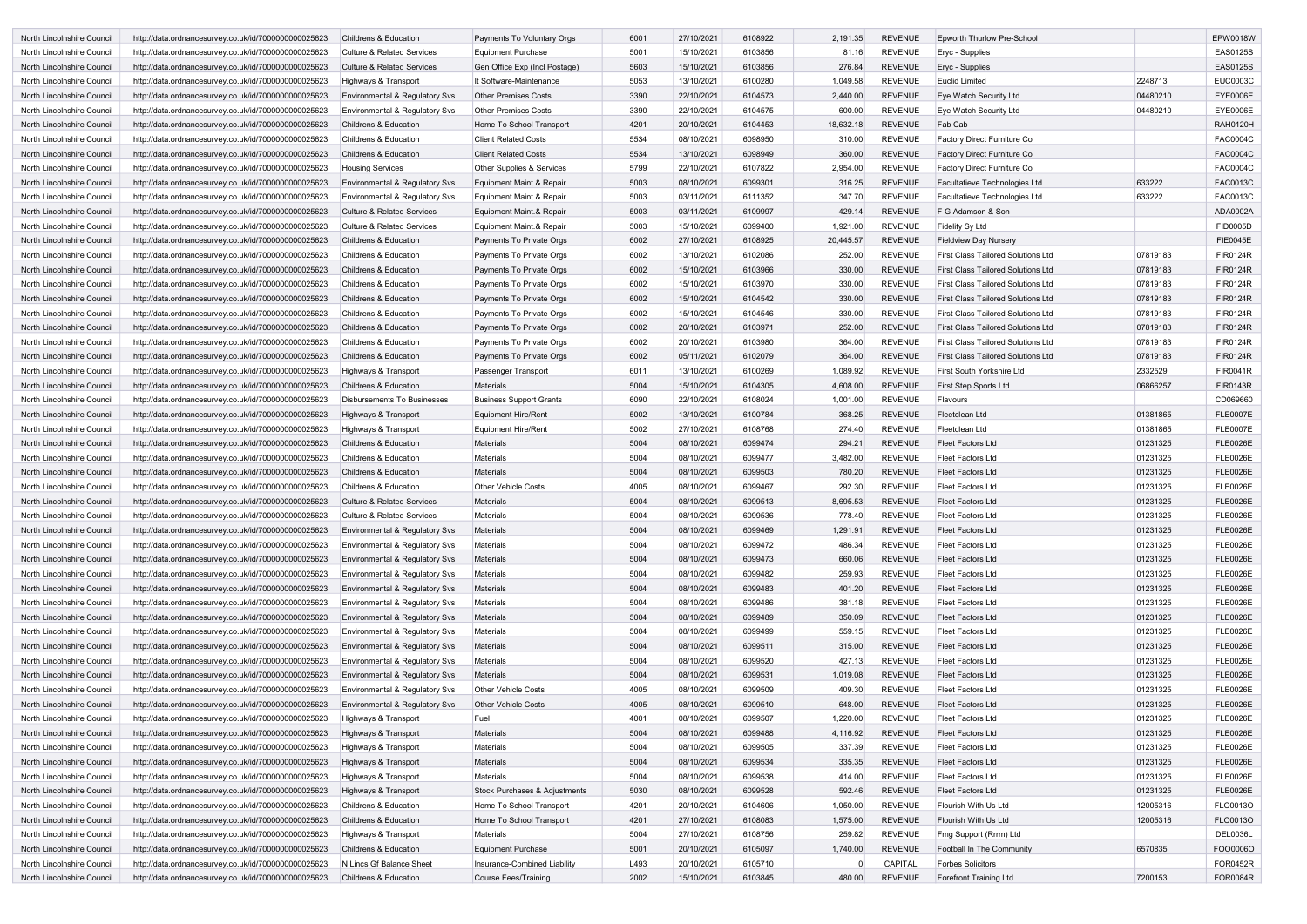| | | | | | | | | | | | |
|---|---|---|---|---|---|---|---|---|---|---|---|
| North Lincolnshire Council | http://data.ordnancesurvey.co.uk/id/7000000000025623 | Childrens & Education | Payments To Voluntary Orgs | 6001 | 27/10/2021 | 6108922 | 2,191.35 | REVENUE | Epworth Thurlow Pre-School | | EPW0018W |
| North Lincolnshire Council | http://data.ordnancesurvey.co.uk/id/7000000000025623 | Culture & Related Services | Equipment Purchase | 5001 | 15/10/2021 | 6103856 | 81.16 | REVENUE | Eryc - Supplies | | EAS0125S |
| North Lincolnshire Council | http://data.ordnancesurvey.co.uk/id/7000000000025623 | Culture & Related Services | Gen Office Exp (Incl Postage) | 5603 | 15/10/2021 | 6103856 | 276.84 | REVENUE | Eryc - Supplies | | EAS0125S |
| North Lincolnshire Council | http://data.ordnancesurvey.co.uk/id/7000000000025623 | Highways & Transport | It Software-Maintenance | 5053 | 13/10/2021 | 6100280 | 1,049.58 | REVENUE | Euclid Limited | 2248713 | EUC0003C |
| North Lincolnshire Council | http://data.ordnancesurvey.co.uk/id/7000000000025623 | Environmental & Regulatory Svs | Other Premises Costs | 3390 | 22/10/2021 | 6104573 | 2,440.00 | REVENUE | Eye Watch Security Ltd | 04480210 | EYE0006E |
| North Lincolnshire Council | http://data.ordnancesurvey.co.uk/id/7000000000025623 | Environmental & Regulatory Svs | Other Premises Costs | 3390 | 22/10/2021 | 6104575 | 600.00 | REVENUE | Eye Watch Security Ltd | 04480210 | EYE0006E |
| North Lincolnshire Council | http://data.ordnancesurvey.co.uk/id/7000000000025623 | Childrens & Education | Home To School Transport | 4201 | 20/10/2021 | 6104453 | 18,632.18 | REVENUE | Fab Cab | | RAH0120H |
| North Lincolnshire Council | http://data.ordnancesurvey.co.uk/id/7000000000025623 | Childrens & Education | Client Related Costs | 5534 | 08/10/2021 | 6098950 | 310.00 | REVENUE | Factory Direct Furniture Co | | FAC0004C |
| North Lincolnshire Council | http://data.ordnancesurvey.co.uk/id/7000000000025623 | Childrens & Education | Client Related Costs | 5534 | 13/10/2021 | 6098949 | 360.00 | REVENUE | Factory Direct Furniture Co | | FAC0004C |
| North Lincolnshire Council | http://data.ordnancesurvey.co.uk/id/7000000000025623 | Housing Services | Other Supplies & Services | 5799 | 22/10/2021 | 6107822 | 2,954.00 | REVENUE | Factory Direct Furniture Co | | FAC0004C |
| North Lincolnshire Council | http://data.ordnancesurvey.co.uk/id/7000000000025623 | Environmental & Regulatory Svs | Equipment Maint.& Repair | 5003 | 08/10/2021 | 6099301 | 316.25 | REVENUE | Facultatieve Technologies Ltd | 633222 | FAC0013C |
| North Lincolnshire Council | http://data.ordnancesurvey.co.uk/id/7000000000025623 | Environmental & Regulatory Svs | Equipment Maint.& Repair | 5003 | 03/11/2021 | 6111352 | 347.70 | REVENUE | Facultatieve Technologies Ltd | 633222 | FAC0013C |
| North Lincolnshire Council | http://data.ordnancesurvey.co.uk/id/7000000000025623 | Culture & Related Services | Equipment Maint.& Repair | 5003 | 03/11/2021 | 6109997 | 429.14 | REVENUE | F G Adamson & Son | | ADA0002A |
| North Lincolnshire Council | http://data.ordnancesurvey.co.uk/id/7000000000025623 | Culture & Related Services | Equipment Maint.& Repair | 5003 | 15/10/2021 | 6099400 | 1,921.00 | REVENUE | Fidelity Sy Ltd | | FID0005D |
| North Lincolnshire Council | http://data.ordnancesurvey.co.uk/id/7000000000025623 | Childrens & Education | Payments To Private Orgs | 6002 | 27/10/2021 | 6108925 | 20,445.57 | REVENUE | Fieldview Day Nursery | | FIE0045E |
| North Lincolnshire Council | http://data.ordnancesurvey.co.uk/id/7000000000025623 | Childrens & Education | Payments To Private Orgs | 6002 | 13/10/2021 | 6102086 | 252.00 | REVENUE | First Class Tailored Solutions Ltd | 07819183 | FIR0124R |
| North Lincolnshire Council | http://data.ordnancesurvey.co.uk/id/7000000000025623 | Childrens & Education | Payments To Private Orgs | 6002 | 15/10/2021 | 6103966 | 330.00 | REVENUE | First Class Tailored Solutions Ltd | 07819183 | FIR0124R |
| North Lincolnshire Council | http://data.ordnancesurvey.co.uk/id/7000000000025623 | Childrens & Education | Payments To Private Orgs | 6002 | 15/10/2021 | 6103970 | 330.00 | REVENUE | First Class Tailored Solutions Ltd | 07819183 | FIR0124R |
| North Lincolnshire Council | http://data.ordnancesurvey.co.uk/id/7000000000025623 | Childrens & Education | Payments To Private Orgs | 6002 | 15/10/2021 | 6104542 | 330.00 | REVENUE | First Class Tailored Solutions Ltd | 07819183 | FIR0124R |
| North Lincolnshire Council | http://data.ordnancesurvey.co.uk/id/7000000000025623 | Childrens & Education | Payments To Private Orgs | 6002 | 15/10/2021 | 6104546 | 330.00 | REVENUE | First Class Tailored Solutions Ltd | 07819183 | FIR0124R |
| North Lincolnshire Council | http://data.ordnancesurvey.co.uk/id/7000000000025623 | Childrens & Education | Payments To Private Orgs | 6002 | 20/10/2021 | 6103971 | 252.00 | REVENUE | First Class Tailored Solutions Ltd | 07819183 | FIR0124R |
| North Lincolnshire Council | http://data.ordnancesurvey.co.uk/id/7000000000025623 | Childrens & Education | Payments To Private Orgs | 6002 | 20/10/2021 | 6103980 | 364.00 | REVENUE | First Class Tailored Solutions Ltd | 07819183 | FIR0124R |
| North Lincolnshire Council | http://data.ordnancesurvey.co.uk/id/7000000000025623 | Childrens & Education | Payments To Private Orgs | 6002 | 05/11/2021 | 6102079 | 364.00 | REVENUE | First Class Tailored Solutions Ltd | 07819183 | FIR0124R |
| North Lincolnshire Council | http://data.ordnancesurvey.co.uk/id/7000000000025623 | Highways & Transport | Passenger Transport | 6011 | 13/10/2021 | 6100269 | 1,089.92 | REVENUE | First South Yorkshire Ltd | 2332529 | FIR0041R |
| North Lincolnshire Council | http://data.ordnancesurvey.co.uk/id/7000000000025623 | Childrens & Education | Materials | 5004 | 15/10/2021 | 6104305 | 4,608.00 | REVENUE | First Step Sports Ltd | 06866257 | FIR0143R |
| North Lincolnshire Council | http://data.ordnancesurvey.co.uk/id/7000000000025623 | Disbursements To Businesses | Business Support Grants | 6090 | 22/10/2021 | 6108024 | 1,001.00 | REVENUE | Flavours | | CD069660 |
| North Lincolnshire Council | http://data.ordnancesurvey.co.uk/id/7000000000025623 | Highways & Transport | Equipment Hire/Rent | 5002 | 13/10/2021 | 6100784 | 368.25 | REVENUE | Fleetclean Ltd | 01381865 | FLE0007E |
| North Lincolnshire Council | http://data.ordnancesurvey.co.uk/id/7000000000025623 | Highways & Transport | Equipment Hire/Rent | 5002 | 27/10/2021 | 6108768 | 274.40 | REVENUE | Fleetclean Ltd | 01381865 | FLE0007E |
| North Lincolnshire Council | http://data.ordnancesurvey.co.uk/id/7000000000025623 | Childrens & Education | Materials | 5004 | 08/10/2021 | 6099474 | 294.21 | REVENUE | Fleet Factors Ltd | 01231325 | FLE0026E |
| North Lincolnshire Council | http://data.ordnancesurvey.co.uk/id/7000000000025623 | Childrens & Education | Materials | 5004 | 08/10/2021 | 6099477 | 3,482.00 | REVENUE | Fleet Factors Ltd | 01231325 | FLE0026E |
| North Lincolnshire Council | http://data.ordnancesurvey.co.uk/id/7000000000025623 | Childrens & Education | Materials | 5004 | 08/10/2021 | 6099503 | 780.20 | REVENUE | Fleet Factors Ltd | 01231325 | FLE0026E |
| North Lincolnshire Council | http://data.ordnancesurvey.co.uk/id/7000000000025623 | Childrens & Education | Other Vehicle Costs | 4005 | 08/10/2021 | 6099467 | 292.30 | REVENUE | Fleet Factors Ltd | 01231325 | FLE0026E |
| North Lincolnshire Council | http://data.ordnancesurvey.co.uk/id/7000000000025623 | Culture & Related Services | Materials | 5004 | 08/10/2021 | 6099513 | 8,695.53 | REVENUE | Fleet Factors Ltd | 01231325 | FLE0026E |
| North Lincolnshire Council | http://data.ordnancesurvey.co.uk/id/7000000000025623 | Culture & Related Services | Materials | 5004 | 08/10/2021 | 6099536 | 778.40 | REVENUE | Fleet Factors Ltd | 01231325 | FLE0026E |
| North Lincolnshire Council | http://data.ordnancesurvey.co.uk/id/7000000000025623 | Environmental & Regulatory Svs | Materials | 5004 | 08/10/2021 | 6099469 | 1,291.91 | REVENUE | Fleet Factors Ltd | 01231325 | FLE0026E |
| North Lincolnshire Council | http://data.ordnancesurvey.co.uk/id/7000000000025623 | Environmental & Regulatory Svs | Materials | 5004 | 08/10/2021 | 6099472 | 486.34 | REVENUE | Fleet Factors Ltd | 01231325 | FLE0026E |
| North Lincolnshire Council | http://data.ordnancesurvey.co.uk/id/7000000000025623 | Environmental & Regulatory Svs | Materials | 5004 | 08/10/2021 | 6099473 | 660.06 | REVENUE | Fleet Factors Ltd | 01231325 | FLE0026E |
| North Lincolnshire Council | http://data.ordnancesurvey.co.uk/id/7000000000025623 | Environmental & Regulatory Svs | Materials | 5004 | 08/10/2021 | 6099482 | 259.93 | REVENUE | Fleet Factors Ltd | 01231325 | FLE0026E |
| North Lincolnshire Council | http://data.ordnancesurvey.co.uk/id/7000000000025623 | Environmental & Regulatory Svs | Materials | 5004 | 08/10/2021 | 6099483 | 401.20 | REVENUE | Fleet Factors Ltd | 01231325 | FLE0026E |
| North Lincolnshire Council | http://data.ordnancesurvey.co.uk/id/7000000000025623 | Environmental & Regulatory Svs | Materials | 5004 | 08/10/2021 | 6099486 | 381.18 | REVENUE | Fleet Factors Ltd | 01231325 | FLE0026E |
| North Lincolnshire Council | http://data.ordnancesurvey.co.uk/id/7000000000025623 | Environmental & Regulatory Svs | Materials | 5004 | 08/10/2021 | 6099489 | 350.09 | REVENUE | Fleet Factors Ltd | 01231325 | FLE0026E |
| North Lincolnshire Council | http://data.ordnancesurvey.co.uk/id/7000000000025623 | Environmental & Regulatory Svs | Materials | 5004 | 08/10/2021 | 6099499 | 559.15 | REVENUE | Fleet Factors Ltd | 01231325 | FLE0026E |
| North Lincolnshire Council | http://data.ordnancesurvey.co.uk/id/7000000000025623 | Environmental & Regulatory Svs | Materials | 5004 | 08/10/2021 | 6099511 | 315.00 | REVENUE | Fleet Factors Ltd | 01231325 | FLE0026E |
| North Lincolnshire Council | http://data.ordnancesurvey.co.uk/id/7000000000025623 | Environmental & Regulatory Svs | Materials | 5004 | 08/10/2021 | 6099520 | 427.13 | REVENUE | Fleet Factors Ltd | 01231325 | FLE0026E |
| North Lincolnshire Council | http://data.ordnancesurvey.co.uk/id/7000000000025623 | Environmental & Regulatory Svs | Materials | 5004 | 08/10/2021 | 6099531 | 1,019.08 | REVENUE | Fleet Factors Ltd | 01231325 | FLE0026E |
| North Lincolnshire Council | http://data.ordnancesurvey.co.uk/id/7000000000025623 | Environmental & Regulatory Svs | Other Vehicle Costs | 4005 | 08/10/2021 | 6099509 | 409.30 | REVENUE | Fleet Factors Ltd | 01231325 | FLE0026E |
| North Lincolnshire Council | http://data.ordnancesurvey.co.uk/id/7000000000025623 | Environmental & Regulatory Svs | Other Vehicle Costs | 4005 | 08/10/2021 | 6099510 | 648.00 | REVENUE | Fleet Factors Ltd | 01231325 | FLE0026E |
| North Lincolnshire Council | http://data.ordnancesurvey.co.uk/id/7000000000025623 | Highways & Transport | Fuel | 4001 | 08/10/2021 | 6099507 | 1,220.00 | REVENUE | Fleet Factors Ltd | 01231325 | FLE0026E |
| North Lincolnshire Council | http://data.ordnancesurvey.co.uk/id/7000000000025623 | Highways & Transport | Materials | 5004 | 08/10/2021 | 6099488 | 4,116.92 | REVENUE | Fleet Factors Ltd | 01231325 | FLE0026E |
| North Lincolnshire Council | http://data.ordnancesurvey.co.uk/id/7000000000025623 | Highways & Transport | Materials | 5004 | 08/10/2021 | 6099505 | 337.39 | REVENUE | Fleet Factors Ltd | 01231325 | FLE0026E |
| North Lincolnshire Council | http://data.ordnancesurvey.co.uk/id/7000000000025623 | Highways & Transport | Materials | 5004 | 08/10/2021 | 6099534 | 335.35 | REVENUE | Fleet Factors Ltd | 01231325 | FLE0026E |
| North Lincolnshire Council | http://data.ordnancesurvey.co.uk/id/7000000000025623 | Highways & Transport | Materials | 5004 | 08/10/2021 | 6099538 | 414.00 | REVENUE | Fleet Factors Ltd | 01231325 | FLE0026E |
| North Lincolnshire Council | http://data.ordnancesurvey.co.uk/id/7000000000025623 | Highways & Transport | Stock Purchases & Adjustments | 5030 | 08/10/2021 | 6099528 | 592.46 | REVENUE | Fleet Factors Ltd | 01231325 | FLE0026E |
| North Lincolnshire Council | http://data.ordnancesurvey.co.uk/id/7000000000025623 | Childrens & Education | Home To School Transport | 4201 | 20/10/2021 | 6104606 | 1,050.00 | REVENUE | Flourish With Us Ltd | 12005316 | FLO0013O |
| North Lincolnshire Council | http://data.ordnancesurvey.co.uk/id/7000000000025623 | Childrens & Education | Home To School Transport | 4201 | 27/10/2021 | 6108083 | 1,575.00 | REVENUE | Flourish With Us Ltd | 12005316 | FLO0013O |
| North Lincolnshire Council | http://data.ordnancesurvey.co.uk/id/7000000000025623 | Highways & Transport | Materials | 5004 | 27/10/2021 | 6108756 | 259.82 | REVENUE | Fmg Support (Rrrm) Ltd | | DEL0036L |
| North Lincolnshire Council | http://data.ordnancesurvey.co.uk/id/7000000000025623 | Childrens & Education | Equipment Purchase | 5001 | 20/10/2021 | 6105097 | 1,740.00 | REVENUE | Football In The Community | 6570835 | FOO0006O |
| North Lincolnshire Council | http://data.ordnancesurvey.co.uk/id/7000000000025623 | N Lincs Gf Balance Sheet | Insurance-Combined Liability | L493 | 20/10/2021 | 6105710 | 0 | CAPITAL | Forbes Solicitors | | FOR0452R |
| North Lincolnshire Council | http://data.ordnancesurvey.co.uk/id/7000000000025623 | Childrens & Education | Course Fees/Training | 2002 | 15/10/2021 | 6103845 | 480.00 | REVENUE | Forefront Training Ltd | 7200153 | FOR0084R |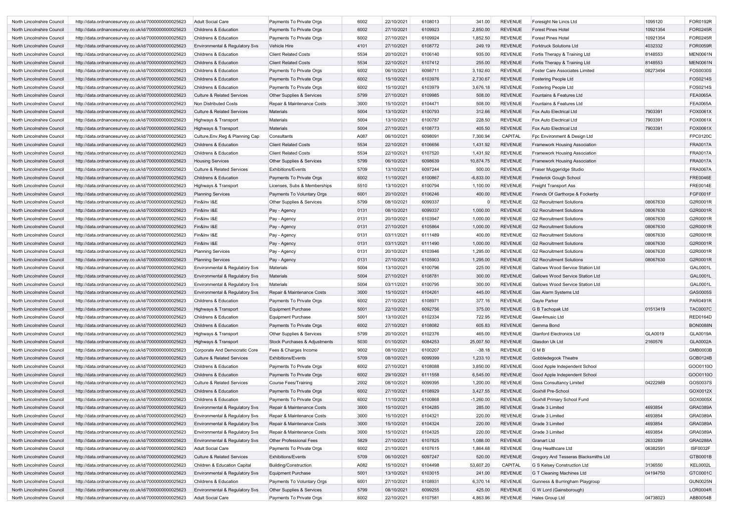| | | | | | | | | | | | |
|---|---|---|---|---|---|---|---|---|---|---|---|
| North Lincolnshire Council | http://data.ordnancesurvey.co.uk/id/7000000000025623 | Adult Social Care | Payments To Private Orgs | 6002 | 22/10/2021 | 6108013 | 341.00 | REVENUE | Foresight Ne Lincs Ltd | 1095120 | FOR0192R |
| North Lincolnshire Council | http://data.ordnancesurvey.co.uk/id/7000000000025623 | Childrens & Education | Payments To Private Orgs | 6002 | 27/10/2021 | 6109923 | 2,850.00 | REVENUE | Forest Pines Hotel | 10921354 | FOR0245R |
| North Lincolnshire Council | http://data.ordnancesurvey.co.uk/id/7000000000025623 | Childrens & Education | Payments To Private Orgs | 6002 | 27/10/2021 | 6109924 | 1,852.50 | REVENUE | Forest Pines Hotel | 10921354 | FOR0245R |
| North Lincolnshire Council | http://data.ordnancesurvey.co.uk/id/7000000000025623 | Environmental & Regulatory Svs | Vehicle Hire | 4101 | 27/10/2021 | 6108772 | 249.19 | REVENUE | Forktruck Solutions Ltd | 4032332 | FOR0059R |
| North Lincolnshire Council | http://data.ordnancesurvey.co.uk/id/7000000000025623 | Childrens & Education | Client Related Costs | 5534 | 20/10/2021 | 6106140 | 935.00 | REVENUE | Fortis Therapy & Training Ltd | 8148553 | MEN0061N |
| North Lincolnshire Council | http://data.ordnancesurvey.co.uk/id/7000000000025623 | Childrens & Education | Client Related Costs | 5534 | 22/10/2021 | 6107412 | 255.00 | REVENUE | Fortis Therapy & Training Ltd | 8148553 | MEN0061N |
| North Lincolnshire Council | http://data.ordnancesurvey.co.uk/id/7000000000025623 | Childrens & Education | Payments To Private Orgs | 6002 | 06/10/2021 | 6098711 | 3,192.60 | REVENUE | Foster Care Associates Limited | 08273494 | FOS0030S |
| North Lincolnshire Council | http://data.ordnancesurvey.co.uk/id/7000000000025623 | Childrens & Education | Payments To Private Orgs | 6002 | 15/10/2021 | 6103976 | 2,730.67 | REVENUE | Fostering People Ltd | | FOS0214S |
| North Lincolnshire Council | http://data.ordnancesurvey.co.uk/id/7000000000025623 | Childrens & Education | Payments To Private Orgs | 6002 | 15/10/2021 | 6103979 | 3,676.18 | REVENUE | Fostering People Ltd | | FOS0214S |
| North Lincolnshire Council | http://data.ordnancesurvey.co.uk/id/7000000000025623 | Culture & Related Services | Other Supplies & Services | 5799 | 27/10/2021 | 6109985 | 508.00 | REVENUE | Fountains & Features Ltd | | FEA0065A |
| North Lincolnshire Council | http://data.ordnancesurvey.co.uk/id/7000000000025623 | Non Distributed Costs | Repair & Maintenance Costs | 3000 | 15/10/2021 | 6104471 | 508.00 | REVENUE | Fountains & Features Ltd | | FEA0065A |
| North Lincolnshire Council | http://data.ordnancesurvey.co.uk/id/7000000000025623 | Culture & Related Services | Materials | 5004 | 13/10/2021 | 6100793 | 312.66 | REVENUE | Fox Auto Electrical Ltd | 7903391 | FOX0061X |
| North Lincolnshire Council | http://data.ordnancesurvey.co.uk/id/7000000000025623 | Highways & Transport | Materials | 5004 | 13/10/2021 | 6100787 | 228.50 | REVENUE | Fox Auto Electrical Ltd | 7903391 | FOX0061X |
| North Lincolnshire Council | http://data.ordnancesurvey.co.uk/id/7000000000025623 | Highways & Transport | Materials | 5004 | 27/10/2021 | 6108773 | 405.50 | REVENUE | Fox Auto Electrical Ltd | 7903391 | FOX0061X |
| North Lincolnshire Council | http://data.ordnancesurvey.co.uk/id/7000000000025623 | Culture,Env,Reg & Planning Cap | Consultants | A087 | 06/10/2021 | 6098091 | 7,300.94 | CAPITAL | Fpc Environment & Design Ltd | | FPC0120C |
| North Lincolnshire Council | http://data.ordnancesurvey.co.uk/id/7000000000025623 | Childrens & Education | Client Related Costs | 5534 | 22/10/2021 | 6106656 | 1,431.92 | REVENUE | Framework Housing Association | | FRA0017A |
| North Lincolnshire Council | http://data.ordnancesurvey.co.uk/id/7000000000025623 | Childrens & Education | Client Related Costs | 5534 | 22/10/2021 | 6107520 | 1,431.92 | REVENUE | Framework Housing Association | | FRA0017A |
| North Lincolnshire Council | http://data.ordnancesurvey.co.uk/id/7000000000025623 | Housing Services | Other Supplies & Services | 5799 | 06/10/2021 | 6098639 | 10,874.75 | REVENUE | Framework Housing Association | | FRA0017A |
| North Lincolnshire Council | http://data.ordnancesurvey.co.uk/id/7000000000025623 | Culture & Related Services | Exhibitions/Events | 5709 | 13/10/2021 | 6097244 | 500.00 | REVENUE | Fraser Muggeridge Studio | | FRA0067A |
| North Lincolnshire Council | http://data.ordnancesurvey.co.uk/id/7000000000025623 | Childrens & Education | Payments To Private Orgs | 6002 | 11/10/2021 | 6100867 | -6,833.00 | REVENUE | Frederick Gough School | | FRE0046E |
| North Lincolnshire Council | http://data.ordnancesurvey.co.uk/id/7000000000025623 | Highways & Transport | Licenses, Subs & Memberships | 5510 | 13/10/2021 | 6100794 | 1,100.00 | REVENUE | Freight Transport Ass | | FRE0014E |
| North Lincolnshire Council | http://data.ordnancesurvey.co.uk/id/7000000000025623 | Planning Services | Payments To Voluntary Orgs | 6001 | 20/10/2021 | 6106246 | 400.00 | REVENUE | Friends Of Garthorpe & Fockerby | | FGF0001F |
| North Lincolnshire Council | http://data.ordnancesurvey.co.uk/id/7000000000025623 | Fin&Inv I&E | Other Supplies & Services | 5799 | 08/10/2021 | 6099337 | 0 | REVENUE | G2 Recruitment Solutions | 08067630 | G2R0001R |
| North Lincolnshire Council | http://data.ordnancesurvey.co.uk/id/7000000000025623 | Fin&Inv I&E | Pay - Agency | 0131 | 08/10/2021 | 6099337 | 1,000.00 | REVENUE | G2 Recruitment Solutions | 08067630 | G2R0001R |
| North Lincolnshire Council | http://data.ordnancesurvey.co.uk/id/7000000000025623 | Fin&Inv I&E | Pay - Agency | 0131 | 20/10/2021 | 6103947 | 1,000.00 | REVENUE | G2 Recruitment Solutions | 08067630 | G2R0001R |
| North Lincolnshire Council | http://data.ordnancesurvey.co.uk/id/7000000000025623 | Fin&Inv I&E | Pay - Agency | 0131 | 27/10/2021 | 6105864 | 1,000.00 | REVENUE | G2 Recruitment Solutions | 08067630 | G2R0001R |
| North Lincolnshire Council | http://data.ordnancesurvey.co.uk/id/7000000000025623 | Fin&Inv I&E | Pay - Agency | 0131 | 03/11/2021 | 6111489 | 400.00 | REVENUE | G2 Recruitment Solutions | 08067630 | G2R0001R |
| North Lincolnshire Council | http://data.ordnancesurvey.co.uk/id/7000000000025623 | Fin&Inv I&E | Pay - Agency | 0131 | 03/11/2021 | 6111490 | 1,000.00 | REVENUE | G2 Recruitment Solutions | 08067630 | G2R0001R |
| North Lincolnshire Council | http://data.ordnancesurvey.co.uk/id/7000000000025623 | Planning Services | Pay - Agency | 0131 | 20/10/2021 | 6103946 | 1,295.00 | REVENUE | G2 Recruitment Solutions | 08067630 | G2R0001R |
| North Lincolnshire Council | http://data.ordnancesurvey.co.uk/id/7000000000025623 | Planning Services | Pay - Agency | 0131 | 27/10/2021 | 6105903 | 1,295.00 | REVENUE | G2 Recruitment Solutions | 08067630 | G2R0001R |
| North Lincolnshire Council | http://data.ordnancesurvey.co.uk/id/7000000000025623 | Environmental & Regulatory Svs | Materials | 5004 | 13/10/2021 | 6100796 | 225.00 | REVENUE | Gallows Wood Service Station Ltd | | GAL0001L |
| North Lincolnshire Council | http://data.ordnancesurvey.co.uk/id/7000000000025623 | Environmental & Regulatory Svs | Materials | 5004 | 27/10/2021 | 6108781 | 300.00 | REVENUE | Gallows Wood Service Station Ltd | | GAL0001L |
| North Lincolnshire Council | http://data.ordnancesurvey.co.uk/id/7000000000025623 | Environmental & Regulatory Svs | Materials | 5004 | 03/11/2021 | 6100795 | 300.00 | REVENUE | Gallows Wood Service Station Ltd | | GAL0001L |
| North Lincolnshire Council | http://data.ordnancesurvey.co.uk/id/7000000000025623 | Environmental & Regulatory Svs | Repair & Maintenance Costs | 3000 | 15/10/2021 | 6104261 | 445.00 | REVENUE | Gas Alarm Systems Ltd | | GAS0005S |
| North Lincolnshire Council | http://data.ordnancesurvey.co.uk/id/7000000000025623 | Childrens & Education | Payments To Private Orgs | 6002 | 27/10/2021 | 6108971 | 377.16 | REVENUE | Gayle Parker | | PAR0491R |
| North Lincolnshire Council | http://data.ordnancesurvey.co.uk/id/7000000000025623 | Highways & Transport | Equipment Purchase | 5001 | 22/10/2021 | 6092756 | 375.00 | REVENUE | G B Tachopak Ltd | 01513419 | TAC0007C |
| North Lincolnshire Council | http://data.ordnancesurvey.co.uk/id/7000000000025623 | Childrens & Education | Equipment Purchase | 5001 | 13/10/2021 | 6102334 | 722.95 | REVENUE | Gear4music Ltd | | RED0164D |
| North Lincolnshire Council | http://data.ordnancesurvey.co.uk/id/7000000000025623 | Childrens & Education | Payments To Private Orgs | 6002 | 27/10/2021 | 6108082 | 605.83 | REVENUE | Gemma Bond | | BON0088N |
| North Lincolnshire Council | http://data.ordnancesurvey.co.uk/id/7000000000025623 | Highways & Transport | Other Supplies & Services | 5799 | 20/10/2021 | 6102376 | 465.00 | REVENUE | Glanford Electronics Ltd | GLA0019 | GLA0019A |
| North Lincolnshire Council | http://data.ordnancesurvey.co.uk/id/7000000000025623 | Highways & Transport | Stock Purchases & Adjustments | 5030 | 01/10/2021 | 6084253 | 25,007.50 | REVENUE | Glasdon Uk Ltd | 2160576 | GLA0002A |
| North Lincolnshire Council | http://data.ordnancesurvey.co.uk/id/7000000000025623 | Corporate And Democratic Core | Fees & Charges Income | 9002 | 08/10/2021 | 6100207 | -38.18 | REVENUE | G M B | | GMB0003B |
| North Lincolnshire Council | http://data.ordnancesurvey.co.uk/id/7000000000025623 | Culture & Related Services | Exhibitions/Events | 5709 | 08/10/2021 | 6099399 | 1,233.10 | REVENUE | Gobbledegook Theatre | | GOB0124B |
| North Lincolnshire Council | http://data.ordnancesurvey.co.uk/id/7000000000025623 | Childrens & Education | Payments To Private Orgs | 6002 | 27/10/2021 | 6108088 | 3,850.00 | REVENUE | Good Apple Independent School | | GOO0110O |
| North Lincolnshire Council | http://data.ordnancesurvey.co.uk/id/7000000000025623 | Childrens & Education | Payments To Private Orgs | 6002 | 29/10/2021 | 6111558 | 6,545.00 | REVENUE | Good Apple Independent School | | GOO0110O |
| North Lincolnshire Council | http://data.ordnancesurvey.co.uk/id/7000000000025623 | Culture & Related Services | Course Fees/Training | 2002 | 08/10/2021 | 6099395 | 1,200.00 | REVENUE | Goss Consultancy Limited | 04222989 | GOS0037S |
| North Lincolnshire Council | http://data.ordnancesurvey.co.uk/id/7000000000025623 | Childrens & Education | Payments To Private Orgs | 6002 | 27/10/2021 | 6108929 | 3,427.55 | REVENUE | Goxhill Pre-School | | GOX0012X |
| North Lincolnshire Council | http://data.ordnancesurvey.co.uk/id/7000000000025623 | Childrens & Education | Payments To Private Orgs | 6002 | 11/10/2021 | 6100868 | -1,260.00 | REVENUE | Goxhill Primary School Fund | | GOX0005X |
| North Lincolnshire Council | http://data.ordnancesurvey.co.uk/id/7000000000025623 | Environmental & Regulatory Svs | Repair & Maintenance Costs | 3000 | 15/10/2021 | 6104285 | 285.00 | REVENUE | Grade 3 Limited | 4693854 | GRA0389A |
| North Lincolnshire Council | http://data.ordnancesurvey.co.uk/id/7000000000025623 | Environmental & Regulatory Svs | Repair & Maintenance Costs | 3000 | 15/10/2021 | 6104321 | 220.00 | REVENUE | Grade 3 Limited | 4693854 | GRA0389A |
| North Lincolnshire Council | http://data.ordnancesurvey.co.uk/id/7000000000025623 | Environmental & Regulatory Svs | Repair & Maintenance Costs | 3000 | 15/10/2021 | 6104324 | 220.00 | REVENUE | Grade 3 Limited | 4693854 | GRA0389A |
| North Lincolnshire Council | http://data.ordnancesurvey.co.uk/id/7000000000025623 | Environmental & Regulatory Svs | Repair & Maintenance Costs | 3000 | 15/10/2021 | 6104325 | 220.00 | REVENUE | Grade 3 Limited | 4693854 | GRA0389A |
| North Lincolnshire Council | http://data.ordnancesurvey.co.uk/id/7000000000025623 | Environmental & Regulatory Svs | Other Professional Fees | 5829 | 27/10/2021 | 6107825 | 1,088.00 | REVENUE | Granart Ltd | 2633289 | GRA0288A |
| North Lincolnshire Council | http://data.ordnancesurvey.co.uk/id/7000000000025623 | Adult Social Care | Payments To Private Orgs | 6002 | 21/10/2021 | 6107615 | 1,864.68 | REVENUE | Gray Healthcare Ltd | 06382591 | ISF0032F |
| North Lincolnshire Council | http://data.ordnancesurvey.co.uk/id/7000000000025623 | Culture & Related Services | Exhibitions/Events | 5709 | 06/10/2021 | 6097247 | 520.00 | REVENUE | Gregory And Tesseras Blacksmiths Ltd | | GTB0001B |
| North Lincolnshire Council | http://data.ordnancesurvey.co.uk/id/7000000000025623 | Children & Education Capital | Building/Construction | A082 | 15/10/2021 | 6104498 | 53,607.20 | CAPITAL | G S Kelsey Construction Ltd | 3136550 | KEL0002L |
| North Lincolnshire Council | http://data.ordnancesurvey.co.uk/id/7000000000025623 | Environmental & Regulatory Svs | Equipment Purchase | 5001 | 13/10/2021 | 6103015 | 241.00 | REVENUE | G T Cleaning Machines Ltd | 04194750 | GTC0001C |
| North Lincolnshire Council | http://data.ordnancesurvey.co.uk/id/7000000000025623 | Childrens & Education | Payments To Voluntary Orgs | 6001 | 27/10/2021 | 6108931 | 6,370.14 | REVENUE | Gunness & Burringham Playgroup | | GUN0025N |
| North Lincolnshire Council | http://data.ordnancesurvey.co.uk/id/7000000000025623 | Environmental & Regulatory Svs | Other Supplies & Services | 5799 | 08/10/2021 | 6099255 | 425.00 | REVENUE | G W Lord (Gainsborough) | | LOR0004R |
| North Lincolnshire Council | http://data.ordnancesurvey.co.uk/id/7000000000025623 | Adult Social Care | Payments To Private Orgs | 6002 | 22/10/2021 | 6107581 | 4,863.96 | REVENUE | Hales Group Ltd | 04738023 | ABB0054B |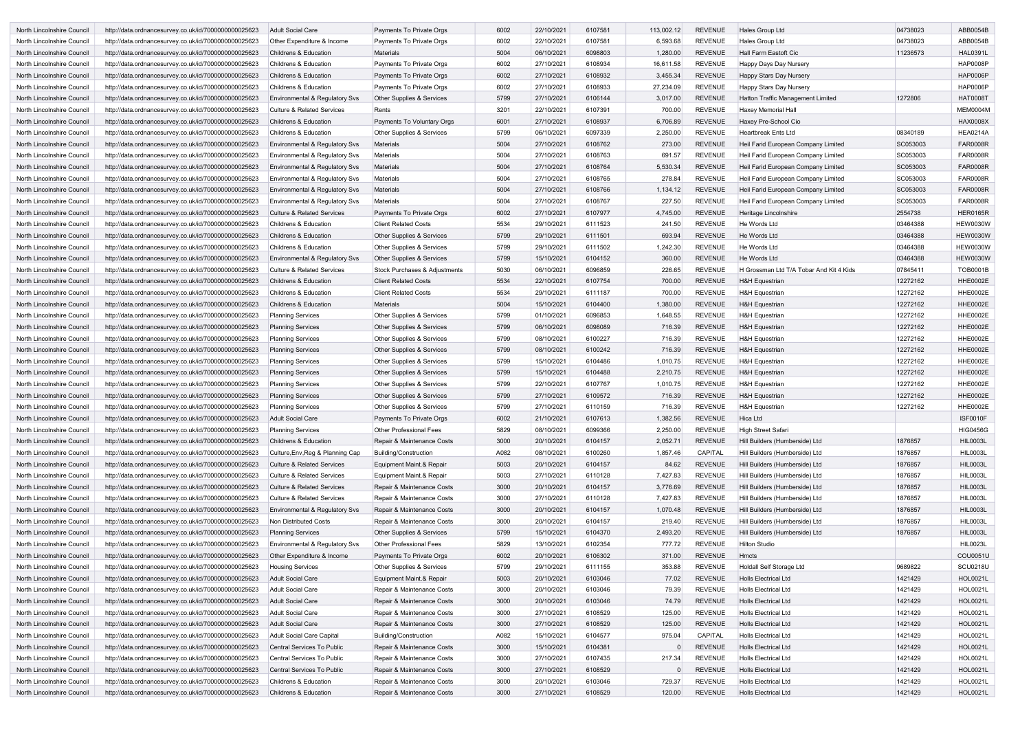| North Lincolnshire Council | http://data.ordnancesurvey.co.uk/id/7000000000025623 | Adult Social Care | Payments To Private Orgs | 6002 | 22/10/2021 | 6107581 | 113,002.12 | REVENUE | Hales Group Ltd | 04738023 | ABB0054B |
|---|---|---|---|---|---|---|---|---|---|---|---|
| North Lincolnshire Council | http://data.ordnancesurvey.co.uk/id/7000000000025623 | Other Expenditure & Income | Payments To Private Orgs | 6002 | 22/10/2021 | 6107581 | 6,593.68 | REVENUE | Hales Group Ltd | 04738023 | ABB0054B |
| North Lincolnshire Council | http://data.ordnancesurvey.co.uk/id/7000000000025623 | Childrens & Education | Materials | 5004 | 06/10/2021 | 6098803 | 1,280.00 | REVENUE | Hall Farm Eastoft Cic | 11236573 | HAL0391L |
| North Lincolnshire Council | http://data.ordnancesurvey.co.uk/id/7000000000025623 | Childrens & Education | Payments To Private Orgs | 6002 | 27/10/2021 | 6108934 | 16,611.58 | REVENUE | Happy Days Day Nursery | | HAP0008P |
| North Lincolnshire Council | http://data.ordnancesurvey.co.uk/id/7000000000025623 | Childrens & Education | Payments To Private Orgs | 6002 | 27/10/2021 | 6108932 | 3,455.34 | REVENUE | Happy Stars Day Nursery | | HAP0006P |
| North Lincolnshire Council | http://data.ordnancesurvey.co.uk/id/7000000000025623 | Childrens & Education | Payments To Private Orgs | 6002 | 27/10/2021 | 6108933 | 27,234.09 | REVENUE | Happy Stars Day Nursery | | HAP0006P |
| North Lincolnshire Council | http://data.ordnancesurvey.co.uk/id/7000000000025623 | Environmental & Regulatory Svs | Other Supplies & Services | 5799 | 27/10/2021 | 6106144 | 3,017.00 | REVENUE | Hatton Traffic Management Limited | 1272806 | HAT0008T |
| North Lincolnshire Council | http://data.ordnancesurvey.co.uk/id/7000000000025623 | Culture & Related Services | Rents | 3201 | 22/10/2021 | 6107391 | 700.00 | REVENUE | Haxey Memorial Hall | | MEM0004M |
| North Lincolnshire Council | http://data.ordnancesurvey.co.uk/id/7000000000025623 | Childrens & Education | Payments To Voluntary Orgs | 6001 | 27/10/2021 | 6108937 | 6,706.89 | REVENUE | Haxey Pre-School Cio | | HAX0008X |
| North Lincolnshire Council | http://data.ordnancesurvey.co.uk/id/7000000000025623 | Childrens & Education | Other Supplies & Services | 5799 | 06/10/2021 | 6097339 | 2,250.00 | REVENUE | Heartbreak Ents Ltd | 08340189 | HEA0214A |
| North Lincolnshire Council | http://data.ordnancesurvey.co.uk/id/7000000000025623 | Environmental & Regulatory Svs | Materials | 5004 | 27/10/2021 | 6108762 | 273.00 | REVENUE | Heil Farid European Company Limited | SC053003 | FAR0008R |
| North Lincolnshire Council | http://data.ordnancesurvey.co.uk/id/7000000000025623 | Environmental & Regulatory Svs | Materials | 5004 | 27/10/2021 | 6108763 | 691.57 | REVENUE | Heil Farid European Company Limited | SC053003 | FAR0008R |
| North Lincolnshire Council | http://data.ordnancesurvey.co.uk/id/7000000000025623 | Environmental & Regulatory Svs | Materials | 5004 | 27/10/2021 | 6108764 | 5,530.34 | REVENUE | Heil Farid European Company Limited | SC053003 | FAR0008R |
| North Lincolnshire Council | http://data.ordnancesurvey.co.uk/id/7000000000025623 | Environmental & Regulatory Svs | Materials | 5004 | 27/10/2021 | 6108765 | 278.84 | REVENUE | Heil Farid European Company Limited | SC053003 | FAR0008R |
| North Lincolnshire Council | http://data.ordnancesurvey.co.uk/id/7000000000025623 | Environmental & Regulatory Svs | Materials | 5004 | 27/10/2021 | 6108766 | 1,134.12 | REVENUE | Heil Farid European Company Limited | SC053003 | FAR0008R |
| North Lincolnshire Council | http://data.ordnancesurvey.co.uk/id/7000000000025623 | Environmental & Regulatory Svs | Materials | 5004 | 27/10/2021 | 6108767 | 227.50 | REVENUE | Heil Farid European Company Limited | SC053003 | FAR0008R |
| North Lincolnshire Council | http://data.ordnancesurvey.co.uk/id/7000000000025623 | Culture & Related Services | Payments To Private Orgs | 6002 | 27/10/2021 | 6107977 | 4,745.00 | REVENUE | Heritage Lincolnshire | 2554738 | HER0165R |
| North Lincolnshire Council | http://data.ordnancesurvey.co.uk/id/7000000000025623 | Childrens & Education | Client Related Costs | 5534 | 29/10/2021 | 6111523 | 241.50 | REVENUE | He Words Ltd | 03464388 | HEW0030W |
| North Lincolnshire Council | http://data.ordnancesurvey.co.uk/id/7000000000025623 | Childrens & Education | Other Supplies & Services | 5799 | 29/10/2021 | 6111501 | 693.94 | REVENUE | He Words Ltd | 03464388 | HEW0030W |
| North Lincolnshire Council | http://data.ordnancesurvey.co.uk/id/7000000000025623 | Childrens & Education | Other Supplies & Services | 5799 | 29/10/2021 | 6111502 | 1,242.30 | REVENUE | He Words Ltd | 03464388 | HEW0030W |
| North Lincolnshire Council | http://data.ordnancesurvey.co.uk/id/7000000000025623 | Environmental & Regulatory Svs | Other Supplies & Services | 5799 | 15/10/2021 | 6104152 | 360.00 | REVENUE | He Words Ltd | 03464388 | HEW0030W |
| North Lincolnshire Council | http://data.ordnancesurvey.co.uk/id/7000000000025623 | Culture & Related Services | Stock Purchases & Adjustments | 5030 | 06/10/2021 | 6096859 | 226.65 | REVENUE | H Grossman Ltd T/A Tobar And Kit 4 Kids | 07845411 | TOB0001B |
| North Lincolnshire Council | http://data.ordnancesurvey.co.uk/id/7000000000025623 | Childrens & Education | Client Related Costs | 5534 | 22/10/2021 | 6107754 | 700.00 | REVENUE | H&H Equestrian | 12272162 | HHE0002E |
| North Lincolnshire Council | http://data.ordnancesurvey.co.uk/id/7000000000025623 | Childrens & Education | Client Related Costs | 5534 | 29/10/2021 | 6111187 | 700.00 | REVENUE | H&H Equestrian | 12272162 | HHE0002E |
| North Lincolnshire Council | http://data.ordnancesurvey.co.uk/id/7000000000025623 | Childrens & Education | Materials | 5004 | 15/10/2021 | 6104400 | 1,380.00 | REVENUE | H&H Equestrian | 12272162 | HHE0002E |
| North Lincolnshire Council | http://data.ordnancesurvey.co.uk/id/7000000000025623 | Planning Services | Other Supplies & Services | 5799 | 01/10/2021 | 6096853 | 1,648.55 | REVENUE | H&H Equestrian | 12272162 | HHE0002E |
| North Lincolnshire Council | http://data.ordnancesurvey.co.uk/id/7000000000025623 | Planning Services | Other Supplies & Services | 5799 | 06/10/2021 | 6098089 | 716.39 | REVENUE | H&H Equestrian | 12272162 | HHE0002E |
| North Lincolnshire Council | http://data.ordnancesurvey.co.uk/id/7000000000025623 | Planning Services | Other Supplies & Services | 5799 | 08/10/2021 | 6100227 | 716.39 | REVENUE | H&H Equestrian | 12272162 | HHE0002E |
| North Lincolnshire Council | http://data.ordnancesurvey.co.uk/id/7000000000025623 | Planning Services | Other Supplies & Services | 5799 | 08/10/2021 | 6100242 | 716.39 | REVENUE | H&H Equestrian | 12272162 | HHE0002E |
| North Lincolnshire Council | http://data.ordnancesurvey.co.uk/id/7000000000025623 | Planning Services | Other Supplies & Services | 5799 | 15/10/2021 | 6104486 | 1,010.75 | REVENUE | H&H Equestrian | 12272162 | HHE0002E |
| North Lincolnshire Council | http://data.ordnancesurvey.co.uk/id/7000000000025623 | Planning Services | Other Supplies & Services | 5799 | 15/10/2021 | 6104488 | 2,210.75 | REVENUE | H&H Equestrian | 12272162 | HHE0002E |
| North Lincolnshire Council | http://data.ordnancesurvey.co.uk/id/7000000000025623 | Planning Services | Other Supplies & Services | 5799 | 22/10/2021 | 6107767 | 1,010.75 | REVENUE | H&H Equestrian | 12272162 | HHE0002E |
| North Lincolnshire Council | http://data.ordnancesurvey.co.uk/id/7000000000025623 | Planning Services | Other Supplies & Services | 5799 | 27/10/2021 | 6109572 | 716.39 | REVENUE | H&H Equestrian | 12272162 | HHE0002E |
| North Lincolnshire Council | http://data.ordnancesurvey.co.uk/id/7000000000025623 | Planning Services | Other Supplies & Services | 5799 | 27/10/2021 | 6110159 | 716.39 | REVENUE | H&H Equestrian | 12272162 | HHE0002E |
| North Lincolnshire Council | http://data.ordnancesurvey.co.uk/id/7000000000025623 | Adult Social Care | Payments To Private Orgs | 6002 | 21/10/2021 | 6107613 | 1,382.56 | REVENUE | Hica Ltd | | ISF0010F |
| North Lincolnshire Council | http://data.ordnancesurvey.co.uk/id/7000000000025623 | Planning Services | Other Professional Fees | 5829 | 08/10/2021 | 6099366 | 2,250.00 | REVENUE | High Street Safari | | HIG0456G |
| North Lincolnshire Council | http://data.ordnancesurvey.co.uk/id/7000000000025623 | Childrens & Education | Repair & Maintenance Costs | 3000 | 20/10/2021 | 6104157 | 2,052.71 | REVENUE | Hill Builders (Humberside) Ltd | 1876857 | HIL0003L |
| North Lincolnshire Council | http://data.ordnancesurvey.co.uk/id/7000000000025623 | Culture,Env,Reg & Planning Cap | Building/Construction | A082 | 08/10/2021 | 6100260 | 1,857.46 | CAPITAL | Hill Builders (Humberside) Ltd | 1876857 | HIL0003L |
| North Lincolnshire Council | http://data.ordnancesurvey.co.uk/id/7000000000025623 | Culture & Related Services | Equipment Maint.& Repair | 5003 | 20/10/2021 | 6104157 | 84.62 | REVENUE | Hill Builders (Humberside) Ltd | 1876857 | HIL0003L |
| North Lincolnshire Council | http://data.ordnancesurvey.co.uk/id/7000000000025623 | Culture & Related Services | Equipment Maint.& Repair | 5003 | 27/10/2021 | 6110128 | 7,427.83 | REVENUE | Hill Builders (Humberside) Ltd | 1876857 | HIL0003L |
| North Lincolnshire Council | http://data.ordnancesurvey.co.uk/id/7000000000025623 | Culture & Related Services | Repair & Maintenance Costs | 3000 | 20/10/2021 | 6104157 | 3,776.69 | REVENUE | Hill Builders (Humberside) Ltd | 1876857 | HIL0003L |
| North Lincolnshire Council | http://data.ordnancesurvey.co.uk/id/7000000000025623 | Culture & Related Services | Repair & Maintenance Costs | 3000 | 27/10/2021 | 6110128 | 7,427.83 | REVENUE | Hill Builders (Humberside) Ltd | 1876857 | HIL0003L |
| North Lincolnshire Council | http://data.ordnancesurvey.co.uk/id/7000000000025623 | Environmental & Regulatory Svs | Repair & Maintenance Costs | 3000 | 20/10/2021 | 6104157 | 1,070.48 | REVENUE | Hill Builders (Humberside) Ltd | 1876857 | HIL0003L |
| North Lincolnshire Council | http://data.ordnancesurvey.co.uk/id/7000000000025623 | Non Distributed Costs | Repair & Maintenance Costs | 3000 | 20/10/2021 | 6104157 | 219.40 | REVENUE | Hill Builders (Humberside) Ltd | 1876857 | HIL0003L |
| North Lincolnshire Council | http://data.ordnancesurvey.co.uk/id/7000000000025623 | Planning Services | Other Supplies & Services | 5799 | 15/10/2021 | 6104370 | 2,493.20 | REVENUE | Hill Builders (Humberside) Ltd | 1876857 | HIL0003L |
| North Lincolnshire Council | http://data.ordnancesurvey.co.uk/id/7000000000025623 | Environmental & Regulatory Svs | Other Professional Fees | 5829 | 13/10/2021 | 6102354 | 777.72 | REVENUE | Hilton Studio | | HIL0023L |
| North Lincolnshire Council | http://data.ordnancesurvey.co.uk/id/7000000000025623 | Other Expenditure & Income | Payments To Private Orgs | 6002 | 20/10/2021 | 6106302 | 371.00 | REVENUE | Hmcts | | COU0051U |
| North Lincolnshire Council | http://data.ordnancesurvey.co.uk/id/7000000000025623 | Housing Services | Other Supplies & Services | 5799 | 29/10/2021 | 6111155 | 353.88 | REVENUE | Holdall Self Storage Ltd | 9689822 | SCU0218U |
| North Lincolnshire Council | http://data.ordnancesurvey.co.uk/id/7000000000025623 | Adult Social Care | Equipment Maint.& Repair | 5003 | 20/10/2021 | 6103046 | 77.02 | REVENUE | Holls Electrical Ltd | 1421429 | HOL0021L |
| North Lincolnshire Council | http://data.ordnancesurvey.co.uk/id/7000000000025623 | Adult Social Care | Repair & Maintenance Costs | 3000 | 20/10/2021 | 6103046 | 79.39 | REVENUE | Holls Electrical Ltd | 1421429 | HOL0021L |
| North Lincolnshire Council | http://data.ordnancesurvey.co.uk/id/7000000000025623 | Adult Social Care | Repair & Maintenance Costs | 3000 | 20/10/2021 | 6103046 | 74.79 | REVENUE | Holls Electrical Ltd | 1421429 | HOL0021L |
| North Lincolnshire Council | http://data.ordnancesurvey.co.uk/id/7000000000025623 | Adult Social Care | Repair & Maintenance Costs | 3000 | 27/10/2021 | 6108529 | 125.00 | REVENUE | Holls Electrical Ltd | 1421429 | HOL0021L |
| North Lincolnshire Council | http://data.ordnancesurvey.co.uk/id/7000000000025623 | Adult Social Care | Repair & Maintenance Costs | 3000 | 27/10/2021 | 6108529 | 125.00 | REVENUE | Holls Electrical Ltd | 1421429 | HOL0021L |
| North Lincolnshire Council | http://data.ordnancesurvey.co.uk/id/7000000000025623 | Adult Social Care Capital | Building/Construction | A082 | 15/10/2021 | 6104577 | 975.04 | CAPITAL | Holls Electrical Ltd | 1421429 | HOL0021L |
| North Lincolnshire Council | http://data.ordnancesurvey.co.uk/id/7000000000025623 | Central Services To Public | Repair & Maintenance Costs | 3000 | 15/10/2021 | 6104381 | 0 | REVENUE | Holls Electrical Ltd | 1421429 | HOL0021L |
| North Lincolnshire Council | http://data.ordnancesurvey.co.uk/id/7000000000025623 | Central Services To Public | Repair & Maintenance Costs | 3000 | 27/10/2021 | 6107435 | 217.34 | REVENUE | Holls Electrical Ltd | 1421429 | HOL0021L |
| North Lincolnshire Council | http://data.ordnancesurvey.co.uk/id/7000000000025623 | Central Services To Public | Repair & Maintenance Costs | 3000 | 27/10/2021 | 6108529 | 0 | REVENUE | Holls Electrical Ltd | 1421429 | HOL0021L |
| North Lincolnshire Council | http://data.ordnancesurvey.co.uk/id/7000000000025623 | Childrens & Education | Repair & Maintenance Costs | 3000 | 20/10/2021 | 6103046 | 729.37 | REVENUE | Holls Electrical Ltd | 1421429 | HOL0021L |
| North Lincolnshire Council | http://data.ordnancesurvey.co.uk/id/7000000000025623 | Childrens & Education | Repair & Maintenance Costs | 3000 | 27/10/2021 | 6108529 | 120.00 | REVENUE | Holls Electrical Ltd | 1421429 | HOL0021L |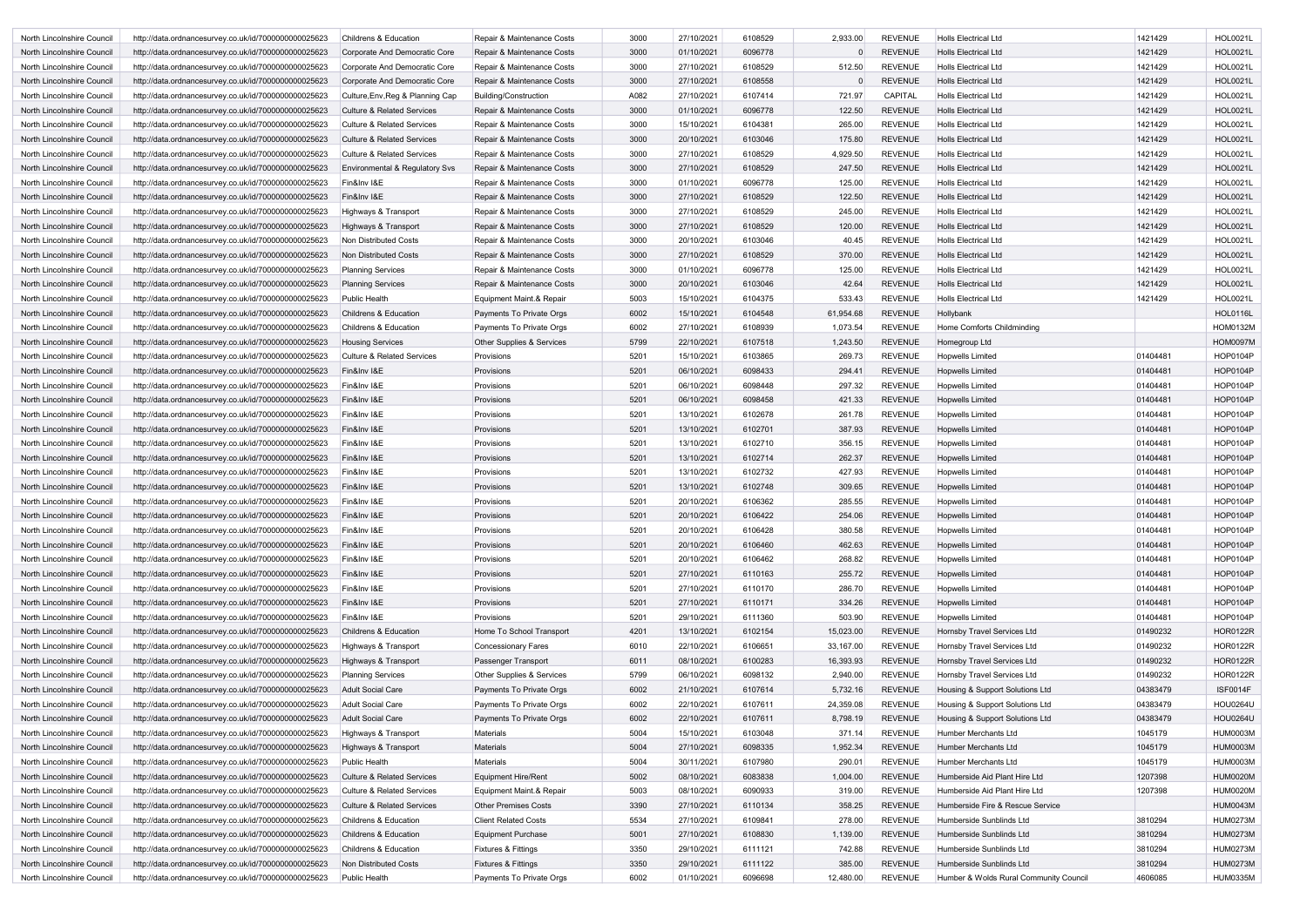| | | | | | | | | | | | |
|---|---|---|---|---|---|---|---|---|---|---|---|
| North Lincolnshire Council | http://data.ordnancesurvey.co.uk/id/7000000000025623 | Childrens & Education | Repair & Maintenance Costs | 3000 | 27/10/2021 | 6108529 | 2,933.00 | REVENUE | Holls Electrical Ltd | 1421429 | HOL0021L |
| North Lincolnshire Council | http://data.ordnancesurvey.co.uk/id/7000000000025623 | Corporate And Democratic Core | Repair & Maintenance Costs | 3000 | 01/10/2021 | 6096778 | 0 | REVENUE | Holls Electrical Ltd | 1421429 | HOL0021L |
| North Lincolnshire Council | http://data.ordnancesurvey.co.uk/id/7000000000025623 | Corporate And Democratic Core | Repair & Maintenance Costs | 3000 | 27/10/2021 | 6108529 | 512.50 | REVENUE | Holls Electrical Ltd | 1421429 | HOL0021L |
| North Lincolnshire Council | http://data.ordnancesurvey.co.uk/id/7000000000025623 | Corporate And Democratic Core | Repair & Maintenance Costs | 3000 | 27/10/2021 | 6108558 | 0 | REVENUE | Holls Electrical Ltd | 1421429 | HOL0021L |
| North Lincolnshire Council | http://data.ordnancesurvey.co.uk/id/7000000000025623 | Culture,Env,Reg & Planning Cap | Building/Construction | A082 | 27/10/2021 | 6107414 | 721.97 | CAPITAL | Holls Electrical Ltd | 1421429 | HOL0021L |
| North Lincolnshire Council | http://data.ordnancesurvey.co.uk/id/7000000000025623 | Culture & Related Services | Repair & Maintenance Costs | 3000 | 01/10/2021 | 6096778 | 122.50 | REVENUE | Holls Electrical Ltd | 1421429 | HOL0021L |
| North Lincolnshire Council | http://data.ordnancesurvey.co.uk/id/7000000000025623 | Culture & Related Services | Repair & Maintenance Costs | 3000 | 15/10/2021 | 6104381 | 265.00 | REVENUE | Holls Electrical Ltd | 1421429 | HOL0021L |
| North Lincolnshire Council | http://data.ordnancesurvey.co.uk/id/7000000000025623 | Culture & Related Services | Repair & Maintenance Costs | 3000 | 20/10/2021 | 6103046 | 175.80 | REVENUE | Holls Electrical Ltd | 1421429 | HOL0021L |
| North Lincolnshire Council | http://data.ordnancesurvey.co.uk/id/7000000000025623 | Culture & Related Services | Repair & Maintenance Costs | 3000 | 27/10/2021 | 6108529 | 4,929.50 | REVENUE | Holls Electrical Ltd | 1421429 | HOL0021L |
| North Lincolnshire Council | http://data.ordnancesurvey.co.uk/id/7000000000025623 | Environmental & Regulatory Svs | Repair & Maintenance Costs | 3000 | 27/10/2021 | 6108529 | 247.50 | REVENUE | Holls Electrical Ltd | 1421429 | HOL0021L |
| North Lincolnshire Council | http://data.ordnancesurvey.co.uk/id/7000000000025623 | Fin&Inv I&E | Repair & Maintenance Costs | 3000 | 01/10/2021 | 6096778 | 125.00 | REVENUE | Holls Electrical Ltd | 1421429 | HOL0021L |
| North Lincolnshire Council | http://data.ordnancesurvey.co.uk/id/7000000000025623 | Fin&Inv I&E | Repair & Maintenance Costs | 3000 | 27/10/2021 | 6108529 | 122.50 | REVENUE | Holls Electrical Ltd | 1421429 | HOL0021L |
| North Lincolnshire Council | http://data.ordnancesurvey.co.uk/id/7000000000025623 | Highways & Transport | Repair & Maintenance Costs | 3000 | 27/10/2021 | 6108529 | 245.00 | REVENUE | Holls Electrical Ltd | 1421429 | HOL0021L |
| North Lincolnshire Council | http://data.ordnancesurvey.co.uk/id/7000000000025623 | Highways & Transport | Repair & Maintenance Costs | 3000 | 27/10/2021 | 6108529 | 120.00 | REVENUE | Holls Electrical Ltd | 1421429 | HOL0021L |
| North Lincolnshire Council | http://data.ordnancesurvey.co.uk/id/7000000000025623 | Non Distributed Costs | Repair & Maintenance Costs | 3000 | 20/10/2021 | 6103046 | 40.45 | REVENUE | Holls Electrical Ltd | 1421429 | HOL0021L |
| North Lincolnshire Council | http://data.ordnancesurvey.co.uk/id/7000000000025623 | Non Distributed Costs | Repair & Maintenance Costs | 3000 | 27/10/2021 | 6108529 | 370.00 | REVENUE | Holls Electrical Ltd | 1421429 | HOL0021L |
| North Lincolnshire Council | http://data.ordnancesurvey.co.uk/id/7000000000025623 | Planning Services | Repair & Maintenance Costs | 3000 | 01/10/2021 | 6096778 | 125.00 | REVENUE | Holls Electrical Ltd | 1421429 | HOL0021L |
| North Lincolnshire Council | http://data.ordnancesurvey.co.uk/id/7000000000025623 | Planning Services | Repair & Maintenance Costs | 3000 | 20/10/2021 | 6103046 | 42.64 | REVENUE | Holls Electrical Ltd | 1421429 | HOL0021L |
| North Lincolnshire Council | http://data.ordnancesurvey.co.uk/id/7000000000025623 | Public Health | Equipment Maint.& Repair | 5003 | 15/10/2021 | 6104375 | 533.43 | REVENUE | Holls Electrical Ltd | 1421429 | HOL0021L |
| North Lincolnshire Council | http://data.ordnancesurvey.co.uk/id/7000000000025623 | Childrens & Education | Payments To Private Orgs | 6002 | 15/10/2021 | 6104548 | 61,954.68 | REVENUE | Hollybank | | HOL0116L |
| North Lincolnshire Council | http://data.ordnancesurvey.co.uk/id/7000000000025623 | Childrens & Education | Payments To Private Orgs | 6002 | 27/10/2021 | 6108939 | 1,073.54 | REVENUE | Home Comforts Childminding | | HOM0132M |
| North Lincolnshire Council | http://data.ordnancesurvey.co.uk/id/7000000000025623 | Housing Services | Other Supplies & Services | 5799 | 22/10/2021 | 6107518 | 1,243.50 | REVENUE | Homegroup Ltd | | HOM0097M |
| North Lincolnshire Council | http://data.ordnancesurvey.co.uk/id/7000000000025623 | Culture & Related Services | Provisions | 5201 | 15/10/2021 | 6103865 | 269.73 | REVENUE | Hopwells Limited | 01404481 | HOP0104P |
| North Lincolnshire Council | http://data.ordnancesurvey.co.uk/id/7000000000025623 | Fin&Inv I&E | Provisions | 5201 | 06/10/2021 | 6098433 | 294.41 | REVENUE | Hopwells Limited | 01404481 | HOP0104P |
| North Lincolnshire Council | http://data.ordnancesurvey.co.uk/id/7000000000025623 | Fin&Inv I&E | Provisions | 5201 | 06/10/2021 | 6098448 | 297.32 | REVENUE | Hopwells Limited | 01404481 | HOP0104P |
| North Lincolnshire Council | http://data.ordnancesurvey.co.uk/id/7000000000025623 | Fin&Inv I&E | Provisions | 5201 | 06/10/2021 | 6098458 | 421.33 | REVENUE | Hopwells Limited | 01404481 | HOP0104P |
| North Lincolnshire Council | http://data.ordnancesurvey.co.uk/id/7000000000025623 | Fin&Inv I&E | Provisions | 5201 | 13/10/2021 | 6102678 | 261.78 | REVENUE | Hopwells Limited | 01404481 | HOP0104P |
| North Lincolnshire Council | http://data.ordnancesurvey.co.uk/id/7000000000025623 | Fin&Inv I&E | Provisions | 5201 | 13/10/2021 | 6102701 | 387.93 | REVENUE | Hopwells Limited | 01404481 | HOP0104P |
| North Lincolnshire Council | http://data.ordnancesurvey.co.uk/id/7000000000025623 | Fin&Inv I&E | Provisions | 5201 | 13/10/2021 | 6102710 | 356.15 | REVENUE | Hopwells Limited | 01404481 | HOP0104P |
| North Lincolnshire Council | http://data.ordnancesurvey.co.uk/id/7000000000025623 | Fin&Inv I&E | Provisions | 5201 | 13/10/2021 | 6102714 | 262.37 | REVENUE | Hopwells Limited | 01404481 | HOP0104P |
| North Lincolnshire Council | http://data.ordnancesurvey.co.uk/id/7000000000025623 | Fin&Inv I&E | Provisions | 5201 | 13/10/2021 | 6102732 | 427.93 | REVENUE | Hopwells Limited | 01404481 | HOP0104P |
| North Lincolnshire Council | http://data.ordnancesurvey.co.uk/id/7000000000025623 | Fin&Inv I&E | Provisions | 5201 | 13/10/2021 | 6102748 | 309.65 | REVENUE | Hopwells Limited | 01404481 | HOP0104P |
| North Lincolnshire Council | http://data.ordnancesurvey.co.uk/id/7000000000025623 | Fin&Inv I&E | Provisions | 5201 | 20/10/2021 | 6106362 | 285.55 | REVENUE | Hopwells Limited | 01404481 | HOP0104P |
| North Lincolnshire Council | http://data.ordnancesurvey.co.uk/id/7000000000025623 | Fin&Inv I&E | Provisions | 5201 | 20/10/2021 | 6106422 | 254.06 | REVENUE | Hopwells Limited | 01404481 | HOP0104P |
| North Lincolnshire Council | http://data.ordnancesurvey.co.uk/id/7000000000025623 | Fin&Inv I&E | Provisions | 5201 | 20/10/2021 | 6106428 | 380.58 | REVENUE | Hopwells Limited | 01404481 | HOP0104P |
| North Lincolnshire Council | http://data.ordnancesurvey.co.uk/id/7000000000025623 | Fin&Inv I&E | Provisions | 5201 | 20/10/2021 | 6106460 | 462.63 | REVENUE | Hopwells Limited | 01404481 | HOP0104P |
| North Lincolnshire Council | http://data.ordnancesurvey.co.uk/id/7000000000025623 | Fin&Inv I&E | Provisions | 5201 | 20/10/2021 | 6106462 | 268.82 | REVENUE | Hopwells Limited | 01404481 | HOP0104P |
| North Lincolnshire Council | http://data.ordnancesurvey.co.uk/id/7000000000025623 | Fin&Inv I&E | Provisions | 5201 | 27/10/2021 | 6110163 | 255.72 | REVENUE | Hopwells Limited | 01404481 | HOP0104P |
| North Lincolnshire Council | http://data.ordnancesurvey.co.uk/id/7000000000025623 | Fin&Inv I&E | Provisions | 5201 | 27/10/2021 | 6110170 | 286.70 | REVENUE | Hopwells Limited | 01404481 | HOP0104P |
| North Lincolnshire Council | http://data.ordnancesurvey.co.uk/id/7000000000025623 | Fin&Inv I&E | Provisions | 5201 | 27/10/2021 | 6110171 | 334.26 | REVENUE | Hopwells Limited | 01404481 | HOP0104P |
| North Lincolnshire Council | http://data.ordnancesurvey.co.uk/id/7000000000025623 | Fin&Inv I&E | Provisions | 5201 | 29/10/2021 | 6111360 | 503.90 | REVENUE | Hopwells Limited | 01404481 | HOP0104P |
| North Lincolnshire Council | http://data.ordnancesurvey.co.uk/id/7000000000025623 | Childrens & Education | Home To School Transport | 4201 | 13/10/2021 | 6102154 | 15,023.00 | REVENUE | Hornsby Travel Services Ltd | 01490232 | HOR0122R |
| North Lincolnshire Council | http://data.ordnancesurvey.co.uk/id/7000000000025623 | Highways & Transport | Concessionary Fares | 6010 | 22/10/2021 | 6106651 | 33,167.00 | REVENUE | Hornsby Travel Services Ltd | 01490232 | HOR0122R |
| North Lincolnshire Council | http://data.ordnancesurvey.co.uk/id/7000000000025623 | Highways & Transport | Passenger Transport | 6011 | 08/10/2021 | 6100283 | 16,393.93 | REVENUE | Hornsby Travel Services Ltd | 01490232 | HOR0122R |
| North Lincolnshire Council | http://data.ordnancesurvey.co.uk/id/7000000000025623 | Planning Services | Other Supplies & Services | 5799 | 06/10/2021 | 6098132 | 2,940.00 | REVENUE | Hornsby Travel Services Ltd | 01490232 | HOR0122R |
| North Lincolnshire Council | http://data.ordnancesurvey.co.uk/id/7000000000025623 | Adult Social Care | Payments To Private Orgs | 6002 | 21/10/2021 | 6107614 | 5,732.16 | REVENUE | Housing & Support Solutions Ltd | 04383479 | ISF0014F |
| North Lincolnshire Council | http://data.ordnancesurvey.co.uk/id/7000000000025623 | Adult Social Care | Payments To Private Orgs | 6002 | 22/10/2021 | 6107611 | 24,359.08 | REVENUE | Housing & Support Solutions Ltd | 04383479 | HOU0264U |
| North Lincolnshire Council | http://data.ordnancesurvey.co.uk/id/7000000000025623 | Adult Social Care | Payments To Private Orgs | 6002 | 22/10/2021 | 6107611 | 8,798.19 | REVENUE | Housing & Support Solutions Ltd | 04383479 | HOU0264U |
| North Lincolnshire Council | http://data.ordnancesurvey.co.uk/id/7000000000025623 | Highways & Transport | Materials | 5004 | 15/10/2021 | 6103048 | 371.14 | REVENUE | Humber Merchants Ltd | 1045179 | HUM0003M |
| North Lincolnshire Council | http://data.ordnancesurvey.co.uk/id/7000000000025623 | Highways & Transport | Materials | 5004 | 27/10/2021 | 6098335 | 1,952.34 | REVENUE | Humber Merchants Ltd | 1045179 | HUM0003M |
| North Lincolnshire Council | http://data.ordnancesurvey.co.uk/id/7000000000025623 | Public Health | Materials | 5004 | 30/11/2021 | 6107980 | 290.01 | REVENUE | Humber Merchants Ltd | 1045179 | HUM0003M |
| North Lincolnshire Council | http://data.ordnancesurvey.co.uk/id/7000000000025623 | Culture & Related Services | Equipment Hire/Rent | 5002 | 08/10/2021 | 6083838 | 1,004.00 | REVENUE | Humberside Aid Plant Hire Ltd | 1207398 | HUM0020M |
| North Lincolnshire Council | http://data.ordnancesurvey.co.uk/id/7000000000025623 | Culture & Related Services | Equipment Maint.& Repair | 5003 | 08/10/2021 | 6090933 | 319.00 | REVENUE | Humberside Aid Plant Hire Ltd | 1207398 | HUM0020M |
| North Lincolnshire Council | http://data.ordnancesurvey.co.uk/id/7000000000025623 | Culture & Related Services | Other Premises Costs | 3390 | 27/10/2021 | 6110134 | 358.25 | REVENUE | Humberside Fire & Rescue Service | | HUM0043M |
| North Lincolnshire Council | http://data.ordnancesurvey.co.uk/id/7000000000025623 | Childrens & Education | Client Related Costs | 5534 | 27/10/2021 | 6109841 | 278.00 | REVENUE | Humberside Sunblinds Ltd | 3810294 | HUM0273M |
| North Lincolnshire Council | http://data.ordnancesurvey.co.uk/id/7000000000025623 | Childrens & Education | Equipment Purchase | 5001 | 27/10/2021 | 6108830 | 1,139.00 | REVENUE | Humberside Sunblinds Ltd | 3810294 | HUM0273M |
| North Lincolnshire Council | http://data.ordnancesurvey.co.uk/id/7000000000025623 | Childrens & Education | Fixtures & Fittings | 3350 | 29/10/2021 | 6111121 | 742.88 | REVENUE | Humberside Sunblinds Ltd | 3810294 | HUM0273M |
| North Lincolnshire Council | http://data.ordnancesurvey.co.uk/id/7000000000025623 | Non Distributed Costs | Fixtures & Fittings | 3350 | 29/10/2021 | 6111122 | 385.00 | REVENUE | Humberside Sunblinds Ltd | 3810294 | HUM0273M |
| North Lincolnshire Council | http://data.ordnancesurvey.co.uk/id/7000000000025623 | Public Health | Payments To Private Orgs | 6002 | 01/10/2021 | 6096698 | 12,480.00 | REVENUE | Humber & Wolds Rural Community Council | 4606085 | HUM0335M |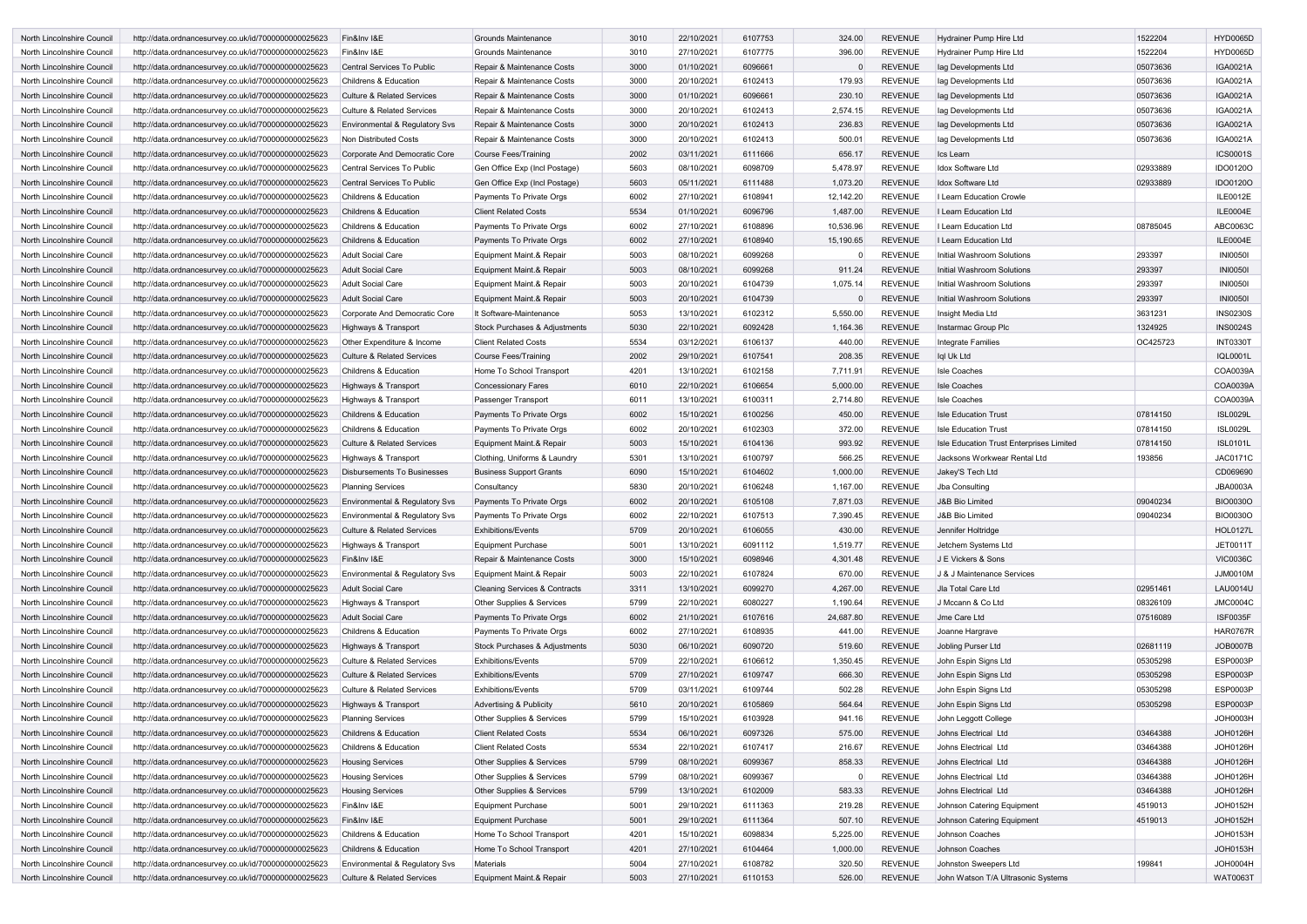| | | | | | | | | | | | |
|---|---|---|---|---|---|---|---|---|---|---|---|
| North Lincolnshire Council | http://data.ordnancesurvey.co.uk/id/7000000000025623 | Fin&Inv I&E | Grounds Maintenance | 3010 | 22/10/2021 | 6107753 | 324.00 | REVENUE | Hydrainer Pump Hire Ltd | 1522204 | HYD0065D |
| North Lincolnshire Council | http://data.ordnancesurvey.co.uk/id/7000000000025623 | Fin&Inv I&E | Grounds Maintenance | 3010 | 27/10/2021 | 6107775 | 396.00 | REVENUE | Hydrainer Pump Hire Ltd | 1522204 | HYD0065D |
| North Lincolnshire Council | http://data.ordnancesurvey.co.uk/id/7000000000025623 | Central Services To Public | Repair & Maintenance Costs | 3000 | 01/10/2021 | 6096661 | 0 | REVENUE | Iag Developments Ltd | 05073636 | IGA0021A |
| North Lincolnshire Council | http://data.ordnancesurvey.co.uk/id/7000000000025623 | Childrens & Education | Repair & Maintenance Costs | 3000 | 20/10/2021 | 6102413 | 179.93 | REVENUE | Iag Developments Ltd | 05073636 | IGA0021A |
| North Lincolnshire Council | http://data.ordnancesurvey.co.uk/id/7000000000025623 | Culture & Related Services | Repair & Maintenance Costs | 3000 | 01/10/2021 | 6096661 | 230.10 | REVENUE | Iag Developments Ltd | 05073636 | IGA0021A |
| North Lincolnshire Council | http://data.ordnancesurvey.co.uk/id/7000000000025623 | Culture & Related Services | Repair & Maintenance Costs | 3000 | 20/10/2021 | 6102413 | 2,574.15 | REVENUE | Iag Developments Ltd | 05073636 | IGA0021A |
| North Lincolnshire Council | http://data.ordnancesurvey.co.uk/id/7000000000025623 | Environmental & Regulatory Svs | Repair & Maintenance Costs | 3000 | 20/10/2021 | 6102413 | 236.83 | REVENUE | Iag Developments Ltd | 05073636 | IGA0021A |
| North Lincolnshire Council | http://data.ordnancesurvey.co.uk/id/7000000000025623 | Non Distributed Costs | Repair & Maintenance Costs | 3000 | 20/10/2021 | 6102413 | 500.01 | REVENUE | Iag Developments Ltd | 05073636 | IGA0021A |
| North Lincolnshire Council | http://data.ordnancesurvey.co.uk/id/7000000000025623 | Corporate And Democratic Core | Course Fees/Training | 2002 | 03/11/2021 | 6111666 | 656.17 | REVENUE | Ics Learn | | ICS0001S |
| North Lincolnshire Council | http://data.ordnancesurvey.co.uk/id/7000000000025623 | Central Services To Public | Gen Office Exp (Incl Postage) | 5603 | 08/10/2021 | 6098709 | 5,478.97 | REVENUE | Idox Software Ltd | 02933889 | IDO0120O |
| North Lincolnshire Council | http://data.ordnancesurvey.co.uk/id/7000000000025623 | Central Services To Public | Gen Office Exp (Incl Postage) | 5603 | 05/11/2021 | 6111488 | 1,073.20 | REVENUE | Idox Software Ltd | 02933889 | IDO0120O |
| North Lincolnshire Council | http://data.ordnancesurvey.co.uk/id/7000000000025623 | Childrens & Education | Payments To Private Orgs | 6002 | 27/10/2021 | 6108941 | 12,142.20 | REVENUE | I Learn Education Crowle | | ILE0012E |
| North Lincolnshire Council | http://data.ordnancesurvey.co.uk/id/7000000000025623 | Childrens & Education | Client Related Costs | 5534 | 01/10/2021 | 6096796 | 1,487.00 | REVENUE | I Learn Education Ltd | | ILE0004E |
| North Lincolnshire Council | http://data.ordnancesurvey.co.uk/id/7000000000025623 | Childrens & Education | Payments To Private Orgs | 6002 | 27/10/2021 | 6108896 | 10,536.96 | REVENUE | I Learn Education Ltd | 08785045 | ABC0063C |
| North Lincolnshire Council | http://data.ordnancesurvey.co.uk/id/7000000000025623 | Childrens & Education | Payments To Private Orgs | 6002 | 27/10/2021 | 6108940 | 15,190.65 | REVENUE | I Learn Education Ltd | | ILE0004E |
| North Lincolnshire Council | http://data.ordnancesurvey.co.uk/id/7000000000025623 | Adult Social Care | Equipment Maint.& Repair | 5003 | 08/10/2021 | 6099268 | 0 | REVENUE | Initial Washroom Solutions | 293397 | INI0050I |
| North Lincolnshire Council | http://data.ordnancesurvey.co.uk/id/7000000000025623 | Adult Social Care | Equipment Maint.& Repair | 5003 | 08/10/2021 | 6099268 | 911.24 | REVENUE | Initial Washroom Solutions | 293397 | INI0050I |
| North Lincolnshire Council | http://data.ordnancesurvey.co.uk/id/7000000000025623 | Adult Social Care | Equipment Maint.& Repair | 5003 | 20/10/2021 | 6104739 | 1,075.14 | REVENUE | Initial Washroom Solutions | 293397 | INI0050I |
| North Lincolnshire Council | http://data.ordnancesurvey.co.uk/id/7000000000025623 | Adult Social Care | Equipment Maint.& Repair | 5003 | 20/10/2021 | 6104739 | 0 | REVENUE | Initial Washroom Solutions | 293397 | INI0050I |
| North Lincolnshire Council | http://data.ordnancesurvey.co.uk/id/7000000000025623 | Corporate And Democratic Core | It Software-Maintenance | 5053 | 13/10/2021 | 6102312 | 5,550.00 | REVENUE | Insight Media Ltd | 3631231 | INS0230S |
| North Lincolnshire Council | http://data.ordnancesurvey.co.uk/id/7000000000025623 | Highways & Transport | Stock Purchases & Adjustments | 5030 | 22/10/2021 | 6092428 | 1,164.36 | REVENUE | Instarmac Group Plc | 1324925 | INS0024S |
| North Lincolnshire Council | http://data.ordnancesurvey.co.uk/id/7000000000025623 | Other Expenditure & Income | Client Related Costs | 5534 | 03/12/2021 | 6106137 | 440.00 | REVENUE | Integrate Families | OC425723 | INT0330T |
| North Lincolnshire Council | http://data.ordnancesurvey.co.uk/id/7000000000025623 | Culture & Related Services | Course Fees/Training | 2002 | 29/10/2021 | 6107541 | 208.35 | REVENUE | Iql Uk Ltd | | IQL0001L |
| North Lincolnshire Council | http://data.ordnancesurvey.co.uk/id/7000000000025623 | Childrens & Education | Home To School Transport | 4201 | 13/10/2021 | 6102158 | 7,711.91 | REVENUE | Isle Coaches | | COA0039A |
| North Lincolnshire Council | http://data.ordnancesurvey.co.uk/id/7000000000025623 | Highways & Transport | Concessionary Fares | 6010 | 22/10/2021 | 6106654 | 5,000.00 | REVENUE | Isle Coaches | | COA0039A |
| North Lincolnshire Council | http://data.ordnancesurvey.co.uk/id/7000000000025623 | Highways & Transport | Passenger Transport | 6011 | 13/10/2021 | 6100311 | 2,714.80 | REVENUE | Isle Coaches | | COA0039A |
| North Lincolnshire Council | http://data.ordnancesurvey.co.uk/id/7000000000025623 | Childrens & Education | Payments To Private Orgs | 6002 | 15/10/2021 | 6100256 | 450.00 | REVENUE | Isle Education Trust | 07814150 | ISL0029L |
| North Lincolnshire Council | http://data.ordnancesurvey.co.uk/id/7000000000025623 | Childrens & Education | Payments To Private Orgs | 6002 | 20/10/2021 | 6102303 | 372.00 | REVENUE | Isle Education Trust | 07814150 | ISL0029L |
| North Lincolnshire Council | http://data.ordnancesurvey.co.uk/id/7000000000025623 | Culture & Related Services | Equipment Maint.& Repair | 5003 | 15/10/2021 | 6104136 | 993.92 | REVENUE | Isle Education Trust Enterprises Limited | 07814150 | ISL0101L |
| North Lincolnshire Council | http://data.ordnancesurvey.co.uk/id/7000000000025623 | Highways & Transport | Clothing, Uniforms & Laundry | 5301 | 13/10/2021 | 6100797 | 566.25 | REVENUE | Jacksons Workwear Rental Ltd | 193856 | JAC0171C |
| North Lincolnshire Council | http://data.ordnancesurvey.co.uk/id/7000000000025623 | Disbursements To Businesses | Business Support Grants | 6090 | 15/10/2021 | 6104602 | 1,000.00 | REVENUE | Jakey'S Tech Ltd | | CD069690 |
| North Lincolnshire Council | http://data.ordnancesurvey.co.uk/id/7000000000025623 | Planning Services | Consultancy | 5830 | 20/10/2021 | 6106248 | 1,167.00 | REVENUE | Jba Consulting | | JBA0003A |
| North Lincolnshire Council | http://data.ordnancesurvey.co.uk/id/7000000000025623 | Environmental & Regulatory Svs | Payments To Private Orgs | 6002 | 20/10/2021 | 6105108 | 7,871.03 | REVENUE | J&B Bio Limited | 09040234 | BIO0030O |
| North Lincolnshire Council | http://data.ordnancesurvey.co.uk/id/7000000000025623 | Environmental & Regulatory Svs | Payments To Private Orgs | 6002 | 22/10/2021 | 6107513 | 7,390.45 | REVENUE | J&B Bio Limited | 09040234 | BIO0030O |
| North Lincolnshire Council | http://data.ordnancesurvey.co.uk/id/7000000000025623 | Culture & Related Services | Exhibitions/Events | 5709 | 20/10/2021 | 6106055 | 430.00 | REVENUE | Jennifer Holtridge | | HOL0127L |
| North Lincolnshire Council | http://data.ordnancesurvey.co.uk/id/7000000000025623 | Highways & Transport | Equipment Purchase | 5001 | 13/10/2021 | 6091112 | 1,519.77 | REVENUE | Jetchem Systems Ltd | | JET0011T |
| North Lincolnshire Council | http://data.ordnancesurvey.co.uk/id/7000000000025623 | Fin&Inv I&E | Repair & Maintenance Costs | 3000 | 15/10/2021 | 6098946 | 4,301.48 | REVENUE | J E Vickers & Sons | | VIC0036C |
| North Lincolnshire Council | http://data.ordnancesurvey.co.uk/id/7000000000025623 | Environmental & Regulatory Svs | Equipment Maint.& Repair | 5003 | 22/10/2021 | 6107824 | 670.00 | REVENUE | J & J Maintenance Services | | JJM0010M |
| North Lincolnshire Council | http://data.ordnancesurvey.co.uk/id/7000000000025623 | Adult Social Care | Cleaning Services & Contracts | 3311 | 13/10/2021 | 6099270 | 4,267.00 | REVENUE | Jla Total Care Ltd | 02951461 | LAU0014U |
| North Lincolnshire Council | http://data.ordnancesurvey.co.uk/id/7000000000025623 | Highways & Transport | Other Supplies & Services | 5799 | 22/10/2021 | 6080227 | 1,190.64 | REVENUE | J Mccann & Co Ltd | 08326109 | JMC0004C |
| North Lincolnshire Council | http://data.ordnancesurvey.co.uk/id/7000000000025623 | Adult Social Care | Payments To Private Orgs | 6002 | 21/10/2021 | 6107616 | 24,687.80 | REVENUE | Jme Care Ltd | 07516089 | ISF0035F |
| North Lincolnshire Council | http://data.ordnancesurvey.co.uk/id/7000000000025623 | Childrens & Education | Payments To Private Orgs | 6002 | 27/10/2021 | 6108935 | 441.00 | REVENUE | Joanne Hargrave | | HAR0767R |
| North Lincolnshire Council | http://data.ordnancesurvey.co.uk/id/7000000000025623 | Highways & Transport | Stock Purchases & Adjustments | 5030 | 06/10/2021 | 6090720 | 519.60 | REVENUE | Jobling Purser Ltd | 02681119 | JOB0007B |
| North Lincolnshire Council | http://data.ordnancesurvey.co.uk/id/7000000000025623 | Culture & Related Services | Exhibitions/Events | 5709 | 22/10/2021 | 6106612 | 1,350.45 | REVENUE | John Espin Signs Ltd | 05305298 | ESP0003P |
| North Lincolnshire Council | http://data.ordnancesurvey.co.uk/id/7000000000025623 | Culture & Related Services | Exhibitions/Events | 5709 | 27/10/2021 | 6109747 | 666.30 | REVENUE | John Espin Signs Ltd | 05305298 | ESP0003P |
| North Lincolnshire Council | http://data.ordnancesurvey.co.uk/id/7000000000025623 | Culture & Related Services | Exhibitions/Events | 5709 | 03/11/2021 | 6109744 | 502.28 | REVENUE | John Espin Signs Ltd | 05305298 | ESP0003P |
| North Lincolnshire Council | http://data.ordnancesurvey.co.uk/id/7000000000025623 | Highways & Transport | Advertising & Publicity | 5610 | 20/10/2021 | 6105869 | 564.64 | REVENUE | John Espin Signs Ltd | 05305298 | ESP0003P |
| North Lincolnshire Council | http://data.ordnancesurvey.co.uk/id/7000000000025623 | Planning Services | Other Supplies & Services | 5799 | 15/10/2021 | 6103928 | 941.16 | REVENUE | John Leggott College | | JOH0003H |
| North Lincolnshire Council | http://data.ordnancesurvey.co.uk/id/7000000000025623 | Childrens & Education | Client Related Costs | 5534 | 06/10/2021 | 6097326 | 575.00 | REVENUE | Johns Electrical Ltd | 03464388 | JOH0126H |
| North Lincolnshire Council | http://data.ordnancesurvey.co.uk/id/7000000000025623 | Childrens & Education | Client Related Costs | 5534 | 22/10/2021 | 6107417 | 216.67 | REVENUE | Johns Electrical Ltd | 03464388 | JOH0126H |
| North Lincolnshire Council | http://data.ordnancesurvey.co.uk/id/7000000000025623 | Housing Services | Other Supplies & Services | 5799 | 08/10/2021 | 6099367 | 858.33 | REVENUE | Johns Electrical Ltd | 03464388 | JOH0126H |
| North Lincolnshire Council | http://data.ordnancesurvey.co.uk/id/7000000000025623 | Housing Services | Other Supplies & Services | 5799 | 08/10/2021 | 6099367 | 0 | REVENUE | Johns Electrical Ltd | 03464388 | JOH0126H |
| North Lincolnshire Council | http://data.ordnancesurvey.co.uk/id/7000000000025623 | Housing Services | Other Supplies & Services | 5799 | 13/10/2021 | 6102009 | 583.33 | REVENUE | Johns Electrical Ltd | 03464388 | JOH0126H |
| North Lincolnshire Council | http://data.ordnancesurvey.co.uk/id/7000000000025623 | Fin&Inv I&E | Equipment Purchase | 5001 | 29/10/2021 | 6111363 | 219.28 | REVENUE | Johnson Catering Equipment | 4519013 | JOH0152H |
| North Lincolnshire Council | http://data.ordnancesurvey.co.uk/id/7000000000025623 | Fin&Inv I&E | Equipment Purchase | 5001 | 29/10/2021 | 6111364 | 507.10 | REVENUE | Johnson Catering Equipment | 4519013 | JOH0152H |
| North Lincolnshire Council | http://data.ordnancesurvey.co.uk/id/7000000000025623 | Childrens & Education | Home To School Transport | 4201 | 15/10/2021 | 6098834 | 5,225.00 | REVENUE | Johnson Coaches | | JOH0153H |
| North Lincolnshire Council | http://data.ordnancesurvey.co.uk/id/7000000000025623 | Childrens & Education | Home To School Transport | 4201 | 27/10/2021 | 6104464 | 1,000.00 | REVENUE | Johnson Coaches | | JOH0153H |
| North Lincolnshire Council | http://data.ordnancesurvey.co.uk/id/7000000000025623 | Environmental & Regulatory Svs | Materials | 5004 | 27/10/2021 | 6108782 | 320.50 | REVENUE | Johnston Sweepers Ltd | 199841 | JOH0004H |
| North Lincolnshire Council | http://data.ordnancesurvey.co.uk/id/7000000000025623 | Culture & Related Services | Equipment Maint.& Repair | 5003 | 27/10/2021 | 6110153 | 526.00 | REVENUE | John Watson T/A Ultrasonic Systems | | WAT0063T |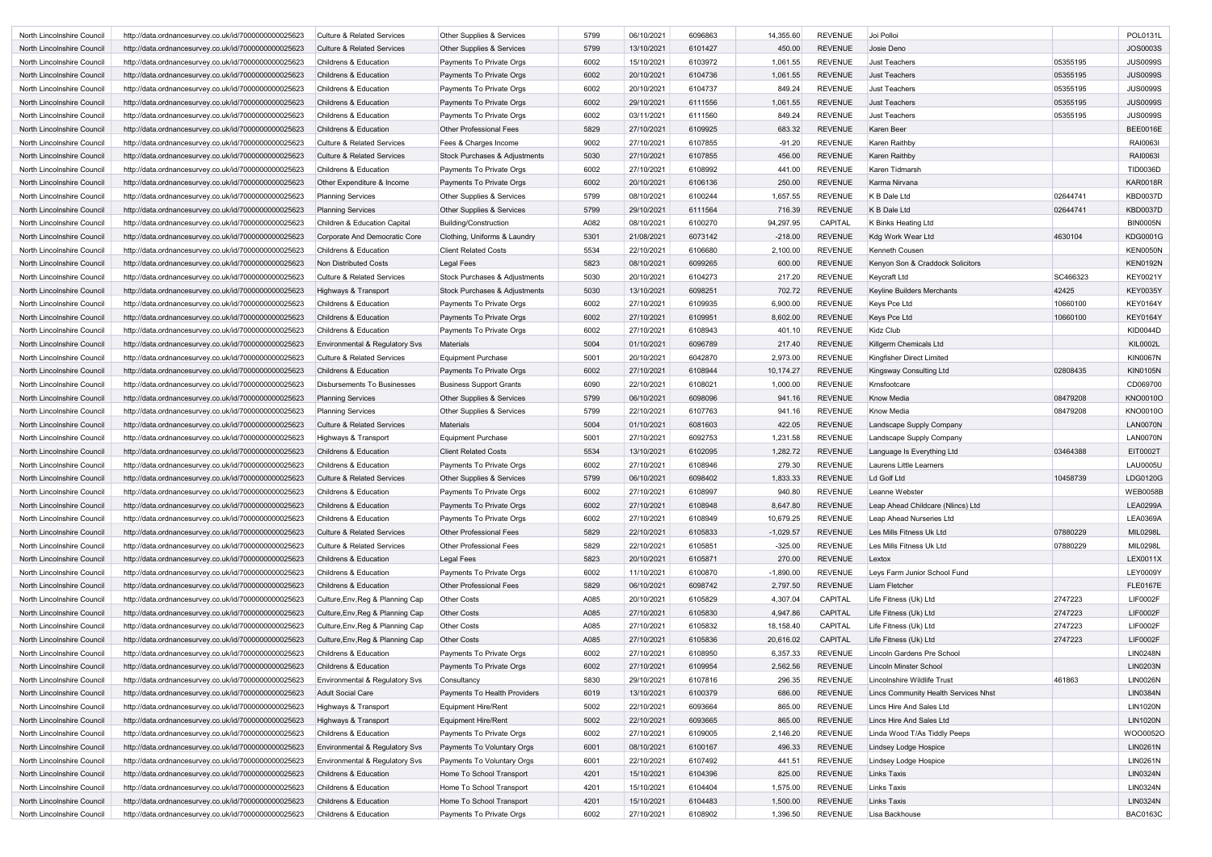| North Lincolnshire Council | http://data.ordnancesurvey.co.uk/id/7000000000025623 | Culture & Related Services | Other Supplies & Services | 5799 | 06/10/2021 | 6096863 | 14,355.60 | REVENUE | Joi Polloi | | POL0131L |
|---|---|---|---|---|---|---|---|---|---|---|---|
| North Lincolnshire Council | http://data.ordnancesurvey.co.uk/id/7000000000025623 | Culture & Related Services | Other Supplies & Services | 5799 | 13/10/2021 | 6101427 | 450.00 | REVENUE | Josie Deno | | JOS0003S |
| North Lincolnshire Council | http://data.ordnancesurvey.co.uk/id/7000000000025623 | Childrens & Education | Payments To Private Orgs | 6002 | 15/10/2021 | 6103972 | 1,061.55 | REVENUE | Just Teachers | 05355195 | JUS0099S |
| North Lincolnshire Council | http://data.ordnancesurvey.co.uk/id/7000000000025623 | Childrens & Education | Payments To Private Orgs | 6002 | 20/10/2021 | 6104736 | 1,061.55 | REVENUE | Just Teachers | 05355195 | JUS0099S |
| North Lincolnshire Council | http://data.ordnancesurvey.co.uk/id/7000000000025623 | Childrens & Education | Payments To Private Orgs | 6002 | 20/10/2021 | 6104737 | 849.24 | REVENUE | Just Teachers | 05355195 | JUS0099S |
| North Lincolnshire Council | http://data.ordnancesurvey.co.uk/id/7000000000025623 | Childrens & Education | Payments To Private Orgs | 6002 | 29/10/2021 | 6111556 | 1,061.55 | REVENUE | Just Teachers | 05355195 | JUS0099S |
| North Lincolnshire Council | http://data.ordnancesurvey.co.uk/id/7000000000025623 | Childrens & Education | Payments To Private Orgs | 6002 | 03/11/2021 | 6111560 | 849.24 | REVENUE | Just Teachers | 05355195 | JUS0099S |
| North Lincolnshire Council | http://data.ordnancesurvey.co.uk/id/7000000000025623 | Childrens & Education | Other Professional Fees | 5829 | 27/10/2021 | 6109925 | 683.32 | REVENUE | Karen Beer | | BEE0016E |
| North Lincolnshire Council | http://data.ordnancesurvey.co.uk/id/7000000000025623 | Culture & Related Services | Fees & Charges Income | 9002 | 27/10/2021 | 6107855 | -91.20 | REVENUE | Karen Raithby | | RAI0063I |
| North Lincolnshire Council | http://data.ordnancesurvey.co.uk/id/7000000000025623 | Culture & Related Services | Stock Purchases & Adjustments | 5030 | 27/10/2021 | 6107855 | 456.00 | REVENUE | Karen Raithby | | RAI0063I |
| North Lincolnshire Council | http://data.ordnancesurvey.co.uk/id/7000000000025623 | Childrens & Education | Payments To Private Orgs | 6002 | 27/10/2021 | 6108992 | 441.00 | REVENUE | Karen Tidmarsh | | TID0036D |
| North Lincolnshire Council | http://data.ordnancesurvey.co.uk/id/7000000000025623 | Other Expenditure & Income | Payments To Private Orgs | 6002 | 20/10/2021 | 6106136 | 250.00 | REVENUE | Karma Nirvana | | KAR0018R |
| North Lincolnshire Council | http://data.ordnancesurvey.co.uk/id/7000000000025623 | Planning Services | Other Supplies & Services | 5799 | 08/10/2021 | 6100244 | 1,657.55 | REVENUE | K B Dale Ltd | 02644741 | KBD0037D |
| North Lincolnshire Council | http://data.ordnancesurvey.co.uk/id/7000000000025623 | Planning Services | Other Supplies & Services | 5799 | 29/10/2021 | 6111564 | 716.39 | REVENUE | K B Dale Ltd | 02644741 | KBD0037D |
| North Lincolnshire Council | http://data.ordnancesurvey.co.uk/id/7000000000025623 | Children & Education Capital | Building/Construction | A082 | 08/10/2021 | 6100270 | 94,297.95 | CAPITAL | K Binks Heating Ltd | | BIN0005N |
| North Lincolnshire Council | http://data.ordnancesurvey.co.uk/id/7000000000025623 | Corporate And Democratic Core | Clothing, Uniforms & Laundry | 5301 | 21/08/2021 | 6073142 | -218.00 | REVENUE | Kdg Work Wear Ltd | 4630104 | KDG0001G |
| North Lincolnshire Council | http://data.ordnancesurvey.co.uk/id/7000000000025623 | Childrens & Education | Client Related Costs | 5534 | 22/10/2021 | 6106680 | 2,100.00 | REVENUE | Kenneth Cousen | | KEN0050N |
| North Lincolnshire Council | http://data.ordnancesurvey.co.uk/id/7000000000025623 | Non Distributed Costs | Legal Fees | 5823 | 08/10/2021 | 6099265 | 600.00 | REVENUE | Kenyon Son & Craddock Solicitors | | KEN0192N |
| North Lincolnshire Council | http://data.ordnancesurvey.co.uk/id/7000000000025623 | Culture & Related Services | Stock Purchases & Adjustments | 5030 | 20/10/2021 | 6104273 | 217.20 | REVENUE | Keycraft Ltd | SC466323 | KEY0021Y |
| North Lincolnshire Council | http://data.ordnancesurvey.co.uk/id/7000000000025623 | Highways & Transport | Stock Purchases & Adjustments | 5030 | 13/10/2021 | 6098251 | 702.72 | REVENUE | Keyline Builders Merchants | 42425 | KEY0035Y |
| North Lincolnshire Council | http://data.ordnancesurvey.co.uk/id/7000000000025623 | Childrens & Education | Payments To Private Orgs | 6002 | 27/10/2021 | 6109935 | 6,900.00 | REVENUE | Keys Pce Ltd | 10660100 | KEY0164Y |
| North Lincolnshire Council | http://data.ordnancesurvey.co.uk/id/7000000000025623 | Childrens & Education | Payments To Private Orgs | 6002 | 27/10/2021 | 6109951 | 8,602.00 | REVENUE | Keys Pce Ltd | 10660100 | KEY0164Y |
| North Lincolnshire Council | http://data.ordnancesurvey.co.uk/id/7000000000025623 | Childrens & Education | Payments To Private Orgs | 6002 | 27/10/2021 | 6108943 | 401.10 | REVENUE | Kidz Club | | KID0044D |
| North Lincolnshire Council | http://data.ordnancesurvey.co.uk/id/7000000000025623 | Environmental & Regulatory Svs | Materials | 5004 | 01/10/2021 | 6096789 | 217.40 | REVENUE | Killgerm Chemicals Ltd | | KIL0002L |
| North Lincolnshire Council | http://data.ordnancesurvey.co.uk/id/7000000000025623 | Culture & Related Services | Equipment Purchase | 5001 | 20/10/2021 | 6042870 | 2,973.00 | REVENUE | Kingfisher Direct Limited | | KIN0067N |
| North Lincolnshire Council | http://data.ordnancesurvey.co.uk/id/7000000000025623 | Childrens & Education | Payments To Private Orgs | 6002 | 27/10/2021 | 6108944 | 10,174.27 | REVENUE | Kingsway Consulting Ltd | 02808435 | KIN0105N |
| North Lincolnshire Council | http://data.ordnancesurvey.co.uk/id/7000000000025623 | Disbursements To Businesses | Business Support Grants | 6090 | 22/10/2021 | 6108021 | 1,000.00 | REVENUE | Kmsfootcare | | CD069700 |
| North Lincolnshire Council | http://data.ordnancesurvey.co.uk/id/7000000000025623 | Planning Services | Other Supplies & Services | 5799 | 06/10/2021 | 6098096 | 941.16 | REVENUE | Know Media | 08479208 | KNO0010O |
| North Lincolnshire Council | http://data.ordnancesurvey.co.uk/id/7000000000025623 | Planning Services | Other Supplies & Services | 5799 | 22/10/2021 | 6107763 | 941.16 | REVENUE | Know Media | 08479208 | KNO0010O |
| North Lincolnshire Council | http://data.ordnancesurvey.co.uk/id/7000000000025623 | Culture & Related Services | Materials | 5004 | 01/10/2021 | 6081603 | 422.05 | REVENUE | Landscape Supply Company | | LAN0070N |
| North Lincolnshire Council | http://data.ordnancesurvey.co.uk/id/7000000000025623 | Highways & Transport | Equipment Purchase | 5001 | 27/10/2021 | 6092753 | 1,231.58 | REVENUE | Landscape Supply Company | | LAN0070N |
| North Lincolnshire Council | http://data.ordnancesurvey.co.uk/id/7000000000025623 | Childrens & Education | Client Related Costs | 5534 | 13/10/2021 | 6102095 | 1,282.72 | REVENUE | Language Is Everything Ltd | 03464388 | EIT0002T |
| North Lincolnshire Council | http://data.ordnancesurvey.co.uk/id/7000000000025623 | Childrens & Education | Payments To Private Orgs | 6002 | 27/10/2021 | 6108946 | 279.30 | REVENUE | Laurens Little Learners | | LAU0005U |
| North Lincolnshire Council | http://data.ordnancesurvey.co.uk/id/7000000000025623 | Culture & Related Services | Other Supplies & Services | 5799 | 06/10/2021 | 6098402 | 1,833.33 | REVENUE | Ld Golf Ltd | 10458739 | LDG0120G |
| North Lincolnshire Council | http://data.ordnancesurvey.co.uk/id/7000000000025623 | Childrens & Education | Payments To Private Orgs | 6002 | 27/10/2021 | 6108997 | 940.80 | REVENUE | Leanne Webster | | WEB0058B |
| North Lincolnshire Council | http://data.ordnancesurvey.co.uk/id/7000000000025623 | Childrens & Education | Payments To Private Orgs | 6002 | 27/10/2021 | 6108948 | 8,647.80 | REVENUE | Leap Ahead Childcare (Nlincs) Ltd | | LEA0299A |
| North Lincolnshire Council | http://data.ordnancesurvey.co.uk/id/7000000000025623 | Childrens & Education | Payments To Private Orgs | 6002 | 27/10/2021 | 6108949 | 10,679.25 | REVENUE | Leap Ahead Nurseries Ltd | | LEA0369A |
| North Lincolnshire Council | http://data.ordnancesurvey.co.uk/id/7000000000025623 | Culture & Related Services | Other Professional Fees | 5829 | 22/10/2021 | 6105833 | -1,029.57 | REVENUE | Les Mills Fitness Uk Ltd | 07880229 | MIL0298L |
| North Lincolnshire Council | http://data.ordnancesurvey.co.uk/id/7000000000025623 | Culture & Related Services | Other Professional Fees | 5829 | 22/10/2021 | 6105851 | -325.00 | REVENUE | Les Mills Fitness Uk Ltd | 07880229 | MIL0298L |
| North Lincolnshire Council | http://data.ordnancesurvey.co.uk/id/7000000000025623 | Childrens & Education | Legal Fees | 5823 | 20/10/2021 | 6105871 | 270.00 | REVENUE | Lextox | | LEX0011X |
| North Lincolnshire Council | http://data.ordnancesurvey.co.uk/id/7000000000025623 | Childrens & Education | Payments To Private Orgs | 6002 | 11/10/2021 | 6100870 | -1,890.00 | REVENUE | Leys Farm Junior School Fund | | LEY0009Y |
| North Lincolnshire Council | http://data.ordnancesurvey.co.uk/id/7000000000025623 | Childrens & Education | Other Professional Fees | 5829 | 06/10/2021 | 6098742 | 2,797.50 | REVENUE | Liam Fletcher | | FLE0167E |
| North Lincolnshire Council | http://data.ordnancesurvey.co.uk/id/7000000000025623 | Culture,Env,Reg & Planning Cap | Other Costs | A085 | 20/10/2021 | 6105829 | 4,307.04 | CAPITAL | Life Fitness (Uk) Ltd | 2747223 | LIF0002F |
| North Lincolnshire Council | http://data.ordnancesurvey.co.uk/id/7000000000025623 | Culture,Env,Reg & Planning Cap | Other Costs | A085 | 27/10/2021 | 6105830 | 4,947.86 | CAPITAL | Life Fitness (Uk) Ltd | 2747223 | LIF0002F |
| North Lincolnshire Council | http://data.ordnancesurvey.co.uk/id/7000000000025623 | Culture,Env,Reg & Planning Cap | Other Costs | A085 | 27/10/2021 | 6105832 | 18,158.40 | CAPITAL | Life Fitness (Uk) Ltd | 2747223 | LIF0002F |
| North Lincolnshire Council | http://data.ordnancesurvey.co.uk/id/7000000000025623 | Culture,Env,Reg & Planning Cap | Other Costs | A085 | 27/10/2021 | 6105836 | 20,616.02 | CAPITAL | Life Fitness (Uk) Ltd | 2747223 | LIF0002F |
| North Lincolnshire Council | http://data.ordnancesurvey.co.uk/id/7000000000025623 | Childrens & Education | Payments To Private Orgs | 6002 | 27/10/2021 | 6108950 | 6,357.33 | REVENUE | Lincoln Gardens Pre School | | LIN0248N |
| North Lincolnshire Council | http://data.ordnancesurvey.co.uk/id/7000000000025623 | Childrens & Education | Payments To Private Orgs | 6002 | 27/10/2021 | 6109954 | 2,562.56 | REVENUE | Lincoln Minster School | | LIN0203N |
| North Lincolnshire Council | http://data.ordnancesurvey.co.uk/id/7000000000025623 | Environmental & Regulatory Svs | Consultancy | 5830 | 29/10/2021 | 6107816 | 296.35 | REVENUE | Lincolnshire Wildlife Trust | 461863 | LIN0026N |
| North Lincolnshire Council | http://data.ordnancesurvey.co.uk/id/7000000000025623 | Adult Social Care | Payments To Health Providers | 6019 | 13/10/2021 | 6100379 | 686.00 | REVENUE | Lincs Community Health Services Nhst | | LIN0384N |
| North Lincolnshire Council | http://data.ordnancesurvey.co.uk/id/7000000000025623 | Highways & Transport | Equipment Hire/Rent | 5002 | 22/10/2021 | 6093664 | 865.00 | REVENUE | Lincs Hire And Sales Ltd | | LIN1020N |
| North Lincolnshire Council | http://data.ordnancesurvey.co.uk/id/7000000000025623 | Highways & Transport | Equipment Hire/Rent | 5002 | 22/10/2021 | 6093665 | 865.00 | REVENUE | Lincs Hire And Sales Ltd | | LIN1020N |
| North Lincolnshire Council | http://data.ordnancesurvey.co.uk/id/7000000000025623 | Childrens & Education | Payments To Private Orgs | 6002 | 27/10/2021 | 6109005 | 2,146.20 | REVENUE | Linda Wood T/As Tiddly Peeps | | WOO0052O |
| North Lincolnshire Council | http://data.ordnancesurvey.co.uk/id/7000000000025623 | Environmental & Regulatory Svs | Payments To Voluntary Orgs | 6001 | 08/10/2021 | 6100167 | 496.33 | REVENUE | Lindsey Lodge Hospice | | LIN0261N |
| North Lincolnshire Council | http://data.ordnancesurvey.co.uk/id/7000000000025623 | Environmental & Regulatory Svs | Payments To Voluntary Orgs | 6001 | 22/10/2021 | 6107492 | 441.51 | REVENUE | Lindsey Lodge Hospice | | LIN0261N |
| North Lincolnshire Council | http://data.ordnancesurvey.co.uk/id/7000000000025623 | Childrens & Education | Home To School Transport | 4201 | 15/10/2021 | 6104396 | 825.00 | REVENUE | Links Taxis | | LIN0324N |
| North Lincolnshire Council | http://data.ordnancesurvey.co.uk/id/7000000000025623 | Childrens & Education | Home To School Transport | 4201 | 15/10/2021 | 6104404 | 1,575.00 | REVENUE | Links Taxis | | LIN0324N |
| North Lincolnshire Council | http://data.ordnancesurvey.co.uk/id/7000000000025623 | Childrens & Education | Home To School Transport | 4201 | 15/10/2021 | 6104483 | 1,500.00 | REVENUE | Links Taxis | | LIN0324N |
| North Lincolnshire Council | http://data.ordnancesurvey.co.uk/id/7000000000025623 | Childrens & Education | Payments To Private Orgs | 6002 | 27/10/2021 | 6108902 | 1,396.50 | REVENUE | Lisa Backhouse | | BAC0163C |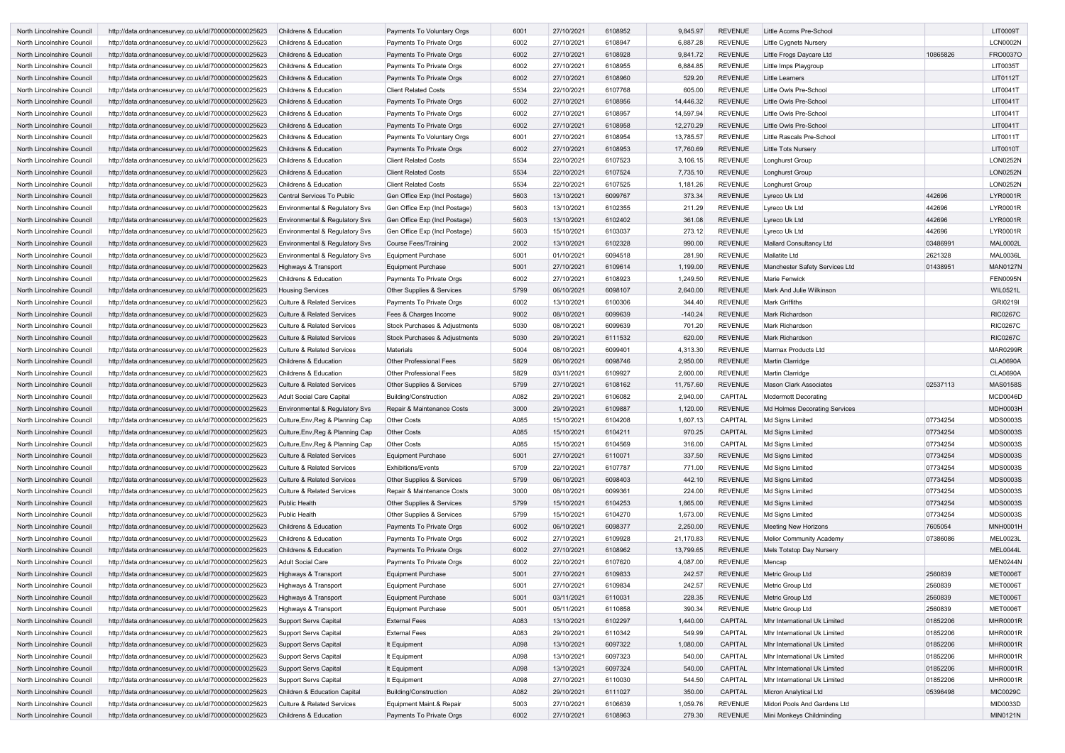| | | | | | | | | | | | |
|---|---|---|---|---|---|---|---|---|---|---|---|
| North Lincolnshire Council | http://data.ordnancesurvey.co.uk/id/7000000000025623 | Childrens & Education | Payments To Voluntary Orgs | 6001 | 27/10/2021 | 6108952 | 9,845.97 | REVENUE | Little Acorns Pre-School | | LIT0009T |
| North Lincolnshire Council | http://data.ordnancesurvey.co.uk/id/7000000000025623 | Childrens & Education | Payments To Private Orgs | 6002 | 27/10/2021 | 6108947 | 6,887.28 | REVENUE | Little Cygnets Nursery | | LCN0002N |
| North Lincolnshire Council | http://data.ordnancesurvey.co.uk/id/7000000000025623 | Childrens & Education | Payments To Private Orgs | 6002 | 27/10/2021 | 6108928 | 9,841.72 | REVENUE | Little Frogs Daycare Ltd | 10865826 | FRO0037O |
| North Lincolnshire Council | http://data.ordnancesurvey.co.uk/id/7000000000025623 | Childrens & Education | Payments To Private Orgs | 6002 | 27/10/2021 | 6108955 | 6,884.85 | REVENUE | Little Imps Playgroup | | LIT0035T |
| North Lincolnshire Council | http://data.ordnancesurvey.co.uk/id/7000000000025623 | Childrens & Education | Payments To Private Orgs | 6002 | 27/10/2021 | 6108960 | 529.20 | REVENUE | Little Learners | | LIT0112T |
| North Lincolnshire Council | http://data.ordnancesurvey.co.uk/id/7000000000025623 | Childrens & Education | Client Related Costs | 5534 | 22/10/2021 | 6107768 | 605.00 | REVENUE | Little Owls Pre-School | | LIT0041T |
| North Lincolnshire Council | http://data.ordnancesurvey.co.uk/id/7000000000025623 | Childrens & Education | Payments To Private Orgs | 6002 | 27/10/2021 | 6108956 | 14,446.32 | REVENUE | Little Owls Pre-School | | LIT0041T |
| North Lincolnshire Council | http://data.ordnancesurvey.co.uk/id/7000000000025623 | Childrens & Education | Payments To Private Orgs | 6002 | 27/10/2021 | 6108957 | 14,597.94 | REVENUE | Little Owls Pre-School | | LIT0041T |
| North Lincolnshire Council | http://data.ordnancesurvey.co.uk/id/7000000000025623 | Childrens & Education | Payments To Private Orgs | 6002 | 27/10/2021 | 6108958 | 12,270.29 | REVENUE | Little Owls Pre-School | | LIT0041T |
| North Lincolnshire Council | http://data.ordnancesurvey.co.uk/id/7000000000025623 | Childrens & Education | Payments To Voluntary Orgs | 6001 | 27/10/2021 | 6108954 | 13,785.57 | REVENUE | Little Rascals Pre-School | | LIT0011T |
| North Lincolnshire Council | http://data.ordnancesurvey.co.uk/id/7000000000025623 | Childrens & Education | Payments To Private Orgs | 6002 | 27/10/2021 | 6108953 | 17,760.69 | REVENUE | Little Tots Nursery | | LIT0010T |
| North Lincolnshire Council | http://data.ordnancesurvey.co.uk/id/7000000000025623 | Childrens & Education | Client Related Costs | 5534 | 22/10/2021 | 6107523 | 3,106.15 | REVENUE | Longhurst Group | | LON0252N |
| North Lincolnshire Council | http://data.ordnancesurvey.co.uk/id/7000000000025623 | Childrens & Education | Client Related Costs | 5534 | 22/10/2021 | 6107524 | 7,735.10 | REVENUE | Longhurst Group | | LON0252N |
| North Lincolnshire Council | http://data.ordnancesurvey.co.uk/id/7000000000025623 | Childrens & Education | Client Related Costs | 5534 | 22/10/2021 | 6107525 | 1,181.26 | REVENUE | Longhurst Group | | LON0252N |
| North Lincolnshire Council | http://data.ordnancesurvey.co.uk/id/7000000000025623 | Central Services To Public | Gen Office Exp (Incl Postage) | 5603 | 13/10/2021 | 6099767 | 373.34 | REVENUE | Lyreco Uk Ltd | 442696 | LYR0001R |
| North Lincolnshire Council | http://data.ordnancesurvey.co.uk/id/7000000000025623 | Environmental & Regulatory Svs | Gen Office Exp (Incl Postage) | 5603 | 13/10/2021 | 6102355 | 211.29 | REVENUE | Lyreco Uk Ltd | 442696 | LYR0001R |
| North Lincolnshire Council | http://data.ordnancesurvey.co.uk/id/7000000000025623 | Environmental & Regulatory Svs | Gen Office Exp (Incl Postage) | 5603 | 13/10/2021 | 6102402 | 361.08 | REVENUE | Lyreco Uk Ltd | 442696 | LYR0001R |
| North Lincolnshire Council | http://data.ordnancesurvey.co.uk/id/7000000000025623 | Environmental & Regulatory Svs | Gen Office Exp (Incl Postage) | 5603 | 15/10/2021 | 6103037 | 273.12 | REVENUE | Lyreco Uk Ltd | 442696 | LYR0001R |
| North Lincolnshire Council | http://data.ordnancesurvey.co.uk/id/7000000000025623 | Environmental & Regulatory Svs | Course Fees/Training | 2002 | 13/10/2021 | 6102328 | 990.00 | REVENUE | Mallard Consultancy Ltd | 03486991 | MAL0002L |
| North Lincolnshire Council | http://data.ordnancesurvey.co.uk/id/7000000000025623 | Environmental & Regulatory Svs | Equipment Purchase | 5001 | 01/10/2021 | 6094518 | 281.90 | REVENUE | Mallatite Ltd | 2621328 | MAL0036L |
| North Lincolnshire Council | http://data.ordnancesurvey.co.uk/id/7000000000025623 | Highways & Transport | Equipment Purchase | 5001 | 27/10/2021 | 6109614 | 1,199.00 | REVENUE | Manchester Safety Services Ltd | 01438951 | MAN0127N |
| North Lincolnshire Council | http://data.ordnancesurvey.co.uk/id/7000000000025623 | Childrens & Education | Payments To Private Orgs | 6002 | 27/10/2021 | 6108923 | 1,249.50 | REVENUE | Marie Fenwick | | FEN0095N |
| North Lincolnshire Council | http://data.ordnancesurvey.co.uk/id/7000000000025623 | Housing Services | Other Supplies & Services | 5799 | 06/10/2021 | 6098107 | 2,640.00 | REVENUE | Mark And Julie Wilkinson | | WIL0521L |
| North Lincolnshire Council | http://data.ordnancesurvey.co.uk/id/7000000000025623 | Culture & Related Services | Payments To Private Orgs | 6002 | 13/10/2021 | 6100306 | 344.40 | REVENUE | Mark Griffiths | | GRI0219I |
| North Lincolnshire Council | http://data.ordnancesurvey.co.uk/id/7000000000025623 | Culture & Related Services | Fees & Charges Income | 9002 | 08/10/2021 | 6099639 | -140.24 | REVENUE | Mark Richardson | | RIC0267C |
| North Lincolnshire Council | http://data.ordnancesurvey.co.uk/id/7000000000025623 | Culture & Related Services | Stock Purchases & Adjustments | 5030 | 08/10/2021 | 6099639 | 701.20 | REVENUE | Mark Richardson | | RIC0267C |
| North Lincolnshire Council | http://data.ordnancesurvey.co.uk/id/7000000000025623 | Culture & Related Services | Stock Purchases & Adjustments | 5030 | 29/10/2021 | 6111532 | 620.00 | REVENUE | Mark Richardson | | RIC0267C |
| North Lincolnshire Council | http://data.ordnancesurvey.co.uk/id/7000000000025623 | Culture & Related Services | Materials | 5004 | 08/10/2021 | 6099401 | 4,313.30 | REVENUE | Marmax Products Ltd | | MAR0299R |
| North Lincolnshire Council | http://data.ordnancesurvey.co.uk/id/7000000000025623 | Childrens & Education | Other Professional Fees | 5829 | 06/10/2021 | 6098746 | 2,950.00 | REVENUE | Martin Clarridge | | CLA0690A |
| North Lincolnshire Council | http://data.ordnancesurvey.co.uk/id/7000000000025623 | Childrens & Education | Other Professional Fees | 5829 | 03/11/2021 | 6109927 | 2,600.00 | REVENUE | Martin Clarridge | | CLA0690A |
| North Lincolnshire Council | http://data.ordnancesurvey.co.uk/id/7000000000025623 | Culture & Related Services | Other Supplies & Services | 5799 | 27/10/2021 | 6108162 | 11,757.60 | REVENUE | Mason Clark Associates | 02537113 | MAS0158S |
| North Lincolnshire Council | http://data.ordnancesurvey.co.uk/id/7000000000025623 | Adult Social Care Capital | Building/Construction | A082 | 29/10/2021 | 6106082 | 2,940.00 | CAPITAL | Mcdermott Decorating | | MCD0046D |
| North Lincolnshire Council | http://data.ordnancesurvey.co.uk/id/7000000000025623 | Environmental & Regulatory Svs | Repair & Maintenance Costs | 3000 | 29/10/2021 | 6109887 | 1,120.00 | REVENUE | Md Holmes Decorating Services | | MDH0003H |
| North Lincolnshire Council | http://data.ordnancesurvey.co.uk/id/7000000000025623 | Culture,Env,Reg & Planning Cap | Other Costs | A085 | 15/10/2021 | 6104208 | 1,607.13 | CAPITAL | Md Signs Limited | 07734254 | MDS0003S |
| North Lincolnshire Council | http://data.ordnancesurvey.co.uk/id/7000000000025623 | Culture,Env,Reg & Planning Cap | Other Costs | A085 | 15/10/2021 | 6104211 | 970.25 | CAPITAL | Md Signs Limited | 07734254 | MDS0003S |
| North Lincolnshire Council | http://data.ordnancesurvey.co.uk/id/7000000000025623 | Culture,Env,Reg & Planning Cap | Other Costs | A085 | 15/10/2021 | 6104569 | 316.00 | CAPITAL | Md Signs Limited | 07734254 | MDS0003S |
| North Lincolnshire Council | http://data.ordnancesurvey.co.uk/id/7000000000025623 | Culture & Related Services | Equipment Purchase | 5001 | 27/10/2021 | 6110071 | 337.50 | REVENUE | Md Signs Limited | 07734254 | MDS0003S |
| North Lincolnshire Council | http://data.ordnancesurvey.co.uk/id/7000000000025623 | Culture & Related Services | Exhibitions/Events | 5709 | 22/10/2021 | 6107787 | 771.00 | REVENUE | Md Signs Limited | 07734254 | MDS0003S |
| North Lincolnshire Council | http://data.ordnancesurvey.co.uk/id/7000000000025623 | Culture & Related Services | Other Supplies & Services | 5799 | 06/10/2021 | 6098403 | 442.10 | REVENUE | Md Signs Limited | 07734254 | MDS0003S |
| North Lincolnshire Council | http://data.ordnancesurvey.co.uk/id/7000000000025623 | Culture & Related Services | Repair & Maintenance Costs | 3000 | 08/10/2021 | 6099361 | 224.00 | REVENUE | Md Signs Limited | 07734254 | MDS0003S |
| North Lincolnshire Council | http://data.ordnancesurvey.co.uk/id/7000000000025623 | Public Health | Other Supplies & Services | 5799 | 15/10/2021 | 6104253 | 1,865.00 | REVENUE | Md Signs Limited | 07734254 | MDS0003S |
| North Lincolnshire Council | http://data.ordnancesurvey.co.uk/id/7000000000025623 | Public Health | Other Supplies & Services | 5799 | 15/10/2021 | 6104270 | 1,673.00 | REVENUE | Md Signs Limited | 07734254 | MDS0003S |
| North Lincolnshire Council | http://data.ordnancesurvey.co.uk/id/7000000000025623 | Childrens & Education | Payments To Private Orgs | 6002 | 06/10/2021 | 6098377 | 2,250.00 | REVENUE | Meeting New Horizons | 7605054 | MNH0001H |
| North Lincolnshire Council | http://data.ordnancesurvey.co.uk/id/7000000000025623 | Childrens & Education | Payments To Private Orgs | 6002 | 27/10/2021 | 6109928 | 21,170.83 | REVENUE | Melior Community Academy | 07386086 | MEL0023L |
| North Lincolnshire Council | http://data.ordnancesurvey.co.uk/id/7000000000025623 | Childrens & Education | Payments To Private Orgs | 6002 | 27/10/2021 | 6108962 | 13,799.65 | REVENUE | Mels Totstop Day Nursery | | MEL0044L |
| North Lincolnshire Council | http://data.ordnancesurvey.co.uk/id/7000000000025623 | Adult Social Care | Payments To Private Orgs | 6002 | 22/10/2021 | 6107620 | 4,087.00 | REVENUE | Mencap | | MEN0244N |
| North Lincolnshire Council | http://data.ordnancesurvey.co.uk/id/7000000000025623 | Highways & Transport | Equipment Purchase | 5001 | 27/10/2021 | 6109833 | 242.57 | REVENUE | Metric Group Ltd | 2560839 | MET0006T |
| North Lincolnshire Council | http://data.ordnancesurvey.co.uk/id/7000000000025623 | Highways & Transport | Equipment Purchase | 5001 | 27/10/2021 | 6109834 | 242.57 | REVENUE | Metric Group Ltd | 2560839 | MET0006T |
| North Lincolnshire Council | http://data.ordnancesurvey.co.uk/id/7000000000025623 | Highways & Transport | Equipment Purchase | 5001 | 03/11/2021 | 6110031 | 228.35 | REVENUE | Metric Group Ltd | 2560839 | MET0006T |
| North Lincolnshire Council | http://data.ordnancesurvey.co.uk/id/7000000000025623 | Highways & Transport | Equipment Purchase | 5001 | 05/11/2021 | 6110858 | 390.34 | REVENUE | Metric Group Ltd | 2560839 | MET0006T |
| North Lincolnshire Council | http://data.ordnancesurvey.co.uk/id/7000000000025623 | Support Servs Capital | External Fees | A083 | 13/10/2021 | 6102297 | 1,440.00 | CAPITAL | Mhr International Uk Limited | 01852206 | MHR0001R |
| North Lincolnshire Council | http://data.ordnancesurvey.co.uk/id/7000000000025623 | Support Servs Capital | External Fees | A083 | 29/10/2021 | 6110342 | 549.99 | CAPITAL | Mhr International Uk Limited | 01852206 | MHR0001R |
| North Lincolnshire Council | http://data.ordnancesurvey.co.uk/id/7000000000025623 | Support Servs Capital | It Equipment | A098 | 13/10/2021 | 6097322 | 1,080.00 | CAPITAL | Mhr International Uk Limited | 01852206 | MHR0001R |
| North Lincolnshire Council | http://data.ordnancesurvey.co.uk/id/7000000000025623 | Support Servs Capital | It Equipment | A098 | 13/10/2021 | 6097323 | 540.00 | CAPITAL | Mhr International Uk Limited | 01852206 | MHR0001R |
| North Lincolnshire Council | http://data.ordnancesurvey.co.uk/id/7000000000025623 | Support Servs Capital | It Equipment | A098 | 13/10/2021 | 6097324 | 540.00 | CAPITAL | Mhr International Uk Limited | 01852206 | MHR0001R |
| North Lincolnshire Council | http://data.ordnancesurvey.co.uk/id/7000000000025623 | Support Servs Capital | It Equipment | A098 | 27/10/2021 | 6110030 | 544.50 | CAPITAL | Mhr International Uk Limited | 01852206 | MHR0001R |
| North Lincolnshire Council | http://data.ordnancesurvey.co.uk/id/7000000000025623 | Children & Education Capital | Building/Construction | A082 | 29/10/2021 | 6111027 | 350.00 | CAPITAL | Micron Analytical Ltd | 05396498 | MIC0029C |
| North Lincolnshire Council | http://data.ordnancesurvey.co.uk/id/7000000000025623 | Culture & Related Services | Equipment Maint.& Repair | 5003 | 27/10/2021 | 6106639 | 1,059.76 | REVENUE | Midori Pools And Gardens Ltd | | MID0033D |
| North Lincolnshire Council | http://data.ordnancesurvey.co.uk/id/7000000000025623 | Childrens & Education | Payments To Private Orgs | 6002 | 27/10/2021 | 6108963 | 279.30 | REVENUE | Mini Monkeys Childminding | | MIN0121N |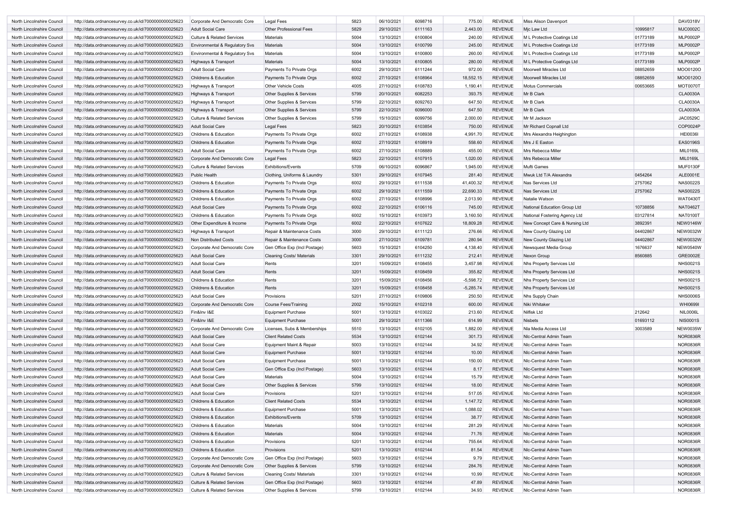| North Lincolnshire Council | http://data.ordnancesurvey.co.uk/id/7000000000025623 | Corporate And Democratic Core | Legal Fees | 5823 | 06/10/2021 | 6098716 | 775.00 | REVENUE | Miss Alison Davenport | | DAV0318V |
|---|---|---|---|---|---|---|---|---|---|---|---|
| North Lincolnshire Council | http://data.ordnancesurvey.co.uk/id/7000000000025623 | Adult Social Care | Other Professional Fees | 5829 | 29/10/2021 | 6111163 | 2,443.00 | REVENUE | Mjc Law Ltd | 10995817 | MJC0002C |
| North Lincolnshire Council | http://data.ordnancesurvey.co.uk/id/7000000000025623 | Culture & Related Services | Materials | 5004 | 13/10/2021 | 6100804 | 240.00 | REVENUE | M L Protective Coatings Ltd | 01773189 | MLP0002P |
| North Lincolnshire Council | http://data.ordnancesurvey.co.uk/id/7000000000025623 | Environmental & Regulatory Svs | Materials | 5004 | 13/10/2021 | 6100799 | 245.00 | REVENUE | M L Protective Coatings Ltd | 01773189 | MLP0002P |
| North Lincolnshire Council | http://data.ordnancesurvey.co.uk/id/7000000000025623 | Environmental & Regulatory Svs | Materials | 5004 | 13/10/2021 | 6100800 | 260.00 | REVENUE | M L Protective Coatings Ltd | 01773189 | MLP0002P |
| North Lincolnshire Council | http://data.ordnancesurvey.co.uk/id/7000000000025623 | Highways & Transport | Materials | 5004 | 13/10/2021 | 6100805 | 280.00 | REVENUE | M L Protective Coatings Ltd | 01773189 | MLP0002P |
| North Lincolnshire Council | http://data.ordnancesurvey.co.uk/id/7000000000025623 | Adult Social Care | Payments To Private Orgs | 6002 | 29/10/2021 | 6111244 | 972.00 | REVENUE | Moorwell Miracles Ltd | 08852659 | MOO0120O |
| North Lincolnshire Council | http://data.ordnancesurvey.co.uk/id/7000000000025623 | Childrens & Education | Payments To Private Orgs | 6002 | 27/10/2021 | 6108964 | 18,552.15 | REVENUE | Moorwell Miracles Ltd | 08852659 | MOO0120O |
| North Lincolnshire Council | http://data.ordnancesurvey.co.uk/id/7000000000025623 | Highways & Transport | Other Vehicle Costs | 4005 | 27/10/2021 | 6108783 | 1,190.41 | REVENUE | Motus Commercials | 00653665 | MOT0070T |
| North Lincolnshire Council | http://data.ordnancesurvey.co.uk/id/7000000000025623 | Highways & Transport | Other Supplies & Services | 5799 | 20/10/2021 | 6082253 | 393.75 | REVENUE | Mr B Clark | | CLA0030A |
| North Lincolnshire Council | http://data.ordnancesurvey.co.uk/id/7000000000025623 | Highways & Transport | Other Supplies & Services | 5799 | 22/10/2021 | 6092763 | 647.50 | REVENUE | Mr B Clark | | CLA0030A |
| North Lincolnshire Council | http://data.ordnancesurvey.co.uk/id/7000000000025623 | Highways & Transport | Other Supplies & Services | 5799 | 22/10/2021 | 6096000 | 647.50 | REVENUE | Mr B Clark | | CLA0030A |
| North Lincolnshire Council | http://data.ordnancesurvey.co.uk/id/7000000000025623 | Culture & Related Services | Other Supplies & Services | 5799 | 15/10/2021 | 6099756 | 2,000.00 | REVENUE | Mr M Jackson | | JAC0529C |
| North Lincolnshire Council | http://data.ordnancesurvey.co.uk/id/7000000000025623 | Adult Social Care | Legal Fees | 5823 | 20/10/2021 | 6103854 | 750.00 | REVENUE | Mr Richard Copnall Ltd | | COP0024P |
| North Lincolnshire Council | http://data.ordnancesurvey.co.uk/id/7000000000025623 | Childrens & Education | Payments To Private Orgs | 6002 | 27/10/2021 | 6108938 | 4,991.70 | REVENUE | Mrs Alexandra Heighington | | HEI0036I |
| North Lincolnshire Council | http://data.ordnancesurvey.co.uk/id/7000000000025623 | Childrens & Education | Payments To Private Orgs | 6002 | 27/10/2021 | 6108919 | 558.60 | REVENUE | Mrs J E Easton | | EAS0196S |
| North Lincolnshire Council | http://data.ordnancesurvey.co.uk/id/7000000000025623 | Adult Social Care | Payments To Private Orgs | 6002 | 27/10/2021 | 6108889 | 455.00 | REVENUE | Mrs Rebecca Miller | | MIL0169L |
| North Lincolnshire Council | http://data.ordnancesurvey.co.uk/id/7000000000025623 | Corporate And Democratic Core | Legal Fees | 5823 | 22/10/2021 | 6107915 | 1,020.00 | REVENUE | Mrs Rebecca Miller | | MIL0169L |
| North Lincolnshire Council | http://data.ordnancesurvey.co.uk/id/7000000000025623 | Culture & Related Services | Exhibitions/Events | 5709 | 06/10/2021 | 6096867 | 1,945.00 | REVENUE | Mufti Games | | MUF0130F |
| North Lincolnshire Council | http://data.ordnancesurvey.co.uk/id/7000000000025623 | Public Health | Clothing, Uniforms & Laundry | 5301 | 29/10/2021 | 6107945 | 281.40 | REVENUE | Mwuk Ltd T/A Alexandra | 0454264 | ALE0001E |
| North Lincolnshire Council | http://data.ordnancesurvey.co.uk/id/7000000000025623 | Childrens & Education | Payments To Private Orgs | 6002 | 29/10/2021 | 6111538 | 41,400.32 | REVENUE | Nas Services Ltd | 2757062 | NAS0022S |
| North Lincolnshire Council | http://data.ordnancesurvey.co.uk/id/7000000000025623 | Childrens & Education | Payments To Private Orgs | 6002 | 29/10/2021 | 6111559 | 22,690.33 | REVENUE | Nas Services Ltd | 2757062 | NAS0022S |
| North Lincolnshire Council | http://data.ordnancesurvey.co.uk/id/7000000000025623 | Childrens & Education | Payments To Private Orgs | 6002 | 27/10/2021 | 6108996 | 2,013.90 | REVENUE | Natalie Watson | | WAT0430T |
| North Lincolnshire Council | http://data.ordnancesurvey.co.uk/id/7000000000025623 | Adult Social Care | Payments To Private Orgs | 6002 | 22/10/2021 | 6106116 | 745.00 | REVENUE | National Education Group Ltd | 10738856 | NAT0462T |
| North Lincolnshire Council | http://data.ordnancesurvey.co.uk/id/7000000000025623 | Childrens & Education | Payments To Private Orgs | 6002 | 15/10/2021 | 6103973 | 3,160.50 | REVENUE | National Fostering Agency Ltd | 03127814 | NAT0100T |
| North Lincolnshire Council | http://data.ordnancesurvey.co.uk/id/7000000000025623 | Other Expenditure & Income | Payments To Private Orgs | 6002 | 22/10/2021 | 6107622 | 18,809.28 | REVENUE | New Concept Care & Nursing Ltd | 3892391 | NEW0146W |
| North Lincolnshire Council | http://data.ordnancesurvey.co.uk/id/7000000000025623 | Highways & Transport | Repair & Maintenance Costs | 3000 | 29/10/2021 | 6111123 | 276.66 | REVENUE | New County Glazing Ltd | 04402867 | NEW0032W |
| North Lincolnshire Council | http://data.ordnancesurvey.co.uk/id/7000000000025623 | Non Distributed Costs | Repair & Maintenance Costs | 3000 | 27/10/2021 | 6109781 | 280.94 | REVENUE | New County Glazing Ltd | 04402867 | NEW0032W |
| North Lincolnshire Council | http://data.ordnancesurvey.co.uk/id/7000000000025623 | Corporate And Democratic Core | Gen Office Exp (Incl Postage) | 5603 | 15/10/2021 | 6104250 | 4,138.40 | REVENUE | Newsquest Media Group | 1676637 | NEW0540W |
| North Lincolnshire Council | http://data.ordnancesurvey.co.uk/id/7000000000025623 | Adult Social Care | Cleaning Costs/ Materials | 3301 | 29/10/2021 | 6111232 | 212.41 | REVENUE | Nexon Group | 8560885 | GRE0002E |
| North Lincolnshire Council | http://data.ordnancesurvey.co.uk/id/7000000000025623 | Adult Social Care | Rents | 3201 | 15/09/2021 | 6108455 | 3,457.98 | REVENUE | Nhs Property Services Ltd | | NHS0021S |
| North Lincolnshire Council | http://data.ordnancesurvey.co.uk/id/7000000000025623 | Adult Social Care | Rents | 3201 | 15/09/2021 | 6108459 | 355.82 | REVENUE | Nhs Property Services Ltd | | NHS0021S |
| North Lincolnshire Council | http://data.ordnancesurvey.co.uk/id/7000000000025623 | Childrens & Education | Rents | 3201 | 15/09/2021 | 6108456 | -5,598.72 | REVENUE | Nhs Property Services Ltd | | NHS0021S |
| North Lincolnshire Council | http://data.ordnancesurvey.co.uk/id/7000000000025623 | Childrens & Education | Rents | 3201 | 15/09/2021 | 6108458 | -5,285.74 | REVENUE | Nhs Property Services Ltd | | NHS0021S |
| North Lincolnshire Council | http://data.ordnancesurvey.co.uk/id/7000000000025623 | Adult Social Care | Provisions | 5201 | 27/10/2021 | 6109806 | 250.50 | REVENUE | Nhs Supply Chain | | NHS0006S |
| North Lincolnshire Council | http://data.ordnancesurvey.co.uk/id/7000000000025623 | Corporate And Democratic Core | Course Fees/Training | 2002 | 15/10/2021 | 6102318 | 600.00 | REVENUE | Niki Whitaker | | WHI0699I |
| North Lincolnshire Council | http://data.ordnancesurvey.co.uk/id/7000000000025623 | Fin&Inv I&E | Equipment Purchase | 5001 | 13/10/2021 | 6103022 | 213.60 | REVENUE | Nilfisk Ltd | 212642 | NIL0006L |
| North Lincolnshire Council | http://data.ordnancesurvey.co.uk/id/7000000000025623 | Fin&Inv I&E | Equipment Purchase | 5001 | 29/10/2021 | 6111366 | 614.99 | REVENUE | Nisbets | 01693112 | NIS0001S |
| North Lincolnshire Council | http://data.ordnancesurvey.co.uk/id/7000000000025623 | Corporate And Democratic Core | Licenses, Subs & Memberships | 5510 | 13/10/2021 | 6102105 | 1,882.00 | REVENUE | Nla Media Access Ltd | 3003589 | NEW0035W |
| North Lincolnshire Council | http://data.ordnancesurvey.co.uk/id/7000000000025623 | Adult Social Care | Client Related Costs | 5534 | 13/10/2021 | 6102144 | 301.73 | REVENUE | Nlc-Central Admin Team | | NOR0836R |
| North Lincolnshire Council | http://data.ordnancesurvey.co.uk/id/7000000000025623 | Adult Social Care | Equipment Maint.& Repair | 5003 | 13/10/2021 | 6102144 | 34.92 | REVENUE | Nlc-Central Admin Team | | NOR0836R |
| North Lincolnshire Council | http://data.ordnancesurvey.co.uk/id/7000000000025623 | Adult Social Care | Equipment Purchase | 5001 | 13/10/2021 | 6102144 | 10.00 | REVENUE | Nlc-Central Admin Team | | NOR0836R |
| North Lincolnshire Council | http://data.ordnancesurvey.co.uk/id/7000000000025623 | Adult Social Care | Equipment Purchase | 5001 | 13/10/2021 | 6102144 | 150.00 | REVENUE | Nlc-Central Admin Team | | NOR0836R |
| North Lincolnshire Council | http://data.ordnancesurvey.co.uk/id/7000000000025623 | Adult Social Care | Gen Office Exp (Incl Postage) | 5603 | 13/10/2021 | 6102144 | 8.17 | REVENUE | Nlc-Central Admin Team | | NOR0836R |
| North Lincolnshire Council | http://data.ordnancesurvey.co.uk/id/7000000000025623 | Adult Social Care | Materials | 5004 | 13/10/2021 | 6102144 | 15.79 | REVENUE | Nlc-Central Admin Team | | NOR0836R |
| North Lincolnshire Council | http://data.ordnancesurvey.co.uk/id/7000000000025623 | Adult Social Care | Other Supplies & Services | 5799 | 13/10/2021 | 6102144 | 18.00 | REVENUE | Nlc-Central Admin Team | | NOR0836R |
| North Lincolnshire Council | http://data.ordnancesurvey.co.uk/id/7000000000025623 | Adult Social Care | Provisions | 5201 | 13/10/2021 | 6102144 | 517.05 | REVENUE | Nlc-Central Admin Team | | NOR0836R |
| North Lincolnshire Council | http://data.ordnancesurvey.co.uk/id/7000000000025623 | Childrens & Education | Client Related Costs | 5534 | 13/10/2021 | 6102144 | 1,147.72 | REVENUE | Nlc-Central Admin Team | | NOR0836R |
| North Lincolnshire Council | http://data.ordnancesurvey.co.uk/id/7000000000025623 | Childrens & Education | Equipment Purchase | 5001 | 13/10/2021 | 6102144 | 1,088.02 | REVENUE | Nlc-Central Admin Team | | NOR0836R |
| North Lincolnshire Council | http://data.ordnancesurvey.co.uk/id/7000000000025623 | Childrens & Education | Exhibitions/Events | 5709 | 13/10/2021 | 6102144 | 38.77 | REVENUE | Nlc-Central Admin Team | | NOR0836R |
| North Lincolnshire Council | http://data.ordnancesurvey.co.uk/id/7000000000025623 | Childrens & Education | Materials | 5004 | 13/10/2021 | 6102144 | 281.29 | REVENUE | Nlc-Central Admin Team | | NOR0836R |
| North Lincolnshire Council | http://data.ordnancesurvey.co.uk/id/7000000000025623 | Childrens & Education | Materials | 5004 | 13/10/2021 | 6102144 | 71.76 | REVENUE | Nlc-Central Admin Team | | NOR0836R |
| North Lincolnshire Council | http://data.ordnancesurvey.co.uk/id/7000000000025623 | Childrens & Education | Provisions | 5201 | 13/10/2021 | 6102144 | 755.64 | REVENUE | Nlc-Central Admin Team | | NOR0836R |
| North Lincolnshire Council | http://data.ordnancesurvey.co.uk/id/7000000000025623 | Childrens & Education | Provisions | 5201 | 13/10/2021 | 6102144 | 81.54 | REVENUE | Nlc-Central Admin Team | | NOR0836R |
| North Lincolnshire Council | http://data.ordnancesurvey.co.uk/id/7000000000025623 | Corporate And Democratic Core | Gen Office Exp (Incl Postage) | 5603 | 13/10/2021 | 6102144 | 9.79 | REVENUE | Nlc-Central Admin Team | | NOR0836R |
| North Lincolnshire Council | http://data.ordnancesurvey.co.uk/id/7000000000025623 | Corporate And Democratic Core | Other Supplies & Services | 5799 | 13/10/2021 | 6102144 | 284.76 | REVENUE | Nlc-Central Admin Team | | NOR0836R |
| North Lincolnshire Council | http://data.ordnancesurvey.co.uk/id/7000000000025623 | Culture & Related Services | Cleaning Costs/ Materials | 3301 | 13/10/2021 | 6102144 | 10.99 | REVENUE | Nlc-Central Admin Team | | NOR0836R |
| North Lincolnshire Council | http://data.ordnancesurvey.co.uk/id/7000000000025623 | Culture & Related Services | Gen Office Exp (Incl Postage) | 5603 | 13/10/2021 | 6102144 | 47.89 | REVENUE | Nlc-Central Admin Team | | NOR0836R |
| North Lincolnshire Council | http://data.ordnancesurvey.co.uk/id/7000000000025623 | Culture & Related Services | Other Supplies & Services | 5799 | 13/10/2021 | 6102144 | 34.93 | REVENUE | Nlc-Central Admin Team | | NOR0836R |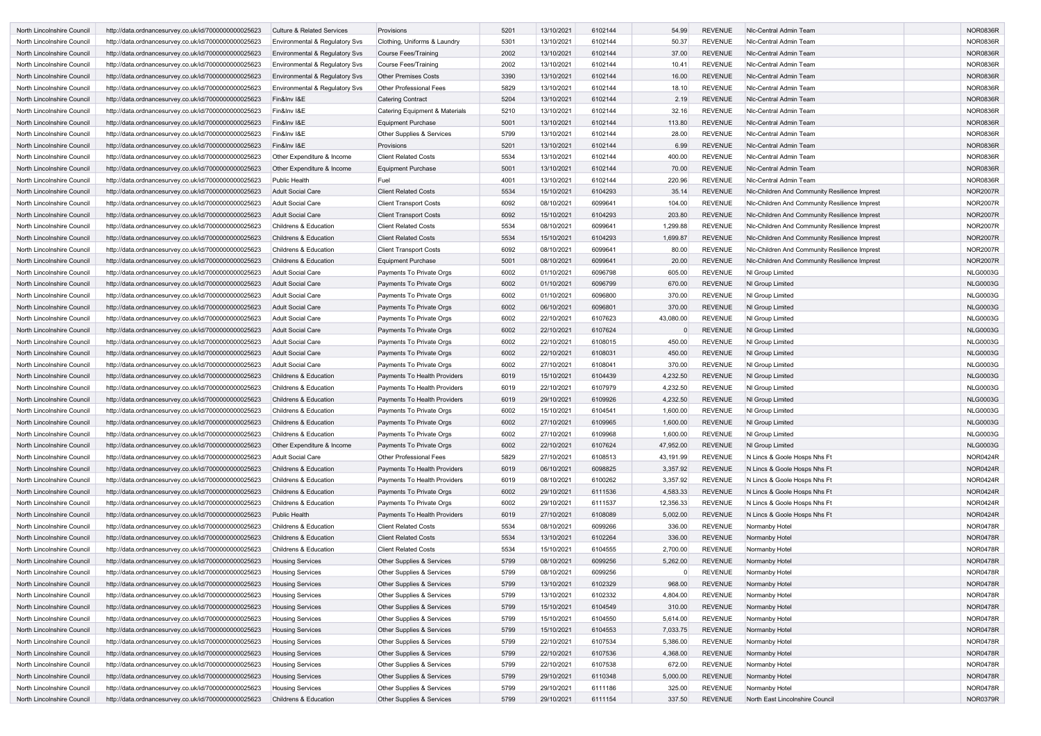| North Lincolnshire Council | http://data.ordnancesurvey.co.uk/id/7000000000025623 | Culture & Related Services | Provisions | 5201 | 13/10/2021 | 6102144 | 54.99 | REVENUE | Nlc-Central Admin Team | | NOR0836R |
|---|---|---|---|---|---|---|---|---|---|---|---|
| North Lincolnshire Council | http://data.ordnancesurvey.co.uk/id/7000000000025623 | Environmental & Regulatory Svs | Clothing, Uniforms & Laundry | 5301 | 13/10/2021 | 6102144 | 50.37 | REVENUE | Nlc-Central Admin Team | | NOR0836R |
| North Lincolnshire Council | http://data.ordnancesurvey.co.uk/id/7000000000025623 | Environmental & Regulatory Svs | Course Fees/Training | 2002 | 13/10/2021 | 6102144 | 37.00 | REVENUE | Nlc-Central Admin Team | | NOR0836R |
| North Lincolnshire Council | http://data.ordnancesurvey.co.uk/id/7000000000025623 | Environmental & Regulatory Svs | Course Fees/Training | 2002 | 13/10/2021 | 6102144 | 10.41 | REVENUE | Nlc-Central Admin Team | | NOR0836R |
| North Lincolnshire Council | http://data.ordnancesurvey.co.uk/id/7000000000025623 | Environmental & Regulatory Svs | Other Premises Costs | 3390 | 13/10/2021 | 6102144 | 16.00 | REVENUE | Nlc-Central Admin Team | | NOR0836R |
| North Lincolnshire Council | http://data.ordnancesurvey.co.uk/id/7000000000025623 | Environmental & Regulatory Svs | Other Professional Fees | 5829 | 13/10/2021 | 6102144 | 18.10 | REVENUE | Nlc-Central Admin Team | | NOR0836R |
| North Lincolnshire Council | http://data.ordnancesurvey.co.uk/id/7000000000025623 | Fin&Inv I&E | Catering Contract | 5204 | 13/10/2021 | 6102144 | 2.19 | REVENUE | Nlc-Central Admin Team | | NOR0836R |
| North Lincolnshire Council | http://data.ordnancesurvey.co.uk/id/7000000000025623 | Fin&Inv I&E | Catering Equipment & Materials | 5210 | 13/10/2021 | 6102144 | 32.16 | REVENUE | Nlc-Central Admin Team | | NOR0836R |
| North Lincolnshire Council | http://data.ordnancesurvey.co.uk/id/7000000000025623 | Fin&Inv I&E | Equipment Purchase | 5001 | 13/10/2021 | 6102144 | 113.80 | REVENUE | Nlc-Central Admin Team | | NOR0836R |
| North Lincolnshire Council | http://data.ordnancesurvey.co.uk/id/7000000000025623 | Fin&Inv I&E | Other Supplies & Services | 5799 | 13/10/2021 | 6102144 | 28.00 | REVENUE | Nlc-Central Admin Team | | NOR0836R |
| North Lincolnshire Council | http://data.ordnancesurvey.co.uk/id/7000000000025623 | Fin&Inv I&E | Provisions | 5201 | 13/10/2021 | 6102144 | 6.99 | REVENUE | Nlc-Central Admin Team | | NOR0836R |
| North Lincolnshire Council | http://data.ordnancesurvey.co.uk/id/7000000000025623 | Other Expenditure & Income | Client Related Costs | 5534 | 13/10/2021 | 6102144 | 400.00 | REVENUE | Nlc-Central Admin Team | | NOR0836R |
| North Lincolnshire Council | http://data.ordnancesurvey.co.uk/id/7000000000025623 | Other Expenditure & Income | Equipment Purchase | 5001 | 13/10/2021 | 6102144 | 70.00 | REVENUE | Nlc-Central Admin Team | | NOR0836R |
| North Lincolnshire Council | http://data.ordnancesurvey.co.uk/id/7000000000025623 | Public Health | Fuel | 4001 | 13/10/2021 | 6102144 | 220.96 | REVENUE | Nlc-Central Admin Team | | NOR0836R |
| North Lincolnshire Council | http://data.ordnancesurvey.co.uk/id/7000000000025623 | Adult Social Care | Client Related Costs | 5534 | 15/10/2021 | 6104293 | 35.14 | REVENUE | Nlc-Children And Community Resilience Imprest | | NOR2007R |
| North Lincolnshire Council | http://data.ordnancesurvey.co.uk/id/7000000000025623 | Adult Social Care | Client Transport Costs | 6092 | 08/10/2021 | 6099641 | 104.00 | REVENUE | Nlc-Children And Community Resilience Imprest | | NOR2007R |
| North Lincolnshire Council | http://data.ordnancesurvey.co.uk/id/7000000000025623 | Adult Social Care | Client Transport Costs | 6092 | 15/10/2021 | 6104293 | 203.80 | REVENUE | Nlc-Children And Community Resilience Imprest | | NOR2007R |
| North Lincolnshire Council | http://data.ordnancesurvey.co.uk/id/7000000000025623 | Childrens & Education | Client Related Costs | 5534 | 08/10/2021 | 6099641 | 1,299.88 | REVENUE | Nlc-Children And Community Resilience Imprest | | NOR2007R |
| North Lincolnshire Council | http://data.ordnancesurvey.co.uk/id/7000000000025623 | Childrens & Education | Client Related Costs | 5534 | 15/10/2021 | 6104293 | 1,699.87 | REVENUE | Nlc-Children And Community Resilience Imprest | | NOR2007R |
| North Lincolnshire Council | http://data.ordnancesurvey.co.uk/id/7000000000025623 | Childrens & Education | Client Transport Costs | 6092 | 08/10/2021 | 6099641 | 80.00 | REVENUE | Nlc-Children And Community Resilience Imprest | | NOR2007R |
| North Lincolnshire Council | http://data.ordnancesurvey.co.uk/id/7000000000025623 | Childrens & Education | Equipment Purchase | 5001 | 08/10/2021 | 6099641 | 20.00 | REVENUE | Nlc-Children And Community Resilience Imprest | | NOR2007R |
| North Lincolnshire Council | http://data.ordnancesurvey.co.uk/id/7000000000025623 | Adult Social Care | Payments To Private Orgs | 6002 | 01/10/2021 | 6096798 | 605.00 | REVENUE | Nl Group Limited | | NLG0003G |
| North Lincolnshire Council | http://data.ordnancesurvey.co.uk/id/7000000000025623 | Adult Social Care | Payments To Private Orgs | 6002 | 01/10/2021 | 6096799 | 670.00 | REVENUE | Nl Group Limited | | NLG0003G |
| North Lincolnshire Council | http://data.ordnancesurvey.co.uk/id/7000000000025623 | Adult Social Care | Payments To Private Orgs | 6002 | 01/10/2021 | 6096800 | 370.00 | REVENUE | Nl Group Limited | | NLG0003G |
| North Lincolnshire Council | http://data.ordnancesurvey.co.uk/id/7000000000025623 | Adult Social Care | Payments To Private Orgs | 6002 | 06/10/2021 | 6096801 | 370.00 | REVENUE | Nl Group Limited | | NLG0003G |
| North Lincolnshire Council | http://data.ordnancesurvey.co.uk/id/7000000000025623 | Adult Social Care | Payments To Private Orgs | 6002 | 22/10/2021 | 6107623 | 43,080.00 | REVENUE | Nl Group Limited | | NLG0003G |
| North Lincolnshire Council | http://data.ordnancesurvey.co.uk/id/7000000000025623 | Adult Social Care | Payments To Private Orgs | 6002 | 22/10/2021 | 6107624 | 0 | REVENUE | Nl Group Limited | | NLG0003G |
| North Lincolnshire Council | http://data.ordnancesurvey.co.uk/id/7000000000025623 | Adult Social Care | Payments To Private Orgs | 6002 | 22/10/2021 | 6108015 | 450.00 | REVENUE | Nl Group Limited | | NLG0003G |
| North Lincolnshire Council | http://data.ordnancesurvey.co.uk/id/7000000000025623 | Adult Social Care | Payments To Private Orgs | 6002 | 22/10/2021 | 6108031 | 450.00 | REVENUE | Nl Group Limited | | NLG0003G |
| North Lincolnshire Council | http://data.ordnancesurvey.co.uk/id/7000000000025623 | Adult Social Care | Payments To Private Orgs | 6002 | 27/10/2021 | 6108041 | 370.00 | REVENUE | Nl Group Limited | | NLG0003G |
| North Lincolnshire Council | http://data.ordnancesurvey.co.uk/id/7000000000025623 | Childrens & Education | Payments To Health Providers | 6019 | 15/10/2021 | 6104439 | 4,232.50 | REVENUE | Nl Group Limited | | NLG0003G |
| North Lincolnshire Council | http://data.ordnancesurvey.co.uk/id/7000000000025623 | Childrens & Education | Payments To Health Providers | 6019 | 22/10/2021 | 6107979 | 4,232.50 | REVENUE | Nl Group Limited | | NLG0003G |
| North Lincolnshire Council | http://data.ordnancesurvey.co.uk/id/7000000000025623 | Childrens & Education | Payments To Health Providers | 6019 | 29/10/2021 | 6109926 | 4,232.50 | REVENUE | Nl Group Limited | | NLG0003G |
| North Lincolnshire Council | http://data.ordnancesurvey.co.uk/id/7000000000025623 | Childrens & Education | Payments To Private Orgs | 6002 | 15/10/2021 | 6104541 | 1,600.00 | REVENUE | Nl Group Limited | | NLG0003G |
| North Lincolnshire Council | http://data.ordnancesurvey.co.uk/id/7000000000025623 | Childrens & Education | Payments To Private Orgs | 6002 | 27/10/2021 | 6109965 | 1,600.00 | REVENUE | Nl Group Limited | | NLG0003G |
| North Lincolnshire Council | http://data.ordnancesurvey.co.uk/id/7000000000025623 | Childrens & Education | Payments To Private Orgs | 6002 | 27/10/2021 | 6109968 | 1,600.00 | REVENUE | Nl Group Limited | | NLG0003G |
| North Lincolnshire Council | http://data.ordnancesurvey.co.uk/id/7000000000025623 | Other Expenditure & Income | Payments To Private Orgs | 6002 | 22/10/2021 | 6107624 | 47,952.00 | REVENUE | Nl Group Limited | | NLG0003G |
| North Lincolnshire Council | http://data.ordnancesurvey.co.uk/id/7000000000025623 | Adult Social Care | Other Professional Fees | 5829 | 27/10/2021 | 6108513 | 43,191.99 | REVENUE | N Lincs & Goole Hosps Nhs Ft | | NOR0424R |
| North Lincolnshire Council | http://data.ordnancesurvey.co.uk/id/7000000000025623 | Childrens & Education | Payments To Health Providers | 6019 | 06/10/2021 | 6098825 | 3,357.92 | REVENUE | N Lincs & Goole Hosps Nhs Ft | | NOR0424R |
| North Lincolnshire Council | http://data.ordnancesurvey.co.uk/id/7000000000025623 | Childrens & Education | Payments To Health Providers | 6019 | 08/10/2021 | 6100262 | 3,357.92 | REVENUE | N Lincs & Goole Hosps Nhs Ft | | NOR0424R |
| North Lincolnshire Council | http://data.ordnancesurvey.co.uk/id/7000000000025623 | Childrens & Education | Payments To Private Orgs | 6002 | 29/10/2021 | 6111536 | 4,583.33 | REVENUE | N Lincs & Goole Hosps Nhs Ft | | NOR0424R |
| North Lincolnshire Council | http://data.ordnancesurvey.co.uk/id/7000000000025623 | Childrens & Education | Payments To Private Orgs | 6002 | 29/10/2021 | 6111537 | 12,356.33 | REVENUE | N Lincs & Goole Hosps Nhs Ft | | NOR0424R |
| North Lincolnshire Council | http://data.ordnancesurvey.co.uk/id/7000000000025623 | Public Health | Payments To Health Providers | 6019 | 27/10/2021 | 6108089 | 5,002.00 | REVENUE | N Lincs & Goole Hosps Nhs Ft | | NOR0424R |
| North Lincolnshire Council | http://data.ordnancesurvey.co.uk/id/7000000000025623 | Childrens & Education | Client Related Costs | 5534 | 08/10/2021 | 6099266 | 336.00 | REVENUE | Normanby Hotel | | NOR0478R |
| North Lincolnshire Council | http://data.ordnancesurvey.co.uk/id/7000000000025623 | Childrens & Education | Client Related Costs | 5534 | 13/10/2021 | 6102264 | 336.00 | REVENUE | Normanby Hotel | | NOR0478R |
| North Lincolnshire Council | http://data.ordnancesurvey.co.uk/id/7000000000025623 | Childrens & Education | Client Related Costs | 5534 | 15/10/2021 | 6104555 | 2,700.00 | REVENUE | Normanby Hotel | | NOR0478R |
| North Lincolnshire Council | http://data.ordnancesurvey.co.uk/id/7000000000025623 | Housing Services | Other Supplies & Services | 5799 | 08/10/2021 | 6099256 | 5,262.00 | REVENUE | Normanby Hotel | | NOR0478R |
| North Lincolnshire Council | http://data.ordnancesurvey.co.uk/id/7000000000025623 | Housing Services | Other Supplies & Services | 5799 | 08/10/2021 | 6099256 | 0 | REVENUE | Normanby Hotel | | NOR0478R |
| North Lincolnshire Council | http://data.ordnancesurvey.co.uk/id/7000000000025623 | Housing Services | Other Supplies & Services | 5799 | 13/10/2021 | 6102329 | 968.00 | REVENUE | Normanby Hotel | | NOR0478R |
| North Lincolnshire Council | http://data.ordnancesurvey.co.uk/id/7000000000025623 | Housing Services | Other Supplies & Services | 5799 | 13/10/2021 | 6102332 | 4,804.00 | REVENUE | Normanby Hotel | | NOR0478R |
| North Lincolnshire Council | http://data.ordnancesurvey.co.uk/id/7000000000025623 | Housing Services | Other Supplies & Services | 5799 | 15/10/2021 | 6104549 | 310.00 | REVENUE | Normanby Hotel | | NOR0478R |
| North Lincolnshire Council | http://data.ordnancesurvey.co.uk/id/7000000000025623 | Housing Services | Other Supplies & Services | 5799 | 15/10/2021 | 6104550 | 5,614.00 | REVENUE | Normanby Hotel | | NOR0478R |
| North Lincolnshire Council | http://data.ordnancesurvey.co.uk/id/7000000000025623 | Housing Services | Other Supplies & Services | 5799 | 15/10/2021 | 6104553 | 7,033.75 | REVENUE | Normanby Hotel | | NOR0478R |
| North Lincolnshire Council | http://data.ordnancesurvey.co.uk/id/7000000000025623 | Housing Services | Other Supplies & Services | 5799 | 22/10/2021 | 6107534 | 5,386.00 | REVENUE | Normanby Hotel | | NOR0478R |
| North Lincolnshire Council | http://data.ordnancesurvey.co.uk/id/7000000000025623 | Housing Services | Other Supplies & Services | 5799 | 22/10/2021 | 6107536 | 4,368.00 | REVENUE | Normanby Hotel | | NOR0478R |
| North Lincolnshire Council | http://data.ordnancesurvey.co.uk/id/7000000000025623 | Housing Services | Other Supplies & Services | 5799 | 22/10/2021 | 6107538 | 672.00 | REVENUE | Normanby Hotel | | NOR0478R |
| North Lincolnshire Council | http://data.ordnancesurvey.co.uk/id/7000000000025623 | Housing Services | Other Supplies & Services | 5799 | 29/10/2021 | 6110348 | 5,000.00 | REVENUE | Normanby Hotel | | NOR0478R |
| North Lincolnshire Council | http://data.ordnancesurvey.co.uk/id/7000000000025623 | Housing Services | Other Supplies & Services | 5799 | 29/10/2021 | 6111186 | 325.00 | REVENUE | Normanby Hotel | | NOR0478R |
| North Lincolnshire Council | http://data.ordnancesurvey.co.uk/id/7000000000025623 | Childrens & Education | Other Supplies & Services | 5799 | 29/10/2021 | 6111154 | 337.50 | REVENUE | North East Lincolnshire Council | | NOR0379R |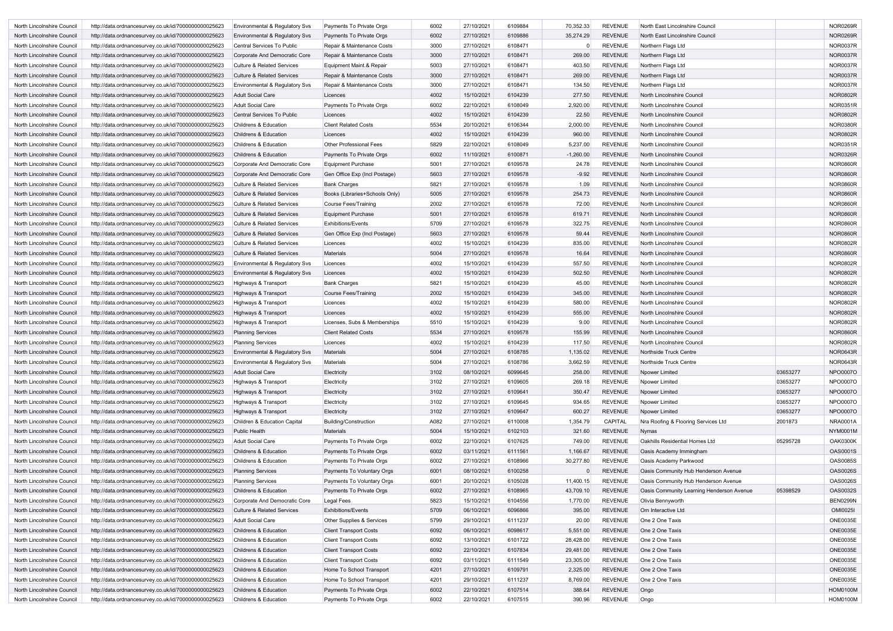| | | | | | | | | | | | |
|---|---|---|---|---|---|---|---|---|---|---|---|
| North Lincolnshire Council | http://data.ordnancesurvey.co.uk/id/7000000000025623 | Environmental & Regulatory Svs | Payments To Private Orgs | 6002 | 27/10/2021 | 6109884 | 70,352.33 | REVENUE | North East Lincolnshire Council | | NOR0269R |
| North Lincolnshire Council | http://data.ordnancesurvey.co.uk/id/7000000000025623 | Environmental & Regulatory Svs | Payments To Private Orgs | 6002 | 27/10/2021 | 6109886 | 35,274.29 | REVENUE | North East Lincolnshire Council | | NOR0269R |
| North Lincolnshire Council | http://data.ordnancesurvey.co.uk/id/7000000000025623 | Central Services To Public | Repair & Maintenance Costs | 3000 | 27/10/2021 | 6108471 | 0 | REVENUE | Northern Flags Ltd | | NOR0037R |
| North Lincolnshire Council | http://data.ordnancesurvey.co.uk/id/7000000000025623 | Corporate And Democratic Core | Repair & Maintenance Costs | 3000 | 27/10/2021 | 6108471 | 269.00 | REVENUE | Northern Flags Ltd | | NOR0037R |
| North Lincolnshire Council | http://data.ordnancesurvey.co.uk/id/7000000000025623 | Culture & Related Services | Equipment Maint.& Repair | 5003 | 27/10/2021 | 6108471 | 403.50 | REVENUE | Northern Flags Ltd | | NOR0037R |
| North Lincolnshire Council | http://data.ordnancesurvey.co.uk/id/7000000000025623 | Culture & Related Services | Repair & Maintenance Costs | 3000 | 27/10/2021 | 6108471 | 269.00 | REVENUE | Northern Flags Ltd | | NOR0037R |
| North Lincolnshire Council | http://data.ordnancesurvey.co.uk/id/7000000000025623 | Environmental & Regulatory Svs | Repair & Maintenance Costs | 3000 | 27/10/2021 | 6108471 | 134.50 | REVENUE | Northern Flags Ltd | | NOR0037R |
| North Lincolnshire Council | http://data.ordnancesurvey.co.uk/id/7000000000025623 | Adult Social Care | Licences | 4002 | 15/10/2021 | 6104239 | 277.50 | REVENUE | North Lincolnshire Council | | NOR0802R |
| North Lincolnshire Council | http://data.ordnancesurvey.co.uk/id/7000000000025623 | Adult Social Care | Payments To Private Orgs | 6002 | 22/10/2021 | 6108049 | 2,920.00 | REVENUE | North Lincolnshire Council | | NOR0351R |
| North Lincolnshire Council | http://data.ordnancesurvey.co.uk/id/7000000000025623 | Central Services To Public | Licences | 4002 | 15/10/2021 | 6104239 | 22.50 | REVENUE | North Lincolnshire Council | | NOR0802R |
| North Lincolnshire Council | http://data.ordnancesurvey.co.uk/id/7000000000025623 | Childrens & Education | Client Related Costs | 5534 | 20/10/2021 | 6106344 | 2,000.00 | REVENUE | North Lincolnshire Council | | NOR0380R |
| North Lincolnshire Council | http://data.ordnancesurvey.co.uk/id/7000000000025623 | Childrens & Education | Licences | 4002 | 15/10/2021 | 6104239 | 960.00 | REVENUE | North Lincolnshire Council | | NOR0802R |
| North Lincolnshire Council | http://data.ordnancesurvey.co.uk/id/7000000000025623 | Childrens & Education | Other Professional Fees | 5829 | 22/10/2021 | 6108049 | 5,237.00 | REVENUE | North Lincolnshire Council | | NOR0351R |
| North Lincolnshire Council | http://data.ordnancesurvey.co.uk/id/7000000000025623 | Childrens & Education | Payments To Private Orgs | 6002 | 11/10/2021 | 6100871 | -1,260.00 | REVENUE | North Lincolnshire Council | | NOR0326R |
| North Lincolnshire Council | http://data.ordnancesurvey.co.uk/id/7000000000025623 | Corporate And Democratic Core | Equipment Purchase | 5001 | 27/10/2021 | 6109578 | 24.78 | REVENUE | North Lincolnshire Council | | NOR0860R |
| North Lincolnshire Council | http://data.ordnancesurvey.co.uk/id/7000000000025623 | Corporate And Democratic Core | Gen Office Exp (Incl Postage) | 5603 | 27/10/2021 | 6109578 | -9.92 | REVENUE | North Lincolnshire Council | | NOR0860R |
| North Lincolnshire Council | http://data.ordnancesurvey.co.uk/id/7000000000025623 | Culture & Related Services | Bank Charges | 5821 | 27/10/2021 | 6109578 | 1.09 | REVENUE | North Lincolnshire Council | | NOR0860R |
| North Lincolnshire Council | http://data.ordnancesurvey.co.uk/id/7000000000025623 | Culture & Related Services | Books (Libraries+Schools Only) | 5005 | 27/10/2021 | 6109578 | 254.73 | REVENUE | North Lincolnshire Council | | NOR0860R |
| North Lincolnshire Council | http://data.ordnancesurvey.co.uk/id/7000000000025623 | Culture & Related Services | Course Fees/Training | 2002 | 27/10/2021 | 6109578 | 72.00 | REVENUE | North Lincolnshire Council | | NOR0860R |
| North Lincolnshire Council | http://data.ordnancesurvey.co.uk/id/7000000000025623 | Culture & Related Services | Equipment Purchase | 5001 | 27/10/2021 | 6109578 | 619.71 | REVENUE | North Lincolnshire Council | | NOR0860R |
| North Lincolnshire Council | http://data.ordnancesurvey.co.uk/id/7000000000025623 | Culture & Related Services | Exhibitions/Events | 5709 | 27/10/2021 | 6109578 | 322.75 | REVENUE | North Lincolnshire Council | | NOR0860R |
| North Lincolnshire Council | http://data.ordnancesurvey.co.uk/id/7000000000025623 | Culture & Related Services | Gen Office Exp (Incl Postage) | 5603 | 27/10/2021 | 6109578 | 59.44 | REVENUE | North Lincolnshire Council | | NOR0860R |
| North Lincolnshire Council | http://data.ordnancesurvey.co.uk/id/7000000000025623 | Culture & Related Services | Licences | 4002 | 15/10/2021 | 6104239 | 835.00 | REVENUE | North Lincolnshire Council | | NOR0802R |
| North Lincolnshire Council | http://data.ordnancesurvey.co.uk/id/7000000000025623 | Culture & Related Services | Materials | 5004 | 27/10/2021 | 6109578 | 16.64 | REVENUE | North Lincolnshire Council | | NOR0860R |
| North Lincolnshire Council | http://data.ordnancesurvey.co.uk/id/7000000000025623 | Environmental & Regulatory Svs | Licences | 4002 | 15/10/2021 | 6104239 | 557.50 | REVENUE | North Lincolnshire Council | | NOR0802R |
| North Lincolnshire Council | http://data.ordnancesurvey.co.uk/id/7000000000025623 | Environmental & Regulatory Svs | Licences | 4002 | 15/10/2021 | 6104239 | 502.50 | REVENUE | North Lincolnshire Council | | NOR0802R |
| North Lincolnshire Council | http://data.ordnancesurvey.co.uk/id/7000000000025623 | Highways & Transport | Bank Charges | 5821 | 15/10/2021 | 6104239 | 45.00 | REVENUE | North Lincolnshire Council | | NOR0802R |
| North Lincolnshire Council | http://data.ordnancesurvey.co.uk/id/7000000000025623 | Highways & Transport | Course Fees/Training | 2002 | 15/10/2021 | 6104239 | 345.00 | REVENUE | North Lincolnshire Council | | NOR0802R |
| North Lincolnshire Council | http://data.ordnancesurvey.co.uk/id/7000000000025623 | Highways & Transport | Licences | 4002 | 15/10/2021 | 6104239 | 580.00 | REVENUE | North Lincolnshire Council | | NOR0802R |
| North Lincolnshire Council | http://data.ordnancesurvey.co.uk/id/7000000000025623 | Highways & Transport | Licences | 4002 | 15/10/2021 | 6104239 | 555.00 | REVENUE | North Lincolnshire Council | | NOR0802R |
| North Lincolnshire Council | http://data.ordnancesurvey.co.uk/id/7000000000025623 | Highways & Transport | Licenses, Subs & Memberships | 5510 | 15/10/2021 | 6104239 | 9.00 | REVENUE | North Lincolnshire Council | | NOR0802R |
| North Lincolnshire Council | http://data.ordnancesurvey.co.uk/id/7000000000025623 | Planning Services | Client Related Costs | 5534 | 27/10/2021 | 6109578 | 155.99 | REVENUE | North Lincolnshire Council | | NOR0860R |
| North Lincolnshire Council | http://data.ordnancesurvey.co.uk/id/7000000000025623 | Planning Services | Licences | 4002 | 15/10/2021 | 6104239 | 117.50 | REVENUE | North Lincolnshire Council | | NOR0802R |
| North Lincolnshire Council | http://data.ordnancesurvey.co.uk/id/7000000000025623 | Environmental & Regulatory Svs | Materials | 5004 | 27/10/2021 | 6108785 | 1,135.02 | REVENUE | Northside Truck Centre | | NOR0643R |
| North Lincolnshire Council | http://data.ordnancesurvey.co.uk/id/7000000000025623 | Environmental & Regulatory Svs | Materials | 5004 | 27/10/2021 | 6108786 | 3,662.59 | REVENUE | Northside Truck Centre | | NOR0643R |
| North Lincolnshire Council | http://data.ordnancesurvey.co.uk/id/7000000000025623 | Adult Social Care | Electricity | 3102 | 08/10/2021 | 6099645 | 258.00 | REVENUE | Npower Limited | 03653277 | NPO0007O |
| North Lincolnshire Council | http://data.ordnancesurvey.co.uk/id/7000000000025623 | Highways & Transport | Electricity | 3102 | 27/10/2021 | 6109605 | 269.18 | REVENUE | Npower Limited | 03653277 | NPO0007O |
| North Lincolnshire Council | http://data.ordnancesurvey.co.uk/id/7000000000025623 | Highways & Transport | Electricity | 3102 | 27/10/2021 | 6109641 | 350.47 | REVENUE | Npower Limited | 03653277 | NPO0007O |
| North Lincolnshire Council | http://data.ordnancesurvey.co.uk/id/7000000000025623 | Highways & Transport | Electricity | 3102 | 27/10/2021 | 6109645 | 934.65 | REVENUE | Npower Limited | 03653277 | NPO0007O |
| North Lincolnshire Council | http://data.ordnancesurvey.co.uk/id/7000000000025623 | Highways & Transport | Electricity | 3102 | 27/10/2021 | 6109647 | 600.27 | REVENUE | Npower Limited | 03653277 | NPO0007O |
| North Lincolnshire Council | http://data.ordnancesurvey.co.uk/id/7000000000025623 | Children & Education Capital | Building/Construction | A082 | 27/10/2021 | 6110008 | 1,354.79 | CAPITAL | Nra Roofing & Flooring Services Ltd | 2001873 | NRA0001A |
| North Lincolnshire Council | http://data.ordnancesurvey.co.uk/id/7000000000025623 | Public Health | Materials | 5004 | 15/10/2021 | 6102103 | 321.60 | REVENUE | Nymas | | NYM0001M |
| North Lincolnshire Council | http://data.ordnancesurvey.co.uk/id/7000000000025623 | Adult Social Care | Payments To Private Orgs | 6002 | 22/10/2021 | 6107625 | 749.00 | REVENUE | Oakhills Residential Homes Ltd | 05295728 | OAK0300K |
| North Lincolnshire Council | http://data.ordnancesurvey.co.uk/id/7000000000025623 | Childrens & Education | Payments To Private Orgs | 6002 | 03/11/2021 | 6111561 | 1,166.67 | REVENUE | Oasis Academy Immingham | | OAS0001S |
| North Lincolnshire Council | http://data.ordnancesurvey.co.uk/id/7000000000025623 | Childrens & Education | Payments To Private Orgs | 6002 | 27/10/2021 | 6108966 | 30,277.80 | REVENUE | Oasis Academy Parkwood | | OAS0085S |
| North Lincolnshire Council | http://data.ordnancesurvey.co.uk/id/7000000000025623 | Planning Services | Payments To Voluntary Orgs | 6001 | 08/10/2021 | 6100258 | 0 | REVENUE | Oasis Community Hub Henderson Avenue | | OAS0026S |
| North Lincolnshire Council | http://data.ordnancesurvey.co.uk/id/7000000000025623 | Planning Services | Payments To Voluntary Orgs | 6001 | 20/10/2021 | 6105028 | 11,400.15 | REVENUE | Oasis Community Hub Henderson Avenue | | OAS0026S |
| North Lincolnshire Council | http://data.ordnancesurvey.co.uk/id/7000000000025623 | Childrens & Education | Payments To Private Orgs | 6002 | 27/10/2021 | 6108965 | 43,709.10 | REVENUE | Oasis Community Learning Henderson Avenue | 05398529 | OAS0032S |
| North Lincolnshire Council | http://data.ordnancesurvey.co.uk/id/7000000000025623 | Corporate And Democratic Core | Legal Fees | 5823 | 15/10/2021 | 6104556 | 1,770.00 | REVENUE | Olivia Bennyworth | | BEN0299N |
| North Lincolnshire Council | http://data.ordnancesurvey.co.uk/id/7000000000025623 | Culture & Related Services | Exhibitions/Events | 5709 | 06/10/2021 | 6096866 | 395.00 | REVENUE | Om Interactive Ltd | | OMI0025I |
| North Lincolnshire Council | http://data.ordnancesurvey.co.uk/id/7000000000025623 | Adult Social Care | Other Supplies & Services | 5799 | 29/10/2021 | 6111237 | 20.00 | REVENUE | One 2 One Taxis | | ONE0035E |
| North Lincolnshire Council | http://data.ordnancesurvey.co.uk/id/7000000000025623 | Childrens & Education | Client Transport Costs | 6092 | 06/10/2021 | 6098617 | 5,551.00 | REVENUE | One 2 One Taxis | | ONE0035E |
| North Lincolnshire Council | http://data.ordnancesurvey.co.uk/id/7000000000025623 | Childrens & Education | Client Transport Costs | 6092 | 13/10/2021 | 6101722 | 28,428.00 | REVENUE | One 2 One Taxis | | ONE0035E |
| North Lincolnshire Council | http://data.ordnancesurvey.co.uk/id/7000000000025623 | Childrens & Education | Client Transport Costs | 6092 | 22/10/2021 | 6107834 | 29,481.00 | REVENUE | One 2 One Taxis | | ONE0035E |
| North Lincolnshire Council | http://data.ordnancesurvey.co.uk/id/7000000000025623 | Childrens & Education | Client Transport Costs | 6092 | 03/11/2021 | 6111549 | 23,305.00 | REVENUE | One 2 One Taxis | | ONE0035E |
| North Lincolnshire Council | http://data.ordnancesurvey.co.uk/id/7000000000025623 | Childrens & Education | Home To School Transport | 4201 | 27/10/2021 | 6109791 | 2,325.00 | REVENUE | One 2 One Taxis | | ONE0035E |
| North Lincolnshire Council | http://data.ordnancesurvey.co.uk/id/7000000000025623 | Childrens & Education | Home To School Transport | 4201 | 29/10/2021 | 6111237 | 8,769.00 | REVENUE | One 2 One Taxis | | ONE0035E |
| North Lincolnshire Council | http://data.ordnancesurvey.co.uk/id/7000000000025623 | Childrens & Education | Payments To Private Orgs | 6002 | 22/10/2021 | 6107514 | 388.64 | REVENUE | Ongo | | HOM0100M |
| North Lincolnshire Council | http://data.ordnancesurvey.co.uk/id/7000000000025623 | Childrens & Education | Payments To Private Orgs | 6002 | 22/10/2021 | 6107515 | 390.96 | REVENUE | Ongo | | HOM0100M |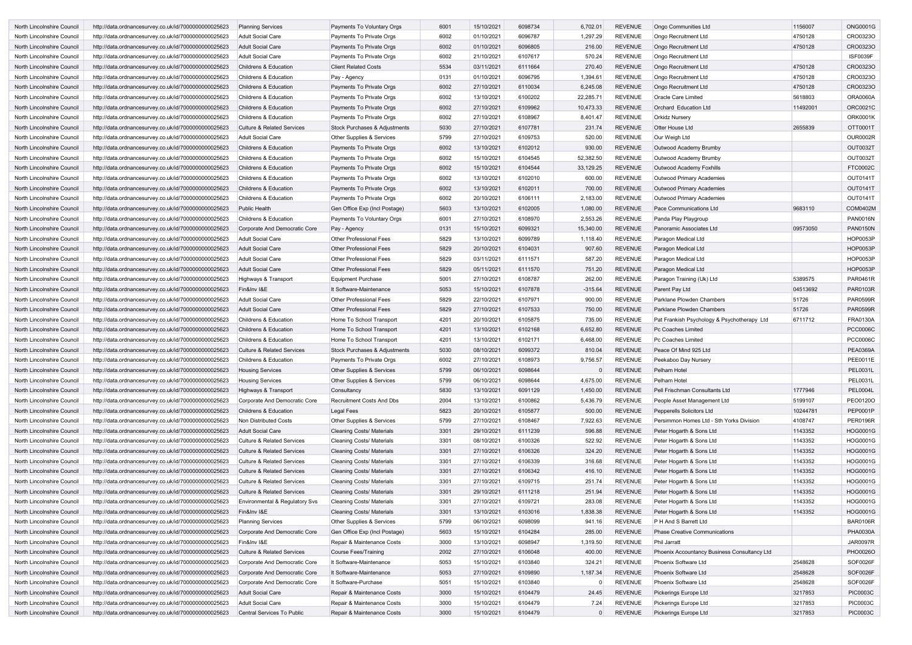| North Lincolnshire Council | http://data.ordnancesurvey.co.uk/id/7000000000025623 | Planning Services | Payments To Voluntary Orgs | 6001 | 15/10/2021 | 6098734 | 6,702.01 | REVENUE | Ongo Communities Ltd | 1156007 | ONG0001G |
|---|---|---|---|---|---|---|---|---|---|---|---|
| North Lincolnshire Council | http://data.ordnancesurvey.co.uk/id/7000000000025623 | Adult Social Care | Payments To Private Orgs | 6002 | 01/10/2021 | 6096787 | 1,297.29 | REVENUE | Ongo Recruitment Ltd | 4750128 | CRO0323O |
| North Lincolnshire Council | http://data.ordnancesurvey.co.uk/id/7000000000025623 | Adult Social Care | Payments To Private Orgs | 6002 | 01/10/2021 | 6096805 | 216.00 | REVENUE | Ongo Recruitment Ltd | 4750128 | CRO0323O |
| North Lincolnshire Council | http://data.ordnancesurvey.co.uk/id/7000000000025623 | Adult Social Care | Payments To Private Orgs | 6002 | 21/10/2021 | 6107617 | 570.24 | REVENUE | Ongo Recruitment Ltd | | ISF0039F |
| North Lincolnshire Council | http://data.ordnancesurvey.co.uk/id/7000000000025623 | Childrens & Education | Client Related Costs | 5534 | 03/11/2021 | 6111664 | 270.40 | REVENUE | Ongo Recruitment Ltd | 4750128 | CRO0323O |
| North Lincolnshire Council | http://data.ordnancesurvey.co.uk/id/7000000000025623 | Childrens & Education | Pay - Agency | 0131 | 01/10/2021 | 6096795 | 1,394.61 | REVENUE | Ongo Recruitment Ltd | 4750128 | CRO0323O |
| North Lincolnshire Council | http://data.ordnancesurvey.co.uk/id/7000000000025623 | Childrens & Education | Payments To Private Orgs | 6002 | 27/10/2021 | 6110034 | 6,245.08 | REVENUE | Ongo Recruitment Ltd | 4750128 | CRO0323O |
| North Lincolnshire Council | http://data.ordnancesurvey.co.uk/id/7000000000025623 | Childrens & Education | Payments To Private Orgs | 6002 | 13/10/2021 | 6100202 | 22,285.71 | REVENUE | Oracle Care Limited | 5618803 | ORA0060A |
| North Lincolnshire Council | http://data.ordnancesurvey.co.uk/id/7000000000025623 | Childrens & Education | Payments To Private Orgs | 6002 | 27/10/2021 | 6109962 | 10,473.33 | REVENUE | Orchard Education Ltd | 11492001 | ORC0021C |
| North Lincolnshire Council | http://data.ordnancesurvey.co.uk/id/7000000000025623 | Childrens & Education | Payments To Private Orgs | 6002 | 27/10/2021 | 6108967 | 8,401.47 | REVENUE | Orkidz Nursery | | ORK0001K |
| North Lincolnshire Council | http://data.ordnancesurvey.co.uk/id/7000000000025623 | Culture & Related Services | Stock Purchases & Adjustments | 5030 | 27/10/2021 | 6107781 | 231.74 | REVENUE | Otter House Ltd | 2655839 | OTT0001T |
| North Lincolnshire Council | http://data.ordnancesurvey.co.uk/id/7000000000025623 | Adult Social Care | Other Supplies & Services | 5799 | 27/10/2021 | 6109753 | 520.00 | REVENUE | Our Weigh Ltd | | OUR0002R |
| North Lincolnshire Council | http://data.ordnancesurvey.co.uk/id/7000000000025623 | Childrens & Education | Payments To Private Orgs | 6002 | 13/10/2021 | 6102012 | 930.00 | REVENUE | Outwood Academy Brumby | | OUT0032T |
| North Lincolnshire Council | http://data.ordnancesurvey.co.uk/id/7000000000025623 | Childrens & Education | Payments To Private Orgs | 6002 | 15/10/2021 | 6104545 | 52,382.50 | REVENUE | Outwood Academy Brumby | | OUT0032T |
| North Lincolnshire Council | http://data.ordnancesurvey.co.uk/id/7000000000025623 | Childrens & Education | Payments To Private Orgs | 6002 | 15/10/2021 | 6104544 | 33,129.25 | REVENUE | Outwood Academy Foxhills | | FTC0002C |
| North Lincolnshire Council | http://data.ordnancesurvey.co.uk/id/7000000000025623 | Childrens & Education | Payments To Private Orgs | 6002 | 13/10/2021 | 6102010 | 600.00 | REVENUE | Outwood Primary Academies | | OUT0141T |
| North Lincolnshire Council | http://data.ordnancesurvey.co.uk/id/7000000000025623 | Childrens & Education | Payments To Private Orgs | 6002 | 13/10/2021 | 6102011 | 700.00 | REVENUE | Outwood Primary Academies | | OUT0141T |
| North Lincolnshire Council | http://data.ordnancesurvey.co.uk/id/7000000000025623 | Childrens & Education | Payments To Private Orgs | 6002 | 20/10/2021 | 6106111 | 2,183.00 | REVENUE | Outwood Primary Academies | | OUT0141T |
| North Lincolnshire Council | http://data.ordnancesurvey.co.uk/id/7000000000025623 | Public Health | Gen Office Exp (Incl Postage) | 5603 | 13/10/2021 | 6102005 | 1,080.00 | REVENUE | Pace Communications Ltd | 9683110 | COM0402M |
| North Lincolnshire Council | http://data.ordnancesurvey.co.uk/id/7000000000025623 | Childrens & Education | Payments To Voluntary Orgs | 6001 | 27/10/2021 | 6108970 | 2,553.26 | REVENUE | Panda Play Playgroup | | PAN0016N |
| North Lincolnshire Council | http://data.ordnancesurvey.co.uk/id/7000000000025623 | Corporate And Democratic Core | Pay - Agency | 0131 | 15/10/2021 | 6099321 | 15,340.00 | REVENUE | Panoramic Associates Ltd | 09573050 | PAN0150N |
| North Lincolnshire Council | http://data.ordnancesurvey.co.uk/id/7000000000025623 | Adult Social Care | Other Professional Fees | 5829 | 13/10/2021 | 6099789 | 1,118.40 | REVENUE | Paragon Medical Ltd | | HOP0053P |
| North Lincolnshire Council | http://data.ordnancesurvey.co.uk/id/7000000000025623 | Adult Social Care | Other Professional Fees | 5829 | 20/10/2021 | 6104031 | 907.60 | REVENUE | Paragon Medical Ltd | | HOP0053P |
| North Lincolnshire Council | http://data.ordnancesurvey.co.uk/id/7000000000025623 | Adult Social Care | Other Professional Fees | 5829 | 03/11/2021 | 6111571 | 587.20 | REVENUE | Paragon Medical Ltd | | HOP0053P |
| North Lincolnshire Council | http://data.ordnancesurvey.co.uk/id/7000000000025623 | Adult Social Care | Other Professional Fees | 5829 | 05/11/2021 | 6111570 | 751.20 | REVENUE | Paragon Medical Ltd | | HOP0053P |
| North Lincolnshire Council | http://data.ordnancesurvey.co.uk/id/7000000000025623 | Highways & Transport | Equipment Purchase | 5001 | 27/10/2021 | 6108787 | 262.00 | REVENUE | Paragon Training (Uk) Ltd | 5389575 | PAR0461R |
| North Lincolnshire Council | http://data.ordnancesurvey.co.uk/id/7000000000025623 | Fin&Inv I&E | It Software-Maintenance | 5053 | 15/10/2021 | 6107878 | -315.64 | REVENUE | Parent Pay Ltd | 04513692 | PAR0103R |
| North Lincolnshire Council | http://data.ordnancesurvey.co.uk/id/7000000000025623 | Adult Social Care | Other Professional Fees | 5829 | 22/10/2021 | 6107971 | 900.00 | REVENUE | Parklane Plowden Chambers | 51726 | PAR0599R |
| North Lincolnshire Council | http://data.ordnancesurvey.co.uk/id/7000000000025623 | Adult Social Care | Other Professional Fees | 5829 | 27/10/2021 | 6107533 | 750.00 | REVENUE | Parklane Plowden Chambers | 51726 | PAR0599R |
| North Lincolnshire Council | http://data.ordnancesurvey.co.uk/id/7000000000025623 | Childrens & Education | Home To School Transport | 4201 | 20/10/2021 | 6105875 | 735.00 | REVENUE | Pat Frankish Psychology & Psychotherapy Ltd | 6711712 | FRA0130A |
| North Lincolnshire Council | http://data.ordnancesurvey.co.uk/id/7000000000025623 | Childrens & Education | Home To School Transport | 4201 | 13/10/2021 | 6102168 | 6,652.80 | REVENUE | Pc Coaches Limited | | PCC0006C |
| North Lincolnshire Council | http://data.ordnancesurvey.co.uk/id/7000000000025623 | Childrens & Education | Home To School Transport | 4201 | 13/10/2021 | 6102171 | 6,468.00 | REVENUE | Pc Coaches Limited | | PCC0006C |
| North Lincolnshire Council | http://data.ordnancesurvey.co.uk/id/7000000000025623 | Culture & Related Services | Stock Purchases & Adjustments | 5030 | 08/10/2021 | 6099372 | 810.04 | REVENUE | Peace Of Mind 925 Ltd | | PEA0369A |
| North Lincolnshire Council | http://data.ordnancesurvey.co.uk/id/7000000000025623 | Childrens & Education | Payments To Private Orgs | 6002 | 27/10/2021 | 6108973 | 9,756.57 | REVENUE | Peekaboo Day Nursery | | PEE0011E |
| North Lincolnshire Council | http://data.ordnancesurvey.co.uk/id/7000000000025623 | Housing Services | Other Supplies & Services | 5799 | 06/10/2021 | 6098644 | 0 | REVENUE | Pelham Hotel | | PEL0031L |
| North Lincolnshire Council | http://data.ordnancesurvey.co.uk/id/7000000000025623 | Housing Services | Other Supplies & Services | 5799 | 06/10/2021 | 6098644 | 4,675.00 | REVENUE | Pelham Hotel | | PEL0031L |
| North Lincolnshire Council | http://data.ordnancesurvey.co.uk/id/7000000000025623 | Highways & Transport | Consultancy | 5830 | 13/10/2021 | 6091129 | 1,450.00 | REVENUE | Pell Frischman Consultants Ltd | 1777946 | PEL0004L |
| North Lincolnshire Council | http://data.ordnancesurvey.co.uk/id/7000000000025623 | Corporate And Democratic Core | Recruitment Costs And Dbs | 2004 | 13/10/2021 | 6100862 | 5,436.79 | REVENUE | People Asset Management Ltd | 5199107 | PEO0120O |
| North Lincolnshire Council | http://data.ordnancesurvey.co.uk/id/7000000000025623 | Childrens & Education | Legal Fees | 5823 | 20/10/2021 | 6105877 | 500.00 | REVENUE | Pepperells Solicitors Ltd | 10244781 | PEP0001P |
| North Lincolnshire Council | http://data.ordnancesurvey.co.uk/id/7000000000025623 | Non Distributed Costs | Other Supplies & Services | 5799 | 27/10/2021 | 6108467 | 7,922.63 | REVENUE | Persimmon Homes Ltd - Sth Yorks Division | 4108747 | PER0196R |
| North Lincolnshire Council | http://data.ordnancesurvey.co.uk/id/7000000000025623 | Adult Social Care | Cleaning Costs/ Materials | 3301 | 29/10/2021 | 6111239 | 596.88 | REVENUE | Peter Hogarth & Sons Ltd | 1143352 | HOG0001G |
| North Lincolnshire Council | http://data.ordnancesurvey.co.uk/id/7000000000025623 | Culture & Related Services | Cleaning Costs/ Materials | 3301 | 08/10/2021 | 6100326 | 522.92 | REVENUE | Peter Hogarth & Sons Ltd | 1143352 | HOG0001G |
| North Lincolnshire Council | http://data.ordnancesurvey.co.uk/id/7000000000025623 | Culture & Related Services | Cleaning Costs/ Materials | 3301 | 27/10/2021 | 6106326 | 324.20 | REVENUE | Peter Hogarth & Sons Ltd | 1143352 | HOG0001G |
| North Lincolnshire Council | http://data.ordnancesurvey.co.uk/id/7000000000025623 | Culture & Related Services | Cleaning Costs/ Materials | 3301 | 27/10/2021 | 6106339 | 316.68 | REVENUE | Peter Hogarth & Sons Ltd | 1143352 | HOG0001G |
| North Lincolnshire Council | http://data.ordnancesurvey.co.uk/id/7000000000025623 | Culture & Related Services | Cleaning Costs/ Materials | 3301 | 27/10/2021 | 6106342 | 416.10 | REVENUE | Peter Hogarth & Sons Ltd | 1143352 | HOG0001G |
| North Lincolnshire Council | http://data.ordnancesurvey.co.uk/id/7000000000025623 | Culture & Related Services | Cleaning Costs/ Materials | 3301 | 27/10/2021 | 6109715 | 251.74 | REVENUE | Peter Hogarth & Sons Ltd | 1143352 | HOG0001G |
| North Lincolnshire Council | http://data.ordnancesurvey.co.uk/id/7000000000025623 | Culture & Related Services | Cleaning Costs/ Materials | 3301 | 29/10/2021 | 6111218 | 251.94 | REVENUE | Peter Hogarth & Sons Ltd | 1143352 | HOG0001G |
| North Lincolnshire Council | http://data.ordnancesurvey.co.uk/id/7000000000025623 | Environmental & Regulatory Svs | Cleaning Costs/ Materials | 3301 | 27/10/2021 | 6109721 | 283.08 | REVENUE | Peter Hogarth & Sons Ltd | 1143352 | HOG0001G |
| North Lincolnshire Council | http://data.ordnancesurvey.co.uk/id/7000000000025623 | Fin&Inv I&E | Cleaning Costs/ Materials | 3301 | 13/10/2021 | 6103016 | 1,838.38 | REVENUE | Peter Hogarth & Sons Ltd | 1143352 | HOG0001G |
| North Lincolnshire Council | http://data.ordnancesurvey.co.uk/id/7000000000025623 | Planning Services | Other Supplies & Services | 5799 | 06/10/2021 | 6098099 | 941.16 | REVENUE | P H And S Barrett Ltd | | BAR0106R |
| North Lincolnshire Council | http://data.ordnancesurvey.co.uk/id/7000000000025623 | Corporate And Democratic Core | Gen Office Exp (Incl Postage) | 5603 | 15/10/2021 | 6104284 | 285.00 | REVENUE | Phase Creative Communications | | PHA0030A |
| North Lincolnshire Council | http://data.ordnancesurvey.co.uk/id/7000000000025623 | Fin&Inv I&E | Repair & Maintenance Costs | 3000 | 13/10/2021 | 6098947 | 1,319.50 | REVENUE | Phil Jarratt | | JAR0097R |
| North Lincolnshire Council | http://data.ordnancesurvey.co.uk/id/7000000000025623 | Culture & Related Services | Course Fees/Training | 2002 | 27/10/2021 | 6106048 | 400.00 | REVENUE | Phoenix Accountancy Business Consultancy Ltd | | PHO0026O |
| North Lincolnshire Council | http://data.ordnancesurvey.co.uk/id/7000000000025623 | Corporate And Democratic Core | It Software-Maintenance | 5053 | 15/10/2021 | 6103840 | 324.21 | REVENUE | Phoenix Software Ltd | 2548628 | SOF0026F |
| North Lincolnshire Council | http://data.ordnancesurvey.co.uk/id/7000000000025623 | Corporate And Democratic Core | It Software-Maintenance | 5053 | 27/10/2021 | 6109890 | 1,187.34 | REVENUE | Phoenix Software Ltd | 2548628 | SOF0026F |
| North Lincolnshire Council | http://data.ordnancesurvey.co.uk/id/7000000000025623 | Corporate And Democratic Core | It Software-Purchase | 5051 | 15/10/2021 | 6103840 | 0 | REVENUE | Phoenix Software Ltd | 2548628 | SOF0026F |
| North Lincolnshire Council | http://data.ordnancesurvey.co.uk/id/7000000000025623 | Adult Social Care | Repair & Maintenance Costs | 3000 | 15/10/2021 | 6104479 | 24.45 | REVENUE | Pickerings Europe Ltd | 3217853 | PIC0003C |
| North Lincolnshire Council | http://data.ordnancesurvey.co.uk/id/7000000000025623 | Adult Social Care | Repair & Maintenance Costs | 3000 | 15/10/2021 | 6104479 | 7.24 | REVENUE | Pickerings Europe Ltd | 3217853 | PIC0003C |
| North Lincolnshire Council | http://data.ordnancesurvey.co.uk/id/7000000000025623 | Central Services To Public | Repair & Maintenance Costs | 3000 | 15/10/2021 | 6104479 | 0 | REVENUE | Pickerings Europe Ltd | 3217853 | PIC0003C |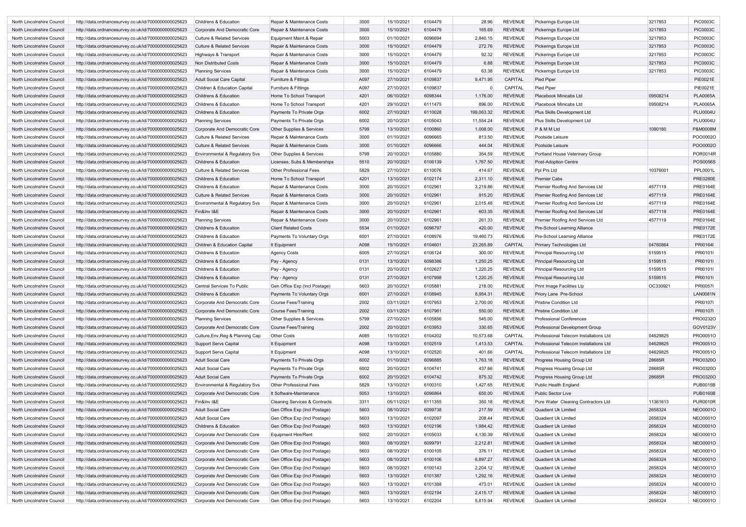| | | | | | | | | | | | |
|---|---|---|---|---|---|---|---|---|---|---|---|
| North Lincolnshire Council | http://data.ordnancesurvey.co.uk/id/7000000000025623 | Childrens & Education | Repair & Maintenance Costs | 3000 | 15/10/2021 | 6104479 | 28.96 | REVENUE | Pickerings Europe Ltd | 3217853 | PIC0003C |
| North Lincolnshire Council | http://data.ordnancesurvey.co.uk/id/7000000000025623 | Corporate And Democratic Core | Repair & Maintenance Costs | 3000 | 15/10/2021 | 6104479 | 165.69 | REVENUE | Pickerings Europe Ltd | 3217853 | PIC0003C |
| North Lincolnshire Council | http://data.ordnancesurvey.co.uk/id/7000000000025623 | Culture & Related Services | Equipment Maint.& Repair | 5003 | 01/10/2021 | 6096694 | 2,840.15 | REVENUE | Pickerings Europe Ltd | 3217853 | PIC0003C |
| North Lincolnshire Council | http://data.ordnancesurvey.co.uk/id/7000000000025623 | Culture & Related Services | Repair & Maintenance Costs | 3000 | 15/10/2021 | 6104479 | 272.76 | REVENUE | Pickerings Europe Ltd | 3217853 | PIC0003C |
| North Lincolnshire Council | http://data.ordnancesurvey.co.uk/id/7000000000025623 | Highways & Transport | Repair & Maintenance Costs | 3000 | 15/10/2021 | 6104479 | 92.32 | REVENUE | Pickerings Europe Ltd | 3217853 | PIC0003C |
| North Lincolnshire Council | http://data.ordnancesurvey.co.uk/id/7000000000025623 | Non Distributed Costs | Repair & Maintenance Costs | 3000 | 15/10/2021 | 6104479 | 6.88 | REVENUE | Pickerings Europe Ltd | 3217853 | PIC0003C |
| North Lincolnshire Council | http://data.ordnancesurvey.co.uk/id/7000000000025623 | Planning Services | Repair & Maintenance Costs | 3000 | 15/10/2021 | 6104479 | 63.38 | REVENUE | Pickerings Europe Ltd | 3217853 | PIC0003C |
| North Lincolnshire Council | http://data.ordnancesurvey.co.uk/id/7000000000025623 | Adult Social Care Capital | Furniture & Fittings | A097 | 27/10/2021 | 6109837 | 9,471.95 | CAPITAL | Pied Piper | | PIE0021E |
| North Lincolnshire Council | http://data.ordnancesurvey.co.uk/id/7000000000025623 | Children & Education Capital | Furniture & Fittings | A097 | 27/10/2021 | 6109837 | 0 | CAPITAL | Pied Piper | | PIE0021E |
| North Lincolnshire Council | http://data.ordnancesurvey.co.uk/id/7000000000025623 | Childrens & Education | Home To School Transport | 4201 | 06/10/2021 | 6098344 | 1,176.00 | REVENUE | Placebook Minicabs Ltd | 09508214 | PLA0065A |
| North Lincolnshire Council | http://data.ordnancesurvey.co.uk/id/7000000000025623 | Childrens & Education | Home To School Transport | 4201 | 29/10/2021 | 6111475 | 896.00 | REVENUE | Placebook Minicabs Ltd | 09508214 | PLA0065A |
| North Lincolnshire Council | http://data.ordnancesurvey.co.uk/id/7000000000025623 | Childrens & Education | Payments To Private Orgs | 6002 | 27/10/2021 | 6110028 | 199,063.32 | REVENUE | Plus Skills Development Ltd | | PLU0004U |
| North Lincolnshire Council | http://data.ordnancesurvey.co.uk/id/7000000000025623 | Planning Services | Payments To Private Orgs | 6002 | 20/10/2021 | 6105043 | 11,554.24 | REVENUE | Plus Skills Development Ltd | | PLU0004U |
| North Lincolnshire Council | http://data.ordnancesurvey.co.uk/id/7000000000025623 | Corporate And Democratic Core | Other Supplies & Services | 5799 | 13/10/2021 | 6100860 | 1,008.00 | REVENUE | P & M M Ltd | 1090180 | P&M0008M |
| North Lincolnshire Council | http://data.ordnancesurvey.co.uk/id/7000000000025623 | Culture & Related Services | Repair & Maintenance Costs | 3000 | 01/10/2021 | 6096665 | 813.50 | REVENUE | Poolside Leisure | | POO0002O |
| North Lincolnshire Council | http://data.ordnancesurvey.co.uk/id/7000000000025623 | Culture & Related Services | Repair & Maintenance Costs | 3000 | 01/10/2021 | 6096666 | 444.04 | REVENUE | Poolside Leisure | | POO0002O |
| North Lincolnshire Council | http://data.ordnancesurvey.co.uk/id/7000000000025623 | Environmental & Regulatory Svs | Other Supplies & Services | 5799 | 20/10/2021 | 6105880 | 354.59 | REVENUE | Portland House Veterinary Group | | POR0014R |
| North Lincolnshire Council | http://data.ordnancesurvey.co.uk/id/7000000000025623 | Childrens & Education | Licenses, Subs & Memberships | 5510 | 20/10/2021 | 6106139 | 1,767.50 | REVENUE | Post-Adoption Centre | | POS0056S |
| North Lincolnshire Council | http://data.ordnancesurvey.co.uk/id/7000000000025623 | Culture & Related Services | Other Professional Fees | 5829 | 27/10/2021 | 6110076 | 414.67 | REVENUE | Ppl Prs Ltd | 10376001 | PPL0001L |
| North Lincolnshire Council | http://data.ordnancesurvey.co.uk/id/7000000000025623 | Childrens & Education | Home To School Transport | 4201 | 13/10/2021 | 6102174 | 2,311.10 | REVENUE | Premier Cabs | | PRE0280E |
| North Lincolnshire Council | http://data.ordnancesurvey.co.uk/id/7000000000025623 | Childrens & Education | Repair & Maintenance Costs | 3000 | 20/10/2021 | 6102961 | 3,219.86 | REVENUE | Premier Roofing And Services Ltd | 4577119 | PRE0164E |
| North Lincolnshire Council | http://data.ordnancesurvey.co.uk/id/7000000000025623 | Culture & Related Services | Repair & Maintenance Costs | 3000 | 20/10/2021 | 6102961 | 915.20 | REVENUE | Premier Roofing And Services Ltd | 4577119 | PRE0164E |
| North Lincolnshire Council | http://data.ordnancesurvey.co.uk/id/7000000000025623 | Environmental & Regulatory Svs | Repair & Maintenance Costs | 3000 | 20/10/2021 | 6102961 | 2,015.48 | REVENUE | Premier Roofing And Services Ltd | 4577119 | PRE0164E |
| North Lincolnshire Council | http://data.ordnancesurvey.co.uk/id/7000000000025623 | Fin&Inv I&E | Repair & Maintenance Costs | 3000 | 20/10/2021 | 6102961 | 603.35 | REVENUE | Premier Roofing And Services Ltd | 4577119 | PRE0164E |
| North Lincolnshire Council | http://data.ordnancesurvey.co.uk/id/7000000000025623 | Planning Services | Repair & Maintenance Costs | 3000 | 20/10/2021 | 6102961 | 261.33 | REVENUE | Premier Roofing And Services Ltd | 4577119 | PRE0164E |
| North Lincolnshire Council | http://data.ordnancesurvey.co.uk/id/7000000000025623 | Childrens & Education | Client Related Costs | 5534 | 01/10/2021 | 6096797 | 420.00 | REVENUE | Pre-School Learning Alliance | | PRE0172E |
| North Lincolnshire Council | http://data.ordnancesurvey.co.uk/id/7000000000025623 | Childrens & Education | Payments To Voluntary Orgs | 6001 | 27/10/2021 | 6108976 | 19,460.73 | REVENUE | Pre-School Learning Alliance | | PRE0172E |
| North Lincolnshire Council | http://data.ordnancesurvey.co.uk/id/7000000000025623 | Children & Education Capital | It Equipment | A098 | 15/10/2021 | 6104601 | 23,265.89 | CAPITAL | Primary Technologies Ltd | 04760864 | PRI0164I |
| North Lincolnshire Council | http://data.ordnancesurvey.co.uk/id/7000000000025623 | Childrens & Education | Agency Costs | 6005 | 27/10/2021 | 6106124 | 300.00 | REVENUE | Principal Resourcing Ltd | 5159515 | PRI0101I |
| North Lincolnshire Council | http://data.ordnancesurvey.co.uk/id/7000000000025623 | Childrens & Education | Pay - Agency | 0131 | 13/10/2021 | 6098386 | 1,250.25 | REVENUE | Principal Resourcing Ltd | 5159515 | PRI0101I |
| North Lincolnshire Council | http://data.ordnancesurvey.co.uk/id/7000000000025623 | Childrens & Education | Pay - Agency | 0131 | 20/10/2021 | 6102627 | 1,220.25 | REVENUE | Principal Resourcing Ltd | 5159515 | PRI0101I |
| North Lincolnshire Council | http://data.ordnancesurvey.co.uk/id/7000000000025623 | Childrens & Education | Pay - Agency | 0131 | 27/10/2021 | 6107998 | 1,220.25 | REVENUE | Principal Resourcing Ltd | 5159515 | PRI0101I |
| North Lincolnshire Council | http://data.ordnancesurvey.co.uk/id/7000000000025623 | Central Services To Public | Gen Office Exp (Incl Postage) | 5603 | 20/10/2021 | 6105881 | 218.00 | REVENUE | Print Image Facilities Llp | OC330921 | PRI0057I |
| North Lincolnshire Council | http://data.ordnancesurvey.co.uk/id/7000000000025623 | Childrens & Education | Payments To Voluntary Orgs | 6001 | 27/10/2021 | 6108945 | 8,954.31 | REVENUE | Priory Lane Pre-School | | LAN0081N |
| North Lincolnshire Council | http://data.ordnancesurvey.co.uk/id/7000000000025623 | Corporate And Democratic Core | Course Fees/Training | 2002 | 03/11/2021 | 6107953 | 2,700.00 | REVENUE | Pristine Condition Ltd | | PRI0107I |
| North Lincolnshire Council | http://data.ordnancesurvey.co.uk/id/7000000000025623 | Corporate And Democratic Core | Course Fees/Training | 2002 | 03/11/2021 | 6107961 | 550.00 | REVENUE | Pristine Condition Ltd | | PRI0107I |
| North Lincolnshire Council | http://data.ordnancesurvey.co.uk/id/7000000000025623 | Planning Services | Other Supplies & Services | 5799 | 27/10/2021 | 6105856 | 545.00 | REVENUE | Professional Conferences | | PRO0232O |
| North Lincolnshire Council | http://data.ordnancesurvey.co.uk/id/7000000000025623 | Corporate And Democratic Core | Course Fees/Training | 2002 | 20/10/2021 | 6103953 | 330.65 | REVENUE | Professional Development Group | | GOV0123V |
| North Lincolnshire Council | http://data.ordnancesurvey.co.uk/id/7000000000025623 | Culture,Env,Reg & Planning Cap | Other Costs | A085 | 15/10/2021 | 6104202 | 10,573.68 | CAPITAL | Professional Telecom Installations Ltd | 04629825 | PRO0051O |
| North Lincolnshire Council | http://data.ordnancesurvey.co.uk/id/7000000000025623 | Support Servs Capital | It Equipment | A098 | 13/10/2021 | 6102519 | 1,413.53 | CAPITAL | Professional Telecom Installations Ltd | 04629825 | PRO0051O |
| North Lincolnshire Council | http://data.ordnancesurvey.co.uk/id/7000000000025623 | Support Servs Capital | It Equipment | A098 | 13/10/2021 | 6102520 | 401.66 | CAPITAL | Professional Telecom Installations Ltd | 04629825 | PRO0051O |
| North Lincolnshire Council | http://data.ordnancesurvey.co.uk/id/7000000000025623 | Adult Social Care | Payments To Private Orgs | 6002 | 01/10/2021 | 6096885 | 1,763.18 | REVENUE | Progress Housing Group Ltd | 28685R | PRO0320O |
| North Lincolnshire Council | http://data.ordnancesurvey.co.uk/id/7000000000025623 | Adult Social Care | Payments To Private Orgs | 6002 | 20/10/2021 | 6104741 | 437.66 | REVENUE | Progress Housing Group Ltd | 28685R | PRO0320O |
| North Lincolnshire Council | http://data.ordnancesurvey.co.uk/id/7000000000025623 | Adult Social Care | Payments To Private Orgs | 6002 | 20/10/2021 | 6104742 | 875.32 | REVENUE | Progress Housing Group Ltd | 28685R | PRO0320O |
| North Lincolnshire Council | http://data.ordnancesurvey.co.uk/id/7000000000025623 | Environmental & Regulatory Svs | Other Professional Fees | 5829 | 13/10/2021 | 6100310 | 1,427.65 | REVENUE | Public Health England | | PUB0015B |
| North Lincolnshire Council | http://data.ordnancesurvey.co.uk/id/7000000000025623 | Corporate And Democratic Core | It Software-Maintenance | 5053 | 13/10/2021 | 6096864 | 650.00 | REVENUE | Public Sector Live | | PUB0160B |
| North Lincolnshire Council | http://data.ordnancesurvey.co.uk/id/7000000000025623 | Fin&Inv I&E | Cleaning Services & Contracts | 3311 | 05/11/2021 | 6111355 | 350.18 | REVENUE | Pure Water Cleaning Contractors Ltd | 11361613 | PUR0010R |
| North Lincolnshire Council | http://data.ordnancesurvey.co.uk/id/7000000000025623 | Adult Social Care | Gen Office Exp (Incl Postage) | 5603 | 08/10/2021 | 6099738 | 217.59 | REVENUE | Quadient Uk Limited | 2658324 | NEO0001O |
| North Lincolnshire Council | http://data.ordnancesurvey.co.uk/id/7000000000025623 | Adult Social Care | Gen Office Exp (Incl Postage) | 5603 | 13/10/2021 | 6102097 | 208.44 | REVENUE | Quadient Uk Limited | 2658324 | NEO0001O |
| North Lincolnshire Council | http://data.ordnancesurvey.co.uk/id/7000000000025623 | Childrens & Education | Gen Office Exp (Incl Postage) | 5603 | 13/10/2021 | 6102196 | 1,984.42 | REVENUE | Quadient Uk Limited | 2658324 | NEO0001O |
| North Lincolnshire Council | http://data.ordnancesurvey.co.uk/id/7000000000025623 | Corporate And Democratic Core | Equipment Hire/Rent | 5002 | 20/10/2021 | 6105033 | 4,130.39 | REVENUE | Quadient Uk Limited | 2658324 | NEO0001O |
| North Lincolnshire Council | http://data.ordnancesurvey.co.uk/id/7000000000025623 | Corporate And Democratic Core | Gen Office Exp (Incl Postage) | 5603 | 08/10/2021 | 6099791 | 2,212.81 | REVENUE | Quadient Uk Limited | 2658324 | NEO0001O |
| North Lincolnshire Council | http://data.ordnancesurvey.co.uk/id/7000000000025623 | Corporate And Democratic Core | Gen Office Exp (Incl Postage) | 5603 | 08/10/2021 | 6100105 | 376.11 | REVENUE | Quadient Uk Limited | 2658324 | NEO0001O |
| North Lincolnshire Council | http://data.ordnancesurvey.co.uk/id/7000000000025623 | Corporate And Democratic Core | Gen Office Exp (Incl Postage) | 5603 | 08/10/2021 | 6100106 | 6,897.27 | REVENUE | Quadient Uk Limited | 2658324 | NEO0001O |
| North Lincolnshire Council | http://data.ordnancesurvey.co.uk/id/7000000000025623 | Corporate And Democratic Core | Gen Office Exp (Incl Postage) | 5603 | 08/10/2021 | 6100143 | 2,204.12 | REVENUE | Quadient Uk Limited | 2658324 | NEO0001O |
| North Lincolnshire Council | http://data.ordnancesurvey.co.uk/id/7000000000025623 | Corporate And Democratic Core | Gen Office Exp (Incl Postage) | 5603 | 13/10/2021 | 6101387 | 1,292.16 | REVENUE | Quadient Uk Limited | 2658324 | NEO0001O |
| North Lincolnshire Council | http://data.ordnancesurvey.co.uk/id/7000000000025623 | Corporate And Democratic Core | Gen Office Exp (Incl Postage) | 5603 | 13/10/2021 | 6101388 | 473.01 | REVENUE | Quadient Uk Limited | 2658324 | NEO0001O |
| North Lincolnshire Council | http://data.ordnancesurvey.co.uk/id/7000000000025623 | Corporate And Democratic Core | Gen Office Exp (Incl Postage) | 5603 | 13/10/2021 | 6102194 | 2,415.17 | REVENUE | Quadient Uk Limited | 2658324 | NEO0001O |
| North Lincolnshire Council | http://data.ordnancesurvey.co.uk/id/7000000000025623 | Corporate And Democratic Core | Gen Office Exp (Incl Postage) | 5603 | 13/10/2021 | 6102204 | 5,815.94 | REVENUE | Quadient Uk Limited | 2658324 | NEO0001O |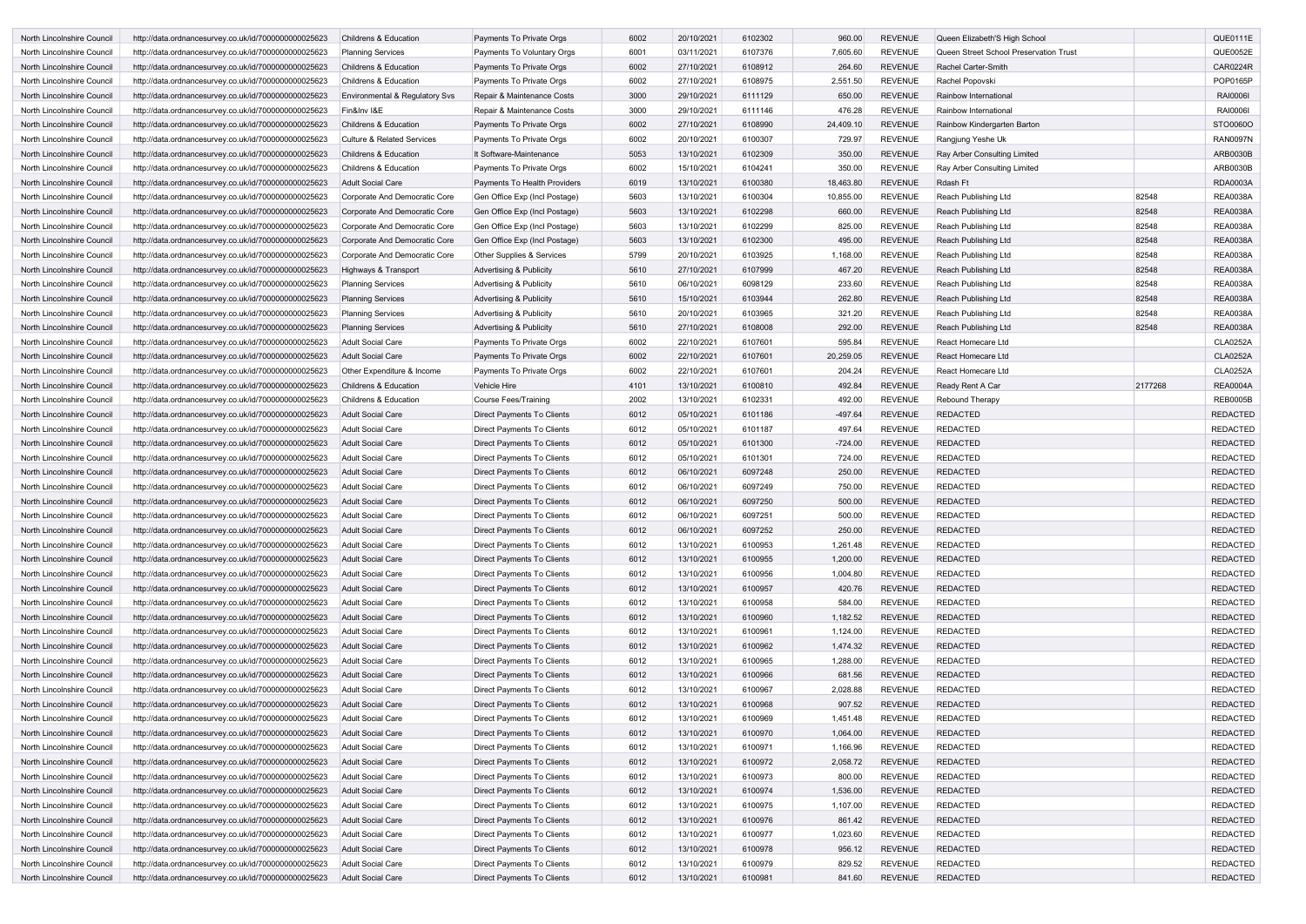| North Lincolnshire Council | http://data.ordnancesurvey.co.uk/id/7000000000025623 | Childrens & Education | Payments To Private Orgs | 6002 | 20/10/2021 | 6102302 | 960.00 | REVENUE | Queen Elizabeth'S High School | | QUE0111E |
|---|---|---|---|---|---|---|---|---|---|---|---|
| North Lincolnshire Council | http://data.ordnancesurvey.co.uk/id/7000000000025623 | Planning Services | Payments To Voluntary Orgs | 6001 | 03/11/2021 | 6107376 | 7,605.60 | REVENUE | Queen Street School Preservation Trust | | QUE0052E |
| North Lincolnshire Council | http://data.ordnancesurvey.co.uk/id/7000000000025623 | Childrens & Education | Payments To Private Orgs | 6002 | 27/10/2021 | 6108912 | 264.60 | REVENUE | Rachel Carter-Smith | | CAR0224R |
| North Lincolnshire Council | http://data.ordnancesurvey.co.uk/id/7000000000025623 | Childrens & Education | Payments To Private Orgs | 6002 | 27/10/2021 | 6108975 | 2,551.50 | REVENUE | Rachel Popovski | | POP0165P |
| North Lincolnshire Council | http://data.ordnancesurvey.co.uk/id/7000000000025623 | Environmental & Regulatory Svs | Repair & Maintenance Costs | 3000 | 29/10/2021 | 6111129 | 650.00 | REVENUE | Rainbow International | | RAI0006I |
| North Lincolnshire Council | http://data.ordnancesurvey.co.uk/id/7000000000025623 | Fin&Inv I&E | Repair & Maintenance Costs | 3000 | 29/10/2021 | 6111146 | 476.28 | REVENUE | Rainbow International | | RAI0006I |
| North Lincolnshire Council | http://data.ordnancesurvey.co.uk/id/7000000000025623 | Childrens & Education | Payments To Private Orgs | 6002 | 27/10/2021 | 6108990 | 24,409.10 | REVENUE | Rainbow Kindergarten Barton | | STO0060O |
| North Lincolnshire Council | http://data.ordnancesurvey.co.uk/id/7000000000025623 | Culture & Related Services | Payments To Private Orgs | 6002 | 20/10/2021 | 6100307 | 729.97 | REVENUE | Rangjung Yeshe Uk | | RAN0097N |
| North Lincolnshire Council | http://data.ordnancesurvey.co.uk/id/7000000000025623 | Childrens & Education | It Software-Maintenance | 5053 | 13/10/2021 | 6102309 | 350.00 | REVENUE | Ray Arber Consulting Limited | | ARB0030B |
| North Lincolnshire Council | http://data.ordnancesurvey.co.uk/id/7000000000025623 | Childrens & Education | Payments To Private Orgs | 6002 | 15/10/2021 | 6104241 | 350.00 | REVENUE | Ray Arber Consulting Limited | | ARB0030B |
| North Lincolnshire Council | http://data.ordnancesurvey.co.uk/id/7000000000025623 | Adult Social Care | Payments To Health Providers | 6019 | 13/10/2021 | 6100380 | 18,463.80 | REVENUE | Rdash Ft | | RDA0003A |
| North Lincolnshire Council | http://data.ordnancesurvey.co.uk/id/7000000000025623 | Corporate And Democratic Core | Gen Office Exp (Incl Postage) | 5603 | 13/10/2021 | 6100304 | 10,855.00 | REVENUE | Reach Publishing Ltd | 82548 | REA0038A |
| North Lincolnshire Council | http://data.ordnancesurvey.co.uk/id/7000000000025623 | Corporate And Democratic Core | Gen Office Exp (Incl Postage) | 5603 | 13/10/2021 | 6102298 | 660.00 | REVENUE | Reach Publishing Ltd | 82548 | REA0038A |
| North Lincolnshire Council | http://data.ordnancesurvey.co.uk/id/7000000000025623 | Corporate And Democratic Core | Gen Office Exp (Incl Postage) | 5603 | 13/10/2021 | 6102299 | 825.00 | REVENUE | Reach Publishing Ltd | 82548 | REA0038A |
| North Lincolnshire Council | http://data.ordnancesurvey.co.uk/id/7000000000025623 | Corporate And Democratic Core | Gen Office Exp (Incl Postage) | 5603 | 13/10/2021 | 6102300 | 495.00 | REVENUE | Reach Publishing Ltd | 82548 | REA0038A |
| North Lincolnshire Council | http://data.ordnancesurvey.co.uk/id/7000000000025623 | Corporate And Democratic Core | Other Supplies & Services | 5799 | 20/10/2021 | 6103925 | 1,168.00 | REVENUE | Reach Publishing Ltd | 82548 | REA0038A |
| North Lincolnshire Council | http://data.ordnancesurvey.co.uk/id/7000000000025623 | Highways & Transport | Advertising & Publicity | 5610 | 27/10/2021 | 6107999 | 467.20 | REVENUE | Reach Publishing Ltd | 82548 | REA0038A |
| North Lincolnshire Council | http://data.ordnancesurvey.co.uk/id/7000000000025623 | Planning Services | Advertising & Publicity | 5610 | 06/10/2021 | 6098129 | 233.60 | REVENUE | Reach Publishing Ltd | 82548 | REA0038A |
| North Lincolnshire Council | http://data.ordnancesurvey.co.uk/id/7000000000025623 | Planning Services | Advertising & Publicity | 5610 | 15/10/2021 | 6103944 | 262.80 | REVENUE | Reach Publishing Ltd | 82548 | REA0038A |
| North Lincolnshire Council | http://data.ordnancesurvey.co.uk/id/7000000000025623 | Planning Services | Advertising & Publicity | 5610 | 20/10/2021 | 6103965 | 321.20 | REVENUE | Reach Publishing Ltd | 82548 | REA0038A |
| North Lincolnshire Council | http://data.ordnancesurvey.co.uk/id/7000000000025623 | Planning Services | Advertising & Publicity | 5610 | 27/10/2021 | 6108008 | 292.00 | REVENUE | Reach Publishing Ltd | 82548 | REA0038A |
| North Lincolnshire Council | http://data.ordnancesurvey.co.uk/id/7000000000025623 | Adult Social Care | Payments To Private Orgs | 6002 | 22/10/2021 | 6107601 | 595.84 | REVENUE | React Homecare Ltd | | CLA0252A |
| North Lincolnshire Council | http://data.ordnancesurvey.co.uk/id/7000000000025623 | Adult Social Care | Payments To Private Orgs | 6002 | 22/10/2021 | 6107601 | 20,259.05 | REVENUE | React Homecare Ltd | | CLA0252A |
| North Lincolnshire Council | http://data.ordnancesurvey.co.uk/id/7000000000025623 | Other Expenditure & Income | Payments To Private Orgs | 6002 | 22/10/2021 | 6107601 | 204.24 | REVENUE | React Homecare Ltd | | CLA0252A |
| North Lincolnshire Council | http://data.ordnancesurvey.co.uk/id/7000000000025623 | Childrens & Education | Vehicle Hire | 4101 | 13/10/2021 | 6100810 | 492.84 | REVENUE | Ready Rent A Car | 2177268 | REA0004A |
| North Lincolnshire Council | http://data.ordnancesurvey.co.uk/id/7000000000025623 | Childrens & Education | Course Fees/Training | 2002 | 13/10/2021 | 6102331 | 492.00 | REVENUE | Rebound Therapy | | REB0005B |
| North Lincolnshire Council | http://data.ordnancesurvey.co.uk/id/7000000000025623 | Adult Social Care | Direct Payments To Clients | 6012 | 05/10/2021 | 6101186 | -497.64 | REVENUE | REDACTED | | REDACTED |
| North Lincolnshire Council | http://data.ordnancesurvey.co.uk/id/7000000000025623 | Adult Social Care | Direct Payments To Clients | 6012 | 05/10/2021 | 6101187 | 497.64 | REVENUE | REDACTED | | REDACTED |
| North Lincolnshire Council | http://data.ordnancesurvey.co.uk/id/7000000000025623 | Adult Social Care | Direct Payments To Clients | 6012 | 05/10/2021 | 6101300 | -724.00 | REVENUE | REDACTED | | REDACTED |
| North Lincolnshire Council | http://data.ordnancesurvey.co.uk/id/7000000000025623 | Adult Social Care | Direct Payments To Clients | 6012 | 05/10/2021 | 6101301 | 724.00 | REVENUE | REDACTED | | REDACTED |
| North Lincolnshire Council | http://data.ordnancesurvey.co.uk/id/7000000000025623 | Adult Social Care | Direct Payments To Clients | 6012 | 06/10/2021 | 6097248 | 250.00 | REVENUE | REDACTED | | REDACTED |
| North Lincolnshire Council | http://data.ordnancesurvey.co.uk/id/7000000000025623 | Adult Social Care | Direct Payments To Clients | 6012 | 06/10/2021 | 6097249 | 750.00 | REVENUE | REDACTED | | REDACTED |
| North Lincolnshire Council | http://data.ordnancesurvey.co.uk/id/7000000000025623 | Adult Social Care | Direct Payments To Clients | 6012 | 06/10/2021 | 6097250 | 500.00 | REVENUE | REDACTED | | REDACTED |
| North Lincolnshire Council | http://data.ordnancesurvey.co.uk/id/7000000000025623 | Adult Social Care | Direct Payments To Clients | 6012 | 06/10/2021 | 6097251 | 500.00 | REVENUE | REDACTED | | REDACTED |
| North Lincolnshire Council | http://data.ordnancesurvey.co.uk/id/7000000000025623 | Adult Social Care | Direct Payments To Clients | 6012 | 06/10/2021 | 6097252 | 250.00 | REVENUE | REDACTED | | REDACTED |
| North Lincolnshire Council | http://data.ordnancesurvey.co.uk/id/7000000000025623 | Adult Social Care | Direct Payments To Clients | 6012 | 13/10/2021 | 6100953 | 1,261.48 | REVENUE | REDACTED | | REDACTED |
| North Lincolnshire Council | http://data.ordnancesurvey.co.uk/id/7000000000025623 | Adult Social Care | Direct Payments To Clients | 6012 | 13/10/2021 | 6100955 | 1,200.00 | REVENUE | REDACTED | | REDACTED |
| North Lincolnshire Council | http://data.ordnancesurvey.co.uk/id/7000000000025623 | Adult Social Care | Direct Payments To Clients | 6012 | 13/10/2021 | 6100956 | 1,004.80 | REVENUE | REDACTED | | REDACTED |
| North Lincolnshire Council | http://data.ordnancesurvey.co.uk/id/7000000000025623 | Adult Social Care | Direct Payments To Clients | 6012 | 13/10/2021 | 6100957 | 420.76 | REVENUE | REDACTED | | REDACTED |
| North Lincolnshire Council | http://data.ordnancesurvey.co.uk/id/7000000000025623 | Adult Social Care | Direct Payments To Clients | 6012 | 13/10/2021 | 6100958 | 584.00 | REVENUE | REDACTED | | REDACTED |
| North Lincolnshire Council | http://data.ordnancesurvey.co.uk/id/7000000000025623 | Adult Social Care | Direct Payments To Clients | 6012 | 13/10/2021 | 6100960 | 1,182.52 | REVENUE | REDACTED | | REDACTED |
| North Lincolnshire Council | http://data.ordnancesurvey.co.uk/id/7000000000025623 | Adult Social Care | Direct Payments To Clients | 6012 | 13/10/2021 | 6100961 | 1,124.00 | REVENUE | REDACTED | | REDACTED |
| North Lincolnshire Council | http://data.ordnancesurvey.co.uk/id/7000000000025623 | Adult Social Care | Direct Payments To Clients | 6012 | 13/10/2021 | 6100962 | 1,474.32 | REVENUE | REDACTED | | REDACTED |
| North Lincolnshire Council | http://data.ordnancesurvey.co.uk/id/7000000000025623 | Adult Social Care | Direct Payments To Clients | 6012 | 13/10/2021 | 6100965 | 1,288.00 | REVENUE | REDACTED | | REDACTED |
| North Lincolnshire Council | http://data.ordnancesurvey.co.uk/id/7000000000025623 | Adult Social Care | Direct Payments To Clients | 6012 | 13/10/2021 | 6100966 | 681.56 | REVENUE | REDACTED | | REDACTED |
| North Lincolnshire Council | http://data.ordnancesurvey.co.uk/id/7000000000025623 | Adult Social Care | Direct Payments To Clients | 6012 | 13/10/2021 | 6100967 | 2,028.88 | REVENUE | REDACTED | | REDACTED |
| North Lincolnshire Council | http://data.ordnancesurvey.co.uk/id/7000000000025623 | Adult Social Care | Direct Payments To Clients | 6012 | 13/10/2021 | 6100968 | 907.52 | REVENUE | REDACTED | | REDACTED |
| North Lincolnshire Council | http://data.ordnancesurvey.co.uk/id/7000000000025623 | Adult Social Care | Direct Payments To Clients | 6012 | 13/10/2021 | 6100969 | 1,451.48 | REVENUE | REDACTED | | REDACTED |
| North Lincolnshire Council | http://data.ordnancesurvey.co.uk/id/7000000000025623 | Adult Social Care | Direct Payments To Clients | 6012 | 13/10/2021 | 6100970 | 1,064.00 | REVENUE | REDACTED | | REDACTED |
| North Lincolnshire Council | http://data.ordnancesurvey.co.uk/id/7000000000025623 | Adult Social Care | Direct Payments To Clients | 6012 | 13/10/2021 | 6100971 | 1,166.96 | REVENUE | REDACTED | | REDACTED |
| North Lincolnshire Council | http://data.ordnancesurvey.co.uk/id/7000000000025623 | Adult Social Care | Direct Payments To Clients | 6012 | 13/10/2021 | 6100972 | 2,058.72 | REVENUE | REDACTED | | REDACTED |
| North Lincolnshire Council | http://data.ordnancesurvey.co.uk/id/7000000000025623 | Adult Social Care | Direct Payments To Clients | 6012 | 13/10/2021 | 6100973 | 800.00 | REVENUE | REDACTED | | REDACTED |
| North Lincolnshire Council | http://data.ordnancesurvey.co.uk/id/7000000000025623 | Adult Social Care | Direct Payments To Clients | 6012 | 13/10/2021 | 6100974 | 1,536.00 | REVENUE | REDACTED | | REDACTED |
| North Lincolnshire Council | http://data.ordnancesurvey.co.uk/id/7000000000025623 | Adult Social Care | Direct Payments To Clients | 6012 | 13/10/2021 | 6100975 | 1,107.00 | REVENUE | REDACTED | | REDACTED |
| North Lincolnshire Council | http://data.ordnancesurvey.co.uk/id/7000000000025623 | Adult Social Care | Direct Payments To Clients | 6012 | 13/10/2021 | 6100976 | 861.42 | REVENUE | REDACTED | | REDACTED |
| North Lincolnshire Council | http://data.ordnancesurvey.co.uk/id/7000000000025623 | Adult Social Care | Direct Payments To Clients | 6012 | 13/10/2021 | 6100977 | 1,023.60 | REVENUE | REDACTED | | REDACTED |
| North Lincolnshire Council | http://data.ordnancesurvey.co.uk/id/7000000000025623 | Adult Social Care | Direct Payments To Clients | 6012 | 13/10/2021 | 6100978 | 956.12 | REVENUE | REDACTED | | REDACTED |
| North Lincolnshire Council | http://data.ordnancesurvey.co.uk/id/7000000000025623 | Adult Social Care | Direct Payments To Clients | 6012 | 13/10/2021 | 6100979 | 829.52 | REVENUE | REDACTED | | REDACTED |
| North Lincolnshire Council | http://data.ordnancesurvey.co.uk/id/7000000000025623 | Adult Social Care | Direct Payments To Clients | 6012 | 13/10/2021 | 6100981 | 841.60 | REVENUE | REDACTED | | REDACTED |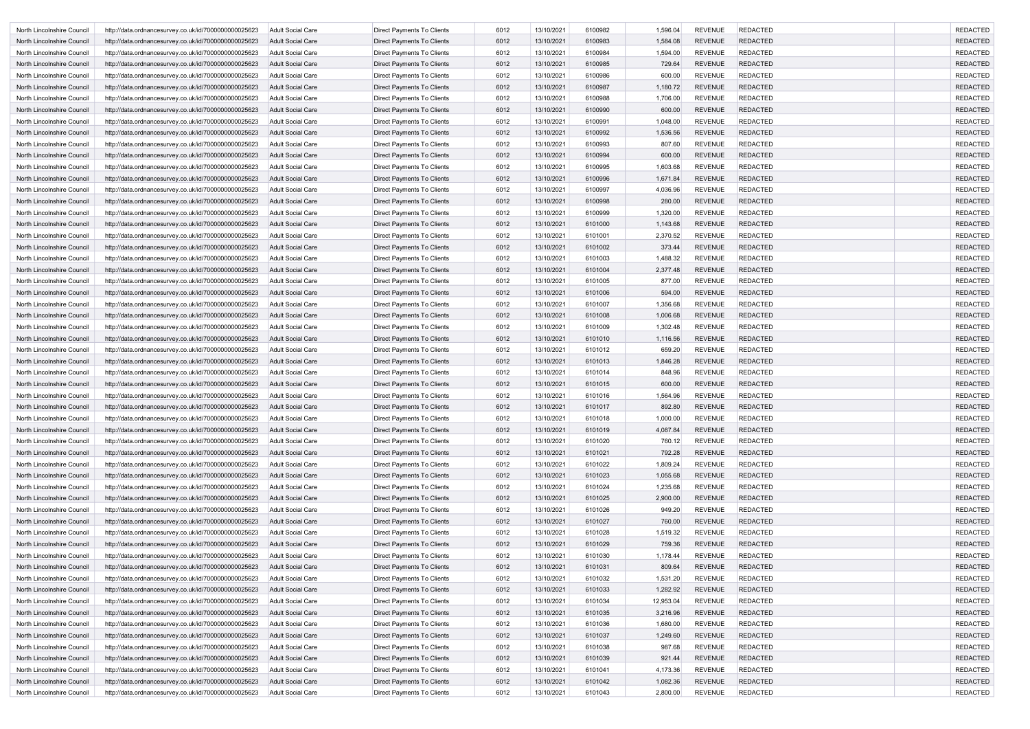| | | | | | | | | | | | |
|---|---|---|---|---|---|---|---|---|---|---|---|
| North Lincolnshire Council | http://data.ordnancesurvey.co.uk/id/7000000000025623 | Adult Social Care | Direct Payments To Clients | 6012 | 13/10/2021 | 6100982 | 1,596.04 | REVENUE | REDACTED | | REDACTED |
| North Lincolnshire Council | http://data.ordnancesurvey.co.uk/id/7000000000025623 | Adult Social Care | Direct Payments To Clients | 6012 | 13/10/2021 | 6100983 | 1,584.08 | REVENUE | REDACTED | | REDACTED |
| North Lincolnshire Council | http://data.ordnancesurvey.co.uk/id/7000000000025623 | Adult Social Care | Direct Payments To Clients | 6012 | 13/10/2021 | 6100984 | 1,594.00 | REVENUE | REDACTED | | REDACTED |
| North Lincolnshire Council | http://data.ordnancesurvey.co.uk/id/7000000000025623 | Adult Social Care | Direct Payments To Clients | 6012 | 13/10/2021 | 6100985 | 729.64 | REVENUE | REDACTED | | REDACTED |
| North Lincolnshire Council | http://data.ordnancesurvey.co.uk/id/7000000000025623 | Adult Social Care | Direct Payments To Clients | 6012 | 13/10/2021 | 6100986 | 600.00 | REVENUE | REDACTED | | REDACTED |
| North Lincolnshire Council | http://data.ordnancesurvey.co.uk/id/7000000000025623 | Adult Social Care | Direct Payments To Clients | 6012 | 13/10/2021 | 6100987 | 1,180.72 | REVENUE | REDACTED | | REDACTED |
| North Lincolnshire Council | http://data.ordnancesurvey.co.uk/id/7000000000025623 | Adult Social Care | Direct Payments To Clients | 6012 | 13/10/2021 | 6100988 | 1,706.00 | REVENUE | REDACTED | | REDACTED |
| North Lincolnshire Council | http://data.ordnancesurvey.co.uk/id/7000000000025623 | Adult Social Care | Direct Payments To Clients | 6012 | 13/10/2021 | 6100990 | 600.00 | REVENUE | REDACTED | | REDACTED |
| North Lincolnshire Council | http://data.ordnancesurvey.co.uk/id/7000000000025623 | Adult Social Care | Direct Payments To Clients | 6012 | 13/10/2021 | 6100991 | 1,048.00 | REVENUE | REDACTED | | REDACTED |
| North Lincolnshire Council | http://data.ordnancesurvey.co.uk/id/7000000000025623 | Adult Social Care | Direct Payments To Clients | 6012 | 13/10/2021 | 6100992 | 1,536.56 | REVENUE | REDACTED | | REDACTED |
| North Lincolnshire Council | http://data.ordnancesurvey.co.uk/id/7000000000025623 | Adult Social Care | Direct Payments To Clients | 6012 | 13/10/2021 | 6100993 | 807.60 | REVENUE | REDACTED | | REDACTED |
| North Lincolnshire Council | http://data.ordnancesurvey.co.uk/id/7000000000025623 | Adult Social Care | Direct Payments To Clients | 6012 | 13/10/2021 | 6100994 | 600.00 | REVENUE | REDACTED | | REDACTED |
| North Lincolnshire Council | http://data.ordnancesurvey.co.uk/id/7000000000025623 | Adult Social Care | Direct Payments To Clients | 6012 | 13/10/2021 | 6100995 | 1,603.68 | REVENUE | REDACTED | | REDACTED |
| North Lincolnshire Council | http://data.ordnancesurvey.co.uk/id/7000000000025623 | Adult Social Care | Direct Payments To Clients | 6012 | 13/10/2021 | 6100996 | 1,671.84 | REVENUE | REDACTED | | REDACTED |
| North Lincolnshire Council | http://data.ordnancesurvey.co.uk/id/7000000000025623 | Adult Social Care | Direct Payments To Clients | 6012 | 13/10/2021 | 6100997 | 4,036.96 | REVENUE | REDACTED | | REDACTED |
| North Lincolnshire Council | http://data.ordnancesurvey.co.uk/id/7000000000025623 | Adult Social Care | Direct Payments To Clients | 6012 | 13/10/2021 | 6100998 | 280.00 | REVENUE | REDACTED | | REDACTED |
| North Lincolnshire Council | http://data.ordnancesurvey.co.uk/id/7000000000025623 | Adult Social Care | Direct Payments To Clients | 6012 | 13/10/2021 | 6100999 | 1,320.00 | REVENUE | REDACTED | | REDACTED |
| North Lincolnshire Council | http://data.ordnancesurvey.co.uk/id/7000000000025623 | Adult Social Care | Direct Payments To Clients | 6012 | 13/10/2021 | 6101000 | 1,143.68 | REVENUE | REDACTED | | REDACTED |
| North Lincolnshire Council | http://data.ordnancesurvey.co.uk/id/7000000000025623 | Adult Social Care | Direct Payments To Clients | 6012 | 13/10/2021 | 6101001 | 2,370.52 | REVENUE | REDACTED | | REDACTED |
| North Lincolnshire Council | http://data.ordnancesurvey.co.uk/id/7000000000025623 | Adult Social Care | Direct Payments To Clients | 6012 | 13/10/2021 | 6101002 | 373.44 | REVENUE | REDACTED | | REDACTED |
| North Lincolnshire Council | http://data.ordnancesurvey.co.uk/id/7000000000025623 | Adult Social Care | Direct Payments To Clients | 6012 | 13/10/2021 | 6101003 | 1,488.32 | REVENUE | REDACTED | | REDACTED |
| North Lincolnshire Council | http://data.ordnancesurvey.co.uk/id/7000000000025623 | Adult Social Care | Direct Payments To Clients | 6012 | 13/10/2021 | 6101004 | 2,377.48 | REVENUE | REDACTED | | REDACTED |
| North Lincolnshire Council | http://data.ordnancesurvey.co.uk/id/7000000000025623 | Adult Social Care | Direct Payments To Clients | 6012 | 13/10/2021 | 6101005 | 877.00 | REVENUE | REDACTED | | REDACTED |
| North Lincolnshire Council | http://data.ordnancesurvey.co.uk/id/7000000000025623 | Adult Social Care | Direct Payments To Clients | 6012 | 13/10/2021 | 6101006 | 594.00 | REVENUE | REDACTED | | REDACTED |
| North Lincolnshire Council | http://data.ordnancesurvey.co.uk/id/7000000000025623 | Adult Social Care | Direct Payments To Clients | 6012 | 13/10/2021 | 6101007 | 1,356.68 | REVENUE | REDACTED | | REDACTED |
| North Lincolnshire Council | http://data.ordnancesurvey.co.uk/id/7000000000025623 | Adult Social Care | Direct Payments To Clients | 6012 | 13/10/2021 | 6101008 | 1,006.68 | REVENUE | REDACTED | | REDACTED |
| North Lincolnshire Council | http://data.ordnancesurvey.co.uk/id/7000000000025623 | Adult Social Care | Direct Payments To Clients | 6012 | 13/10/2021 | 6101009 | 1,302.48 | REVENUE | REDACTED | | REDACTED |
| North Lincolnshire Council | http://data.ordnancesurvey.co.uk/id/7000000000025623 | Adult Social Care | Direct Payments To Clients | 6012 | 13/10/2021 | 6101010 | 1,116.56 | REVENUE | REDACTED | | REDACTED |
| North Lincolnshire Council | http://data.ordnancesurvey.co.uk/id/7000000000025623 | Adult Social Care | Direct Payments To Clients | 6012 | 13/10/2021 | 6101012 | 659.20 | REVENUE | REDACTED | | REDACTED |
| North Lincolnshire Council | http://data.ordnancesurvey.co.uk/id/7000000000025623 | Adult Social Care | Direct Payments To Clients | 6012 | 13/10/2021 | 6101013 | 1,846.28 | REVENUE | REDACTED | | REDACTED |
| North Lincolnshire Council | http://data.ordnancesurvey.co.uk/id/7000000000025623 | Adult Social Care | Direct Payments To Clients | 6012 | 13/10/2021 | 6101014 | 848.96 | REVENUE | REDACTED | | REDACTED |
| North Lincolnshire Council | http://data.ordnancesurvey.co.uk/id/7000000000025623 | Adult Social Care | Direct Payments To Clients | 6012 | 13/10/2021 | 6101015 | 600.00 | REVENUE | REDACTED | | REDACTED |
| North Lincolnshire Council | http://data.ordnancesurvey.co.uk/id/7000000000025623 | Adult Social Care | Direct Payments To Clients | 6012 | 13/10/2021 | 6101016 | 1,564.96 | REVENUE | REDACTED | | REDACTED |
| North Lincolnshire Council | http://data.ordnancesurvey.co.uk/id/7000000000025623 | Adult Social Care | Direct Payments To Clients | 6012 | 13/10/2021 | 6101017 | 892.80 | REVENUE | REDACTED | | REDACTED |
| North Lincolnshire Council | http://data.ordnancesurvey.co.uk/id/7000000000025623 | Adult Social Care | Direct Payments To Clients | 6012 | 13/10/2021 | 6101018 | 1,000.00 | REVENUE | REDACTED | | REDACTED |
| North Lincolnshire Council | http://data.ordnancesurvey.co.uk/id/7000000000025623 | Adult Social Care | Direct Payments To Clients | 6012 | 13/10/2021 | 6101019 | 4,087.84 | REVENUE | REDACTED | | REDACTED |
| North Lincolnshire Council | http://data.ordnancesurvey.co.uk/id/7000000000025623 | Adult Social Care | Direct Payments To Clients | 6012 | 13/10/2021 | 6101020 | 760.12 | REVENUE | REDACTED | | REDACTED |
| North Lincolnshire Council | http://data.ordnancesurvey.co.uk/id/7000000000025623 | Adult Social Care | Direct Payments To Clients | 6012 | 13/10/2021 | 6101021 | 792.28 | REVENUE | REDACTED | | REDACTED |
| North Lincolnshire Council | http://data.ordnancesurvey.co.uk/id/7000000000025623 | Adult Social Care | Direct Payments To Clients | 6012 | 13/10/2021 | 6101022 | 1,809.24 | REVENUE | REDACTED | | REDACTED |
| North Lincolnshire Council | http://data.ordnancesurvey.co.uk/id/7000000000025623 | Adult Social Care | Direct Payments To Clients | 6012 | 13/10/2021 | 6101023 | 1,055.68 | REVENUE | REDACTED | | REDACTED |
| North Lincolnshire Council | http://data.ordnancesurvey.co.uk/id/7000000000025623 | Adult Social Care | Direct Payments To Clients | 6012 | 13/10/2021 | 6101024 | 1,235.68 | REVENUE | REDACTED | | REDACTED |
| North Lincolnshire Council | http://data.ordnancesurvey.co.uk/id/7000000000025623 | Adult Social Care | Direct Payments To Clients | 6012 | 13/10/2021 | 6101025 | 2,900.00 | REVENUE | REDACTED | | REDACTED |
| North Lincolnshire Council | http://data.ordnancesurvey.co.uk/id/7000000000025623 | Adult Social Care | Direct Payments To Clients | 6012 | 13/10/2021 | 6101026 | 949.20 | REVENUE | REDACTED | | REDACTED |
| North Lincolnshire Council | http://data.ordnancesurvey.co.uk/id/7000000000025623 | Adult Social Care | Direct Payments To Clients | 6012 | 13/10/2021 | 6101027 | 760.00 | REVENUE | REDACTED | | REDACTED |
| North Lincolnshire Council | http://data.ordnancesurvey.co.uk/id/7000000000025623 | Adult Social Care | Direct Payments To Clients | 6012 | 13/10/2021 | 6101028 | 1,519.32 | REVENUE | REDACTED | | REDACTED |
| North Lincolnshire Council | http://data.ordnancesurvey.co.uk/id/7000000000025623 | Adult Social Care | Direct Payments To Clients | 6012 | 13/10/2021 | 6101029 | 759.36 | REVENUE | REDACTED | | REDACTED |
| North Lincolnshire Council | http://data.ordnancesurvey.co.uk/id/7000000000025623 | Adult Social Care | Direct Payments To Clients | 6012 | 13/10/2021 | 6101030 | 1,178.44 | REVENUE | REDACTED | | REDACTED |
| North Lincolnshire Council | http://data.ordnancesurvey.co.uk/id/7000000000025623 | Adult Social Care | Direct Payments To Clients | 6012 | 13/10/2021 | 6101031 | 809.64 | REVENUE | REDACTED | | REDACTED |
| North Lincolnshire Council | http://data.ordnancesurvey.co.uk/id/7000000000025623 | Adult Social Care | Direct Payments To Clients | 6012 | 13/10/2021 | 6101032 | 1,531.20 | REVENUE | REDACTED | | REDACTED |
| North Lincolnshire Council | http://data.ordnancesurvey.co.uk/id/7000000000025623 | Adult Social Care | Direct Payments To Clients | 6012 | 13/10/2021 | 6101033 | 1,282.92 | REVENUE | REDACTED | | REDACTED |
| North Lincolnshire Council | http://data.ordnancesurvey.co.uk/id/7000000000025623 | Adult Social Care | Direct Payments To Clients | 6012 | 13/10/2021 | 6101034 | 12,953.04 | REVENUE | REDACTED | | REDACTED |
| North Lincolnshire Council | http://data.ordnancesurvey.co.uk/id/7000000000025623 | Adult Social Care | Direct Payments To Clients | 6012 | 13/10/2021 | 6101035 | 3,216.96 | REVENUE | REDACTED | | REDACTED |
| North Lincolnshire Council | http://data.ordnancesurvey.co.uk/id/7000000000025623 | Adult Social Care | Direct Payments To Clients | 6012 | 13/10/2021 | 6101036 | 1,680.00 | REVENUE | REDACTED | | REDACTED |
| North Lincolnshire Council | http://data.ordnancesurvey.co.uk/id/7000000000025623 | Adult Social Care | Direct Payments To Clients | 6012 | 13/10/2021 | 6101037 | 1,249.60 | REVENUE | REDACTED | | REDACTED |
| North Lincolnshire Council | http://data.ordnancesurvey.co.uk/id/7000000000025623 | Adult Social Care | Direct Payments To Clients | 6012 | 13/10/2021 | 6101038 | 987.68 | REVENUE | REDACTED | | REDACTED |
| North Lincolnshire Council | http://data.ordnancesurvey.co.uk/id/7000000000025623 | Adult Social Care | Direct Payments To Clients | 6012 | 13/10/2021 | 6101039 | 921.44 | REVENUE | REDACTED | | REDACTED |
| North Lincolnshire Council | http://data.ordnancesurvey.co.uk/id/7000000000025623 | Adult Social Care | Direct Payments To Clients | 6012 | 13/10/2021 | 6101041 | 4,173.36 | REVENUE | REDACTED | | REDACTED |
| North Lincolnshire Council | http://data.ordnancesurvey.co.uk/id/7000000000025623 | Adult Social Care | Direct Payments To Clients | 6012 | 13/10/2021 | 6101042 | 1,082.36 | REVENUE | REDACTED | | REDACTED |
| North Lincolnshire Council | http://data.ordnancesurvey.co.uk/id/7000000000025623 | Adult Social Care | Direct Payments To Clients | 6012 | 13/10/2021 | 6101043 | 2,800.00 | REVENUE | REDACTED | | REDACTED |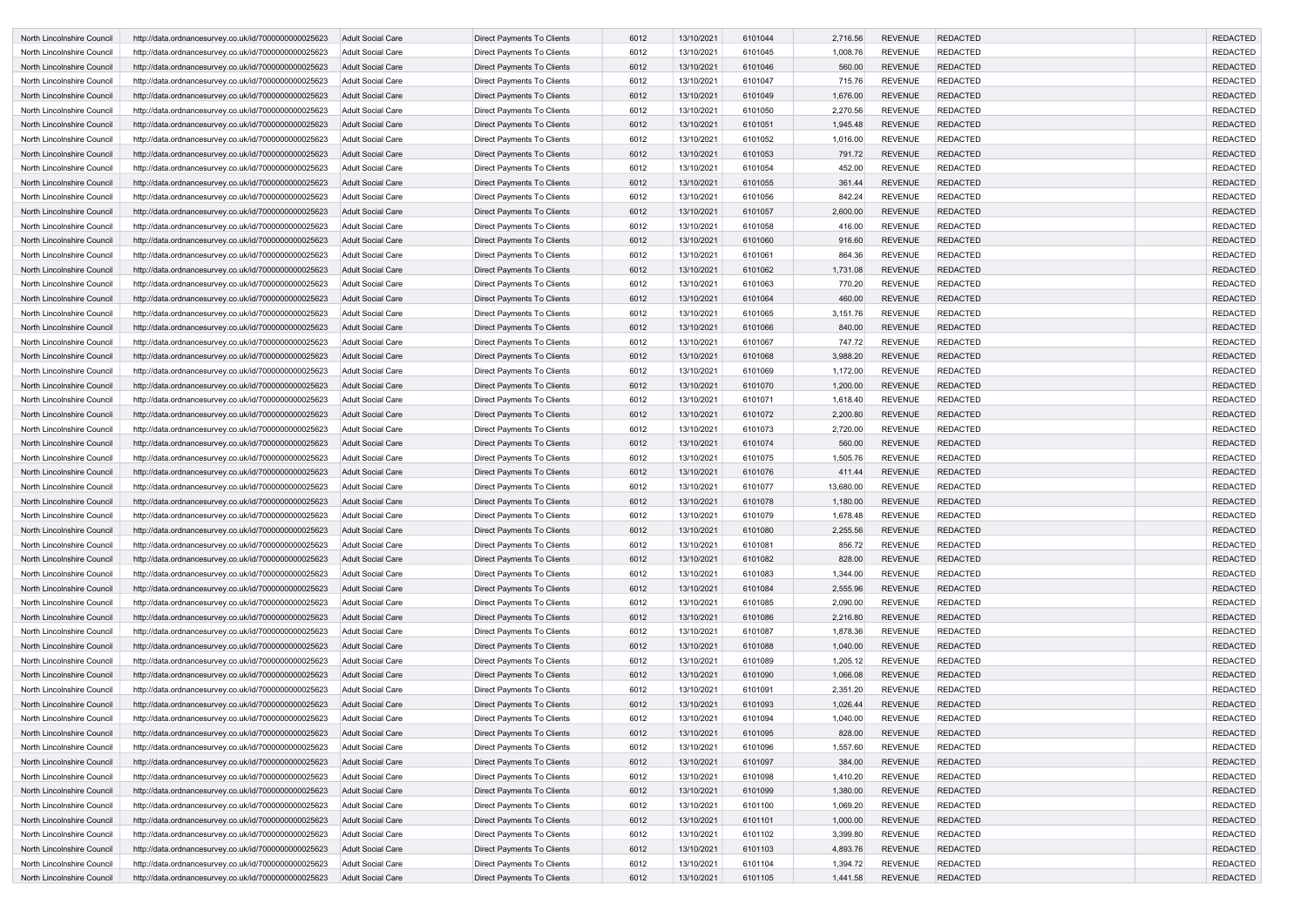| | | | | | | | | | | | |
|---|---|---|---|---|---|---|---|---|---|---|---|
| North Lincolnshire Council | http://data.ordnancesurvey.co.uk/id/7000000000025623 | Adult Social Care | Direct Payments To Clients | 6012 | 13/10/2021 | 6101044 | 2,716.56 | REVENUE | REDACTED | | REDACTED |
| North Lincolnshire Council | http://data.ordnancesurvey.co.uk/id/7000000000025623 | Adult Social Care | Direct Payments To Clients | 6012 | 13/10/2021 | 6101045 | 1,008.76 | REVENUE | REDACTED | | REDACTED |
| North Lincolnshire Council | http://data.ordnancesurvey.co.uk/id/7000000000025623 | Adult Social Care | Direct Payments To Clients | 6012 | 13/10/2021 | 6101046 | 560.00 | REVENUE | REDACTED | | REDACTED |
| North Lincolnshire Council | http://data.ordnancesurvey.co.uk/id/7000000000025623 | Adult Social Care | Direct Payments To Clients | 6012 | 13/10/2021 | 6101047 | 715.76 | REVENUE | REDACTED | | REDACTED |
| North Lincolnshire Council | http://data.ordnancesurvey.co.uk/id/7000000000025623 | Adult Social Care | Direct Payments To Clients | 6012 | 13/10/2021 | 6101049 | 1,676.00 | REVENUE | REDACTED | | REDACTED |
| North Lincolnshire Council | http://data.ordnancesurvey.co.uk/id/7000000000025623 | Adult Social Care | Direct Payments To Clients | 6012 | 13/10/2021 | 6101050 | 2,270.56 | REVENUE | REDACTED | | REDACTED |
| North Lincolnshire Council | http://data.ordnancesurvey.co.uk/id/7000000000025623 | Adult Social Care | Direct Payments To Clients | 6012 | 13/10/2021 | 6101051 | 1,945.48 | REVENUE | REDACTED | | REDACTED |
| North Lincolnshire Council | http://data.ordnancesurvey.co.uk/id/7000000000025623 | Adult Social Care | Direct Payments To Clients | 6012 | 13/10/2021 | 6101052 | 1,016.00 | REVENUE | REDACTED | | REDACTED |
| North Lincolnshire Council | http://data.ordnancesurvey.co.uk/id/7000000000025623 | Adult Social Care | Direct Payments To Clients | 6012 | 13/10/2021 | 6101053 | 791.72 | REVENUE | REDACTED | | REDACTED |
| North Lincolnshire Council | http://data.ordnancesurvey.co.uk/id/7000000000025623 | Adult Social Care | Direct Payments To Clients | 6012 | 13/10/2021 | 6101054 | 452.00 | REVENUE | REDACTED | | REDACTED |
| North Lincolnshire Council | http://data.ordnancesurvey.co.uk/id/7000000000025623 | Adult Social Care | Direct Payments To Clients | 6012 | 13/10/2021 | 6101055 | 361.44 | REVENUE | REDACTED | | REDACTED |
| North Lincolnshire Council | http://data.ordnancesurvey.co.uk/id/7000000000025623 | Adult Social Care | Direct Payments To Clients | 6012 | 13/10/2021 | 6101056 | 842.24 | REVENUE | REDACTED | | REDACTED |
| North Lincolnshire Council | http://data.ordnancesurvey.co.uk/id/7000000000025623 | Adult Social Care | Direct Payments To Clients | 6012 | 13/10/2021 | 6101057 | 2,600.00 | REVENUE | REDACTED | | REDACTED |
| North Lincolnshire Council | http://data.ordnancesurvey.co.uk/id/7000000000025623 | Adult Social Care | Direct Payments To Clients | 6012 | 13/10/2021 | 6101058 | 416.00 | REVENUE | REDACTED | | REDACTED |
| North Lincolnshire Council | http://data.ordnancesurvey.co.uk/id/7000000000025623 | Adult Social Care | Direct Payments To Clients | 6012 | 13/10/2021 | 6101060 | 916.60 | REVENUE | REDACTED | | REDACTED |
| North Lincolnshire Council | http://data.ordnancesurvey.co.uk/id/7000000000025623 | Adult Social Care | Direct Payments To Clients | 6012 | 13/10/2021 | 6101061 | 864.36 | REVENUE | REDACTED | | REDACTED |
| North Lincolnshire Council | http://data.ordnancesurvey.co.uk/id/7000000000025623 | Adult Social Care | Direct Payments To Clients | 6012 | 13/10/2021 | 6101062 | 1,731.08 | REVENUE | REDACTED | | REDACTED |
| North Lincolnshire Council | http://data.ordnancesurvey.co.uk/id/7000000000025623 | Adult Social Care | Direct Payments To Clients | 6012 | 13/10/2021 | 6101063 | 770.20 | REVENUE | REDACTED | | REDACTED |
| North Lincolnshire Council | http://data.ordnancesurvey.co.uk/id/7000000000025623 | Adult Social Care | Direct Payments To Clients | 6012 | 13/10/2021 | 6101064 | 460.00 | REVENUE | REDACTED | | REDACTED |
| North Lincolnshire Council | http://data.ordnancesurvey.co.uk/id/7000000000025623 | Adult Social Care | Direct Payments To Clients | 6012 | 13/10/2021 | 6101065 | 3,151.76 | REVENUE | REDACTED | | REDACTED |
| North Lincolnshire Council | http://data.ordnancesurvey.co.uk/id/7000000000025623 | Adult Social Care | Direct Payments To Clients | 6012 | 13/10/2021 | 6101066 | 840.00 | REVENUE | REDACTED | | REDACTED |
| North Lincolnshire Council | http://data.ordnancesurvey.co.uk/id/7000000000025623 | Adult Social Care | Direct Payments To Clients | 6012 | 13/10/2021 | 6101067 | 747.72 | REVENUE | REDACTED | | REDACTED |
| North Lincolnshire Council | http://data.ordnancesurvey.co.uk/id/7000000000025623 | Adult Social Care | Direct Payments To Clients | 6012 | 13/10/2021 | 6101068 | 3,988.20 | REVENUE | REDACTED | | REDACTED |
| North Lincolnshire Council | http://data.ordnancesurvey.co.uk/id/7000000000025623 | Adult Social Care | Direct Payments To Clients | 6012 | 13/10/2021 | 6101069 | 1,172.00 | REVENUE | REDACTED | | REDACTED |
| North Lincolnshire Council | http://data.ordnancesurvey.co.uk/id/7000000000025623 | Adult Social Care | Direct Payments To Clients | 6012 | 13/10/2021 | 6101070 | 1,200.00 | REVENUE | REDACTED | | REDACTED |
| North Lincolnshire Council | http://data.ordnancesurvey.co.uk/id/7000000000025623 | Adult Social Care | Direct Payments To Clients | 6012 | 13/10/2021 | 6101071 | 1,618.40 | REVENUE | REDACTED | | REDACTED |
| North Lincolnshire Council | http://data.ordnancesurvey.co.uk/id/7000000000025623 | Adult Social Care | Direct Payments To Clients | 6012 | 13/10/2021 | 6101072 | 2,200.80 | REVENUE | REDACTED | | REDACTED |
| North Lincolnshire Council | http://data.ordnancesurvey.co.uk/id/7000000000025623 | Adult Social Care | Direct Payments To Clients | 6012 | 13/10/2021 | 6101073 | 2,720.00 | REVENUE | REDACTED | | REDACTED |
| North Lincolnshire Council | http://data.ordnancesurvey.co.uk/id/7000000000025623 | Adult Social Care | Direct Payments To Clients | 6012 | 13/10/2021 | 6101074 | 560.00 | REVENUE | REDACTED | | REDACTED |
| North Lincolnshire Council | http://data.ordnancesurvey.co.uk/id/7000000000025623 | Adult Social Care | Direct Payments To Clients | 6012 | 13/10/2021 | 6101075 | 1,505.76 | REVENUE | REDACTED | | REDACTED |
| North Lincolnshire Council | http://data.ordnancesurvey.co.uk/id/7000000000025623 | Adult Social Care | Direct Payments To Clients | 6012 | 13/10/2021 | 6101076 | 411.44 | REVENUE | REDACTED | | REDACTED |
| North Lincolnshire Council | http://data.ordnancesurvey.co.uk/id/7000000000025623 | Adult Social Care | Direct Payments To Clients | 6012 | 13/10/2021 | 6101077 | 13,680.00 | REVENUE | REDACTED | | REDACTED |
| North Lincolnshire Council | http://data.ordnancesurvey.co.uk/id/7000000000025623 | Adult Social Care | Direct Payments To Clients | 6012 | 13/10/2021 | 6101078 | 1,180.00 | REVENUE | REDACTED | | REDACTED |
| North Lincolnshire Council | http://data.ordnancesurvey.co.uk/id/7000000000025623 | Adult Social Care | Direct Payments To Clients | 6012 | 13/10/2021 | 6101079 | 1,678.48 | REVENUE | REDACTED | | REDACTED |
| North Lincolnshire Council | http://data.ordnancesurvey.co.uk/id/7000000000025623 | Adult Social Care | Direct Payments To Clients | 6012 | 13/10/2021 | 6101080 | 2,255.56 | REVENUE | REDACTED | | REDACTED |
| North Lincolnshire Council | http://data.ordnancesurvey.co.uk/id/7000000000025623 | Adult Social Care | Direct Payments To Clients | 6012 | 13/10/2021 | 6101081 | 856.72 | REVENUE | REDACTED | | REDACTED |
| North Lincolnshire Council | http://data.ordnancesurvey.co.uk/id/7000000000025623 | Adult Social Care | Direct Payments To Clients | 6012 | 13/10/2021 | 6101082 | 828.00 | REVENUE | REDACTED | | REDACTED |
| North Lincolnshire Council | http://data.ordnancesurvey.co.uk/id/7000000000025623 | Adult Social Care | Direct Payments To Clients | 6012 | 13/10/2021 | 6101083 | 1,344.00 | REVENUE | REDACTED | | REDACTED |
| North Lincolnshire Council | http://data.ordnancesurvey.co.uk/id/7000000000025623 | Adult Social Care | Direct Payments To Clients | 6012 | 13/10/2021 | 6101084 | 2,555.96 | REVENUE | REDACTED | | REDACTED |
| North Lincolnshire Council | http://data.ordnancesurvey.co.uk/id/7000000000025623 | Adult Social Care | Direct Payments To Clients | 6012 | 13/10/2021 | 6101085 | 2,090.00 | REVENUE | REDACTED | | REDACTED |
| North Lincolnshire Council | http://data.ordnancesurvey.co.uk/id/7000000000025623 | Adult Social Care | Direct Payments To Clients | 6012 | 13/10/2021 | 6101086 | 2,216.80 | REVENUE | REDACTED | | REDACTED |
| North Lincolnshire Council | http://data.ordnancesurvey.co.uk/id/7000000000025623 | Adult Social Care | Direct Payments To Clients | 6012 | 13/10/2021 | 6101087 | 1,878.36 | REVENUE | REDACTED | | REDACTED |
| North Lincolnshire Council | http://data.ordnancesurvey.co.uk/id/7000000000025623 | Adult Social Care | Direct Payments To Clients | 6012 | 13/10/2021 | 6101088 | 1,040.00 | REVENUE | REDACTED | | REDACTED |
| North Lincolnshire Council | http://data.ordnancesurvey.co.uk/id/7000000000025623 | Adult Social Care | Direct Payments To Clients | 6012 | 13/10/2021 | 6101089 | 1,205.12 | REVENUE | REDACTED | | REDACTED |
| North Lincolnshire Council | http://data.ordnancesurvey.co.uk/id/7000000000025623 | Adult Social Care | Direct Payments To Clients | 6012 | 13/10/2021 | 6101090 | 1,066.08 | REVENUE | REDACTED | | REDACTED |
| North Lincolnshire Council | http://data.ordnancesurvey.co.uk/id/7000000000025623 | Adult Social Care | Direct Payments To Clients | 6012 | 13/10/2021 | 6101091 | 2,351.20 | REVENUE | REDACTED | | REDACTED |
| North Lincolnshire Council | http://data.ordnancesurvey.co.uk/id/7000000000025623 | Adult Social Care | Direct Payments To Clients | 6012 | 13/10/2021 | 6101093 | 1,026.44 | REVENUE | REDACTED | | REDACTED |
| North Lincolnshire Council | http://data.ordnancesurvey.co.uk/id/7000000000025623 | Adult Social Care | Direct Payments To Clients | 6012 | 13/10/2021 | 6101094 | 1,040.00 | REVENUE | REDACTED | | REDACTED |
| North Lincolnshire Council | http://data.ordnancesurvey.co.uk/id/7000000000025623 | Adult Social Care | Direct Payments To Clients | 6012 | 13/10/2021 | 6101095 | 828.00 | REVENUE | REDACTED | | REDACTED |
| North Lincolnshire Council | http://data.ordnancesurvey.co.uk/id/7000000000025623 | Adult Social Care | Direct Payments To Clients | 6012 | 13/10/2021 | 6101096 | 1,557.60 | REVENUE | REDACTED | | REDACTED |
| North Lincolnshire Council | http://data.ordnancesurvey.co.uk/id/7000000000025623 | Adult Social Care | Direct Payments To Clients | 6012 | 13/10/2021 | 6101097 | 384.00 | REVENUE | REDACTED | | REDACTED |
| North Lincolnshire Council | http://data.ordnancesurvey.co.uk/id/7000000000025623 | Adult Social Care | Direct Payments To Clients | 6012 | 13/10/2021 | 6101098 | 1,410.20 | REVENUE | REDACTED | | REDACTED |
| North Lincolnshire Council | http://data.ordnancesurvey.co.uk/id/7000000000025623 | Adult Social Care | Direct Payments To Clients | 6012 | 13/10/2021 | 6101099 | 1,380.00 | REVENUE | REDACTED | | REDACTED |
| North Lincolnshire Council | http://data.ordnancesurvey.co.uk/id/7000000000025623 | Adult Social Care | Direct Payments To Clients | 6012 | 13/10/2021 | 6101100 | 1,069.20 | REVENUE | REDACTED | | REDACTED |
| North Lincolnshire Council | http://data.ordnancesurvey.co.uk/id/7000000000025623 | Adult Social Care | Direct Payments To Clients | 6012 | 13/10/2021 | 6101101 | 1,000.00 | REVENUE | REDACTED | | REDACTED |
| North Lincolnshire Council | http://data.ordnancesurvey.co.uk/id/7000000000025623 | Adult Social Care | Direct Payments To Clients | 6012 | 13/10/2021 | 6101102 | 3,399.80 | REVENUE | REDACTED | | REDACTED |
| North Lincolnshire Council | http://data.ordnancesurvey.co.uk/id/7000000000025623 | Adult Social Care | Direct Payments To Clients | 6012 | 13/10/2021 | 6101103 | 4,893.76 | REVENUE | REDACTED | | REDACTED |
| North Lincolnshire Council | http://data.ordnancesurvey.co.uk/id/7000000000025623 | Adult Social Care | Direct Payments To Clients | 6012 | 13/10/2021 | 6101104 | 1,394.72 | REVENUE | REDACTED | | REDACTED |
| North Lincolnshire Council | http://data.ordnancesurvey.co.uk/id/7000000000025623 | Adult Social Care | Direct Payments To Clients | 6012 | 13/10/2021 | 6101105 | 1,441.58 | REVENUE | REDACTED | | REDACTED |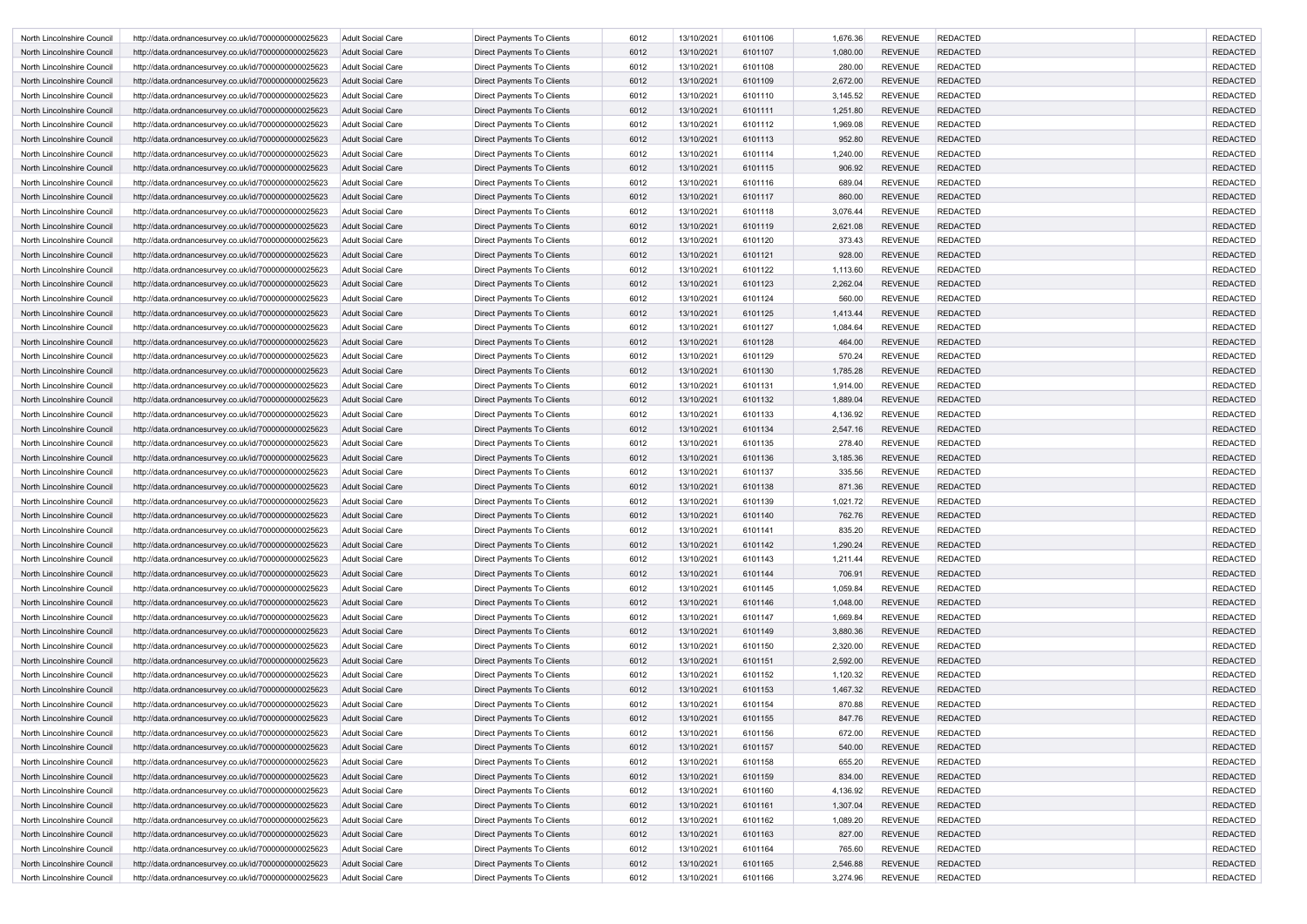| | | | | | | | | | | | |
|---|---|---|---|---|---|---|---|---|---|---|---|
| North Lincolnshire Council | http://data.ordnancesurvey.co.uk/id/7000000000025623 | Adult Social Care | Direct Payments To Clients | 6012 | 13/10/2021 | 6101106 | 1,676.36 | REVENUE | REDACTED | | REDACTED |
| North Lincolnshire Council | http://data.ordnancesurvey.co.uk/id/7000000000025623 | Adult Social Care | Direct Payments To Clients | 6012 | 13/10/2021 | 6101107 | 1,080.00 | REVENUE | REDACTED | | REDACTED |
| North Lincolnshire Council | http://data.ordnancesurvey.co.uk/id/7000000000025623 | Adult Social Care | Direct Payments To Clients | 6012 | 13/10/2021 | 6101108 | 280.00 | REVENUE | REDACTED | | REDACTED |
| North Lincolnshire Council | http://data.ordnancesurvey.co.uk/id/7000000000025623 | Adult Social Care | Direct Payments To Clients | 6012 | 13/10/2021 | 6101109 | 2,672.00 | REVENUE | REDACTED | | REDACTED |
| North Lincolnshire Council | http://data.ordnancesurvey.co.uk/id/7000000000025623 | Adult Social Care | Direct Payments To Clients | 6012 | 13/10/2021 | 6101110 | 3,145.52 | REVENUE | REDACTED | | REDACTED |
| North Lincolnshire Council | http://data.ordnancesurvey.co.uk/id/7000000000025623 | Adult Social Care | Direct Payments To Clients | 6012 | 13/10/2021 | 6101111 | 1,251.80 | REVENUE | REDACTED | | REDACTED |
| North Lincolnshire Council | http://data.ordnancesurvey.co.uk/id/7000000000025623 | Adult Social Care | Direct Payments To Clients | 6012 | 13/10/2021 | 6101112 | 1,969.08 | REVENUE | REDACTED | | REDACTED |
| North Lincolnshire Council | http://data.ordnancesurvey.co.uk/id/7000000000025623 | Adult Social Care | Direct Payments To Clients | 6012 | 13/10/2021 | 6101113 | 952.80 | REVENUE | REDACTED | | REDACTED |
| North Lincolnshire Council | http://data.ordnancesurvey.co.uk/id/7000000000025623 | Adult Social Care | Direct Payments To Clients | 6012 | 13/10/2021 | 6101114 | 1,240.00 | REVENUE | REDACTED | | REDACTED |
| North Lincolnshire Council | http://data.ordnancesurvey.co.uk/id/7000000000025623 | Adult Social Care | Direct Payments To Clients | 6012 | 13/10/2021 | 6101115 | 906.92 | REVENUE | REDACTED | | REDACTED |
| North Lincolnshire Council | http://data.ordnancesurvey.co.uk/id/7000000000025623 | Adult Social Care | Direct Payments To Clients | 6012 | 13/10/2021 | 6101116 | 689.04 | REVENUE | REDACTED | | REDACTED |
| North Lincolnshire Council | http://data.ordnancesurvey.co.uk/id/7000000000025623 | Adult Social Care | Direct Payments To Clients | 6012 | 13/10/2021 | 6101117 | 860.00 | REVENUE | REDACTED | | REDACTED |
| North Lincolnshire Council | http://data.ordnancesurvey.co.uk/id/7000000000025623 | Adult Social Care | Direct Payments To Clients | 6012 | 13/10/2021 | 6101118 | 3,076.44 | REVENUE | REDACTED | | REDACTED |
| North Lincolnshire Council | http://data.ordnancesurvey.co.uk/id/7000000000025623 | Adult Social Care | Direct Payments To Clients | 6012 | 13/10/2021 | 6101119 | 2,621.08 | REVENUE | REDACTED | | REDACTED |
| North Lincolnshire Council | http://data.ordnancesurvey.co.uk/id/7000000000025623 | Adult Social Care | Direct Payments To Clients | 6012 | 13/10/2021 | 6101120 | 373.43 | REVENUE | REDACTED | | REDACTED |
| North Lincolnshire Council | http://data.ordnancesurvey.co.uk/id/7000000000025623 | Adult Social Care | Direct Payments To Clients | 6012 | 13/10/2021 | 6101121 | 928.00 | REVENUE | REDACTED | | REDACTED |
| North Lincolnshire Council | http://data.ordnancesurvey.co.uk/id/7000000000025623 | Adult Social Care | Direct Payments To Clients | 6012 | 13/10/2021 | 6101122 | 1,113.60 | REVENUE | REDACTED | | REDACTED |
| North Lincolnshire Council | http://data.ordnancesurvey.co.uk/id/7000000000025623 | Adult Social Care | Direct Payments To Clients | 6012 | 13/10/2021 | 6101123 | 2,262.04 | REVENUE | REDACTED | | REDACTED |
| North Lincolnshire Council | http://data.ordnancesurvey.co.uk/id/7000000000025623 | Adult Social Care | Direct Payments To Clients | 6012 | 13/10/2021 | 6101124 | 560.00 | REVENUE | REDACTED | | REDACTED |
| North Lincolnshire Council | http://data.ordnancesurvey.co.uk/id/7000000000025623 | Adult Social Care | Direct Payments To Clients | 6012 | 13/10/2021 | 6101125 | 1,413.44 | REVENUE | REDACTED | | REDACTED |
| North Lincolnshire Council | http://data.ordnancesurvey.co.uk/id/7000000000025623 | Adult Social Care | Direct Payments To Clients | 6012 | 13/10/2021 | 6101127 | 1,084.64 | REVENUE | REDACTED | | REDACTED |
| North Lincolnshire Council | http://data.ordnancesurvey.co.uk/id/7000000000025623 | Adult Social Care | Direct Payments To Clients | 6012 | 13/10/2021 | 6101128 | 464.00 | REVENUE | REDACTED | | REDACTED |
| North Lincolnshire Council | http://data.ordnancesurvey.co.uk/id/7000000000025623 | Adult Social Care | Direct Payments To Clients | 6012 | 13/10/2021 | 6101129 | 570.24 | REVENUE | REDACTED | | REDACTED |
| North Lincolnshire Council | http://data.ordnancesurvey.co.uk/id/7000000000025623 | Adult Social Care | Direct Payments To Clients | 6012 | 13/10/2021 | 6101130 | 1,785.28 | REVENUE | REDACTED | | REDACTED |
| North Lincolnshire Council | http://data.ordnancesurvey.co.uk/id/7000000000025623 | Adult Social Care | Direct Payments To Clients | 6012 | 13/10/2021 | 6101131 | 1,914.00 | REVENUE | REDACTED | | REDACTED |
| North Lincolnshire Council | http://data.ordnancesurvey.co.uk/id/7000000000025623 | Adult Social Care | Direct Payments To Clients | 6012 | 13/10/2021 | 6101132 | 1,889.04 | REVENUE | REDACTED | | REDACTED |
| North Lincolnshire Council | http://data.ordnancesurvey.co.uk/id/7000000000025623 | Adult Social Care | Direct Payments To Clients | 6012 | 13/10/2021 | 6101133 | 4,136.92 | REVENUE | REDACTED | | REDACTED |
| North Lincolnshire Council | http://data.ordnancesurvey.co.uk/id/7000000000025623 | Adult Social Care | Direct Payments To Clients | 6012 | 13/10/2021 | 6101134 | 2,547.16 | REVENUE | REDACTED | | REDACTED |
| North Lincolnshire Council | http://data.ordnancesurvey.co.uk/id/7000000000025623 | Adult Social Care | Direct Payments To Clients | 6012 | 13/10/2021 | 6101135 | 278.40 | REVENUE | REDACTED | | REDACTED |
| North Lincolnshire Council | http://data.ordnancesurvey.co.uk/id/7000000000025623 | Adult Social Care | Direct Payments To Clients | 6012 | 13/10/2021 | 6101136 | 3,185.36 | REVENUE | REDACTED | | REDACTED |
| North Lincolnshire Council | http://data.ordnancesurvey.co.uk/id/7000000000025623 | Adult Social Care | Direct Payments To Clients | 6012 | 13/10/2021 | 6101137 | 335.56 | REVENUE | REDACTED | | REDACTED |
| North Lincolnshire Council | http://data.ordnancesurvey.co.uk/id/7000000000025623 | Adult Social Care | Direct Payments To Clients | 6012 | 13/10/2021 | 6101138 | 871.36 | REVENUE | REDACTED | | REDACTED |
| North Lincolnshire Council | http://data.ordnancesurvey.co.uk/id/7000000000025623 | Adult Social Care | Direct Payments To Clients | 6012 | 13/10/2021 | 6101139 | 1,021.72 | REVENUE | REDACTED | | REDACTED |
| North Lincolnshire Council | http://data.ordnancesurvey.co.uk/id/7000000000025623 | Adult Social Care | Direct Payments To Clients | 6012 | 13/10/2021 | 6101140 | 762.76 | REVENUE | REDACTED | | REDACTED |
| North Lincolnshire Council | http://data.ordnancesurvey.co.uk/id/7000000000025623 | Adult Social Care | Direct Payments To Clients | 6012 | 13/10/2021 | 6101141 | 835.20 | REVENUE | REDACTED | | REDACTED |
| North Lincolnshire Council | http://data.ordnancesurvey.co.uk/id/7000000000025623 | Adult Social Care | Direct Payments To Clients | 6012 | 13/10/2021 | 6101142 | 1,290.24 | REVENUE | REDACTED | | REDACTED |
| North Lincolnshire Council | http://data.ordnancesurvey.co.uk/id/7000000000025623 | Adult Social Care | Direct Payments To Clients | 6012 | 13/10/2021 | 6101143 | 1,211.44 | REVENUE | REDACTED | | REDACTED |
| North Lincolnshire Council | http://data.ordnancesurvey.co.uk/id/7000000000025623 | Adult Social Care | Direct Payments To Clients | 6012 | 13/10/2021 | 6101144 | 706.91 | REVENUE | REDACTED | | REDACTED |
| North Lincolnshire Council | http://data.ordnancesurvey.co.uk/id/7000000000025623 | Adult Social Care | Direct Payments To Clients | 6012 | 13/10/2021 | 6101145 | 1,059.84 | REVENUE | REDACTED | | REDACTED |
| North Lincolnshire Council | http://data.ordnancesurvey.co.uk/id/7000000000025623 | Adult Social Care | Direct Payments To Clients | 6012 | 13/10/2021 | 6101146 | 1,048.00 | REVENUE | REDACTED | | REDACTED |
| North Lincolnshire Council | http://data.ordnancesurvey.co.uk/id/7000000000025623 | Adult Social Care | Direct Payments To Clients | 6012 | 13/10/2021 | 6101147 | 1,669.84 | REVENUE | REDACTED | | REDACTED |
| North Lincolnshire Council | http://data.ordnancesurvey.co.uk/id/7000000000025623 | Adult Social Care | Direct Payments To Clients | 6012 | 13/10/2021 | 6101149 | 3,880.36 | REVENUE | REDACTED | | REDACTED |
| North Lincolnshire Council | http://data.ordnancesurvey.co.uk/id/7000000000025623 | Adult Social Care | Direct Payments To Clients | 6012 | 13/10/2021 | 6101150 | 2,320.00 | REVENUE | REDACTED | | REDACTED |
| North Lincolnshire Council | http://data.ordnancesurvey.co.uk/id/7000000000025623 | Adult Social Care | Direct Payments To Clients | 6012 | 13/10/2021 | 6101151 | 2,592.00 | REVENUE | REDACTED | | REDACTED |
| North Lincolnshire Council | http://data.ordnancesurvey.co.uk/id/7000000000025623 | Adult Social Care | Direct Payments To Clients | 6012 | 13/10/2021 | 6101152 | 1,120.32 | REVENUE | REDACTED | | REDACTED |
| North Lincolnshire Council | http://data.ordnancesurvey.co.uk/id/7000000000025623 | Adult Social Care | Direct Payments To Clients | 6012 | 13/10/2021 | 6101153 | 1,467.32 | REVENUE | REDACTED | | REDACTED |
| North Lincolnshire Council | http://data.ordnancesurvey.co.uk/id/7000000000025623 | Adult Social Care | Direct Payments To Clients | 6012 | 13/10/2021 | 6101154 | 870.88 | REVENUE | REDACTED | | REDACTED |
| North Lincolnshire Council | http://data.ordnancesurvey.co.uk/id/7000000000025623 | Adult Social Care | Direct Payments To Clients | 6012 | 13/10/2021 | 6101155 | 847.76 | REVENUE | REDACTED | | REDACTED |
| North Lincolnshire Council | http://data.ordnancesurvey.co.uk/id/7000000000025623 | Adult Social Care | Direct Payments To Clients | 6012 | 13/10/2021 | 6101156 | 672.00 | REVENUE | REDACTED | | REDACTED |
| North Lincolnshire Council | http://data.ordnancesurvey.co.uk/id/7000000000025623 | Adult Social Care | Direct Payments To Clients | 6012 | 13/10/2021 | 6101157 | 540.00 | REVENUE | REDACTED | | REDACTED |
| North Lincolnshire Council | http://data.ordnancesurvey.co.uk/id/7000000000025623 | Adult Social Care | Direct Payments To Clients | 6012 | 13/10/2021 | 6101158 | 655.20 | REVENUE | REDACTED | | REDACTED |
| North Lincolnshire Council | http://data.ordnancesurvey.co.uk/id/7000000000025623 | Adult Social Care | Direct Payments To Clients | 6012 | 13/10/2021 | 6101159 | 834.00 | REVENUE | REDACTED | | REDACTED |
| North Lincolnshire Council | http://data.ordnancesurvey.co.uk/id/7000000000025623 | Adult Social Care | Direct Payments To Clients | 6012 | 13/10/2021 | 6101160 | 4,136.92 | REVENUE | REDACTED | | REDACTED |
| North Lincolnshire Council | http://data.ordnancesurvey.co.uk/id/7000000000025623 | Adult Social Care | Direct Payments To Clients | 6012 | 13/10/2021 | 6101161 | 1,307.04 | REVENUE | REDACTED | | REDACTED |
| North Lincolnshire Council | http://data.ordnancesurvey.co.uk/id/7000000000025623 | Adult Social Care | Direct Payments To Clients | 6012 | 13/10/2021 | 6101162 | 1,089.20 | REVENUE | REDACTED | | REDACTED |
| North Lincolnshire Council | http://data.ordnancesurvey.co.uk/id/7000000000025623 | Adult Social Care | Direct Payments To Clients | 6012 | 13/10/2021 | 6101163 | 827.00 | REVENUE | REDACTED | | REDACTED |
| North Lincolnshire Council | http://data.ordnancesurvey.co.uk/id/7000000000025623 | Adult Social Care | Direct Payments To Clients | 6012 | 13/10/2021 | 6101164 | 765.60 | REVENUE | REDACTED | | REDACTED |
| North Lincolnshire Council | http://data.ordnancesurvey.co.uk/id/7000000000025623 | Adult Social Care | Direct Payments To Clients | 6012 | 13/10/2021 | 6101165 | 2,546.88 | REVENUE | REDACTED | | REDACTED |
| North Lincolnshire Council | http://data.ordnancesurvey.co.uk/id/7000000000025623 | Adult Social Care | Direct Payments To Clients | 6012 | 13/10/2021 | 6101166 | 3,274.96 | REVENUE | REDACTED | | REDACTED |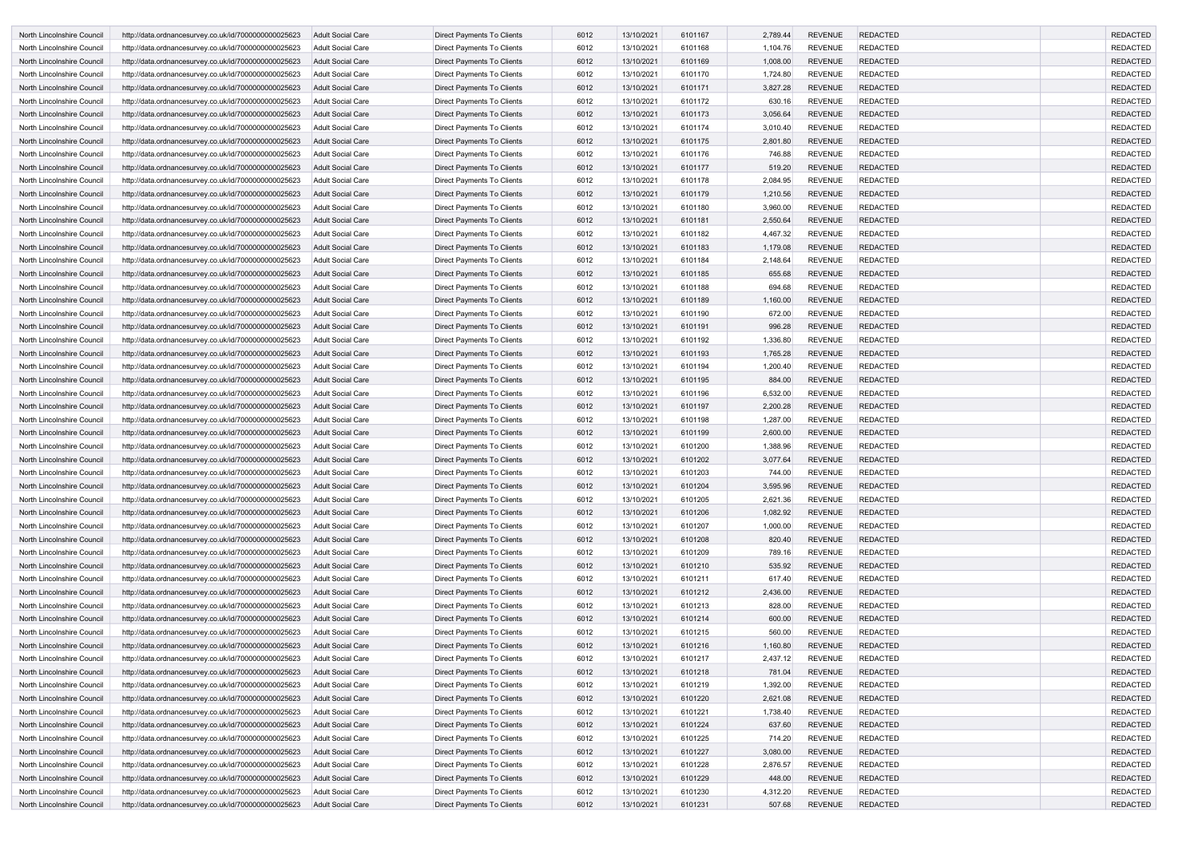| North Lincolnshire Council | http://data.ordnancesurvey.co.uk/id/7000000000025623 | Adult Social Care | Direct Payments To Clients | 6012 | 13/10/2021 | 6101167 | 2,789.44 | REVENUE | REDACTED | | REDACTED |
|---|---|---|---|---|---|---|---|---|---|---|---|
| North Lincolnshire Council | http://data.ordnancesurvey.co.uk/id/7000000000025623 | Adult Social Care | Direct Payments To Clients | 6012 | 13/10/2021 | 6101168 | 1,104.76 | REVENUE | REDACTED | | REDACTED |
| North Lincolnshire Council | http://data.ordnancesurvey.co.uk/id/7000000000025623 | Adult Social Care | Direct Payments To Clients | 6012 | 13/10/2021 | 6101169 | 1,008.00 | REVENUE | REDACTED | | REDACTED |
| North Lincolnshire Council | http://data.ordnancesurvey.co.uk/id/7000000000025623 | Adult Social Care | Direct Payments To Clients | 6012 | 13/10/2021 | 6101170 | 1,724.80 | REVENUE | REDACTED | | REDACTED |
| North Lincolnshire Council | http://data.ordnancesurvey.co.uk/id/7000000000025623 | Adult Social Care | Direct Payments To Clients | 6012 | 13/10/2021 | 6101171 | 3,827.28 | REVENUE | REDACTED | | REDACTED |
| North Lincolnshire Council | http://data.ordnancesurvey.co.uk/id/7000000000025623 | Adult Social Care | Direct Payments To Clients | 6012 | 13/10/2021 | 6101172 | 630.16 | REVENUE | REDACTED | | REDACTED |
| North Lincolnshire Council | http://data.ordnancesurvey.co.uk/id/7000000000025623 | Adult Social Care | Direct Payments To Clients | 6012 | 13/10/2021 | 6101173 | 3,056.64 | REVENUE | REDACTED | | REDACTED |
| North Lincolnshire Council | http://data.ordnancesurvey.co.uk/id/7000000000025623 | Adult Social Care | Direct Payments To Clients | 6012 | 13/10/2021 | 6101174 | 3,010.40 | REVENUE | REDACTED | | REDACTED |
| North Lincolnshire Council | http://data.ordnancesurvey.co.uk/id/7000000000025623 | Adult Social Care | Direct Payments To Clients | 6012 | 13/10/2021 | 6101175 | 2,801.80 | REVENUE | REDACTED | | REDACTED |
| North Lincolnshire Council | http://data.ordnancesurvey.co.uk/id/7000000000025623 | Adult Social Care | Direct Payments To Clients | 6012 | 13/10/2021 | 6101176 | 746.88 | REVENUE | REDACTED | | REDACTED |
| North Lincolnshire Council | http://data.ordnancesurvey.co.uk/id/7000000000025623 | Adult Social Care | Direct Payments To Clients | 6012 | 13/10/2021 | 6101177 | 519.20 | REVENUE | REDACTED | | REDACTED |
| North Lincolnshire Council | http://data.ordnancesurvey.co.uk/id/7000000000025623 | Adult Social Care | Direct Payments To Clients | 6012 | 13/10/2021 | 6101178 | 2,084.95 | REVENUE | REDACTED | | REDACTED |
| North Lincolnshire Council | http://data.ordnancesurvey.co.uk/id/7000000000025623 | Adult Social Care | Direct Payments To Clients | 6012 | 13/10/2021 | 6101179 | 1,210.56 | REVENUE | REDACTED | | REDACTED |
| North Lincolnshire Council | http://data.ordnancesurvey.co.uk/id/7000000000025623 | Adult Social Care | Direct Payments To Clients | 6012 | 13/10/2021 | 6101180 | 3,960.00 | REVENUE | REDACTED | | REDACTED |
| North Lincolnshire Council | http://data.ordnancesurvey.co.uk/id/7000000000025623 | Adult Social Care | Direct Payments To Clients | 6012 | 13/10/2021 | 6101181 | 2,550.64 | REVENUE | REDACTED | | REDACTED |
| North Lincolnshire Council | http://data.ordnancesurvey.co.uk/id/7000000000025623 | Adult Social Care | Direct Payments To Clients | 6012 | 13/10/2021 | 6101182 | 4,467.32 | REVENUE | REDACTED | | REDACTED |
| North Lincolnshire Council | http://data.ordnancesurvey.co.uk/id/7000000000025623 | Adult Social Care | Direct Payments To Clients | 6012 | 13/10/2021 | 6101183 | 1,179.08 | REVENUE | REDACTED | | REDACTED |
| North Lincolnshire Council | http://data.ordnancesurvey.co.uk/id/7000000000025623 | Adult Social Care | Direct Payments To Clients | 6012 | 13/10/2021 | 6101184 | 2,148.64 | REVENUE | REDACTED | | REDACTED |
| North Lincolnshire Council | http://data.ordnancesurvey.co.uk/id/7000000000025623 | Adult Social Care | Direct Payments To Clients | 6012 | 13/10/2021 | 6101185 | 655.68 | REVENUE | REDACTED | | REDACTED |
| North Lincolnshire Council | http://data.ordnancesurvey.co.uk/id/7000000000025623 | Adult Social Care | Direct Payments To Clients | 6012 | 13/10/2021 | 6101188 | 694.68 | REVENUE | REDACTED | | REDACTED |
| North Lincolnshire Council | http://data.ordnancesurvey.co.uk/id/7000000000025623 | Adult Social Care | Direct Payments To Clients | 6012 | 13/10/2021 | 6101189 | 1,160.00 | REVENUE | REDACTED | | REDACTED |
| North Lincolnshire Council | http://data.ordnancesurvey.co.uk/id/7000000000025623 | Adult Social Care | Direct Payments To Clients | 6012 | 13/10/2021 | 6101190 | 672.00 | REVENUE | REDACTED | | REDACTED |
| North Lincolnshire Council | http://data.ordnancesurvey.co.uk/id/7000000000025623 | Adult Social Care | Direct Payments To Clients | 6012 | 13/10/2021 | 6101191 | 996.28 | REVENUE | REDACTED | | REDACTED |
| North Lincolnshire Council | http://data.ordnancesurvey.co.uk/id/7000000000025623 | Adult Social Care | Direct Payments To Clients | 6012 | 13/10/2021 | 6101192 | 1,336.80 | REVENUE | REDACTED | | REDACTED |
| North Lincolnshire Council | http://data.ordnancesurvey.co.uk/id/7000000000025623 | Adult Social Care | Direct Payments To Clients | 6012 | 13/10/2021 | 6101193 | 1,765.28 | REVENUE | REDACTED | | REDACTED |
| North Lincolnshire Council | http://data.ordnancesurvey.co.uk/id/7000000000025623 | Adult Social Care | Direct Payments To Clients | 6012 | 13/10/2021 | 6101194 | 1,200.40 | REVENUE | REDACTED | | REDACTED |
| North Lincolnshire Council | http://data.ordnancesurvey.co.uk/id/7000000000025623 | Adult Social Care | Direct Payments To Clients | 6012 | 13/10/2021 | 6101195 | 884.00 | REVENUE | REDACTED | | REDACTED |
| North Lincolnshire Council | http://data.ordnancesurvey.co.uk/id/7000000000025623 | Adult Social Care | Direct Payments To Clients | 6012 | 13/10/2021 | 6101196 | 6,532.00 | REVENUE | REDACTED | | REDACTED |
| North Lincolnshire Council | http://data.ordnancesurvey.co.uk/id/7000000000025623 | Adult Social Care | Direct Payments To Clients | 6012 | 13/10/2021 | 6101197 | 2,200.28 | REVENUE | REDACTED | | REDACTED |
| North Lincolnshire Council | http://data.ordnancesurvey.co.uk/id/7000000000025623 | Adult Social Care | Direct Payments To Clients | 6012 | 13/10/2021 | 6101198 | 1,287.00 | REVENUE | REDACTED | | REDACTED |
| North Lincolnshire Council | http://data.ordnancesurvey.co.uk/id/7000000000025623 | Adult Social Care | Direct Payments To Clients | 6012 | 13/10/2021 | 6101199 | 2,600.00 | REVENUE | REDACTED | | REDACTED |
| North Lincolnshire Council | http://data.ordnancesurvey.co.uk/id/7000000000025623 | Adult Social Care | Direct Payments To Clients | 6012 | 13/10/2021 | 6101200 | 1,388.96 | REVENUE | REDACTED | | REDACTED |
| North Lincolnshire Council | http://data.ordnancesurvey.co.uk/id/7000000000025623 | Adult Social Care | Direct Payments To Clients | 6012 | 13/10/2021 | 6101202 | 3,077.64 | REVENUE | REDACTED | | REDACTED |
| North Lincolnshire Council | http://data.ordnancesurvey.co.uk/id/7000000000025623 | Adult Social Care | Direct Payments To Clients | 6012 | 13/10/2021 | 6101203 | 744.00 | REVENUE | REDACTED | | REDACTED |
| North Lincolnshire Council | http://data.ordnancesurvey.co.uk/id/7000000000025623 | Adult Social Care | Direct Payments To Clients | 6012 | 13/10/2021 | 6101204 | 3,595.96 | REVENUE | REDACTED | | REDACTED |
| North Lincolnshire Council | http://data.ordnancesurvey.co.uk/id/7000000000025623 | Adult Social Care | Direct Payments To Clients | 6012 | 13/10/2021 | 6101205 | 2,621.36 | REVENUE | REDACTED | | REDACTED |
| North Lincolnshire Council | http://data.ordnancesurvey.co.uk/id/7000000000025623 | Adult Social Care | Direct Payments To Clients | 6012 | 13/10/2021 | 6101206 | 1,082.92 | REVENUE | REDACTED | | REDACTED |
| North Lincolnshire Council | http://data.ordnancesurvey.co.uk/id/7000000000025623 | Adult Social Care | Direct Payments To Clients | 6012 | 13/10/2021 | 6101207 | 1,000.00 | REVENUE | REDACTED | | REDACTED |
| North Lincolnshire Council | http://data.ordnancesurvey.co.uk/id/7000000000025623 | Adult Social Care | Direct Payments To Clients | 6012 | 13/10/2021 | 6101208 | 820.40 | REVENUE | REDACTED | | REDACTED |
| North Lincolnshire Council | http://data.ordnancesurvey.co.uk/id/7000000000025623 | Adult Social Care | Direct Payments To Clients | 6012 | 13/10/2021 | 6101209 | 789.16 | REVENUE | REDACTED | | REDACTED |
| North Lincolnshire Council | http://data.ordnancesurvey.co.uk/id/7000000000025623 | Adult Social Care | Direct Payments To Clients | 6012 | 13/10/2021 | 6101210 | 535.92 | REVENUE | REDACTED | | REDACTED |
| North Lincolnshire Council | http://data.ordnancesurvey.co.uk/id/7000000000025623 | Adult Social Care | Direct Payments To Clients | 6012 | 13/10/2021 | 6101211 | 617.40 | REVENUE | REDACTED | | REDACTED |
| North Lincolnshire Council | http://data.ordnancesurvey.co.uk/id/7000000000025623 | Adult Social Care | Direct Payments To Clients | 6012 | 13/10/2021 | 6101212 | 2,436.00 | REVENUE | REDACTED | | REDACTED |
| North Lincolnshire Council | http://data.ordnancesurvey.co.uk/id/7000000000025623 | Adult Social Care | Direct Payments To Clients | 6012 | 13/10/2021 | 6101213 | 828.00 | REVENUE | REDACTED | | REDACTED |
| North Lincolnshire Council | http://data.ordnancesurvey.co.uk/id/7000000000025623 | Adult Social Care | Direct Payments To Clients | 6012 | 13/10/2021 | 6101214 | 600.00 | REVENUE | REDACTED | | REDACTED |
| North Lincolnshire Council | http://data.ordnancesurvey.co.uk/id/7000000000025623 | Adult Social Care | Direct Payments To Clients | 6012 | 13/10/2021 | 6101215 | 560.00 | REVENUE | REDACTED | | REDACTED |
| North Lincolnshire Council | http://data.ordnancesurvey.co.uk/id/7000000000025623 | Adult Social Care | Direct Payments To Clients | 6012 | 13/10/2021 | 6101216 | 1,160.80 | REVENUE | REDACTED | | REDACTED |
| North Lincolnshire Council | http://data.ordnancesurvey.co.uk/id/7000000000025623 | Adult Social Care | Direct Payments To Clients | 6012 | 13/10/2021 | 6101217 | 2,437.12 | REVENUE | REDACTED | | REDACTED |
| North Lincolnshire Council | http://data.ordnancesurvey.co.uk/id/7000000000025623 | Adult Social Care | Direct Payments To Clients | 6012 | 13/10/2021 | 6101218 | 781.04 | REVENUE | REDACTED | | REDACTED |
| North Lincolnshire Council | http://data.ordnancesurvey.co.uk/id/7000000000025623 | Adult Social Care | Direct Payments To Clients | 6012 | 13/10/2021 | 6101219 | 1,392.00 | REVENUE | REDACTED | | REDACTED |
| North Lincolnshire Council | http://data.ordnancesurvey.co.uk/id/7000000000025623 | Adult Social Care | Direct Payments To Clients | 6012 | 13/10/2021 | 6101220 | 2,621.08 | REVENUE | REDACTED | | REDACTED |
| North Lincolnshire Council | http://data.ordnancesurvey.co.uk/id/7000000000025623 | Adult Social Care | Direct Payments To Clients | 6012 | 13/10/2021 | 6101221 | 1,738.40 | REVENUE | REDACTED | | REDACTED |
| North Lincolnshire Council | http://data.ordnancesurvey.co.uk/id/7000000000025623 | Adult Social Care | Direct Payments To Clients | 6012 | 13/10/2021 | 6101224 | 637.60 | REVENUE | REDACTED | | REDACTED |
| North Lincolnshire Council | http://data.ordnancesurvey.co.uk/id/7000000000025623 | Adult Social Care | Direct Payments To Clients | 6012 | 13/10/2021 | 6101225 | 714.20 | REVENUE | REDACTED | | REDACTED |
| North Lincolnshire Council | http://data.ordnancesurvey.co.uk/id/7000000000025623 | Adult Social Care | Direct Payments To Clients | 6012 | 13/10/2021 | 6101227 | 3,080.00 | REVENUE | REDACTED | | REDACTED |
| North Lincolnshire Council | http://data.ordnancesurvey.co.uk/id/7000000000025623 | Adult Social Care | Direct Payments To Clients | 6012 | 13/10/2021 | 6101228 | 2,876.57 | REVENUE | REDACTED | | REDACTED |
| North Lincolnshire Council | http://data.ordnancesurvey.co.uk/id/7000000000025623 | Adult Social Care | Direct Payments To Clients | 6012 | 13/10/2021 | 6101229 | 448.00 | REVENUE | REDACTED | | REDACTED |
| North Lincolnshire Council | http://data.ordnancesurvey.co.uk/id/7000000000025623 | Adult Social Care | Direct Payments To Clients | 6012 | 13/10/2021 | 6101230 | 4,312.20 | REVENUE | REDACTED | | REDACTED |
| North Lincolnshire Council | http://data.ordnancesurvey.co.uk/id/7000000000025623 | Adult Social Care | Direct Payments To Clients | 6012 | 13/10/2021 | 6101231 | 507.68 | REVENUE | REDACTED | | REDACTED |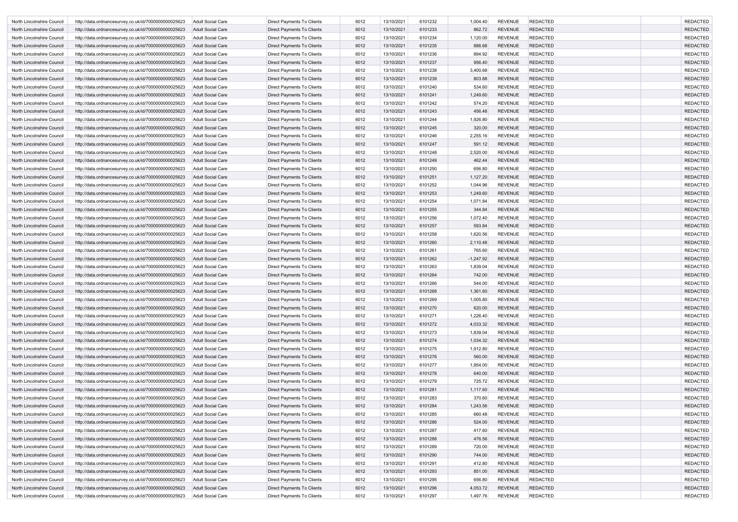| | | | | | | | | | | | |
|---|---|---|---|---|---|---|---|---|---|---|---|
| North Lincolnshire Council | http://data.ordnancesurvey.co.uk/id/7000000000025623 | Adult Social Care | Direct Payments To Clients | 6012 | 13/10/2021 | 6101232 | 1,004.40 | REVENUE | REDACTED | | REDACTED |
| North Lincolnshire Council | http://data.ordnancesurvey.co.uk/id/7000000000025623 | Adult Social Care | Direct Payments To Clients | 6012 | 13/10/2021 | 6101233 | 862.72 | REVENUE | REDACTED | | REDACTED |
| North Lincolnshire Council | http://data.ordnancesurvey.co.uk/id/7000000000025623 | Adult Social Care | Direct Payments To Clients | 6012 | 13/10/2021 | 6101234 | 1,120.00 | REVENUE | REDACTED | | REDACTED |
| North Lincolnshire Council | http://data.ordnancesurvey.co.uk/id/7000000000025623 | Adult Social Care | Direct Payments To Clients | 6012 | 13/10/2021 | 6101235 | 886.68 | REVENUE | REDACTED | | REDACTED |
| North Lincolnshire Council | http://data.ordnancesurvey.co.uk/id/7000000000025623 | Adult Social Care | Direct Payments To Clients | 6012 | 13/10/2021 | 6101236 | 894.92 | REVENUE | REDACTED | | REDACTED |
| North Lincolnshire Council | http://data.ordnancesurvey.co.uk/id/7000000000025623 | Adult Social Care | Direct Payments To Clients | 6012 | 13/10/2021 | 6101237 | 956.40 | REVENUE | REDACTED | | REDACTED |
| North Lincolnshire Council | http://data.ordnancesurvey.co.uk/id/7000000000025623 | Adult Social Care | Direct Payments To Clients | 6012 | 13/10/2021 | 6101238 | 3,400.68 | REVENUE | REDACTED | | REDACTED |
| North Lincolnshire Council | http://data.ordnancesurvey.co.uk/id/7000000000025623 | Adult Social Care | Direct Payments To Clients | 6012 | 13/10/2021 | 6101239 | 803.88 | REVENUE | REDACTED | | REDACTED |
| North Lincolnshire Council | http://data.ordnancesurvey.co.uk/id/7000000000025623 | Adult Social Care | Direct Payments To Clients | 6012 | 13/10/2021 | 6101240 | 534.60 | REVENUE | REDACTED | | REDACTED |
| North Lincolnshire Council | http://data.ordnancesurvey.co.uk/id/7000000000025623 | Adult Social Care | Direct Payments To Clients | 6012 | 13/10/2021 | 6101241 | 1,249.60 | REVENUE | REDACTED | | REDACTED |
| North Lincolnshire Council | http://data.ordnancesurvey.co.uk/id/7000000000025623 | Adult Social Care | Direct Payments To Clients | 6012 | 13/10/2021 | 6101242 | 574.20 | REVENUE | REDACTED | | REDACTED |
| North Lincolnshire Council | http://data.ordnancesurvey.co.uk/id/7000000000025623 | Adult Social Care | Direct Payments To Clients | 6012 | 13/10/2021 | 6101243 | 456.48 | REVENUE | REDACTED | | REDACTED |
| North Lincolnshire Council | http://data.ordnancesurvey.co.uk/id/7000000000025623 | Adult Social Care | Direct Payments To Clients | 6012 | 13/10/2021 | 6101244 | 1,926.80 | REVENUE | REDACTED | | REDACTED |
| North Lincolnshire Council | http://data.ordnancesurvey.co.uk/id/7000000000025623 | Adult Social Care | Direct Payments To Clients | 6012 | 13/10/2021 | 6101245 | 320.00 | REVENUE | REDACTED | | REDACTED |
| North Lincolnshire Council | http://data.ordnancesurvey.co.uk/id/7000000000025623 | Adult Social Care | Direct Payments To Clients | 6012 | 13/10/2021 | 6101246 | 2,255.16 | REVENUE | REDACTED | | REDACTED |
| North Lincolnshire Council | http://data.ordnancesurvey.co.uk/id/7000000000025623 | Adult Social Care | Direct Payments To Clients | 6012 | 13/10/2021 | 6101247 | 591.12 | REVENUE | REDACTED | | REDACTED |
| North Lincolnshire Council | http://data.ordnancesurvey.co.uk/id/7000000000025623 | Adult Social Care | Direct Payments To Clients | 6012 | 13/10/2021 | 6101248 | 2,520.00 | REVENUE | REDACTED | | REDACTED |
| North Lincolnshire Council | http://data.ordnancesurvey.co.uk/id/7000000000025623 | Adult Social Care | Direct Payments To Clients | 6012 | 13/10/2021 | 6101249 | 462.44 | REVENUE | REDACTED | | REDACTED |
| North Lincolnshire Council | http://data.ordnancesurvey.co.uk/id/7000000000025623 | Adult Social Care | Direct Payments To Clients | 6012 | 13/10/2021 | 6101250 | 656.80 | REVENUE | REDACTED | | REDACTED |
| North Lincolnshire Council | http://data.ordnancesurvey.co.uk/id/7000000000025623 | Adult Social Care | Direct Payments To Clients | 6012 | 13/10/2021 | 6101251 | 1,127.20 | REVENUE | REDACTED | | REDACTED |
| North Lincolnshire Council | http://data.ordnancesurvey.co.uk/id/7000000000025623 | Adult Social Care | Direct Payments To Clients | 6012 | 13/10/2021 | 6101252 | 1,044.96 | REVENUE | REDACTED | | REDACTED |
| North Lincolnshire Council | http://data.ordnancesurvey.co.uk/id/7000000000025623 | Adult Social Care | Direct Payments To Clients | 6012 | 13/10/2021 | 6101253 | 1,249.60 | REVENUE | REDACTED | | REDACTED |
| North Lincolnshire Council | http://data.ordnancesurvey.co.uk/id/7000000000025623 | Adult Social Care | Direct Payments To Clients | 6012 | 13/10/2021 | 6101254 | 1,071.84 | REVENUE | REDACTED | | REDACTED |
| North Lincolnshire Council | http://data.ordnancesurvey.co.uk/id/7000000000025623 | Adult Social Care | Direct Payments To Clients | 6012 | 13/10/2021 | 6101255 | 344.84 | REVENUE | REDACTED | | REDACTED |
| North Lincolnshire Council | http://data.ordnancesurvey.co.uk/id/7000000000025623 | Adult Social Care | Direct Payments To Clients | 6012 | 13/10/2021 | 6101256 | 1,072.40 | REVENUE | REDACTED | | REDACTED |
| North Lincolnshire Council | http://data.ordnancesurvey.co.uk/id/7000000000025623 | Adult Social Care | Direct Payments To Clients | 6012 | 13/10/2021 | 6101257 | 593.84 | REVENUE | REDACTED | | REDACTED |
| North Lincolnshire Council | http://data.ordnancesurvey.co.uk/id/7000000000025623 | Adult Social Care | Direct Payments To Clients | 6012 | 13/10/2021 | 6101258 | 1,620.56 | REVENUE | REDACTED | | REDACTED |
| North Lincolnshire Council | http://data.ordnancesurvey.co.uk/id/7000000000025623 | Adult Social Care | Direct Payments To Clients | 6012 | 13/10/2021 | 6101260 | 2,110.48 | REVENUE | REDACTED | | REDACTED |
| North Lincolnshire Council | http://data.ordnancesurvey.co.uk/id/7000000000025623 | Adult Social Care | Direct Payments To Clients | 6012 | 13/10/2021 | 6101261 | 765.60 | REVENUE | REDACTED | | REDACTED |
| North Lincolnshire Council | http://data.ordnancesurvey.co.uk/id/7000000000025623 | Adult Social Care | Direct Payments To Clients | 6012 | 13/10/2021 | 6101262 | -1,247.92 | REVENUE | REDACTED | | REDACTED |
| North Lincolnshire Council | http://data.ordnancesurvey.co.uk/id/7000000000025623 | Adult Social Care | Direct Payments To Clients | 6012 | 13/10/2021 | 6101263 | 1,839.04 | REVENUE | REDACTED | | REDACTED |
| North Lincolnshire Council | http://data.ordnancesurvey.co.uk/id/7000000000025623 | Adult Social Care | Direct Payments To Clients | 6012 | 13/10/2021 | 6101264 | 742.00 | REVENUE | REDACTED | | REDACTED |
| North Lincolnshire Council | http://data.ordnancesurvey.co.uk/id/7000000000025623 | Adult Social Care | Direct Payments To Clients | 6012 | 13/10/2021 | 6101266 | 544.00 | REVENUE | REDACTED | | REDACTED |
| North Lincolnshire Council | http://data.ordnancesurvey.co.uk/id/7000000000025623 | Adult Social Care | Direct Payments To Clients | 6012 | 13/10/2021 | 6101268 | 1,361.60 | REVENUE | REDACTED | | REDACTED |
| North Lincolnshire Council | http://data.ordnancesurvey.co.uk/id/7000000000025623 | Adult Social Care | Direct Payments To Clients | 6012 | 13/10/2021 | 6101269 | 1,005.80 | REVENUE | REDACTED | | REDACTED |
| North Lincolnshire Council | http://data.ordnancesurvey.co.uk/id/7000000000025623 | Adult Social Care | Direct Payments To Clients | 6012 | 13/10/2021 | 6101270 | 620.00 | REVENUE | REDACTED | | REDACTED |
| North Lincolnshire Council | http://data.ordnancesurvey.co.uk/id/7000000000025623 | Adult Social Care | Direct Payments To Clients | 6012 | 13/10/2021 | 6101271 | 1,226.40 | REVENUE | REDACTED | | REDACTED |
| North Lincolnshire Council | http://data.ordnancesurvey.co.uk/id/7000000000025623 | Adult Social Care | Direct Payments To Clients | 6012 | 13/10/2021 | 6101272 | 4,033.32 | REVENUE | REDACTED | | REDACTED |
| North Lincolnshire Council | http://data.ordnancesurvey.co.uk/id/7000000000025623 | Adult Social Care | Direct Payments To Clients | 6012 | 13/10/2021 | 6101273 | 1,839.04 | REVENUE | REDACTED | | REDACTED |
| North Lincolnshire Council | http://data.ordnancesurvey.co.uk/id/7000000000025623 | Adult Social Care | Direct Payments To Clients | 6012 | 13/10/2021 | 6101274 | 1,034.32 | REVENUE | REDACTED | | REDACTED |
| North Lincolnshire Council | http://data.ordnancesurvey.co.uk/id/7000000000025623 | Adult Social Care | Direct Payments To Clients | 6012 | 13/10/2021 | 6101275 | 1,912.80 | REVENUE | REDACTED | | REDACTED |
| North Lincolnshire Council | http://data.ordnancesurvey.co.uk/id/7000000000025623 | Adult Social Care | Direct Payments To Clients | 6012 | 13/10/2021 | 6101276 | 560.00 | REVENUE | REDACTED | | REDACTED |
| North Lincolnshire Council | http://data.ordnancesurvey.co.uk/id/7000000000025623 | Adult Social Care | Direct Payments To Clients | 6012 | 13/10/2021 | 6101277 | 1,954.00 | REVENUE | REDACTED | | REDACTED |
| North Lincolnshire Council | http://data.ordnancesurvey.co.uk/id/7000000000025623 | Adult Social Care | Direct Payments To Clients | 6012 | 13/10/2021 | 6101278 | 640.00 | REVENUE | REDACTED | | REDACTED |
| North Lincolnshire Council | http://data.ordnancesurvey.co.uk/id/7000000000025623 | Adult Social Care | Direct Payments To Clients | 6012 | 13/10/2021 | 6101279 | 725.72 | REVENUE | REDACTED | | REDACTED |
| North Lincolnshire Council | http://data.ordnancesurvey.co.uk/id/7000000000025623 | Adult Social Care | Direct Payments To Clients | 6012 | 13/10/2021 | 6101281 | 1,117.60 | REVENUE | REDACTED | | REDACTED |
| North Lincolnshire Council | http://data.ordnancesurvey.co.uk/id/7000000000025623 | Adult Social Care | Direct Payments To Clients | 6012 | 13/10/2021 | 6101283 | 370.60 | REVENUE | REDACTED | | REDACTED |
| North Lincolnshire Council | http://data.ordnancesurvey.co.uk/id/7000000000025623 | Adult Social Care | Direct Payments To Clients | 6012 | 13/10/2021 | 6101284 | 1,243.56 | REVENUE | REDACTED | | REDACTED |
| North Lincolnshire Council | http://data.ordnancesurvey.co.uk/id/7000000000025623 | Adult Social Care | Direct Payments To Clients | 6012 | 13/10/2021 | 6101285 | 660.48 | REVENUE | REDACTED | | REDACTED |
| North Lincolnshire Council | http://data.ordnancesurvey.co.uk/id/7000000000025623 | Adult Social Care | Direct Payments To Clients | 6012 | 13/10/2021 | 6101286 | 524.00 | REVENUE | REDACTED | | REDACTED |
| North Lincolnshire Council | http://data.ordnancesurvey.co.uk/id/7000000000025623 | Adult Social Care | Direct Payments To Clients | 6012 | 13/10/2021 | 6101287 | 417.60 | REVENUE | REDACTED | | REDACTED |
| North Lincolnshire Council | http://data.ordnancesurvey.co.uk/id/7000000000025623 | Adult Social Care | Direct Payments To Clients | 6012 | 13/10/2021 | 6101288 | 476.56 | REVENUE | REDACTED | | REDACTED |
| North Lincolnshire Council | http://data.ordnancesurvey.co.uk/id/7000000000025623 | Adult Social Care | Direct Payments To Clients | 6012 | 13/10/2021 | 6101289 | 720.00 | REVENUE | REDACTED | | REDACTED |
| North Lincolnshire Council | http://data.ordnancesurvey.co.uk/id/7000000000025623 | Adult Social Care | Direct Payments To Clients | 6012 | 13/10/2021 | 6101290 | 744.00 | REVENUE | REDACTED | | REDACTED |
| North Lincolnshire Council | http://data.ordnancesurvey.co.uk/id/7000000000025623 | Adult Social Care | Direct Payments To Clients | 6012 | 13/10/2021 | 6101291 | 412.80 | REVENUE | REDACTED | | REDACTED |
| North Lincolnshire Council | http://data.ordnancesurvey.co.uk/id/7000000000025623 | Adult Social Care | Direct Payments To Clients | 6012 | 13/10/2021 | 6101293 | 851.00 | REVENUE | REDACTED | | REDACTED |
| North Lincolnshire Council | http://data.ordnancesurvey.co.uk/id/7000000000025623 | Adult Social Care | Direct Payments To Clients | 6012 | 13/10/2021 | 6101295 | 656.80 | REVENUE | REDACTED | | REDACTED |
| North Lincolnshire Council | http://data.ordnancesurvey.co.uk/id/7000000000025623 | Adult Social Care | Direct Payments To Clients | 6012 | 13/10/2021 | 6101296 | 4,053.72 | REVENUE | REDACTED | | REDACTED |
| North Lincolnshire Council | http://data.ordnancesurvey.co.uk/id/7000000000025623 | Adult Social Care | Direct Payments To Clients | 6012 | 13/10/2021 | 6101297 | 1,497.76 | REVENUE | REDACTED | | REDACTED |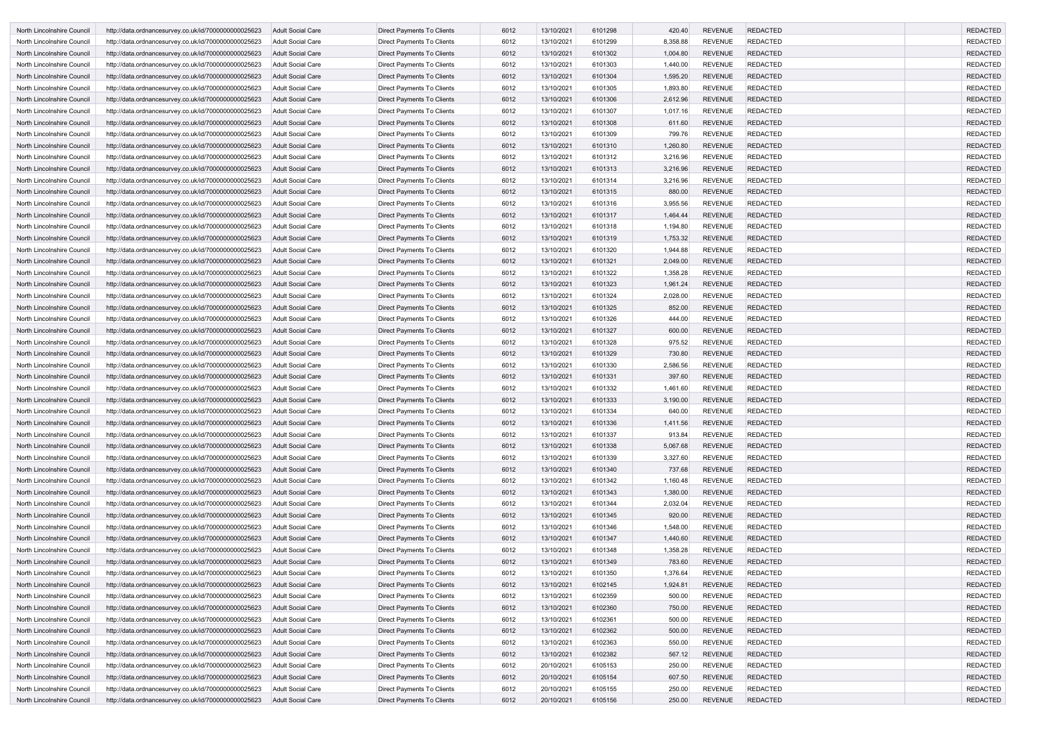| | | | | | | | | | | | |
|---|---|---|---|---|---|---|---|---|---|---|---|
| North Lincolnshire Council | http://data.ordnancesurvey.co.uk/id/7000000000025623 | Adult Social Care | Direct Payments To Clients | 6012 | 13/10/2021 | 6101298 | 420.40 | REVENUE | REDACTED | | REDACTED |
| North Lincolnshire Council | http://data.ordnancesurvey.co.uk/id/7000000000025623 | Adult Social Care | Direct Payments To Clients | 6012 | 13/10/2021 | 6101299 | 8,358.88 | REVENUE | REDACTED | | REDACTED |
| North Lincolnshire Council | http://data.ordnancesurvey.co.uk/id/7000000000025623 | Adult Social Care | Direct Payments To Clients | 6012 | 13/10/2021 | 6101302 | 1,004.80 | REVENUE | REDACTED | | REDACTED |
| North Lincolnshire Council | http://data.ordnancesurvey.co.uk/id/7000000000025623 | Adult Social Care | Direct Payments To Clients | 6012 | 13/10/2021 | 6101303 | 1,440.00 | REVENUE | REDACTED | | REDACTED |
| North Lincolnshire Council | http://data.ordnancesurvey.co.uk/id/7000000000025623 | Adult Social Care | Direct Payments To Clients | 6012 | 13/10/2021 | 6101304 | 1,595.20 | REVENUE | REDACTED | | REDACTED |
| North Lincolnshire Council | http://data.ordnancesurvey.co.uk/id/7000000000025623 | Adult Social Care | Direct Payments To Clients | 6012 | 13/10/2021 | 6101305 | 1,893.80 | REVENUE | REDACTED | | REDACTED |
| North Lincolnshire Council | http://data.ordnancesurvey.co.uk/id/7000000000025623 | Adult Social Care | Direct Payments To Clients | 6012 | 13/10/2021 | 6101306 | 2,612.96 | REVENUE | REDACTED | | REDACTED |
| North Lincolnshire Council | http://data.ordnancesurvey.co.uk/id/7000000000025623 | Adult Social Care | Direct Payments To Clients | 6012 | 13/10/2021 | 6101307 | 1,017.16 | REVENUE | REDACTED | | REDACTED |
| North Lincolnshire Council | http://data.ordnancesurvey.co.uk/id/7000000000025623 | Adult Social Care | Direct Payments To Clients | 6012 | 13/10/2021 | 6101308 | 611.60 | REVENUE | REDACTED | | REDACTED |
| North Lincolnshire Council | http://data.ordnancesurvey.co.uk/id/7000000000025623 | Adult Social Care | Direct Payments To Clients | 6012 | 13/10/2021 | 6101309 | 799.76 | REVENUE | REDACTED | | REDACTED |
| North Lincolnshire Council | http://data.ordnancesurvey.co.uk/id/7000000000025623 | Adult Social Care | Direct Payments To Clients | 6012 | 13/10/2021 | 6101310 | 1,260.80 | REVENUE | REDACTED | | REDACTED |
| North Lincolnshire Council | http://data.ordnancesurvey.co.uk/id/7000000000025623 | Adult Social Care | Direct Payments To Clients | 6012 | 13/10/2021 | 6101312 | 3,216.96 | REVENUE | REDACTED | | REDACTED |
| North Lincolnshire Council | http://data.ordnancesurvey.co.uk/id/7000000000025623 | Adult Social Care | Direct Payments To Clients | 6012 | 13/10/2021 | 6101313 | 3,216.96 | REVENUE | REDACTED | | REDACTED |
| North Lincolnshire Council | http://data.ordnancesurvey.co.uk/id/7000000000025623 | Adult Social Care | Direct Payments To Clients | 6012 | 13/10/2021 | 6101314 | 3,216.96 | REVENUE | REDACTED | | REDACTED |
| North Lincolnshire Council | http://data.ordnancesurvey.co.uk/id/7000000000025623 | Adult Social Care | Direct Payments To Clients | 6012 | 13/10/2021 | 6101315 | 880.00 | REVENUE | REDACTED | | REDACTED |
| North Lincolnshire Council | http://data.ordnancesurvey.co.uk/id/7000000000025623 | Adult Social Care | Direct Payments To Clients | 6012 | 13/10/2021 | 6101316 | 3,955.56 | REVENUE | REDACTED | | REDACTED |
| North Lincolnshire Council | http://data.ordnancesurvey.co.uk/id/7000000000025623 | Adult Social Care | Direct Payments To Clients | 6012 | 13/10/2021 | 6101317 | 1,464.44 | REVENUE | REDACTED | | REDACTED |
| North Lincolnshire Council | http://data.ordnancesurvey.co.uk/id/7000000000025623 | Adult Social Care | Direct Payments To Clients | 6012 | 13/10/2021 | 6101318 | 1,194.80 | REVENUE | REDACTED | | REDACTED |
| North Lincolnshire Council | http://data.ordnancesurvey.co.uk/id/7000000000025623 | Adult Social Care | Direct Payments To Clients | 6012 | 13/10/2021 | 6101319 | 1,753.32 | REVENUE | REDACTED | | REDACTED |
| North Lincolnshire Council | http://data.ordnancesurvey.co.uk/id/7000000000025623 | Adult Social Care | Direct Payments To Clients | 6012 | 13/10/2021 | 6101320 | 1,944.88 | REVENUE | REDACTED | | REDACTED |
| North Lincolnshire Council | http://data.ordnancesurvey.co.uk/id/7000000000025623 | Adult Social Care | Direct Payments To Clients | 6012 | 13/10/2021 | 6101321 | 2,049.00 | REVENUE | REDACTED | | REDACTED |
| North Lincolnshire Council | http://data.ordnancesurvey.co.uk/id/7000000000025623 | Adult Social Care | Direct Payments To Clients | 6012 | 13/10/2021 | 6101322 | 1,358.28 | REVENUE | REDACTED | | REDACTED |
| North Lincolnshire Council | http://data.ordnancesurvey.co.uk/id/7000000000025623 | Adult Social Care | Direct Payments To Clients | 6012 | 13/10/2021 | 6101323 | 1,961.24 | REVENUE | REDACTED | | REDACTED |
| North Lincolnshire Council | http://data.ordnancesurvey.co.uk/id/7000000000025623 | Adult Social Care | Direct Payments To Clients | 6012 | 13/10/2021 | 6101324 | 2,028.00 | REVENUE | REDACTED | | REDACTED |
| North Lincolnshire Council | http://data.ordnancesurvey.co.uk/id/7000000000025623 | Adult Social Care | Direct Payments To Clients | 6012 | 13/10/2021 | 6101325 | 852.00 | REVENUE | REDACTED | | REDACTED |
| North Lincolnshire Council | http://data.ordnancesurvey.co.uk/id/7000000000025623 | Adult Social Care | Direct Payments To Clients | 6012 | 13/10/2021 | 6101326 | 444.00 | REVENUE | REDACTED | | REDACTED |
| North Lincolnshire Council | http://data.ordnancesurvey.co.uk/id/7000000000025623 | Adult Social Care | Direct Payments To Clients | 6012 | 13/10/2021 | 6101327 | 600.00 | REVENUE | REDACTED | | REDACTED |
| North Lincolnshire Council | http://data.ordnancesurvey.co.uk/id/7000000000025623 | Adult Social Care | Direct Payments To Clients | 6012 | 13/10/2021 | 6101328 | 975.52 | REVENUE | REDACTED | | REDACTED |
| North Lincolnshire Council | http://data.ordnancesurvey.co.uk/id/7000000000025623 | Adult Social Care | Direct Payments To Clients | 6012 | 13/10/2021 | 6101329 | 730.80 | REVENUE | REDACTED | | REDACTED |
| North Lincolnshire Council | http://data.ordnancesurvey.co.uk/id/7000000000025623 | Adult Social Care | Direct Payments To Clients | 6012 | 13/10/2021 | 6101330 | 2,586.56 | REVENUE | REDACTED | | REDACTED |
| North Lincolnshire Council | http://data.ordnancesurvey.co.uk/id/7000000000025623 | Adult Social Care | Direct Payments To Clients | 6012 | 13/10/2021 | 6101331 | 397.60 | REVENUE | REDACTED | | REDACTED |
| North Lincolnshire Council | http://data.ordnancesurvey.co.uk/id/7000000000025623 | Adult Social Care | Direct Payments To Clients | 6012 | 13/10/2021 | 6101332 | 1,461.60 | REVENUE | REDACTED | | REDACTED |
| North Lincolnshire Council | http://data.ordnancesurvey.co.uk/id/7000000000025623 | Adult Social Care | Direct Payments To Clients | 6012 | 13/10/2021 | 6101333 | 3,190.00 | REVENUE | REDACTED | | REDACTED |
| North Lincolnshire Council | http://data.ordnancesurvey.co.uk/id/7000000000025623 | Adult Social Care | Direct Payments To Clients | 6012 | 13/10/2021 | 6101334 | 640.00 | REVENUE | REDACTED | | REDACTED |
| North Lincolnshire Council | http://data.ordnancesurvey.co.uk/id/7000000000025623 | Adult Social Care | Direct Payments To Clients | 6012 | 13/10/2021 | 6101336 | 1,411.56 | REVENUE | REDACTED | | REDACTED |
| North Lincolnshire Council | http://data.ordnancesurvey.co.uk/id/7000000000025623 | Adult Social Care | Direct Payments To Clients | 6012 | 13/10/2021 | 6101337 | 913.84 | REVENUE | REDACTED | | REDACTED |
| North Lincolnshire Council | http://data.ordnancesurvey.co.uk/id/7000000000025623 | Adult Social Care | Direct Payments To Clients | 6012 | 13/10/2021 | 6101338 | 5,067.68 | REVENUE | REDACTED | | REDACTED |
| North Lincolnshire Council | http://data.ordnancesurvey.co.uk/id/7000000000025623 | Adult Social Care | Direct Payments To Clients | 6012 | 13/10/2021 | 6101339 | 3,327.60 | REVENUE | REDACTED | | REDACTED |
| North Lincolnshire Council | http://data.ordnancesurvey.co.uk/id/7000000000025623 | Adult Social Care | Direct Payments To Clients | 6012 | 13/10/2021 | 6101340 | 737.68 | REVENUE | REDACTED | | REDACTED |
| North Lincolnshire Council | http://data.ordnancesurvey.co.uk/id/7000000000025623 | Adult Social Care | Direct Payments To Clients | 6012 | 13/10/2021 | 6101342 | 1,160.48 | REVENUE | REDACTED | | REDACTED |
| North Lincolnshire Council | http://data.ordnancesurvey.co.uk/id/7000000000025623 | Adult Social Care | Direct Payments To Clients | 6012 | 13/10/2021 | 6101343 | 1,380.00 | REVENUE | REDACTED | | REDACTED |
| North Lincolnshire Council | http://data.ordnancesurvey.co.uk/id/7000000000025623 | Adult Social Care | Direct Payments To Clients | 6012 | 13/10/2021 | 6101344 | 2,032.04 | REVENUE | REDACTED | | REDACTED |
| North Lincolnshire Council | http://data.ordnancesurvey.co.uk/id/7000000000025623 | Adult Social Care | Direct Payments To Clients | 6012 | 13/10/2021 | 6101345 | 920.00 | REVENUE | REDACTED | | REDACTED |
| North Lincolnshire Council | http://data.ordnancesurvey.co.uk/id/7000000000025623 | Adult Social Care | Direct Payments To Clients | 6012 | 13/10/2021 | 6101346 | 1,548.00 | REVENUE | REDACTED | | REDACTED |
| North Lincolnshire Council | http://data.ordnancesurvey.co.uk/id/7000000000025623 | Adult Social Care | Direct Payments To Clients | 6012 | 13/10/2021 | 6101347 | 1,440.60 | REVENUE | REDACTED | | REDACTED |
| North Lincolnshire Council | http://data.ordnancesurvey.co.uk/id/7000000000025623 | Adult Social Care | Direct Payments To Clients | 6012 | 13/10/2021 | 6101348 | 1,358.28 | REVENUE | REDACTED | | REDACTED |
| North Lincolnshire Council | http://data.ordnancesurvey.co.uk/id/7000000000025623 | Adult Social Care | Direct Payments To Clients | 6012 | 13/10/2021 | 6101349 | 783.60 | REVENUE | REDACTED | | REDACTED |
| North Lincolnshire Council | http://data.ordnancesurvey.co.uk/id/7000000000025623 | Adult Social Care | Direct Payments To Clients | 6012 | 13/10/2021 | 6101350 | 1,376.64 | REVENUE | REDACTED | | REDACTED |
| North Lincolnshire Council | http://data.ordnancesurvey.co.uk/id/7000000000025623 | Adult Social Care | Direct Payments To Clients | 6012 | 13/10/2021 | 6102145 | 1,924.81 | REVENUE | REDACTED | | REDACTED |
| North Lincolnshire Council | http://data.ordnancesurvey.co.uk/id/7000000000025623 | Adult Social Care | Direct Payments To Clients | 6012 | 13/10/2021 | 6102359 | 500.00 | REVENUE | REDACTED | | REDACTED |
| North Lincolnshire Council | http://data.ordnancesurvey.co.uk/id/7000000000025623 | Adult Social Care | Direct Payments To Clients | 6012 | 13/10/2021 | 6102360 | 750.00 | REVENUE | REDACTED | | REDACTED |
| North Lincolnshire Council | http://data.ordnancesurvey.co.uk/id/7000000000025623 | Adult Social Care | Direct Payments To Clients | 6012 | 13/10/2021 | 6102361 | 500.00 | REVENUE | REDACTED | | REDACTED |
| North Lincolnshire Council | http://data.ordnancesurvey.co.uk/id/7000000000025623 | Adult Social Care | Direct Payments To Clients | 6012 | 13/10/2021 | 6102362 | 500.00 | REVENUE | REDACTED | | REDACTED |
| North Lincolnshire Council | http://data.ordnancesurvey.co.uk/id/7000000000025623 | Adult Social Care | Direct Payments To Clients | 6012 | 13/10/2021 | 6102363 | 550.00 | REVENUE | REDACTED | | REDACTED |
| North Lincolnshire Council | http://data.ordnancesurvey.co.uk/id/7000000000025623 | Adult Social Care | Direct Payments To Clients | 6012 | 13/10/2021 | 6102382 | 567.12 | REVENUE | REDACTED | | REDACTED |
| North Lincolnshire Council | http://data.ordnancesurvey.co.uk/id/7000000000025623 | Adult Social Care | Direct Payments To Clients | 6012 | 20/10/2021 | 6105153 | 250.00 | REVENUE | REDACTED | | REDACTED |
| North Lincolnshire Council | http://data.ordnancesurvey.co.uk/id/7000000000025623 | Adult Social Care | Direct Payments To Clients | 6012 | 20/10/2021 | 6105154 | 607.50 | REVENUE | REDACTED | | REDACTED |
| North Lincolnshire Council | http://data.ordnancesurvey.co.uk/id/7000000000025623 | Adult Social Care | Direct Payments To Clients | 6012 | 20/10/2021 | 6105155 | 250.00 | REVENUE | REDACTED | | REDACTED |
| North Lincolnshire Council | http://data.ordnancesurvey.co.uk/id/7000000000025623 | Adult Social Care | Direct Payments To Clients | 6012 | 20/10/2021 | 6105156 | 250.00 | REVENUE | REDACTED | | REDACTED |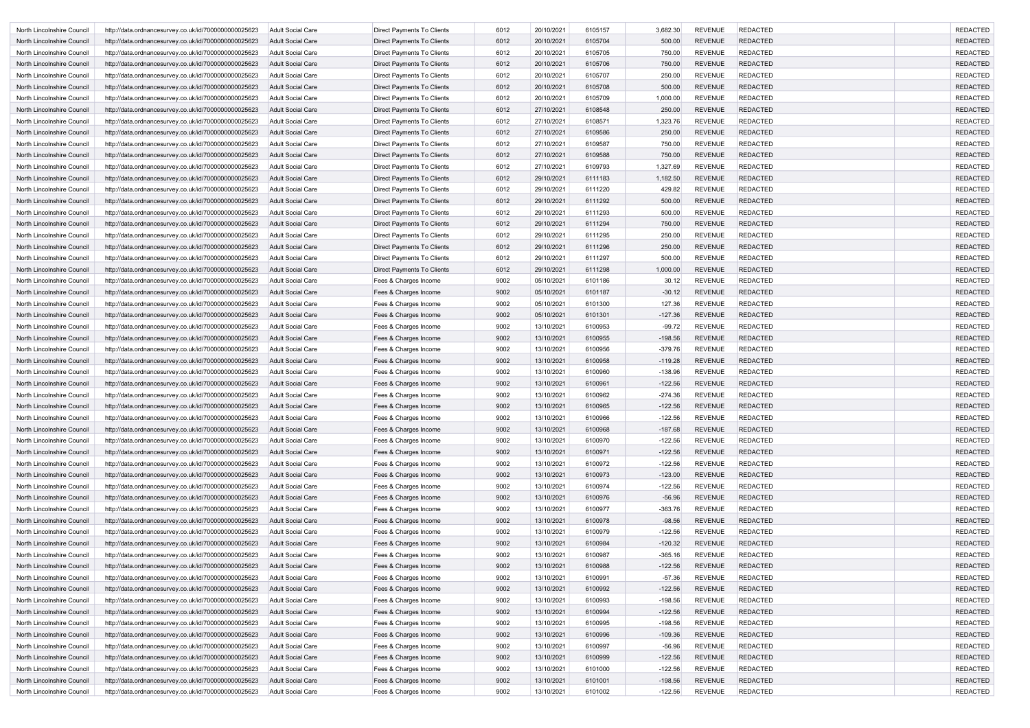| | | | | | | | | | | | |
|---|---|---|---|---|---|---|---|---|---|---|---|
| North Lincolnshire Council | http://data.ordnancesurvey.co.uk/id/7000000000025623 | Adult Social Care | Direct Payments To Clients | 6012 | 20/10/2021 | 6105157 | 3,682.30 | REVENUE | REDACTED | | REDACTED |
| North Lincolnshire Council | http://data.ordnancesurvey.co.uk/id/7000000000025623 | Adult Social Care | Direct Payments To Clients | 6012 | 20/10/2021 | 6105704 | 500.00 | REVENUE | REDACTED | | REDACTED |
| North Lincolnshire Council | http://data.ordnancesurvey.co.uk/id/7000000000025623 | Adult Social Care | Direct Payments To Clients | 6012 | 20/10/2021 | 6105705 | 750.00 | REVENUE | REDACTED | | REDACTED |
| North Lincolnshire Council | http://data.ordnancesurvey.co.uk/id/7000000000025623 | Adult Social Care | Direct Payments To Clients | 6012 | 20/10/2021 | 6105706 | 750.00 | REVENUE | REDACTED | | REDACTED |
| North Lincolnshire Council | http://data.ordnancesurvey.co.uk/id/7000000000025623 | Adult Social Care | Direct Payments To Clients | 6012 | 20/10/2021 | 6105707 | 250.00 | REVENUE | REDACTED | | REDACTED |
| North Lincolnshire Council | http://data.ordnancesurvey.co.uk/id/7000000000025623 | Adult Social Care | Direct Payments To Clients | 6012 | 20/10/2021 | 6105708 | 500.00 | REVENUE | REDACTED | | REDACTED |
| North Lincolnshire Council | http://data.ordnancesurvey.co.uk/id/7000000000025623 | Adult Social Care | Direct Payments To Clients | 6012 | 20/10/2021 | 6105709 | 1,000.00 | REVENUE | REDACTED | | REDACTED |
| North Lincolnshire Council | http://data.ordnancesurvey.co.uk/id/7000000000025623 | Adult Social Care | Direct Payments To Clients | 6012 | 27/10/2021 | 6108548 | 250.00 | REVENUE | REDACTED | | REDACTED |
| North Lincolnshire Council | http://data.ordnancesurvey.co.uk/id/7000000000025623 | Adult Social Care | Direct Payments To Clients | 6012 | 27/10/2021 | 6108571 | 1,323.76 | REVENUE | REDACTED | | REDACTED |
| North Lincolnshire Council | http://data.ordnancesurvey.co.uk/id/7000000000025623 | Adult Social Care | Direct Payments To Clients | 6012 | 27/10/2021 | 6109586 | 250.00 | REVENUE | REDACTED | | REDACTED |
| North Lincolnshire Council | http://data.ordnancesurvey.co.uk/id/7000000000025623 | Adult Social Care | Direct Payments To Clients | 6012 | 27/10/2021 | 6109587 | 750.00 | REVENUE | REDACTED | | REDACTED |
| North Lincolnshire Council | http://data.ordnancesurvey.co.uk/id/7000000000025623 | Adult Social Care | Direct Payments To Clients | 6012 | 27/10/2021 | 6109588 | 750.00 | REVENUE | REDACTED | | REDACTED |
| North Lincolnshire Council | http://data.ordnancesurvey.co.uk/id/7000000000025623 | Adult Social Care | Direct Payments To Clients | 6012 | 27/10/2021 | 6109793 | 1,327.69 | REVENUE | REDACTED | | REDACTED |
| North Lincolnshire Council | http://data.ordnancesurvey.co.uk/id/7000000000025623 | Adult Social Care | Direct Payments To Clients | 6012 | 29/10/2021 | 6111183 | 1,182.50 | REVENUE | REDACTED | | REDACTED |
| North Lincolnshire Council | http://data.ordnancesurvey.co.uk/id/7000000000025623 | Adult Social Care | Direct Payments To Clients | 6012 | 29/10/2021 | 6111220 | 429.82 | REVENUE | REDACTED | | REDACTED |
| North Lincolnshire Council | http://data.ordnancesurvey.co.uk/id/7000000000025623 | Adult Social Care | Direct Payments To Clients | 6012 | 29/10/2021 | 6111292 | 500.00 | REVENUE | REDACTED | | REDACTED |
| North Lincolnshire Council | http://data.ordnancesurvey.co.uk/id/7000000000025623 | Adult Social Care | Direct Payments To Clients | 6012 | 29/10/2021 | 6111293 | 500.00 | REVENUE | REDACTED | | REDACTED |
| North Lincolnshire Council | http://data.ordnancesurvey.co.uk/id/7000000000025623 | Adult Social Care | Direct Payments To Clients | 6012 | 29/10/2021 | 6111294 | 750.00 | REVENUE | REDACTED | | REDACTED |
| North Lincolnshire Council | http://data.ordnancesurvey.co.uk/id/7000000000025623 | Adult Social Care | Direct Payments To Clients | 6012 | 29/10/2021 | 6111295 | 250.00 | REVENUE | REDACTED | | REDACTED |
| North Lincolnshire Council | http://data.ordnancesurvey.co.uk/id/7000000000025623 | Adult Social Care | Direct Payments To Clients | 6012 | 29/10/2021 | 6111296 | 250.00 | REVENUE | REDACTED | | REDACTED |
| North Lincolnshire Council | http://data.ordnancesurvey.co.uk/id/7000000000025623 | Adult Social Care | Direct Payments To Clients | 6012 | 29/10/2021 | 6111297 | 500.00 | REVENUE | REDACTED | | REDACTED |
| North Lincolnshire Council | http://data.ordnancesurvey.co.uk/id/7000000000025623 | Adult Social Care | Direct Payments To Clients | 6012 | 29/10/2021 | 6111298 | 1,000.00 | REVENUE | REDACTED | | REDACTED |
| North Lincolnshire Council | http://data.ordnancesurvey.co.uk/id/7000000000025623 | Adult Social Care | Fees & Charges Income | 9002 | 05/10/2021 | 6101186 | 30.12 | REVENUE | REDACTED | | REDACTED |
| North Lincolnshire Council | http://data.ordnancesurvey.co.uk/id/7000000000025623 | Adult Social Care | Fees & Charges Income | 9002 | 05/10/2021 | 6101187 | -30.12 | REVENUE | REDACTED | | REDACTED |
| North Lincolnshire Council | http://data.ordnancesurvey.co.uk/id/7000000000025623 | Adult Social Care | Fees & Charges Income | 9002 | 05/10/2021 | 6101300 | 127.36 | REVENUE | REDACTED | | REDACTED |
| North Lincolnshire Council | http://data.ordnancesurvey.co.uk/id/7000000000025623 | Adult Social Care | Fees & Charges Income | 9002 | 05/10/2021 | 6101301 | -127.36 | REVENUE | REDACTED | | REDACTED |
| North Lincolnshire Council | http://data.ordnancesurvey.co.uk/id/7000000000025623 | Adult Social Care | Fees & Charges Income | 9002 | 13/10/2021 | 6100953 | -99.72 | REVENUE | REDACTED | | REDACTED |
| North Lincolnshire Council | http://data.ordnancesurvey.co.uk/id/7000000000025623 | Adult Social Care | Fees & Charges Income | 9002 | 13/10/2021 | 6100955 | -198.56 | REVENUE | REDACTED | | REDACTED |
| North Lincolnshire Council | http://data.ordnancesurvey.co.uk/id/7000000000025623 | Adult Social Care | Fees & Charges Income | 9002 | 13/10/2021 | 6100956 | -379.76 | REVENUE | REDACTED | | REDACTED |
| North Lincolnshire Council | http://data.ordnancesurvey.co.uk/id/7000000000025623 | Adult Social Care | Fees & Charges Income | 9002 | 13/10/2021 | 6100958 | -119.28 | REVENUE | REDACTED | | REDACTED |
| North Lincolnshire Council | http://data.ordnancesurvey.co.uk/id/7000000000025623 | Adult Social Care | Fees & Charges Income | 9002 | 13/10/2021 | 6100960 | -138.96 | REVENUE | REDACTED | | REDACTED |
| North Lincolnshire Council | http://data.ordnancesurvey.co.uk/id/7000000000025623 | Adult Social Care | Fees & Charges Income | 9002 | 13/10/2021 | 6100961 | -122.56 | REVENUE | REDACTED | | REDACTED |
| North Lincolnshire Council | http://data.ordnancesurvey.co.uk/id/7000000000025623 | Adult Social Care | Fees & Charges Income | 9002 | 13/10/2021 | 6100962 | -274.36 | REVENUE | REDACTED | | REDACTED |
| North Lincolnshire Council | http://data.ordnancesurvey.co.uk/id/7000000000025623 | Adult Social Care | Fees & Charges Income | 9002 | 13/10/2021 | 6100965 | -122.56 | REVENUE | REDACTED | | REDACTED |
| North Lincolnshire Council | http://data.ordnancesurvey.co.uk/id/7000000000025623 | Adult Social Care | Fees & Charges Income | 9002 | 13/10/2021 | 6100966 | -122.56 | REVENUE | REDACTED | | REDACTED |
| North Lincolnshire Council | http://data.ordnancesurvey.co.uk/id/7000000000025623 | Adult Social Care | Fees & Charges Income | 9002 | 13/10/2021 | 6100968 | -187.68 | REVENUE | REDACTED | | REDACTED |
| North Lincolnshire Council | http://data.ordnancesurvey.co.uk/id/7000000000025623 | Adult Social Care | Fees & Charges Income | 9002 | 13/10/2021 | 6100970 | -122.56 | REVENUE | REDACTED | | REDACTED |
| North Lincolnshire Council | http://data.ordnancesurvey.co.uk/id/7000000000025623 | Adult Social Care | Fees & Charges Income | 9002 | 13/10/2021 | 6100971 | -122.56 | REVENUE | REDACTED | | REDACTED |
| North Lincolnshire Council | http://data.ordnancesurvey.co.uk/id/7000000000025623 | Adult Social Care | Fees & Charges Income | 9002 | 13/10/2021 | 6100972 | -122.56 | REVENUE | REDACTED | | REDACTED |
| North Lincolnshire Council | http://data.ordnancesurvey.co.uk/id/7000000000025623 | Adult Social Care | Fees & Charges Income | 9002 | 13/10/2021 | 6100973 | -123.00 | REVENUE | REDACTED | | REDACTED |
| North Lincolnshire Council | http://data.ordnancesurvey.co.uk/id/7000000000025623 | Adult Social Care | Fees & Charges Income | 9002 | 13/10/2021 | 6100974 | -122.56 | REVENUE | REDACTED | | REDACTED |
| North Lincolnshire Council | http://data.ordnancesurvey.co.uk/id/7000000000025623 | Adult Social Care | Fees & Charges Income | 9002 | 13/10/2021 | 6100976 | -56.96 | REVENUE | REDACTED | | REDACTED |
| North Lincolnshire Council | http://data.ordnancesurvey.co.uk/id/7000000000025623 | Adult Social Care | Fees & Charges Income | 9002 | 13/10/2021 | 6100977 | -363.76 | REVENUE | REDACTED | | REDACTED |
| North Lincolnshire Council | http://data.ordnancesurvey.co.uk/id/7000000000025623 | Adult Social Care | Fees & Charges Income | 9002 | 13/10/2021 | 6100978 | -98.56 | REVENUE | REDACTED | | REDACTED |
| North Lincolnshire Council | http://data.ordnancesurvey.co.uk/id/7000000000025623 | Adult Social Care | Fees & Charges Income | 9002 | 13/10/2021 | 6100979 | -122.56 | REVENUE | REDACTED | | REDACTED |
| North Lincolnshire Council | http://data.ordnancesurvey.co.uk/id/7000000000025623 | Adult Social Care | Fees & Charges Income | 9002 | 13/10/2021 | 6100984 | -120.32 | REVENUE | REDACTED | | REDACTED |
| North Lincolnshire Council | http://data.ordnancesurvey.co.uk/id/7000000000025623 | Adult Social Care | Fees & Charges Income | 9002 | 13/10/2021 | 6100987 | -365.16 | REVENUE | REDACTED | | REDACTED |
| North Lincolnshire Council | http://data.ordnancesurvey.co.uk/id/7000000000025623 | Adult Social Care | Fees & Charges Income | 9002 | 13/10/2021 | 6100988 | -122.56 | REVENUE | REDACTED | | REDACTED |
| North Lincolnshire Council | http://data.ordnancesurvey.co.uk/id/7000000000025623 | Adult Social Care | Fees & Charges Income | 9002 | 13/10/2021 | 6100991 | -57.36 | REVENUE | REDACTED | | REDACTED |
| North Lincolnshire Council | http://data.ordnancesurvey.co.uk/id/7000000000025623 | Adult Social Care | Fees & Charges Income | 9002 | 13/10/2021 | 6100992 | -122.56 | REVENUE | REDACTED | | REDACTED |
| North Lincolnshire Council | http://data.ordnancesurvey.co.uk/id/7000000000025623 | Adult Social Care | Fees & Charges Income | 9002 | 13/10/2021 | 6100993 | -198.56 | REVENUE | REDACTED | | REDACTED |
| North Lincolnshire Council | http://data.ordnancesurvey.co.uk/id/7000000000025623 | Adult Social Care | Fees & Charges Income | 9002 | 13/10/2021 | 6100994 | -122.56 | REVENUE | REDACTED | | REDACTED |
| North Lincolnshire Council | http://data.ordnancesurvey.co.uk/id/7000000000025623 | Adult Social Care | Fees & Charges Income | 9002 | 13/10/2021 | 6100995 | -198.56 | REVENUE | REDACTED | | REDACTED |
| North Lincolnshire Council | http://data.ordnancesurvey.co.uk/id/7000000000025623 | Adult Social Care | Fees & Charges Income | 9002 | 13/10/2021 | 6100996 | -109.36 | REVENUE | REDACTED | | REDACTED |
| North Lincolnshire Council | http://data.ordnancesurvey.co.uk/id/7000000000025623 | Adult Social Care | Fees & Charges Income | 9002 | 13/10/2021 | 6100997 | -56.96 | REVENUE | REDACTED | | REDACTED |
| North Lincolnshire Council | http://data.ordnancesurvey.co.uk/id/7000000000025623 | Adult Social Care | Fees & Charges Income | 9002 | 13/10/2021 | 6100999 | -122.56 | REVENUE | REDACTED | | REDACTED |
| North Lincolnshire Council | http://data.ordnancesurvey.co.uk/id/7000000000025623 | Adult Social Care | Fees & Charges Income | 9002 | 13/10/2021 | 6101000 | -122.56 | REVENUE | REDACTED | | REDACTED |
| North Lincolnshire Council | http://data.ordnancesurvey.co.uk/id/7000000000025623 | Adult Social Care | Fees & Charges Income | 9002 | 13/10/2021 | 6101001 | -198.56 | REVENUE | REDACTED | | REDACTED |
| North Lincolnshire Council | http://data.ordnancesurvey.co.uk/id/7000000000025623 | Adult Social Care | Fees & Charges Income | 9002 | 13/10/2021 | 6101002 | -122.56 | REVENUE | REDACTED | | REDACTED |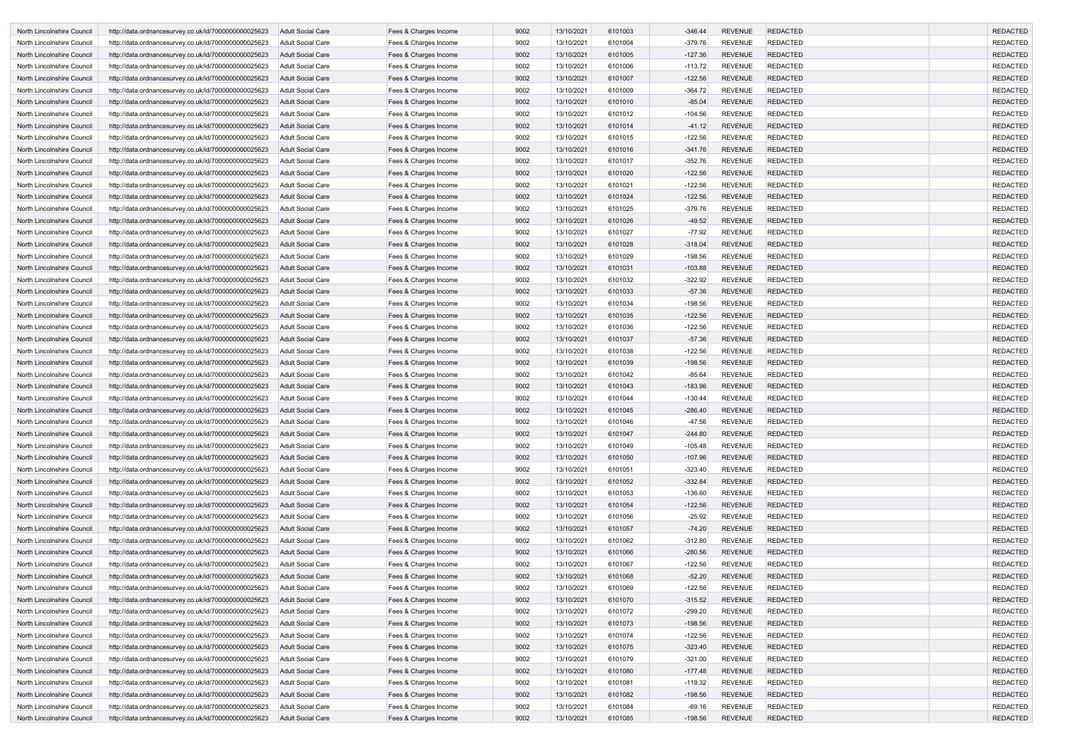| | | | | | | | | | | | |
|---|---|---|---|---|---|---|---|---|---|---|---|
| North Lincolnshire Council | http://data.ordnancesurvey.co.uk/id/7000000000025623 | Adult Social Care | Fees & Charges Income | 9002 | 13/10/2021 | 6101003 | -346.44 | REVENUE | REDACTED | | REDACTED |
| North Lincolnshire Council | http://data.ordnancesurvey.co.uk/id/7000000000025623 | Adult Social Care | Fees & Charges Income | 9002 | 13/10/2021 | 6101004 | -379.76 | REVENUE | REDACTED | | REDACTED |
| North Lincolnshire Council | http://data.ordnancesurvey.co.uk/id/7000000000025623 | Adult Social Care | Fees & Charges Income | 9002 | 13/10/2021 | 6101005 | -127.36 | REVENUE | REDACTED | | REDACTED |
| North Lincolnshire Council | http://data.ordnancesurvey.co.uk/id/7000000000025623 | Adult Social Care | Fees & Charges Income | 9002 | 13/10/2021 | 6101006 | -113.72 | REVENUE | REDACTED | | REDACTED |
| North Lincolnshire Council | http://data.ordnancesurvey.co.uk/id/7000000000025623 | Adult Social Care | Fees & Charges Income | 9002 | 13/10/2021 | 6101007 | -122.56 | REVENUE | REDACTED | | REDACTED |
| North Lincolnshire Council | http://data.ordnancesurvey.co.uk/id/7000000000025623 | Adult Social Care | Fees & Charges Income | 9002 | 13/10/2021 | 6101009 | -364.72 | REVENUE | REDACTED | | REDACTED |
| North Lincolnshire Council | http://data.ordnancesurvey.co.uk/id/7000000000025623 | Adult Social Care | Fees & Charges Income | 9002 | 13/10/2021 | 6101010 | -85.04 | REVENUE | REDACTED | | REDACTED |
| North Lincolnshire Council | http://data.ordnancesurvey.co.uk/id/7000000000025623 | Adult Social Care | Fees & Charges Income | 9002 | 13/10/2021 | 6101012 | -104.56 | REVENUE | REDACTED | | REDACTED |
| North Lincolnshire Council | http://data.ordnancesurvey.co.uk/id/7000000000025623 | Adult Social Care | Fees & Charges Income | 9002 | 13/10/2021 | 6101014 | -41.12 | REVENUE | REDACTED | | REDACTED |
| North Lincolnshire Council | http://data.ordnancesurvey.co.uk/id/7000000000025623 | Adult Social Care | Fees & Charges Income | 9002 | 13/10/2021 | 6101015 | -122.56 | REVENUE | REDACTED | | REDACTED |
| North Lincolnshire Council | http://data.ordnancesurvey.co.uk/id/7000000000025623 | Adult Social Care | Fees & Charges Income | 9002 | 13/10/2021 | 6101016 | -341.76 | REVENUE | REDACTED | | REDACTED |
| North Lincolnshire Council | http://data.ordnancesurvey.co.uk/id/7000000000025623 | Adult Social Care | Fees & Charges Income | 9002 | 13/10/2021 | 6101017 | -352.76 | REVENUE | REDACTED | | REDACTED |
| North Lincolnshire Council | http://data.ordnancesurvey.co.uk/id/7000000000025623 | Adult Social Care | Fees & Charges Income | 9002 | 13/10/2021 | 6101020 | -122.56 | REVENUE | REDACTED | | REDACTED |
| North Lincolnshire Council | http://data.ordnancesurvey.co.uk/id/7000000000025623 | Adult Social Care | Fees & Charges Income | 9002 | 13/10/2021 | 6101021 | -122.56 | REVENUE | REDACTED | | REDACTED |
| North Lincolnshire Council | http://data.ordnancesurvey.co.uk/id/7000000000025623 | Adult Social Care | Fees & Charges Income | 9002 | 13/10/2021 | 6101024 | -122.56 | REVENUE | REDACTED | | REDACTED |
| North Lincolnshire Council | http://data.ordnancesurvey.co.uk/id/7000000000025623 | Adult Social Care | Fees & Charges Income | 9002 | 13/10/2021 | 6101025 | -379.76 | REVENUE | REDACTED | | REDACTED |
| North Lincolnshire Council | http://data.ordnancesurvey.co.uk/id/7000000000025623 | Adult Social Care | Fees & Charges Income | 9002 | 13/10/2021 | 6101026 | -49.52 | REVENUE | REDACTED | | REDACTED |
| North Lincolnshire Council | http://data.ordnancesurvey.co.uk/id/7000000000025623 | Adult Social Care | Fees & Charges Income | 9002 | 13/10/2021 | 6101027 | -77.92 | REVENUE | REDACTED | | REDACTED |
| North Lincolnshire Council | http://data.ordnancesurvey.co.uk/id/7000000000025623 | Adult Social Care | Fees & Charges Income | 9002 | 13/10/2021 | 6101028 | -318.04 | REVENUE | REDACTED | | REDACTED |
| North Lincolnshire Council | http://data.ordnancesurvey.co.uk/id/7000000000025623 | Adult Social Care | Fees & Charges Income | 9002 | 13/10/2021 | 6101029 | -198.56 | REVENUE | REDACTED | | REDACTED |
| North Lincolnshire Council | http://data.ordnancesurvey.co.uk/id/7000000000025623 | Adult Social Care | Fees & Charges Income | 9002 | 13/10/2021 | 6101031 | -103.88 | REVENUE | REDACTED | | REDACTED |
| North Lincolnshire Council | http://data.ordnancesurvey.co.uk/id/7000000000025623 | Adult Social Care | Fees & Charges Income | 9002 | 13/10/2021 | 6101032 | -322.92 | REVENUE | REDACTED | | REDACTED |
| North Lincolnshire Council | http://data.ordnancesurvey.co.uk/id/7000000000025623 | Adult Social Care | Fees & Charges Income | 9002 | 13/10/2021 | 6101033 | -57.36 | REVENUE | REDACTED | | REDACTED |
| North Lincolnshire Council | http://data.ordnancesurvey.co.uk/id/7000000000025623 | Adult Social Care | Fees & Charges Income | 9002 | 13/10/2021 | 6101034 | -198.56 | REVENUE | REDACTED | | REDACTED |
| North Lincolnshire Council | http://data.ordnancesurvey.co.uk/id/7000000000025623 | Adult Social Care | Fees & Charges Income | 9002 | 13/10/2021 | 6101035 | -122.56 | REVENUE | REDACTED | | REDACTED |
| North Lincolnshire Council | http://data.ordnancesurvey.co.uk/id/7000000000025623 | Adult Social Care | Fees & Charges Income | 9002 | 13/10/2021 | 6101036 | -122.56 | REVENUE | REDACTED | | REDACTED |
| North Lincolnshire Council | http://data.ordnancesurvey.co.uk/id/7000000000025623 | Adult Social Care | Fees & Charges Income | 9002 | 13/10/2021 | 6101037 | -57.36 | REVENUE | REDACTED | | REDACTED |
| North Lincolnshire Council | http://data.ordnancesurvey.co.uk/id/7000000000025623 | Adult Social Care | Fees & Charges Income | 9002 | 13/10/2021 | 6101038 | -122.56 | REVENUE | REDACTED | | REDACTED |
| North Lincolnshire Council | http://data.ordnancesurvey.co.uk/id/7000000000025623 | Adult Social Care | Fees & Charges Income | 9002 | 13/10/2021 | 6101039 | -198.56 | REVENUE | REDACTED | | REDACTED |
| North Lincolnshire Council | http://data.ordnancesurvey.co.uk/id/7000000000025623 | Adult Social Care | Fees & Charges Income | 9002 | 13/10/2021 | 6101042 | -85.64 | REVENUE | REDACTED | | REDACTED |
| North Lincolnshire Council | http://data.ordnancesurvey.co.uk/id/7000000000025623 | Adult Social Care | Fees & Charges Income | 9002 | 13/10/2021 | 6101043 | -183.96 | REVENUE | REDACTED | | REDACTED |
| North Lincolnshire Council | http://data.ordnancesurvey.co.uk/id/7000000000025623 | Adult Social Care | Fees & Charges Income | 9002 | 13/10/2021 | 6101044 | -130.44 | REVENUE | REDACTED | | REDACTED |
| North Lincolnshire Council | http://data.ordnancesurvey.co.uk/id/7000000000025623 | Adult Social Care | Fees & Charges Income | 9002 | 13/10/2021 | 6101045 | -286.40 | REVENUE | REDACTED | | REDACTED |
| North Lincolnshire Council | http://data.ordnancesurvey.co.uk/id/7000000000025623 | Adult Social Care | Fees & Charges Income | 9002 | 13/10/2021 | 6101046 | -47.56 | REVENUE | REDACTED | | REDACTED |
| North Lincolnshire Council | http://data.ordnancesurvey.co.uk/id/7000000000025623 | Adult Social Care | Fees & Charges Income | 9002 | 13/10/2021 | 6101047 | -244.80 | REVENUE | REDACTED | | REDACTED |
| North Lincolnshire Council | http://data.ordnancesurvey.co.uk/id/7000000000025623 | Adult Social Care | Fees & Charges Income | 9002 | 13/10/2021 | 6101049 | -105.48 | REVENUE | REDACTED | | REDACTED |
| North Lincolnshire Council | http://data.ordnancesurvey.co.uk/id/7000000000025623 | Adult Social Care | Fees & Charges Income | 9002 | 13/10/2021 | 6101050 | -107.96 | REVENUE | REDACTED | | REDACTED |
| North Lincolnshire Council | http://data.ordnancesurvey.co.uk/id/7000000000025623 | Adult Social Care | Fees & Charges Income | 9002 | 13/10/2021 | 6101051 | -323.40 | REVENUE | REDACTED | | REDACTED |
| North Lincolnshire Council | http://data.ordnancesurvey.co.uk/id/7000000000025623 | Adult Social Care | Fees & Charges Income | 9002 | 13/10/2021 | 6101052 | -332.84 | REVENUE | REDACTED | | REDACTED |
| North Lincolnshire Council | http://data.ordnancesurvey.co.uk/id/7000000000025623 | Adult Social Care | Fees & Charges Income | 9002 | 13/10/2021 | 6101053 | -136.60 | REVENUE | REDACTED | | REDACTED |
| North Lincolnshire Council | http://data.ordnancesurvey.co.uk/id/7000000000025623 | Adult Social Care | Fees & Charges Income | 9002 | 13/10/2021 | 6101054 | -122.56 | REVENUE | REDACTED | | REDACTED |
| North Lincolnshire Council | http://data.ordnancesurvey.co.uk/id/7000000000025623 | Adult Social Care | Fees & Charges Income | 9002 | 13/10/2021 | 6101056 | -25.92 | REVENUE | REDACTED | | REDACTED |
| North Lincolnshire Council | http://data.ordnancesurvey.co.uk/id/7000000000025623 | Adult Social Care | Fees & Charges Income | 9002 | 13/10/2021 | 6101057 | -74.20 | REVENUE | REDACTED | | REDACTED |
| North Lincolnshire Council | http://data.ordnancesurvey.co.uk/id/7000000000025623 | Adult Social Care | Fees & Charges Income | 9002 | 13/10/2021 | 6101062 | -312.80 | REVENUE | REDACTED | | REDACTED |
| North Lincolnshire Council | http://data.ordnancesurvey.co.uk/id/7000000000025623 | Adult Social Care | Fees & Charges Income | 9002 | 13/10/2021 | 6101066 | -280.56 | REVENUE | REDACTED | | REDACTED |
| North Lincolnshire Council | http://data.ordnancesurvey.co.uk/id/7000000000025623 | Adult Social Care | Fees & Charges Income | 9002 | 13/10/2021 | 6101067 | -122.56 | REVENUE | REDACTED | | REDACTED |
| North Lincolnshire Council | http://data.ordnancesurvey.co.uk/id/7000000000025623 | Adult Social Care | Fees & Charges Income | 9002 | 13/10/2021 | 6101068 | -52.20 | REVENUE | REDACTED | | REDACTED |
| North Lincolnshire Council | http://data.ordnancesurvey.co.uk/id/7000000000025623 | Adult Social Care | Fees & Charges Income | 9002 | 13/10/2021 | 6101069 | -122.56 | REVENUE | REDACTED | | REDACTED |
| North Lincolnshire Council | http://data.ordnancesurvey.co.uk/id/7000000000025623 | Adult Social Care | Fees & Charges Income | 9002 | 13/10/2021 | 6101070 | -315.52 | REVENUE | REDACTED | | REDACTED |
| North Lincolnshire Council | http://data.ordnancesurvey.co.uk/id/7000000000025623 | Adult Social Care | Fees & Charges Income | 9002 | 13/10/2021 | 6101072 | -299.20 | REVENUE | REDACTED | | REDACTED |
| North Lincolnshire Council | http://data.ordnancesurvey.co.uk/id/7000000000025623 | Adult Social Care | Fees & Charges Income | 9002 | 13/10/2021 | 6101073 | -198.56 | REVENUE | REDACTED | | REDACTED |
| North Lincolnshire Council | http://data.ordnancesurvey.co.uk/id/7000000000025623 | Adult Social Care | Fees & Charges Income | 9002 | 13/10/2021 | 6101074 | -122.56 | REVENUE | REDACTED | | REDACTED |
| North Lincolnshire Council | http://data.ordnancesurvey.co.uk/id/7000000000025623 | Adult Social Care | Fees & Charges Income | 9002 | 13/10/2021 | 6101075 | -323.40 | REVENUE | REDACTED | | REDACTED |
| North Lincolnshire Council | http://data.ordnancesurvey.co.uk/id/7000000000025623 | Adult Social Care | Fees & Charges Income | 9002 | 13/10/2021 | 6101079 | -321.00 | REVENUE | REDACTED | | REDACTED |
| North Lincolnshire Council | http://data.ordnancesurvey.co.uk/id/7000000000025623 | Adult Social Care | Fees & Charges Income | 9002 | 13/10/2021 | 6101080 | -177.48 | REVENUE | REDACTED | | REDACTED |
| North Lincolnshire Council | http://data.ordnancesurvey.co.uk/id/7000000000025623 | Adult Social Care | Fees & Charges Income | 9002 | 13/10/2021 | 6101081 | -119.32 | REVENUE | REDACTED | | REDACTED |
| North Lincolnshire Council | http://data.ordnancesurvey.co.uk/id/7000000000025623 | Adult Social Care | Fees & Charges Income | 9002 | 13/10/2021 | 6101082 | -198.56 | REVENUE | REDACTED | | REDACTED |
| North Lincolnshire Council | http://data.ordnancesurvey.co.uk/id/7000000000025623 | Adult Social Care | Fees & Charges Income | 9002 | 13/10/2021 | 6101084 | -69.16 | REVENUE | REDACTED | | REDACTED |
| North Lincolnshire Council | http://data.ordnancesurvey.co.uk/id/7000000000025623 | Adult Social Care | Fees & Charges Income | 9002 | 13/10/2021 | 6101085 | -198.56 | REVENUE | REDACTED | | REDACTED |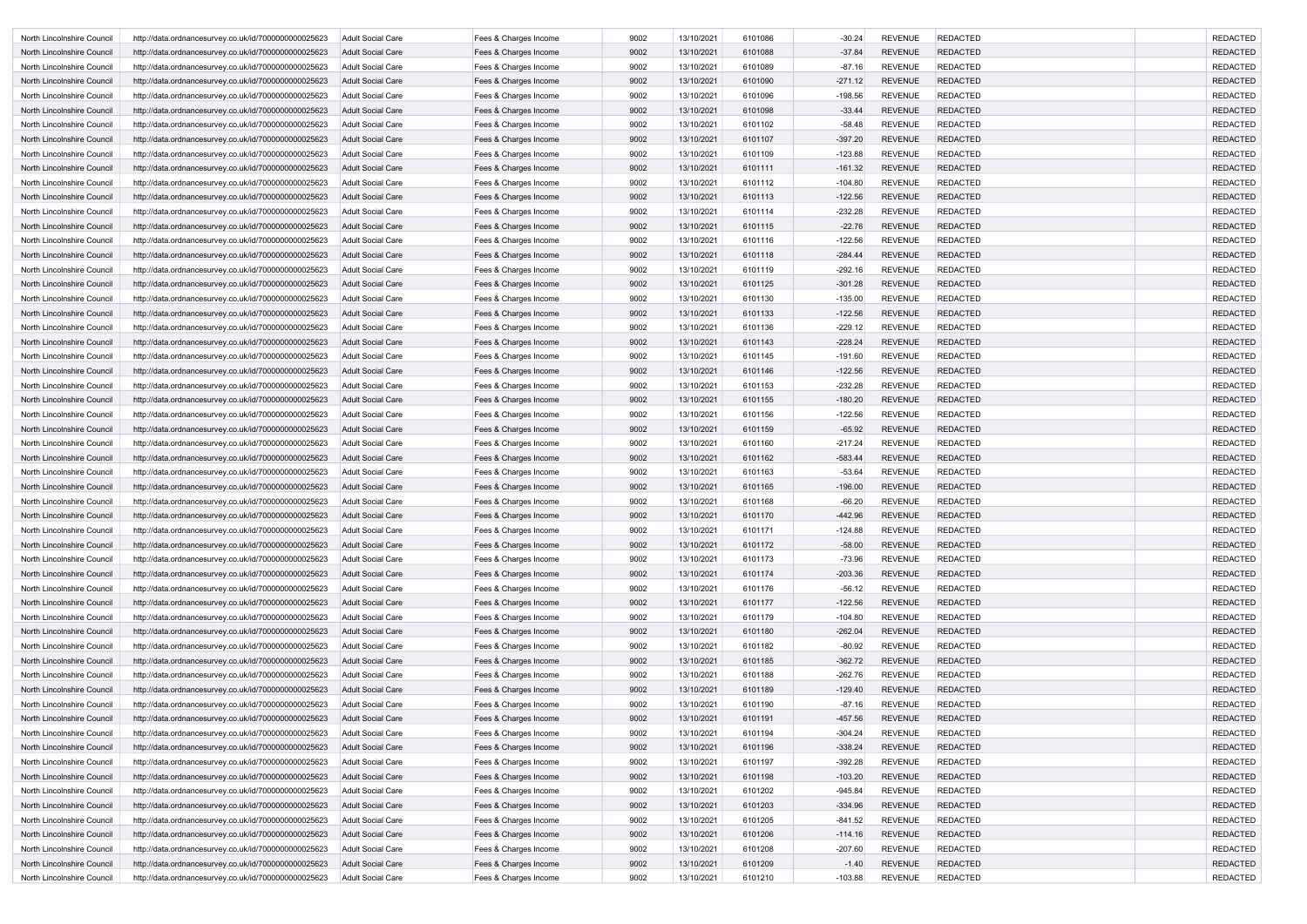| North Lincolnshire Council | http://data.ordnancesurvey.co.uk/id/7000000000025623 | Adult Social Care | Fees & Charges Income | 9002 | 13/10/2021 | 6101086 | -30.24 | REVENUE | REDACTED | | REDACTED |
|---|---|---|---|---|---|---|---|---|---|---|---|
| North Lincolnshire Council | http://data.ordnancesurvey.co.uk/id/7000000000025623 | Adult Social Care | Fees & Charges Income | 9002 | 13/10/2021 | 6101088 | -37.84 | REVENUE | REDACTED | | REDACTED |
| North Lincolnshire Council | http://data.ordnancesurvey.co.uk/id/7000000000025623 | Adult Social Care | Fees & Charges Income | 9002 | 13/10/2021 | 6101089 | -87.16 | REVENUE | REDACTED | | REDACTED |
| North Lincolnshire Council | http://data.ordnancesurvey.co.uk/id/7000000000025623 | Adult Social Care | Fees & Charges Income | 9002 | 13/10/2021 | 6101090 | -271.12 | REVENUE | REDACTED | | REDACTED |
| North Lincolnshire Council | http://data.ordnancesurvey.co.uk/id/7000000000025623 | Adult Social Care | Fees & Charges Income | 9002 | 13/10/2021 | 6101096 | -198.56 | REVENUE | REDACTED | | REDACTED |
| North Lincolnshire Council | http://data.ordnancesurvey.co.uk/id/7000000000025623 | Adult Social Care | Fees & Charges Income | 9002 | 13/10/2021 | 6101098 | -33.44 | REVENUE | REDACTED | | REDACTED |
| North Lincolnshire Council | http://data.ordnancesurvey.co.uk/id/7000000000025623 | Adult Social Care | Fees & Charges Income | 9002 | 13/10/2021 | 6101102 | -58.48 | REVENUE | REDACTED | | REDACTED |
| North Lincolnshire Council | http://data.ordnancesurvey.co.uk/id/7000000000025623 | Adult Social Care | Fees & Charges Income | 9002 | 13/10/2021 | 6101107 | -397.20 | REVENUE | REDACTED | | REDACTED |
| North Lincolnshire Council | http://data.ordnancesurvey.co.uk/id/7000000000025623 | Adult Social Care | Fees & Charges Income | 9002 | 13/10/2021 | 6101109 | -123.88 | REVENUE | REDACTED | | REDACTED |
| North Lincolnshire Council | http://data.ordnancesurvey.co.uk/id/7000000000025623 | Adult Social Care | Fees & Charges Income | 9002 | 13/10/2021 | 6101111 | -161.32 | REVENUE | REDACTED | | REDACTED |
| North Lincolnshire Council | http://data.ordnancesurvey.co.uk/id/7000000000025623 | Adult Social Care | Fees & Charges Income | 9002 | 13/10/2021 | 6101112 | -104.80 | REVENUE | REDACTED | | REDACTED |
| North Lincolnshire Council | http://data.ordnancesurvey.co.uk/id/7000000000025623 | Adult Social Care | Fees & Charges Income | 9002 | 13/10/2021 | 6101113 | -122.56 | REVENUE | REDACTED | | REDACTED |
| North Lincolnshire Council | http://data.ordnancesurvey.co.uk/id/7000000000025623 | Adult Social Care | Fees & Charges Income | 9002 | 13/10/2021 | 6101114 | -232.28 | REVENUE | REDACTED | | REDACTED |
| North Lincolnshire Council | http://data.ordnancesurvey.co.uk/id/7000000000025623 | Adult Social Care | Fees & Charges Income | 9002 | 13/10/2021 | 6101115 | -22.76 | REVENUE | REDACTED | | REDACTED |
| North Lincolnshire Council | http://data.ordnancesurvey.co.uk/id/7000000000025623 | Adult Social Care | Fees & Charges Income | 9002 | 13/10/2021 | 6101116 | -122.56 | REVENUE | REDACTED | | REDACTED |
| North Lincolnshire Council | http://data.ordnancesurvey.co.uk/id/7000000000025623 | Adult Social Care | Fees & Charges Income | 9002 | 13/10/2021 | 6101118 | -284.44 | REVENUE | REDACTED | | REDACTED |
| North Lincolnshire Council | http://data.ordnancesurvey.co.uk/id/7000000000025623 | Adult Social Care | Fees & Charges Income | 9002 | 13/10/2021 | 6101119 | -292.16 | REVENUE | REDACTED | | REDACTED |
| North Lincolnshire Council | http://data.ordnancesurvey.co.uk/id/7000000000025623 | Adult Social Care | Fees & Charges Income | 9002 | 13/10/2021 | 6101125 | -301.28 | REVENUE | REDACTED | | REDACTED |
| North Lincolnshire Council | http://data.ordnancesurvey.co.uk/id/7000000000025623 | Adult Social Care | Fees & Charges Income | 9002 | 13/10/2021 | 6101130 | -135.00 | REVENUE | REDACTED | | REDACTED |
| North Lincolnshire Council | http://data.ordnancesurvey.co.uk/id/7000000000025623 | Adult Social Care | Fees & Charges Income | 9002 | 13/10/2021 | 6101133 | -122.56 | REVENUE | REDACTED | | REDACTED |
| North Lincolnshire Council | http://data.ordnancesurvey.co.uk/id/7000000000025623 | Adult Social Care | Fees & Charges Income | 9002 | 13/10/2021 | 6101136 | -229.12 | REVENUE | REDACTED | | REDACTED |
| North Lincolnshire Council | http://data.ordnancesurvey.co.uk/id/7000000000025623 | Adult Social Care | Fees & Charges Income | 9002 | 13/10/2021 | 6101143 | -228.24 | REVENUE | REDACTED | | REDACTED |
| North Lincolnshire Council | http://data.ordnancesurvey.co.uk/id/7000000000025623 | Adult Social Care | Fees & Charges Income | 9002 | 13/10/2021 | 6101145 | -191.60 | REVENUE | REDACTED | | REDACTED |
| North Lincolnshire Council | http://data.ordnancesurvey.co.uk/id/7000000000025623 | Adult Social Care | Fees & Charges Income | 9002 | 13/10/2021 | 6101146 | -122.56 | REVENUE | REDACTED | | REDACTED |
| North Lincolnshire Council | http://data.ordnancesurvey.co.uk/id/7000000000025623 | Adult Social Care | Fees & Charges Income | 9002 | 13/10/2021 | 6101153 | -232.28 | REVENUE | REDACTED | | REDACTED |
| North Lincolnshire Council | http://data.ordnancesurvey.co.uk/id/7000000000025623 | Adult Social Care | Fees & Charges Income | 9002 | 13/10/2021 | 6101155 | -180.20 | REVENUE | REDACTED | | REDACTED |
| North Lincolnshire Council | http://data.ordnancesurvey.co.uk/id/7000000000025623 | Adult Social Care | Fees & Charges Income | 9002 | 13/10/2021 | 6101156 | -122.56 | REVENUE | REDACTED | | REDACTED |
| North Lincolnshire Council | http://data.ordnancesurvey.co.uk/id/7000000000025623 | Adult Social Care | Fees & Charges Income | 9002 | 13/10/2021 | 6101159 | -65.92 | REVENUE | REDACTED | | REDACTED |
| North Lincolnshire Council | http://data.ordnancesurvey.co.uk/id/7000000000025623 | Adult Social Care | Fees & Charges Income | 9002 | 13/10/2021 | 6101160 | -217.24 | REVENUE | REDACTED | | REDACTED |
| North Lincolnshire Council | http://data.ordnancesurvey.co.uk/id/7000000000025623 | Adult Social Care | Fees & Charges Income | 9002 | 13/10/2021 | 6101162 | -583.44 | REVENUE | REDACTED | | REDACTED |
| North Lincolnshire Council | http://data.ordnancesurvey.co.uk/id/7000000000025623 | Adult Social Care | Fees & Charges Income | 9002 | 13/10/2021 | 6101163 | -53.64 | REVENUE | REDACTED | | REDACTED |
| North Lincolnshire Council | http://data.ordnancesurvey.co.uk/id/7000000000025623 | Adult Social Care | Fees & Charges Income | 9002 | 13/10/2021 | 6101165 | -196.00 | REVENUE | REDACTED | | REDACTED |
| North Lincolnshire Council | http://data.ordnancesurvey.co.uk/id/7000000000025623 | Adult Social Care | Fees & Charges Income | 9002 | 13/10/2021 | 6101168 | -66.20 | REVENUE | REDACTED | | REDACTED |
| North Lincolnshire Council | http://data.ordnancesurvey.co.uk/id/7000000000025623 | Adult Social Care | Fees & Charges Income | 9002 | 13/10/2021 | 6101170 | -442.96 | REVENUE | REDACTED | | REDACTED |
| North Lincolnshire Council | http://data.ordnancesurvey.co.uk/id/7000000000025623 | Adult Social Care | Fees & Charges Income | 9002 | 13/10/2021 | 6101171 | -124.88 | REVENUE | REDACTED | | REDACTED |
| North Lincolnshire Council | http://data.ordnancesurvey.co.uk/id/7000000000025623 | Adult Social Care | Fees & Charges Income | 9002 | 13/10/2021 | 6101172 | -58.00 | REVENUE | REDACTED | | REDACTED |
| North Lincolnshire Council | http://data.ordnancesurvey.co.uk/id/7000000000025623 | Adult Social Care | Fees & Charges Income | 9002 | 13/10/2021 | 6101173 | -73.96 | REVENUE | REDACTED | | REDACTED |
| North Lincolnshire Council | http://data.ordnancesurvey.co.uk/id/7000000000025623 | Adult Social Care | Fees & Charges Income | 9002 | 13/10/2021 | 6101174 | -203.36 | REVENUE | REDACTED | | REDACTED |
| North Lincolnshire Council | http://data.ordnancesurvey.co.uk/id/7000000000025623 | Adult Social Care | Fees & Charges Income | 9002 | 13/10/2021 | 6101176 | -56.12 | REVENUE | REDACTED | | REDACTED |
| North Lincolnshire Council | http://data.ordnancesurvey.co.uk/id/7000000000025623 | Adult Social Care | Fees & Charges Income | 9002 | 13/10/2021 | 6101177 | -122.56 | REVENUE | REDACTED | | REDACTED |
| North Lincolnshire Council | http://data.ordnancesurvey.co.uk/id/7000000000025623 | Adult Social Care | Fees & Charges Income | 9002 | 13/10/2021 | 6101179 | -104.80 | REVENUE | REDACTED | | REDACTED |
| North Lincolnshire Council | http://data.ordnancesurvey.co.uk/id/7000000000025623 | Adult Social Care | Fees & Charges Income | 9002 | 13/10/2021 | 6101180 | -262.04 | REVENUE | REDACTED | | REDACTED |
| North Lincolnshire Council | http://data.ordnancesurvey.co.uk/id/7000000000025623 | Adult Social Care | Fees & Charges Income | 9002 | 13/10/2021 | 6101182 | -80.92 | REVENUE | REDACTED | | REDACTED |
| North Lincolnshire Council | http://data.ordnancesurvey.co.uk/id/7000000000025623 | Adult Social Care | Fees & Charges Income | 9002 | 13/10/2021 | 6101185 | -362.72 | REVENUE | REDACTED | | REDACTED |
| North Lincolnshire Council | http://data.ordnancesurvey.co.uk/id/7000000000025623 | Adult Social Care | Fees & Charges Income | 9002 | 13/10/2021 | 6101188 | -262.76 | REVENUE | REDACTED | | REDACTED |
| North Lincolnshire Council | http://data.ordnancesurvey.co.uk/id/7000000000025623 | Adult Social Care | Fees & Charges Income | 9002 | 13/10/2021 | 6101189 | -129.40 | REVENUE | REDACTED | | REDACTED |
| North Lincolnshire Council | http://data.ordnancesurvey.co.uk/id/7000000000025623 | Adult Social Care | Fees & Charges Income | 9002 | 13/10/2021 | 6101190 | -87.16 | REVENUE | REDACTED | | REDACTED |
| North Lincolnshire Council | http://data.ordnancesurvey.co.uk/id/7000000000025623 | Adult Social Care | Fees & Charges Income | 9002 | 13/10/2021 | 6101191 | -457.56 | REVENUE | REDACTED | | REDACTED |
| North Lincolnshire Council | http://data.ordnancesurvey.co.uk/id/7000000000025623 | Adult Social Care | Fees & Charges Income | 9002 | 13/10/2021 | 6101194 | -304.24 | REVENUE | REDACTED | | REDACTED |
| North Lincolnshire Council | http://data.ordnancesurvey.co.uk/id/7000000000025623 | Adult Social Care | Fees & Charges Income | 9002 | 13/10/2021 | 6101196 | -338.24 | REVENUE | REDACTED | | REDACTED |
| North Lincolnshire Council | http://data.ordnancesurvey.co.uk/id/7000000000025623 | Adult Social Care | Fees & Charges Income | 9002 | 13/10/2021 | 6101197 | -392.28 | REVENUE | REDACTED | | REDACTED |
| North Lincolnshire Council | http://data.ordnancesurvey.co.uk/id/7000000000025623 | Adult Social Care | Fees & Charges Income | 9002 | 13/10/2021 | 6101198 | -103.20 | REVENUE | REDACTED | | REDACTED |
| North Lincolnshire Council | http://data.ordnancesurvey.co.uk/id/7000000000025623 | Adult Social Care | Fees & Charges Income | 9002 | 13/10/2021 | 6101202 | -945.84 | REVENUE | REDACTED | | REDACTED |
| North Lincolnshire Council | http://data.ordnancesurvey.co.uk/id/7000000000025623 | Adult Social Care | Fees & Charges Income | 9002 | 13/10/2021 | 6101203 | -334.96 | REVENUE | REDACTED | | REDACTED |
| North Lincolnshire Council | http://data.ordnancesurvey.co.uk/id/7000000000025623 | Adult Social Care | Fees & Charges Income | 9002 | 13/10/2021 | 6101205 | -841.52 | REVENUE | REDACTED | | REDACTED |
| North Lincolnshire Council | http://data.ordnancesurvey.co.uk/id/7000000000025623 | Adult Social Care | Fees & Charges Income | 9002 | 13/10/2021 | 6101206 | -114.16 | REVENUE | REDACTED | | REDACTED |
| North Lincolnshire Council | http://data.ordnancesurvey.co.uk/id/7000000000025623 | Adult Social Care | Fees & Charges Income | 9002 | 13/10/2021 | 6101208 | -207.60 | REVENUE | REDACTED | | REDACTED |
| North Lincolnshire Council | http://data.ordnancesurvey.co.uk/id/7000000000025623 | Adult Social Care | Fees & Charges Income | 9002 | 13/10/2021 | 6101209 | -1.40 | REVENUE | REDACTED | | REDACTED |
| North Lincolnshire Council | http://data.ordnancesurvey.co.uk/id/7000000000025623 | Adult Social Care | Fees & Charges Income | 9002 | 13/10/2021 | 6101210 | -103.88 | REVENUE | REDACTED | | REDACTED |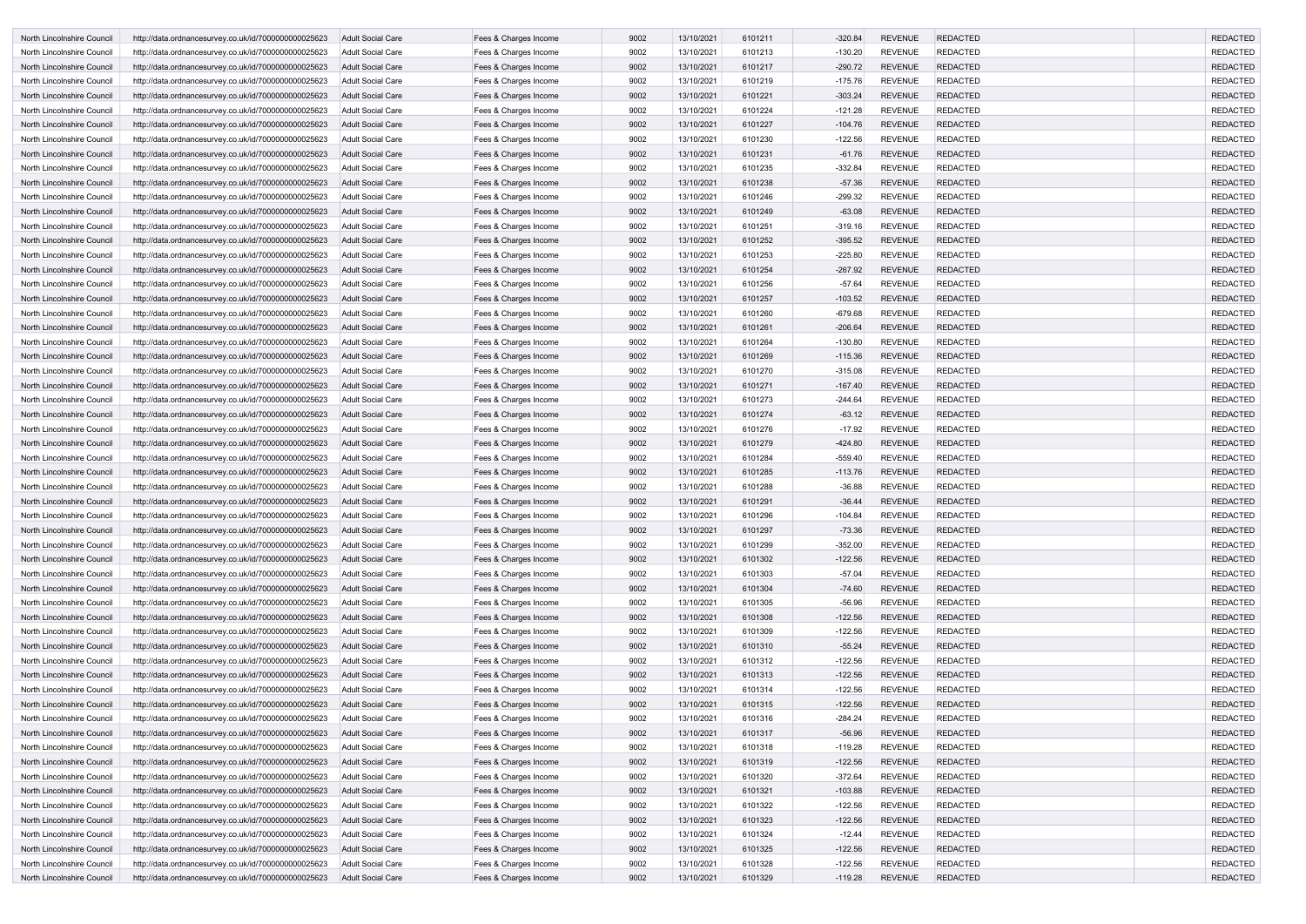| | | | | | | | | | | | |
|---|---|---|---|---|---|---|---|---|---|---|---|
| North Lincolnshire Council | http://data.ordnancesurvey.co.uk/id/7000000000025623 | Adult Social Care | Fees & Charges Income | 9002 | 13/10/2021 | 6101211 | -320.84 | REVENUE | REDACTED | | REDACTED |
| North Lincolnshire Council | http://data.ordnancesurvey.co.uk/id/7000000000025623 | Adult Social Care | Fees & Charges Income | 9002 | 13/10/2021 | 6101213 | -130.20 | REVENUE | REDACTED | | REDACTED |
| North Lincolnshire Council | http://data.ordnancesurvey.co.uk/id/7000000000025623 | Adult Social Care | Fees & Charges Income | 9002 | 13/10/2021 | 6101217 | -290.72 | REVENUE | REDACTED | | REDACTED |
| North Lincolnshire Council | http://data.ordnancesurvey.co.uk/id/7000000000025623 | Adult Social Care | Fees & Charges Income | 9002 | 13/10/2021 | 6101219 | -175.76 | REVENUE | REDACTED | | REDACTED |
| North Lincolnshire Council | http://data.ordnancesurvey.co.uk/id/7000000000025623 | Adult Social Care | Fees & Charges Income | 9002 | 13/10/2021 | 6101221 | -303.24 | REVENUE | REDACTED | | REDACTED |
| North Lincolnshire Council | http://data.ordnancesurvey.co.uk/id/7000000000025623 | Adult Social Care | Fees & Charges Income | 9002 | 13/10/2021 | 6101224 | -121.28 | REVENUE | REDACTED | | REDACTED |
| North Lincolnshire Council | http://data.ordnancesurvey.co.uk/id/7000000000025623 | Adult Social Care | Fees & Charges Income | 9002 | 13/10/2021 | 6101227 | -104.76 | REVENUE | REDACTED | | REDACTED |
| North Lincolnshire Council | http://data.ordnancesurvey.co.uk/id/7000000000025623 | Adult Social Care | Fees & Charges Income | 9002 | 13/10/2021 | 6101230 | -122.56 | REVENUE | REDACTED | | REDACTED |
| North Lincolnshire Council | http://data.ordnancesurvey.co.uk/id/7000000000025623 | Adult Social Care | Fees & Charges Income | 9002 | 13/10/2021 | 6101231 | -61.76 | REVENUE | REDACTED | | REDACTED |
| North Lincolnshire Council | http://data.ordnancesurvey.co.uk/id/7000000000025623 | Adult Social Care | Fees & Charges Income | 9002 | 13/10/2021 | 6101235 | -332.84 | REVENUE | REDACTED | | REDACTED |
| North Lincolnshire Council | http://data.ordnancesurvey.co.uk/id/7000000000025623 | Adult Social Care | Fees & Charges Income | 9002 | 13/10/2021 | 6101238 | -57.36 | REVENUE | REDACTED | | REDACTED |
| North Lincolnshire Council | http://data.ordnancesurvey.co.uk/id/7000000000025623 | Adult Social Care | Fees & Charges Income | 9002 | 13/10/2021 | 6101246 | -299.32 | REVENUE | REDACTED | | REDACTED |
| North Lincolnshire Council | http://data.ordnancesurvey.co.uk/id/7000000000025623 | Adult Social Care | Fees & Charges Income | 9002 | 13/10/2021 | 6101249 | -63.08 | REVENUE | REDACTED | | REDACTED |
| North Lincolnshire Council | http://data.ordnancesurvey.co.uk/id/7000000000025623 | Adult Social Care | Fees & Charges Income | 9002 | 13/10/2021 | 6101251 | -319.16 | REVENUE | REDACTED | | REDACTED |
| North Lincolnshire Council | http://data.ordnancesurvey.co.uk/id/7000000000025623 | Adult Social Care | Fees & Charges Income | 9002 | 13/10/2021 | 6101252 | -395.52 | REVENUE | REDACTED | | REDACTED |
| North Lincolnshire Council | http://data.ordnancesurvey.co.uk/id/7000000000025623 | Adult Social Care | Fees & Charges Income | 9002 | 13/10/2021 | 6101253 | -225.80 | REVENUE | REDACTED | | REDACTED |
| North Lincolnshire Council | http://data.ordnancesurvey.co.uk/id/7000000000025623 | Adult Social Care | Fees & Charges Income | 9002 | 13/10/2021 | 6101254 | -267.92 | REVENUE | REDACTED | | REDACTED |
| North Lincolnshire Council | http://data.ordnancesurvey.co.uk/id/7000000000025623 | Adult Social Care | Fees & Charges Income | 9002 | 13/10/2021 | 6101256 | -57.64 | REVENUE | REDACTED | | REDACTED |
| North Lincolnshire Council | http://data.ordnancesurvey.co.uk/id/7000000000025623 | Adult Social Care | Fees & Charges Income | 9002 | 13/10/2021 | 6101257 | -103.52 | REVENUE | REDACTED | | REDACTED |
| North Lincolnshire Council | http://data.ordnancesurvey.co.uk/id/7000000000025623 | Adult Social Care | Fees & Charges Income | 9002 | 13/10/2021 | 6101260 | -679.68 | REVENUE | REDACTED | | REDACTED |
| North Lincolnshire Council | http://data.ordnancesurvey.co.uk/id/7000000000025623 | Adult Social Care | Fees & Charges Income | 9002 | 13/10/2021 | 6101261 | -206.64 | REVENUE | REDACTED | | REDACTED |
| North Lincolnshire Council | http://data.ordnancesurvey.co.uk/id/7000000000025623 | Adult Social Care | Fees & Charges Income | 9002 | 13/10/2021 | 6101264 | -130.80 | REVENUE | REDACTED | | REDACTED |
| North Lincolnshire Council | http://data.ordnancesurvey.co.uk/id/7000000000025623 | Adult Social Care | Fees & Charges Income | 9002 | 13/10/2021 | 6101269 | -115.36 | REVENUE | REDACTED | | REDACTED |
| North Lincolnshire Council | http://data.ordnancesurvey.co.uk/id/7000000000025623 | Adult Social Care | Fees & Charges Income | 9002 | 13/10/2021 | 6101270 | -315.08 | REVENUE | REDACTED | | REDACTED |
| North Lincolnshire Council | http://data.ordnancesurvey.co.uk/id/7000000000025623 | Adult Social Care | Fees & Charges Income | 9002 | 13/10/2021 | 6101271 | -167.40 | REVENUE | REDACTED | | REDACTED |
| North Lincolnshire Council | http://data.ordnancesurvey.co.uk/id/7000000000025623 | Adult Social Care | Fees & Charges Income | 9002 | 13/10/2021 | 6101273 | -244.64 | REVENUE | REDACTED | | REDACTED |
| North Lincolnshire Council | http://data.ordnancesurvey.co.uk/id/7000000000025623 | Adult Social Care | Fees & Charges Income | 9002 | 13/10/2021 | 6101274 | -63.12 | REVENUE | REDACTED | | REDACTED |
| North Lincolnshire Council | http://data.ordnancesurvey.co.uk/id/7000000000025623 | Adult Social Care | Fees & Charges Income | 9002 | 13/10/2021 | 6101276 | -17.92 | REVENUE | REDACTED | | REDACTED |
| North Lincolnshire Council | http://data.ordnancesurvey.co.uk/id/7000000000025623 | Adult Social Care | Fees & Charges Income | 9002 | 13/10/2021 | 6101279 | -424.80 | REVENUE | REDACTED | | REDACTED |
| North Lincolnshire Council | http://data.ordnancesurvey.co.uk/id/7000000000025623 | Adult Social Care | Fees & Charges Income | 9002 | 13/10/2021 | 6101284 | -559.40 | REVENUE | REDACTED | | REDACTED |
| North Lincolnshire Council | http://data.ordnancesurvey.co.uk/id/7000000000025623 | Adult Social Care | Fees & Charges Income | 9002 | 13/10/2021 | 6101285 | -113.76 | REVENUE | REDACTED | | REDACTED |
| North Lincolnshire Council | http://data.ordnancesurvey.co.uk/id/7000000000025623 | Adult Social Care | Fees & Charges Income | 9002 | 13/10/2021 | 6101288 | -36.88 | REVENUE | REDACTED | | REDACTED |
| North Lincolnshire Council | http://data.ordnancesurvey.co.uk/id/7000000000025623 | Adult Social Care | Fees & Charges Income | 9002 | 13/10/2021 | 6101291 | -36.44 | REVENUE | REDACTED | | REDACTED |
| North Lincolnshire Council | http://data.ordnancesurvey.co.uk/id/7000000000025623 | Adult Social Care | Fees & Charges Income | 9002 | 13/10/2021 | 6101296 | -104.84 | REVENUE | REDACTED | | REDACTED |
| North Lincolnshire Council | http://data.ordnancesurvey.co.uk/id/7000000000025623 | Adult Social Care | Fees & Charges Income | 9002 | 13/10/2021 | 6101297 | -73.36 | REVENUE | REDACTED | | REDACTED |
| North Lincolnshire Council | http://data.ordnancesurvey.co.uk/id/7000000000025623 | Adult Social Care | Fees & Charges Income | 9002 | 13/10/2021 | 6101299 | -352.00 | REVENUE | REDACTED | | REDACTED |
| North Lincolnshire Council | http://data.ordnancesurvey.co.uk/id/7000000000025623 | Adult Social Care | Fees & Charges Income | 9002 | 13/10/2021 | 6101302 | -122.56 | REVENUE | REDACTED | | REDACTED |
| North Lincolnshire Council | http://data.ordnancesurvey.co.uk/id/7000000000025623 | Adult Social Care | Fees & Charges Income | 9002 | 13/10/2021 | 6101303 | -57.04 | REVENUE | REDACTED | | REDACTED |
| North Lincolnshire Council | http://data.ordnancesurvey.co.uk/id/7000000000025623 | Adult Social Care | Fees & Charges Income | 9002 | 13/10/2021 | 6101304 | -74.60 | REVENUE | REDACTED | | REDACTED |
| North Lincolnshire Council | http://data.ordnancesurvey.co.uk/id/7000000000025623 | Adult Social Care | Fees & Charges Income | 9002 | 13/10/2021 | 6101305 | -56.96 | REVENUE | REDACTED | | REDACTED |
| North Lincolnshire Council | http://data.ordnancesurvey.co.uk/id/7000000000025623 | Adult Social Care | Fees & Charges Income | 9002 | 13/10/2021 | 6101308 | -122.56 | REVENUE | REDACTED | | REDACTED |
| North Lincolnshire Council | http://data.ordnancesurvey.co.uk/id/7000000000025623 | Adult Social Care | Fees & Charges Income | 9002 | 13/10/2021 | 6101309 | -122.56 | REVENUE | REDACTED | | REDACTED |
| North Lincolnshire Council | http://data.ordnancesurvey.co.uk/id/7000000000025623 | Adult Social Care | Fees & Charges Income | 9002 | 13/10/2021 | 6101310 | -55.24 | REVENUE | REDACTED | | REDACTED |
| North Lincolnshire Council | http://data.ordnancesurvey.co.uk/id/7000000000025623 | Adult Social Care | Fees & Charges Income | 9002 | 13/10/2021 | 6101312 | -122.56 | REVENUE | REDACTED | | REDACTED |
| North Lincolnshire Council | http://data.ordnancesurvey.co.uk/id/7000000000025623 | Adult Social Care | Fees & Charges Income | 9002 | 13/10/2021 | 6101313 | -122.56 | REVENUE | REDACTED | | REDACTED |
| North Lincolnshire Council | http://data.ordnancesurvey.co.uk/id/7000000000025623 | Adult Social Care | Fees & Charges Income | 9002 | 13/10/2021 | 6101314 | -122.56 | REVENUE | REDACTED | | REDACTED |
| North Lincolnshire Council | http://data.ordnancesurvey.co.uk/id/7000000000025623 | Adult Social Care | Fees & Charges Income | 9002 | 13/10/2021 | 6101315 | -122.56 | REVENUE | REDACTED | | REDACTED |
| North Lincolnshire Council | http://data.ordnancesurvey.co.uk/id/7000000000025623 | Adult Social Care | Fees & Charges Income | 9002 | 13/10/2021 | 6101316 | -284.24 | REVENUE | REDACTED | | REDACTED |
| North Lincolnshire Council | http://data.ordnancesurvey.co.uk/id/7000000000025623 | Adult Social Care | Fees & Charges Income | 9002 | 13/10/2021 | 6101317 | -56.96 | REVENUE | REDACTED | | REDACTED |
| North Lincolnshire Council | http://data.ordnancesurvey.co.uk/id/7000000000025623 | Adult Social Care | Fees & Charges Income | 9002 | 13/10/2021 | 6101318 | -119.28 | REVENUE | REDACTED | | REDACTED |
| North Lincolnshire Council | http://data.ordnancesurvey.co.uk/id/7000000000025623 | Adult Social Care | Fees & Charges Income | 9002 | 13/10/2021 | 6101319 | -122.56 | REVENUE | REDACTED | | REDACTED |
| North Lincolnshire Council | http://data.ordnancesurvey.co.uk/id/7000000000025623 | Adult Social Care | Fees & Charges Income | 9002 | 13/10/2021 | 6101320 | -372.64 | REVENUE | REDACTED | | REDACTED |
| North Lincolnshire Council | http://data.ordnancesurvey.co.uk/id/7000000000025623 | Adult Social Care | Fees & Charges Income | 9002 | 13/10/2021 | 6101321 | -103.88 | REVENUE | REDACTED | | REDACTED |
| North Lincolnshire Council | http://data.ordnancesurvey.co.uk/id/7000000000025623 | Adult Social Care | Fees & Charges Income | 9002 | 13/10/2021 | 6101322 | -122.56 | REVENUE | REDACTED | | REDACTED |
| North Lincolnshire Council | http://data.ordnancesurvey.co.uk/id/7000000000025623 | Adult Social Care | Fees & Charges Income | 9002 | 13/10/2021 | 6101323 | -122.56 | REVENUE | REDACTED | | REDACTED |
| North Lincolnshire Council | http://data.ordnancesurvey.co.uk/id/7000000000025623 | Adult Social Care | Fees & Charges Income | 9002 | 13/10/2021 | 6101324 | -12.44 | REVENUE | REDACTED | | REDACTED |
| North Lincolnshire Council | http://data.ordnancesurvey.co.uk/id/7000000000025623 | Adult Social Care | Fees & Charges Income | 9002 | 13/10/2021 | 6101325 | -122.56 | REVENUE | REDACTED | | REDACTED |
| North Lincolnshire Council | http://data.ordnancesurvey.co.uk/id/7000000000025623 | Adult Social Care | Fees & Charges Income | 9002 | 13/10/2021 | 6101328 | -122.56 | REVENUE | REDACTED | | REDACTED |
| North Lincolnshire Council | http://data.ordnancesurvey.co.uk/id/7000000000025623 | Adult Social Care | Fees & Charges Income | 9002 | 13/10/2021 | 6101329 | -119.28 | REVENUE | REDACTED | | REDACTED |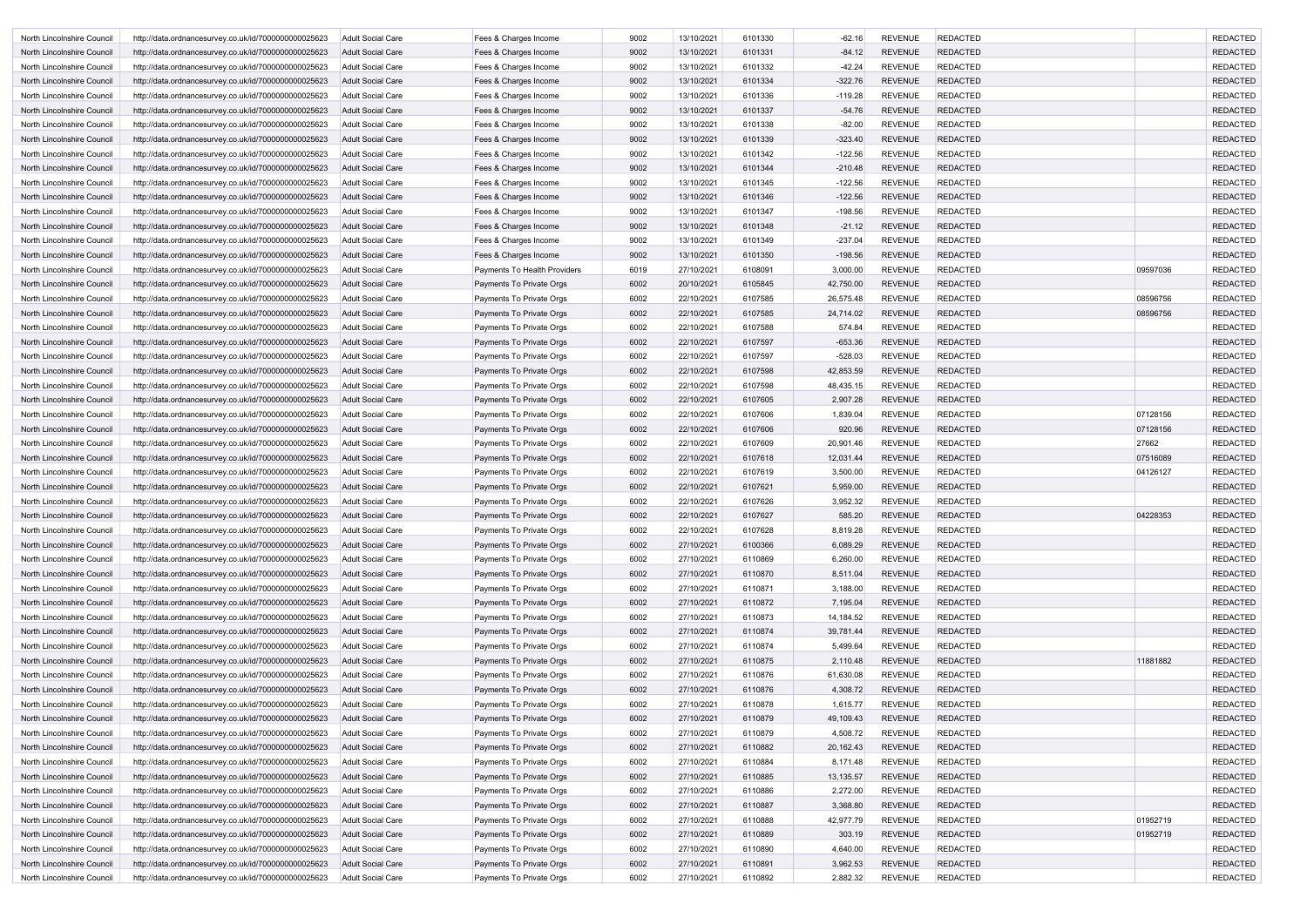| | | | | | | | | | | | |
|---|---|---|---|---|---|---|---|---|---|---|---|
| North Lincolnshire Council | http://data.ordnancesurvey.co.uk/id/7000000000025623 | Adult Social Care | Fees & Charges Income | 9002 | 13/10/2021 | 6101330 | -62.16 | REVENUE | REDACTED | | REDACTED |
| North Lincolnshire Council | http://data.ordnancesurvey.co.uk/id/7000000000025623 | Adult Social Care | Fees & Charges Income | 9002 | 13/10/2021 | 6101331 | -84.12 | REVENUE | REDACTED | | REDACTED |
| North Lincolnshire Council | http://data.ordnancesurvey.co.uk/id/7000000000025623 | Adult Social Care | Fees & Charges Income | 9002 | 13/10/2021 | 6101332 | -42.24 | REVENUE | REDACTED | | REDACTED |
| North Lincolnshire Council | http://data.ordnancesurvey.co.uk/id/7000000000025623 | Adult Social Care | Fees & Charges Income | 9002 | 13/10/2021 | 6101334 | -322.76 | REVENUE | REDACTED | | REDACTED |
| North Lincolnshire Council | http://data.ordnancesurvey.co.uk/id/7000000000025623 | Adult Social Care | Fees & Charges Income | 9002 | 13/10/2021 | 6101336 | -119.28 | REVENUE | REDACTED | | REDACTED |
| North Lincolnshire Council | http://data.ordnancesurvey.co.uk/id/7000000000025623 | Adult Social Care | Fees & Charges Income | 9002 | 13/10/2021 | 6101337 | -54.76 | REVENUE | REDACTED | | REDACTED |
| North Lincolnshire Council | http://data.ordnancesurvey.co.uk/id/7000000000025623 | Adult Social Care | Fees & Charges Income | 9002 | 13/10/2021 | 6101338 | -82.00 | REVENUE | REDACTED | | REDACTED |
| North Lincolnshire Council | http://data.ordnancesurvey.co.uk/id/7000000000025623 | Adult Social Care | Fees & Charges Income | 9002 | 13/10/2021 | 6101339 | -323.40 | REVENUE | REDACTED | | REDACTED |
| North Lincolnshire Council | http://data.ordnancesurvey.co.uk/id/7000000000025623 | Adult Social Care | Fees & Charges Income | 9002 | 13/10/2021 | 6101342 | -122.56 | REVENUE | REDACTED | | REDACTED |
| North Lincolnshire Council | http://data.ordnancesurvey.co.uk/id/7000000000025623 | Adult Social Care | Fees & Charges Income | 9002 | 13/10/2021 | 6101344 | -210.48 | REVENUE | REDACTED | | REDACTED |
| North Lincolnshire Council | http://data.ordnancesurvey.co.uk/id/7000000000025623 | Adult Social Care | Fees & Charges Income | 9002 | 13/10/2021 | 6101345 | -122.56 | REVENUE | REDACTED | | REDACTED |
| North Lincolnshire Council | http://data.ordnancesurvey.co.uk/id/7000000000025623 | Adult Social Care | Fees & Charges Income | 9002 | 13/10/2021 | 6101346 | -122.56 | REVENUE | REDACTED | | REDACTED |
| North Lincolnshire Council | http://data.ordnancesurvey.co.uk/id/7000000000025623 | Adult Social Care | Fees & Charges Income | 9002 | 13/10/2021 | 6101347 | -198.56 | REVENUE | REDACTED | | REDACTED |
| North Lincolnshire Council | http://data.ordnancesurvey.co.uk/id/7000000000025623 | Adult Social Care | Fees & Charges Income | 9002 | 13/10/2021 | 6101348 | -21.12 | REVENUE | REDACTED | | REDACTED |
| North Lincolnshire Council | http://data.ordnancesurvey.co.uk/id/7000000000025623 | Adult Social Care | Fees & Charges Income | 9002 | 13/10/2021 | 6101349 | -237.04 | REVENUE | REDACTED | | REDACTED |
| North Lincolnshire Council | http://data.ordnancesurvey.co.uk/id/7000000000025623 | Adult Social Care | Fees & Charges Income | 9002 | 13/10/2021 | 6101350 | -198.56 | REVENUE | REDACTED | | REDACTED |
| North Lincolnshire Council | http://data.ordnancesurvey.co.uk/id/7000000000025623 | Adult Social Care | Payments To Health Providers | 6019 | 27/10/2021 | 6108091 | 3,000.00 | REVENUE | REDACTED | 09597036 | REDACTED |
| North Lincolnshire Council | http://data.ordnancesurvey.co.uk/id/7000000000025623 | Adult Social Care | Payments To Private Orgs | 6002 | 20/10/2021 | 6105845 | 42,750.00 | REVENUE | REDACTED | | REDACTED |
| North Lincolnshire Council | http://data.ordnancesurvey.co.uk/id/7000000000025623 | Adult Social Care | Payments To Private Orgs | 6002 | 22/10/2021 | 6107585 | 26,575.48 | REVENUE | REDACTED | 08596756 | REDACTED |
| North Lincolnshire Council | http://data.ordnancesurvey.co.uk/id/7000000000025623 | Adult Social Care | Payments To Private Orgs | 6002 | 22/10/2021 | 6107585 | 24,714.02 | REVENUE | REDACTED | 08596756 | REDACTED |
| North Lincolnshire Council | http://data.ordnancesurvey.co.uk/id/7000000000025623 | Adult Social Care | Payments To Private Orgs | 6002 | 22/10/2021 | 6107588 | 574.84 | REVENUE | REDACTED | | REDACTED |
| North Lincolnshire Council | http://data.ordnancesurvey.co.uk/id/7000000000025623 | Adult Social Care | Payments To Private Orgs | 6002 | 22/10/2021 | 6107597 | -653.36 | REVENUE | REDACTED | | REDACTED |
| North Lincolnshire Council | http://data.ordnancesurvey.co.uk/id/7000000000025623 | Adult Social Care | Payments To Private Orgs | 6002 | 22/10/2021 | 6107597 | -528.03 | REVENUE | REDACTED | | REDACTED |
| North Lincolnshire Council | http://data.ordnancesurvey.co.uk/id/7000000000025623 | Adult Social Care | Payments To Private Orgs | 6002 | 22/10/2021 | 6107598 | 42,853.59 | REVENUE | REDACTED | | REDACTED |
| North Lincolnshire Council | http://data.ordnancesurvey.co.uk/id/7000000000025623 | Adult Social Care | Payments To Private Orgs | 6002 | 22/10/2021 | 6107598 | 48,435.15 | REVENUE | REDACTED | | REDACTED |
| North Lincolnshire Council | http://data.ordnancesurvey.co.uk/id/7000000000025623 | Adult Social Care | Payments To Private Orgs | 6002 | 22/10/2021 | 6107605 | 2,907.28 | REVENUE | REDACTED | | REDACTED |
| North Lincolnshire Council | http://data.ordnancesurvey.co.uk/id/7000000000025623 | Adult Social Care | Payments To Private Orgs | 6002 | 22/10/2021 | 6107606 | 1,839.04 | REVENUE | REDACTED | 07128156 | REDACTED |
| North Lincolnshire Council | http://data.ordnancesurvey.co.uk/id/7000000000025623 | Adult Social Care | Payments To Private Orgs | 6002 | 22/10/2021 | 6107606 | 920.96 | REVENUE | REDACTED | 07128156 | REDACTED |
| North Lincolnshire Council | http://data.ordnancesurvey.co.uk/id/7000000000025623 | Adult Social Care | Payments To Private Orgs | 6002 | 22/10/2021 | 6107609 | 20,901.46 | REVENUE | REDACTED | 27662 | REDACTED |
| North Lincolnshire Council | http://data.ordnancesurvey.co.uk/id/7000000000025623 | Adult Social Care | Payments To Private Orgs | 6002 | 22/10/2021 | 6107618 | 12,031.44 | REVENUE | REDACTED | 07516089 | REDACTED |
| North Lincolnshire Council | http://data.ordnancesurvey.co.uk/id/7000000000025623 | Adult Social Care | Payments To Private Orgs | 6002 | 22/10/2021 | 6107619 | 3,500.00 | REVENUE | REDACTED | 04126127 | REDACTED |
| North Lincolnshire Council | http://data.ordnancesurvey.co.uk/id/7000000000025623 | Adult Social Care | Payments To Private Orgs | 6002 | 22/10/2021 | 6107621 | 5,959.00 | REVENUE | REDACTED | | REDACTED |
| North Lincolnshire Council | http://data.ordnancesurvey.co.uk/id/7000000000025623 | Adult Social Care | Payments To Private Orgs | 6002 | 22/10/2021 | 6107626 | 3,952.32 | REVENUE | REDACTED | | REDACTED |
| North Lincolnshire Council | http://data.ordnancesurvey.co.uk/id/7000000000025623 | Adult Social Care | Payments To Private Orgs | 6002 | 22/10/2021 | 6107627 | 585.20 | REVENUE | REDACTED | 04228353 | REDACTED |
| North Lincolnshire Council | http://data.ordnancesurvey.co.uk/id/7000000000025623 | Adult Social Care | Payments To Private Orgs | 6002 | 22/10/2021 | 6107628 | 8,819.28 | REVENUE | REDACTED | | REDACTED |
| North Lincolnshire Council | http://data.ordnancesurvey.co.uk/id/7000000000025623 | Adult Social Care | Payments To Private Orgs | 6002 | 27/10/2021 | 6100366 | 6,089.29 | REVENUE | REDACTED | | REDACTED |
| North Lincolnshire Council | http://data.ordnancesurvey.co.uk/id/7000000000025623 | Adult Social Care | Payments To Private Orgs | 6002 | 27/10/2021 | 6110869 | 6,260.00 | REVENUE | REDACTED | | REDACTED |
| North Lincolnshire Council | http://data.ordnancesurvey.co.uk/id/7000000000025623 | Adult Social Care | Payments To Private Orgs | 6002 | 27/10/2021 | 6110870 | 8,511.04 | REVENUE | REDACTED | | REDACTED |
| North Lincolnshire Council | http://data.ordnancesurvey.co.uk/id/7000000000025623 | Adult Social Care | Payments To Private Orgs | 6002 | 27/10/2021 | 6110871 | 3,188.00 | REVENUE | REDACTED | | REDACTED |
| North Lincolnshire Council | http://data.ordnancesurvey.co.uk/id/7000000000025623 | Adult Social Care | Payments To Private Orgs | 6002 | 27/10/2021 | 6110872 | 7,195.04 | REVENUE | REDACTED | | REDACTED |
| North Lincolnshire Council | http://data.ordnancesurvey.co.uk/id/7000000000025623 | Adult Social Care | Payments To Private Orgs | 6002 | 27/10/2021 | 6110873 | 14,184.52 | REVENUE | REDACTED | | REDACTED |
| North Lincolnshire Council | http://data.ordnancesurvey.co.uk/id/7000000000025623 | Adult Social Care | Payments To Private Orgs | 6002 | 27/10/2021 | 6110874 | 39,781.44 | REVENUE | REDACTED | | REDACTED |
| North Lincolnshire Council | http://data.ordnancesurvey.co.uk/id/7000000000025623 | Adult Social Care | Payments To Private Orgs | 6002 | 27/10/2021 | 6110874 | 5,499.64 | REVENUE | REDACTED | | REDACTED |
| North Lincolnshire Council | http://data.ordnancesurvey.co.uk/id/7000000000025623 | Adult Social Care | Payments To Private Orgs | 6002 | 27/10/2021 | 6110875 | 2,110.48 | REVENUE | REDACTED | 11881882 | REDACTED |
| North Lincolnshire Council | http://data.ordnancesurvey.co.uk/id/7000000000025623 | Adult Social Care | Payments To Private Orgs | 6002 | 27/10/2021 | 6110876 | 61,630.08 | REVENUE | REDACTED | | REDACTED |
| North Lincolnshire Council | http://data.ordnancesurvey.co.uk/id/7000000000025623 | Adult Social Care | Payments To Private Orgs | 6002 | 27/10/2021 | 6110876 | 4,308.72 | REVENUE | REDACTED | | REDACTED |
| North Lincolnshire Council | http://data.ordnancesurvey.co.uk/id/7000000000025623 | Adult Social Care | Payments To Private Orgs | 6002 | 27/10/2021 | 6110878 | 1,615.77 | REVENUE | REDACTED | | REDACTED |
| North Lincolnshire Council | http://data.ordnancesurvey.co.uk/id/7000000000025623 | Adult Social Care | Payments To Private Orgs | 6002 | 27/10/2021 | 6110879 | 49,109.43 | REVENUE | REDACTED | | REDACTED |
| North Lincolnshire Council | http://data.ordnancesurvey.co.uk/id/7000000000025623 | Adult Social Care | Payments To Private Orgs | 6002 | 27/10/2021 | 6110879 | 4,508.72 | REVENUE | REDACTED | | REDACTED |
| North Lincolnshire Council | http://data.ordnancesurvey.co.uk/id/7000000000025623 | Adult Social Care | Payments To Private Orgs | 6002 | 27/10/2021 | 6110882 | 20,162.43 | REVENUE | REDACTED | | REDACTED |
| North Lincolnshire Council | http://data.ordnancesurvey.co.uk/id/7000000000025623 | Adult Social Care | Payments To Private Orgs | 6002 | 27/10/2021 | 6110884 | 8,171.48 | REVENUE | REDACTED | | REDACTED |
| North Lincolnshire Council | http://data.ordnancesurvey.co.uk/id/7000000000025623 | Adult Social Care | Payments To Private Orgs | 6002 | 27/10/2021 | 6110885 | 13,135.57 | REVENUE | REDACTED | | REDACTED |
| North Lincolnshire Council | http://data.ordnancesurvey.co.uk/id/7000000000025623 | Adult Social Care | Payments To Private Orgs | 6002 | 27/10/2021 | 6110886 | 2,272.00 | REVENUE | REDACTED | | REDACTED |
| North Lincolnshire Council | http://data.ordnancesurvey.co.uk/id/7000000000025623 | Adult Social Care | Payments To Private Orgs | 6002 | 27/10/2021 | 6110887 | 3,368.80 | REVENUE | REDACTED | | REDACTED |
| North Lincolnshire Council | http://data.ordnancesurvey.co.uk/id/7000000000025623 | Adult Social Care | Payments To Private Orgs | 6002 | 27/10/2021 | 6110888 | 42,977.79 | REVENUE | REDACTED | 01952719 | REDACTED |
| North Lincolnshire Council | http://data.ordnancesurvey.co.uk/id/7000000000025623 | Adult Social Care | Payments To Private Orgs | 6002 | 27/10/2021 | 6110889 | 303.19 | REVENUE | REDACTED | 01952719 | REDACTED |
| North Lincolnshire Council | http://data.ordnancesurvey.co.uk/id/7000000000025623 | Adult Social Care | Payments To Private Orgs | 6002 | 27/10/2021 | 6110890 | 4,640.00 | REVENUE | REDACTED | | REDACTED |
| North Lincolnshire Council | http://data.ordnancesurvey.co.uk/id/7000000000025623 | Adult Social Care | Payments To Private Orgs | 6002 | 27/10/2021 | 6110891 | 3,962.53 | REVENUE | REDACTED | | REDACTED |
| North Lincolnshire Council | http://data.ordnancesurvey.co.uk/id/7000000000025623 | Adult Social Care | Payments To Private Orgs | 6002 | 27/10/2021 | 6110892 | 2,882.32 | REVENUE | REDACTED | | REDACTED |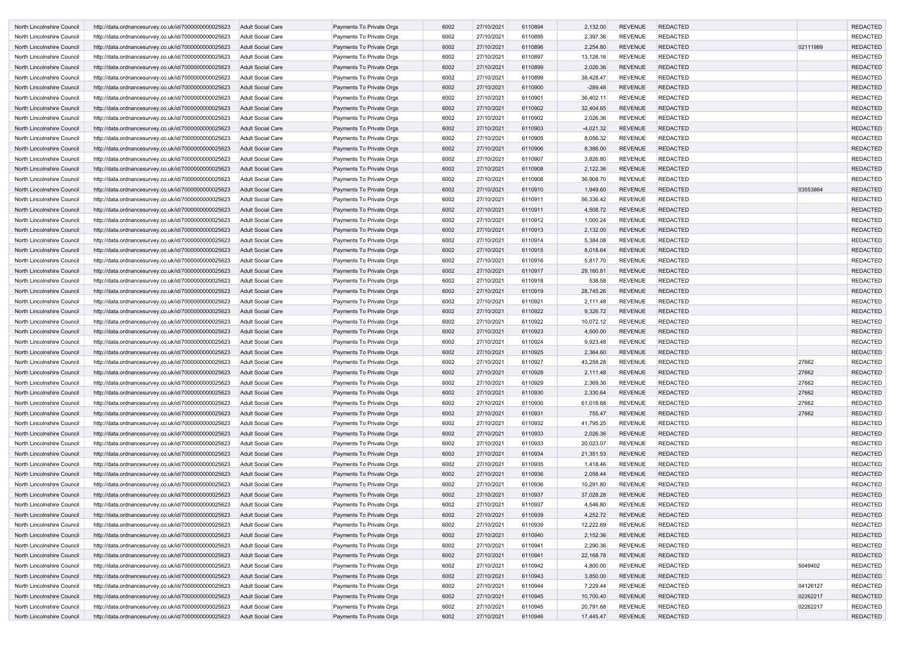| | | | | | | | | | | | |
|---|---|---|---|---|---|---|---|---|---|---|---|
| North Lincolnshire Council | http://data.ordnancesurvey.co.uk/id/7000000000025623 | Adult Social Care | Payments To Private Orgs | 6002 | 27/10/2021 | 6110894 | 2,132.00 | REVENUE | REDACTED | | REDACTED |
| North Lincolnshire Council | http://data.ordnancesurvey.co.uk/id/7000000000025623 | Adult Social Care | Payments To Private Orgs | 6002 | 27/10/2021 | 6110895 | 2,397.36 | REVENUE | REDACTED | | REDACTED |
| North Lincolnshire Council | http://data.ordnancesurvey.co.uk/id/7000000000025623 | Adult Social Care | Payments To Private Orgs | 6002 | 27/10/2021 | 6110896 | 2,254.80 | REVENUE | REDACTED | 02111989 | REDACTED |
| North Lincolnshire Council | http://data.ordnancesurvey.co.uk/id/7000000000025623 | Adult Social Care | Payments To Private Orgs | 6002 | 27/10/2021 | 6110897 | 13,126.16 | REVENUE | REDACTED | | REDACTED |
| North Lincolnshire Council | http://data.ordnancesurvey.co.uk/id/7000000000025623 | Adult Social Care | Payments To Private Orgs | 6002 | 27/10/2021 | 6110899 | 2,026.36 | REVENUE | REDACTED | | REDACTED |
| North Lincolnshire Council | http://data.ordnancesurvey.co.uk/id/7000000000025623 | Adult Social Care | Payments To Private Orgs | 6002 | 27/10/2021 | 6110899 | 38,428.47 | REVENUE | REDACTED | | REDACTED |
| North Lincolnshire Council | http://data.ordnancesurvey.co.uk/id/7000000000025623 | Adult Social Care | Payments To Private Orgs | 6002 | 27/10/2021 | 6110900 | -289.48 | REVENUE | REDACTED | | REDACTED |
| North Lincolnshire Council | http://data.ordnancesurvey.co.uk/id/7000000000025623 | Adult Social Care | Payments To Private Orgs | 6002 | 27/10/2021 | 6110901 | 36,402.11 | REVENUE | REDACTED | | REDACTED |
| North Lincolnshire Council | http://data.ordnancesurvey.co.uk/id/7000000000025623 | Adult Social Care | Payments To Private Orgs | 6002 | 27/10/2021 | 6110902 | 32,404.65 | REVENUE | REDACTED | | REDACTED |
| North Lincolnshire Council | http://data.ordnancesurvey.co.uk/id/7000000000025623 | Adult Social Care | Payments To Private Orgs | 6002 | 27/10/2021 | 6110902 | 2,026.36 | REVENUE | REDACTED | | REDACTED |
| North Lincolnshire Council | http://data.ordnancesurvey.co.uk/id/7000000000025623 | Adult Social Care | Payments To Private Orgs | 6002 | 27/10/2021 | 6110903 | -4,021.32 | REVENUE | REDACTED | | REDACTED |
| North Lincolnshire Council | http://data.ordnancesurvey.co.uk/id/7000000000025623 | Adult Social Care | Payments To Private Orgs | 6002 | 27/10/2021 | 6110905 | 8,056.32 | REVENUE | REDACTED | | REDACTED |
| North Lincolnshire Council | http://data.ordnancesurvey.co.uk/id/7000000000025623 | Adult Social Care | Payments To Private Orgs | 6002 | 27/10/2021 | 6110906 | 8,386.00 | REVENUE | REDACTED | | REDACTED |
| North Lincolnshire Council | http://data.ordnancesurvey.co.uk/id/7000000000025623 | Adult Social Care | Payments To Private Orgs | 6002 | 27/10/2021 | 6110907 | 3,826.80 | REVENUE | REDACTED | | REDACTED |
| North Lincolnshire Council | http://data.ordnancesurvey.co.uk/id/7000000000025623 | Adult Social Care | Payments To Private Orgs | 6002 | 27/10/2021 | 6110908 | 2,122.36 | REVENUE | REDACTED | | REDACTED |
| North Lincolnshire Council | http://data.ordnancesurvey.co.uk/id/7000000000025623 | Adult Social Care | Payments To Private Orgs | 6002 | 27/10/2021 | 6110908 | 36,908.70 | REVENUE | REDACTED | | REDACTED |
| North Lincolnshire Council | http://data.ordnancesurvey.co.uk/id/7000000000025623 | Adult Social Care | Payments To Private Orgs | 6002 | 27/10/2021 | 6110910 | 1,949.60 | REVENUE | REDACTED | 03553864 | REDACTED |
| North Lincolnshire Council | http://data.ordnancesurvey.co.uk/id/7000000000025623 | Adult Social Care | Payments To Private Orgs | 6002 | 27/10/2021 | 6110911 | 56,336.42 | REVENUE | REDACTED | | REDACTED |
| North Lincolnshire Council | http://data.ordnancesurvey.co.uk/id/7000000000025623 | Adult Social Care | Payments To Private Orgs | 6002 | 27/10/2021 | 6110911 | 4,508.72 | REVENUE | REDACTED | | REDACTED |
| North Lincolnshire Council | http://data.ordnancesurvey.co.uk/id/7000000000025623 | Adult Social Care | Payments To Private Orgs | 6002 | 27/10/2021 | 6110912 | 1,000.24 | REVENUE | REDACTED | | REDACTED |
| North Lincolnshire Council | http://data.ordnancesurvey.co.uk/id/7000000000025623 | Adult Social Care | Payments To Private Orgs | 6002 | 27/10/2021 | 6110913 | 2,132.00 | REVENUE | REDACTED | | REDACTED |
| North Lincolnshire Council | http://data.ordnancesurvey.co.uk/id/7000000000025623 | Adult Social Care | Payments To Private Orgs | 6002 | 27/10/2021 | 6110914 | 5,384.08 | REVENUE | REDACTED | | REDACTED |
| North Lincolnshire Council | http://data.ordnancesurvey.co.uk/id/7000000000025623 | Adult Social Care | Payments To Private Orgs | 6002 | 27/10/2021 | 6110915 | 8,018.64 | REVENUE | REDACTED | | REDACTED |
| North Lincolnshire Council | http://data.ordnancesurvey.co.uk/id/7000000000025623 | Adult Social Care | Payments To Private Orgs | 6002 | 27/10/2021 | 6110916 | 5,817.70 | REVENUE | REDACTED | | REDACTED |
| North Lincolnshire Council | http://data.ordnancesurvey.co.uk/id/7000000000025623 | Adult Social Care | Payments To Private Orgs | 6002 | 27/10/2021 | 6110917 | 29,160.81 | REVENUE | REDACTED | | REDACTED |
| North Lincolnshire Council | http://data.ordnancesurvey.co.uk/id/7000000000025623 | Adult Social Care | Payments To Private Orgs | 6002 | 27/10/2021 | 6110918 | 538.58 | REVENUE | REDACTED | | REDACTED |
| North Lincolnshire Council | http://data.ordnancesurvey.co.uk/id/7000000000025623 | Adult Social Care | Payments To Private Orgs | 6002 | 27/10/2021 | 6110919 | 28,745.26 | REVENUE | REDACTED | | REDACTED |
| North Lincolnshire Council | http://data.ordnancesurvey.co.uk/id/7000000000025623 | Adult Social Care | Payments To Private Orgs | 6002 | 27/10/2021 | 6110921 | 2,111.48 | REVENUE | REDACTED | | REDACTED |
| North Lincolnshire Council | http://data.ordnancesurvey.co.uk/id/7000000000025623 | Adult Social Care | Payments To Private Orgs | 6002 | 27/10/2021 | 6110922 | 9,326.72 | REVENUE | REDACTED | | REDACTED |
| North Lincolnshire Council | http://data.ordnancesurvey.co.uk/id/7000000000025623 | Adult Social Care | Payments To Private Orgs | 6002 | 27/10/2021 | 6110922 | 10,072.12 | REVENUE | REDACTED | | REDACTED |
| North Lincolnshire Council | http://data.ordnancesurvey.co.uk/id/7000000000025623 | Adult Social Care | Payments To Private Orgs | 6002 | 27/10/2021 | 6110923 | 4,500.00 | REVENUE | REDACTED | | REDACTED |
| North Lincolnshire Council | http://data.ordnancesurvey.co.uk/id/7000000000025623 | Adult Social Care | Payments To Private Orgs | 6002 | 27/10/2021 | 6110924 | 9,923.48 | REVENUE | REDACTED | | REDACTED |
| North Lincolnshire Council | http://data.ordnancesurvey.co.uk/id/7000000000025623 | Adult Social Care | Payments To Private Orgs | 6002 | 27/10/2021 | 6110925 | 2,364.60 | REVENUE | REDACTED | | REDACTED |
| North Lincolnshire Council | http://data.ordnancesurvey.co.uk/id/7000000000025623 | Adult Social Care | Payments To Private Orgs | 6002 | 27/10/2021 | 6110927 | 43,258.28 | REVENUE | REDACTED | 27662 | REDACTED |
| North Lincolnshire Council | http://data.ordnancesurvey.co.uk/id/7000000000025623 | Adult Social Care | Payments To Private Orgs | 6002 | 27/10/2021 | 6110928 | 2,111.48 | REVENUE | REDACTED | 27662 | REDACTED |
| North Lincolnshire Council | http://data.ordnancesurvey.co.uk/id/7000000000025623 | Adult Social Care | Payments To Private Orgs | 6002 | 27/10/2021 | 6110929 | 2,369.36 | REVENUE | REDACTED | 27662 | REDACTED |
| North Lincolnshire Council | http://data.ordnancesurvey.co.uk/id/7000000000025623 | Adult Social Care | Payments To Private Orgs | 6002 | 27/10/2021 | 6110930 | 2,330.64 | REVENUE | REDACTED | 27662 | REDACTED |
| North Lincolnshire Council | http://data.ordnancesurvey.co.uk/id/7000000000025623 | Adult Social Care | Payments To Private Orgs | 6002 | 27/10/2021 | 6110930 | 61,018.68 | REVENUE | REDACTED | 27662 | REDACTED |
| North Lincolnshire Council | http://data.ordnancesurvey.co.uk/id/7000000000025623 | Adult Social Care | Payments To Private Orgs | 6002 | 27/10/2021 | 6110931 | 755.47 | REVENUE | REDACTED | 27662 | REDACTED |
| North Lincolnshire Council | http://data.ordnancesurvey.co.uk/id/7000000000025623 | Adult Social Care | Payments To Private Orgs | 6002 | 27/10/2021 | 6110932 | 41,795.25 | REVENUE | REDACTED | | REDACTED |
| North Lincolnshire Council | http://data.ordnancesurvey.co.uk/id/7000000000025623 | Adult Social Care | Payments To Private Orgs | 6002 | 27/10/2021 | 6110933 | 2,026.36 | REVENUE | REDACTED | | REDACTED |
| North Lincolnshire Council | http://data.ordnancesurvey.co.uk/id/7000000000025623 | Adult Social Care | Payments To Private Orgs | 6002 | 27/10/2021 | 6110933 | 20,023.07 | REVENUE | REDACTED | | REDACTED |
| North Lincolnshire Council | http://data.ordnancesurvey.co.uk/id/7000000000025623 | Adult Social Care | Payments To Private Orgs | 6002 | 27/10/2021 | 6110934 | 21,351.53 | REVENUE | REDACTED | | REDACTED |
| North Lincolnshire Council | http://data.ordnancesurvey.co.uk/id/7000000000025623 | Adult Social Care | Payments To Private Orgs | 6002 | 27/10/2021 | 6110935 | 1,418.46 | REVENUE | REDACTED | | REDACTED |
| North Lincolnshire Council | http://data.ordnancesurvey.co.uk/id/7000000000025623 | Adult Social Care | Payments To Private Orgs | 6002 | 27/10/2021 | 6110936 | 2,058.44 | REVENUE | REDACTED | | REDACTED |
| North Lincolnshire Council | http://data.ordnancesurvey.co.uk/id/7000000000025623 | Adult Social Care | Payments To Private Orgs | 6002 | 27/10/2021 | 6110936 | 10,291.80 | REVENUE | REDACTED | | REDACTED |
| North Lincolnshire Council | http://data.ordnancesurvey.co.uk/id/7000000000025623 | Adult Social Care | Payments To Private Orgs | 6002 | 27/10/2021 | 6110937 | 37,028.28 | REVENUE | REDACTED | | REDACTED |
| North Lincolnshire Council | http://data.ordnancesurvey.co.uk/id/7000000000025623 | Adult Social Care | Payments To Private Orgs | 6002 | 27/10/2021 | 6110937 | 4,546.80 | REVENUE | REDACTED | | REDACTED |
| North Lincolnshire Council | http://data.ordnancesurvey.co.uk/id/7000000000025623 | Adult Social Care | Payments To Private Orgs | 6002 | 27/10/2021 | 6110939 | 4,252.72 | REVENUE | REDACTED | | REDACTED |
| North Lincolnshire Council | http://data.ordnancesurvey.co.uk/id/7000000000025623 | Adult Social Care | Payments To Private Orgs | 6002 | 27/10/2021 | 6110939 | 12,222.69 | REVENUE | REDACTED | | REDACTED |
| North Lincolnshire Council | http://data.ordnancesurvey.co.uk/id/7000000000025623 | Adult Social Care | Payments To Private Orgs | 6002 | 27/10/2021 | 6110940 | 2,152.36 | REVENUE | REDACTED | | REDACTED |
| North Lincolnshire Council | http://data.ordnancesurvey.co.uk/id/7000000000025623 | Adult Social Care | Payments To Private Orgs | 6002 | 27/10/2021 | 6110941 | 2,290.36 | REVENUE | REDACTED | | REDACTED |
| North Lincolnshire Council | http://data.ordnancesurvey.co.uk/id/7000000000025623 | Adult Social Care | Payments To Private Orgs | 6002 | 27/10/2021 | 6110941 | 22,168.78 | REVENUE | REDACTED | | REDACTED |
| North Lincolnshire Council | http://data.ordnancesurvey.co.uk/id/7000000000025623 | Adult Social Care | Payments To Private Orgs | 6002 | 27/10/2021 | 6110942 | 4,800.00 | REVENUE | REDACTED | 5049402 | REDACTED |
| North Lincolnshire Council | http://data.ordnancesurvey.co.uk/id/7000000000025623 | Adult Social Care | Payments To Private Orgs | 6002 | 27/10/2021 | 6110943 | 3,850.00 | REVENUE | REDACTED | | REDACTED |
| North Lincolnshire Council | http://data.ordnancesurvey.co.uk/id/7000000000025623 | Adult Social Care | Payments To Private Orgs | 6002 | 27/10/2021 | 6110944 | 7,229.44 | REVENUE | REDACTED | 04126127 | REDACTED |
| North Lincolnshire Council | http://data.ordnancesurvey.co.uk/id/7000000000025623 | Adult Social Care | Payments To Private Orgs | 6002 | 27/10/2021 | 6110945 | 10,700.40 | REVENUE | REDACTED | 02262217 | REDACTED |
| North Lincolnshire Council | http://data.ordnancesurvey.co.uk/id/7000000000025623 | Adult Social Care | Payments To Private Orgs | 6002 | 27/10/2021 | 6110945 | 20,791.68 | REVENUE | REDACTED | 02262217 | REDACTED |
| North Lincolnshire Council | http://data.ordnancesurvey.co.uk/id/7000000000025623 | Adult Social Care | Payments To Private Orgs | 6002 | 27/10/2021 | 6110946 | 17,445.47 | REVENUE | REDACTED | | REDACTED |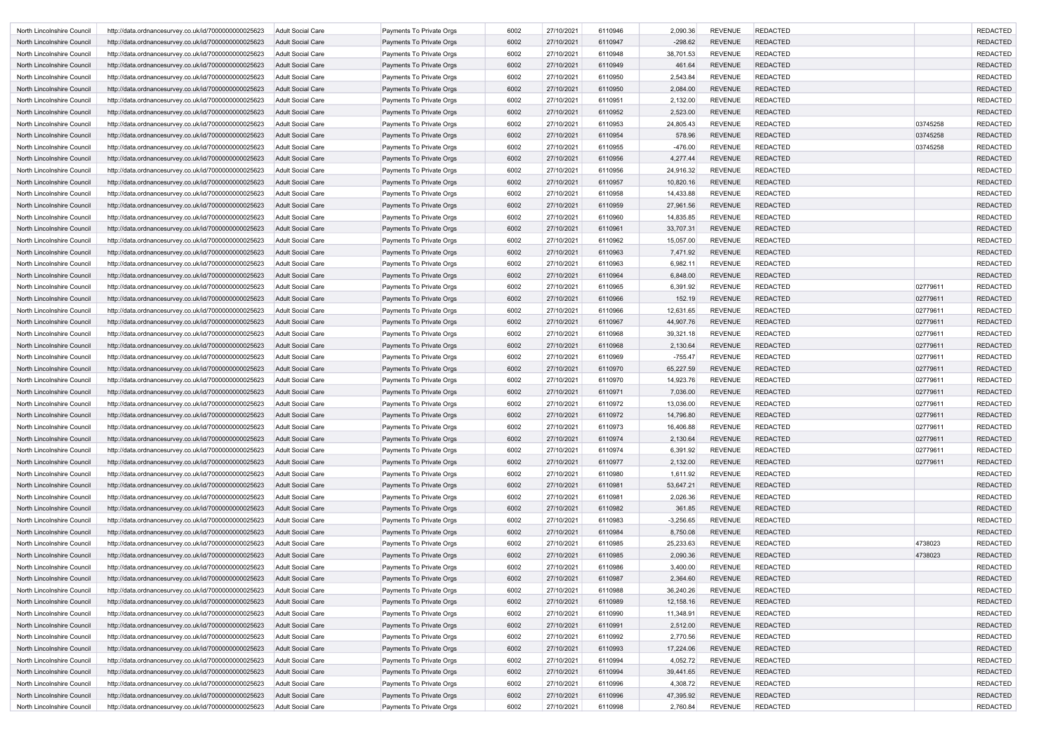| North Lincolnshire Council | http://data.ordnancesurvey.co.uk/id/7000000000025623 | Adult Social Care | Payments To Private Orgs | 6002 | 27/10/2021 | 6110946 | 2,090.36 | REVENUE | REDACTED | | REDACTED |
|---|---|---|---|---|---|---|---|---|---|---|---|
| North Lincolnshire Council | http://data.ordnancesurvey.co.uk/id/7000000000025623 | Adult Social Care | Payments To Private Orgs | 6002 | 27/10/2021 | 6110947 | -298.62 | REVENUE | REDACTED | | REDACTED |
| North Lincolnshire Council | http://data.ordnancesurvey.co.uk/id/7000000000025623 | Adult Social Care | Payments To Private Orgs | 6002 | 27/10/2021 | 6110948 | 38,701.53 | REVENUE | REDACTED | | REDACTED |
| North Lincolnshire Council | http://data.ordnancesurvey.co.uk/id/7000000000025623 | Adult Social Care | Payments To Private Orgs | 6002 | 27/10/2021 | 6110949 | 461.64 | REVENUE | REDACTED | | REDACTED |
| North Lincolnshire Council | http://data.ordnancesurvey.co.uk/id/7000000000025623 | Adult Social Care | Payments To Private Orgs | 6002 | 27/10/2021 | 6110950 | 2,543.84 | REVENUE | REDACTED | | REDACTED |
| North Lincolnshire Council | http://data.ordnancesurvey.co.uk/id/7000000000025623 | Adult Social Care | Payments To Private Orgs | 6002 | 27/10/2021 | 6110950 | 2,084.00 | REVENUE | REDACTED | | REDACTED |
| North Lincolnshire Council | http://data.ordnancesurvey.co.uk/id/7000000000025623 | Adult Social Care | Payments To Private Orgs | 6002 | 27/10/2021 | 6110951 | 2,132.00 | REVENUE | REDACTED | | REDACTED |
| North Lincolnshire Council | http://data.ordnancesurvey.co.uk/id/7000000000025623 | Adult Social Care | Payments To Private Orgs | 6002 | 27/10/2021 | 6110952 | 2,523.00 | REVENUE | REDACTED | | REDACTED |
| North Lincolnshire Council | http://data.ordnancesurvey.co.uk/id/7000000000025623 | Adult Social Care | Payments To Private Orgs | 6002 | 27/10/2021 | 6110953 | 24,805.43 | REVENUE | REDACTED | 03745258 | REDACTED |
| North Lincolnshire Council | http://data.ordnancesurvey.co.uk/id/7000000000025623 | Adult Social Care | Payments To Private Orgs | 6002 | 27/10/2021 | 6110954 | 578.96 | REVENUE | REDACTED | 03745258 | REDACTED |
| North Lincolnshire Council | http://data.ordnancesurvey.co.uk/id/7000000000025623 | Adult Social Care | Payments To Private Orgs | 6002 | 27/10/2021 | 6110955 | -476.00 | REVENUE | REDACTED | 03745258 | REDACTED |
| North Lincolnshire Council | http://data.ordnancesurvey.co.uk/id/7000000000025623 | Adult Social Care | Payments To Private Orgs | 6002 | 27/10/2021 | 6110956 | 4,277.44 | REVENUE | REDACTED | | REDACTED |
| North Lincolnshire Council | http://data.ordnancesurvey.co.uk/id/7000000000025623 | Adult Social Care | Payments To Private Orgs | 6002 | 27/10/2021 | 6110956 | 24,916.32 | REVENUE | REDACTED | | REDACTED |
| North Lincolnshire Council | http://data.ordnancesurvey.co.uk/id/7000000000025623 | Adult Social Care | Payments To Private Orgs | 6002 | 27/10/2021 | 6110957 | 10,820.16 | REVENUE | REDACTED | | REDACTED |
| North Lincolnshire Council | http://data.ordnancesurvey.co.uk/id/7000000000025623 | Adult Social Care | Payments To Private Orgs | 6002 | 27/10/2021 | 6110958 | 14,433.88 | REVENUE | REDACTED | | REDACTED |
| North Lincolnshire Council | http://data.ordnancesurvey.co.uk/id/7000000000025623 | Adult Social Care | Payments To Private Orgs | 6002 | 27/10/2021 | 6110959 | 27,961.56 | REVENUE | REDACTED | | REDACTED |
| North Lincolnshire Council | http://data.ordnancesurvey.co.uk/id/7000000000025623 | Adult Social Care | Payments To Private Orgs | 6002 | 27/10/2021 | 6110960 | 14,835.85 | REVENUE | REDACTED | | REDACTED |
| North Lincolnshire Council | http://data.ordnancesurvey.co.uk/id/7000000000025623 | Adult Social Care | Payments To Private Orgs | 6002 | 27/10/2021 | 6110961 | 33,707.31 | REVENUE | REDACTED | | REDACTED |
| North Lincolnshire Council | http://data.ordnancesurvey.co.uk/id/7000000000025623 | Adult Social Care | Payments To Private Orgs | 6002 | 27/10/2021 | 6110962 | 15,057.00 | REVENUE | REDACTED | | REDACTED |
| North Lincolnshire Council | http://data.ordnancesurvey.co.uk/id/7000000000025623 | Adult Social Care | Payments To Private Orgs | 6002 | 27/10/2021 | 6110963 | 7,471.92 | REVENUE | REDACTED | | REDACTED |
| North Lincolnshire Council | http://data.ordnancesurvey.co.uk/id/7000000000025623 | Adult Social Care | Payments To Private Orgs | 6002 | 27/10/2021 | 6110963 | 6,982.11 | REVENUE | REDACTED | | REDACTED |
| North Lincolnshire Council | http://data.ordnancesurvey.co.uk/id/7000000000025623 | Adult Social Care | Payments To Private Orgs | 6002 | 27/10/2021 | 6110964 | 6,848.00 | REVENUE | REDACTED | | REDACTED |
| North Lincolnshire Council | http://data.ordnancesurvey.co.uk/id/7000000000025623 | Adult Social Care | Payments To Private Orgs | 6002 | 27/10/2021 | 6110965 | 6,391.92 | REVENUE | REDACTED | 02779611 | REDACTED |
| North Lincolnshire Council | http://data.ordnancesurvey.co.uk/id/7000000000025623 | Adult Social Care | Payments To Private Orgs | 6002 | 27/10/2021 | 6110966 | 152.19 | REVENUE | REDACTED | 02779611 | REDACTED |
| North Lincolnshire Council | http://data.ordnancesurvey.co.uk/id/7000000000025623 | Adult Social Care | Payments To Private Orgs | 6002 | 27/10/2021 | 6110966 | 12,631.65 | REVENUE | REDACTED | 02779611 | REDACTED |
| North Lincolnshire Council | http://data.ordnancesurvey.co.uk/id/7000000000025623 | Adult Social Care | Payments To Private Orgs | 6002 | 27/10/2021 | 6110967 | 44,907.76 | REVENUE | REDACTED | 02779611 | REDACTED |
| North Lincolnshire Council | http://data.ordnancesurvey.co.uk/id/7000000000025623 | Adult Social Care | Payments To Private Orgs | 6002 | 27/10/2021 | 6110968 | 39,321.18 | REVENUE | REDACTED | 02779611 | REDACTED |
| North Lincolnshire Council | http://data.ordnancesurvey.co.uk/id/7000000000025623 | Adult Social Care | Payments To Private Orgs | 6002 | 27/10/2021 | 6110968 | 2,130.64 | REVENUE | REDACTED | 02779611 | REDACTED |
| North Lincolnshire Council | http://data.ordnancesurvey.co.uk/id/7000000000025623 | Adult Social Care | Payments To Private Orgs | 6002 | 27/10/2021 | 6110969 | -755.47 | REVENUE | REDACTED | 02779611 | REDACTED |
| North Lincolnshire Council | http://data.ordnancesurvey.co.uk/id/7000000000025623 | Adult Social Care | Payments To Private Orgs | 6002 | 27/10/2021 | 6110970 | 65,227.59 | REVENUE | REDACTED | 02779611 | REDACTED |
| North Lincolnshire Council | http://data.ordnancesurvey.co.uk/id/7000000000025623 | Adult Social Care | Payments To Private Orgs | 6002 | 27/10/2021 | 6110970 | 14,923.76 | REVENUE | REDACTED | 02779611 | REDACTED |
| North Lincolnshire Council | http://data.ordnancesurvey.co.uk/id/7000000000025623 | Adult Social Care | Payments To Private Orgs | 6002 | 27/10/2021 | 6110971 | 7,036.00 | REVENUE | REDACTED | 02779611 | REDACTED |
| North Lincolnshire Council | http://data.ordnancesurvey.co.uk/id/7000000000025623 | Adult Social Care | Payments To Private Orgs | 6002 | 27/10/2021 | 6110972 | 13,036.00 | REVENUE | REDACTED | 02779611 | REDACTED |
| North Lincolnshire Council | http://data.ordnancesurvey.co.uk/id/7000000000025623 | Adult Social Care | Payments To Private Orgs | 6002 | 27/10/2021 | 6110972 | 14,796.80 | REVENUE | REDACTED | 02779611 | REDACTED |
| North Lincolnshire Council | http://data.ordnancesurvey.co.uk/id/7000000000025623 | Adult Social Care | Payments To Private Orgs | 6002 | 27/10/2021 | 6110973 | 16,406.88 | REVENUE | REDACTED | 02779611 | REDACTED |
| North Lincolnshire Council | http://data.ordnancesurvey.co.uk/id/7000000000025623 | Adult Social Care | Payments To Private Orgs | 6002 | 27/10/2021 | 6110974 | 2,130.64 | REVENUE | REDACTED | 02779611 | REDACTED |
| North Lincolnshire Council | http://data.ordnancesurvey.co.uk/id/7000000000025623 | Adult Social Care | Payments To Private Orgs | 6002 | 27/10/2021 | 6110974 | 6,391.92 | REVENUE | REDACTED | 02779611 | REDACTED |
| North Lincolnshire Council | http://data.ordnancesurvey.co.uk/id/7000000000025623 | Adult Social Care | Payments To Private Orgs | 6002 | 27/10/2021 | 6110977 | 2,132.00 | REVENUE | REDACTED | 02779611 | REDACTED |
| North Lincolnshire Council | http://data.ordnancesurvey.co.uk/id/7000000000025623 | Adult Social Care | Payments To Private Orgs | 6002 | 27/10/2021 | 6110980 | 1,611.92 | REVENUE | REDACTED | | REDACTED |
| North Lincolnshire Council | http://data.ordnancesurvey.co.uk/id/7000000000025623 | Adult Social Care | Payments To Private Orgs | 6002 | 27/10/2021 | 6110981 | 53,647.21 | REVENUE | REDACTED | | REDACTED |
| North Lincolnshire Council | http://data.ordnancesurvey.co.uk/id/7000000000025623 | Adult Social Care | Payments To Private Orgs | 6002 | 27/10/2021 | 6110981 | 2,026.36 | REVENUE | REDACTED | | REDACTED |
| North Lincolnshire Council | http://data.ordnancesurvey.co.uk/id/7000000000025623 | Adult Social Care | Payments To Private Orgs | 6002 | 27/10/2021 | 6110982 | 361.85 | REVENUE | REDACTED | | REDACTED |
| North Lincolnshire Council | http://data.ordnancesurvey.co.uk/id/7000000000025623 | Adult Social Care | Payments To Private Orgs | 6002 | 27/10/2021 | 6110983 | -3,256.65 | REVENUE | REDACTED | | REDACTED |
| North Lincolnshire Council | http://data.ordnancesurvey.co.uk/id/7000000000025623 | Adult Social Care | Payments To Private Orgs | 6002 | 27/10/2021 | 6110984 | 8,750.08 | REVENUE | REDACTED | | REDACTED |
| North Lincolnshire Council | http://data.ordnancesurvey.co.uk/id/7000000000025623 | Adult Social Care | Payments To Private Orgs | 6002 | 27/10/2021 | 6110985 | 25,233.63 | REVENUE | REDACTED | 4738023 | REDACTED |
| North Lincolnshire Council | http://data.ordnancesurvey.co.uk/id/7000000000025623 | Adult Social Care | Payments To Private Orgs | 6002 | 27/10/2021 | 6110985 | 2,090.36 | REVENUE | REDACTED | 4738023 | REDACTED |
| North Lincolnshire Council | http://data.ordnancesurvey.co.uk/id/7000000000025623 | Adult Social Care | Payments To Private Orgs | 6002 | 27/10/2021 | 6110986 | 3,400.00 | REVENUE | REDACTED | | REDACTED |
| North Lincolnshire Council | http://data.ordnancesurvey.co.uk/id/7000000000025623 | Adult Social Care | Payments To Private Orgs | 6002 | 27/10/2021 | 6110987 | 2,364.60 | REVENUE | REDACTED | | REDACTED |
| North Lincolnshire Council | http://data.ordnancesurvey.co.uk/id/7000000000025623 | Adult Social Care | Payments To Private Orgs | 6002 | 27/10/2021 | 6110988 | 36,240.26 | REVENUE | REDACTED | | REDACTED |
| North Lincolnshire Council | http://data.ordnancesurvey.co.uk/id/7000000000025623 | Adult Social Care | Payments To Private Orgs | 6002 | 27/10/2021 | 6110989 | 12,158.16 | REVENUE | REDACTED | | REDACTED |
| North Lincolnshire Council | http://data.ordnancesurvey.co.uk/id/7000000000025623 | Adult Social Care | Payments To Private Orgs | 6002 | 27/10/2021 | 6110990 | 11,348.91 | REVENUE | REDACTED | | REDACTED |
| North Lincolnshire Council | http://data.ordnancesurvey.co.uk/id/7000000000025623 | Adult Social Care | Payments To Private Orgs | 6002 | 27/10/2021 | 6110991 | 2,512.00 | REVENUE | REDACTED | | REDACTED |
| North Lincolnshire Council | http://data.ordnancesurvey.co.uk/id/7000000000025623 | Adult Social Care | Payments To Private Orgs | 6002 | 27/10/2021 | 6110992 | 2,770.56 | REVENUE | REDACTED | | REDACTED |
| North Lincolnshire Council | http://data.ordnancesurvey.co.uk/id/7000000000025623 | Adult Social Care | Payments To Private Orgs | 6002 | 27/10/2021 | 6110993 | 17,224.06 | REVENUE | REDACTED | | REDACTED |
| North Lincolnshire Council | http://data.ordnancesurvey.co.uk/id/7000000000025623 | Adult Social Care | Payments To Private Orgs | 6002 | 27/10/2021 | 6110994 | 4,052.72 | REVENUE | REDACTED | | REDACTED |
| North Lincolnshire Council | http://data.ordnancesurvey.co.uk/id/7000000000025623 | Adult Social Care | Payments To Private Orgs | 6002 | 27/10/2021 | 6110994 | 39,441.65 | REVENUE | REDACTED | | REDACTED |
| North Lincolnshire Council | http://data.ordnancesurvey.co.uk/id/7000000000025623 | Adult Social Care | Payments To Private Orgs | 6002 | 27/10/2021 | 6110996 | 4,308.72 | REVENUE | REDACTED | | REDACTED |
| North Lincolnshire Council | http://data.ordnancesurvey.co.uk/id/7000000000025623 | Adult Social Care | Payments To Private Orgs | 6002 | 27/10/2021 | 6110996 | 47,395.92 | REVENUE | REDACTED | | REDACTED |
| North Lincolnshire Council | http://data.ordnancesurvey.co.uk/id/7000000000025623 | Adult Social Care | Payments To Private Orgs | 6002 | 27/10/2021 | 6110998 | 2,760.84 | REVENUE | REDACTED | | REDACTED |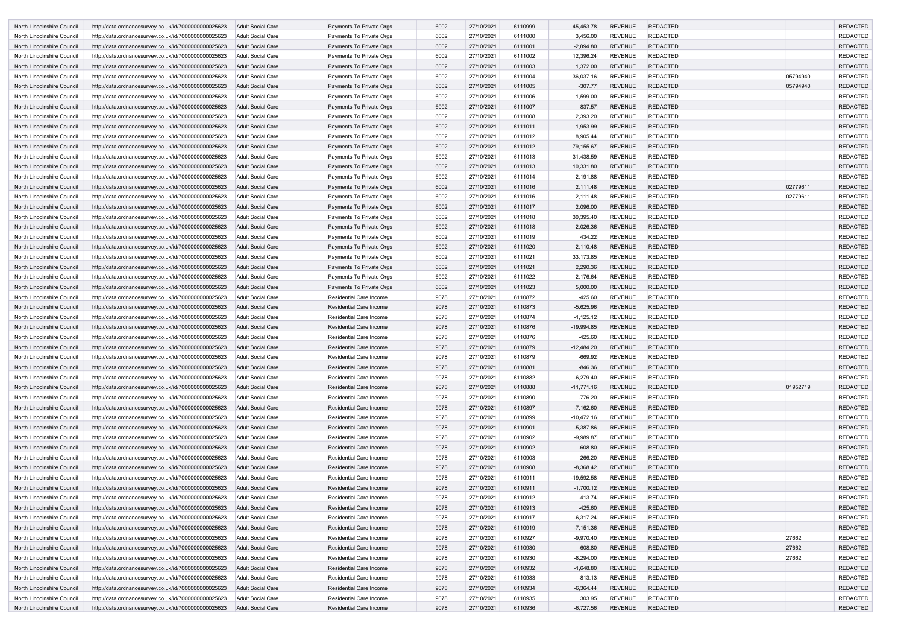| | | | | | | | | | | | |
|---|---|---|---|---|---|---|---|---|---|---|---|
| North Lincolnshire Council | http://data.ordnancesurvey.co.uk/id/7000000000025623 | Adult Social Care | Payments To Private Orgs | 6002 | 27/10/2021 | 6110999 | 45,453.78 | REVENUE | REDACTED | | REDACTED |
| North Lincolnshire Council | http://data.ordnancesurvey.co.uk/id/7000000000025623 | Adult Social Care | Payments To Private Orgs | 6002 | 27/10/2021 | 6111000 | 3,456.00 | REVENUE | REDACTED | | REDACTED |
| North Lincolnshire Council | http://data.ordnancesurvey.co.uk/id/7000000000025623 | Adult Social Care | Payments To Private Orgs | 6002 | 27/10/2021 | 6111001 | -2,894.80 | REVENUE | REDACTED | | REDACTED |
| North Lincolnshire Council | http://data.ordnancesurvey.co.uk/id/7000000000025623 | Adult Social Care | Payments To Private Orgs | 6002 | 27/10/2021 | 6111002 | 12,396.24 | REVENUE | REDACTED | | REDACTED |
| North Lincolnshire Council | http://data.ordnancesurvey.co.uk/id/7000000000025623 | Adult Social Care | Payments To Private Orgs | 6002 | 27/10/2021 | 6111003 | 1,372.00 | REVENUE | REDACTED | | REDACTED |
| North Lincolnshire Council | http://data.ordnancesurvey.co.uk/id/7000000000025623 | Adult Social Care | Payments To Private Orgs | 6002 | 27/10/2021 | 6111004 | 36,037.16 | REVENUE | REDACTED | 05794940 | REDACTED |
| North Lincolnshire Council | http://data.ordnancesurvey.co.uk/id/7000000000025623 | Adult Social Care | Payments To Private Orgs | 6002 | 27/10/2021 | 6111005 | -307.77 | REVENUE | REDACTED | 05794940 | REDACTED |
| North Lincolnshire Council | http://data.ordnancesurvey.co.uk/id/7000000000025623 | Adult Social Care | Payments To Private Orgs | 6002 | 27/10/2021 | 6111006 | 1,599.00 | REVENUE | REDACTED | | REDACTED |
| North Lincolnshire Council | http://data.ordnancesurvey.co.uk/id/7000000000025623 | Adult Social Care | Payments To Private Orgs | 6002 | 27/10/2021 | 6111007 | 837.57 | REVENUE | REDACTED | | REDACTED |
| North Lincolnshire Council | http://data.ordnancesurvey.co.uk/id/7000000000025623 | Adult Social Care | Payments To Private Orgs | 6002 | 27/10/2021 | 6111008 | 2,393.20 | REVENUE | REDACTED | | REDACTED |
| North Lincolnshire Council | http://data.ordnancesurvey.co.uk/id/7000000000025623 | Adult Social Care | Payments To Private Orgs | 6002 | 27/10/2021 | 6111011 | 1,953.99 | REVENUE | REDACTED | | REDACTED |
| North Lincolnshire Council | http://data.ordnancesurvey.co.uk/id/7000000000025623 | Adult Social Care | Payments To Private Orgs | 6002 | 27/10/2021 | 6111012 | 8,905.44 | REVENUE | REDACTED | | REDACTED |
| North Lincolnshire Council | http://data.ordnancesurvey.co.uk/id/7000000000025623 | Adult Social Care | Payments To Private Orgs | 6002 | 27/10/2021 | 6111012 | 79,155.67 | REVENUE | REDACTED | | REDACTED |
| North Lincolnshire Council | http://data.ordnancesurvey.co.uk/id/7000000000025623 | Adult Social Care | Payments To Private Orgs | 6002 | 27/10/2021 | 6111013 | 31,438.59 | REVENUE | REDACTED | | REDACTED |
| North Lincolnshire Council | http://data.ordnancesurvey.co.uk/id/7000000000025623 | Adult Social Care | Payments To Private Orgs | 6002 | 27/10/2021 | 6111013 | 10,331.80 | REVENUE | REDACTED | | REDACTED |
| North Lincolnshire Council | http://data.ordnancesurvey.co.uk/id/7000000000025623 | Adult Social Care | Payments To Private Orgs | 6002 | 27/10/2021 | 6111014 | 2,191.88 | REVENUE | REDACTED | | REDACTED |
| North Lincolnshire Council | http://data.ordnancesurvey.co.uk/id/7000000000025623 | Adult Social Care | Payments To Private Orgs | 6002 | 27/10/2021 | 6111016 | 2,111.48 | REVENUE | REDACTED | 02779611 | REDACTED |
| North Lincolnshire Council | http://data.ordnancesurvey.co.uk/id/7000000000025623 | Adult Social Care | Payments To Private Orgs | 6002 | 27/10/2021 | 6111016 | 2,111.48 | REVENUE | REDACTED | 02779611 | REDACTED |
| North Lincolnshire Council | http://data.ordnancesurvey.co.uk/id/7000000000025623 | Adult Social Care | Payments To Private Orgs | 6002 | 27/10/2021 | 6111017 | 2,096.00 | REVENUE | REDACTED | | REDACTED |
| North Lincolnshire Council | http://data.ordnancesurvey.co.uk/id/7000000000025623 | Adult Social Care | Payments To Private Orgs | 6002 | 27/10/2021 | 6111018 | 30,395.40 | REVENUE | REDACTED | | REDACTED |
| North Lincolnshire Council | http://data.ordnancesurvey.co.uk/id/7000000000025623 | Adult Social Care | Payments To Private Orgs | 6002 | 27/10/2021 | 6111018 | 2,026.36 | REVENUE | REDACTED | | REDACTED |
| North Lincolnshire Council | http://data.ordnancesurvey.co.uk/id/7000000000025623 | Adult Social Care | Payments To Private Orgs | 6002 | 27/10/2021 | 6111019 | 434.22 | REVENUE | REDACTED | | REDACTED |
| North Lincolnshire Council | http://data.ordnancesurvey.co.uk/id/7000000000025623 | Adult Social Care | Payments To Private Orgs | 6002 | 27/10/2021 | 6111020 | 2,110.48 | REVENUE | REDACTED | | REDACTED |
| North Lincolnshire Council | http://data.ordnancesurvey.co.uk/id/7000000000025623 | Adult Social Care | Payments To Private Orgs | 6002 | 27/10/2021 | 6111021 | 33,173.85 | REVENUE | REDACTED | | REDACTED |
| North Lincolnshire Council | http://data.ordnancesurvey.co.uk/id/7000000000025623 | Adult Social Care | Payments To Private Orgs | 6002 | 27/10/2021 | 6111021 | 2,290.36 | REVENUE | REDACTED | | REDACTED |
| North Lincolnshire Council | http://data.ordnancesurvey.co.uk/id/7000000000025623 | Adult Social Care | Payments To Private Orgs | 6002 | 27/10/2021 | 6111022 | 2,176.64 | REVENUE | REDACTED | | REDACTED |
| North Lincolnshire Council | http://data.ordnancesurvey.co.uk/id/7000000000025623 | Adult Social Care | Payments To Private Orgs | 6002 | 27/10/2021 | 6111023 | 5,000.00 | REVENUE | REDACTED | | REDACTED |
| North Lincolnshire Council | http://data.ordnancesurvey.co.uk/id/7000000000025623 | Adult Social Care | Residential Care Income | 9078 | 27/10/2021 | 6110872 | -425.60 | REVENUE | REDACTED | | REDACTED |
| North Lincolnshire Council | http://data.ordnancesurvey.co.uk/id/7000000000025623 | Adult Social Care | Residential Care Income | 9078 | 27/10/2021 | 6110873 | -5,625.96 | REVENUE | REDACTED | | REDACTED |
| North Lincolnshire Council | http://data.ordnancesurvey.co.uk/id/7000000000025623 | Adult Social Care | Residential Care Income | 9078 | 27/10/2021 | 6110874 | -1,125.12 | REVENUE | REDACTED | | REDACTED |
| North Lincolnshire Council | http://data.ordnancesurvey.co.uk/id/7000000000025623 | Adult Social Care | Residential Care Income | 9078 | 27/10/2021 | 6110876 | -19,994.85 | REVENUE | REDACTED | | REDACTED |
| North Lincolnshire Council | http://data.ordnancesurvey.co.uk/id/7000000000025623 | Adult Social Care | Residential Care Income | 9078 | 27/10/2021 | 6110876 | -425.60 | REVENUE | REDACTED | | REDACTED |
| North Lincolnshire Council | http://data.ordnancesurvey.co.uk/id/7000000000025623 | Adult Social Care | Residential Care Income | 9078 | 27/10/2021 | 6110879 | -12,484.20 | REVENUE | REDACTED | | REDACTED |
| North Lincolnshire Council | http://data.ordnancesurvey.co.uk/id/7000000000025623 | Adult Social Care | Residential Care Income | 9078 | 27/10/2021 | 6110879 | -669.92 | REVENUE | REDACTED | | REDACTED |
| North Lincolnshire Council | http://data.ordnancesurvey.co.uk/id/7000000000025623 | Adult Social Care | Residential Care Income | 9078 | 27/10/2021 | 6110881 | -846.36 | REVENUE | REDACTED | | REDACTED |
| North Lincolnshire Council | http://data.ordnancesurvey.co.uk/id/7000000000025623 | Adult Social Care | Residential Care Income | 9078 | 27/10/2021 | 6110882 | -6,279.40 | REVENUE | REDACTED | | REDACTED |
| North Lincolnshire Council | http://data.ordnancesurvey.co.uk/id/7000000000025623 | Adult Social Care | Residential Care Income | 9078 | 27/10/2021 | 6110888 | -11,771.16 | REVENUE | REDACTED | 01952719 | REDACTED |
| North Lincolnshire Council | http://data.ordnancesurvey.co.uk/id/7000000000025623 | Adult Social Care | Residential Care Income | 9078 | 27/10/2021 | 6110890 | -776.20 | REVENUE | REDACTED | | REDACTED |
| North Lincolnshire Council | http://data.ordnancesurvey.co.uk/id/7000000000025623 | Adult Social Care | Residential Care Income | 9078 | 27/10/2021 | 6110897 | -7,162.60 | REVENUE | REDACTED | | REDACTED |
| North Lincolnshire Council | http://data.ordnancesurvey.co.uk/id/7000000000025623 | Adult Social Care | Residential Care Income | 9078 | 27/10/2021 | 6110899 | -10,472.16 | REVENUE | REDACTED | | REDACTED |
| North Lincolnshire Council | http://data.ordnancesurvey.co.uk/id/7000000000025623 | Adult Social Care | Residential Care Income | 9078 | 27/10/2021 | 6110901 | -5,387.86 | REVENUE | REDACTED | | REDACTED |
| North Lincolnshire Council | http://data.ordnancesurvey.co.uk/id/7000000000025623 | Adult Social Care | Residential Care Income | 9078 | 27/10/2021 | 6110902 | -9,989.87 | REVENUE | REDACTED | | REDACTED |
| North Lincolnshire Council | http://data.ordnancesurvey.co.uk/id/7000000000025623 | Adult Social Care | Residential Care Income | 9078 | 27/10/2021 | 6110902 | -608.80 | REVENUE | REDACTED | | REDACTED |
| North Lincolnshire Council | http://data.ordnancesurvey.co.uk/id/7000000000025623 | Adult Social Care | Residential Care Income | 9078 | 27/10/2021 | 6110903 | 266.20 | REVENUE | REDACTED | | REDACTED |
| North Lincolnshire Council | http://data.ordnancesurvey.co.uk/id/7000000000025623 | Adult Social Care | Residential Care Income | 9078 | 27/10/2021 | 6110908 | -8,368.42 | REVENUE | REDACTED | | REDACTED |
| North Lincolnshire Council | http://data.ordnancesurvey.co.uk/id/7000000000025623 | Adult Social Care | Residential Care Income | 9078 | 27/10/2021 | 6110911 | -19,592.58 | REVENUE | REDACTED | | REDACTED |
| North Lincolnshire Council | http://data.ordnancesurvey.co.uk/id/7000000000025623 | Adult Social Care | Residential Care Income | 9078 | 27/10/2021 | 6110911 | -1,700.12 | REVENUE | REDACTED | | REDACTED |
| North Lincolnshire Council | http://data.ordnancesurvey.co.uk/id/7000000000025623 | Adult Social Care | Residential Care Income | 9078 | 27/10/2021 | 6110912 | -413.74 | REVENUE | REDACTED | | REDACTED |
| North Lincolnshire Council | http://data.ordnancesurvey.co.uk/id/7000000000025623 | Adult Social Care | Residential Care Income | 9078 | 27/10/2021 | 6110913 | -425.60 | REVENUE | REDACTED | | REDACTED |
| North Lincolnshire Council | http://data.ordnancesurvey.co.uk/id/7000000000025623 | Adult Social Care | Residential Care Income | 9078 | 27/10/2021 | 6110917 | -6,317.24 | REVENUE | REDACTED | | REDACTED |
| North Lincolnshire Council | http://data.ordnancesurvey.co.uk/id/7000000000025623 | Adult Social Care | Residential Care Income | 9078 | 27/10/2021 | 6110919 | -7,151.36 | REVENUE | REDACTED | | REDACTED |
| North Lincolnshire Council | http://data.ordnancesurvey.co.uk/id/7000000000025623 | Adult Social Care | Residential Care Income | 9078 | 27/10/2021 | 6110927 | -9,970.40 | REVENUE | REDACTED | 27662 | REDACTED |
| North Lincolnshire Council | http://data.ordnancesurvey.co.uk/id/7000000000025623 | Adult Social Care | Residential Care Income | 9078 | 27/10/2021 | 6110930 | -608.80 | REVENUE | REDACTED | 27662 | REDACTED |
| North Lincolnshire Council | http://data.ordnancesurvey.co.uk/id/7000000000025623 | Adult Social Care | Residential Care Income | 9078 | 27/10/2021 | 6110930 | -8,294.00 | REVENUE | REDACTED | 27662 | REDACTED |
| North Lincolnshire Council | http://data.ordnancesurvey.co.uk/id/7000000000025623 | Adult Social Care | Residential Care Income | 9078 | 27/10/2021 | 6110932 | -1,648.80 | REVENUE | REDACTED | | REDACTED |
| North Lincolnshire Council | http://data.ordnancesurvey.co.uk/id/7000000000025623 | Adult Social Care | Residential Care Income | 9078 | 27/10/2021 | 6110933 | -813.13 | REVENUE | REDACTED | | REDACTED |
| North Lincolnshire Council | http://data.ordnancesurvey.co.uk/id/7000000000025623 | Adult Social Care | Residential Care Income | 9078 | 27/10/2021 | 6110934 | -6,364.44 | REVENUE | REDACTED | | REDACTED |
| North Lincolnshire Council | http://data.ordnancesurvey.co.uk/id/7000000000025623 | Adult Social Care | Residential Care Income | 9078 | 27/10/2021 | 6110935 | 303.95 | REVENUE | REDACTED | | REDACTED |
| North Lincolnshire Council | http://data.ordnancesurvey.co.uk/id/7000000000025623 | Adult Social Care | Residential Care Income | 9078 | 27/10/2021 | 6110936 | -6,727.56 | REVENUE | REDACTED | | REDACTED |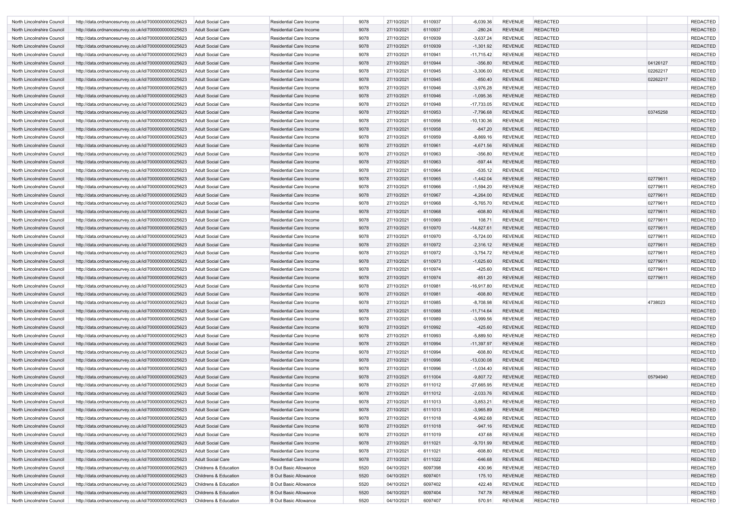| | | | | | | | | | | | |
|---|---|---|---|---|---|---|---|---|---|---|---|
| North Lincolnshire Council | http://data.ordnancesurvey.co.uk/id/7000000000025623 | Adult Social Care | Residential Care Income | 9078 | 27/10/2021 | 6110937 | -6,039.36 | REVENUE | REDACTED | | REDACTED |
| North Lincolnshire Council | http://data.ordnancesurvey.co.uk/id/7000000000025623 | Adult Social Care | Residential Care Income | 9078 | 27/10/2021 | 6110937 | -280.24 | REVENUE | REDACTED | | REDACTED |
| North Lincolnshire Council | http://data.ordnancesurvey.co.uk/id/7000000000025623 | Adult Social Care | Residential Care Income | 9078 | 27/10/2021 | 6110939 | -3,637.24 | REVENUE | REDACTED | | REDACTED |
| North Lincolnshire Council | http://data.ordnancesurvey.co.uk/id/7000000000025623 | Adult Social Care | Residential Care Income | 9078 | 27/10/2021 | 6110939 | -1,301.92 | REVENUE | REDACTED | | REDACTED |
| North Lincolnshire Council | http://data.ordnancesurvey.co.uk/id/7000000000025623 | Adult Social Care | Residential Care Income | 9078 | 27/10/2021 | 6110941 | -11,715.42 | REVENUE | REDACTED | | REDACTED |
| North Lincolnshire Council | http://data.ordnancesurvey.co.uk/id/7000000000025623 | Adult Social Care | Residential Care Income | 9078 | 27/10/2021 | 6110944 | -356.80 | REVENUE | REDACTED | 04126127 | REDACTED |
| North Lincolnshire Council | http://data.ordnancesurvey.co.uk/id/7000000000025623 | Adult Social Care | Residential Care Income | 9078 | 27/10/2021 | 6110945 | -3,306.00 | REVENUE | REDACTED | 02262217 | REDACTED |
| North Lincolnshire Council | http://data.ordnancesurvey.co.uk/id/7000000000025623 | Adult Social Care | Residential Care Income | 9078 | 27/10/2021 | 6110945 | -850.40 | REVENUE | REDACTED | 02262217 | REDACTED |
| North Lincolnshire Council | http://data.ordnancesurvey.co.uk/id/7000000000025623 | Adult Social Care | Residential Care Income | 9078 | 27/10/2021 | 6110946 | -3,976.28 | REVENUE | REDACTED | | REDACTED |
| North Lincolnshire Council | http://data.ordnancesurvey.co.uk/id/7000000000025623 | Adult Social Care | Residential Care Income | 9078 | 27/10/2021 | 6110946 | -1,095.36 | REVENUE | REDACTED | | REDACTED |
| North Lincolnshire Council | http://data.ordnancesurvey.co.uk/id/7000000000025623 | Adult Social Care | Residential Care Income | 9078 | 27/10/2021 | 6110948 | -17,733.05 | REVENUE | REDACTED | | REDACTED |
| North Lincolnshire Council | http://data.ordnancesurvey.co.uk/id/7000000000025623 | Adult Social Care | Residential Care Income | 9078 | 27/10/2021 | 6110953 | -7,796.68 | REVENUE | REDACTED | 03745258 | REDACTED |
| North Lincolnshire Council | http://data.ordnancesurvey.co.uk/id/7000000000025623 | Adult Social Care | Residential Care Income | 9078 | 27/10/2021 | 6110956 | -10,130.36 | REVENUE | REDACTED | | REDACTED |
| North Lincolnshire Council | http://data.ordnancesurvey.co.uk/id/7000000000025623 | Adult Social Care | Residential Care Income | 9078 | 27/10/2021 | 6110958 | -847.20 | REVENUE | REDACTED | | REDACTED |
| North Lincolnshire Council | http://data.ordnancesurvey.co.uk/id/7000000000025623 | Adult Social Care | Residential Care Income | 9078 | 27/10/2021 | 6110959 | -8,869.16 | REVENUE | REDACTED | | REDACTED |
| North Lincolnshire Council | http://data.ordnancesurvey.co.uk/id/7000000000025623 | Adult Social Care | Residential Care Income | 9078 | 27/10/2021 | 6110961 | -4,671.56 | REVENUE | REDACTED | | REDACTED |
| North Lincolnshire Council | http://data.ordnancesurvey.co.uk/id/7000000000025623 | Adult Social Care | Residential Care Income | 9078 | 27/10/2021 | 6110963 | -356.80 | REVENUE | REDACTED | | REDACTED |
| North Lincolnshire Council | http://data.ordnancesurvey.co.uk/id/7000000000025623 | Adult Social Care | Residential Care Income | 9078 | 27/10/2021 | 6110963 | -597.44 | REVENUE | REDACTED | | REDACTED |
| North Lincolnshire Council | http://data.ordnancesurvey.co.uk/id/7000000000025623 | Adult Social Care | Residential Care Income | 9078 | 27/10/2021 | 6110964 | -535.12 | REVENUE | REDACTED | | REDACTED |
| North Lincolnshire Council | http://data.ordnancesurvey.co.uk/id/7000000000025623 | Adult Social Care | Residential Care Income | 9078 | 27/10/2021 | 6110965 | -1,442.04 | REVENUE | REDACTED | 02779611 | REDACTED |
| North Lincolnshire Council | http://data.ordnancesurvey.co.uk/id/7000000000025623 | Adult Social Care | Residential Care Income | 9078 | 27/10/2021 | 6110966 | -1,594.20 | REVENUE | REDACTED | 02779611 | REDACTED |
| North Lincolnshire Council | http://data.ordnancesurvey.co.uk/id/7000000000025623 | Adult Social Care | Residential Care Income | 9078 | 27/10/2021 | 6110967 | -4,264.00 | REVENUE | REDACTED | 02779611 | REDACTED |
| North Lincolnshire Council | http://data.ordnancesurvey.co.uk/id/7000000000025623 | Adult Social Care | Residential Care Income | 9078 | 27/10/2021 | 6110968 | -5,765.70 | REVENUE | REDACTED | 02779611 | REDACTED |
| North Lincolnshire Council | http://data.ordnancesurvey.co.uk/id/7000000000025623 | Adult Social Care | Residential Care Income | 9078 | 27/10/2021 | 6110968 | -608.80 | REVENUE | REDACTED | 02779611 | REDACTED |
| North Lincolnshire Council | http://data.ordnancesurvey.co.uk/id/7000000000025623 | Adult Social Care | Residential Care Income | 9078 | 27/10/2021 | 6110969 | 108.71 | REVENUE | REDACTED | 02779611 | REDACTED |
| North Lincolnshire Council | http://data.ordnancesurvey.co.uk/id/7000000000025623 | Adult Social Care | Residential Care Income | 9078 | 27/10/2021 | 6110970 | -14,827.61 | REVENUE | REDACTED | 02779611 | REDACTED |
| North Lincolnshire Council | http://data.ordnancesurvey.co.uk/id/7000000000025623 | Adult Social Care | Residential Care Income | 9078 | 27/10/2021 | 6110970 | -5,724.00 | REVENUE | REDACTED | 02779611 | REDACTED |
| North Lincolnshire Council | http://data.ordnancesurvey.co.uk/id/7000000000025623 | Adult Social Care | Residential Care Income | 9078 | 27/10/2021 | 6110972 | -2,316.12 | REVENUE | REDACTED | 02779611 | REDACTED |
| North Lincolnshire Council | http://data.ordnancesurvey.co.uk/id/7000000000025623 | Adult Social Care | Residential Care Income | 9078 | 27/10/2021 | 6110972 | -3,754.72 | REVENUE | REDACTED | 02779611 | REDACTED |
| North Lincolnshire Council | http://data.ordnancesurvey.co.uk/id/7000000000025623 | Adult Social Care | Residential Care Income | 9078 | 27/10/2021 | 6110973 | -1,625.60 | REVENUE | REDACTED | 02779611 | REDACTED |
| North Lincolnshire Council | http://data.ordnancesurvey.co.uk/id/7000000000025623 | Adult Social Care | Residential Care Income | 9078 | 27/10/2021 | 6110974 | -425.60 | REVENUE | REDACTED | 02779611 | REDACTED |
| North Lincolnshire Council | http://data.ordnancesurvey.co.uk/id/7000000000025623 | Adult Social Care | Residential Care Income | 9078 | 27/10/2021 | 6110974 | -851.20 | REVENUE | REDACTED | 02779611 | REDACTED |
| North Lincolnshire Council | http://data.ordnancesurvey.co.uk/id/7000000000025623 | Adult Social Care | Residential Care Income | 9078 | 27/10/2021 | 6110981 | -16,917.80 | REVENUE | REDACTED | | REDACTED |
| North Lincolnshire Council | http://data.ordnancesurvey.co.uk/id/7000000000025623 | Adult Social Care | Residential Care Income | 9078 | 27/10/2021 | 6110981 | -608.80 | REVENUE | REDACTED | | REDACTED |
| North Lincolnshire Council | http://data.ordnancesurvey.co.uk/id/7000000000025623 | Adult Social Care | Residential Care Income | 9078 | 27/10/2021 | 6110985 | -8,708.98 | REVENUE | REDACTED | 4738023 | REDACTED |
| North Lincolnshire Council | http://data.ordnancesurvey.co.uk/id/7000000000025623 | Adult Social Care | Residential Care Income | 9078 | 27/10/2021 | 6110988 | -11,714.64 | REVENUE | REDACTED | | REDACTED |
| North Lincolnshire Council | http://data.ordnancesurvey.co.uk/id/7000000000025623 | Adult Social Care | Residential Care Income | 9078 | 27/10/2021 | 6110989 | -3,999.56 | REVENUE | REDACTED | | REDACTED |
| North Lincolnshire Council | http://data.ordnancesurvey.co.uk/id/7000000000025623 | Adult Social Care | Residential Care Income | 9078 | 27/10/2021 | 6110992 | -425.60 | REVENUE | REDACTED | | REDACTED |
| North Lincolnshire Council | http://data.ordnancesurvey.co.uk/id/7000000000025623 | Adult Social Care | Residential Care Income | 9078 | 27/10/2021 | 6110993 | -5,889.50 | REVENUE | REDACTED | | REDACTED |
| North Lincolnshire Council | http://data.ordnancesurvey.co.uk/id/7000000000025623 | Adult Social Care | Residential Care Income | 9078 | 27/10/2021 | 6110994 | -11,397.97 | REVENUE | REDACTED | | REDACTED |
| North Lincolnshire Council | http://data.ordnancesurvey.co.uk/id/7000000000025623 | Adult Social Care | Residential Care Income | 9078 | 27/10/2021 | 6110994 | -608.80 | REVENUE | REDACTED | | REDACTED |
| North Lincolnshire Council | http://data.ordnancesurvey.co.uk/id/7000000000025623 | Adult Social Care | Residential Care Income | 9078 | 27/10/2021 | 6110996 | -13,030.08 | REVENUE | REDACTED | | REDACTED |
| North Lincolnshire Council | http://data.ordnancesurvey.co.uk/id/7000000000025623 | Adult Social Care | Residential Care Income | 9078 | 27/10/2021 | 6110996 | -1,034.40 | REVENUE | REDACTED | | REDACTED |
| North Lincolnshire Council | http://data.ordnancesurvey.co.uk/id/7000000000025623 | Adult Social Care | Residential Care Income | 9078 | 27/10/2021 | 6111004 | -9,807.72 | REVENUE | REDACTED | 05794940 | REDACTED |
| North Lincolnshire Council | http://data.ordnancesurvey.co.uk/id/7000000000025623 | Adult Social Care | Residential Care Income | 9078 | 27/10/2021 | 6111012 | -27,665.95 | REVENUE | REDACTED | | REDACTED |
| North Lincolnshire Council | http://data.ordnancesurvey.co.uk/id/7000000000025623 | Adult Social Care | Residential Care Income | 9078 | 27/10/2021 | 6111012 | -2,033.76 | REVENUE | REDACTED | | REDACTED |
| North Lincolnshire Council | http://data.ordnancesurvey.co.uk/id/7000000000025623 | Adult Social Care | Residential Care Income | 9078 | 27/10/2021 | 6111013 | -3,853.21 | REVENUE | REDACTED | | REDACTED |
| North Lincolnshire Council | http://data.ordnancesurvey.co.uk/id/7000000000025623 | Adult Social Care | Residential Care Income | 9078 | 27/10/2021 | 6111013 | -3,965.89 | REVENUE | REDACTED | | REDACTED |
| North Lincolnshire Council | http://data.ordnancesurvey.co.uk/id/7000000000025623 | Adult Social Care | Residential Care Income | 9078 | 27/10/2021 | 6111018 | -6,962.68 | REVENUE | REDACTED | | REDACTED |
| North Lincolnshire Council | http://data.ordnancesurvey.co.uk/id/7000000000025623 | Adult Social Care | Residential Care Income | 9078 | 27/10/2021 | 6111018 | -947.16 | REVENUE | REDACTED | | REDACTED |
| North Lincolnshire Council | http://data.ordnancesurvey.co.uk/id/7000000000025623 | Adult Social Care | Residential Care Income | 9078 | 27/10/2021 | 6111019 | 437.68 | REVENUE | REDACTED | | REDACTED |
| North Lincolnshire Council | http://data.ordnancesurvey.co.uk/id/7000000000025623 | Adult Social Care | Residential Care Income | 9078 | 27/10/2021 | 6111021 | -9,701.99 | REVENUE | REDACTED | | REDACTED |
| North Lincolnshire Council | http://data.ordnancesurvey.co.uk/id/7000000000025623 | Adult Social Care | Residential Care Income | 9078 | 27/10/2021 | 6111021 | -608.80 | REVENUE | REDACTED | | REDACTED |
| North Lincolnshire Council | http://data.ordnancesurvey.co.uk/id/7000000000025623 | Adult Social Care | Residential Care Income | 9078 | 27/10/2021 | 6111022 | -646.68 | REVENUE | REDACTED | | REDACTED |
| North Lincolnshire Council | http://data.ordnancesurvey.co.uk/id/7000000000025623 | Childrens & Education | B Out Basic Allowance | 5520 | 04/10/2021 | 6097398 | 430.96 | REVENUE | REDACTED | | REDACTED |
| North Lincolnshire Council | http://data.ordnancesurvey.co.uk/id/7000000000025623 | Childrens & Education | B Out Basic Allowance | 5520 | 04/10/2021 | 6097401 | 175.10 | REVENUE | REDACTED | | REDACTED |
| North Lincolnshire Council | http://data.ordnancesurvey.co.uk/id/7000000000025623 | Childrens & Education | B Out Basic Allowance | 5520 | 04/10/2021 | 6097402 | 422.48 | REVENUE | REDACTED | | REDACTED |
| North Lincolnshire Council | http://data.ordnancesurvey.co.uk/id/7000000000025623 | Childrens & Education | B Out Basic Allowance | 5520 | 04/10/2021 | 6097404 | 747.78 | REVENUE | REDACTED | | REDACTED |
| North Lincolnshire Council | http://data.ordnancesurvey.co.uk/id/7000000000025623 | Childrens & Education | B Out Basic Allowance | 5520 | 04/10/2021 | 6097407 | 570.91 | REVENUE | REDACTED | | REDACTED |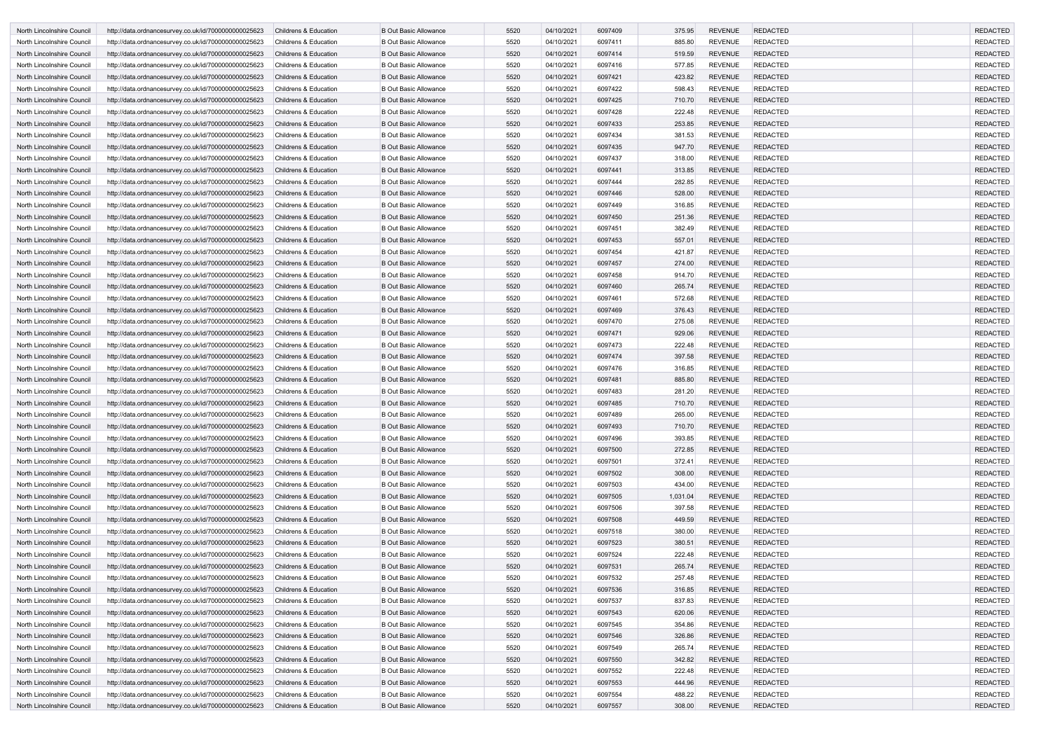| | | | | | | | | | | | |
|---|---|---|---|---|---|---|---|---|---|---|---|
| North Lincolnshire Council | http://data.ordnancesurvey.co.uk/id/7000000000025623 | Childrens & Education | B Out Basic Allowance | 5520 | 04/10/2021 | 6097409 | 375.95 | REVENUE | REDACTED | | REDACTED |
| North Lincolnshire Council | http://data.ordnancesurvey.co.uk/id/7000000000025623 | Childrens & Education | B Out Basic Allowance | 5520 | 04/10/2021 | 6097411 | 885.80 | REVENUE | REDACTED | | REDACTED |
| North Lincolnshire Council | http://data.ordnancesurvey.co.uk/id/7000000000025623 | Childrens & Education | B Out Basic Allowance | 5520 | 04/10/2021 | 6097414 | 519.59 | REVENUE | REDACTED | | REDACTED |
| North Lincolnshire Council | http://data.ordnancesurvey.co.uk/id/7000000000025623 | Childrens & Education | B Out Basic Allowance | 5520 | 04/10/2021 | 6097416 | 577.85 | REVENUE | REDACTED | | REDACTED |
| North Lincolnshire Council | http://data.ordnancesurvey.co.uk/id/7000000000025623 | Childrens & Education | B Out Basic Allowance | 5520 | 04/10/2021 | 6097421 | 423.82 | REVENUE | REDACTED | | REDACTED |
| North Lincolnshire Council | http://data.ordnancesurvey.co.uk/id/7000000000025623 | Childrens & Education | B Out Basic Allowance | 5520 | 04/10/2021 | 6097422 | 598.43 | REVENUE | REDACTED | | REDACTED |
| North Lincolnshire Council | http://data.ordnancesurvey.co.uk/id/7000000000025623 | Childrens & Education | B Out Basic Allowance | 5520 | 04/10/2021 | 6097425 | 710.70 | REVENUE | REDACTED | | REDACTED |
| North Lincolnshire Council | http://data.ordnancesurvey.co.uk/id/7000000000025623 | Childrens & Education | B Out Basic Allowance | 5520 | 04/10/2021 | 6097428 | 222.48 | REVENUE | REDACTED | | REDACTED |
| North Lincolnshire Council | http://data.ordnancesurvey.co.uk/id/7000000000025623 | Childrens & Education | B Out Basic Allowance | 5520 | 04/10/2021 | 6097433 | 253.85 | REVENUE | REDACTED | | REDACTED |
| North Lincolnshire Council | http://data.ordnancesurvey.co.uk/id/7000000000025623 | Childrens & Education | B Out Basic Allowance | 5520 | 04/10/2021 | 6097434 | 381.53 | REVENUE | REDACTED | | REDACTED |
| North Lincolnshire Council | http://data.ordnancesurvey.co.uk/id/7000000000025623 | Childrens & Education | B Out Basic Allowance | 5520 | 04/10/2021 | 6097435 | 947.70 | REVENUE | REDACTED | | REDACTED |
| North Lincolnshire Council | http://data.ordnancesurvey.co.uk/id/7000000000025623 | Childrens & Education | B Out Basic Allowance | 5520 | 04/10/2021 | 6097437 | 318.00 | REVENUE | REDACTED | | REDACTED |
| North Lincolnshire Council | http://data.ordnancesurvey.co.uk/id/7000000000025623 | Childrens & Education | B Out Basic Allowance | 5520 | 04/10/2021 | 6097441 | 313.85 | REVENUE | REDACTED | | REDACTED |
| North Lincolnshire Council | http://data.ordnancesurvey.co.uk/id/7000000000025623 | Childrens & Education | B Out Basic Allowance | 5520 | 04/10/2021 | 6097444 | 282.85 | REVENUE | REDACTED | | REDACTED |
| North Lincolnshire Council | http://data.ordnancesurvey.co.uk/id/7000000000025623 | Childrens & Education | B Out Basic Allowance | 5520 | 04/10/2021 | 6097446 | 528.00 | REVENUE | REDACTED | | REDACTED |
| North Lincolnshire Council | http://data.ordnancesurvey.co.uk/id/7000000000025623 | Childrens & Education | B Out Basic Allowance | 5520 | 04/10/2021 | 6097449 | 316.85 | REVENUE | REDACTED | | REDACTED |
| North Lincolnshire Council | http://data.ordnancesurvey.co.uk/id/7000000000025623 | Childrens & Education | B Out Basic Allowance | 5520 | 04/10/2021 | 6097450 | 251.36 | REVENUE | REDACTED | | REDACTED |
| North Lincolnshire Council | http://data.ordnancesurvey.co.uk/id/7000000000025623 | Childrens & Education | B Out Basic Allowance | 5520 | 04/10/2021 | 6097451 | 382.49 | REVENUE | REDACTED | | REDACTED |
| North Lincolnshire Council | http://data.ordnancesurvey.co.uk/id/7000000000025623 | Childrens & Education | B Out Basic Allowance | 5520 | 04/10/2021 | 6097453 | 557.01 | REVENUE | REDACTED | | REDACTED |
| North Lincolnshire Council | http://data.ordnancesurvey.co.uk/id/7000000000025623 | Childrens & Education | B Out Basic Allowance | 5520 | 04/10/2021 | 6097454 | 421.87 | REVENUE | REDACTED | | REDACTED |
| North Lincolnshire Council | http://data.ordnancesurvey.co.uk/id/7000000000025623 | Childrens & Education | B Out Basic Allowance | 5520 | 04/10/2021 | 6097457 | 274.00 | REVENUE | REDACTED | | REDACTED |
| North Lincolnshire Council | http://data.ordnancesurvey.co.uk/id/7000000000025623 | Childrens & Education | B Out Basic Allowance | 5520 | 04/10/2021 | 6097458 | 914.70 | REVENUE | REDACTED | | REDACTED |
| North Lincolnshire Council | http://data.ordnancesurvey.co.uk/id/7000000000025623 | Childrens & Education | B Out Basic Allowance | 5520 | 04/10/2021 | 6097460 | 265.74 | REVENUE | REDACTED | | REDACTED |
| North Lincolnshire Council | http://data.ordnancesurvey.co.uk/id/7000000000025623 | Childrens & Education | B Out Basic Allowance | 5520 | 04/10/2021 | 6097461 | 572.68 | REVENUE | REDACTED | | REDACTED |
| North Lincolnshire Council | http://data.ordnancesurvey.co.uk/id/7000000000025623 | Childrens & Education | B Out Basic Allowance | 5520 | 04/10/2021 | 6097469 | 376.43 | REVENUE | REDACTED | | REDACTED |
| North Lincolnshire Council | http://data.ordnancesurvey.co.uk/id/7000000000025623 | Childrens & Education | B Out Basic Allowance | 5520 | 04/10/2021 | 6097470 | 275.08 | REVENUE | REDACTED | | REDACTED |
| North Lincolnshire Council | http://data.ordnancesurvey.co.uk/id/7000000000025623 | Childrens & Education | B Out Basic Allowance | 5520 | 04/10/2021 | 6097471 | 929.06 | REVENUE | REDACTED | | REDACTED |
| North Lincolnshire Council | http://data.ordnancesurvey.co.uk/id/7000000000025623 | Childrens & Education | B Out Basic Allowance | 5520 | 04/10/2021 | 6097473 | 222.48 | REVENUE | REDACTED | | REDACTED |
| North Lincolnshire Council | http://data.ordnancesurvey.co.uk/id/7000000000025623 | Childrens & Education | B Out Basic Allowance | 5520 | 04/10/2021 | 6097474 | 397.58 | REVENUE | REDACTED | | REDACTED |
| North Lincolnshire Council | http://data.ordnancesurvey.co.uk/id/7000000000025623 | Childrens & Education | B Out Basic Allowance | 5520 | 04/10/2021 | 6097476 | 316.85 | REVENUE | REDACTED | | REDACTED |
| North Lincolnshire Council | http://data.ordnancesurvey.co.uk/id/7000000000025623 | Childrens & Education | B Out Basic Allowance | 5520 | 04/10/2021 | 6097481 | 885.80 | REVENUE | REDACTED | | REDACTED |
| North Lincolnshire Council | http://data.ordnancesurvey.co.uk/id/7000000000025623 | Childrens & Education | B Out Basic Allowance | 5520 | 04/10/2021 | 6097483 | 281.20 | REVENUE | REDACTED | | REDACTED |
| North Lincolnshire Council | http://data.ordnancesurvey.co.uk/id/7000000000025623 | Childrens & Education | B Out Basic Allowance | 5520 | 04/10/2021 | 6097485 | 710.70 | REVENUE | REDACTED | | REDACTED |
| North Lincolnshire Council | http://data.ordnancesurvey.co.uk/id/7000000000025623 | Childrens & Education | B Out Basic Allowance | 5520 | 04/10/2021 | 6097489 | 265.00 | REVENUE | REDACTED | | REDACTED |
| North Lincolnshire Council | http://data.ordnancesurvey.co.uk/id/7000000000025623 | Childrens & Education | B Out Basic Allowance | 5520 | 04/10/2021 | 6097493 | 710.70 | REVENUE | REDACTED | | REDACTED |
| North Lincolnshire Council | http://data.ordnancesurvey.co.uk/id/7000000000025623 | Childrens & Education | B Out Basic Allowance | 5520 | 04/10/2021 | 6097496 | 393.85 | REVENUE | REDACTED | | REDACTED |
| North Lincolnshire Council | http://data.ordnancesurvey.co.uk/id/7000000000025623 | Childrens & Education | B Out Basic Allowance | 5520 | 04/10/2021 | 6097500 | 272.85 | REVENUE | REDACTED | | REDACTED |
| North Lincolnshire Council | http://data.ordnancesurvey.co.uk/id/7000000000025623 | Childrens & Education | B Out Basic Allowance | 5520 | 04/10/2021 | 6097501 | 372.41 | REVENUE | REDACTED | | REDACTED |
| North Lincolnshire Council | http://data.ordnancesurvey.co.uk/id/7000000000025623 | Childrens & Education | B Out Basic Allowance | 5520 | 04/10/2021 | 6097502 | 308.00 | REVENUE | REDACTED | | REDACTED |
| North Lincolnshire Council | http://data.ordnancesurvey.co.uk/id/7000000000025623 | Childrens & Education | B Out Basic Allowance | 5520 | 04/10/2021 | 6097503 | 434.00 | REVENUE | REDACTED | | REDACTED |
| North Lincolnshire Council | http://data.ordnancesurvey.co.uk/id/7000000000025623 | Childrens & Education | B Out Basic Allowance | 5520 | 04/10/2021 | 6097505 | 1,031.04 | REVENUE | REDACTED | | REDACTED |
| North Lincolnshire Council | http://data.ordnancesurvey.co.uk/id/7000000000025623 | Childrens & Education | B Out Basic Allowance | 5520 | 04/10/2021 | 6097506 | 397.58 | REVENUE | REDACTED | | REDACTED |
| North Lincolnshire Council | http://data.ordnancesurvey.co.uk/id/7000000000025623 | Childrens & Education | B Out Basic Allowance | 5520 | 04/10/2021 | 6097508 | 449.59 | REVENUE | REDACTED | | REDACTED |
| North Lincolnshire Council | http://data.ordnancesurvey.co.uk/id/7000000000025623 | Childrens & Education | B Out Basic Allowance | 5520 | 04/10/2021 | 6097518 | 380.00 | REVENUE | REDACTED | | REDACTED |
| North Lincolnshire Council | http://data.ordnancesurvey.co.uk/id/7000000000025623 | Childrens & Education | B Out Basic Allowance | 5520 | 04/10/2021 | 6097523 | 380.51 | REVENUE | REDACTED | | REDACTED |
| North Lincolnshire Council | http://data.ordnancesurvey.co.uk/id/7000000000025623 | Childrens & Education | B Out Basic Allowance | 5520 | 04/10/2021 | 6097524 | 222.48 | REVENUE | REDACTED | | REDACTED |
| North Lincolnshire Council | http://data.ordnancesurvey.co.uk/id/7000000000025623 | Childrens & Education | B Out Basic Allowance | 5520 | 04/10/2021 | 6097531 | 265.74 | REVENUE | REDACTED | | REDACTED |
| North Lincolnshire Council | http://data.ordnancesurvey.co.uk/id/7000000000025623 | Childrens & Education | B Out Basic Allowance | 5520 | 04/10/2021 | 6097532 | 257.48 | REVENUE | REDACTED | | REDACTED |
| North Lincolnshire Council | http://data.ordnancesurvey.co.uk/id/7000000000025623 | Childrens & Education | B Out Basic Allowance | 5520 | 04/10/2021 | 6097536 | 316.85 | REVENUE | REDACTED | | REDACTED |
| North Lincolnshire Council | http://data.ordnancesurvey.co.uk/id/7000000000025623 | Childrens & Education | B Out Basic Allowance | 5520 | 04/10/2021 | 6097537 | 837.83 | REVENUE | REDACTED | | REDACTED |
| North Lincolnshire Council | http://data.ordnancesurvey.co.uk/id/7000000000025623 | Childrens & Education | B Out Basic Allowance | 5520 | 04/10/2021 | 6097543 | 620.06 | REVENUE | REDACTED | | REDACTED |
| North Lincolnshire Council | http://data.ordnancesurvey.co.uk/id/7000000000025623 | Childrens & Education | B Out Basic Allowance | 5520 | 04/10/2021 | 6097545 | 354.86 | REVENUE | REDACTED | | REDACTED |
| North Lincolnshire Council | http://data.ordnancesurvey.co.uk/id/7000000000025623 | Childrens & Education | B Out Basic Allowance | 5520 | 04/10/2021 | 6097546 | 326.86 | REVENUE | REDACTED | | REDACTED |
| North Lincolnshire Council | http://data.ordnancesurvey.co.uk/id/7000000000025623 | Childrens & Education | B Out Basic Allowance | 5520 | 04/10/2021 | 6097549 | 265.74 | REVENUE | REDACTED | | REDACTED |
| North Lincolnshire Council | http://data.ordnancesurvey.co.uk/id/7000000000025623 | Childrens & Education | B Out Basic Allowance | 5520 | 04/10/2021 | 6097550 | 342.82 | REVENUE | REDACTED | | REDACTED |
| North Lincolnshire Council | http://data.ordnancesurvey.co.uk/id/7000000000025623 | Childrens & Education | B Out Basic Allowance | 5520 | 04/10/2021 | 6097552 | 222.48 | REVENUE | REDACTED | | REDACTED |
| North Lincolnshire Council | http://data.ordnancesurvey.co.uk/id/7000000000025623 | Childrens & Education | B Out Basic Allowance | 5520 | 04/10/2021 | 6097553 | 444.96 | REVENUE | REDACTED | | REDACTED |
| North Lincolnshire Council | http://data.ordnancesurvey.co.uk/id/7000000000025623 | Childrens & Education | B Out Basic Allowance | 5520 | 04/10/2021 | 6097554 | 488.22 | REVENUE | REDACTED | | REDACTED |
| North Lincolnshire Council | http://data.ordnancesurvey.co.uk/id/7000000000025623 | Childrens & Education | B Out Basic Allowance | 5520 | 04/10/2021 | 6097557 | 308.00 | REVENUE | REDACTED | | REDACTED |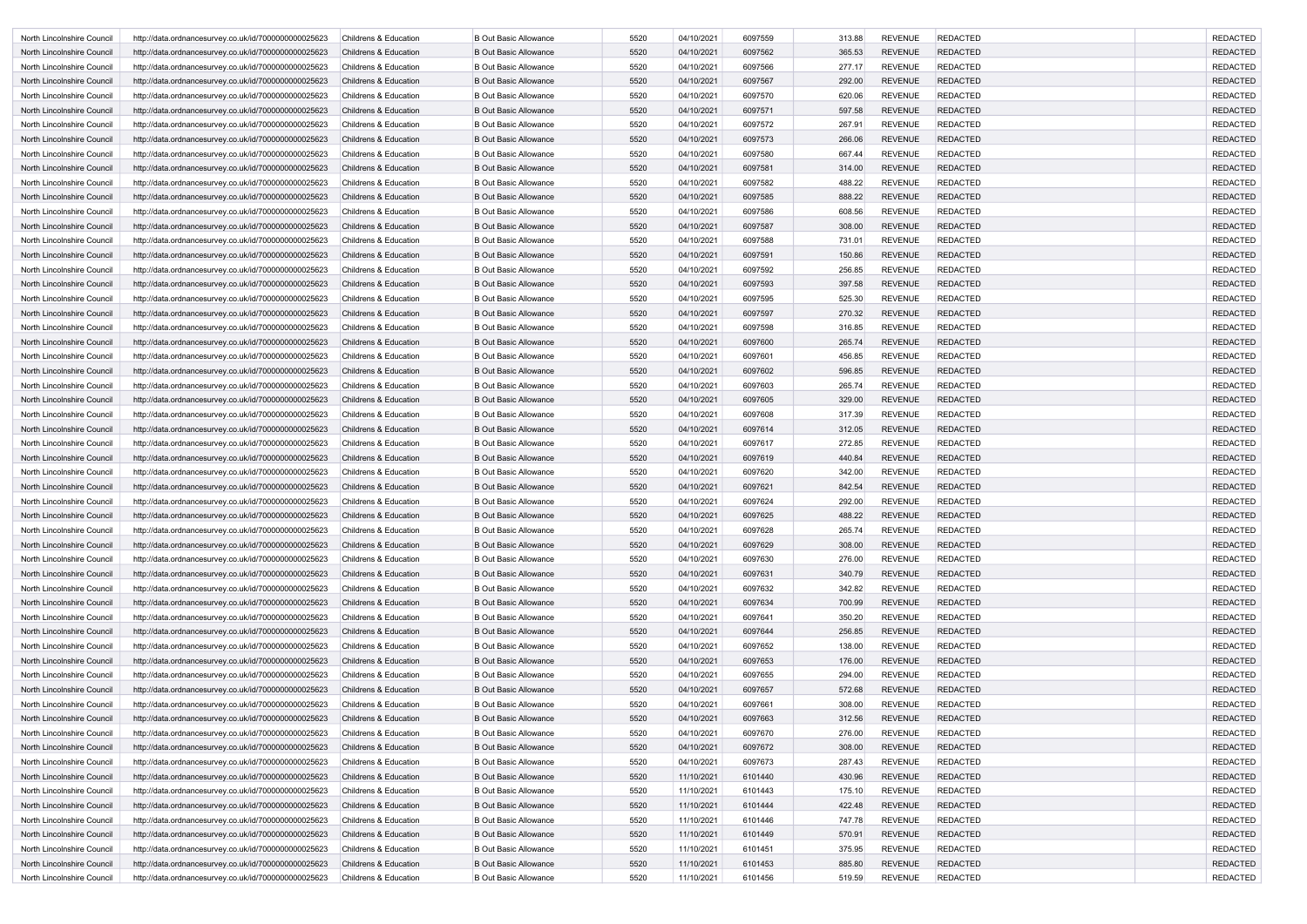| | | | | | | | | | | | |
|---|---|---|---|---|---|---|---|---|---|---|---|
| North Lincolnshire Council | http://data.ordnancesurvey.co.uk/id/7000000000025623 | Childrens & Education | B Out Basic Allowance | 5520 | 04/10/2021 | 6097559 | 313.88 | REVENUE | REDACTED | | REDACTED |
| North Lincolnshire Council | http://data.ordnancesurvey.co.uk/id/7000000000025623 | Childrens & Education | B Out Basic Allowance | 5520 | 04/10/2021 | 6097562 | 365.53 | REVENUE | REDACTED | | REDACTED |
| North Lincolnshire Council | http://data.ordnancesurvey.co.uk/id/7000000000025623 | Childrens & Education | B Out Basic Allowance | 5520 | 04/10/2021 | 6097566 | 277.17 | REVENUE | REDACTED | | REDACTED |
| North Lincolnshire Council | http://data.ordnancesurvey.co.uk/id/7000000000025623 | Childrens & Education | B Out Basic Allowance | 5520 | 04/10/2021 | 6097567 | 292.00 | REVENUE | REDACTED | | REDACTED |
| North Lincolnshire Council | http://data.ordnancesurvey.co.uk/id/7000000000025623 | Childrens & Education | B Out Basic Allowance | 5520 | 04/10/2021 | 6097570 | 620.06 | REVENUE | REDACTED | | REDACTED |
| North Lincolnshire Council | http://data.ordnancesurvey.co.uk/id/7000000000025623 | Childrens & Education | B Out Basic Allowance | 5520 | 04/10/2021 | 6097571 | 597.58 | REVENUE | REDACTED | | REDACTED |
| North Lincolnshire Council | http://data.ordnancesurvey.co.uk/id/7000000000025623 | Childrens & Education | B Out Basic Allowance | 5520 | 04/10/2021 | 6097572 | 267.91 | REVENUE | REDACTED | | REDACTED |
| North Lincolnshire Council | http://data.ordnancesurvey.co.uk/id/7000000000025623 | Childrens & Education | B Out Basic Allowance | 5520 | 04/10/2021 | 6097573 | 266.06 | REVENUE | REDACTED | | REDACTED |
| North Lincolnshire Council | http://data.ordnancesurvey.co.uk/id/7000000000025623 | Childrens & Education | B Out Basic Allowance | 5520 | 04/10/2021 | 6097580 | 667.44 | REVENUE | REDACTED | | REDACTED |
| North Lincolnshire Council | http://data.ordnancesurvey.co.uk/id/7000000000025623 | Childrens & Education | B Out Basic Allowance | 5520 | 04/10/2021 | 6097581 | 314.00 | REVENUE | REDACTED | | REDACTED |
| North Lincolnshire Council | http://data.ordnancesurvey.co.uk/id/7000000000025623 | Childrens & Education | B Out Basic Allowance | 5520 | 04/10/2021 | 6097582 | 488.22 | REVENUE | REDACTED | | REDACTED |
| North Lincolnshire Council | http://data.ordnancesurvey.co.uk/id/7000000000025623 | Childrens & Education | B Out Basic Allowance | 5520 | 04/10/2021 | 6097585 | 888.22 | REVENUE | REDACTED | | REDACTED |
| North Lincolnshire Council | http://data.ordnancesurvey.co.uk/id/7000000000025623 | Childrens & Education | B Out Basic Allowance | 5520 | 04/10/2021 | 6097586 | 608.56 | REVENUE | REDACTED | | REDACTED |
| North Lincolnshire Council | http://data.ordnancesurvey.co.uk/id/7000000000025623 | Childrens & Education | B Out Basic Allowance | 5520 | 04/10/2021 | 6097587 | 308.00 | REVENUE | REDACTED | | REDACTED |
| North Lincolnshire Council | http://data.ordnancesurvey.co.uk/id/7000000000025623 | Childrens & Education | B Out Basic Allowance | 5520 | 04/10/2021 | 6097588 | 731.01 | REVENUE | REDACTED | | REDACTED |
| North Lincolnshire Council | http://data.ordnancesurvey.co.uk/id/7000000000025623 | Childrens & Education | B Out Basic Allowance | 5520 | 04/10/2021 | 6097591 | 150.86 | REVENUE | REDACTED | | REDACTED |
| North Lincolnshire Council | http://data.ordnancesurvey.co.uk/id/7000000000025623 | Childrens & Education | B Out Basic Allowance | 5520 | 04/10/2021 | 6097592 | 256.85 | REVENUE | REDACTED | | REDACTED |
| North Lincolnshire Council | http://data.ordnancesurvey.co.uk/id/7000000000025623 | Childrens & Education | B Out Basic Allowance | 5520 | 04/10/2021 | 6097593 | 397.58 | REVENUE | REDACTED | | REDACTED |
| North Lincolnshire Council | http://data.ordnancesurvey.co.uk/id/7000000000025623 | Childrens & Education | B Out Basic Allowance | 5520 | 04/10/2021 | 6097595 | 525.30 | REVENUE | REDACTED | | REDACTED |
| North Lincolnshire Council | http://data.ordnancesurvey.co.uk/id/7000000000025623 | Childrens & Education | B Out Basic Allowance | 5520 | 04/10/2021 | 6097597 | 270.32 | REVENUE | REDACTED | | REDACTED |
| North Lincolnshire Council | http://data.ordnancesurvey.co.uk/id/7000000000025623 | Childrens & Education | B Out Basic Allowance | 5520 | 04/10/2021 | 6097598 | 316.85 | REVENUE | REDACTED | | REDACTED |
| North Lincolnshire Council | http://data.ordnancesurvey.co.uk/id/7000000000025623 | Childrens & Education | B Out Basic Allowance | 5520 | 04/10/2021 | 6097600 | 265.74 | REVENUE | REDACTED | | REDACTED |
| North Lincolnshire Council | http://data.ordnancesurvey.co.uk/id/7000000000025623 | Childrens & Education | B Out Basic Allowance | 5520 | 04/10/2021 | 6097601 | 456.85 | REVENUE | REDACTED | | REDACTED |
| North Lincolnshire Council | http://data.ordnancesurvey.co.uk/id/7000000000025623 | Childrens & Education | B Out Basic Allowance | 5520 | 04/10/2021 | 6097602 | 596.85 | REVENUE | REDACTED | | REDACTED |
| North Lincolnshire Council | http://data.ordnancesurvey.co.uk/id/7000000000025623 | Childrens & Education | B Out Basic Allowance | 5520 | 04/10/2021 | 6097603 | 265.74 | REVENUE | REDACTED | | REDACTED |
| North Lincolnshire Council | http://data.ordnancesurvey.co.uk/id/7000000000025623 | Childrens & Education | B Out Basic Allowance | 5520 | 04/10/2021 | 6097605 | 329.00 | REVENUE | REDACTED | | REDACTED |
| North Lincolnshire Council | http://data.ordnancesurvey.co.uk/id/7000000000025623 | Childrens & Education | B Out Basic Allowance | 5520 | 04/10/2021 | 6097608 | 317.39 | REVENUE | REDACTED | | REDACTED |
| North Lincolnshire Council | http://data.ordnancesurvey.co.uk/id/7000000000025623 | Childrens & Education | B Out Basic Allowance | 5520 | 04/10/2021 | 6097614 | 312.05 | REVENUE | REDACTED | | REDACTED |
| North Lincolnshire Council | http://data.ordnancesurvey.co.uk/id/7000000000025623 | Childrens & Education | B Out Basic Allowance | 5520 | 04/10/2021 | 6097617 | 272.85 | REVENUE | REDACTED | | REDACTED |
| North Lincolnshire Council | http://data.ordnancesurvey.co.uk/id/7000000000025623 | Childrens & Education | B Out Basic Allowance | 5520 | 04/10/2021 | 6097619 | 440.84 | REVENUE | REDACTED | | REDACTED |
| North Lincolnshire Council | http://data.ordnancesurvey.co.uk/id/7000000000025623 | Childrens & Education | B Out Basic Allowance | 5520 | 04/10/2021 | 6097620 | 342.00 | REVENUE | REDACTED | | REDACTED |
| North Lincolnshire Council | http://data.ordnancesurvey.co.uk/id/7000000000025623 | Childrens & Education | B Out Basic Allowance | 5520 | 04/10/2021 | 6097621 | 842.54 | REVENUE | REDACTED | | REDACTED |
| North Lincolnshire Council | http://data.ordnancesurvey.co.uk/id/7000000000025623 | Childrens & Education | B Out Basic Allowance | 5520 | 04/10/2021 | 6097624 | 292.00 | REVENUE | REDACTED | | REDACTED |
| North Lincolnshire Council | http://data.ordnancesurvey.co.uk/id/7000000000025623 | Childrens & Education | B Out Basic Allowance | 5520 | 04/10/2021 | 6097625 | 488.22 | REVENUE | REDACTED | | REDACTED |
| North Lincolnshire Council | http://data.ordnancesurvey.co.uk/id/7000000000025623 | Childrens & Education | B Out Basic Allowance | 5520 | 04/10/2021 | 6097628 | 265.74 | REVENUE | REDACTED | | REDACTED |
| North Lincolnshire Council | http://data.ordnancesurvey.co.uk/id/7000000000025623 | Childrens & Education | B Out Basic Allowance | 5520 | 04/10/2021 | 6097629 | 308.00 | REVENUE | REDACTED | | REDACTED |
| North Lincolnshire Council | http://data.ordnancesurvey.co.uk/id/7000000000025623 | Childrens & Education | B Out Basic Allowance | 5520 | 04/10/2021 | 6097630 | 276.00 | REVENUE | REDACTED | | REDACTED |
| North Lincolnshire Council | http://data.ordnancesurvey.co.uk/id/7000000000025623 | Childrens & Education | B Out Basic Allowance | 5520 | 04/10/2021 | 6097631 | 340.79 | REVENUE | REDACTED | | REDACTED |
| North Lincolnshire Council | http://data.ordnancesurvey.co.uk/id/7000000000025623 | Childrens & Education | B Out Basic Allowance | 5520 | 04/10/2021 | 6097632 | 342.82 | REVENUE | REDACTED | | REDACTED |
| North Lincolnshire Council | http://data.ordnancesurvey.co.uk/id/7000000000025623 | Childrens & Education | B Out Basic Allowance | 5520 | 04/10/2021 | 6097634 | 700.99 | REVENUE | REDACTED | | REDACTED |
| North Lincolnshire Council | http://data.ordnancesurvey.co.uk/id/7000000000025623 | Childrens & Education | B Out Basic Allowance | 5520 | 04/10/2021 | 6097641 | 350.20 | REVENUE | REDACTED | | REDACTED |
| North Lincolnshire Council | http://data.ordnancesurvey.co.uk/id/7000000000025623 | Childrens & Education | B Out Basic Allowance | 5520 | 04/10/2021 | 6097644 | 256.85 | REVENUE | REDACTED | | REDACTED |
| North Lincolnshire Council | http://data.ordnancesurvey.co.uk/id/7000000000025623 | Childrens & Education | B Out Basic Allowance | 5520 | 04/10/2021 | 6097652 | 138.00 | REVENUE | REDACTED | | REDACTED |
| North Lincolnshire Council | http://data.ordnancesurvey.co.uk/id/7000000000025623 | Childrens & Education | B Out Basic Allowance | 5520 | 04/10/2021 | 6097653 | 176.00 | REVENUE | REDACTED | | REDACTED |
| North Lincolnshire Council | http://data.ordnancesurvey.co.uk/id/7000000000025623 | Childrens & Education | B Out Basic Allowance | 5520 | 04/10/2021 | 6097655 | 294.00 | REVENUE | REDACTED | | REDACTED |
| North Lincolnshire Council | http://data.ordnancesurvey.co.uk/id/7000000000025623 | Childrens & Education | B Out Basic Allowance | 5520 | 04/10/2021 | 6097657 | 572.68 | REVENUE | REDACTED | | REDACTED |
| North Lincolnshire Council | http://data.ordnancesurvey.co.uk/id/7000000000025623 | Childrens & Education | B Out Basic Allowance | 5520 | 04/10/2021 | 6097661 | 308.00 | REVENUE | REDACTED | | REDACTED |
| North Lincolnshire Council | http://data.ordnancesurvey.co.uk/id/7000000000025623 | Childrens & Education | B Out Basic Allowance | 5520 | 04/10/2021 | 6097663 | 312.56 | REVENUE | REDACTED | | REDACTED |
| North Lincolnshire Council | http://data.ordnancesurvey.co.uk/id/7000000000025623 | Childrens & Education | B Out Basic Allowance | 5520 | 04/10/2021 | 6097670 | 276.00 | REVENUE | REDACTED | | REDACTED |
| North Lincolnshire Council | http://data.ordnancesurvey.co.uk/id/7000000000025623 | Childrens & Education | B Out Basic Allowance | 5520 | 04/10/2021 | 6097672 | 308.00 | REVENUE | REDACTED | | REDACTED |
| North Lincolnshire Council | http://data.ordnancesurvey.co.uk/id/7000000000025623 | Childrens & Education | B Out Basic Allowance | 5520 | 04/10/2021 | 6097673 | 287.43 | REVENUE | REDACTED | | REDACTED |
| North Lincolnshire Council | http://data.ordnancesurvey.co.uk/id/7000000000025623 | Childrens & Education | B Out Basic Allowance | 5520 | 11/10/2021 | 6101440 | 430.96 | REVENUE | REDACTED | | REDACTED |
| North Lincolnshire Council | http://data.ordnancesurvey.co.uk/id/7000000000025623 | Childrens & Education | B Out Basic Allowance | 5520 | 11/10/2021 | 6101443 | 175.10 | REVENUE | REDACTED | | REDACTED |
| North Lincolnshire Council | http://data.ordnancesurvey.co.uk/id/7000000000025623 | Childrens & Education | B Out Basic Allowance | 5520 | 11/10/2021 | 6101444 | 422.48 | REVENUE | REDACTED | | REDACTED |
| North Lincolnshire Council | http://data.ordnancesurvey.co.uk/id/7000000000025623 | Childrens & Education | B Out Basic Allowance | 5520 | 11/10/2021 | 6101446 | 747.78 | REVENUE | REDACTED | | REDACTED |
| North Lincolnshire Council | http://data.ordnancesurvey.co.uk/id/7000000000025623 | Childrens & Education | B Out Basic Allowance | 5520 | 11/10/2021 | 6101449 | 570.91 | REVENUE | REDACTED | | REDACTED |
| North Lincolnshire Council | http://data.ordnancesurvey.co.uk/id/7000000000025623 | Childrens & Education | B Out Basic Allowance | 5520 | 11/10/2021 | 6101451 | 375.95 | REVENUE | REDACTED | | REDACTED |
| North Lincolnshire Council | http://data.ordnancesurvey.co.uk/id/7000000000025623 | Childrens & Education | B Out Basic Allowance | 5520 | 11/10/2021 | 6101453 | 885.80 | REVENUE | REDACTED | | REDACTED |
| North Lincolnshire Council | http://data.ordnancesurvey.co.uk/id/7000000000025623 | Childrens & Education | B Out Basic Allowance | 5520 | 11/10/2021 | 6101456 | 519.59 | REVENUE | REDACTED | | REDACTED |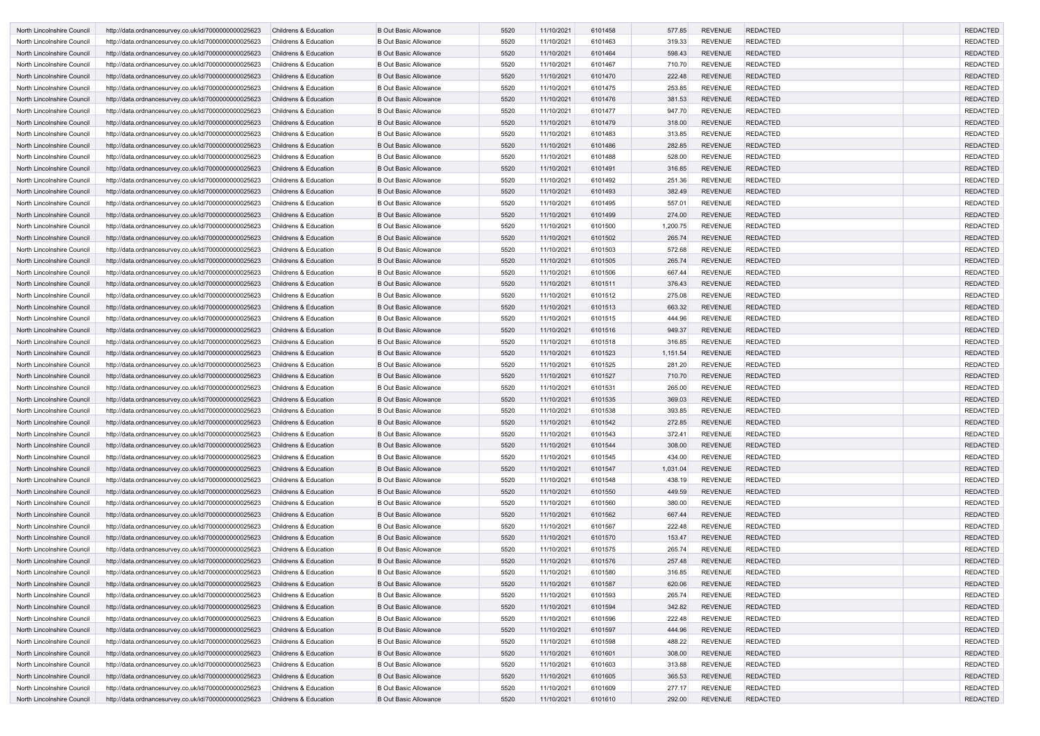| | | | | | | | | | | | |
|---|---|---|---|---|---|---|---|---|---|---|---|
| North Lincolnshire Council | http://data.ordnancesurvey.co.uk/id/7000000000025623 | Childrens & Education | B Out Basic Allowance | 5520 | 11/10/2021 | 6101458 | 577.85 | REVENUE | REDACTED | | REDACTED |
| North Lincolnshire Council | http://data.ordnancesurvey.co.uk/id/7000000000025623 | Childrens & Education | B Out Basic Allowance | 5520 | 11/10/2021 | 6101463 | 319.33 | REVENUE | REDACTED | | REDACTED |
| North Lincolnshire Council | http://data.ordnancesurvey.co.uk/id/7000000000025623 | Childrens & Education | B Out Basic Allowance | 5520 | 11/10/2021 | 6101464 | 598.43 | REVENUE | REDACTED | | REDACTED |
| North Lincolnshire Council | http://data.ordnancesurvey.co.uk/id/7000000000025623 | Childrens & Education | B Out Basic Allowance | 5520 | 11/10/2021 | 6101467 | 710.70 | REVENUE | REDACTED | | REDACTED |
| North Lincolnshire Council | http://data.ordnancesurvey.co.uk/id/7000000000025623 | Childrens & Education | B Out Basic Allowance | 5520 | 11/10/2021 | 6101470 | 222.48 | REVENUE | REDACTED | | REDACTED |
| North Lincolnshire Council | http://data.ordnancesurvey.co.uk/id/7000000000025623 | Childrens & Education | B Out Basic Allowance | 5520 | 11/10/2021 | 6101475 | 253.85 | REVENUE | REDACTED | | REDACTED |
| North Lincolnshire Council | http://data.ordnancesurvey.co.uk/id/7000000000025623 | Childrens & Education | B Out Basic Allowance | 5520 | 11/10/2021 | 6101476 | 381.53 | REVENUE | REDACTED | | REDACTED |
| North Lincolnshire Council | http://data.ordnancesurvey.co.uk/id/7000000000025623 | Childrens & Education | B Out Basic Allowance | 5520 | 11/10/2021 | 6101477 | 947.70 | REVENUE | REDACTED | | REDACTED |
| North Lincolnshire Council | http://data.ordnancesurvey.co.uk/id/7000000000025623 | Childrens & Education | B Out Basic Allowance | 5520 | 11/10/2021 | 6101479 | 318.00 | REVENUE | REDACTED | | REDACTED |
| North Lincolnshire Council | http://data.ordnancesurvey.co.uk/id/7000000000025623 | Childrens & Education | B Out Basic Allowance | 5520 | 11/10/2021 | 6101483 | 313.85 | REVENUE | REDACTED | | REDACTED |
| North Lincolnshire Council | http://data.ordnancesurvey.co.uk/id/7000000000025623 | Childrens & Education | B Out Basic Allowance | 5520 | 11/10/2021 | 6101486 | 282.85 | REVENUE | REDACTED | | REDACTED |
| North Lincolnshire Council | http://data.ordnancesurvey.co.uk/id/7000000000025623 | Childrens & Education | B Out Basic Allowance | 5520 | 11/10/2021 | 6101488 | 528.00 | REVENUE | REDACTED | | REDACTED |
| North Lincolnshire Council | http://data.ordnancesurvey.co.uk/id/7000000000025623 | Childrens & Education | B Out Basic Allowance | 5520 | 11/10/2021 | 6101491 | 316.85 | REVENUE | REDACTED | | REDACTED |
| North Lincolnshire Council | http://data.ordnancesurvey.co.uk/id/7000000000025623 | Childrens & Education | B Out Basic Allowance | 5520 | 11/10/2021 | 6101492 | 251.36 | REVENUE | REDACTED | | REDACTED |
| North Lincolnshire Council | http://data.ordnancesurvey.co.uk/id/7000000000025623 | Childrens & Education | B Out Basic Allowance | 5520 | 11/10/2021 | 6101493 | 382.49 | REVENUE | REDACTED | | REDACTED |
| North Lincolnshire Council | http://data.ordnancesurvey.co.uk/id/7000000000025623 | Childrens & Education | B Out Basic Allowance | 5520 | 11/10/2021 | 6101495 | 557.01 | REVENUE | REDACTED | | REDACTED |
| North Lincolnshire Council | http://data.ordnancesurvey.co.uk/id/7000000000025623 | Childrens & Education | B Out Basic Allowance | 5520 | 11/10/2021 | 6101499 | 274.00 | REVENUE | REDACTED | | REDACTED |
| North Lincolnshire Council | http://data.ordnancesurvey.co.uk/id/7000000000025623 | Childrens & Education | B Out Basic Allowance | 5520 | 11/10/2021 | 6101500 | 1,200.75 | REVENUE | REDACTED | | REDACTED |
| North Lincolnshire Council | http://data.ordnancesurvey.co.uk/id/7000000000025623 | Childrens & Education | B Out Basic Allowance | 5520 | 11/10/2021 | 6101502 | 265.74 | REVENUE | REDACTED | | REDACTED |
| North Lincolnshire Council | http://data.ordnancesurvey.co.uk/id/7000000000025623 | Childrens & Education | B Out Basic Allowance | 5520 | 11/10/2021 | 6101503 | 572.68 | REVENUE | REDACTED | | REDACTED |
| North Lincolnshire Council | http://data.ordnancesurvey.co.uk/id/7000000000025623 | Childrens & Education | B Out Basic Allowance | 5520 | 11/10/2021 | 6101505 | 265.74 | REVENUE | REDACTED | | REDACTED |
| North Lincolnshire Council | http://data.ordnancesurvey.co.uk/id/7000000000025623 | Childrens & Education | B Out Basic Allowance | 5520 | 11/10/2021 | 6101506 | 667.44 | REVENUE | REDACTED | | REDACTED |
| North Lincolnshire Council | http://data.ordnancesurvey.co.uk/id/7000000000025623 | Childrens & Education | B Out Basic Allowance | 5520 | 11/10/2021 | 6101511 | 376.43 | REVENUE | REDACTED | | REDACTED |
| North Lincolnshire Council | http://data.ordnancesurvey.co.uk/id/7000000000025623 | Childrens & Education | B Out Basic Allowance | 5520 | 11/10/2021 | 6101512 | 275.08 | REVENUE | REDACTED | | REDACTED |
| North Lincolnshire Council | http://data.ordnancesurvey.co.uk/id/7000000000025623 | Childrens & Education | B Out Basic Allowance | 5520 | 11/10/2021 | 6101513 | 663.32 | REVENUE | REDACTED | | REDACTED |
| North Lincolnshire Council | http://data.ordnancesurvey.co.uk/id/7000000000025623 | Childrens & Education | B Out Basic Allowance | 5520 | 11/10/2021 | 6101515 | 444.96 | REVENUE | REDACTED | | REDACTED |
| North Lincolnshire Council | http://data.ordnancesurvey.co.uk/id/7000000000025623 | Childrens & Education | B Out Basic Allowance | 5520 | 11/10/2021 | 6101516 | 949.37 | REVENUE | REDACTED | | REDACTED |
| North Lincolnshire Council | http://data.ordnancesurvey.co.uk/id/7000000000025623 | Childrens & Education | B Out Basic Allowance | 5520 | 11/10/2021 | 6101518 | 316.85 | REVENUE | REDACTED | | REDACTED |
| North Lincolnshire Council | http://data.ordnancesurvey.co.uk/id/7000000000025623 | Childrens & Education | B Out Basic Allowance | 5520 | 11/10/2021 | 6101523 | 1,151.54 | REVENUE | REDACTED | | REDACTED |
| North Lincolnshire Council | http://data.ordnancesurvey.co.uk/id/7000000000025623 | Childrens & Education | B Out Basic Allowance | 5520 | 11/10/2021 | 6101525 | 281.20 | REVENUE | REDACTED | | REDACTED |
| North Lincolnshire Council | http://data.ordnancesurvey.co.uk/id/7000000000025623 | Childrens & Education | B Out Basic Allowance | 5520 | 11/10/2021 | 6101527 | 710.70 | REVENUE | REDACTED | | REDACTED |
| North Lincolnshire Council | http://data.ordnancesurvey.co.uk/id/7000000000025623 | Childrens & Education | B Out Basic Allowance | 5520 | 11/10/2021 | 6101531 | 265.00 | REVENUE | REDACTED | | REDACTED |
| North Lincolnshire Council | http://data.ordnancesurvey.co.uk/id/7000000000025623 | Childrens & Education | B Out Basic Allowance | 5520 | 11/10/2021 | 6101535 | 369.03 | REVENUE | REDACTED | | REDACTED |
| North Lincolnshire Council | http://data.ordnancesurvey.co.uk/id/7000000000025623 | Childrens & Education | B Out Basic Allowance | 5520 | 11/10/2021 | 6101538 | 393.85 | REVENUE | REDACTED | | REDACTED |
| North Lincolnshire Council | http://data.ordnancesurvey.co.uk/id/7000000000025623 | Childrens & Education | B Out Basic Allowance | 5520 | 11/10/2021 | 6101542 | 272.85 | REVENUE | REDACTED | | REDACTED |
| North Lincolnshire Council | http://data.ordnancesurvey.co.uk/id/7000000000025623 | Childrens & Education | B Out Basic Allowance | 5520 | 11/10/2021 | 6101543 | 372.41 | REVENUE | REDACTED | | REDACTED |
| North Lincolnshire Council | http://data.ordnancesurvey.co.uk/id/7000000000025623 | Childrens & Education | B Out Basic Allowance | 5520 | 11/10/2021 | 6101544 | 308.00 | REVENUE | REDACTED | | REDACTED |
| North Lincolnshire Council | http://data.ordnancesurvey.co.uk/id/7000000000025623 | Childrens & Education | B Out Basic Allowance | 5520 | 11/10/2021 | 6101545 | 434.00 | REVENUE | REDACTED | | REDACTED |
| North Lincolnshire Council | http://data.ordnancesurvey.co.uk/id/7000000000025623 | Childrens & Education | B Out Basic Allowance | 5520 | 11/10/2021 | 6101547 | 1,031.04 | REVENUE | REDACTED | | REDACTED |
| North Lincolnshire Council | http://data.ordnancesurvey.co.uk/id/7000000000025623 | Childrens & Education | B Out Basic Allowance | 5520 | 11/10/2021 | 6101548 | 438.19 | REVENUE | REDACTED | | REDACTED |
| North Lincolnshire Council | http://data.ordnancesurvey.co.uk/id/7000000000025623 | Childrens & Education | B Out Basic Allowance | 5520 | 11/10/2021 | 6101550 | 449.59 | REVENUE | REDACTED | | REDACTED |
| North Lincolnshire Council | http://data.ordnancesurvey.co.uk/id/7000000000025623 | Childrens & Education | B Out Basic Allowance | 5520 | 11/10/2021 | 6101560 | 380.00 | REVENUE | REDACTED | | REDACTED |
| North Lincolnshire Council | http://data.ordnancesurvey.co.uk/id/7000000000025623 | Childrens & Education | B Out Basic Allowance | 5520 | 11/10/2021 | 6101562 | 667.44 | REVENUE | REDACTED | | REDACTED |
| North Lincolnshire Council | http://data.ordnancesurvey.co.uk/id/7000000000025623 | Childrens & Education | B Out Basic Allowance | 5520 | 11/10/2021 | 6101567 | 222.48 | REVENUE | REDACTED | | REDACTED |
| North Lincolnshire Council | http://data.ordnancesurvey.co.uk/id/7000000000025623 | Childrens & Education | B Out Basic Allowance | 5520 | 11/10/2021 | 6101570 | 153.47 | REVENUE | REDACTED | | REDACTED |
| North Lincolnshire Council | http://data.ordnancesurvey.co.uk/id/7000000000025623 | Childrens & Education | B Out Basic Allowance | 5520 | 11/10/2021 | 6101575 | 265.74 | REVENUE | REDACTED | | REDACTED |
| North Lincolnshire Council | http://data.ordnancesurvey.co.uk/id/7000000000025623 | Childrens & Education | B Out Basic Allowance | 5520 | 11/10/2021 | 6101576 | 257.48 | REVENUE | REDACTED | | REDACTED |
| North Lincolnshire Council | http://data.ordnancesurvey.co.uk/id/7000000000025623 | Childrens & Education | B Out Basic Allowance | 5520 | 11/10/2021 | 6101580 | 316.85 | REVENUE | REDACTED | | REDACTED |
| North Lincolnshire Council | http://data.ordnancesurvey.co.uk/id/7000000000025623 | Childrens & Education | B Out Basic Allowance | 5520 | 11/10/2021 | 6101587 | 620.06 | REVENUE | REDACTED | | REDACTED |
| North Lincolnshire Council | http://data.ordnancesurvey.co.uk/id/7000000000025623 | Childrens & Education | B Out Basic Allowance | 5520 | 11/10/2021 | 6101593 | 265.74 | REVENUE | REDACTED | | REDACTED |
| North Lincolnshire Council | http://data.ordnancesurvey.co.uk/id/7000000000025623 | Childrens & Education | B Out Basic Allowance | 5520 | 11/10/2021 | 6101594 | 342.82 | REVENUE | REDACTED | | REDACTED |
| North Lincolnshire Council | http://data.ordnancesurvey.co.uk/id/7000000000025623 | Childrens & Education | B Out Basic Allowance | 5520 | 11/10/2021 | 6101596 | 222.48 | REVENUE | REDACTED | | REDACTED |
| North Lincolnshire Council | http://data.ordnancesurvey.co.uk/id/7000000000025623 | Childrens & Education | B Out Basic Allowance | 5520 | 11/10/2021 | 6101597 | 444.96 | REVENUE | REDACTED | | REDACTED |
| North Lincolnshire Council | http://data.ordnancesurvey.co.uk/id/7000000000025623 | Childrens & Education | B Out Basic Allowance | 5520 | 11/10/2021 | 6101598 | 488.22 | REVENUE | REDACTED | | REDACTED |
| North Lincolnshire Council | http://data.ordnancesurvey.co.uk/id/7000000000025623 | Childrens & Education | B Out Basic Allowance | 5520 | 11/10/2021 | 6101601 | 308.00 | REVENUE | REDACTED | | REDACTED |
| North Lincolnshire Council | http://data.ordnancesurvey.co.uk/id/7000000000025623 | Childrens & Education | B Out Basic Allowance | 5520 | 11/10/2021 | 6101603 | 313.88 | REVENUE | REDACTED | | REDACTED |
| North Lincolnshire Council | http://data.ordnancesurvey.co.uk/id/7000000000025623 | Childrens & Education | B Out Basic Allowance | 5520 | 11/10/2021 | 6101605 | 365.53 | REVENUE | REDACTED | | REDACTED |
| North Lincolnshire Council | http://data.ordnancesurvey.co.uk/id/7000000000025623 | Childrens & Education | B Out Basic Allowance | 5520 | 11/10/2021 | 6101609 | 277.17 | REVENUE | REDACTED | | REDACTED |
| North Lincolnshire Council | http://data.ordnancesurvey.co.uk/id/7000000000025623 | Childrens & Education | B Out Basic Allowance | 5520 | 11/10/2021 | 6101610 | 292.00 | REVENUE | REDACTED | | REDACTED |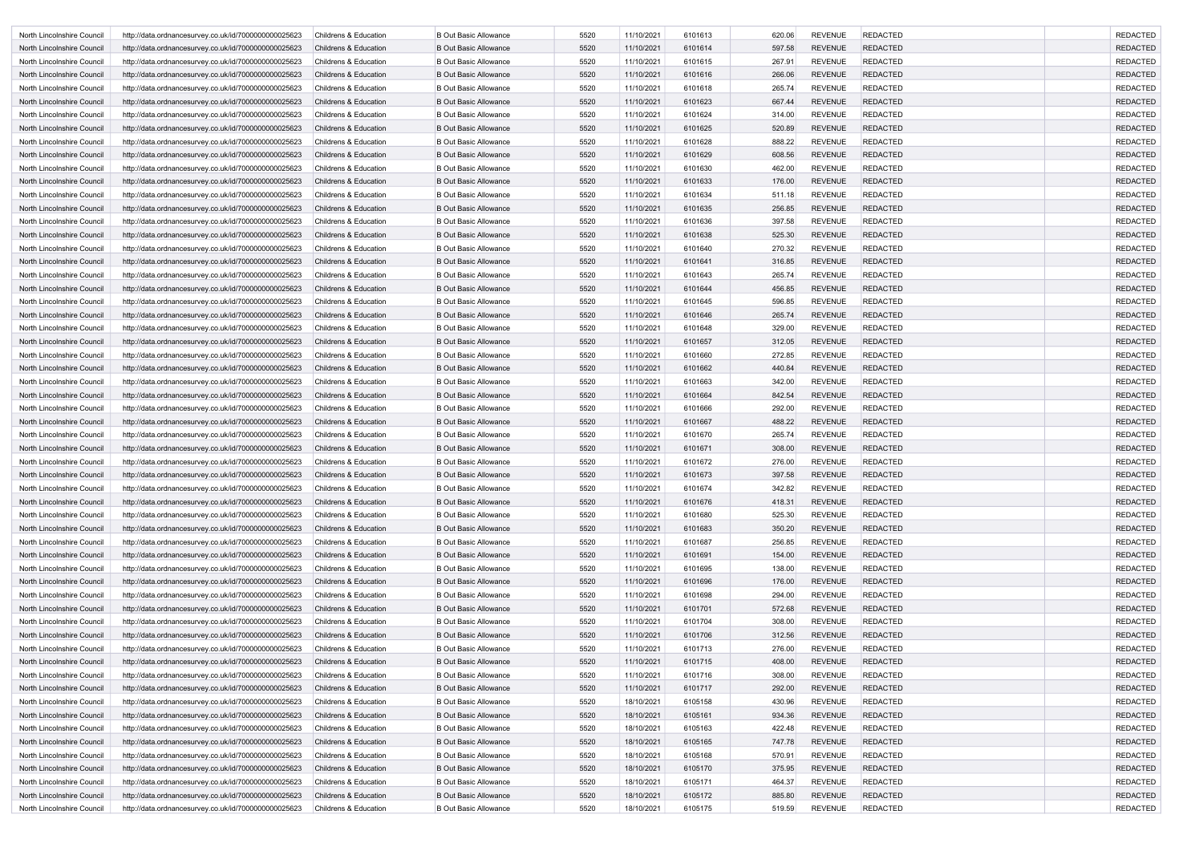| | | | | | | | | | | | |
|---|---|---|---|---|---|---|---|---|---|---|---|
| North Lincolnshire Council | http://data.ordnancesurvey.co.uk/id/7000000000025623 | Childrens & Education | B Out Basic Allowance | 5520 | 11/10/2021 | 6101613 | 620.06 | REVENUE | REDACTED | | REDACTED |
| North Lincolnshire Council | http://data.ordnancesurvey.co.uk/id/7000000000025623 | Childrens & Education | B Out Basic Allowance | 5520 | 11/10/2021 | 6101614 | 597.58 | REVENUE | REDACTED | | REDACTED |
| North Lincolnshire Council | http://data.ordnancesurvey.co.uk/id/7000000000025623 | Childrens & Education | B Out Basic Allowance | 5520 | 11/10/2021 | 6101615 | 267.91 | REVENUE | REDACTED | | REDACTED |
| North Lincolnshire Council | http://data.ordnancesurvey.co.uk/id/7000000000025623 | Childrens & Education | B Out Basic Allowance | 5520 | 11/10/2021 | 6101616 | 266.06 | REVENUE | REDACTED | | REDACTED |
| North Lincolnshire Council | http://data.ordnancesurvey.co.uk/id/7000000000025623 | Childrens & Education | B Out Basic Allowance | 5520 | 11/10/2021 | 6101618 | 265.74 | REVENUE | REDACTED | | REDACTED |
| North Lincolnshire Council | http://data.ordnancesurvey.co.uk/id/7000000000025623 | Childrens & Education | B Out Basic Allowance | 5520 | 11/10/2021 | 6101623 | 667.44 | REVENUE | REDACTED | | REDACTED |
| North Lincolnshire Council | http://data.ordnancesurvey.co.uk/id/7000000000025623 | Childrens & Education | B Out Basic Allowance | 5520 | 11/10/2021 | 6101624 | 314.00 | REVENUE | REDACTED | | REDACTED |
| North Lincolnshire Council | http://data.ordnancesurvey.co.uk/id/7000000000025623 | Childrens & Education | B Out Basic Allowance | 5520 | 11/10/2021 | 6101625 | 520.89 | REVENUE | REDACTED | | REDACTED |
| North Lincolnshire Council | http://data.ordnancesurvey.co.uk/id/7000000000025623 | Childrens & Education | B Out Basic Allowance | 5520 | 11/10/2021 | 6101628 | 888.22 | REVENUE | REDACTED | | REDACTED |
| North Lincolnshire Council | http://data.ordnancesurvey.co.uk/id/7000000000025623 | Childrens & Education | B Out Basic Allowance | 5520 | 11/10/2021 | 6101629 | 608.56 | REVENUE | REDACTED | | REDACTED |
| North Lincolnshire Council | http://data.ordnancesurvey.co.uk/id/7000000000025623 | Childrens & Education | B Out Basic Allowance | 5520 | 11/10/2021 | 6101630 | 462.00 | REVENUE | REDACTED | | REDACTED |
| North Lincolnshire Council | http://data.ordnancesurvey.co.uk/id/7000000000025623 | Childrens & Education | B Out Basic Allowance | 5520 | 11/10/2021 | 6101633 | 176.00 | REVENUE | REDACTED | | REDACTED |
| North Lincolnshire Council | http://data.ordnancesurvey.co.uk/id/7000000000025623 | Childrens & Education | B Out Basic Allowance | 5520 | 11/10/2021 | 6101634 | 511.18 | REVENUE | REDACTED | | REDACTED |
| North Lincolnshire Council | http://data.ordnancesurvey.co.uk/id/7000000000025623 | Childrens & Education | B Out Basic Allowance | 5520 | 11/10/2021 | 6101635 | 256.85 | REVENUE | REDACTED | | REDACTED |
| North Lincolnshire Council | http://data.ordnancesurvey.co.uk/id/7000000000025623 | Childrens & Education | B Out Basic Allowance | 5520 | 11/10/2021 | 6101636 | 397.58 | REVENUE | REDACTED | | REDACTED |
| North Lincolnshire Council | http://data.ordnancesurvey.co.uk/id/7000000000025623 | Childrens & Education | B Out Basic Allowance | 5520 | 11/10/2021 | 6101638 | 525.30 | REVENUE | REDACTED | | REDACTED |
| North Lincolnshire Council | http://data.ordnancesurvey.co.uk/id/7000000000025623 | Childrens & Education | B Out Basic Allowance | 5520 | 11/10/2021 | 6101640 | 270.32 | REVENUE | REDACTED | | REDACTED |
| North Lincolnshire Council | http://data.ordnancesurvey.co.uk/id/7000000000025623 | Childrens & Education | B Out Basic Allowance | 5520 | 11/10/2021 | 6101641 | 316.85 | REVENUE | REDACTED | | REDACTED |
| North Lincolnshire Council | http://data.ordnancesurvey.co.uk/id/7000000000025623 | Childrens & Education | B Out Basic Allowance | 5520 | 11/10/2021 | 6101643 | 265.74 | REVENUE | REDACTED | | REDACTED |
| North Lincolnshire Council | http://data.ordnancesurvey.co.uk/id/7000000000025623 | Childrens & Education | B Out Basic Allowance | 5520 | 11/10/2021 | 6101644 | 456.85 | REVENUE | REDACTED | | REDACTED |
| North Lincolnshire Council | http://data.ordnancesurvey.co.uk/id/7000000000025623 | Childrens & Education | B Out Basic Allowance | 5520 | 11/10/2021 | 6101645 | 596.85 | REVENUE | REDACTED | | REDACTED |
| North Lincolnshire Council | http://data.ordnancesurvey.co.uk/id/7000000000025623 | Childrens & Education | B Out Basic Allowance | 5520 | 11/10/2021 | 6101646 | 265.74 | REVENUE | REDACTED | | REDACTED |
| North Lincolnshire Council | http://data.ordnancesurvey.co.uk/id/7000000000025623 | Childrens & Education | B Out Basic Allowance | 5520 | 11/10/2021 | 6101648 | 329.00 | REVENUE | REDACTED | | REDACTED |
| North Lincolnshire Council | http://data.ordnancesurvey.co.uk/id/7000000000025623 | Childrens & Education | B Out Basic Allowance | 5520 | 11/10/2021 | 6101657 | 312.05 | REVENUE | REDACTED | | REDACTED |
| North Lincolnshire Council | http://data.ordnancesurvey.co.uk/id/7000000000025623 | Childrens & Education | B Out Basic Allowance | 5520 | 11/10/2021 | 6101660 | 272.85 | REVENUE | REDACTED | | REDACTED |
| North Lincolnshire Council | http://data.ordnancesurvey.co.uk/id/7000000000025623 | Childrens & Education | B Out Basic Allowance | 5520 | 11/10/2021 | 6101662 | 440.84 | REVENUE | REDACTED | | REDACTED |
| North Lincolnshire Council | http://data.ordnancesurvey.co.uk/id/7000000000025623 | Childrens & Education | B Out Basic Allowance | 5520 | 11/10/2021 | 6101663 | 342.00 | REVENUE | REDACTED | | REDACTED |
| North Lincolnshire Council | http://data.ordnancesurvey.co.uk/id/7000000000025623 | Childrens & Education | B Out Basic Allowance | 5520 | 11/10/2021 | 6101664 | 842.54 | REVENUE | REDACTED | | REDACTED |
| North Lincolnshire Council | http://data.ordnancesurvey.co.uk/id/7000000000025623 | Childrens & Education | B Out Basic Allowance | 5520 | 11/10/2021 | 6101666 | 292.00 | REVENUE | REDACTED | | REDACTED |
| North Lincolnshire Council | http://data.ordnancesurvey.co.uk/id/7000000000025623 | Childrens & Education | B Out Basic Allowance | 5520 | 11/10/2021 | 6101667 | 488.22 | REVENUE | REDACTED | | REDACTED |
| North Lincolnshire Council | http://data.ordnancesurvey.co.uk/id/7000000000025623 | Childrens & Education | B Out Basic Allowance | 5520 | 11/10/2021 | 6101670 | 265.74 | REVENUE | REDACTED | | REDACTED |
| North Lincolnshire Council | http://data.ordnancesurvey.co.uk/id/7000000000025623 | Childrens & Education | B Out Basic Allowance | 5520 | 11/10/2021 | 6101671 | 308.00 | REVENUE | REDACTED | | REDACTED |
| North Lincolnshire Council | http://data.ordnancesurvey.co.uk/id/7000000000025623 | Childrens & Education | B Out Basic Allowance | 5520 | 11/10/2021 | 6101672 | 276.00 | REVENUE | REDACTED | | REDACTED |
| North Lincolnshire Council | http://data.ordnancesurvey.co.uk/id/7000000000025623 | Childrens & Education | B Out Basic Allowance | 5520 | 11/10/2021 | 6101673 | 397.58 | REVENUE | REDACTED | | REDACTED |
| North Lincolnshire Council | http://data.ordnancesurvey.co.uk/id/7000000000025623 | Childrens & Education | B Out Basic Allowance | 5520 | 11/10/2021 | 6101674 | 342.82 | REVENUE | REDACTED | | REDACTED |
| North Lincolnshire Council | http://data.ordnancesurvey.co.uk/id/7000000000025623 | Childrens & Education | B Out Basic Allowance | 5520 | 11/10/2021 | 6101676 | 418.31 | REVENUE | REDACTED | | REDACTED |
| North Lincolnshire Council | http://data.ordnancesurvey.co.uk/id/7000000000025623 | Childrens & Education | B Out Basic Allowance | 5520 | 11/10/2021 | 6101680 | 525.30 | REVENUE | REDACTED | | REDACTED |
| North Lincolnshire Council | http://data.ordnancesurvey.co.uk/id/7000000000025623 | Childrens & Education | B Out Basic Allowance | 5520 | 11/10/2021 | 6101683 | 350.20 | REVENUE | REDACTED | | REDACTED |
| North Lincolnshire Council | http://data.ordnancesurvey.co.uk/id/7000000000025623 | Childrens & Education | B Out Basic Allowance | 5520 | 11/10/2021 | 6101687 | 256.85 | REVENUE | REDACTED | | REDACTED |
| North Lincolnshire Council | http://data.ordnancesurvey.co.uk/id/7000000000025623 | Childrens & Education | B Out Basic Allowance | 5520 | 11/10/2021 | 6101691 | 154.00 | REVENUE | REDACTED | | REDACTED |
| North Lincolnshire Council | http://data.ordnancesurvey.co.uk/id/7000000000025623 | Childrens & Education | B Out Basic Allowance | 5520 | 11/10/2021 | 6101695 | 138.00 | REVENUE | REDACTED | | REDACTED |
| North Lincolnshire Council | http://data.ordnancesurvey.co.uk/id/7000000000025623 | Childrens & Education | B Out Basic Allowance | 5520 | 11/10/2021 | 6101696 | 176.00 | REVENUE | REDACTED | | REDACTED |
| North Lincolnshire Council | http://data.ordnancesurvey.co.uk/id/7000000000025623 | Childrens & Education | B Out Basic Allowance | 5520 | 11/10/2021 | 6101698 | 294.00 | REVENUE | REDACTED | | REDACTED |
| North Lincolnshire Council | http://data.ordnancesurvey.co.uk/id/7000000000025623 | Childrens & Education | B Out Basic Allowance | 5520 | 11/10/2021 | 6101701 | 572.68 | REVENUE | REDACTED | | REDACTED |
| North Lincolnshire Council | http://data.ordnancesurvey.co.uk/id/7000000000025623 | Childrens & Education | B Out Basic Allowance | 5520 | 11/10/2021 | 6101704 | 308.00 | REVENUE | REDACTED | | REDACTED |
| North Lincolnshire Council | http://data.ordnancesurvey.co.uk/id/7000000000025623 | Childrens & Education | B Out Basic Allowance | 5520 | 11/10/2021 | 6101706 | 312.56 | REVENUE | REDACTED | | REDACTED |
| North Lincolnshire Council | http://data.ordnancesurvey.co.uk/id/7000000000025623 | Childrens & Education | B Out Basic Allowance | 5520 | 11/10/2021 | 6101713 | 276.00 | REVENUE | REDACTED | | REDACTED |
| North Lincolnshire Council | http://data.ordnancesurvey.co.uk/id/7000000000025623 | Childrens & Education | B Out Basic Allowance | 5520 | 11/10/2021 | 6101715 | 408.00 | REVENUE | REDACTED | | REDACTED |
| North Lincolnshire Council | http://data.ordnancesurvey.co.uk/id/7000000000025623 | Childrens & Education | B Out Basic Allowance | 5520 | 11/10/2021 | 6101716 | 308.00 | REVENUE | REDACTED | | REDACTED |
| North Lincolnshire Council | http://data.ordnancesurvey.co.uk/id/7000000000025623 | Childrens & Education | B Out Basic Allowance | 5520 | 11/10/2021 | 6101717 | 292.00 | REVENUE | REDACTED | | REDACTED |
| North Lincolnshire Council | http://data.ordnancesurvey.co.uk/id/7000000000025623 | Childrens & Education | B Out Basic Allowance | 5520 | 18/10/2021 | 6105158 | 430.96 | REVENUE | REDACTED | | REDACTED |
| North Lincolnshire Council | http://data.ordnancesurvey.co.uk/id/7000000000025623 | Childrens & Education | B Out Basic Allowance | 5520 | 18/10/2021 | 6105161 | 934.36 | REVENUE | REDACTED | | REDACTED |
| North Lincolnshire Council | http://data.ordnancesurvey.co.uk/id/7000000000025623 | Childrens & Education | B Out Basic Allowance | 5520 | 18/10/2021 | 6105163 | 422.48 | REVENUE | REDACTED | | REDACTED |
| North Lincolnshire Council | http://data.ordnancesurvey.co.uk/id/7000000000025623 | Childrens & Education | B Out Basic Allowance | 5520 | 18/10/2021 | 6105165 | 747.78 | REVENUE | REDACTED | | REDACTED |
| North Lincolnshire Council | http://data.ordnancesurvey.co.uk/id/7000000000025623 | Childrens & Education | B Out Basic Allowance | 5520 | 18/10/2021 | 6105168 | 570.91 | REVENUE | REDACTED | | REDACTED |
| North Lincolnshire Council | http://data.ordnancesurvey.co.uk/id/7000000000025623 | Childrens & Education | B Out Basic Allowance | 5520 | 18/10/2021 | 6105170 | 375.95 | REVENUE | REDACTED | | REDACTED |
| North Lincolnshire Council | http://data.ordnancesurvey.co.uk/id/7000000000025623 | Childrens & Education | B Out Basic Allowance | 5520 | 18/10/2021 | 6105171 | 464.37 | REVENUE | REDACTED | | REDACTED |
| North Lincolnshire Council | http://data.ordnancesurvey.co.uk/id/7000000000025623 | Childrens & Education | B Out Basic Allowance | 5520 | 18/10/2021 | 6105172 | 885.80 | REVENUE | REDACTED | | REDACTED |
| North Lincolnshire Council | http://data.ordnancesurvey.co.uk/id/7000000000025623 | Childrens & Education | B Out Basic Allowance | 5520 | 18/10/2021 | 6105175 | 519.59 | REVENUE | REDACTED | | REDACTED |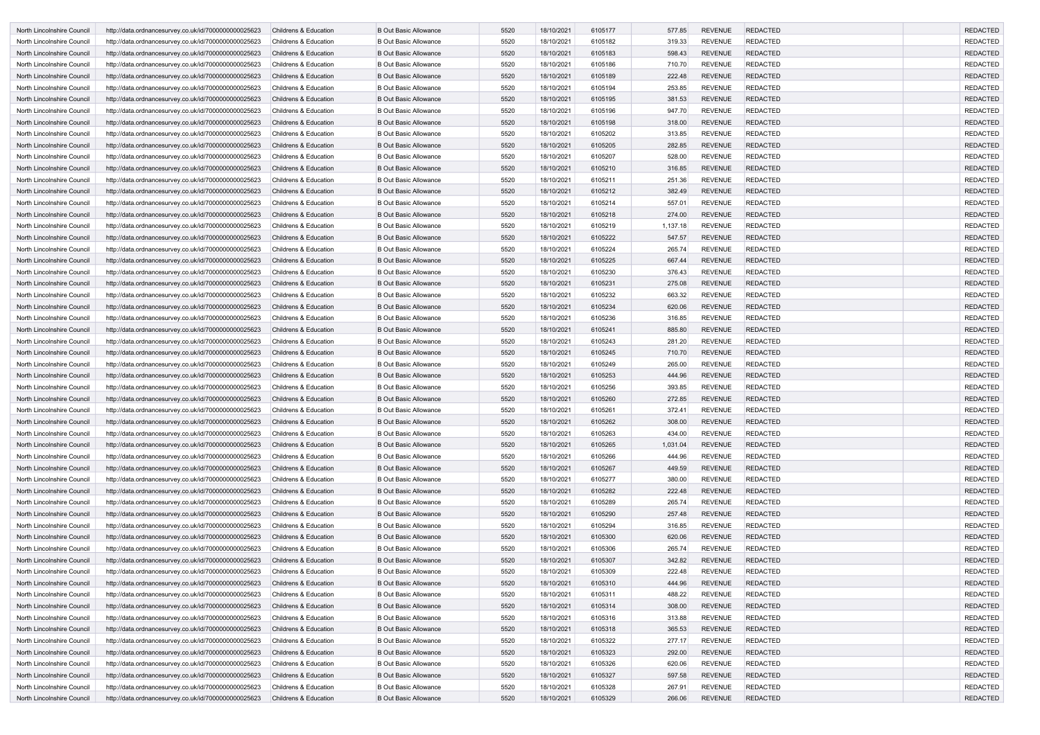| | | | | | | | | | | | |
|---|---|---|---|---|---|---|---|---|---|---|---|
| North Lincolnshire Council | http://data.ordnancesurvey.co.uk/id/7000000000025623 | Childrens & Education | B Out Basic Allowance | 5520 | 18/10/2021 | 6105177 | 577.85 | REVENUE | REDACTED | | REDACTED |
| North Lincolnshire Council | http://data.ordnancesurvey.co.uk/id/7000000000025623 | Childrens & Education | B Out Basic Allowance | 5520 | 18/10/2021 | 6105182 | 319.33 | REVENUE | REDACTED | | REDACTED |
| North Lincolnshire Council | http://data.ordnancesurvey.co.uk/id/7000000000025623 | Childrens & Education | B Out Basic Allowance | 5520 | 18/10/2021 | 6105183 | 598.43 | REVENUE | REDACTED | | REDACTED |
| North Lincolnshire Council | http://data.ordnancesurvey.co.uk/id/7000000000025623 | Childrens & Education | B Out Basic Allowance | 5520 | 18/10/2021 | 6105186 | 710.70 | REVENUE | REDACTED | | REDACTED |
| North Lincolnshire Council | http://data.ordnancesurvey.co.uk/id/7000000000025623 | Childrens & Education | B Out Basic Allowance | 5520 | 18/10/2021 | 6105189 | 222.48 | REVENUE | REDACTED | | REDACTED |
| North Lincolnshire Council | http://data.ordnancesurvey.co.uk/id/7000000000025623 | Childrens & Education | B Out Basic Allowance | 5520 | 18/10/2021 | 6105194 | 253.85 | REVENUE | REDACTED | | REDACTED |
| North Lincolnshire Council | http://data.ordnancesurvey.co.uk/id/7000000000025623 | Childrens & Education | B Out Basic Allowance | 5520 | 18/10/2021 | 6105195 | 381.53 | REVENUE | REDACTED | | REDACTED |
| North Lincolnshire Council | http://data.ordnancesurvey.co.uk/id/7000000000025623 | Childrens & Education | B Out Basic Allowance | 5520 | 18/10/2021 | 6105196 | 947.70 | REVENUE | REDACTED | | REDACTED |
| North Lincolnshire Council | http://data.ordnancesurvey.co.uk/id/7000000000025623 | Childrens & Education | B Out Basic Allowance | 5520 | 18/10/2021 | 6105198 | 318.00 | REVENUE | REDACTED | | REDACTED |
| North Lincolnshire Council | http://data.ordnancesurvey.co.uk/id/7000000000025623 | Childrens & Education | B Out Basic Allowance | 5520 | 18/10/2021 | 6105202 | 313.85 | REVENUE | REDACTED | | REDACTED |
| North Lincolnshire Council | http://data.ordnancesurvey.co.uk/id/7000000000025623 | Childrens & Education | B Out Basic Allowance | 5520 | 18/10/2021 | 6105205 | 282.85 | REVENUE | REDACTED | | REDACTED |
| North Lincolnshire Council | http://data.ordnancesurvey.co.uk/id/7000000000025623 | Childrens & Education | B Out Basic Allowance | 5520 | 18/10/2021 | 6105207 | 528.00 | REVENUE | REDACTED | | REDACTED |
| North Lincolnshire Council | http://data.ordnancesurvey.co.uk/id/7000000000025623 | Childrens & Education | B Out Basic Allowance | 5520 | 18/10/2021 | 6105210 | 316.85 | REVENUE | REDACTED | | REDACTED |
| North Lincolnshire Council | http://data.ordnancesurvey.co.uk/id/7000000000025623 | Childrens & Education | B Out Basic Allowance | 5520 | 18/10/2021 | 6105211 | 251.36 | REVENUE | REDACTED | | REDACTED |
| North Lincolnshire Council | http://data.ordnancesurvey.co.uk/id/7000000000025623 | Childrens & Education | B Out Basic Allowance | 5520 | 18/10/2021 | 6105212 | 382.49 | REVENUE | REDACTED | | REDACTED |
| North Lincolnshire Council | http://data.ordnancesurvey.co.uk/id/7000000000025623 | Childrens & Education | B Out Basic Allowance | 5520 | 18/10/2021 | 6105214 | 557.01 | REVENUE | REDACTED | | REDACTED |
| North Lincolnshire Council | http://data.ordnancesurvey.co.uk/id/7000000000025623 | Childrens & Education | B Out Basic Allowance | 5520 | 18/10/2021 | 6105218 | 274.00 | REVENUE | REDACTED | | REDACTED |
| North Lincolnshire Council | http://data.ordnancesurvey.co.uk/id/7000000000025623 | Childrens & Education | B Out Basic Allowance | 5520 | 18/10/2021 | 6105219 | 1,137.18 | REVENUE | REDACTED | | REDACTED |
| North Lincolnshire Council | http://data.ordnancesurvey.co.uk/id/7000000000025623 | Childrens & Education | B Out Basic Allowance | 5520 | 18/10/2021 | 6105222 | 547.57 | REVENUE | REDACTED | | REDACTED |
| North Lincolnshire Council | http://data.ordnancesurvey.co.uk/id/7000000000025623 | Childrens & Education | B Out Basic Allowance | 5520 | 18/10/2021 | 6105224 | 265.74 | REVENUE | REDACTED | | REDACTED |
| North Lincolnshire Council | http://data.ordnancesurvey.co.uk/id/7000000000025623 | Childrens & Education | B Out Basic Allowance | 5520 | 18/10/2021 | 6105225 | 667.44 | REVENUE | REDACTED | | REDACTED |
| North Lincolnshire Council | http://data.ordnancesurvey.co.uk/id/7000000000025623 | Childrens & Education | B Out Basic Allowance | 5520 | 18/10/2021 | 6105230 | 376.43 | REVENUE | REDACTED | | REDACTED |
| North Lincolnshire Council | http://data.ordnancesurvey.co.uk/id/7000000000025623 | Childrens & Education | B Out Basic Allowance | 5520 | 18/10/2021 | 6105231 | 275.08 | REVENUE | REDACTED | | REDACTED |
| North Lincolnshire Council | http://data.ordnancesurvey.co.uk/id/7000000000025623 | Childrens & Education | B Out Basic Allowance | 5520 | 18/10/2021 | 6105232 | 663.32 | REVENUE | REDACTED | | REDACTED |
| North Lincolnshire Council | http://data.ordnancesurvey.co.uk/id/7000000000025623 | Childrens & Education | B Out Basic Allowance | 5520 | 18/10/2021 | 6105234 | 620.06 | REVENUE | REDACTED | | REDACTED |
| North Lincolnshire Council | http://data.ordnancesurvey.co.uk/id/7000000000025623 | Childrens & Education | B Out Basic Allowance | 5520 | 18/10/2021 | 6105236 | 316.85 | REVENUE | REDACTED | | REDACTED |
| North Lincolnshire Council | http://data.ordnancesurvey.co.uk/id/7000000000025623 | Childrens & Education | B Out Basic Allowance | 5520 | 18/10/2021 | 6105241 | 885.80 | REVENUE | REDACTED | | REDACTED |
| North Lincolnshire Council | http://data.ordnancesurvey.co.uk/id/7000000000025623 | Childrens & Education | B Out Basic Allowance | 5520 | 18/10/2021 | 6105243 | 281.20 | REVENUE | REDACTED | | REDACTED |
| North Lincolnshire Council | http://data.ordnancesurvey.co.uk/id/7000000000025623 | Childrens & Education | B Out Basic Allowance | 5520 | 18/10/2021 | 6105245 | 710.70 | REVENUE | REDACTED | | REDACTED |
| North Lincolnshire Council | http://data.ordnancesurvey.co.uk/id/7000000000025623 | Childrens & Education | B Out Basic Allowance | 5520 | 18/10/2021 | 6105249 | 265.00 | REVENUE | REDACTED | | REDACTED |
| North Lincolnshire Council | http://data.ordnancesurvey.co.uk/id/7000000000025623 | Childrens & Education | B Out Basic Allowance | 5520 | 18/10/2021 | 6105253 | 444.96 | REVENUE | REDACTED | | REDACTED |
| North Lincolnshire Council | http://data.ordnancesurvey.co.uk/id/7000000000025623 | Childrens & Education | B Out Basic Allowance | 5520 | 18/10/2021 | 6105256 | 393.85 | REVENUE | REDACTED | | REDACTED |
| North Lincolnshire Council | http://data.ordnancesurvey.co.uk/id/7000000000025623 | Childrens & Education | B Out Basic Allowance | 5520 | 18/10/2021 | 6105260 | 272.85 | REVENUE | REDACTED | | REDACTED |
| North Lincolnshire Council | http://data.ordnancesurvey.co.uk/id/7000000000025623 | Childrens & Education | B Out Basic Allowance | 5520 | 18/10/2021 | 6105261 | 372.41 | REVENUE | REDACTED | | REDACTED |
| North Lincolnshire Council | http://data.ordnancesurvey.co.uk/id/7000000000025623 | Childrens & Education | B Out Basic Allowance | 5520 | 18/10/2021 | 6105262 | 308.00 | REVENUE | REDACTED | | REDACTED |
| North Lincolnshire Council | http://data.ordnancesurvey.co.uk/id/7000000000025623 | Childrens & Education | B Out Basic Allowance | 5520 | 18/10/2021 | 6105263 | 434.00 | REVENUE | REDACTED | | REDACTED |
| North Lincolnshire Council | http://data.ordnancesurvey.co.uk/id/7000000000025623 | Childrens & Education | B Out Basic Allowance | 5520 | 18/10/2021 | 6105265 | 1,031.04 | REVENUE | REDACTED | | REDACTED |
| North Lincolnshire Council | http://data.ordnancesurvey.co.uk/id/7000000000025623 | Childrens & Education | B Out Basic Allowance | 5520 | 18/10/2021 | 6105266 | 444.96 | REVENUE | REDACTED | | REDACTED |
| North Lincolnshire Council | http://data.ordnancesurvey.co.uk/id/7000000000025623 | Childrens & Education | B Out Basic Allowance | 5520 | 18/10/2021 | 6105267 | 449.59 | REVENUE | REDACTED | | REDACTED |
| North Lincolnshire Council | http://data.ordnancesurvey.co.uk/id/7000000000025623 | Childrens & Education | B Out Basic Allowance | 5520 | 18/10/2021 | 6105277 | 380.00 | REVENUE | REDACTED | | REDACTED |
| North Lincolnshire Council | http://data.ordnancesurvey.co.uk/id/7000000000025623 | Childrens & Education | B Out Basic Allowance | 5520 | 18/10/2021 | 6105282 | 222.48 | REVENUE | REDACTED | | REDACTED |
| North Lincolnshire Council | http://data.ordnancesurvey.co.uk/id/7000000000025623 | Childrens & Education | B Out Basic Allowance | 5520 | 18/10/2021 | 6105289 | 265.74 | REVENUE | REDACTED | | REDACTED |
| North Lincolnshire Council | http://data.ordnancesurvey.co.uk/id/7000000000025623 | Childrens & Education | B Out Basic Allowance | 5520 | 18/10/2021 | 6105290 | 257.48 | REVENUE | REDACTED | | REDACTED |
| North Lincolnshire Council | http://data.ordnancesurvey.co.uk/id/7000000000025623 | Childrens & Education | B Out Basic Allowance | 5520 | 18/10/2021 | 6105294 | 316.85 | REVENUE | REDACTED | | REDACTED |
| North Lincolnshire Council | http://data.ordnancesurvey.co.uk/id/7000000000025623 | Childrens & Education | B Out Basic Allowance | 5520 | 18/10/2021 | 6105300 | 620.06 | REVENUE | REDACTED | | REDACTED |
| North Lincolnshire Council | http://data.ordnancesurvey.co.uk/id/7000000000025623 | Childrens & Education | B Out Basic Allowance | 5520 | 18/10/2021 | 6105306 | 265.74 | REVENUE | REDACTED | | REDACTED |
| North Lincolnshire Council | http://data.ordnancesurvey.co.uk/id/7000000000025623 | Childrens & Education | B Out Basic Allowance | 5520 | 18/10/2021 | 6105307 | 342.82 | REVENUE | REDACTED | | REDACTED |
| North Lincolnshire Council | http://data.ordnancesurvey.co.uk/id/7000000000025623 | Childrens & Education | B Out Basic Allowance | 5520 | 18/10/2021 | 6105309 | 222.48 | REVENUE | REDACTED | | REDACTED |
| North Lincolnshire Council | http://data.ordnancesurvey.co.uk/id/7000000000025623 | Childrens & Education | B Out Basic Allowance | 5520 | 18/10/2021 | 6105310 | 444.96 | REVENUE | REDACTED | | REDACTED |
| North Lincolnshire Council | http://data.ordnancesurvey.co.uk/id/7000000000025623 | Childrens & Education | B Out Basic Allowance | 5520 | 18/10/2021 | 6105311 | 488.22 | REVENUE | REDACTED | | REDACTED |
| North Lincolnshire Council | http://data.ordnancesurvey.co.uk/id/7000000000025623 | Childrens & Education | B Out Basic Allowance | 5520 | 18/10/2021 | 6105314 | 308.00 | REVENUE | REDACTED | | REDACTED |
| North Lincolnshire Council | http://data.ordnancesurvey.co.uk/id/7000000000025623 | Childrens & Education | B Out Basic Allowance | 5520 | 18/10/2021 | 6105316 | 313.88 | REVENUE | REDACTED | | REDACTED |
| North Lincolnshire Council | http://data.ordnancesurvey.co.uk/id/7000000000025623 | Childrens & Education | B Out Basic Allowance | 5520 | 18/10/2021 | 6105318 | 365.53 | REVENUE | REDACTED | | REDACTED |
| North Lincolnshire Council | http://data.ordnancesurvey.co.uk/id/7000000000025623 | Childrens & Education | B Out Basic Allowance | 5520 | 18/10/2021 | 6105322 | 277.17 | REVENUE | REDACTED | | REDACTED |
| North Lincolnshire Council | http://data.ordnancesurvey.co.uk/id/7000000000025623 | Childrens & Education | B Out Basic Allowance | 5520 | 18/10/2021 | 6105323 | 292.00 | REVENUE | REDACTED | | REDACTED |
| North Lincolnshire Council | http://data.ordnancesurvey.co.uk/id/7000000000025623 | Childrens & Education | B Out Basic Allowance | 5520 | 18/10/2021 | 6105326 | 620.06 | REVENUE | REDACTED | | REDACTED |
| North Lincolnshire Council | http://data.ordnancesurvey.co.uk/id/7000000000025623 | Childrens & Education | B Out Basic Allowance | 5520 | 18/10/2021 | 6105327 | 597.58 | REVENUE | REDACTED | | REDACTED |
| North Lincolnshire Council | http://data.ordnancesurvey.co.uk/id/7000000000025623 | Childrens & Education | B Out Basic Allowance | 5520 | 18/10/2021 | 6105328 | 267.91 | REVENUE | REDACTED | | REDACTED |
| North Lincolnshire Council | http://data.ordnancesurvey.co.uk/id/7000000000025623 | Childrens & Education | B Out Basic Allowance | 5520 | 18/10/2021 | 6105329 | 266.06 | REVENUE | REDACTED | | REDACTED |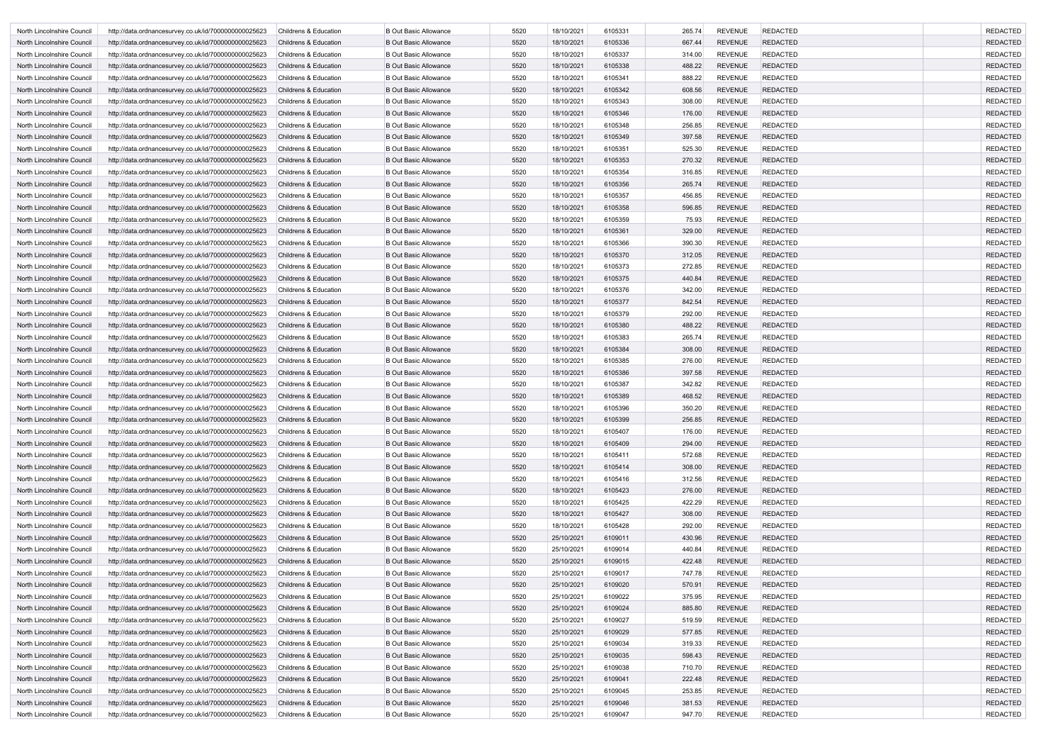| | | | | | | | | | | | |
|---|---|---|---|---|---|---|---|---|---|---|---|
| North Lincolnshire Council | http://data.ordnancesurvey.co.uk/id/7000000000025623 | Childrens & Education | B Out Basic Allowance | 5520 | 18/10/2021 | 6105331 | 265.74 | REVENUE | REDACTED | | REDACTED |
| North Lincolnshire Council | http://data.ordnancesurvey.co.uk/id/7000000000025623 | Childrens & Education | B Out Basic Allowance | 5520 | 18/10/2021 | 6105336 | 667.44 | REVENUE | REDACTED | | REDACTED |
| North Lincolnshire Council | http://data.ordnancesurvey.co.uk/id/7000000000025623 | Childrens & Education | B Out Basic Allowance | 5520 | 18/10/2021 | 6105337 | 314.00 | REVENUE | REDACTED | | REDACTED |
| North Lincolnshire Council | http://data.ordnancesurvey.co.uk/id/7000000000025623 | Childrens & Education | B Out Basic Allowance | 5520 | 18/10/2021 | 6105338 | 488.22 | REVENUE | REDACTED | | REDACTED |
| North Lincolnshire Council | http://data.ordnancesurvey.co.uk/id/7000000000025623 | Childrens & Education | B Out Basic Allowance | 5520 | 18/10/2021 | 6105341 | 888.22 | REVENUE | REDACTED | | REDACTED |
| North Lincolnshire Council | http://data.ordnancesurvey.co.uk/id/7000000000025623 | Childrens & Education | B Out Basic Allowance | 5520 | 18/10/2021 | 6105342 | 608.56 | REVENUE | REDACTED | | REDACTED |
| North Lincolnshire Council | http://data.ordnancesurvey.co.uk/id/7000000000025623 | Childrens & Education | B Out Basic Allowance | 5520 | 18/10/2021 | 6105343 | 308.00 | REVENUE | REDACTED | | REDACTED |
| North Lincolnshire Council | http://data.ordnancesurvey.co.uk/id/7000000000025623 | Childrens & Education | B Out Basic Allowance | 5520 | 18/10/2021 | 6105346 | 176.00 | REVENUE | REDACTED | | REDACTED |
| North Lincolnshire Council | http://data.ordnancesurvey.co.uk/id/7000000000025623 | Childrens & Education | B Out Basic Allowance | 5520 | 18/10/2021 | 6105348 | 256.85 | REVENUE | REDACTED | | REDACTED |
| North Lincolnshire Council | http://data.ordnancesurvey.co.uk/id/7000000000025623 | Childrens & Education | B Out Basic Allowance | 5520 | 18/10/2021 | 6105349 | 397.58 | REVENUE | REDACTED | | REDACTED |
| North Lincolnshire Council | http://data.ordnancesurvey.co.uk/id/7000000000025623 | Childrens & Education | B Out Basic Allowance | 5520 | 18/10/2021 | 6105351 | 525.30 | REVENUE | REDACTED | | REDACTED |
| North Lincolnshire Council | http://data.ordnancesurvey.co.uk/id/7000000000025623 | Childrens & Education | B Out Basic Allowance | 5520 | 18/10/2021 | 6105353 | 270.32 | REVENUE | REDACTED | | REDACTED |
| North Lincolnshire Council | http://data.ordnancesurvey.co.uk/id/7000000000025623 | Childrens & Education | B Out Basic Allowance | 5520 | 18/10/2021 | 6105354 | 316.85 | REVENUE | REDACTED | | REDACTED |
| North Lincolnshire Council | http://data.ordnancesurvey.co.uk/id/7000000000025623 | Childrens & Education | B Out Basic Allowance | 5520 | 18/10/2021 | 6105356 | 265.74 | REVENUE | REDACTED | | REDACTED |
| North Lincolnshire Council | http://data.ordnancesurvey.co.uk/id/7000000000025623 | Childrens & Education | B Out Basic Allowance | 5520 | 18/10/2021 | 6105357 | 456.85 | REVENUE | REDACTED | | REDACTED |
| North Lincolnshire Council | http://data.ordnancesurvey.co.uk/id/7000000000025623 | Childrens & Education | B Out Basic Allowance | 5520 | 18/10/2021 | 6105358 | 596.85 | REVENUE | REDACTED | | REDACTED |
| North Lincolnshire Council | http://data.ordnancesurvey.co.uk/id/7000000000025623 | Childrens & Education | B Out Basic Allowance | 5520 | 18/10/2021 | 6105359 | 75.93 | REVENUE | REDACTED | | REDACTED |
| North Lincolnshire Council | http://data.ordnancesurvey.co.uk/id/7000000000025623 | Childrens & Education | B Out Basic Allowance | 5520 | 18/10/2021 | 6105361 | 329.00 | REVENUE | REDACTED | | REDACTED |
| North Lincolnshire Council | http://data.ordnancesurvey.co.uk/id/7000000000025623 | Childrens & Education | B Out Basic Allowance | 5520 | 18/10/2021 | 6105366 | 390.30 | REVENUE | REDACTED | | REDACTED |
| North Lincolnshire Council | http://data.ordnancesurvey.co.uk/id/7000000000025623 | Childrens & Education | B Out Basic Allowance | 5520 | 18/10/2021 | 6105370 | 312.05 | REVENUE | REDACTED | | REDACTED |
| North Lincolnshire Council | http://data.ordnancesurvey.co.uk/id/7000000000025623 | Childrens & Education | B Out Basic Allowance | 5520 | 18/10/2021 | 6105373 | 272.85 | REVENUE | REDACTED | | REDACTED |
| North Lincolnshire Council | http://data.ordnancesurvey.co.uk/id/7000000000025623 | Childrens & Education | B Out Basic Allowance | 5520 | 18/10/2021 | 6105375 | 440.84 | REVENUE | REDACTED | | REDACTED |
| North Lincolnshire Council | http://data.ordnancesurvey.co.uk/id/7000000000025623 | Childrens & Education | B Out Basic Allowance | 5520 | 18/10/2021 | 6105376 | 342.00 | REVENUE | REDACTED | | REDACTED |
| North Lincolnshire Council | http://data.ordnancesurvey.co.uk/id/7000000000025623 | Childrens & Education | B Out Basic Allowance | 5520 | 18/10/2021 | 6105377 | 842.54 | REVENUE | REDACTED | | REDACTED |
| North Lincolnshire Council | http://data.ordnancesurvey.co.uk/id/7000000000025623 | Childrens & Education | B Out Basic Allowance | 5520 | 18/10/2021 | 6105379 | 292.00 | REVENUE | REDACTED | | REDACTED |
| North Lincolnshire Council | http://data.ordnancesurvey.co.uk/id/7000000000025623 | Childrens & Education | B Out Basic Allowance | 5520 | 18/10/2021 | 6105380 | 488.22 | REVENUE | REDACTED | | REDACTED |
| North Lincolnshire Council | http://data.ordnancesurvey.co.uk/id/7000000000025623 | Childrens & Education | B Out Basic Allowance | 5520 | 18/10/2021 | 6105383 | 265.74 | REVENUE | REDACTED | | REDACTED |
| North Lincolnshire Council | http://data.ordnancesurvey.co.uk/id/7000000000025623 | Childrens & Education | B Out Basic Allowance | 5520 | 18/10/2021 | 6105384 | 308.00 | REVENUE | REDACTED | | REDACTED |
| North Lincolnshire Council | http://data.ordnancesurvey.co.uk/id/7000000000025623 | Childrens & Education | B Out Basic Allowance | 5520 | 18/10/2021 | 6105385 | 276.00 | REVENUE | REDACTED | | REDACTED |
| North Lincolnshire Council | http://data.ordnancesurvey.co.uk/id/7000000000025623 | Childrens & Education | B Out Basic Allowance | 5520 | 18/10/2021 | 6105386 | 397.58 | REVENUE | REDACTED | | REDACTED |
| North Lincolnshire Council | http://data.ordnancesurvey.co.uk/id/7000000000025623 | Childrens & Education | B Out Basic Allowance | 5520 | 18/10/2021 | 6105387 | 342.82 | REVENUE | REDACTED | | REDACTED |
| North Lincolnshire Council | http://data.ordnancesurvey.co.uk/id/7000000000025623 | Childrens & Education | B Out Basic Allowance | 5520 | 18/10/2021 | 6105389 | 468.52 | REVENUE | REDACTED | | REDACTED |
| North Lincolnshire Council | http://data.ordnancesurvey.co.uk/id/7000000000025623 | Childrens & Education | B Out Basic Allowance | 5520 | 18/10/2021 | 6105396 | 350.20 | REVENUE | REDACTED | | REDACTED |
| North Lincolnshire Council | http://data.ordnancesurvey.co.uk/id/7000000000025623 | Childrens & Education | B Out Basic Allowance | 5520 | 18/10/2021 | 6105399 | 256.85 | REVENUE | REDACTED | | REDACTED |
| North Lincolnshire Council | http://data.ordnancesurvey.co.uk/id/7000000000025623 | Childrens & Education | B Out Basic Allowance | 5520 | 18/10/2021 | 6105407 | 176.00 | REVENUE | REDACTED | | REDACTED |
| North Lincolnshire Council | http://data.ordnancesurvey.co.uk/id/7000000000025623 | Childrens & Education | B Out Basic Allowance | 5520 | 18/10/2021 | 6105409 | 294.00 | REVENUE | REDACTED | | REDACTED |
| North Lincolnshire Council | http://data.ordnancesurvey.co.uk/id/7000000000025623 | Childrens & Education | B Out Basic Allowance | 5520 | 18/10/2021 | 6105411 | 572.68 | REVENUE | REDACTED | | REDACTED |
| North Lincolnshire Council | http://data.ordnancesurvey.co.uk/id/7000000000025623 | Childrens & Education | B Out Basic Allowance | 5520 | 18/10/2021 | 6105414 | 308.00 | REVENUE | REDACTED | | REDACTED |
| North Lincolnshire Council | http://data.ordnancesurvey.co.uk/id/7000000000025623 | Childrens & Education | B Out Basic Allowance | 5520 | 18/10/2021 | 6105416 | 312.56 | REVENUE | REDACTED | | REDACTED |
| North Lincolnshire Council | http://data.ordnancesurvey.co.uk/id/7000000000025623 | Childrens & Education | B Out Basic Allowance | 5520 | 18/10/2021 | 6105423 | 276.00 | REVENUE | REDACTED | | REDACTED |
| North Lincolnshire Council | http://data.ordnancesurvey.co.uk/id/7000000000025623 | Childrens & Education | B Out Basic Allowance | 5520 | 18/10/2021 | 6105425 | 422.29 | REVENUE | REDACTED | | REDACTED |
| North Lincolnshire Council | http://data.ordnancesurvey.co.uk/id/7000000000025623 | Childrens & Education | B Out Basic Allowance | 5520 | 18/10/2021 | 6105427 | 308.00 | REVENUE | REDACTED | | REDACTED |
| North Lincolnshire Council | http://data.ordnancesurvey.co.uk/id/7000000000025623 | Childrens & Education | B Out Basic Allowance | 5520 | 18/10/2021 | 6105428 | 292.00 | REVENUE | REDACTED | | REDACTED |
| North Lincolnshire Council | http://data.ordnancesurvey.co.uk/id/7000000000025623 | Childrens & Education | B Out Basic Allowance | 5520 | 25/10/2021 | 6109011 | 430.96 | REVENUE | REDACTED | | REDACTED |
| North Lincolnshire Council | http://data.ordnancesurvey.co.uk/id/7000000000025623 | Childrens & Education | B Out Basic Allowance | 5520 | 25/10/2021 | 6109014 | 440.84 | REVENUE | REDACTED | | REDACTED |
| North Lincolnshire Council | http://data.ordnancesurvey.co.uk/id/7000000000025623 | Childrens & Education | B Out Basic Allowance | 5520 | 25/10/2021 | 6109015 | 422.48 | REVENUE | REDACTED | | REDACTED |
| North Lincolnshire Council | http://data.ordnancesurvey.co.uk/id/7000000000025623 | Childrens & Education | B Out Basic Allowance | 5520 | 25/10/2021 | 6109017 | 747.78 | REVENUE | REDACTED | | REDACTED |
| North Lincolnshire Council | http://data.ordnancesurvey.co.uk/id/7000000000025623 | Childrens & Education | B Out Basic Allowance | 5520 | 25/10/2021 | 6109020 | 570.91 | REVENUE | REDACTED | | REDACTED |
| North Lincolnshire Council | http://data.ordnancesurvey.co.uk/id/7000000000025623 | Childrens & Education | B Out Basic Allowance | 5520 | 25/10/2021 | 6109022 | 375.95 | REVENUE | REDACTED | | REDACTED |
| North Lincolnshire Council | http://data.ordnancesurvey.co.uk/id/7000000000025623 | Childrens & Education | B Out Basic Allowance | 5520 | 25/10/2021 | 6109024 | 885.80 | REVENUE | REDACTED | | REDACTED |
| North Lincolnshire Council | http://data.ordnancesurvey.co.uk/id/7000000000025623 | Childrens & Education | B Out Basic Allowance | 5520 | 25/10/2021 | 6109027 | 519.59 | REVENUE | REDACTED | | REDACTED |
| North Lincolnshire Council | http://data.ordnancesurvey.co.uk/id/7000000000025623 | Childrens & Education | B Out Basic Allowance | 5520 | 25/10/2021 | 6109029 | 577.85 | REVENUE | REDACTED | | REDACTED |
| North Lincolnshire Council | http://data.ordnancesurvey.co.uk/id/7000000000025623 | Childrens & Education | B Out Basic Allowance | 5520 | 25/10/2021 | 6109034 | 319.33 | REVENUE | REDACTED | | REDACTED |
| North Lincolnshire Council | http://data.ordnancesurvey.co.uk/id/7000000000025623 | Childrens & Education | B Out Basic Allowance | 5520 | 25/10/2021 | 6109035 | 598.43 | REVENUE | REDACTED | | REDACTED |
| North Lincolnshire Council | http://data.ordnancesurvey.co.uk/id/7000000000025623 | Childrens & Education | B Out Basic Allowance | 5520 | 25/10/2021 | 6109038 | 710.70 | REVENUE | REDACTED | | REDACTED |
| North Lincolnshire Council | http://data.ordnancesurvey.co.uk/id/7000000000025623 | Childrens & Education | B Out Basic Allowance | 5520 | 25/10/2021 | 6109041 | 222.48 | REVENUE | REDACTED | | REDACTED |
| North Lincolnshire Council | http://data.ordnancesurvey.co.uk/id/7000000000025623 | Childrens & Education | B Out Basic Allowance | 5520 | 25/10/2021 | 6109045 | 253.85 | REVENUE | REDACTED | | REDACTED |
| North Lincolnshire Council | http://data.ordnancesurvey.co.uk/id/7000000000025623 | Childrens & Education | B Out Basic Allowance | 5520 | 25/10/2021 | 6109046 | 381.53 | REVENUE | REDACTED | | REDACTED |
| North Lincolnshire Council | http://data.ordnancesurvey.co.uk/id/7000000000025623 | Childrens & Education | B Out Basic Allowance | 5520 | 25/10/2021 | 6109047 | 947.70 | REVENUE | REDACTED | | REDACTED |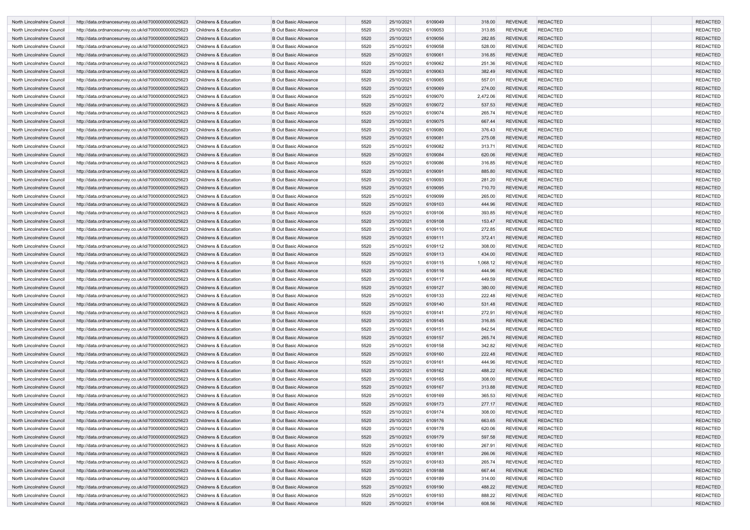| | | | | | | | | | | | |
|---|---|---|---|---|---|---|---|---|---|---|---|
| North Lincolnshire Council | http://data.ordnancesurvey.co.uk/id/7000000000025623 | Childrens & Education | B Out Basic Allowance | 5520 | 25/10/2021 | 6109049 | 318.00 | REVENUE | REDACTED | | REDACTED |
| North Lincolnshire Council | http://data.ordnancesurvey.co.uk/id/7000000000025623 | Childrens & Education | B Out Basic Allowance | 5520 | 25/10/2021 | 6109053 | 313.85 | REVENUE | REDACTED | | REDACTED |
| North Lincolnshire Council | http://data.ordnancesurvey.co.uk/id/7000000000025623 | Childrens & Education | B Out Basic Allowance | 5520 | 25/10/2021 | 6109056 | 282.85 | REVENUE | REDACTED | | REDACTED |
| North Lincolnshire Council | http://data.ordnancesurvey.co.uk/id/7000000000025623 | Childrens & Education | B Out Basic Allowance | 5520 | 25/10/2021 | 6109058 | 528.00 | REVENUE | REDACTED | | REDACTED |
| North Lincolnshire Council | http://data.ordnancesurvey.co.uk/id/7000000000025623 | Childrens & Education | B Out Basic Allowance | 5520 | 25/10/2021 | 6109061 | 316.85 | REVENUE | REDACTED | | REDACTED |
| North Lincolnshire Council | http://data.ordnancesurvey.co.uk/id/7000000000025623 | Childrens & Education | B Out Basic Allowance | 5520 | 25/10/2021 | 6109062 | 251.36 | REVENUE | REDACTED | | REDACTED |
| North Lincolnshire Council | http://data.ordnancesurvey.co.uk/id/7000000000025623 | Childrens & Education | B Out Basic Allowance | 5520 | 25/10/2021 | 6109063 | 382.49 | REVENUE | REDACTED | | REDACTED |
| North Lincolnshire Council | http://data.ordnancesurvey.co.uk/id/7000000000025623 | Childrens & Education | B Out Basic Allowance | 5520 | 25/10/2021 | 6109065 | 557.01 | REVENUE | REDACTED | | REDACTED |
| North Lincolnshire Council | http://data.ordnancesurvey.co.uk/id/7000000000025623 | Childrens & Education | B Out Basic Allowance | 5520 | 25/10/2021 | 6109069 | 274.00 | REVENUE | REDACTED | | REDACTED |
| North Lincolnshire Council | http://data.ordnancesurvey.co.uk/id/7000000000025623 | Childrens & Education | B Out Basic Allowance | 5520 | 25/10/2021 | 6109070 | 2,472.06 | REVENUE | REDACTED | | REDACTED |
| North Lincolnshire Council | http://data.ordnancesurvey.co.uk/id/7000000000025623 | Childrens & Education | B Out Basic Allowance | 5520 | 25/10/2021 | 6109072 | 537.53 | REVENUE | REDACTED | | REDACTED |
| North Lincolnshire Council | http://data.ordnancesurvey.co.uk/id/7000000000025623 | Childrens & Education | B Out Basic Allowance | 5520 | 25/10/2021 | 6109074 | 265.74 | REVENUE | REDACTED | | REDACTED |
| North Lincolnshire Council | http://data.ordnancesurvey.co.uk/id/7000000000025623 | Childrens & Education | B Out Basic Allowance | 5520 | 25/10/2021 | 6109075 | 667.44 | REVENUE | REDACTED | | REDACTED |
| North Lincolnshire Council | http://data.ordnancesurvey.co.uk/id/7000000000025623 | Childrens & Education | B Out Basic Allowance | 5520 | 25/10/2021 | 6109080 | 376.43 | REVENUE | REDACTED | | REDACTED |
| North Lincolnshire Council | http://data.ordnancesurvey.co.uk/id/7000000000025623 | Childrens & Education | B Out Basic Allowance | 5520 | 25/10/2021 | 6109081 | 275.08 | REVENUE | REDACTED | | REDACTED |
| North Lincolnshire Council | http://data.ordnancesurvey.co.uk/id/7000000000025623 | Childrens & Education | B Out Basic Allowance | 5520 | 25/10/2021 | 6109082 | 313.71 | REVENUE | REDACTED | | REDACTED |
| North Lincolnshire Council | http://data.ordnancesurvey.co.uk/id/7000000000025623 | Childrens & Education | B Out Basic Allowance | 5520 | 25/10/2021 | 6109084 | 620.06 | REVENUE | REDACTED | | REDACTED |
| North Lincolnshire Council | http://data.ordnancesurvey.co.uk/id/7000000000025623 | Childrens & Education | B Out Basic Allowance | 5520 | 25/10/2021 | 6109086 | 316.85 | REVENUE | REDACTED | | REDACTED |
| North Lincolnshire Council | http://data.ordnancesurvey.co.uk/id/7000000000025623 | Childrens & Education | B Out Basic Allowance | 5520 | 25/10/2021 | 6109091 | 885.80 | REVENUE | REDACTED | | REDACTED |
| North Lincolnshire Council | http://data.ordnancesurvey.co.uk/id/7000000000025623 | Childrens & Education | B Out Basic Allowance | 5520 | 25/10/2021 | 6109093 | 281.20 | REVENUE | REDACTED | | REDACTED |
| North Lincolnshire Council | http://data.ordnancesurvey.co.uk/id/7000000000025623 | Childrens & Education | B Out Basic Allowance | 5520 | 25/10/2021 | 6109095 | 710.70 | REVENUE | REDACTED | | REDACTED |
| North Lincolnshire Council | http://data.ordnancesurvey.co.uk/id/7000000000025623 | Childrens & Education | B Out Basic Allowance | 5520 | 25/10/2021 | 6109099 | 265.00 | REVENUE | REDACTED | | REDACTED |
| North Lincolnshire Council | http://data.ordnancesurvey.co.uk/id/7000000000025623 | Childrens & Education | B Out Basic Allowance | 5520 | 25/10/2021 | 6109103 | 444.96 | REVENUE | REDACTED | | REDACTED |
| North Lincolnshire Council | http://data.ordnancesurvey.co.uk/id/7000000000025623 | Childrens & Education | B Out Basic Allowance | 5520 | 25/10/2021 | 6109106 | 393.85 | REVENUE | REDACTED | | REDACTED |
| North Lincolnshire Council | http://data.ordnancesurvey.co.uk/id/7000000000025623 | Childrens & Education | B Out Basic Allowance | 5520 | 25/10/2021 | 6109108 | 153.47 | REVENUE | REDACTED | | REDACTED |
| North Lincolnshire Council | http://data.ordnancesurvey.co.uk/id/7000000000025623 | Childrens & Education | B Out Basic Allowance | 5520 | 25/10/2021 | 6109110 | 272.85 | REVENUE | REDACTED | | REDACTED |
| North Lincolnshire Council | http://data.ordnancesurvey.co.uk/id/7000000000025623 | Childrens & Education | B Out Basic Allowance | 5520 | 25/10/2021 | 6109111 | 372.41 | REVENUE | REDACTED | | REDACTED |
| North Lincolnshire Council | http://data.ordnancesurvey.co.uk/id/7000000000025623 | Childrens & Education | B Out Basic Allowance | 5520 | 25/10/2021 | 6109112 | 308.00 | REVENUE | REDACTED | | REDACTED |
| North Lincolnshire Council | http://data.ordnancesurvey.co.uk/id/7000000000025623 | Childrens & Education | B Out Basic Allowance | 5520 | 25/10/2021 | 6109113 | 434.00 | REVENUE | REDACTED | | REDACTED |
| North Lincolnshire Council | http://data.ordnancesurvey.co.uk/id/7000000000025623 | Childrens & Education | B Out Basic Allowance | 5520 | 25/10/2021 | 6109115 | 1,068.12 | REVENUE | REDACTED | | REDACTED |
| North Lincolnshire Council | http://data.ordnancesurvey.co.uk/id/7000000000025623 | Childrens & Education | B Out Basic Allowance | 5520 | 25/10/2021 | 6109116 | 444.96 | REVENUE | REDACTED | | REDACTED |
| North Lincolnshire Council | http://data.ordnancesurvey.co.uk/id/7000000000025623 | Childrens & Education | B Out Basic Allowance | 5520 | 25/10/2021 | 6109117 | 449.59 | REVENUE | REDACTED | | REDACTED |
| North Lincolnshire Council | http://data.ordnancesurvey.co.uk/id/7000000000025623 | Childrens & Education | B Out Basic Allowance | 5520 | 25/10/2021 | 6109127 | 380.00 | REVENUE | REDACTED | | REDACTED |
| North Lincolnshire Council | http://data.ordnancesurvey.co.uk/id/7000000000025623 | Childrens & Education | B Out Basic Allowance | 5520 | 25/10/2021 | 6109133 | 222.48 | REVENUE | REDACTED | | REDACTED |
| North Lincolnshire Council | http://data.ordnancesurvey.co.uk/id/7000000000025623 | Childrens & Education | B Out Basic Allowance | 5520 | 25/10/2021 | 6109140 | 531.48 | REVENUE | REDACTED | | REDACTED |
| North Lincolnshire Council | http://data.ordnancesurvey.co.uk/id/7000000000025623 | Childrens & Education | B Out Basic Allowance | 5520 | 25/10/2021 | 6109141 | 272.91 | REVENUE | REDACTED | | REDACTED |
| North Lincolnshire Council | http://data.ordnancesurvey.co.uk/id/7000000000025623 | Childrens & Education | B Out Basic Allowance | 5520 | 25/10/2021 | 6109145 | 316.85 | REVENUE | REDACTED | | REDACTED |
| North Lincolnshire Council | http://data.ordnancesurvey.co.uk/id/7000000000025623 | Childrens & Education | B Out Basic Allowance | 5520 | 25/10/2021 | 6109151 | 842.54 | REVENUE | REDACTED | | REDACTED |
| North Lincolnshire Council | http://data.ordnancesurvey.co.uk/id/7000000000025623 | Childrens & Education | B Out Basic Allowance | 5520 | 25/10/2021 | 6109157 | 265.74 | REVENUE | REDACTED | | REDACTED |
| North Lincolnshire Council | http://data.ordnancesurvey.co.uk/id/7000000000025623 | Childrens & Education | B Out Basic Allowance | 5520 | 25/10/2021 | 6109158 | 342.82 | REVENUE | REDACTED | | REDACTED |
| North Lincolnshire Council | http://data.ordnancesurvey.co.uk/id/7000000000025623 | Childrens & Education | B Out Basic Allowance | 5520 | 25/10/2021 | 6109160 | 222.48 | REVENUE | REDACTED | | REDACTED |
| North Lincolnshire Council | http://data.ordnancesurvey.co.uk/id/7000000000025623 | Childrens & Education | B Out Basic Allowance | 5520 | 25/10/2021 | 6109161 | 444.96 | REVENUE | REDACTED | | REDACTED |
| North Lincolnshire Council | http://data.ordnancesurvey.co.uk/id/7000000000025623 | Childrens & Education | B Out Basic Allowance | 5520 | 25/10/2021 | 6109162 | 488.22 | REVENUE | REDACTED | | REDACTED |
| North Lincolnshire Council | http://data.ordnancesurvey.co.uk/id/7000000000025623 | Childrens & Education | B Out Basic Allowance | 5520 | 25/10/2021 | 6109165 | 308.00 | REVENUE | REDACTED | | REDACTED |
| North Lincolnshire Council | http://data.ordnancesurvey.co.uk/id/7000000000025623 | Childrens & Education | B Out Basic Allowance | 5520 | 25/10/2021 | 6109167 | 313.88 | REVENUE | REDACTED | | REDACTED |
| North Lincolnshire Council | http://data.ordnancesurvey.co.uk/id/7000000000025623 | Childrens & Education | B Out Basic Allowance | 5520 | 25/10/2021 | 6109169 | 365.53 | REVENUE | REDACTED | | REDACTED |
| North Lincolnshire Council | http://data.ordnancesurvey.co.uk/id/7000000000025623 | Childrens & Education | B Out Basic Allowance | 5520 | 25/10/2021 | 6109173 | 277.17 | REVENUE | REDACTED | | REDACTED |
| North Lincolnshire Council | http://data.ordnancesurvey.co.uk/id/7000000000025623 | Childrens & Education | B Out Basic Allowance | 5520 | 25/10/2021 | 6109174 | 308.00 | REVENUE | REDACTED | | REDACTED |
| North Lincolnshire Council | http://data.ordnancesurvey.co.uk/id/7000000000025623 | Childrens & Education | B Out Basic Allowance | 5520 | 25/10/2021 | 6109176 | 663.65 | REVENUE | REDACTED | | REDACTED |
| North Lincolnshire Council | http://data.ordnancesurvey.co.uk/id/7000000000025623 | Childrens & Education | B Out Basic Allowance | 5520 | 25/10/2021 | 6109178 | 620.06 | REVENUE | REDACTED | | REDACTED |
| North Lincolnshire Council | http://data.ordnancesurvey.co.uk/id/7000000000025623 | Childrens & Education | B Out Basic Allowance | 5520 | 25/10/2021 | 6109179 | 597.58 | REVENUE | REDACTED | | REDACTED |
| North Lincolnshire Council | http://data.ordnancesurvey.co.uk/id/7000000000025623 | Childrens & Education | B Out Basic Allowance | 5520 | 25/10/2021 | 6109180 | 267.91 | REVENUE | REDACTED | | REDACTED |
| North Lincolnshire Council | http://data.ordnancesurvey.co.uk/id/7000000000025623 | Childrens & Education | B Out Basic Allowance | 5520 | 25/10/2021 | 6109181 | 266.06 | REVENUE | REDACTED | | REDACTED |
| North Lincolnshire Council | http://data.ordnancesurvey.co.uk/id/7000000000025623 | Childrens & Education | B Out Basic Allowance | 5520 | 25/10/2021 | 6109183 | 265.74 | REVENUE | REDACTED | | REDACTED |
| North Lincolnshire Council | http://data.ordnancesurvey.co.uk/id/7000000000025623 | Childrens & Education | B Out Basic Allowance | 5520 | 25/10/2021 | 6109188 | 667.44 | REVENUE | REDACTED | | REDACTED |
| North Lincolnshire Council | http://data.ordnancesurvey.co.uk/id/7000000000025623 | Childrens & Education | B Out Basic Allowance | 5520 | 25/10/2021 | 6109189 | 314.00 | REVENUE | REDACTED | | REDACTED |
| North Lincolnshire Council | http://data.ordnancesurvey.co.uk/id/7000000000025623 | Childrens & Education | B Out Basic Allowance | 5520 | 25/10/2021 | 6109190 | 488.22 | REVENUE | REDACTED | | REDACTED |
| North Lincolnshire Council | http://data.ordnancesurvey.co.uk/id/7000000000025623 | Childrens & Education | B Out Basic Allowance | 5520 | 25/10/2021 | 6109193 | 888.22 | REVENUE | REDACTED | | REDACTED |
| North Lincolnshire Council | http://data.ordnancesurvey.co.uk/id/7000000000025623 | Childrens & Education | B Out Basic Allowance | 5520 | 25/10/2021 | 6109194 | 608.56 | REVENUE | REDACTED | | REDACTED |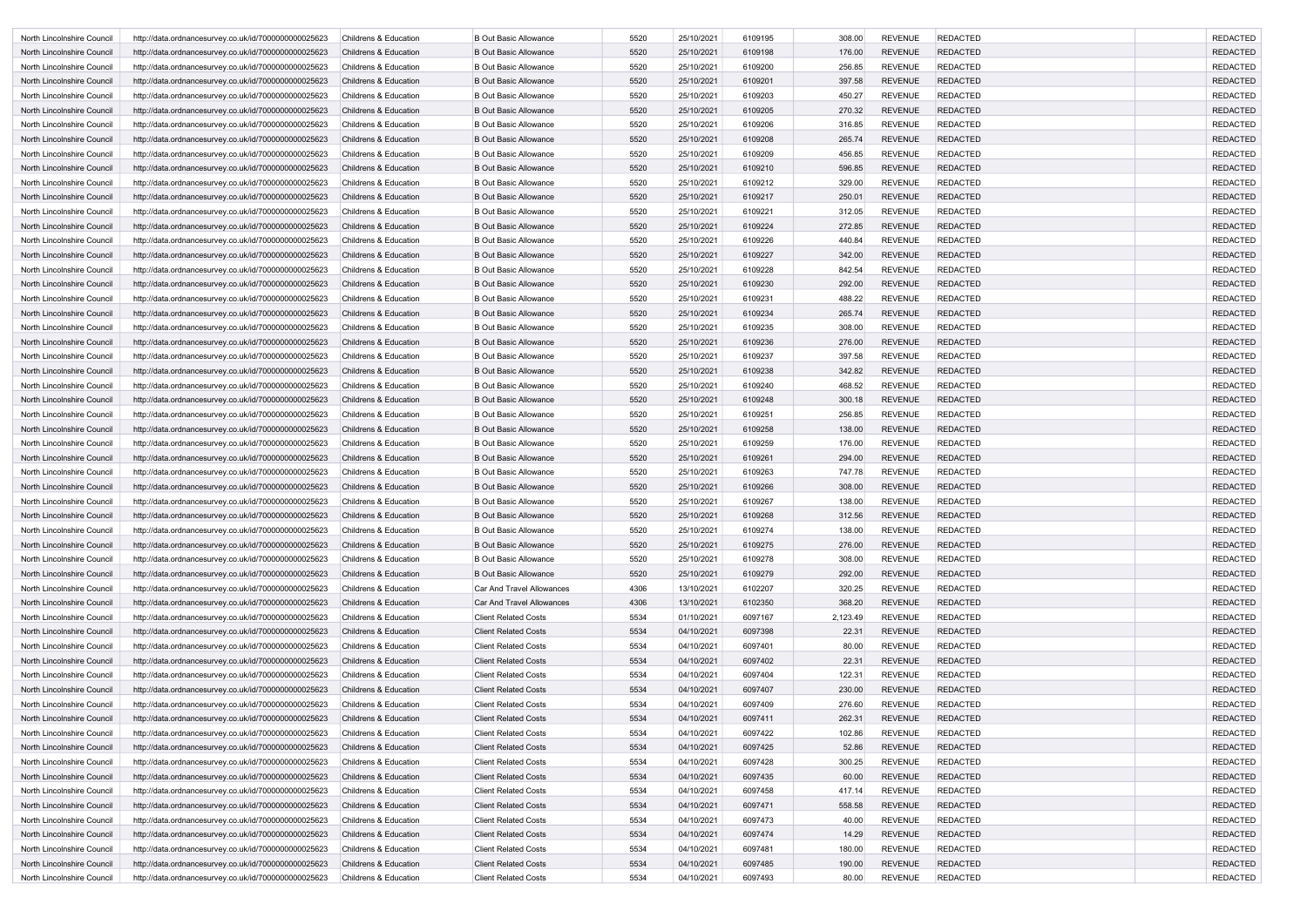| | | | | | | | | | | | |
|---|---|---|---|---|---|---|---|---|---|---|---|
| North Lincolnshire Council | http://data.ordnancesurvey.co.uk/id/7000000000025623 | Childrens & Education | B Out Basic Allowance | 5520 | 25/10/2021 | 6109195 | 308.00 | REVENUE | REDACTED | | REDACTED |
| North Lincolnshire Council | http://data.ordnancesurvey.co.uk/id/7000000000025623 | Childrens & Education | B Out Basic Allowance | 5520 | 25/10/2021 | 6109198 | 176.00 | REVENUE | REDACTED | | REDACTED |
| North Lincolnshire Council | http://data.ordnancesurvey.co.uk/id/7000000000025623 | Childrens & Education | B Out Basic Allowance | 5520 | 25/10/2021 | 6109200 | 256.85 | REVENUE | REDACTED | | REDACTED |
| North Lincolnshire Council | http://data.ordnancesurvey.co.uk/id/7000000000025623 | Childrens & Education | B Out Basic Allowance | 5520 | 25/10/2021 | 6109201 | 397.58 | REVENUE | REDACTED | | REDACTED |
| North Lincolnshire Council | http://data.ordnancesurvey.co.uk/id/7000000000025623 | Childrens & Education | B Out Basic Allowance | 5520 | 25/10/2021 | 6109203 | 450.27 | REVENUE | REDACTED | | REDACTED |
| North Lincolnshire Council | http://data.ordnancesurvey.co.uk/id/7000000000025623 | Childrens & Education | B Out Basic Allowance | 5520 | 25/10/2021 | 6109205 | 270.32 | REVENUE | REDACTED | | REDACTED |
| North Lincolnshire Council | http://data.ordnancesurvey.co.uk/id/7000000000025623 | Childrens & Education | B Out Basic Allowance | 5520 | 25/10/2021 | 6109206 | 316.85 | REVENUE | REDACTED | | REDACTED |
| North Lincolnshire Council | http://data.ordnancesurvey.co.uk/id/7000000000025623 | Childrens & Education | B Out Basic Allowance | 5520 | 25/10/2021 | 6109208 | 265.74 | REVENUE | REDACTED | | REDACTED |
| North Lincolnshire Council | http://data.ordnancesurvey.co.uk/id/7000000000025623 | Childrens & Education | B Out Basic Allowance | 5520 | 25/10/2021 | 6109209 | 456.85 | REVENUE | REDACTED | | REDACTED |
| North Lincolnshire Council | http://data.ordnancesurvey.co.uk/id/7000000000025623 | Childrens & Education | B Out Basic Allowance | 5520 | 25/10/2021 | 6109210 | 596.85 | REVENUE | REDACTED | | REDACTED |
| North Lincolnshire Council | http://data.ordnancesurvey.co.uk/id/7000000000025623 | Childrens & Education | B Out Basic Allowance | 5520 | 25/10/2021 | 6109212 | 329.00 | REVENUE | REDACTED | | REDACTED |
| North Lincolnshire Council | http://data.ordnancesurvey.co.uk/id/7000000000025623 | Childrens & Education | B Out Basic Allowance | 5520 | 25/10/2021 | 6109217 | 250.01 | REVENUE | REDACTED | | REDACTED |
| North Lincolnshire Council | http://data.ordnancesurvey.co.uk/id/7000000000025623 | Childrens & Education | B Out Basic Allowance | 5520 | 25/10/2021 | 6109221 | 312.05 | REVENUE | REDACTED | | REDACTED |
| North Lincolnshire Council | http://data.ordnancesurvey.co.uk/id/7000000000025623 | Childrens & Education | B Out Basic Allowance | 5520 | 25/10/2021 | 6109224 | 272.85 | REVENUE | REDACTED | | REDACTED |
| North Lincolnshire Council | http://data.ordnancesurvey.co.uk/id/7000000000025623 | Childrens & Education | B Out Basic Allowance | 5520 | 25/10/2021 | 6109226 | 440.84 | REVENUE | REDACTED | | REDACTED |
| North Lincolnshire Council | http://data.ordnancesurvey.co.uk/id/7000000000025623 | Childrens & Education | B Out Basic Allowance | 5520 | 25/10/2021 | 6109227 | 342.00 | REVENUE | REDACTED | | REDACTED |
| North Lincolnshire Council | http://data.ordnancesurvey.co.uk/id/7000000000025623 | Childrens & Education | B Out Basic Allowance | 5520 | 25/10/2021 | 6109228 | 842.54 | REVENUE | REDACTED | | REDACTED |
| North Lincolnshire Council | http://data.ordnancesurvey.co.uk/id/7000000000025623 | Childrens & Education | B Out Basic Allowance | 5520 | 25/10/2021 | 6109230 | 292.00 | REVENUE | REDACTED | | REDACTED |
| North Lincolnshire Council | http://data.ordnancesurvey.co.uk/id/7000000000025623 | Childrens & Education | B Out Basic Allowance | 5520 | 25/10/2021 | 6109231 | 488.22 | REVENUE | REDACTED | | REDACTED |
| North Lincolnshire Council | http://data.ordnancesurvey.co.uk/id/7000000000025623 | Childrens & Education | B Out Basic Allowance | 5520 | 25/10/2021 | 6109234 | 265.74 | REVENUE | REDACTED | | REDACTED |
| North Lincolnshire Council | http://data.ordnancesurvey.co.uk/id/7000000000025623 | Childrens & Education | B Out Basic Allowance | 5520 | 25/10/2021 | 6109235 | 308.00 | REVENUE | REDACTED | | REDACTED |
| North Lincolnshire Council | http://data.ordnancesurvey.co.uk/id/7000000000025623 | Childrens & Education | B Out Basic Allowance | 5520 | 25/10/2021 | 6109236 | 276.00 | REVENUE | REDACTED | | REDACTED |
| North Lincolnshire Council | http://data.ordnancesurvey.co.uk/id/7000000000025623 | Childrens & Education | B Out Basic Allowance | 5520 | 25/10/2021 | 6109237 | 397.58 | REVENUE | REDACTED | | REDACTED |
| North Lincolnshire Council | http://data.ordnancesurvey.co.uk/id/7000000000025623 | Childrens & Education | B Out Basic Allowance | 5520 | 25/10/2021 | 6109238 | 342.82 | REVENUE | REDACTED | | REDACTED |
| North Lincolnshire Council | http://data.ordnancesurvey.co.uk/id/7000000000025623 | Childrens & Education | B Out Basic Allowance | 5520 | 25/10/2021 | 6109240 | 468.52 | REVENUE | REDACTED | | REDACTED |
| North Lincolnshire Council | http://data.ordnancesurvey.co.uk/id/7000000000025623 | Childrens & Education | B Out Basic Allowance | 5520 | 25/10/2021 | 6109248 | 300.18 | REVENUE | REDACTED | | REDACTED |
| North Lincolnshire Council | http://data.ordnancesurvey.co.uk/id/7000000000025623 | Childrens & Education | B Out Basic Allowance | 5520 | 25/10/2021 | 6109251 | 256.85 | REVENUE | REDACTED | | REDACTED |
| North Lincolnshire Council | http://data.ordnancesurvey.co.uk/id/7000000000025623 | Childrens & Education | B Out Basic Allowance | 5520 | 25/10/2021 | 6109258 | 138.00 | REVENUE | REDACTED | | REDACTED |
| North Lincolnshire Council | http://data.ordnancesurvey.co.uk/id/7000000000025623 | Childrens & Education | B Out Basic Allowance | 5520 | 25/10/2021 | 6109259 | 176.00 | REVENUE | REDACTED | | REDACTED |
| North Lincolnshire Council | http://data.ordnancesurvey.co.uk/id/7000000000025623 | Childrens & Education | B Out Basic Allowance | 5520 | 25/10/2021 | 6109261 | 294.00 | REVENUE | REDACTED | | REDACTED |
| North Lincolnshire Council | http://data.ordnancesurvey.co.uk/id/7000000000025623 | Childrens & Education | B Out Basic Allowance | 5520 | 25/10/2021 | 6109263 | 747.78 | REVENUE | REDACTED | | REDACTED |
| North Lincolnshire Council | http://data.ordnancesurvey.co.uk/id/7000000000025623 | Childrens & Education | B Out Basic Allowance | 5520 | 25/10/2021 | 6109266 | 308.00 | REVENUE | REDACTED | | REDACTED |
| North Lincolnshire Council | http://data.ordnancesurvey.co.uk/id/7000000000025623 | Childrens & Education | B Out Basic Allowance | 5520 | 25/10/2021 | 6109267 | 138.00 | REVENUE | REDACTED | | REDACTED |
| North Lincolnshire Council | http://data.ordnancesurvey.co.uk/id/7000000000025623 | Childrens & Education | B Out Basic Allowance | 5520 | 25/10/2021 | 6109268 | 312.56 | REVENUE | REDACTED | | REDACTED |
| North Lincolnshire Council | http://data.ordnancesurvey.co.uk/id/7000000000025623 | Childrens & Education | B Out Basic Allowance | 5520 | 25/10/2021 | 6109274 | 138.00 | REVENUE | REDACTED | | REDACTED |
| North Lincolnshire Council | http://data.ordnancesurvey.co.uk/id/7000000000025623 | Childrens & Education | B Out Basic Allowance | 5520 | 25/10/2021 | 6109275 | 276.00 | REVENUE | REDACTED | | REDACTED |
| North Lincolnshire Council | http://data.ordnancesurvey.co.uk/id/7000000000025623 | Childrens & Education | B Out Basic Allowance | 5520 | 25/10/2021 | 6109278 | 308.00 | REVENUE | REDACTED | | REDACTED |
| North Lincolnshire Council | http://data.ordnancesurvey.co.uk/id/7000000000025623 | Childrens & Education | B Out Basic Allowance | 5520 | 25/10/2021 | 6109279 | 292.00 | REVENUE | REDACTED | | REDACTED |
| North Lincolnshire Council | http://data.ordnancesurvey.co.uk/id/7000000000025623 | Childrens & Education | Car And Travel Allowances | 4306 | 13/10/2021 | 6102207 | 320.25 | REVENUE | REDACTED | | REDACTED |
| North Lincolnshire Council | http://data.ordnancesurvey.co.uk/id/7000000000025623 | Childrens & Education | Car And Travel Allowances | 4306 | 13/10/2021 | 6102350 | 368.20 | REVENUE | REDACTED | | REDACTED |
| North Lincolnshire Council | http://data.ordnancesurvey.co.uk/id/7000000000025623 | Childrens & Education | Client Related Costs | 5534 | 01/10/2021 | 6097167 | 2,123.49 | REVENUE | REDACTED | | REDACTED |
| North Lincolnshire Council | http://data.ordnancesurvey.co.uk/id/7000000000025623 | Childrens & Education | Client Related Costs | 5534 | 04/10/2021 | 6097398 | 22.31 | REVENUE | REDACTED | | REDACTED |
| North Lincolnshire Council | http://data.ordnancesurvey.co.uk/id/7000000000025623 | Childrens & Education | Client Related Costs | 5534 | 04/10/2021 | 6097401 | 80.00 | REVENUE | REDACTED | | REDACTED |
| North Lincolnshire Council | http://data.ordnancesurvey.co.uk/id/7000000000025623 | Childrens & Education | Client Related Costs | 5534 | 04/10/2021 | 6097402 | 22.31 | REVENUE | REDACTED | | REDACTED |
| North Lincolnshire Council | http://data.ordnancesurvey.co.uk/id/7000000000025623 | Childrens & Education | Client Related Costs | 5534 | 04/10/2021 | 6097404 | 122.31 | REVENUE | REDACTED | | REDACTED |
| North Lincolnshire Council | http://data.ordnancesurvey.co.uk/id/7000000000025623 | Childrens & Education | Client Related Costs | 5534 | 04/10/2021 | 6097407 | 230.00 | REVENUE | REDACTED | | REDACTED |
| North Lincolnshire Council | http://data.ordnancesurvey.co.uk/id/7000000000025623 | Childrens & Education | Client Related Costs | 5534 | 04/10/2021 | 6097409 | 276.60 | REVENUE | REDACTED | | REDACTED |
| North Lincolnshire Council | http://data.ordnancesurvey.co.uk/id/7000000000025623 | Childrens & Education | Client Related Costs | 5534 | 04/10/2021 | 6097411 | 262.31 | REVENUE | REDACTED | | REDACTED |
| North Lincolnshire Council | http://data.ordnancesurvey.co.uk/id/7000000000025623 | Childrens & Education | Client Related Costs | 5534 | 04/10/2021 | 6097422 | 102.86 | REVENUE | REDACTED | | REDACTED |
| North Lincolnshire Council | http://data.ordnancesurvey.co.uk/id/7000000000025623 | Childrens & Education | Client Related Costs | 5534 | 04/10/2021 | 6097425 | 52.86 | REVENUE | REDACTED | | REDACTED |
| North Lincolnshire Council | http://data.ordnancesurvey.co.uk/id/7000000000025623 | Childrens & Education | Client Related Costs | 5534 | 04/10/2021 | 6097428 | 300.25 | REVENUE | REDACTED | | REDACTED |
| North Lincolnshire Council | http://data.ordnancesurvey.co.uk/id/7000000000025623 | Childrens & Education | Client Related Costs | 5534 | 04/10/2021 | 6097435 | 60.00 | REVENUE | REDACTED | | REDACTED |
| North Lincolnshire Council | http://data.ordnancesurvey.co.uk/id/7000000000025623 | Childrens & Education | Client Related Costs | 5534 | 04/10/2021 | 6097458 | 417.14 | REVENUE | REDACTED | | REDACTED |
| North Lincolnshire Council | http://data.ordnancesurvey.co.uk/id/7000000000025623 | Childrens & Education | Client Related Costs | 5534 | 04/10/2021 | 6097471 | 558.58 | REVENUE | REDACTED | | REDACTED |
| North Lincolnshire Council | http://data.ordnancesurvey.co.uk/id/7000000000025623 | Childrens & Education | Client Related Costs | 5534 | 04/10/2021 | 6097473 | 40.00 | REVENUE | REDACTED | | REDACTED |
| North Lincolnshire Council | http://data.ordnancesurvey.co.uk/id/7000000000025623 | Childrens & Education | Client Related Costs | 5534 | 04/10/2021 | 6097474 | 14.29 | REVENUE | REDACTED | | REDACTED |
| North Lincolnshire Council | http://data.ordnancesurvey.co.uk/id/7000000000025623 | Childrens & Education | Client Related Costs | 5534 | 04/10/2021 | 6097481 | 180.00 | REVENUE | REDACTED | | REDACTED |
| North Lincolnshire Council | http://data.ordnancesurvey.co.uk/id/7000000000025623 | Childrens & Education | Client Related Costs | 5534 | 04/10/2021 | 6097485 | 190.00 | REVENUE | REDACTED | | REDACTED |
| North Lincolnshire Council | http://data.ordnancesurvey.co.uk/id/7000000000025623 | Childrens & Education | Client Related Costs | 5534 | 04/10/2021 | 6097493 | 80.00 | REVENUE | REDACTED | | REDACTED |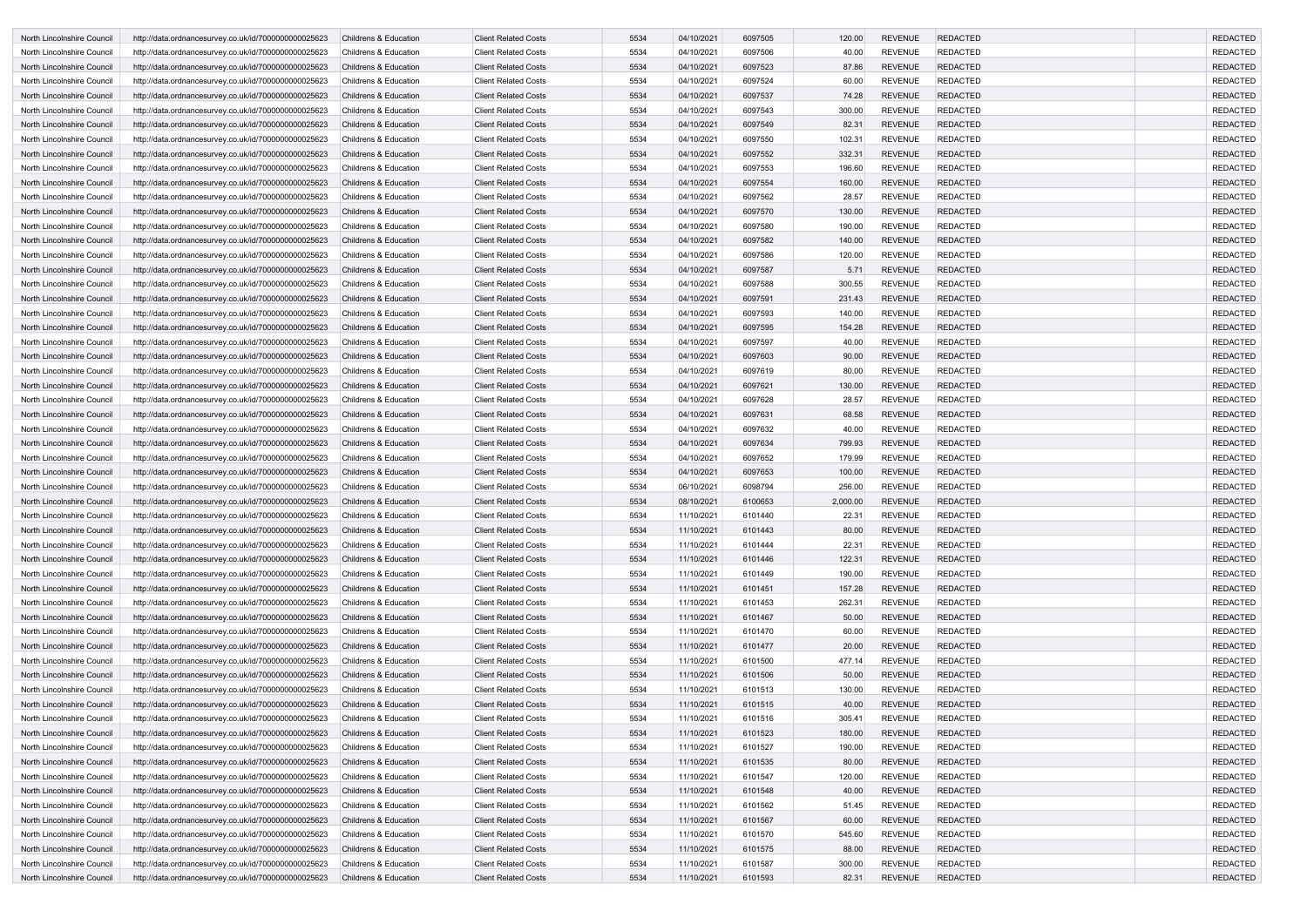| North Lincolnshire Council | http://data.ordnancesurvey.co.uk/id/7000000000025623 | Childrens & Education | Client Related Costs | 5534 | 04/10/2021 | 6097505 | 120.00 | REVENUE | REDACTED | | REDACTED |
|---|---|---|---|---|---|---|---|---|---|---|---|
| North Lincolnshire Council | http://data.ordnancesurvey.co.uk/id/7000000000025623 | Childrens & Education | Client Related Costs | 5534 | 04/10/2021 | 6097506 | 40.00 | REVENUE | REDACTED | | REDACTED |
| North Lincolnshire Council | http://data.ordnancesurvey.co.uk/id/7000000000025623 | Childrens & Education | Client Related Costs | 5534 | 04/10/2021 | 6097523 | 87.86 | REVENUE | REDACTED | | REDACTED |
| North Lincolnshire Council | http://data.ordnancesurvey.co.uk/id/7000000000025623 | Childrens & Education | Client Related Costs | 5534 | 04/10/2021 | 6097524 | 60.00 | REVENUE | REDACTED | | REDACTED |
| North Lincolnshire Council | http://data.ordnancesurvey.co.uk/id/7000000000025623 | Childrens & Education | Client Related Costs | 5534 | 04/10/2021 | 6097537 | 74.28 | REVENUE | REDACTED | | REDACTED |
| North Lincolnshire Council | http://data.ordnancesurvey.co.uk/id/7000000000025623 | Childrens & Education | Client Related Costs | 5534 | 04/10/2021 | 6097543 | 300.00 | REVENUE | REDACTED | | REDACTED |
| North Lincolnshire Council | http://data.ordnancesurvey.co.uk/id/7000000000025623 | Childrens & Education | Client Related Costs | 5534 | 04/10/2021 | 6097549 | 82.31 | REVENUE | REDACTED | | REDACTED |
| North Lincolnshire Council | http://data.ordnancesurvey.co.uk/id/7000000000025623 | Childrens & Education | Client Related Costs | 5534 | 04/10/2021 | 6097550 | 102.31 | REVENUE | REDACTED | | REDACTED |
| North Lincolnshire Council | http://data.ordnancesurvey.co.uk/id/7000000000025623 | Childrens & Education | Client Related Costs | 5534 | 04/10/2021 | 6097552 | 332.31 | REVENUE | REDACTED | | REDACTED |
| North Lincolnshire Council | http://data.ordnancesurvey.co.uk/id/7000000000025623 | Childrens & Education | Client Related Costs | 5534 | 04/10/2021 | 6097553 | 196.60 | REVENUE | REDACTED | | REDACTED |
| North Lincolnshire Council | http://data.ordnancesurvey.co.uk/id/7000000000025623 | Childrens & Education | Client Related Costs | 5534 | 04/10/2021 | 6097554 | 160.00 | REVENUE | REDACTED | | REDACTED |
| North Lincolnshire Council | http://data.ordnancesurvey.co.uk/id/7000000000025623 | Childrens & Education | Client Related Costs | 5534 | 04/10/2021 | 6097562 | 28.57 | REVENUE | REDACTED | | REDACTED |
| North Lincolnshire Council | http://data.ordnancesurvey.co.uk/id/7000000000025623 | Childrens & Education | Client Related Costs | 5534 | 04/10/2021 | 6097570 | 130.00 | REVENUE | REDACTED | | REDACTED |
| North Lincolnshire Council | http://data.ordnancesurvey.co.uk/id/7000000000025623 | Childrens & Education | Client Related Costs | 5534 | 04/10/2021 | 6097580 | 190.00 | REVENUE | REDACTED | | REDACTED |
| North Lincolnshire Council | http://data.ordnancesurvey.co.uk/id/7000000000025623 | Childrens & Education | Client Related Costs | 5534 | 04/10/2021 | 6097582 | 140.00 | REVENUE | REDACTED | | REDACTED |
| North Lincolnshire Council | http://data.ordnancesurvey.co.uk/id/7000000000025623 | Childrens & Education | Client Related Costs | 5534 | 04/10/2021 | 6097586 | 120.00 | REVENUE | REDACTED | | REDACTED |
| North Lincolnshire Council | http://data.ordnancesurvey.co.uk/id/7000000000025623 | Childrens & Education | Client Related Costs | 5534 | 04/10/2021 | 6097587 | 5.71 | REVENUE | REDACTED | | REDACTED |
| North Lincolnshire Council | http://data.ordnancesurvey.co.uk/id/7000000000025623 | Childrens & Education | Client Related Costs | 5534 | 04/10/2021 | 6097588 | 300.55 | REVENUE | REDACTED | | REDACTED |
| North Lincolnshire Council | http://data.ordnancesurvey.co.uk/id/7000000000025623 | Childrens & Education | Client Related Costs | 5534 | 04/10/2021 | 6097591 | 231.43 | REVENUE | REDACTED | | REDACTED |
| North Lincolnshire Council | http://data.ordnancesurvey.co.uk/id/7000000000025623 | Childrens & Education | Client Related Costs | 5534 | 04/10/2021 | 6097593 | 140.00 | REVENUE | REDACTED | | REDACTED |
| North Lincolnshire Council | http://data.ordnancesurvey.co.uk/id/7000000000025623 | Childrens & Education | Client Related Costs | 5534 | 04/10/2021 | 6097595 | 154.28 | REVENUE | REDACTED | | REDACTED |
| North Lincolnshire Council | http://data.ordnancesurvey.co.uk/id/7000000000025623 | Childrens & Education | Client Related Costs | 5534 | 04/10/2021 | 6097597 | 40.00 | REVENUE | REDACTED | | REDACTED |
| North Lincolnshire Council | http://data.ordnancesurvey.co.uk/id/7000000000025623 | Childrens & Education | Client Related Costs | 5534 | 04/10/2021 | 6097603 | 90.00 | REVENUE | REDACTED | | REDACTED |
| North Lincolnshire Council | http://data.ordnancesurvey.co.uk/id/7000000000025623 | Childrens & Education | Client Related Costs | 5534 | 04/10/2021 | 6097619 | 80.00 | REVENUE | REDACTED | | REDACTED |
| North Lincolnshire Council | http://data.ordnancesurvey.co.uk/id/7000000000025623 | Childrens & Education | Client Related Costs | 5534 | 04/10/2021 | 6097621 | 130.00 | REVENUE | REDACTED | | REDACTED |
| North Lincolnshire Council | http://data.ordnancesurvey.co.uk/id/7000000000025623 | Childrens & Education | Client Related Costs | 5534 | 04/10/2021 | 6097628 | 28.57 | REVENUE | REDACTED | | REDACTED |
| North Lincolnshire Council | http://data.ordnancesurvey.co.uk/id/7000000000025623 | Childrens & Education | Client Related Costs | 5534 | 04/10/2021 | 6097631 | 68.58 | REVENUE | REDACTED | | REDACTED |
| North Lincolnshire Council | http://data.ordnancesurvey.co.uk/id/7000000000025623 | Childrens & Education | Client Related Costs | 5534 | 04/10/2021 | 6097632 | 40.00 | REVENUE | REDACTED | | REDACTED |
| North Lincolnshire Council | http://data.ordnancesurvey.co.uk/id/7000000000025623 | Childrens & Education | Client Related Costs | 5534 | 04/10/2021 | 6097634 | 799.93 | REVENUE | REDACTED | | REDACTED |
| North Lincolnshire Council | http://data.ordnancesurvey.co.uk/id/7000000000025623 | Childrens & Education | Client Related Costs | 5534 | 04/10/2021 | 6097652 | 179.99 | REVENUE | REDACTED | | REDACTED |
| North Lincolnshire Council | http://data.ordnancesurvey.co.uk/id/7000000000025623 | Childrens & Education | Client Related Costs | 5534 | 04/10/2021 | 6097653 | 100.00 | REVENUE | REDACTED | | REDACTED |
| North Lincolnshire Council | http://data.ordnancesurvey.co.uk/id/7000000000025623 | Childrens & Education | Client Related Costs | 5534 | 06/10/2021 | 6098794 | 256.00 | REVENUE | REDACTED | | REDACTED |
| North Lincolnshire Council | http://data.ordnancesurvey.co.uk/id/7000000000025623 | Childrens & Education | Client Related Costs | 5534 | 08/10/2021 | 6100653 | 2,000.00 | REVENUE | REDACTED | | REDACTED |
| North Lincolnshire Council | http://data.ordnancesurvey.co.uk/id/7000000000025623 | Childrens & Education | Client Related Costs | 5534 | 11/10/2021 | 6101440 | 22.31 | REVENUE | REDACTED | | REDACTED |
| North Lincolnshire Council | http://data.ordnancesurvey.co.uk/id/7000000000025623 | Childrens & Education | Client Related Costs | 5534 | 11/10/2021 | 6101443 | 80.00 | REVENUE | REDACTED | | REDACTED |
| North Lincolnshire Council | http://data.ordnancesurvey.co.uk/id/7000000000025623 | Childrens & Education | Client Related Costs | 5534 | 11/10/2021 | 6101444 | 22.31 | REVENUE | REDACTED | | REDACTED |
| North Lincolnshire Council | http://data.ordnancesurvey.co.uk/id/7000000000025623 | Childrens & Education | Client Related Costs | 5534 | 11/10/2021 | 6101446 | 122.31 | REVENUE | REDACTED | | REDACTED |
| North Lincolnshire Council | http://data.ordnancesurvey.co.uk/id/7000000000025623 | Childrens & Education | Client Related Costs | 5534 | 11/10/2021 | 6101449 | 190.00 | REVENUE | REDACTED | | REDACTED |
| North Lincolnshire Council | http://data.ordnancesurvey.co.uk/id/7000000000025623 | Childrens & Education | Client Related Costs | 5534 | 11/10/2021 | 6101451 | 157.28 | REVENUE | REDACTED | | REDACTED |
| North Lincolnshire Council | http://data.ordnancesurvey.co.uk/id/7000000000025623 | Childrens & Education | Client Related Costs | 5534 | 11/10/2021 | 6101453 | 262.31 | REVENUE | REDACTED | | REDACTED |
| North Lincolnshire Council | http://data.ordnancesurvey.co.uk/id/7000000000025623 | Childrens & Education | Client Related Costs | 5534 | 11/10/2021 | 6101467 | 50.00 | REVENUE | REDACTED | | REDACTED |
| North Lincolnshire Council | http://data.ordnancesurvey.co.uk/id/7000000000025623 | Childrens & Education | Client Related Costs | 5534 | 11/10/2021 | 6101470 | 60.00 | REVENUE | REDACTED | | REDACTED |
| North Lincolnshire Council | http://data.ordnancesurvey.co.uk/id/7000000000025623 | Childrens & Education | Client Related Costs | 5534 | 11/10/2021 | 6101477 | 20.00 | REVENUE | REDACTED | | REDACTED |
| North Lincolnshire Council | http://data.ordnancesurvey.co.uk/id/7000000000025623 | Childrens & Education | Client Related Costs | 5534 | 11/10/2021 | 6101500 | 477.14 | REVENUE | REDACTED | | REDACTED |
| North Lincolnshire Council | http://data.ordnancesurvey.co.uk/id/7000000000025623 | Childrens & Education | Client Related Costs | 5534 | 11/10/2021 | 6101506 | 50.00 | REVENUE | REDACTED | | REDACTED |
| North Lincolnshire Council | http://data.ordnancesurvey.co.uk/id/7000000000025623 | Childrens & Education | Client Related Costs | 5534 | 11/10/2021 | 6101513 | 130.00 | REVENUE | REDACTED | | REDACTED |
| North Lincolnshire Council | http://data.ordnancesurvey.co.uk/id/7000000000025623 | Childrens & Education | Client Related Costs | 5534 | 11/10/2021 | 6101515 | 40.00 | REVENUE | REDACTED | | REDACTED |
| North Lincolnshire Council | http://data.ordnancesurvey.co.uk/id/7000000000025623 | Childrens & Education | Client Related Costs | 5534 | 11/10/2021 | 6101516 | 305.41 | REVENUE | REDACTED | | REDACTED |
| North Lincolnshire Council | http://data.ordnancesurvey.co.uk/id/7000000000025623 | Childrens & Education | Client Related Costs | 5534 | 11/10/2021 | 6101523 | 180.00 | REVENUE | REDACTED | | REDACTED |
| North Lincolnshire Council | http://data.ordnancesurvey.co.uk/id/7000000000025623 | Childrens & Education | Client Related Costs | 5534 | 11/10/2021 | 6101527 | 190.00 | REVENUE | REDACTED | | REDACTED |
| North Lincolnshire Council | http://data.ordnancesurvey.co.uk/id/7000000000025623 | Childrens & Education | Client Related Costs | 5534 | 11/10/2021 | 6101535 | 80.00 | REVENUE | REDACTED | | REDACTED |
| North Lincolnshire Council | http://data.ordnancesurvey.co.uk/id/7000000000025623 | Childrens & Education | Client Related Costs | 5534 | 11/10/2021 | 6101547 | 120.00 | REVENUE | REDACTED | | REDACTED |
| North Lincolnshire Council | http://data.ordnancesurvey.co.uk/id/7000000000025623 | Childrens & Education | Client Related Costs | 5534 | 11/10/2021 | 6101548 | 40.00 | REVENUE | REDACTED | | REDACTED |
| North Lincolnshire Council | http://data.ordnancesurvey.co.uk/id/7000000000025623 | Childrens & Education | Client Related Costs | 5534 | 11/10/2021 | 6101562 | 51.45 | REVENUE | REDACTED | | REDACTED |
| North Lincolnshire Council | http://data.ordnancesurvey.co.uk/id/7000000000025623 | Childrens & Education | Client Related Costs | 5534 | 11/10/2021 | 6101567 | 60.00 | REVENUE | REDACTED | | REDACTED |
| North Lincolnshire Council | http://data.ordnancesurvey.co.uk/id/7000000000025623 | Childrens & Education | Client Related Costs | 5534 | 11/10/2021 | 6101570 | 545.60 | REVENUE | REDACTED | | REDACTED |
| North Lincolnshire Council | http://data.ordnancesurvey.co.uk/id/7000000000025623 | Childrens & Education | Client Related Costs | 5534 | 11/10/2021 | 6101575 | 88.00 | REVENUE | REDACTED | | REDACTED |
| North Lincolnshire Council | http://data.ordnancesurvey.co.uk/id/7000000000025623 | Childrens & Education | Client Related Costs | 5534 | 11/10/2021 | 6101587 | 300.00 | REVENUE | REDACTED | | REDACTED |
| North Lincolnshire Council | http://data.ordnancesurvey.co.uk/id/7000000000025623 | Childrens & Education | Client Related Costs | 5534 | 11/10/2021 | 6101593 | 82.31 | REVENUE | REDACTED | | REDACTED |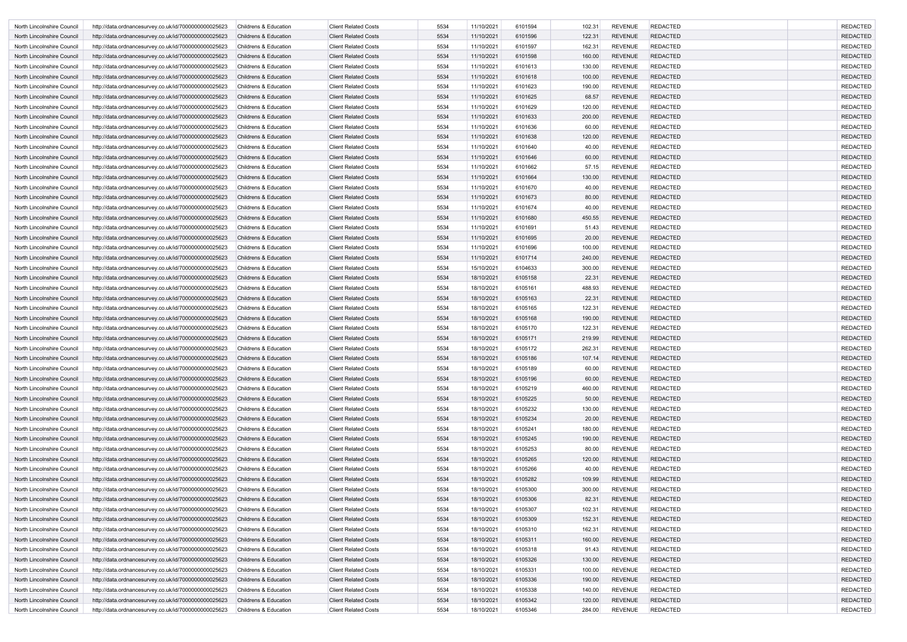| | | | | | | | | | | | |
|---|---|---|---|---|---|---|---|---|---|---|---|
| North Lincolnshire Council | http://data.ordnancesurvey.co.uk/id/7000000000025623 | Childrens & Education | Client Related Costs | 5534 | 11/10/2021 | 6101594 | 102.31 | REVENUE | REDACTED | | REDACTED |
| North Lincolnshire Council | http://data.ordnancesurvey.co.uk/id/7000000000025623 | Childrens & Education | Client Related Costs | 5534 | 11/10/2021 | 6101596 | 122.31 | REVENUE | REDACTED | | REDACTED |
| North Lincolnshire Council | http://data.ordnancesurvey.co.uk/id/7000000000025623 | Childrens & Education | Client Related Costs | 5534 | 11/10/2021 | 6101597 | 162.31 | REVENUE | REDACTED | | REDACTED |
| North Lincolnshire Council | http://data.ordnancesurvey.co.uk/id/7000000000025623 | Childrens & Education | Client Related Costs | 5534 | 11/10/2021 | 6101598 | 160.00 | REVENUE | REDACTED | | REDACTED |
| North Lincolnshire Council | http://data.ordnancesurvey.co.uk/id/7000000000025623 | Childrens & Education | Client Related Costs | 5534 | 11/10/2021 | 6101613 | 130.00 | REVENUE | REDACTED | | REDACTED |
| North Lincolnshire Council | http://data.ordnancesurvey.co.uk/id/7000000000025623 | Childrens & Education | Client Related Costs | 5534 | 11/10/2021 | 6101618 | 100.00 | REVENUE | REDACTED | | REDACTED |
| North Lincolnshire Council | http://data.ordnancesurvey.co.uk/id/7000000000025623 | Childrens & Education | Client Related Costs | 5534 | 11/10/2021 | 6101623 | 190.00 | REVENUE | REDACTED | | REDACTED |
| North Lincolnshire Council | http://data.ordnancesurvey.co.uk/id/7000000000025623 | Childrens & Education | Client Related Costs | 5534 | 11/10/2021 | 6101625 | 68.57 | REVENUE | REDACTED | | REDACTED |
| North Lincolnshire Council | http://data.ordnancesurvey.co.uk/id/7000000000025623 | Childrens & Education | Client Related Costs | 5534 | 11/10/2021 | 6101629 | 120.00 | REVENUE | REDACTED | | REDACTED |
| North Lincolnshire Council | http://data.ordnancesurvey.co.uk/id/7000000000025623 | Childrens & Education | Client Related Costs | 5534 | 11/10/2021 | 6101633 | 200.00 | REVENUE | REDACTED | | REDACTED |
| North Lincolnshire Council | http://data.ordnancesurvey.co.uk/id/7000000000025623 | Childrens & Education | Client Related Costs | 5534 | 11/10/2021 | 6101636 | 60.00 | REVENUE | REDACTED | | REDACTED |
| North Lincolnshire Council | http://data.ordnancesurvey.co.uk/id/7000000000025623 | Childrens & Education | Client Related Costs | 5534 | 11/10/2021 | 6101638 | 120.00 | REVENUE | REDACTED | | REDACTED |
| North Lincolnshire Council | http://data.ordnancesurvey.co.uk/id/7000000000025623 | Childrens & Education | Client Related Costs | 5534 | 11/10/2021 | 6101640 | 40.00 | REVENUE | REDACTED | | REDACTED |
| North Lincolnshire Council | http://data.ordnancesurvey.co.uk/id/7000000000025623 | Childrens & Education | Client Related Costs | 5534 | 11/10/2021 | 6101646 | 60.00 | REVENUE | REDACTED | | REDACTED |
| North Lincolnshire Council | http://data.ordnancesurvey.co.uk/id/7000000000025623 | Childrens & Education | Client Related Costs | 5534 | 11/10/2021 | 6101662 | 57.15 | REVENUE | REDACTED | | REDACTED |
| North Lincolnshire Council | http://data.ordnancesurvey.co.uk/id/7000000000025623 | Childrens & Education | Client Related Costs | 5534 | 11/10/2021 | 6101664 | 130.00 | REVENUE | REDACTED | | REDACTED |
| North Lincolnshire Council | http://data.ordnancesurvey.co.uk/id/7000000000025623 | Childrens & Education | Client Related Costs | 5534 | 11/10/2021 | 6101670 | 40.00 | REVENUE | REDACTED | | REDACTED |
| North Lincolnshire Council | http://data.ordnancesurvey.co.uk/id/7000000000025623 | Childrens & Education | Client Related Costs | 5534 | 11/10/2021 | 6101673 | 80.00 | REVENUE | REDACTED | | REDACTED |
| North Lincolnshire Council | http://data.ordnancesurvey.co.uk/id/7000000000025623 | Childrens & Education | Client Related Costs | 5534 | 11/10/2021 | 6101674 | 40.00 | REVENUE | REDACTED | | REDACTED |
| North Lincolnshire Council | http://data.ordnancesurvey.co.uk/id/7000000000025623 | Childrens & Education | Client Related Costs | 5534 | 11/10/2021 | 6101680 | 450.55 | REVENUE | REDACTED | | REDACTED |
| North Lincolnshire Council | http://data.ordnancesurvey.co.uk/id/7000000000025623 | Childrens & Education | Client Related Costs | 5534 | 11/10/2021 | 6101691 | 51.43 | REVENUE | REDACTED | | REDACTED |
| North Lincolnshire Council | http://data.ordnancesurvey.co.uk/id/7000000000025623 | Childrens & Education | Client Related Costs | 5534 | 11/10/2021 | 6101695 | 20.00 | REVENUE | REDACTED | | REDACTED |
| North Lincolnshire Council | http://data.ordnancesurvey.co.uk/id/7000000000025623 | Childrens & Education | Client Related Costs | 5534 | 11/10/2021 | 6101696 | 100.00 | REVENUE | REDACTED | | REDACTED |
| North Lincolnshire Council | http://data.ordnancesurvey.co.uk/id/7000000000025623 | Childrens & Education | Client Related Costs | 5534 | 11/10/2021 | 6101714 | 240.00 | REVENUE | REDACTED | | REDACTED |
| North Lincolnshire Council | http://data.ordnancesurvey.co.uk/id/7000000000025623 | Childrens & Education | Client Related Costs | 5534 | 15/10/2021 | 6104633 | 300.00 | REVENUE | REDACTED | | REDACTED |
| North Lincolnshire Council | http://data.ordnancesurvey.co.uk/id/7000000000025623 | Childrens & Education | Client Related Costs | 5534 | 18/10/2021 | 6105158 | 22.31 | REVENUE | REDACTED | | REDACTED |
| North Lincolnshire Council | http://data.ordnancesurvey.co.uk/id/7000000000025623 | Childrens & Education | Client Related Costs | 5534 | 18/10/2021 | 6105161 | 488.93 | REVENUE | REDACTED | | REDACTED |
| North Lincolnshire Council | http://data.ordnancesurvey.co.uk/id/7000000000025623 | Childrens & Education | Client Related Costs | 5534 | 18/10/2021 | 6105163 | 22.31 | REVENUE | REDACTED | | REDACTED |
| North Lincolnshire Council | http://data.ordnancesurvey.co.uk/id/7000000000025623 | Childrens & Education | Client Related Costs | 5534 | 18/10/2021 | 6105165 | 122.31 | REVENUE | REDACTED | | REDACTED |
| North Lincolnshire Council | http://data.ordnancesurvey.co.uk/id/7000000000025623 | Childrens & Education | Client Related Costs | 5534 | 18/10/2021 | 6105168 | 190.00 | REVENUE | REDACTED | | REDACTED |
| North Lincolnshire Council | http://data.ordnancesurvey.co.uk/id/7000000000025623 | Childrens & Education | Client Related Costs | 5534 | 18/10/2021 | 6105170 | 122.31 | REVENUE | REDACTED | | REDACTED |
| North Lincolnshire Council | http://data.ordnancesurvey.co.uk/id/7000000000025623 | Childrens & Education | Client Related Costs | 5534 | 18/10/2021 | 6105171 | 219.99 | REVENUE | REDACTED | | REDACTED |
| North Lincolnshire Council | http://data.ordnancesurvey.co.uk/id/7000000000025623 | Childrens & Education | Client Related Costs | 5534 | 18/10/2021 | 6105172 | 262.31 | REVENUE | REDACTED | | REDACTED |
| North Lincolnshire Council | http://data.ordnancesurvey.co.uk/id/7000000000025623 | Childrens & Education | Client Related Costs | 5534 | 18/10/2021 | 6105186 | 107.14 | REVENUE | REDACTED | | REDACTED |
| North Lincolnshire Council | http://data.ordnancesurvey.co.uk/id/7000000000025623 | Childrens & Education | Client Related Costs | 5534 | 18/10/2021 | 6105189 | 60.00 | REVENUE | REDACTED | | REDACTED |
| North Lincolnshire Council | http://data.ordnancesurvey.co.uk/id/7000000000025623 | Childrens & Education | Client Related Costs | 5534 | 18/10/2021 | 6105196 | 60.00 | REVENUE | REDACTED | | REDACTED |
| North Lincolnshire Council | http://data.ordnancesurvey.co.uk/id/7000000000025623 | Childrens & Education | Client Related Costs | 5534 | 18/10/2021 | 6105219 | 460.00 | REVENUE | REDACTED | | REDACTED |
| North Lincolnshire Council | http://data.ordnancesurvey.co.uk/id/7000000000025623 | Childrens & Education | Client Related Costs | 5534 | 18/10/2021 | 6105225 | 50.00 | REVENUE | REDACTED | | REDACTED |
| North Lincolnshire Council | http://data.ordnancesurvey.co.uk/id/7000000000025623 | Childrens & Education | Client Related Costs | 5534 | 18/10/2021 | 6105232 | 130.00 | REVENUE | REDACTED | | REDACTED |
| North Lincolnshire Council | http://data.ordnancesurvey.co.uk/id/7000000000025623 | Childrens & Education | Client Related Costs | 5534 | 18/10/2021 | 6105234 | 20.00 | REVENUE | REDACTED | | REDACTED |
| North Lincolnshire Council | http://data.ordnancesurvey.co.uk/id/7000000000025623 | Childrens & Education | Client Related Costs | 5534 | 18/10/2021 | 6105241 | 180.00 | REVENUE | REDACTED | | REDACTED |
| North Lincolnshire Council | http://data.ordnancesurvey.co.uk/id/7000000000025623 | Childrens & Education | Client Related Costs | 5534 | 18/10/2021 | 6105245 | 190.00 | REVENUE | REDACTED | | REDACTED |
| North Lincolnshire Council | http://data.ordnancesurvey.co.uk/id/7000000000025623 | Childrens & Education | Client Related Costs | 5534 | 18/10/2021 | 6105253 | 80.00 | REVENUE | REDACTED | | REDACTED |
| North Lincolnshire Council | http://data.ordnancesurvey.co.uk/id/7000000000025623 | Childrens & Education | Client Related Costs | 5534 | 18/10/2021 | 6105265 | 120.00 | REVENUE | REDACTED | | REDACTED |
| North Lincolnshire Council | http://data.ordnancesurvey.co.uk/id/7000000000025623 | Childrens & Education | Client Related Costs | 5534 | 18/10/2021 | 6105266 | 40.00 | REVENUE | REDACTED | | REDACTED |
| North Lincolnshire Council | http://data.ordnancesurvey.co.uk/id/7000000000025623 | Childrens & Education | Client Related Costs | 5534 | 18/10/2021 | 6105282 | 109.99 | REVENUE | REDACTED | | REDACTED |
| North Lincolnshire Council | http://data.ordnancesurvey.co.uk/id/7000000000025623 | Childrens & Education | Client Related Costs | 5534 | 18/10/2021 | 6105300 | 300.00 | REVENUE | REDACTED | | REDACTED |
| North Lincolnshire Council | http://data.ordnancesurvey.co.uk/id/7000000000025623 | Childrens & Education | Client Related Costs | 5534 | 18/10/2021 | 6105306 | 82.31 | REVENUE | REDACTED | | REDACTED |
| North Lincolnshire Council | http://data.ordnancesurvey.co.uk/id/7000000000025623 | Childrens & Education | Client Related Costs | 5534 | 18/10/2021 | 6105307 | 102.31 | REVENUE | REDACTED | | REDACTED |
| North Lincolnshire Council | http://data.ordnancesurvey.co.uk/id/7000000000025623 | Childrens & Education | Client Related Costs | 5534 | 18/10/2021 | 6105309 | 152.31 | REVENUE | REDACTED | | REDACTED |
| North Lincolnshire Council | http://data.ordnancesurvey.co.uk/id/7000000000025623 | Childrens & Education | Client Related Costs | 5534 | 18/10/2021 | 6105310 | 162.31 | REVENUE | REDACTED | | REDACTED |
| North Lincolnshire Council | http://data.ordnancesurvey.co.uk/id/7000000000025623 | Childrens & Education | Client Related Costs | 5534 | 18/10/2021 | 6105311 | 160.00 | REVENUE | REDACTED | | REDACTED |
| North Lincolnshire Council | http://data.ordnancesurvey.co.uk/id/7000000000025623 | Childrens & Education | Client Related Costs | 5534 | 18/10/2021 | 6105318 | 91.43 | REVENUE | REDACTED | | REDACTED |
| North Lincolnshire Council | http://data.ordnancesurvey.co.uk/id/7000000000025623 | Childrens & Education | Client Related Costs | 5534 | 18/10/2021 | 6105326 | 130.00 | REVENUE | REDACTED | | REDACTED |
| North Lincolnshire Council | http://data.ordnancesurvey.co.uk/id/7000000000025623 | Childrens & Education | Client Related Costs | 5534 | 18/10/2021 | 6105331 | 100.00 | REVENUE | REDACTED | | REDACTED |
| North Lincolnshire Council | http://data.ordnancesurvey.co.uk/id/7000000000025623 | Childrens & Education | Client Related Costs | 5534 | 18/10/2021 | 6105336 | 190.00 | REVENUE | REDACTED | | REDACTED |
| North Lincolnshire Council | http://data.ordnancesurvey.co.uk/id/7000000000025623 | Childrens & Education | Client Related Costs | 5534 | 18/10/2021 | 6105338 | 140.00 | REVENUE | REDACTED | | REDACTED |
| North Lincolnshire Council | http://data.ordnancesurvey.co.uk/id/7000000000025623 | Childrens & Education | Client Related Costs | 5534 | 18/10/2021 | 6105342 | 120.00 | REVENUE | REDACTED | | REDACTED |
| North Lincolnshire Council | http://data.ordnancesurvey.co.uk/id/7000000000025623 | Childrens & Education | Client Related Costs | 5534 | 18/10/2021 | 6105346 | 284.00 | REVENUE | REDACTED | | REDACTED |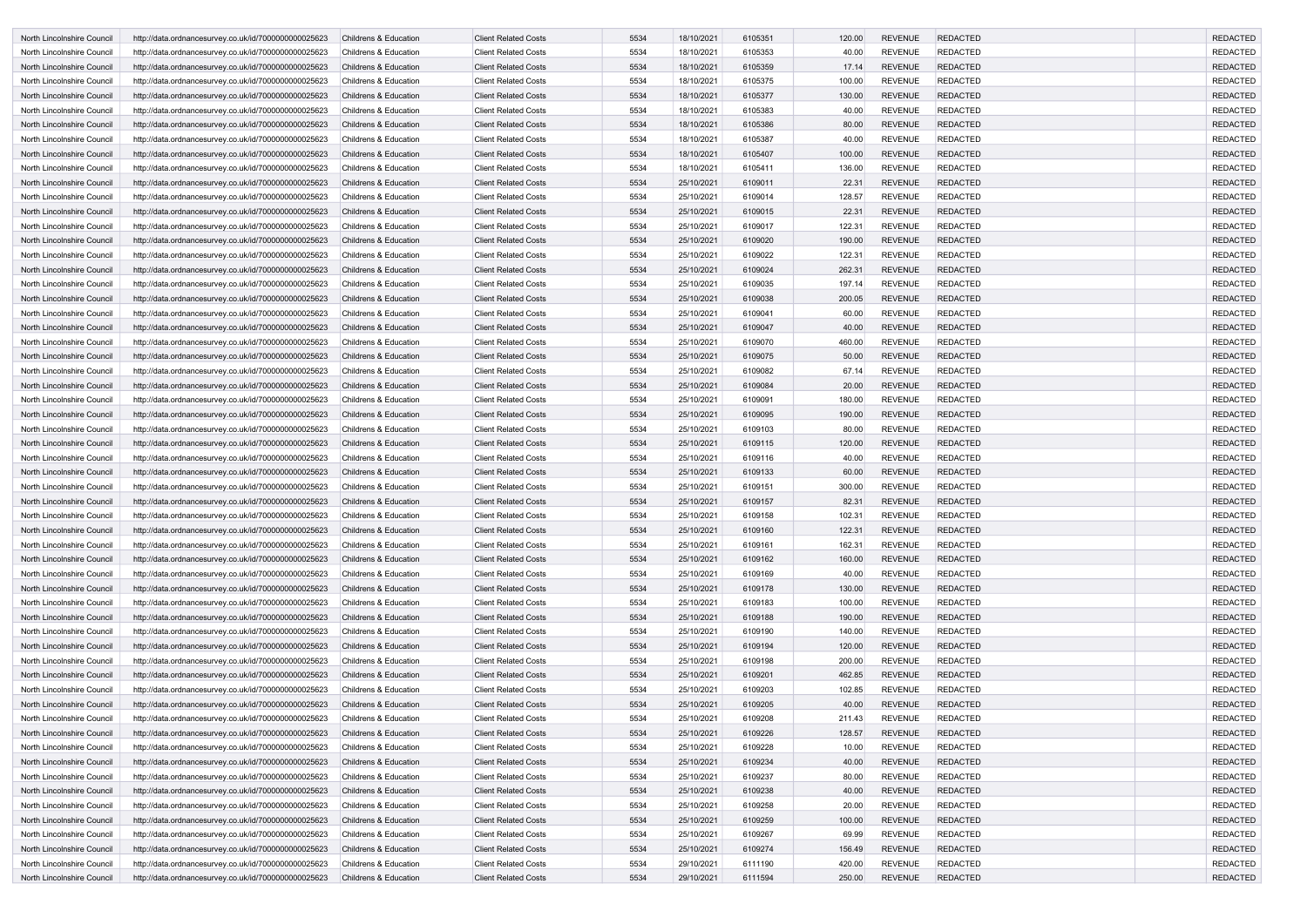| | | | | | | | | | | | |
|---|---|---|---|---|---|---|---|---|---|---|---|
| North Lincolnshire Council | http://data.ordnancesurvey.co.uk/id/7000000000025623 | Childrens & Education | Client Related Costs | 5534 | 18/10/2021 | 6105351 | 120.00 | REVENUE | REDACTED | | REDACTED |
| North Lincolnshire Council | http://data.ordnancesurvey.co.uk/id/7000000000025623 | Childrens & Education | Client Related Costs | 5534 | 18/10/2021 | 6105353 | 40.00 | REVENUE | REDACTED | | REDACTED |
| North Lincolnshire Council | http://data.ordnancesurvey.co.uk/id/7000000000025623 | Childrens & Education | Client Related Costs | 5534 | 18/10/2021 | 6105359 | 17.14 | REVENUE | REDACTED | | REDACTED |
| North Lincolnshire Council | http://data.ordnancesurvey.co.uk/id/7000000000025623 | Childrens & Education | Client Related Costs | 5534 | 18/10/2021 | 6105375 | 100.00 | REVENUE | REDACTED | | REDACTED |
| North Lincolnshire Council | http://data.ordnancesurvey.co.uk/id/7000000000025623 | Childrens & Education | Client Related Costs | 5534 | 18/10/2021 | 6105377 | 130.00 | REVENUE | REDACTED | | REDACTED |
| North Lincolnshire Council | http://data.ordnancesurvey.co.uk/id/7000000000025623 | Childrens & Education | Client Related Costs | 5534 | 18/10/2021 | 6105383 | 40.00 | REVENUE | REDACTED | | REDACTED |
| North Lincolnshire Council | http://data.ordnancesurvey.co.uk/id/7000000000025623 | Childrens & Education | Client Related Costs | 5534 | 18/10/2021 | 6105386 | 80.00 | REVENUE | REDACTED | | REDACTED |
| North Lincolnshire Council | http://data.ordnancesurvey.co.uk/id/7000000000025623 | Childrens & Education | Client Related Costs | 5534 | 18/10/2021 | 6105387 | 40.00 | REVENUE | REDACTED | | REDACTED |
| North Lincolnshire Council | http://data.ordnancesurvey.co.uk/id/7000000000025623 | Childrens & Education | Client Related Costs | 5534 | 18/10/2021 | 6105407 | 100.00 | REVENUE | REDACTED | | REDACTED |
| North Lincolnshire Council | http://data.ordnancesurvey.co.uk/id/7000000000025623 | Childrens & Education | Client Related Costs | 5534 | 18/10/2021 | 6105411 | 136.00 | REVENUE | REDACTED | | REDACTED |
| North Lincolnshire Council | http://data.ordnancesurvey.co.uk/id/7000000000025623 | Childrens & Education | Client Related Costs | 5534 | 25/10/2021 | 6109011 | 22.31 | REVENUE | REDACTED | | REDACTED |
| North Lincolnshire Council | http://data.ordnancesurvey.co.uk/id/7000000000025623 | Childrens & Education | Client Related Costs | 5534 | 25/10/2021 | 6109014 | 128.57 | REVENUE | REDACTED | | REDACTED |
| North Lincolnshire Council | http://data.ordnancesurvey.co.uk/id/7000000000025623 | Childrens & Education | Client Related Costs | 5534 | 25/10/2021 | 6109015 | 22.31 | REVENUE | REDACTED | | REDACTED |
| North Lincolnshire Council | http://data.ordnancesurvey.co.uk/id/7000000000025623 | Childrens & Education | Client Related Costs | 5534 | 25/10/2021 | 6109017 | 122.31 | REVENUE | REDACTED | | REDACTED |
| North Lincolnshire Council | http://data.ordnancesurvey.co.uk/id/7000000000025623 | Childrens & Education | Client Related Costs | 5534 | 25/10/2021 | 6109020 | 190.00 | REVENUE | REDACTED | | REDACTED |
| North Lincolnshire Council | http://data.ordnancesurvey.co.uk/id/7000000000025623 | Childrens & Education | Client Related Costs | 5534 | 25/10/2021 | 6109022 | 122.31 | REVENUE | REDACTED | | REDACTED |
| North Lincolnshire Council | http://data.ordnancesurvey.co.uk/id/7000000000025623 | Childrens & Education | Client Related Costs | 5534 | 25/10/2021 | 6109024 | 262.31 | REVENUE | REDACTED | | REDACTED |
| North Lincolnshire Council | http://data.ordnancesurvey.co.uk/id/7000000000025623 | Childrens & Education | Client Related Costs | 5534 | 25/10/2021 | 6109035 | 197.14 | REVENUE | REDACTED | | REDACTED |
| North Lincolnshire Council | http://data.ordnancesurvey.co.uk/id/7000000000025623 | Childrens & Education | Client Related Costs | 5534 | 25/10/2021 | 6109038 | 200.05 | REVENUE | REDACTED | | REDACTED |
| North Lincolnshire Council | http://data.ordnancesurvey.co.uk/id/7000000000025623 | Childrens & Education | Client Related Costs | 5534 | 25/10/2021 | 6109041 | 60.00 | REVENUE | REDACTED | | REDACTED |
| North Lincolnshire Council | http://data.ordnancesurvey.co.uk/id/7000000000025623 | Childrens & Education | Client Related Costs | 5534 | 25/10/2021 | 6109047 | 40.00 | REVENUE | REDACTED | | REDACTED |
| North Lincolnshire Council | http://data.ordnancesurvey.co.uk/id/7000000000025623 | Childrens & Education | Client Related Costs | 5534 | 25/10/2021 | 6109070 | 460.00 | REVENUE | REDACTED | | REDACTED |
| North Lincolnshire Council | http://data.ordnancesurvey.co.uk/id/7000000000025623 | Childrens & Education | Client Related Costs | 5534 | 25/10/2021 | 6109075 | 50.00 | REVENUE | REDACTED | | REDACTED |
| North Lincolnshire Council | http://data.ordnancesurvey.co.uk/id/7000000000025623 | Childrens & Education | Client Related Costs | 5534 | 25/10/2021 | 6109082 | 67.14 | REVENUE | REDACTED | | REDACTED |
| North Lincolnshire Council | http://data.ordnancesurvey.co.uk/id/7000000000025623 | Childrens & Education | Client Related Costs | 5534 | 25/10/2021 | 6109084 | 20.00 | REVENUE | REDACTED | | REDACTED |
| North Lincolnshire Council | http://data.ordnancesurvey.co.uk/id/7000000000025623 | Childrens & Education | Client Related Costs | 5534 | 25/10/2021 | 6109091 | 180.00 | REVENUE | REDACTED | | REDACTED |
| North Lincolnshire Council | http://data.ordnancesurvey.co.uk/id/7000000000025623 | Childrens & Education | Client Related Costs | 5534 | 25/10/2021 | 6109095 | 190.00 | REVENUE | REDACTED | | REDACTED |
| North Lincolnshire Council | http://data.ordnancesurvey.co.uk/id/7000000000025623 | Childrens & Education | Client Related Costs | 5534 | 25/10/2021 | 6109103 | 80.00 | REVENUE | REDACTED | | REDACTED |
| North Lincolnshire Council | http://data.ordnancesurvey.co.uk/id/7000000000025623 | Childrens & Education | Client Related Costs | 5534 | 25/10/2021 | 6109115 | 120.00 | REVENUE | REDACTED | | REDACTED |
| North Lincolnshire Council | http://data.ordnancesurvey.co.uk/id/7000000000025623 | Childrens & Education | Client Related Costs | 5534 | 25/10/2021 | 6109116 | 40.00 | REVENUE | REDACTED | | REDACTED |
| North Lincolnshire Council | http://data.ordnancesurvey.co.uk/id/7000000000025623 | Childrens & Education | Client Related Costs | 5534 | 25/10/2021 | 6109133 | 60.00 | REVENUE | REDACTED | | REDACTED |
| North Lincolnshire Council | http://data.ordnancesurvey.co.uk/id/7000000000025623 | Childrens & Education | Client Related Costs | 5534 | 25/10/2021 | 6109151 | 300.00 | REVENUE | REDACTED | | REDACTED |
| North Lincolnshire Council | http://data.ordnancesurvey.co.uk/id/7000000000025623 | Childrens & Education | Client Related Costs | 5534 | 25/10/2021 | 6109157 | 82.31 | REVENUE | REDACTED | | REDACTED |
| North Lincolnshire Council | http://data.ordnancesurvey.co.uk/id/7000000000025623 | Childrens & Education | Client Related Costs | 5534 | 25/10/2021 | 6109158 | 102.31 | REVENUE | REDACTED | | REDACTED |
| North Lincolnshire Council | http://data.ordnancesurvey.co.uk/id/7000000000025623 | Childrens & Education | Client Related Costs | 5534 | 25/10/2021 | 6109160 | 122.31 | REVENUE | REDACTED | | REDACTED |
| North Lincolnshire Council | http://data.ordnancesurvey.co.uk/id/7000000000025623 | Childrens & Education | Client Related Costs | 5534 | 25/10/2021 | 6109161 | 162.31 | REVENUE | REDACTED | | REDACTED |
| North Lincolnshire Council | http://data.ordnancesurvey.co.uk/id/7000000000025623 | Childrens & Education | Client Related Costs | 5534 | 25/10/2021 | 6109162 | 160.00 | REVENUE | REDACTED | | REDACTED |
| North Lincolnshire Council | http://data.ordnancesurvey.co.uk/id/7000000000025623 | Childrens & Education | Client Related Costs | 5534 | 25/10/2021 | 6109169 | 40.00 | REVENUE | REDACTED | | REDACTED |
| North Lincolnshire Council | http://data.ordnancesurvey.co.uk/id/7000000000025623 | Childrens & Education | Client Related Costs | 5534 | 25/10/2021 | 6109178 | 130.00 | REVENUE | REDACTED | | REDACTED |
| North Lincolnshire Council | http://data.ordnancesurvey.co.uk/id/7000000000025623 | Childrens & Education | Client Related Costs | 5534 | 25/10/2021 | 6109183 | 100.00 | REVENUE | REDACTED | | REDACTED |
| North Lincolnshire Council | http://data.ordnancesurvey.co.uk/id/7000000000025623 | Childrens & Education | Client Related Costs | 5534 | 25/10/2021 | 6109188 | 190.00 | REVENUE | REDACTED | | REDACTED |
| North Lincolnshire Council | http://data.ordnancesurvey.co.uk/id/7000000000025623 | Childrens & Education | Client Related Costs | 5534 | 25/10/2021 | 6109190 | 140.00 | REVENUE | REDACTED | | REDACTED |
| North Lincolnshire Council | http://data.ordnancesurvey.co.uk/id/7000000000025623 | Childrens & Education | Client Related Costs | 5534 | 25/10/2021 | 6109194 | 120.00 | REVENUE | REDACTED | | REDACTED |
| North Lincolnshire Council | http://data.ordnancesurvey.co.uk/id/7000000000025623 | Childrens & Education | Client Related Costs | 5534 | 25/10/2021 | 6109198 | 200.00 | REVENUE | REDACTED | | REDACTED |
| North Lincolnshire Council | http://data.ordnancesurvey.co.uk/id/7000000000025623 | Childrens & Education | Client Related Costs | 5534 | 25/10/2021 | 6109201 | 462.85 | REVENUE | REDACTED | | REDACTED |
| North Lincolnshire Council | http://data.ordnancesurvey.co.uk/id/7000000000025623 | Childrens & Education | Client Related Costs | 5534 | 25/10/2021 | 6109203 | 102.85 | REVENUE | REDACTED | | REDACTED |
| North Lincolnshire Council | http://data.ordnancesurvey.co.uk/id/7000000000025623 | Childrens & Education | Client Related Costs | 5534 | 25/10/2021 | 6109205 | 40.00 | REVENUE | REDACTED | | REDACTED |
| North Lincolnshire Council | http://data.ordnancesurvey.co.uk/id/7000000000025623 | Childrens & Education | Client Related Costs | 5534 | 25/10/2021 | 6109208 | 211.43 | REVENUE | REDACTED | | REDACTED |
| North Lincolnshire Council | http://data.ordnancesurvey.co.uk/id/7000000000025623 | Childrens & Education | Client Related Costs | 5534 | 25/10/2021 | 6109226 | 128.57 | REVENUE | REDACTED | | REDACTED |
| North Lincolnshire Council | http://data.ordnancesurvey.co.uk/id/7000000000025623 | Childrens & Education | Client Related Costs | 5534 | 25/10/2021 | 6109228 | 10.00 | REVENUE | REDACTED | | REDACTED |
| North Lincolnshire Council | http://data.ordnancesurvey.co.uk/id/7000000000025623 | Childrens & Education | Client Related Costs | 5534 | 25/10/2021 | 6109234 | 40.00 | REVENUE | REDACTED | | REDACTED |
| North Lincolnshire Council | http://data.ordnancesurvey.co.uk/id/7000000000025623 | Childrens & Education | Client Related Costs | 5534 | 25/10/2021 | 6109237 | 80.00 | REVENUE | REDACTED | | REDACTED |
| North Lincolnshire Council | http://data.ordnancesurvey.co.uk/id/7000000000025623 | Childrens & Education | Client Related Costs | 5534 | 25/10/2021 | 6109238 | 40.00 | REVENUE | REDACTED | | REDACTED |
| North Lincolnshire Council | http://data.ordnancesurvey.co.uk/id/7000000000025623 | Childrens & Education | Client Related Costs | 5534 | 25/10/2021 | 6109258 | 20.00 | REVENUE | REDACTED | | REDACTED |
| North Lincolnshire Council | http://data.ordnancesurvey.co.uk/id/7000000000025623 | Childrens & Education | Client Related Costs | 5534 | 25/10/2021 | 6109259 | 100.00 | REVENUE | REDACTED | | REDACTED |
| North Lincolnshire Council | http://data.ordnancesurvey.co.uk/id/7000000000025623 | Childrens & Education | Client Related Costs | 5534 | 25/10/2021 | 6109267 | 69.99 | REVENUE | REDACTED | | REDACTED |
| North Lincolnshire Council | http://data.ordnancesurvey.co.uk/id/7000000000025623 | Childrens & Education | Client Related Costs | 5534 | 25/10/2021 | 6109274 | 156.49 | REVENUE | REDACTED | | REDACTED |
| North Lincolnshire Council | http://data.ordnancesurvey.co.uk/id/7000000000025623 | Childrens & Education | Client Related Costs | 5534 | 29/10/2021 | 6111190 | 420.00 | REVENUE | REDACTED | | REDACTED |
| North Lincolnshire Council | http://data.ordnancesurvey.co.uk/id/7000000000025623 | Childrens & Education | Client Related Costs | 5534 | 29/10/2021 | 6111594 | 250.00 | REVENUE | REDACTED | | REDACTED |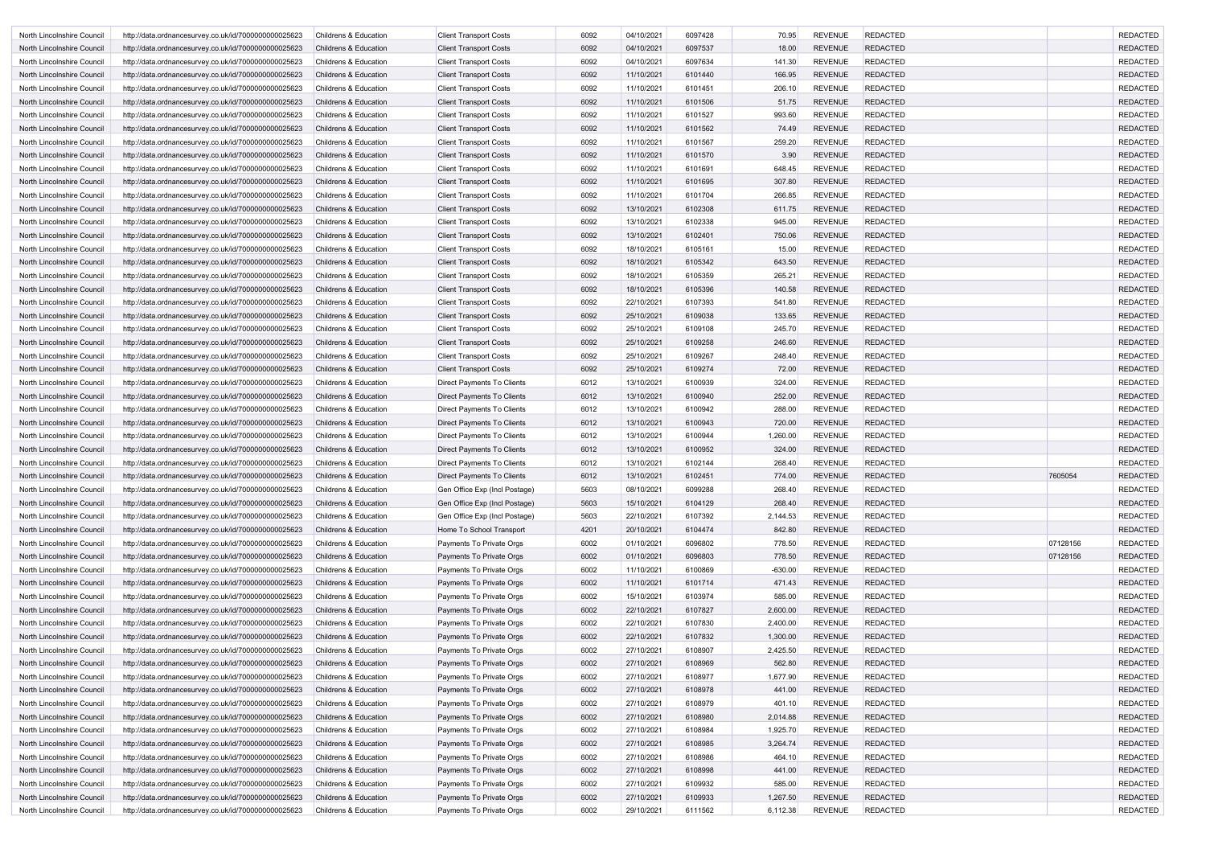| | | | | | | | | | | | |
|---|---|---|---|---|---|---|---|---|---|---|---|
| North Lincolnshire Council | http://data.ordnancesurvey.co.uk/id/7000000000025623 | Childrens & Education | Client Transport Costs | 6092 | 04/10/2021 | 6097428 | 70.95 | REVENUE | REDACTED | | REDACTED |
| North Lincolnshire Council | http://data.ordnancesurvey.co.uk/id/7000000000025623 | Childrens & Education | Client Transport Costs | 6092 | 04/10/2021 | 6097537 | 18.00 | REVENUE | REDACTED | | REDACTED |
| North Lincolnshire Council | http://data.ordnancesurvey.co.uk/id/7000000000025623 | Childrens & Education | Client Transport Costs | 6092 | 04/10/2021 | 6097634 | 141.30 | REVENUE | REDACTED | | REDACTED |
| North Lincolnshire Council | http://data.ordnancesurvey.co.uk/id/7000000000025623 | Childrens & Education | Client Transport Costs | 6092 | 11/10/2021 | 6101440 | 166.95 | REVENUE | REDACTED | | REDACTED |
| North Lincolnshire Council | http://data.ordnancesurvey.co.uk/id/7000000000025623 | Childrens & Education | Client Transport Costs | 6092 | 11/10/2021 | 6101451 | 206.10 | REVENUE | REDACTED | | REDACTED |
| North Lincolnshire Council | http://data.ordnancesurvey.co.uk/id/7000000000025623 | Childrens & Education | Client Transport Costs | 6092 | 11/10/2021 | 6101506 | 51.75 | REVENUE | REDACTED | | REDACTED |
| North Lincolnshire Council | http://data.ordnancesurvey.co.uk/id/7000000000025623 | Childrens & Education | Client Transport Costs | 6092 | 11/10/2021 | 6101527 | 993.60 | REVENUE | REDACTED | | REDACTED |
| North Lincolnshire Council | http://data.ordnancesurvey.co.uk/id/7000000000025623 | Childrens & Education | Client Transport Costs | 6092 | 11/10/2021 | 6101562 | 74.49 | REVENUE | REDACTED | | REDACTED |
| North Lincolnshire Council | http://data.ordnancesurvey.co.uk/id/7000000000025623 | Childrens & Education | Client Transport Costs | 6092 | 11/10/2021 | 6101567 | 259.20 | REVENUE | REDACTED | | REDACTED |
| North Lincolnshire Council | http://data.ordnancesurvey.co.uk/id/7000000000025623 | Childrens & Education | Client Transport Costs | 6092 | 11/10/2021 | 6101570 | 3.90 | REVENUE | REDACTED | | REDACTED |
| North Lincolnshire Council | http://data.ordnancesurvey.co.uk/id/7000000000025623 | Childrens & Education | Client Transport Costs | 6092 | 11/10/2021 | 6101691 | 648.45 | REVENUE | REDACTED | | REDACTED |
| North Lincolnshire Council | http://data.ordnancesurvey.co.uk/id/7000000000025623 | Childrens & Education | Client Transport Costs | 6092 | 11/10/2021 | 6101695 | 307.80 | REVENUE | REDACTED | | REDACTED |
| North Lincolnshire Council | http://data.ordnancesurvey.co.uk/id/7000000000025623 | Childrens & Education | Client Transport Costs | 6092 | 11/10/2021 | 6101704 | 266.85 | REVENUE | REDACTED | | REDACTED |
| North Lincolnshire Council | http://data.ordnancesurvey.co.uk/id/7000000000025623 | Childrens & Education | Client Transport Costs | 6092 | 13/10/2021 | 6102308 | 611.75 | REVENUE | REDACTED | | REDACTED |
| North Lincolnshire Council | http://data.ordnancesurvey.co.uk/id/7000000000025623 | Childrens & Education | Client Transport Costs | 6092 | 13/10/2021 | 6102338 | 945.00 | REVENUE | REDACTED | | REDACTED |
| North Lincolnshire Council | http://data.ordnancesurvey.co.uk/id/7000000000025623 | Childrens & Education | Client Transport Costs | 6092 | 13/10/2021 | 6102401 | 750.06 | REVENUE | REDACTED | | REDACTED |
| North Lincolnshire Council | http://data.ordnancesurvey.co.uk/id/7000000000025623 | Childrens & Education | Client Transport Costs | 6092 | 18/10/2021 | 6105161 | 15.00 | REVENUE | REDACTED | | REDACTED |
| North Lincolnshire Council | http://data.ordnancesurvey.co.uk/id/7000000000025623 | Childrens & Education | Client Transport Costs | 6092 | 18/10/2021 | 6105342 | 643.50 | REVENUE | REDACTED | | REDACTED |
| North Lincolnshire Council | http://data.ordnancesurvey.co.uk/id/7000000000025623 | Childrens & Education | Client Transport Costs | 6092 | 18/10/2021 | 6105359 | 265.21 | REVENUE | REDACTED | | REDACTED |
| North Lincolnshire Council | http://data.ordnancesurvey.co.uk/id/7000000000025623 | Childrens & Education | Client Transport Costs | 6092 | 18/10/2021 | 6105396 | 140.58 | REVENUE | REDACTED | | REDACTED |
| North Lincolnshire Council | http://data.ordnancesurvey.co.uk/id/7000000000025623 | Childrens & Education | Client Transport Costs | 6092 | 22/10/2021 | 6107393 | 541.80 | REVENUE | REDACTED | | REDACTED |
| North Lincolnshire Council | http://data.ordnancesurvey.co.uk/id/7000000000025623 | Childrens & Education | Client Transport Costs | 6092 | 25/10/2021 | 6109038 | 133.65 | REVENUE | REDACTED | | REDACTED |
| North Lincolnshire Council | http://data.ordnancesurvey.co.uk/id/7000000000025623 | Childrens & Education | Client Transport Costs | 6092 | 25/10/2021 | 6109108 | 245.70 | REVENUE | REDACTED | | REDACTED |
| North Lincolnshire Council | http://data.ordnancesurvey.co.uk/id/7000000000025623 | Childrens & Education | Client Transport Costs | 6092 | 25/10/2021 | 6109258 | 246.60 | REVENUE | REDACTED | | REDACTED |
| North Lincolnshire Council | http://data.ordnancesurvey.co.uk/id/7000000000025623 | Childrens & Education | Client Transport Costs | 6092 | 25/10/2021 | 6109267 | 248.40 | REVENUE | REDACTED | | REDACTED |
| North Lincolnshire Council | http://data.ordnancesurvey.co.uk/id/7000000000025623 | Childrens & Education | Client Transport Costs | 6092 | 25/10/2021 | 6109274 | 72.00 | REVENUE | REDACTED | | REDACTED |
| North Lincolnshire Council | http://data.ordnancesurvey.co.uk/id/7000000000025623 | Childrens & Education | Direct Payments To Clients | 6012 | 13/10/2021 | 6100939 | 324.00 | REVENUE | REDACTED | | REDACTED |
| North Lincolnshire Council | http://data.ordnancesurvey.co.uk/id/7000000000025623 | Childrens & Education | Direct Payments To Clients | 6012 | 13/10/2021 | 6100940 | 252.00 | REVENUE | REDACTED | | REDACTED |
| North Lincolnshire Council | http://data.ordnancesurvey.co.uk/id/7000000000025623 | Childrens & Education | Direct Payments To Clients | 6012 | 13/10/2021 | 6100942 | 288.00 | REVENUE | REDACTED | | REDACTED |
| North Lincolnshire Council | http://data.ordnancesurvey.co.uk/id/7000000000025623 | Childrens & Education | Direct Payments To Clients | 6012 | 13/10/2021 | 6100943 | 720.00 | REVENUE | REDACTED | | REDACTED |
| North Lincolnshire Council | http://data.ordnancesurvey.co.uk/id/7000000000025623 | Childrens & Education | Direct Payments To Clients | 6012 | 13/10/2021 | 6100944 | 1,260.00 | REVENUE | REDACTED | | REDACTED |
| North Lincolnshire Council | http://data.ordnancesurvey.co.uk/id/7000000000025623 | Childrens & Education | Direct Payments To Clients | 6012 | 13/10/2021 | 6100952 | 324.00 | REVENUE | REDACTED | | REDACTED |
| North Lincolnshire Council | http://data.ordnancesurvey.co.uk/id/7000000000025623 | Childrens & Education | Direct Payments To Clients | 6012 | 13/10/2021 | 6102144 | 268.40 | REVENUE | REDACTED | | REDACTED |
| North Lincolnshire Council | http://data.ordnancesurvey.co.uk/id/7000000000025623 | Childrens & Education | Direct Payments To Clients | 6012 | 13/10/2021 | 6102451 | 774.00 | REVENUE | REDACTED | 7605054 | REDACTED |
| North Lincolnshire Council | http://data.ordnancesurvey.co.uk/id/7000000000025623 | Childrens & Education | Gen Office Exp (Incl Postage) | 5603 | 08/10/2021 | 6099288 | 268.40 | REVENUE | REDACTED | | REDACTED |
| North Lincolnshire Council | http://data.ordnancesurvey.co.uk/id/7000000000025623 | Childrens & Education | Gen Office Exp (Incl Postage) | 5603 | 15/10/2021 | 6104129 | 268.40 | REVENUE | REDACTED | | REDACTED |
| North Lincolnshire Council | http://data.ordnancesurvey.co.uk/id/7000000000025623 | Childrens & Education | Gen Office Exp (Incl Postage) | 5603 | 22/10/2021 | 6107392 | 2,144.53 | REVENUE | REDACTED | | REDACTED |
| North Lincolnshire Council | http://data.ordnancesurvey.co.uk/id/7000000000025623 | Childrens & Education | Home To School Transport | 4201 | 20/10/2021 | 6104474 | 842.80 | REVENUE | REDACTED | | REDACTED |
| North Lincolnshire Council | http://data.ordnancesurvey.co.uk/id/7000000000025623 | Childrens & Education | Payments To Private Orgs | 6002 | 01/10/2021 | 6096802 | 778.50 | REVENUE | REDACTED | 07128156 | REDACTED |
| North Lincolnshire Council | http://data.ordnancesurvey.co.uk/id/7000000000025623 | Childrens & Education | Payments To Private Orgs | 6002 | 01/10/2021 | 6096803 | 778.50 | REVENUE | REDACTED | 07128156 | REDACTED |
| North Lincolnshire Council | http://data.ordnancesurvey.co.uk/id/7000000000025623 | Childrens & Education | Payments To Private Orgs | 6002 | 11/10/2021 | 6100869 | -630.00 | REVENUE | REDACTED | | REDACTED |
| North Lincolnshire Council | http://data.ordnancesurvey.co.uk/id/7000000000025623 | Childrens & Education | Payments To Private Orgs | 6002 | 11/10/2021 | 6101714 | 471.43 | REVENUE | REDACTED | | REDACTED |
| North Lincolnshire Council | http://data.ordnancesurvey.co.uk/id/7000000000025623 | Childrens & Education | Payments To Private Orgs | 6002 | 15/10/2021 | 6103974 | 585.00 | REVENUE | REDACTED | | REDACTED |
| North Lincolnshire Council | http://data.ordnancesurvey.co.uk/id/7000000000025623 | Childrens & Education | Payments To Private Orgs | 6002 | 22/10/2021 | 6107827 | 2,600.00 | REVENUE | REDACTED | | REDACTED |
| North Lincolnshire Council | http://data.ordnancesurvey.co.uk/id/7000000000025623 | Childrens & Education | Payments To Private Orgs | 6002 | 22/10/2021 | 6107830 | 2,400.00 | REVENUE | REDACTED | | REDACTED |
| North Lincolnshire Council | http://data.ordnancesurvey.co.uk/id/7000000000025623 | Childrens & Education | Payments To Private Orgs | 6002 | 22/10/2021 | 6107832 | 1,300.00 | REVENUE | REDACTED | | REDACTED |
| North Lincolnshire Council | http://data.ordnancesurvey.co.uk/id/7000000000025623 | Childrens & Education | Payments To Private Orgs | 6002 | 27/10/2021 | 6108907 | 2,425.50 | REVENUE | REDACTED | | REDACTED |
| North Lincolnshire Council | http://data.ordnancesurvey.co.uk/id/7000000000025623 | Childrens & Education | Payments To Private Orgs | 6002 | 27/10/2021 | 6108969 | 562.80 | REVENUE | REDACTED | | REDACTED |
| North Lincolnshire Council | http://data.ordnancesurvey.co.uk/id/7000000000025623 | Childrens & Education | Payments To Private Orgs | 6002 | 27/10/2021 | 6108977 | 1,677.90 | REVENUE | REDACTED | | REDACTED |
| North Lincolnshire Council | http://data.ordnancesurvey.co.uk/id/7000000000025623 | Childrens & Education | Payments To Private Orgs | 6002 | 27/10/2021 | 6108978 | 441.00 | REVENUE | REDACTED | | REDACTED |
| North Lincolnshire Council | http://data.ordnancesurvey.co.uk/id/7000000000025623 | Childrens & Education | Payments To Private Orgs | 6002 | 27/10/2021 | 6108979 | 401.10 | REVENUE | REDACTED | | REDACTED |
| North Lincolnshire Council | http://data.ordnancesurvey.co.uk/id/7000000000025623 | Childrens & Education | Payments To Private Orgs | 6002 | 27/10/2021 | 6108980 | 2,014.88 | REVENUE | REDACTED | | REDACTED |
| North Lincolnshire Council | http://data.ordnancesurvey.co.uk/id/7000000000025623 | Childrens & Education | Payments To Private Orgs | 6002 | 27/10/2021 | 6108984 | 1,925.70 | REVENUE | REDACTED | | REDACTED |
| North Lincolnshire Council | http://data.ordnancesurvey.co.uk/id/7000000000025623 | Childrens & Education | Payments To Private Orgs | 6002 | 27/10/2021 | 6108985 | 3,264.74 | REVENUE | REDACTED | | REDACTED |
| North Lincolnshire Council | http://data.ordnancesurvey.co.uk/id/7000000000025623 | Childrens & Education | Payments To Private Orgs | 6002 | 27/10/2021 | 6108986 | 464.10 | REVENUE | REDACTED | | REDACTED |
| North Lincolnshire Council | http://data.ordnancesurvey.co.uk/id/7000000000025623 | Childrens & Education | Payments To Private Orgs | 6002 | 27/10/2021 | 6108998 | 441.00 | REVENUE | REDACTED | | REDACTED |
| North Lincolnshire Council | http://data.ordnancesurvey.co.uk/id/7000000000025623 | Childrens & Education | Payments To Private Orgs | 6002 | 27/10/2021 | 6109932 | 585.00 | REVENUE | REDACTED | | REDACTED |
| North Lincolnshire Council | http://data.ordnancesurvey.co.uk/id/7000000000025623 | Childrens & Education | Payments To Private Orgs | 6002 | 27/10/2021 | 6109933 | 1,267.50 | REVENUE | REDACTED | | REDACTED |
| North Lincolnshire Council | http://data.ordnancesurvey.co.uk/id/7000000000025623 | Childrens & Education | Payments To Private Orgs | 6002 | 29/10/2021 | 6111562 | 6,112.38 | REVENUE | REDACTED | | REDACTED |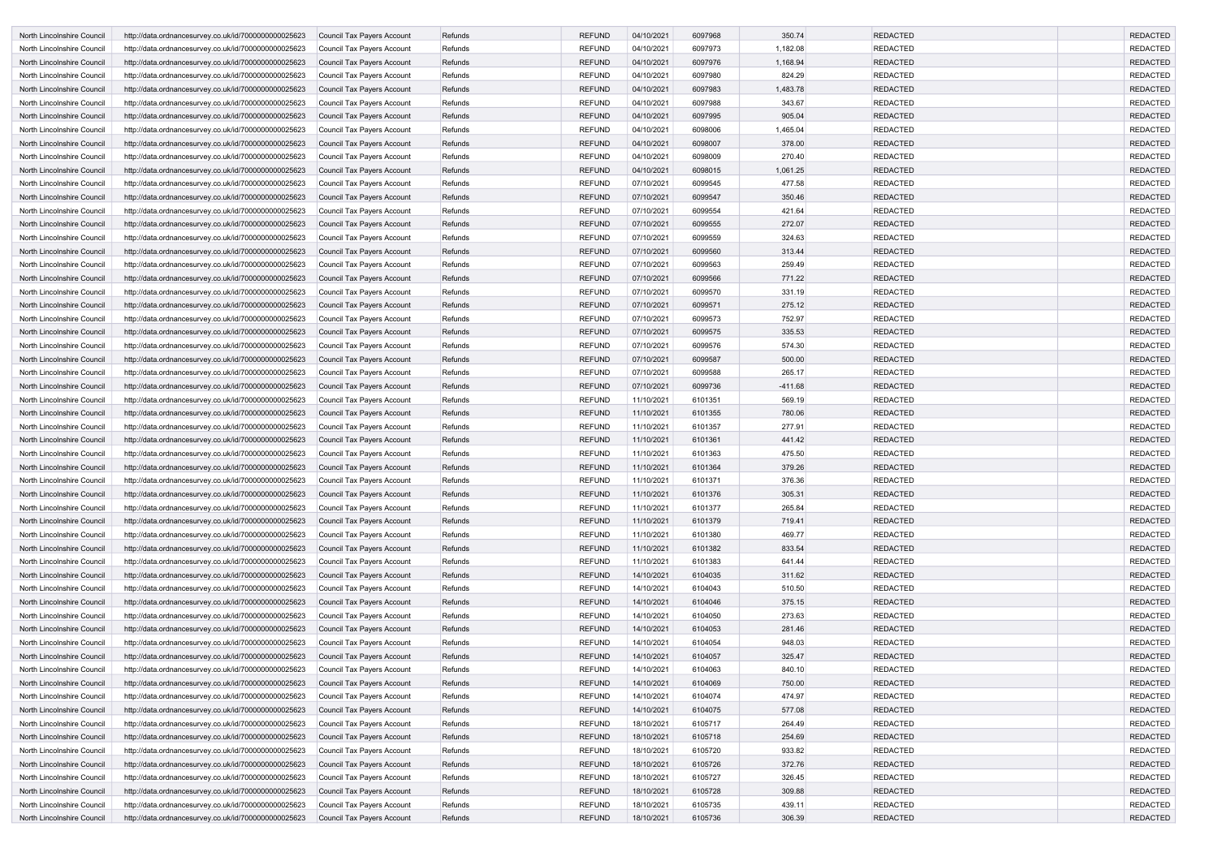| | | | | | | | | | | | |
|---|---|---|---|---|---|---|---|---|---|---|---|
| North Lincolnshire Council | http://data.ordnancesurvey.co.uk/id/7000000000025623 | Council Tax Payers Account | Refunds | REFUND | 04/10/2021 | 6097968 | 350.74 | | REDACTED | | REDACTED |
| North Lincolnshire Council | http://data.ordnancesurvey.co.uk/id/7000000000025623 | Council Tax Payers Account | Refunds | REFUND | 04/10/2021 | 6097973 | 1,182.08 | | REDACTED | | REDACTED |
| North Lincolnshire Council | http://data.ordnancesurvey.co.uk/id/7000000000025623 | Council Tax Payers Account | Refunds | REFUND | 04/10/2021 | 6097976 | 1,168.94 | | REDACTED | | REDACTED |
| North Lincolnshire Council | http://data.ordnancesurvey.co.uk/id/7000000000025623 | Council Tax Payers Account | Refunds | REFUND | 04/10/2021 | 6097980 | 824.29 | | REDACTED | | REDACTED |
| North Lincolnshire Council | http://data.ordnancesurvey.co.uk/id/7000000000025623 | Council Tax Payers Account | Refunds | REFUND | 04/10/2021 | 6097983 | 1,483.78 | | REDACTED | | REDACTED |
| North Lincolnshire Council | http://data.ordnancesurvey.co.uk/id/7000000000025623 | Council Tax Payers Account | Refunds | REFUND | 04/10/2021 | 6097988 | 343.67 | | REDACTED | | REDACTED |
| North Lincolnshire Council | http://data.ordnancesurvey.co.uk/id/7000000000025623 | Council Tax Payers Account | Refunds | REFUND | 04/10/2021 | 6097995 | 905.04 | | REDACTED | | REDACTED |
| North Lincolnshire Council | http://data.ordnancesurvey.co.uk/id/7000000000025623 | Council Tax Payers Account | Refunds | REFUND | 04/10/2021 | 6098006 | 1,465.04 | | REDACTED | | REDACTED |
| North Lincolnshire Council | http://data.ordnancesurvey.co.uk/id/7000000000025623 | Council Tax Payers Account | Refunds | REFUND | 04/10/2021 | 6098007 | 378.00 | | REDACTED | | REDACTED |
| North Lincolnshire Council | http://data.ordnancesurvey.co.uk/id/7000000000025623 | Council Tax Payers Account | Refunds | REFUND | 04/10/2021 | 6098009 | 270.40 | | REDACTED | | REDACTED |
| North Lincolnshire Council | http://data.ordnancesurvey.co.uk/id/7000000000025623 | Council Tax Payers Account | Refunds | REFUND | 04/10/2021 | 6098015 | 1,061.25 | | REDACTED | | REDACTED |
| North Lincolnshire Council | http://data.ordnancesurvey.co.uk/id/7000000000025623 | Council Tax Payers Account | Refunds | REFUND | 07/10/2021 | 6099545 | 477.58 | | REDACTED | | REDACTED |
| North Lincolnshire Council | http://data.ordnancesurvey.co.uk/id/7000000000025623 | Council Tax Payers Account | Refunds | REFUND | 07/10/2021 | 6099547 | 350.46 | | REDACTED | | REDACTED |
| North Lincolnshire Council | http://data.ordnancesurvey.co.uk/id/7000000000025623 | Council Tax Payers Account | Refunds | REFUND | 07/10/2021 | 6099554 | 421.64 | | REDACTED | | REDACTED |
| North Lincolnshire Council | http://data.ordnancesurvey.co.uk/id/7000000000025623 | Council Tax Payers Account | Refunds | REFUND | 07/10/2021 | 6099555 | 272.07 | | REDACTED | | REDACTED |
| North Lincolnshire Council | http://data.ordnancesurvey.co.uk/id/7000000000025623 | Council Tax Payers Account | Refunds | REFUND | 07/10/2021 | 6099559 | 324.63 | | REDACTED | | REDACTED |
| North Lincolnshire Council | http://data.ordnancesurvey.co.uk/id/7000000000025623 | Council Tax Payers Account | Refunds | REFUND | 07/10/2021 | 6099560 | 313.44 | | REDACTED | | REDACTED |
| North Lincolnshire Council | http://data.ordnancesurvey.co.uk/id/7000000000025623 | Council Tax Payers Account | Refunds | REFUND | 07/10/2021 | 6099563 | 259.49 | | REDACTED | | REDACTED |
| North Lincolnshire Council | http://data.ordnancesurvey.co.uk/id/7000000000025623 | Council Tax Payers Account | Refunds | REFUND | 07/10/2021 | 6099566 | 771.22 | | REDACTED | | REDACTED |
| North Lincolnshire Council | http://data.ordnancesurvey.co.uk/id/7000000000025623 | Council Tax Payers Account | Refunds | REFUND | 07/10/2021 | 6099570 | 331.19 | | REDACTED | | REDACTED |
| North Lincolnshire Council | http://data.ordnancesurvey.co.uk/id/7000000000025623 | Council Tax Payers Account | Refunds | REFUND | 07/10/2021 | 6099571 | 275.12 | | REDACTED | | REDACTED |
| North Lincolnshire Council | http://data.ordnancesurvey.co.uk/id/7000000000025623 | Council Tax Payers Account | Refunds | REFUND | 07/10/2021 | 6099573 | 752.97 | | REDACTED | | REDACTED |
| North Lincolnshire Council | http://data.ordnancesurvey.co.uk/id/7000000000025623 | Council Tax Payers Account | Refunds | REFUND | 07/10/2021 | 6099575 | 335.53 | | REDACTED | | REDACTED |
| North Lincolnshire Council | http://data.ordnancesurvey.co.uk/id/7000000000025623 | Council Tax Payers Account | Refunds | REFUND | 07/10/2021 | 6099576 | 574.30 | | REDACTED | | REDACTED |
| North Lincolnshire Council | http://data.ordnancesurvey.co.uk/id/7000000000025623 | Council Tax Payers Account | Refunds | REFUND | 07/10/2021 | 6099587 | 500.00 | | REDACTED | | REDACTED |
| North Lincolnshire Council | http://data.ordnancesurvey.co.uk/id/7000000000025623 | Council Tax Payers Account | Refunds | REFUND | 07/10/2021 | 6099588 | 265.17 | | REDACTED | | REDACTED |
| North Lincolnshire Council | http://data.ordnancesurvey.co.uk/id/7000000000025623 | Council Tax Payers Account | Refunds | REFUND | 07/10/2021 | 6099736 | -411.68 | | REDACTED | | REDACTED |
| North Lincolnshire Council | http://data.ordnancesurvey.co.uk/id/7000000000025623 | Council Tax Payers Account | Refunds | REFUND | 11/10/2021 | 6101351 | 569.19 | | REDACTED | | REDACTED |
| North Lincolnshire Council | http://data.ordnancesurvey.co.uk/id/7000000000025623 | Council Tax Payers Account | Refunds | REFUND | 11/10/2021 | 6101355 | 780.06 | | REDACTED | | REDACTED |
| North Lincolnshire Council | http://data.ordnancesurvey.co.uk/id/7000000000025623 | Council Tax Payers Account | Refunds | REFUND | 11/10/2021 | 6101357 | 277.91 | | REDACTED | | REDACTED |
| North Lincolnshire Council | http://data.ordnancesurvey.co.uk/id/7000000000025623 | Council Tax Payers Account | Refunds | REFUND | 11/10/2021 | 6101361 | 441.42 | | REDACTED | | REDACTED |
| North Lincolnshire Council | http://data.ordnancesurvey.co.uk/id/7000000000025623 | Council Tax Payers Account | Refunds | REFUND | 11/10/2021 | 6101363 | 475.50 | | REDACTED | | REDACTED |
| North Lincolnshire Council | http://data.ordnancesurvey.co.uk/id/7000000000025623 | Council Tax Payers Account | Refunds | REFUND | 11/10/2021 | 6101364 | 379.26 | | REDACTED | | REDACTED |
| North Lincolnshire Council | http://data.ordnancesurvey.co.uk/id/7000000000025623 | Council Tax Payers Account | Refunds | REFUND | 11/10/2021 | 6101371 | 376.36 | | REDACTED | | REDACTED |
| North Lincolnshire Council | http://data.ordnancesurvey.co.uk/id/7000000000025623 | Council Tax Payers Account | Refunds | REFUND | 11/10/2021 | 6101376 | 305.31 | | REDACTED | | REDACTED |
| North Lincolnshire Council | http://data.ordnancesurvey.co.uk/id/7000000000025623 | Council Tax Payers Account | Refunds | REFUND | 11/10/2021 | 6101377 | 265.84 | | REDACTED | | REDACTED |
| North Lincolnshire Council | http://data.ordnancesurvey.co.uk/id/7000000000025623 | Council Tax Payers Account | Refunds | REFUND | 11/10/2021 | 6101379 | 719.41 | | REDACTED | | REDACTED |
| North Lincolnshire Council | http://data.ordnancesurvey.co.uk/id/7000000000025623 | Council Tax Payers Account | Refunds | REFUND | 11/10/2021 | 6101380 | 469.77 | | REDACTED | | REDACTED |
| North Lincolnshire Council | http://data.ordnancesurvey.co.uk/id/7000000000025623 | Council Tax Payers Account | Refunds | REFUND | 11/10/2021 | 6101382 | 833.54 | | REDACTED | | REDACTED |
| North Lincolnshire Council | http://data.ordnancesurvey.co.uk/id/7000000000025623 | Council Tax Payers Account | Refunds | REFUND | 11/10/2021 | 6101383 | 641.44 | | REDACTED | | REDACTED |
| North Lincolnshire Council | http://data.ordnancesurvey.co.uk/id/7000000000025623 | Council Tax Payers Account | Refunds | REFUND | 14/10/2021 | 6104035 | 311.62 | | REDACTED | | REDACTED |
| North Lincolnshire Council | http://data.ordnancesurvey.co.uk/id/7000000000025623 | Council Tax Payers Account | Refunds | REFUND | 14/10/2021 | 6104043 | 510.50 | | REDACTED | | REDACTED |
| North Lincolnshire Council | http://data.ordnancesurvey.co.uk/id/7000000000025623 | Council Tax Payers Account | Refunds | REFUND | 14/10/2021 | 6104046 | 375.15 | | REDACTED | | REDACTED |
| North Lincolnshire Council | http://data.ordnancesurvey.co.uk/id/7000000000025623 | Council Tax Payers Account | Refunds | REFUND | 14/10/2021 | 6104050 | 273.63 | | REDACTED | | REDACTED |
| North Lincolnshire Council | http://data.ordnancesurvey.co.uk/id/7000000000025623 | Council Tax Payers Account | Refunds | REFUND | 14/10/2021 | 6104053 | 281.46 | | REDACTED | | REDACTED |
| North Lincolnshire Council | http://data.ordnancesurvey.co.uk/id/7000000000025623 | Council Tax Payers Account | Refunds | REFUND | 14/10/2021 | 6104054 | 948.03 | | REDACTED | | REDACTED |
| North Lincolnshire Council | http://data.ordnancesurvey.co.uk/id/7000000000025623 | Council Tax Payers Account | Refunds | REFUND | 14/10/2021 | 6104057 | 325.47 | | REDACTED | | REDACTED |
| North Lincolnshire Council | http://data.ordnancesurvey.co.uk/id/7000000000025623 | Council Tax Payers Account | Refunds | REFUND | 14/10/2021 | 6104063 | 840.10 | | REDACTED | | REDACTED |
| North Lincolnshire Council | http://data.ordnancesurvey.co.uk/id/7000000000025623 | Council Tax Payers Account | Refunds | REFUND | 14/10/2021 | 6104069 | 750.00 | | REDACTED | | REDACTED |
| North Lincolnshire Council | http://data.ordnancesurvey.co.uk/id/7000000000025623 | Council Tax Payers Account | Refunds | REFUND | 14/10/2021 | 6104074 | 474.97 | | REDACTED | | REDACTED |
| North Lincolnshire Council | http://data.ordnancesurvey.co.uk/id/7000000000025623 | Council Tax Payers Account | Refunds | REFUND | 14/10/2021 | 6104075 | 577.08 | | REDACTED | | REDACTED |
| North Lincolnshire Council | http://data.ordnancesurvey.co.uk/id/7000000000025623 | Council Tax Payers Account | Refunds | REFUND | 18/10/2021 | 6105717 | 264.49 | | REDACTED | | REDACTED |
| North Lincolnshire Council | http://data.ordnancesurvey.co.uk/id/7000000000025623 | Council Tax Payers Account | Refunds | REFUND | 18/10/2021 | 6105718 | 254.69 | | REDACTED | | REDACTED |
| North Lincolnshire Council | http://data.ordnancesurvey.co.uk/id/7000000000025623 | Council Tax Payers Account | Refunds | REFUND | 18/10/2021 | 6105720 | 933.82 | | REDACTED | | REDACTED |
| North Lincolnshire Council | http://data.ordnancesurvey.co.uk/id/7000000000025623 | Council Tax Payers Account | Refunds | REFUND | 18/10/2021 | 6105726 | 372.76 | | REDACTED | | REDACTED |
| North Lincolnshire Council | http://data.ordnancesurvey.co.uk/id/7000000000025623 | Council Tax Payers Account | Refunds | REFUND | 18/10/2021 | 6105727 | 326.45 | | REDACTED | | REDACTED |
| North Lincolnshire Council | http://data.ordnancesurvey.co.uk/id/7000000000025623 | Council Tax Payers Account | Refunds | REFUND | 18/10/2021 | 6105728 | 309.88 | | REDACTED | | REDACTED |
| North Lincolnshire Council | http://data.ordnancesurvey.co.uk/id/7000000000025623 | Council Tax Payers Account | Refunds | REFUND | 18/10/2021 | 6105735 | 439.11 | | REDACTED | | REDACTED |
| North Lincolnshire Council | http://data.ordnancesurvey.co.uk/id/7000000000025623 | Council Tax Payers Account | Refunds | REFUND | 18/10/2021 | 6105736 | 306.39 | | REDACTED | | REDACTED |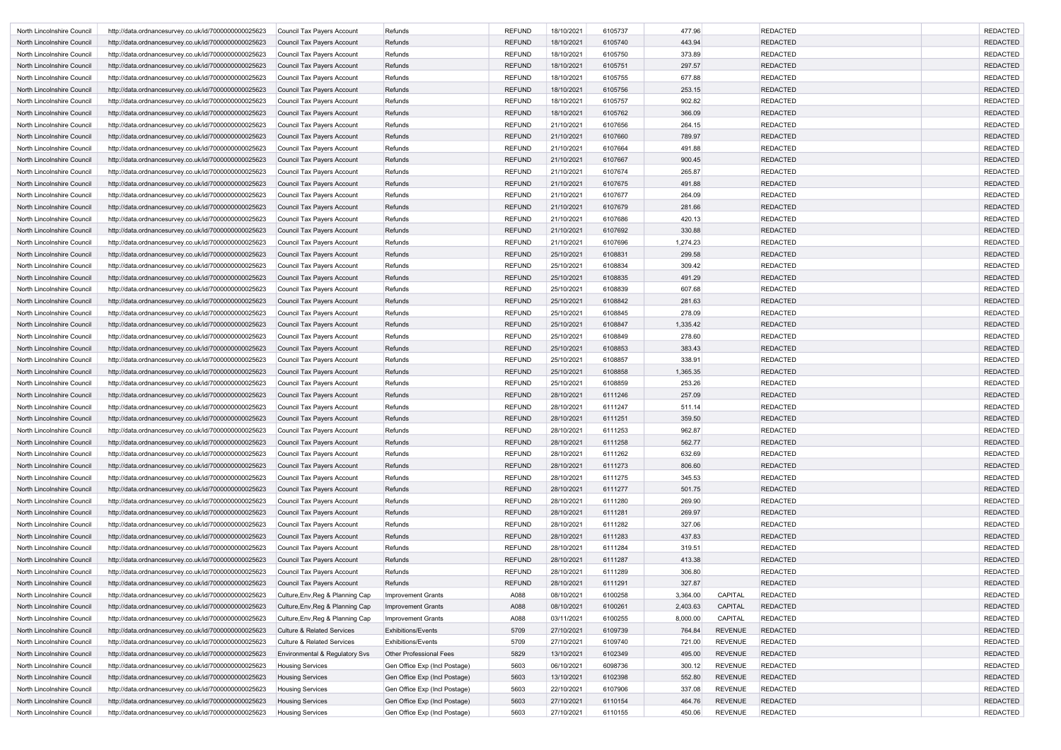| | | | | | | | | | | | |
|---|---|---|---|---|---|---|---|---|---|---|---|
| North Lincolnshire Council | http://data.ordnancesurvey.co.uk/id/7000000000025623 | Council Tax Payers Account | Refunds | REFUND | 18/10/2021 | 6105737 | 477.96 | | REDACTED | | REDACTED |
| North Lincolnshire Council | http://data.ordnancesurvey.co.uk/id/7000000000025623 | Council Tax Payers Account | Refunds | REFUND | 18/10/2021 | 6105740 | 443.94 | | REDACTED | | REDACTED |
| North Lincolnshire Council | http://data.ordnancesurvey.co.uk/id/7000000000025623 | Council Tax Payers Account | Refunds | REFUND | 18/10/2021 | 6105750 | 373.89 | | REDACTED | | REDACTED |
| North Lincolnshire Council | http://data.ordnancesurvey.co.uk/id/7000000000025623 | Council Tax Payers Account | Refunds | REFUND | 18/10/2021 | 6105751 | 297.57 | | REDACTED | | REDACTED |
| North Lincolnshire Council | http://data.ordnancesurvey.co.uk/id/7000000000025623 | Council Tax Payers Account | Refunds | REFUND | 18/10/2021 | 6105755 | 677.88 | | REDACTED | | REDACTED |
| North Lincolnshire Council | http://data.ordnancesurvey.co.uk/id/7000000000025623 | Council Tax Payers Account | Refunds | REFUND | 18/10/2021 | 6105756 | 253.15 | | REDACTED | | REDACTED |
| North Lincolnshire Council | http://data.ordnancesurvey.co.uk/id/7000000000025623 | Council Tax Payers Account | Refunds | REFUND | 18/10/2021 | 6105757 | 902.82 | | REDACTED | | REDACTED |
| North Lincolnshire Council | http://data.ordnancesurvey.co.uk/id/7000000000025623 | Council Tax Payers Account | Refunds | REFUND | 18/10/2021 | 6105762 | 366.09 | | REDACTED | | REDACTED |
| North Lincolnshire Council | http://data.ordnancesurvey.co.uk/id/7000000000025623 | Council Tax Payers Account | Refunds | REFUND | 21/10/2021 | 6107656 | 264.15 | | REDACTED | | REDACTED |
| North Lincolnshire Council | http://data.ordnancesurvey.co.uk/id/7000000000025623 | Council Tax Payers Account | Refunds | REFUND | 21/10/2021 | 6107660 | 789.97 | | REDACTED | | REDACTED |
| North Lincolnshire Council | http://data.ordnancesurvey.co.uk/id/7000000000025623 | Council Tax Payers Account | Refunds | REFUND | 21/10/2021 | 6107664 | 491.88 | | REDACTED | | REDACTED |
| North Lincolnshire Council | http://data.ordnancesurvey.co.uk/id/7000000000025623 | Council Tax Payers Account | Refunds | REFUND | 21/10/2021 | 6107667 | 900.45 | | REDACTED | | REDACTED |
| North Lincolnshire Council | http://data.ordnancesurvey.co.uk/id/7000000000025623 | Council Tax Payers Account | Refunds | REFUND | 21/10/2021 | 6107674 | 265.87 | | REDACTED | | REDACTED |
| North Lincolnshire Council | http://data.ordnancesurvey.co.uk/id/7000000000025623 | Council Tax Payers Account | Refunds | REFUND | 21/10/2021 | 6107675 | 491.88 | | REDACTED | | REDACTED |
| North Lincolnshire Council | http://data.ordnancesurvey.co.uk/id/7000000000025623 | Council Tax Payers Account | Refunds | REFUND | 21/10/2021 | 6107677 | 264.09 | | REDACTED | | REDACTED |
| North Lincolnshire Council | http://data.ordnancesurvey.co.uk/id/7000000000025623 | Council Tax Payers Account | Refunds | REFUND | 21/10/2021 | 6107679 | 281.66 | | REDACTED | | REDACTED |
| North Lincolnshire Council | http://data.ordnancesurvey.co.uk/id/7000000000025623 | Council Tax Payers Account | Refunds | REFUND | 21/10/2021 | 6107686 | 420.13 | | REDACTED | | REDACTED |
| North Lincolnshire Council | http://data.ordnancesurvey.co.uk/id/7000000000025623 | Council Tax Payers Account | Refunds | REFUND | 21/10/2021 | 6107692 | 330.88 | | REDACTED | | REDACTED |
| North Lincolnshire Council | http://data.ordnancesurvey.co.uk/id/7000000000025623 | Council Tax Payers Account | Refunds | REFUND | 21/10/2021 | 6107696 | 1,274.23 | | REDACTED | | REDACTED |
| North Lincolnshire Council | http://data.ordnancesurvey.co.uk/id/7000000000025623 | Council Tax Payers Account | Refunds | REFUND | 25/10/2021 | 6108831 | 299.58 | | REDACTED | | REDACTED |
| North Lincolnshire Council | http://data.ordnancesurvey.co.uk/id/7000000000025623 | Council Tax Payers Account | Refunds | REFUND | 25/10/2021 | 6108834 | 309.42 | | REDACTED | | REDACTED |
| North Lincolnshire Council | http://data.ordnancesurvey.co.uk/id/7000000000025623 | Council Tax Payers Account | Refunds | REFUND | 25/10/2021 | 6108835 | 491.29 | | REDACTED | | REDACTED |
| North Lincolnshire Council | http://data.ordnancesurvey.co.uk/id/7000000000025623 | Council Tax Payers Account | Refunds | REFUND | 25/10/2021 | 6108839 | 607.68 | | REDACTED | | REDACTED |
| North Lincolnshire Council | http://data.ordnancesurvey.co.uk/id/7000000000025623 | Council Tax Payers Account | Refunds | REFUND | 25/10/2021 | 6108842 | 281.63 | | REDACTED | | REDACTED |
| North Lincolnshire Council | http://data.ordnancesurvey.co.uk/id/7000000000025623 | Council Tax Payers Account | Refunds | REFUND | 25/10/2021 | 6108845 | 278.09 | | REDACTED | | REDACTED |
| North Lincolnshire Council | http://data.ordnancesurvey.co.uk/id/7000000000025623 | Council Tax Payers Account | Refunds | REFUND | 25/10/2021 | 6108847 | 1,335.42 | | REDACTED | | REDACTED |
| North Lincolnshire Council | http://data.ordnancesurvey.co.uk/id/7000000000025623 | Council Tax Payers Account | Refunds | REFUND | 25/10/2021 | 6108849 | 278.60 | | REDACTED | | REDACTED |
| North Lincolnshire Council | http://data.ordnancesurvey.co.uk/id/7000000000025623 | Council Tax Payers Account | Refunds | REFUND | 25/10/2021 | 6108853 | 383.43 | | REDACTED | | REDACTED |
| North Lincolnshire Council | http://data.ordnancesurvey.co.uk/id/7000000000025623 | Council Tax Payers Account | Refunds | REFUND | 25/10/2021 | 6108857 | 338.91 | | REDACTED | | REDACTED |
| North Lincolnshire Council | http://data.ordnancesurvey.co.uk/id/7000000000025623 | Council Tax Payers Account | Refunds | REFUND | 25/10/2021 | 6108858 | 1,365.35 | | REDACTED | | REDACTED |
| North Lincolnshire Council | http://data.ordnancesurvey.co.uk/id/7000000000025623 | Council Tax Payers Account | Refunds | REFUND | 25/10/2021 | 6108859 | 253.26 | | REDACTED | | REDACTED |
| North Lincolnshire Council | http://data.ordnancesurvey.co.uk/id/7000000000025623 | Council Tax Payers Account | Refunds | REFUND | 28/10/2021 | 6111246 | 257.09 | | REDACTED | | REDACTED |
| North Lincolnshire Council | http://data.ordnancesurvey.co.uk/id/7000000000025623 | Council Tax Payers Account | Refunds | REFUND | 28/10/2021 | 6111247 | 511.14 | | REDACTED | | REDACTED |
| North Lincolnshire Council | http://data.ordnancesurvey.co.uk/id/7000000000025623 | Council Tax Payers Account | Refunds | REFUND | 28/10/2021 | 6111251 | 359.50 | | REDACTED | | REDACTED |
| North Lincolnshire Council | http://data.ordnancesurvey.co.uk/id/7000000000025623 | Council Tax Payers Account | Refunds | REFUND | 28/10/2021 | 6111253 | 962.87 | | REDACTED | | REDACTED |
| North Lincolnshire Council | http://data.ordnancesurvey.co.uk/id/7000000000025623 | Council Tax Payers Account | Refunds | REFUND | 28/10/2021 | 6111258 | 562.77 | | REDACTED | | REDACTED |
| North Lincolnshire Council | http://data.ordnancesurvey.co.uk/id/7000000000025623 | Council Tax Payers Account | Refunds | REFUND | 28/10/2021 | 6111262 | 632.69 | | REDACTED | | REDACTED |
| North Lincolnshire Council | http://data.ordnancesurvey.co.uk/id/7000000000025623 | Council Tax Payers Account | Refunds | REFUND | 28/10/2021 | 6111273 | 806.60 | | REDACTED | | REDACTED |
| North Lincolnshire Council | http://data.ordnancesurvey.co.uk/id/7000000000025623 | Council Tax Payers Account | Refunds | REFUND | 28/10/2021 | 6111275 | 345.53 | | REDACTED | | REDACTED |
| North Lincolnshire Council | http://data.ordnancesurvey.co.uk/id/7000000000025623 | Council Tax Payers Account | Refunds | REFUND | 28/10/2021 | 6111277 | 501.75 | | REDACTED | | REDACTED |
| North Lincolnshire Council | http://data.ordnancesurvey.co.uk/id/7000000000025623 | Council Tax Payers Account | Refunds | REFUND | 28/10/2021 | 6111280 | 269.90 | | REDACTED | | REDACTED |
| North Lincolnshire Council | http://data.ordnancesurvey.co.uk/id/7000000000025623 | Council Tax Payers Account | Refunds | REFUND | 28/10/2021 | 6111281 | 269.97 | | REDACTED | | REDACTED |
| North Lincolnshire Council | http://data.ordnancesurvey.co.uk/id/7000000000025623 | Council Tax Payers Account | Refunds | REFUND | 28/10/2021 | 6111282 | 327.06 | | REDACTED | | REDACTED |
| North Lincolnshire Council | http://data.ordnancesurvey.co.uk/id/7000000000025623 | Council Tax Payers Account | Refunds | REFUND | 28/10/2021 | 6111283 | 437.83 | | REDACTED | | REDACTED |
| North Lincolnshire Council | http://data.ordnancesurvey.co.uk/id/7000000000025623 | Council Tax Payers Account | Refunds | REFUND | 28/10/2021 | 6111284 | 319.51 | | REDACTED | | REDACTED |
| North Lincolnshire Council | http://data.ordnancesurvey.co.uk/id/7000000000025623 | Council Tax Payers Account | Refunds | REFUND | 28/10/2021 | 6111287 | 413.38 | | REDACTED | | REDACTED |
| North Lincolnshire Council | http://data.ordnancesurvey.co.uk/id/7000000000025623 | Council Tax Payers Account | Refunds | REFUND | 28/10/2021 | 6111289 | 306.80 | | REDACTED | | REDACTED |
| North Lincolnshire Council | http://data.ordnancesurvey.co.uk/id/7000000000025623 | Council Tax Payers Account | Refunds | REFUND | 28/10/2021 | 6111291 | 327.87 | | REDACTED | | REDACTED |
| North Lincolnshire Council | http://data.ordnancesurvey.co.uk/id/7000000000025623 | Culture,Env,Reg & Planning Cap | Improvement Grants | A088 | 08/10/2021 | 6100258 | 3,364.00 | CAPITAL | REDACTED | | REDACTED |
| North Lincolnshire Council | http://data.ordnancesurvey.co.uk/id/7000000000025623 | Culture,Env,Reg & Planning Cap | Improvement Grants | A088 | 08/10/2021 | 6100261 | 2,403.63 | CAPITAL | REDACTED | | REDACTED |
| North Lincolnshire Council | http://data.ordnancesurvey.co.uk/id/7000000000025623 | Culture,Env,Reg & Planning Cap | Improvement Grants | A088 | 03/11/2021 | 6100255 | 8,000.00 | CAPITAL | REDACTED | | REDACTED |
| North Lincolnshire Council | http://data.ordnancesurvey.co.uk/id/7000000000025623 | Culture & Related Services | Exhibitions/Events | 5709 | 27/10/2021 | 6109739 | 764.84 | REVENUE | REDACTED | | REDACTED |
| North Lincolnshire Council | http://data.ordnancesurvey.co.uk/id/7000000000025623 | Culture & Related Services | Exhibitions/Events | 5709 | 27/10/2021 | 6109740 | 721.00 | REVENUE | REDACTED | | REDACTED |
| North Lincolnshire Council | http://data.ordnancesurvey.co.uk/id/7000000000025623 | Environmental & Regulatory Svs | Other Professional Fees | 5829 | 13/10/2021 | 6102349 | 495.00 | REVENUE | REDACTED | | REDACTED |
| North Lincolnshire Council | http://data.ordnancesurvey.co.uk/id/7000000000025623 | Housing Services | Gen Office Exp (Incl Postage) | 5603 | 06/10/2021 | 6098736 | 300.12 | REVENUE | REDACTED | | REDACTED |
| North Lincolnshire Council | http://data.ordnancesurvey.co.uk/id/7000000000025623 | Housing Services | Gen Office Exp (Incl Postage) | 5603 | 13/10/2021 | 6102398 | 552.80 | REVENUE | REDACTED | | REDACTED |
| North Lincolnshire Council | http://data.ordnancesurvey.co.uk/id/7000000000025623 | Housing Services | Gen Office Exp (Incl Postage) | 5603 | 22/10/2021 | 6107906 | 337.08 | REVENUE | REDACTED | | REDACTED |
| North Lincolnshire Council | http://data.ordnancesurvey.co.uk/id/7000000000025623 | Housing Services | Gen Office Exp (Incl Postage) | 5603 | 27/10/2021 | 6110154 | 464.76 | REVENUE | REDACTED | | REDACTED |
| North Lincolnshire Council | http://data.ordnancesurvey.co.uk/id/7000000000025623 | Housing Services | Gen Office Exp (Incl Postage) | 5603 | 27/10/2021 | 6110155 | 450.06 | REVENUE | REDACTED | | REDACTED |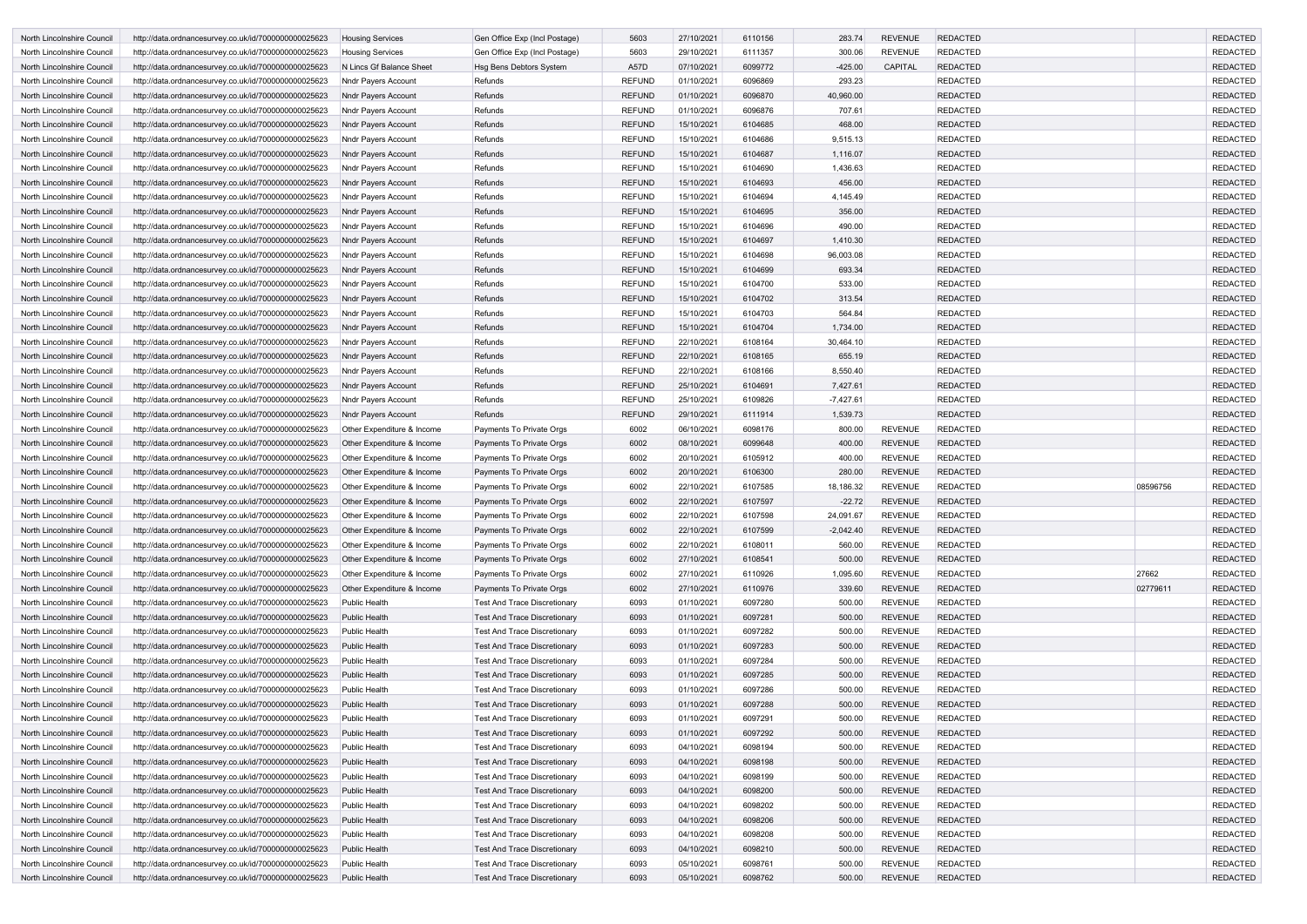| | | | | | | | | | | | |
|---|---|---|---|---|---|---|---|---|---|---|---|
| North Lincolnshire Council | http://data.ordnancesurvey.co.uk/id/7000000000025623 | Housing Services | Gen Office Exp (Incl Postage) | 5603 | 27/10/2021 | 6110156 | 283.74 | REVENUE | REDACTED | | REDACTED |
| North Lincolnshire Council | http://data.ordnancesurvey.co.uk/id/7000000000025623 | Housing Services | Gen Office Exp (Incl Postage) | 5603 | 29/10/2021 | 6111357 | 300.06 | REVENUE | REDACTED | | REDACTED |
| North Lincolnshire Council | http://data.ordnancesurvey.co.uk/id/7000000000025623 | N Lincs Gf Balance Sheet | Hsg Bens Debtors System | A57D | 07/10/2021 | 6099772 | -425.00 | CAPITAL | REDACTED | | REDACTED |
| North Lincolnshire Council | http://data.ordnancesurvey.co.uk/id/7000000000025623 | Nndr Payers Account | Refunds | REFUND | 01/10/2021 | 6096869 | 293.23 | | REDACTED | | REDACTED |
| North Lincolnshire Council | http://data.ordnancesurvey.co.uk/id/7000000000025623 | Nndr Payers Account | Refunds | REFUND | 01/10/2021 | 6096870 | 40,960.00 | | REDACTED | | REDACTED |
| North Lincolnshire Council | http://data.ordnancesurvey.co.uk/id/7000000000025623 | Nndr Payers Account | Refunds | REFUND | 01/10/2021 | 6096876 | 707.61 | | REDACTED | | REDACTED |
| North Lincolnshire Council | http://data.ordnancesurvey.co.uk/id/7000000000025623 | Nndr Payers Account | Refunds | REFUND | 15/10/2021 | 6104685 | 468.00 | | REDACTED | | REDACTED |
| North Lincolnshire Council | http://data.ordnancesurvey.co.uk/id/7000000000025623 | Nndr Payers Account | Refunds | REFUND | 15/10/2021 | 6104686 | 9,515.13 | | REDACTED | | REDACTED |
| North Lincolnshire Council | http://data.ordnancesurvey.co.uk/id/7000000000025623 | Nndr Payers Account | Refunds | REFUND | 15/10/2021 | 6104687 | 1,116.07 | | REDACTED | | REDACTED |
| North Lincolnshire Council | http://data.ordnancesurvey.co.uk/id/7000000000025623 | Nndr Payers Account | Refunds | REFUND | 15/10/2021 | 6104690 | 1,436.63 | | REDACTED | | REDACTED |
| North Lincolnshire Council | http://data.ordnancesurvey.co.uk/id/7000000000025623 | Nndr Payers Account | Refunds | REFUND | 15/10/2021 | 6104693 | 456.00 | | REDACTED | | REDACTED |
| North Lincolnshire Council | http://data.ordnancesurvey.co.uk/id/7000000000025623 | Nndr Payers Account | Refunds | REFUND | 15/10/2021 | 6104694 | 4,145.49 | | REDACTED | | REDACTED |
| North Lincolnshire Council | http://data.ordnancesurvey.co.uk/id/7000000000025623 | Nndr Payers Account | Refunds | REFUND | 15/10/2021 | 6104695 | 356.00 | | REDACTED | | REDACTED |
| North Lincolnshire Council | http://data.ordnancesurvey.co.uk/id/7000000000025623 | Nndr Payers Account | Refunds | REFUND | 15/10/2021 | 6104696 | 490.00 | | REDACTED | | REDACTED |
| North Lincolnshire Council | http://data.ordnancesurvey.co.uk/id/7000000000025623 | Nndr Payers Account | Refunds | REFUND | 15/10/2021 | 6104697 | 1,410.30 | | REDACTED | | REDACTED |
| North Lincolnshire Council | http://data.ordnancesurvey.co.uk/id/7000000000025623 | Nndr Payers Account | Refunds | REFUND | 15/10/2021 | 6104698 | 96,003.08 | | REDACTED | | REDACTED |
| North Lincolnshire Council | http://data.ordnancesurvey.co.uk/id/7000000000025623 | Nndr Payers Account | Refunds | REFUND | 15/10/2021 | 6104699 | 693.34 | | REDACTED | | REDACTED |
| North Lincolnshire Council | http://data.ordnancesurvey.co.uk/id/7000000000025623 | Nndr Payers Account | Refunds | REFUND | 15/10/2021 | 6104700 | 533.00 | | REDACTED | | REDACTED |
| North Lincolnshire Council | http://data.ordnancesurvey.co.uk/id/7000000000025623 | Nndr Payers Account | Refunds | REFUND | 15/10/2021 | 6104702 | 313.54 | | REDACTED | | REDACTED |
| North Lincolnshire Council | http://data.ordnancesurvey.co.uk/id/7000000000025623 | Nndr Payers Account | Refunds | REFUND | 15/10/2021 | 6104703 | 564.84 | | REDACTED | | REDACTED |
| North Lincolnshire Council | http://data.ordnancesurvey.co.uk/id/7000000000025623 | Nndr Payers Account | Refunds | REFUND | 15/10/2021 | 6104704 | 1,734.00 | | REDACTED | | REDACTED |
| North Lincolnshire Council | http://data.ordnancesurvey.co.uk/id/7000000000025623 | Nndr Payers Account | Refunds | REFUND | 22/10/2021 | 6108164 | 30,464.10 | | REDACTED | | REDACTED |
| North Lincolnshire Council | http://data.ordnancesurvey.co.uk/id/7000000000025623 | Nndr Payers Account | Refunds | REFUND | 22/10/2021 | 6108165 | 655.19 | | REDACTED | | REDACTED |
| North Lincolnshire Council | http://data.ordnancesurvey.co.uk/id/7000000000025623 | Nndr Payers Account | Refunds | REFUND | 22/10/2021 | 6108166 | 8,550.40 | | REDACTED | | REDACTED |
| North Lincolnshire Council | http://data.ordnancesurvey.co.uk/id/7000000000025623 | Nndr Payers Account | Refunds | REFUND | 25/10/2021 | 6104691 | 7,427.61 | | REDACTED | | REDACTED |
| North Lincolnshire Council | http://data.ordnancesurvey.co.uk/id/7000000000025623 | Nndr Payers Account | Refunds | REFUND | 25/10/2021 | 6109826 | -7,427.61 | | REDACTED | | REDACTED |
| North Lincolnshire Council | http://data.ordnancesurvey.co.uk/id/7000000000025623 | Nndr Payers Account | Refunds | REFUND | 29/10/2021 | 6111914 | 1,539.73 | | REDACTED | | REDACTED |
| North Lincolnshire Council | http://data.ordnancesurvey.co.uk/id/7000000000025623 | Other Expenditure & Income | Payments To Private Orgs | 6002 | 06/10/2021 | 6098176 | 800.00 | REVENUE | REDACTED | | REDACTED |
| North Lincolnshire Council | http://data.ordnancesurvey.co.uk/id/7000000000025623 | Other Expenditure & Income | Payments To Private Orgs | 6002 | 08/10/2021 | 6099648 | 400.00 | REVENUE | REDACTED | | REDACTED |
| North Lincolnshire Council | http://data.ordnancesurvey.co.uk/id/7000000000025623 | Other Expenditure & Income | Payments To Private Orgs | 6002 | 20/10/2021 | 6105912 | 400.00 | REVENUE | REDACTED | | REDACTED |
| North Lincolnshire Council | http://data.ordnancesurvey.co.uk/id/7000000000025623 | Other Expenditure & Income | Payments To Private Orgs | 6002 | 20/10/2021 | 6106300 | 280.00 | REVENUE | REDACTED | | REDACTED |
| North Lincolnshire Council | http://data.ordnancesurvey.co.uk/id/7000000000025623 | Other Expenditure & Income | Payments To Private Orgs | 6002 | 22/10/2021 | 6107585 | 18,186.32 | REVENUE | REDACTED | 08596756 | REDACTED |
| North Lincolnshire Council | http://data.ordnancesurvey.co.uk/id/7000000000025623 | Other Expenditure & Income | Payments To Private Orgs | 6002 | 22/10/2021 | 6107597 | -22.72 | REVENUE | REDACTED | | REDACTED |
| North Lincolnshire Council | http://data.ordnancesurvey.co.uk/id/7000000000025623 | Other Expenditure & Income | Payments To Private Orgs | 6002 | 22/10/2021 | 6107598 | 24,091.67 | REVENUE | REDACTED | | REDACTED |
| North Lincolnshire Council | http://data.ordnancesurvey.co.uk/id/7000000000025623 | Other Expenditure & Income | Payments To Private Orgs | 6002 | 22/10/2021 | 6107599 | -2,042.40 | REVENUE | REDACTED | | REDACTED |
| North Lincolnshire Council | http://data.ordnancesurvey.co.uk/id/7000000000025623 | Other Expenditure & Income | Payments To Private Orgs | 6002 | 22/10/2021 | 6108011 | 560.00 | REVENUE | REDACTED | | REDACTED |
| North Lincolnshire Council | http://data.ordnancesurvey.co.uk/id/7000000000025623 | Other Expenditure & Income | Payments To Private Orgs | 6002 | 27/10/2021 | 6108541 | 500.00 | REVENUE | REDACTED | | REDACTED |
| North Lincolnshire Council | http://data.ordnancesurvey.co.uk/id/7000000000025623 | Other Expenditure & Income | Payments To Private Orgs | 6002 | 27/10/2021 | 6110926 | 1,095.60 | REVENUE | REDACTED | 27662 | REDACTED |
| North Lincolnshire Council | http://data.ordnancesurvey.co.uk/id/7000000000025623 | Other Expenditure & Income | Payments To Private Orgs | 6002 | 27/10/2021 | 6110976 | 339.60 | REVENUE | REDACTED | 02779611 | REDACTED |
| North Lincolnshire Council | http://data.ordnancesurvey.co.uk/id/7000000000025623 | Public Health | Test And Trace Discretionary | 6093 | 01/10/2021 | 6097280 | 500.00 | REVENUE | REDACTED | | REDACTED |
| North Lincolnshire Council | http://data.ordnancesurvey.co.uk/id/7000000000025623 | Public Health | Test And Trace Discretionary | 6093 | 01/10/2021 | 6097281 | 500.00 | REVENUE | REDACTED | | REDACTED |
| North Lincolnshire Council | http://data.ordnancesurvey.co.uk/id/7000000000025623 | Public Health | Test And Trace Discretionary | 6093 | 01/10/2021 | 6097282 | 500.00 | REVENUE | REDACTED | | REDACTED |
| North Lincolnshire Council | http://data.ordnancesurvey.co.uk/id/7000000000025623 | Public Health | Test And Trace Discretionary | 6093 | 01/10/2021 | 6097283 | 500.00 | REVENUE | REDACTED | | REDACTED |
| North Lincolnshire Council | http://data.ordnancesurvey.co.uk/id/7000000000025623 | Public Health | Test And Trace Discretionary | 6093 | 01/10/2021 | 6097284 | 500.00 | REVENUE | REDACTED | | REDACTED |
| North Lincolnshire Council | http://data.ordnancesurvey.co.uk/id/7000000000025623 | Public Health | Test And Trace Discretionary | 6093 | 01/10/2021 | 6097285 | 500.00 | REVENUE | REDACTED | | REDACTED |
| North Lincolnshire Council | http://data.ordnancesurvey.co.uk/id/7000000000025623 | Public Health | Test And Trace Discretionary | 6093 | 01/10/2021 | 6097286 | 500.00 | REVENUE | REDACTED | | REDACTED |
| North Lincolnshire Council | http://data.ordnancesurvey.co.uk/id/7000000000025623 | Public Health | Test And Trace Discretionary | 6093 | 01/10/2021 | 6097288 | 500.00 | REVENUE | REDACTED | | REDACTED |
| North Lincolnshire Council | http://data.ordnancesurvey.co.uk/id/7000000000025623 | Public Health | Test And Trace Discretionary | 6093 | 01/10/2021 | 6097291 | 500.00 | REVENUE | REDACTED | | REDACTED |
| North Lincolnshire Council | http://data.ordnancesurvey.co.uk/id/7000000000025623 | Public Health | Test And Trace Discretionary | 6093 | 01/10/2021 | 6097292 | 500.00 | REVENUE | REDACTED | | REDACTED |
| North Lincolnshire Council | http://data.ordnancesurvey.co.uk/id/7000000000025623 | Public Health | Test And Trace Discretionary | 6093 | 04/10/2021 | 6098194 | 500.00 | REVENUE | REDACTED | | REDACTED |
| North Lincolnshire Council | http://data.ordnancesurvey.co.uk/id/7000000000025623 | Public Health | Test And Trace Discretionary | 6093 | 04/10/2021 | 6098198 | 500.00 | REVENUE | REDACTED | | REDACTED |
| North Lincolnshire Council | http://data.ordnancesurvey.co.uk/id/7000000000025623 | Public Health | Test And Trace Discretionary | 6093 | 04/10/2021 | 6098199 | 500.00 | REVENUE | REDACTED | | REDACTED |
| North Lincolnshire Council | http://data.ordnancesurvey.co.uk/id/7000000000025623 | Public Health | Test And Trace Discretionary | 6093 | 04/10/2021 | 6098200 | 500.00 | REVENUE | REDACTED | | REDACTED |
| North Lincolnshire Council | http://data.ordnancesurvey.co.uk/id/7000000000025623 | Public Health | Test And Trace Discretionary | 6093 | 04/10/2021 | 6098202 | 500.00 | REVENUE | REDACTED | | REDACTED |
| North Lincolnshire Council | http://data.ordnancesurvey.co.uk/id/7000000000025623 | Public Health | Test And Trace Discretionary | 6093 | 04/10/2021 | 6098206 | 500.00 | REVENUE | REDACTED | | REDACTED |
| North Lincolnshire Council | http://data.ordnancesurvey.co.uk/id/7000000000025623 | Public Health | Test And Trace Discretionary | 6093 | 04/10/2021 | 6098208 | 500.00 | REVENUE | REDACTED | | REDACTED |
| North Lincolnshire Council | http://data.ordnancesurvey.co.uk/id/7000000000025623 | Public Health | Test And Trace Discretionary | 6093 | 04/10/2021 | 6098210 | 500.00 | REVENUE | REDACTED | | REDACTED |
| North Lincolnshire Council | http://data.ordnancesurvey.co.uk/id/7000000000025623 | Public Health | Test And Trace Discretionary | 6093 | 05/10/2021 | 6098761 | 500.00 | REVENUE | REDACTED | | REDACTED |
| North Lincolnshire Council | http://data.ordnancesurvey.co.uk/id/7000000000025623 | Public Health | Test And Trace Discretionary | 6093 | 05/10/2021 | 6098762 | 500.00 | REVENUE | REDACTED | | REDACTED |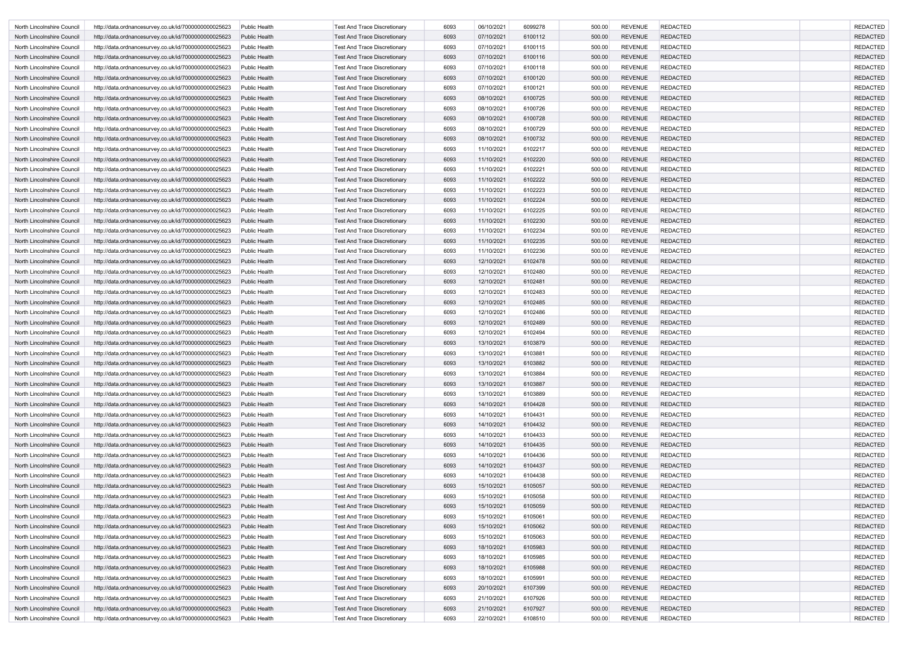| | | | | | | | | | | | |
|---|---|---|---|---|---|---|---|---|---|---|---|
| North Lincolnshire Council | http://data.ordnancesurvey.co.uk/id/7000000000025623 | Public Health | Test And Trace Discretionary | 6093 | 06/10/2021 | 6099278 | 500.00 | REVENUE | REDACTED | | REDACTED |
| North Lincolnshire Council | http://data.ordnancesurvey.co.uk/id/7000000000025623 | Public Health | Test And Trace Discretionary | 6093 | 07/10/2021 | 6100112 | 500.00 | REVENUE | REDACTED | | REDACTED |
| North Lincolnshire Council | http://data.ordnancesurvey.co.uk/id/7000000000025623 | Public Health | Test And Trace Discretionary | 6093 | 07/10/2021 | 6100115 | 500.00 | REVENUE | REDACTED | | REDACTED |
| North Lincolnshire Council | http://data.ordnancesurvey.co.uk/id/7000000000025623 | Public Health | Test And Trace Discretionary | 6093 | 07/10/2021 | 6100116 | 500.00 | REVENUE | REDACTED | | REDACTED |
| North Lincolnshire Council | http://data.ordnancesurvey.co.uk/id/7000000000025623 | Public Health | Test And Trace Discretionary | 6093 | 07/10/2021 | 6100118 | 500.00 | REVENUE | REDACTED | | REDACTED |
| North Lincolnshire Council | http://data.ordnancesurvey.co.uk/id/7000000000025623 | Public Health | Test And Trace Discretionary | 6093 | 07/10/2021 | 6100120 | 500.00 | REVENUE | REDACTED | | REDACTED |
| North Lincolnshire Council | http://data.ordnancesurvey.co.uk/id/7000000000025623 | Public Health | Test And Trace Discretionary | 6093 | 07/10/2021 | 6100121 | 500.00 | REVENUE | REDACTED | | REDACTED |
| North Lincolnshire Council | http://data.ordnancesurvey.co.uk/id/7000000000025623 | Public Health | Test And Trace Discretionary | 6093 | 08/10/2021 | 6100725 | 500.00 | REVENUE | REDACTED | | REDACTED |
| North Lincolnshire Council | http://data.ordnancesurvey.co.uk/id/7000000000025623 | Public Health | Test And Trace Discretionary | 6093 | 08/10/2021 | 6100726 | 500.00 | REVENUE | REDACTED | | REDACTED |
| North Lincolnshire Council | http://data.ordnancesurvey.co.uk/id/7000000000025623 | Public Health | Test And Trace Discretionary | 6093 | 08/10/2021 | 6100728 | 500.00 | REVENUE | REDACTED | | REDACTED |
| North Lincolnshire Council | http://data.ordnancesurvey.co.uk/id/7000000000025623 | Public Health | Test And Trace Discretionary | 6093 | 08/10/2021 | 6100729 | 500.00 | REVENUE | REDACTED | | REDACTED |
| North Lincolnshire Council | http://data.ordnancesurvey.co.uk/id/7000000000025623 | Public Health | Test And Trace Discretionary | 6093 | 08/10/2021 | 6100732 | 500.00 | REVENUE | REDACTED | | REDACTED |
| North Lincolnshire Council | http://data.ordnancesurvey.co.uk/id/7000000000025623 | Public Health | Test And Trace Discretionary | 6093 | 11/10/2021 | 6102217 | 500.00 | REVENUE | REDACTED | | REDACTED |
| North Lincolnshire Council | http://data.ordnancesurvey.co.uk/id/7000000000025623 | Public Health | Test And Trace Discretionary | 6093 | 11/10/2021 | 6102220 | 500.00 | REVENUE | REDACTED | | REDACTED |
| North Lincolnshire Council | http://data.ordnancesurvey.co.uk/id/7000000000025623 | Public Health | Test And Trace Discretionary | 6093 | 11/10/2021 | 6102221 | 500.00 | REVENUE | REDACTED | | REDACTED |
| North Lincolnshire Council | http://data.ordnancesurvey.co.uk/id/7000000000025623 | Public Health | Test And Trace Discretionary | 6093 | 11/10/2021 | 6102222 | 500.00 | REVENUE | REDACTED | | REDACTED |
| North Lincolnshire Council | http://data.ordnancesurvey.co.uk/id/7000000000025623 | Public Health | Test And Trace Discretionary | 6093 | 11/10/2021 | 6102223 | 500.00 | REVENUE | REDACTED | | REDACTED |
| North Lincolnshire Council | http://data.ordnancesurvey.co.uk/id/7000000000025623 | Public Health | Test And Trace Discretionary | 6093 | 11/10/2021 | 6102224 | 500.00 | REVENUE | REDACTED | | REDACTED |
| North Lincolnshire Council | http://data.ordnancesurvey.co.uk/id/7000000000025623 | Public Health | Test And Trace Discretionary | 6093 | 11/10/2021 | 6102225 | 500.00 | REVENUE | REDACTED | | REDACTED |
| North Lincolnshire Council | http://data.ordnancesurvey.co.uk/id/7000000000025623 | Public Health | Test And Trace Discretionary | 6093 | 11/10/2021 | 6102230 | 500.00 | REVENUE | REDACTED | | REDACTED |
| North Lincolnshire Council | http://data.ordnancesurvey.co.uk/id/7000000000025623 | Public Health | Test And Trace Discretionary | 6093 | 11/10/2021 | 6102234 | 500.00 | REVENUE | REDACTED | | REDACTED |
| North Lincolnshire Council | http://data.ordnancesurvey.co.uk/id/7000000000025623 | Public Health | Test And Trace Discretionary | 6093 | 11/10/2021 | 6102235 | 500.00 | REVENUE | REDACTED | | REDACTED |
| North Lincolnshire Council | http://data.ordnancesurvey.co.uk/id/7000000000025623 | Public Health | Test And Trace Discretionary | 6093 | 11/10/2021 | 6102236 | 500.00 | REVENUE | REDACTED | | REDACTED |
| North Lincolnshire Council | http://data.ordnancesurvey.co.uk/id/7000000000025623 | Public Health | Test And Trace Discretionary | 6093 | 12/10/2021 | 6102478 | 500.00 | REVENUE | REDACTED | | REDACTED |
| North Lincolnshire Council | http://data.ordnancesurvey.co.uk/id/7000000000025623 | Public Health | Test And Trace Discretionary | 6093 | 12/10/2021 | 6102480 | 500.00 | REVENUE | REDACTED | | REDACTED |
| North Lincolnshire Council | http://data.ordnancesurvey.co.uk/id/7000000000025623 | Public Health | Test And Trace Discretionary | 6093 | 12/10/2021 | 6102481 | 500.00 | REVENUE | REDACTED | | REDACTED |
| North Lincolnshire Council | http://data.ordnancesurvey.co.uk/id/7000000000025623 | Public Health | Test And Trace Discretionary | 6093 | 12/10/2021 | 6102483 | 500.00 | REVENUE | REDACTED | | REDACTED |
| North Lincolnshire Council | http://data.ordnancesurvey.co.uk/id/7000000000025623 | Public Health | Test And Trace Discretionary | 6093 | 12/10/2021 | 6102485 | 500.00 | REVENUE | REDACTED | | REDACTED |
| North Lincolnshire Council | http://data.ordnancesurvey.co.uk/id/7000000000025623 | Public Health | Test And Trace Discretionary | 6093 | 12/10/2021 | 6102486 | 500.00 | REVENUE | REDACTED | | REDACTED |
| North Lincolnshire Council | http://data.ordnancesurvey.co.uk/id/7000000000025623 | Public Health | Test And Trace Discretionary | 6093 | 12/10/2021 | 6102489 | 500.00 | REVENUE | REDACTED | | REDACTED |
| North Lincolnshire Council | http://data.ordnancesurvey.co.uk/id/7000000000025623 | Public Health | Test And Trace Discretionary | 6093 | 12/10/2021 | 6102494 | 500.00 | REVENUE | REDACTED | | REDACTED |
| North Lincolnshire Council | http://data.ordnancesurvey.co.uk/id/7000000000025623 | Public Health | Test And Trace Discretionary | 6093 | 13/10/2021 | 6103879 | 500.00 | REVENUE | REDACTED | | REDACTED |
| North Lincolnshire Council | http://data.ordnancesurvey.co.uk/id/7000000000025623 | Public Health | Test And Trace Discretionary | 6093 | 13/10/2021 | 6103881 | 500.00 | REVENUE | REDACTED | | REDACTED |
| North Lincolnshire Council | http://data.ordnancesurvey.co.uk/id/7000000000025623 | Public Health | Test And Trace Discretionary | 6093 | 13/10/2021 | 6103882 | 500.00 | REVENUE | REDACTED | | REDACTED |
| North Lincolnshire Council | http://data.ordnancesurvey.co.uk/id/7000000000025623 | Public Health | Test And Trace Discretionary | 6093 | 13/10/2021 | 6103884 | 500.00 | REVENUE | REDACTED | | REDACTED |
| North Lincolnshire Council | http://data.ordnancesurvey.co.uk/id/7000000000025623 | Public Health | Test And Trace Discretionary | 6093 | 13/10/2021 | 6103887 | 500.00 | REVENUE | REDACTED | | REDACTED |
| North Lincolnshire Council | http://data.ordnancesurvey.co.uk/id/7000000000025623 | Public Health | Test And Trace Discretionary | 6093 | 13/10/2021 | 6103889 | 500.00 | REVENUE | REDACTED | | REDACTED |
| North Lincolnshire Council | http://data.ordnancesurvey.co.uk/id/7000000000025623 | Public Health | Test And Trace Discretionary | 6093 | 14/10/2021 | 6104428 | 500.00 | REVENUE | REDACTED | | REDACTED |
| North Lincolnshire Council | http://data.ordnancesurvey.co.uk/id/7000000000025623 | Public Health | Test And Trace Discretionary | 6093 | 14/10/2021 | 6104431 | 500.00 | REVENUE | REDACTED | | REDACTED |
| North Lincolnshire Council | http://data.ordnancesurvey.co.uk/id/7000000000025623 | Public Health | Test And Trace Discretionary | 6093 | 14/10/2021 | 6104432 | 500.00 | REVENUE | REDACTED | | REDACTED |
| North Lincolnshire Council | http://data.ordnancesurvey.co.uk/id/7000000000025623 | Public Health | Test And Trace Discretionary | 6093 | 14/10/2021 | 6104433 | 500.00 | REVENUE | REDACTED | | REDACTED |
| North Lincolnshire Council | http://data.ordnancesurvey.co.uk/id/7000000000025623 | Public Health | Test And Trace Discretionary | 6093 | 14/10/2021 | 6104435 | 500.00 | REVENUE | REDACTED | | REDACTED |
| North Lincolnshire Council | http://data.ordnancesurvey.co.uk/id/7000000000025623 | Public Health | Test And Trace Discretionary | 6093 | 14/10/2021 | 6104436 | 500.00 | REVENUE | REDACTED | | REDACTED |
| North Lincolnshire Council | http://data.ordnancesurvey.co.uk/id/7000000000025623 | Public Health | Test And Trace Discretionary | 6093 | 14/10/2021 | 6104437 | 500.00 | REVENUE | REDACTED | | REDACTED |
| North Lincolnshire Council | http://data.ordnancesurvey.co.uk/id/7000000000025623 | Public Health | Test And Trace Discretionary | 6093 | 14/10/2021 | 6104438 | 500.00 | REVENUE | REDACTED | | REDACTED |
| North Lincolnshire Council | http://data.ordnancesurvey.co.uk/id/7000000000025623 | Public Health | Test And Trace Discretionary | 6093 | 15/10/2021 | 6105057 | 500.00 | REVENUE | REDACTED | | REDACTED |
| North Lincolnshire Council | http://data.ordnancesurvey.co.uk/id/7000000000025623 | Public Health | Test And Trace Discretionary | 6093 | 15/10/2021 | 6105058 | 500.00 | REVENUE | REDACTED | | REDACTED |
| North Lincolnshire Council | http://data.ordnancesurvey.co.uk/id/7000000000025623 | Public Health | Test And Trace Discretionary | 6093 | 15/10/2021 | 6105059 | 500.00 | REVENUE | REDACTED | | REDACTED |
| North Lincolnshire Council | http://data.ordnancesurvey.co.uk/id/7000000000025623 | Public Health | Test And Trace Discretionary | 6093 | 15/10/2021 | 6105061 | 500.00 | REVENUE | REDACTED | | REDACTED |
| North Lincolnshire Council | http://data.ordnancesurvey.co.uk/id/7000000000025623 | Public Health | Test And Trace Discretionary | 6093 | 15/10/2021 | 6105062 | 500.00 | REVENUE | REDACTED | | REDACTED |
| North Lincolnshire Council | http://data.ordnancesurvey.co.uk/id/7000000000025623 | Public Health | Test And Trace Discretionary | 6093 | 15/10/2021 | 6105063 | 500.00 | REVENUE | REDACTED | | REDACTED |
| North Lincolnshire Council | http://data.ordnancesurvey.co.uk/id/7000000000025623 | Public Health | Test And Trace Discretionary | 6093 | 18/10/2021 | 6105983 | 500.00 | REVENUE | REDACTED | | REDACTED |
| North Lincolnshire Council | http://data.ordnancesurvey.co.uk/id/7000000000025623 | Public Health | Test And Trace Discretionary | 6093 | 18/10/2021 | 6105985 | 500.00 | REVENUE | REDACTED | | REDACTED |
| North Lincolnshire Council | http://data.ordnancesurvey.co.uk/id/7000000000025623 | Public Health | Test And Trace Discretionary | 6093 | 18/10/2021 | 6105988 | 500.00 | REVENUE | REDACTED | | REDACTED |
| North Lincolnshire Council | http://data.ordnancesurvey.co.uk/id/7000000000025623 | Public Health | Test And Trace Discretionary | 6093 | 18/10/2021 | 6105991 | 500.00 | REVENUE | REDACTED | | REDACTED |
| North Lincolnshire Council | http://data.ordnancesurvey.co.uk/id/7000000000025623 | Public Health | Test And Trace Discretionary | 6093 | 20/10/2021 | 6107399 | 500.00 | REVENUE | REDACTED | | REDACTED |
| North Lincolnshire Council | http://data.ordnancesurvey.co.uk/id/7000000000025623 | Public Health | Test And Trace Discretionary | 6093 | 21/10/2021 | 6107926 | 500.00 | REVENUE | REDACTED | | REDACTED |
| North Lincolnshire Council | http://data.ordnancesurvey.co.uk/id/7000000000025623 | Public Health | Test And Trace Discretionary | 6093 | 21/10/2021 | 6107927 | 500.00 | REVENUE | REDACTED | | REDACTED |
| North Lincolnshire Council | http://data.ordnancesurvey.co.uk/id/7000000000025623 | Public Health | Test And Trace Discretionary | 6093 | 22/10/2021 | 6108510 | 500.00 | REVENUE | REDACTED | | REDACTED |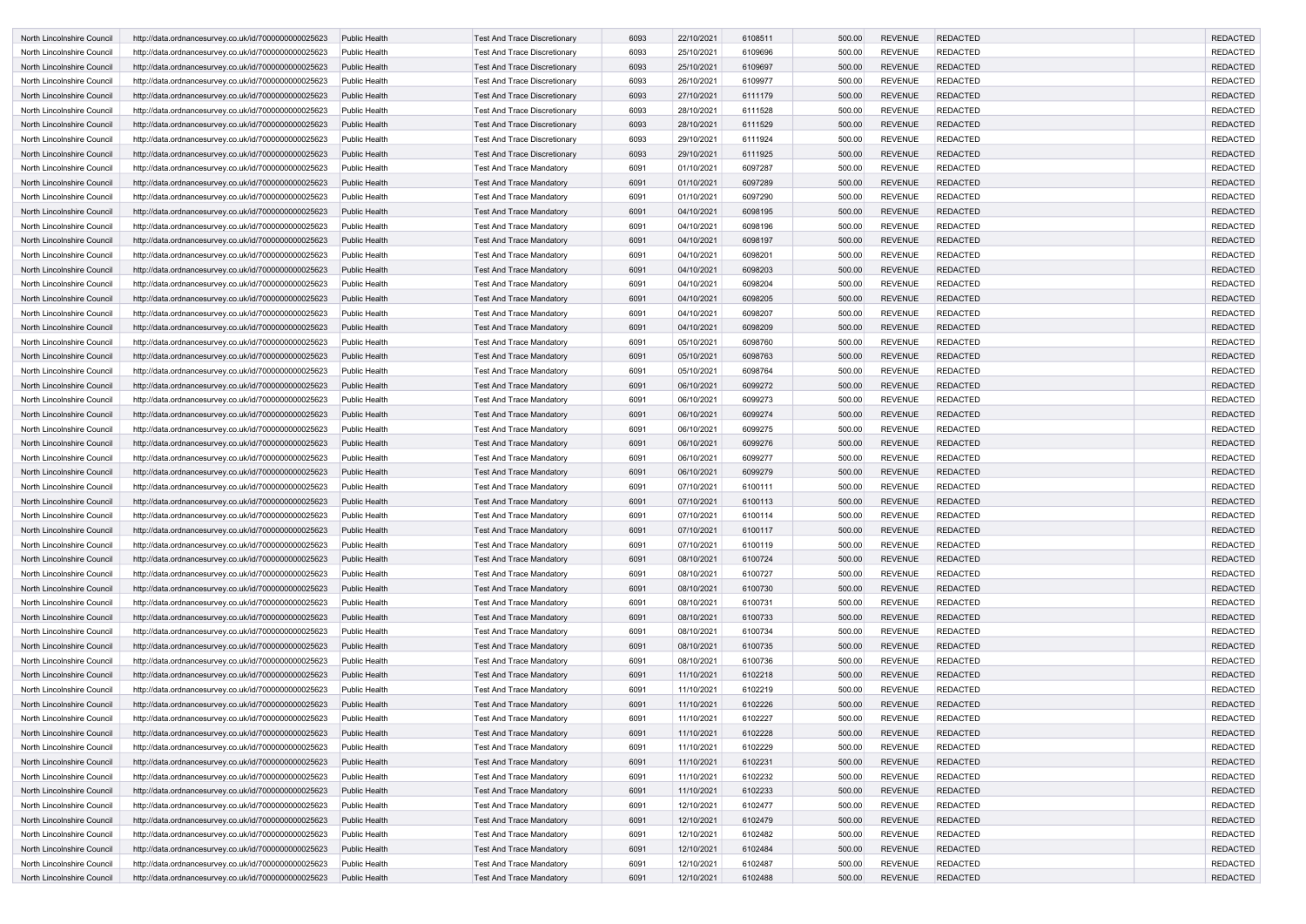| North Lincolnshire Council | http://data.ordnancesurvey.co.uk/id/7000000000025623 | Public Health | Test And Trace Discretionary | 6093 | 22/10/2021 | 6108511 | 500.00 | REVENUE | REDACTED | | REDACTED |
|---|---|---|---|---|---|---|---|---|---|---|---|
| North Lincolnshire Council | http://data.ordnancesurvey.co.uk/id/7000000000025623 | Public Health | Test And Trace Discretionary | 6093 | 25/10/2021 | 6109696 | 500.00 | REVENUE | REDACTED | | REDACTED |
| North Lincolnshire Council | http://data.ordnancesurvey.co.uk/id/7000000000025623 | Public Health | Test And Trace Discretionary | 6093 | 25/10/2021 | 6109697 | 500.00 | REVENUE | REDACTED | | REDACTED |
| North Lincolnshire Council | http://data.ordnancesurvey.co.uk/id/7000000000025623 | Public Health | Test And Trace Discretionary | 6093 | 26/10/2021 | 6109977 | 500.00 | REVENUE | REDACTED | | REDACTED |
| North Lincolnshire Council | http://data.ordnancesurvey.co.uk/id/7000000000025623 | Public Health | Test And Trace Discretionary | 6093 | 27/10/2021 | 6111179 | 500.00 | REVENUE | REDACTED | | REDACTED |
| North Lincolnshire Council | http://data.ordnancesurvey.co.uk/id/7000000000025623 | Public Health | Test And Trace Discretionary | 6093 | 28/10/2021 | 6111528 | 500.00 | REVENUE | REDACTED | | REDACTED |
| North Lincolnshire Council | http://data.ordnancesurvey.co.uk/id/7000000000025623 | Public Health | Test And Trace Discretionary | 6093 | 28/10/2021 | 6111529 | 500.00 | REVENUE | REDACTED | | REDACTED |
| North Lincolnshire Council | http://data.ordnancesurvey.co.uk/id/7000000000025623 | Public Health | Test And Trace Discretionary | 6093 | 29/10/2021 | 6111924 | 500.00 | REVENUE | REDACTED | | REDACTED |
| North Lincolnshire Council | http://data.ordnancesurvey.co.uk/id/7000000000025623 | Public Health | Test And Trace Discretionary | 6093 | 29/10/2021 | 6111925 | 500.00 | REVENUE | REDACTED | | REDACTED |
| North Lincolnshire Council | http://data.ordnancesurvey.co.uk/id/7000000000025623 | Public Health | Test And Trace Mandatory | 6091 | 01/10/2021 | 6097287 | 500.00 | REVENUE | REDACTED | | REDACTED |
| North Lincolnshire Council | http://data.ordnancesurvey.co.uk/id/7000000000025623 | Public Health | Test And Trace Mandatory | 6091 | 01/10/2021 | 6097289 | 500.00 | REVENUE | REDACTED | | REDACTED |
| North Lincolnshire Council | http://data.ordnancesurvey.co.uk/id/7000000000025623 | Public Health | Test And Trace Mandatory | 6091 | 01/10/2021 | 6097290 | 500.00 | REVENUE | REDACTED | | REDACTED |
| North Lincolnshire Council | http://data.ordnancesurvey.co.uk/id/7000000000025623 | Public Health | Test And Trace Mandatory | 6091 | 04/10/2021 | 6098195 | 500.00 | REVENUE | REDACTED | | REDACTED |
| North Lincolnshire Council | http://data.ordnancesurvey.co.uk/id/7000000000025623 | Public Health | Test And Trace Mandatory | 6091 | 04/10/2021 | 6098196 | 500.00 | REVENUE | REDACTED | | REDACTED |
| North Lincolnshire Council | http://data.ordnancesurvey.co.uk/id/7000000000025623 | Public Health | Test And Trace Mandatory | 6091 | 04/10/2021 | 6098197 | 500.00 | REVENUE | REDACTED | | REDACTED |
| North Lincolnshire Council | http://data.ordnancesurvey.co.uk/id/7000000000025623 | Public Health | Test And Trace Mandatory | 6091 | 04/10/2021 | 6098201 | 500.00 | REVENUE | REDACTED | | REDACTED |
| North Lincolnshire Council | http://data.ordnancesurvey.co.uk/id/7000000000025623 | Public Health | Test And Trace Mandatory | 6091 | 04/10/2021 | 6098203 | 500.00 | REVENUE | REDACTED | | REDACTED |
| North Lincolnshire Council | http://data.ordnancesurvey.co.uk/id/7000000000025623 | Public Health | Test And Trace Mandatory | 6091 | 04/10/2021 | 6098204 | 500.00 | REVENUE | REDACTED | | REDACTED |
| North Lincolnshire Council | http://data.ordnancesurvey.co.uk/id/7000000000025623 | Public Health | Test And Trace Mandatory | 6091 | 04/10/2021 | 6098205 | 500.00 | REVENUE | REDACTED | | REDACTED |
| North Lincolnshire Council | http://data.ordnancesurvey.co.uk/id/7000000000025623 | Public Health | Test And Trace Mandatory | 6091 | 04/10/2021 | 6098207 | 500.00 | REVENUE | REDACTED | | REDACTED |
| North Lincolnshire Council | http://data.ordnancesurvey.co.uk/id/7000000000025623 | Public Health | Test And Trace Mandatory | 6091 | 04/10/2021 | 6098209 | 500.00 | REVENUE | REDACTED | | REDACTED |
| North Lincolnshire Council | http://data.ordnancesurvey.co.uk/id/7000000000025623 | Public Health | Test And Trace Mandatory | 6091 | 05/10/2021 | 6098760 | 500.00 | REVENUE | REDACTED | | REDACTED |
| North Lincolnshire Council | http://data.ordnancesurvey.co.uk/id/7000000000025623 | Public Health | Test And Trace Mandatory | 6091 | 05/10/2021 | 6098763 | 500.00 | REVENUE | REDACTED | | REDACTED |
| North Lincolnshire Council | http://data.ordnancesurvey.co.uk/id/7000000000025623 | Public Health | Test And Trace Mandatory | 6091 | 05/10/2021 | 6098764 | 500.00 | REVENUE | REDACTED | | REDACTED |
| North Lincolnshire Council | http://data.ordnancesurvey.co.uk/id/7000000000025623 | Public Health | Test And Trace Mandatory | 6091 | 06/10/2021 | 6099272 | 500.00 | REVENUE | REDACTED | | REDACTED |
| North Lincolnshire Council | http://data.ordnancesurvey.co.uk/id/7000000000025623 | Public Health | Test And Trace Mandatory | 6091 | 06/10/2021 | 6099273 | 500.00 | REVENUE | REDACTED | | REDACTED |
| North Lincolnshire Council | http://data.ordnancesurvey.co.uk/id/7000000000025623 | Public Health | Test And Trace Mandatory | 6091 | 06/10/2021 | 6099274 | 500.00 | REVENUE | REDACTED | | REDACTED |
| North Lincolnshire Council | http://data.ordnancesurvey.co.uk/id/7000000000025623 | Public Health | Test And Trace Mandatory | 6091 | 06/10/2021 | 6099275 | 500.00 | REVENUE | REDACTED | | REDACTED |
| North Lincolnshire Council | http://data.ordnancesurvey.co.uk/id/7000000000025623 | Public Health | Test And Trace Mandatory | 6091 | 06/10/2021 | 6099276 | 500.00 | REVENUE | REDACTED | | REDACTED |
| North Lincolnshire Council | http://data.ordnancesurvey.co.uk/id/7000000000025623 | Public Health | Test And Trace Mandatory | 6091 | 06/10/2021 | 6099277 | 500.00 | REVENUE | REDACTED | | REDACTED |
| North Lincolnshire Council | http://data.ordnancesurvey.co.uk/id/7000000000025623 | Public Health | Test And Trace Mandatory | 6091 | 06/10/2021 | 6099279 | 500.00 | REVENUE | REDACTED | | REDACTED |
| North Lincolnshire Council | http://data.ordnancesurvey.co.uk/id/7000000000025623 | Public Health | Test And Trace Mandatory | 6091 | 07/10/2021 | 6100111 | 500.00 | REVENUE | REDACTED | | REDACTED |
| North Lincolnshire Council | http://data.ordnancesurvey.co.uk/id/7000000000025623 | Public Health | Test And Trace Mandatory | 6091 | 07/10/2021 | 6100113 | 500.00 | REVENUE | REDACTED | | REDACTED |
| North Lincolnshire Council | http://data.ordnancesurvey.co.uk/id/7000000000025623 | Public Health | Test And Trace Mandatory | 6091 | 07/10/2021 | 6100114 | 500.00 | REVENUE | REDACTED | | REDACTED |
| North Lincolnshire Council | http://data.ordnancesurvey.co.uk/id/7000000000025623 | Public Health | Test And Trace Mandatory | 6091 | 07/10/2021 | 6100117 | 500.00 | REVENUE | REDACTED | | REDACTED |
| North Lincolnshire Council | http://data.ordnancesurvey.co.uk/id/7000000000025623 | Public Health | Test And Trace Mandatory | 6091 | 07/10/2021 | 6100119 | 500.00 | REVENUE | REDACTED | | REDACTED |
| North Lincolnshire Council | http://data.ordnancesurvey.co.uk/id/7000000000025623 | Public Health | Test And Trace Mandatory | 6091 | 08/10/2021 | 6100724 | 500.00 | REVENUE | REDACTED | | REDACTED |
| North Lincolnshire Council | http://data.ordnancesurvey.co.uk/id/7000000000025623 | Public Health | Test And Trace Mandatory | 6091 | 08/10/2021 | 6100727 | 500.00 | REVENUE | REDACTED | | REDACTED |
| North Lincolnshire Council | http://data.ordnancesurvey.co.uk/id/7000000000025623 | Public Health | Test And Trace Mandatory | 6091 | 08/10/2021 | 6100730 | 500.00 | REVENUE | REDACTED | | REDACTED |
| North Lincolnshire Council | http://data.ordnancesurvey.co.uk/id/7000000000025623 | Public Health | Test And Trace Mandatory | 6091 | 08/10/2021 | 6100731 | 500.00 | REVENUE | REDACTED | | REDACTED |
| North Lincolnshire Council | http://data.ordnancesurvey.co.uk/id/7000000000025623 | Public Health | Test And Trace Mandatory | 6091 | 08/10/2021 | 6100733 | 500.00 | REVENUE | REDACTED | | REDACTED |
| North Lincolnshire Council | http://data.ordnancesurvey.co.uk/id/7000000000025623 | Public Health | Test And Trace Mandatory | 6091 | 08/10/2021 | 6100734 | 500.00 | REVENUE | REDACTED | | REDACTED |
| North Lincolnshire Council | http://data.ordnancesurvey.co.uk/id/7000000000025623 | Public Health | Test And Trace Mandatory | 6091 | 08/10/2021 | 6100735 | 500.00 | REVENUE | REDACTED | | REDACTED |
| North Lincolnshire Council | http://data.ordnancesurvey.co.uk/id/7000000000025623 | Public Health | Test And Trace Mandatory | 6091 | 08/10/2021 | 6100736 | 500.00 | REVENUE | REDACTED | | REDACTED |
| North Lincolnshire Council | http://data.ordnancesurvey.co.uk/id/7000000000025623 | Public Health | Test And Trace Mandatory | 6091 | 11/10/2021 | 6102218 | 500.00 | REVENUE | REDACTED | | REDACTED |
| North Lincolnshire Council | http://data.ordnancesurvey.co.uk/id/7000000000025623 | Public Health | Test And Trace Mandatory | 6091 | 11/10/2021 | 6102219 | 500.00 | REVENUE | REDACTED | | REDACTED |
| North Lincolnshire Council | http://data.ordnancesurvey.co.uk/id/7000000000025623 | Public Health | Test And Trace Mandatory | 6091 | 11/10/2021 | 6102226 | 500.00 | REVENUE | REDACTED | | REDACTED |
| North Lincolnshire Council | http://data.ordnancesurvey.co.uk/id/7000000000025623 | Public Health | Test And Trace Mandatory | 6091 | 11/10/2021 | 6102227 | 500.00 | REVENUE | REDACTED | | REDACTED |
| North Lincolnshire Council | http://data.ordnancesurvey.co.uk/id/7000000000025623 | Public Health | Test And Trace Mandatory | 6091 | 11/10/2021 | 6102228 | 500.00 | REVENUE | REDACTED | | REDACTED |
| North Lincolnshire Council | http://data.ordnancesurvey.co.uk/id/7000000000025623 | Public Health | Test And Trace Mandatory | 6091 | 11/10/2021 | 6102229 | 500.00 | REVENUE | REDACTED | | REDACTED |
| North Lincolnshire Council | http://data.ordnancesurvey.co.uk/id/7000000000025623 | Public Health | Test And Trace Mandatory | 6091 | 11/10/2021 | 6102231 | 500.00 | REVENUE | REDACTED | | REDACTED |
| North Lincolnshire Council | http://data.ordnancesurvey.co.uk/id/7000000000025623 | Public Health | Test And Trace Mandatory | 6091 | 11/10/2021 | 6102232 | 500.00 | REVENUE | REDACTED | | REDACTED |
| North Lincolnshire Council | http://data.ordnancesurvey.co.uk/id/7000000000025623 | Public Health | Test And Trace Mandatory | 6091 | 11/10/2021 | 6102233 | 500.00 | REVENUE | REDACTED | | REDACTED |
| North Lincolnshire Council | http://data.ordnancesurvey.co.uk/id/7000000000025623 | Public Health | Test And Trace Mandatory | 6091 | 12/10/2021 | 6102477 | 500.00 | REVENUE | REDACTED | | REDACTED |
| North Lincolnshire Council | http://data.ordnancesurvey.co.uk/id/7000000000025623 | Public Health | Test And Trace Mandatory | 6091 | 12/10/2021 | 6102479 | 500.00 | REVENUE | REDACTED | | REDACTED |
| North Lincolnshire Council | http://data.ordnancesurvey.co.uk/id/7000000000025623 | Public Health | Test And Trace Mandatory | 6091 | 12/10/2021 | 6102482 | 500.00 | REVENUE | REDACTED | | REDACTED |
| North Lincolnshire Council | http://data.ordnancesurvey.co.uk/id/7000000000025623 | Public Health | Test And Trace Mandatory | 6091 | 12/10/2021 | 6102484 | 500.00 | REVENUE | REDACTED | | REDACTED |
| North Lincolnshire Council | http://data.ordnancesurvey.co.uk/id/7000000000025623 | Public Health | Test And Trace Mandatory | 6091 | 12/10/2021 | 6102487 | 500.00 | REVENUE | REDACTED | | REDACTED |
| North Lincolnshire Council | http://data.ordnancesurvey.co.uk/id/7000000000025623 | Public Health | Test And Trace Mandatory | 6091 | 12/10/2021 | 6102488 | 500.00 | REVENUE | REDACTED | | REDACTED |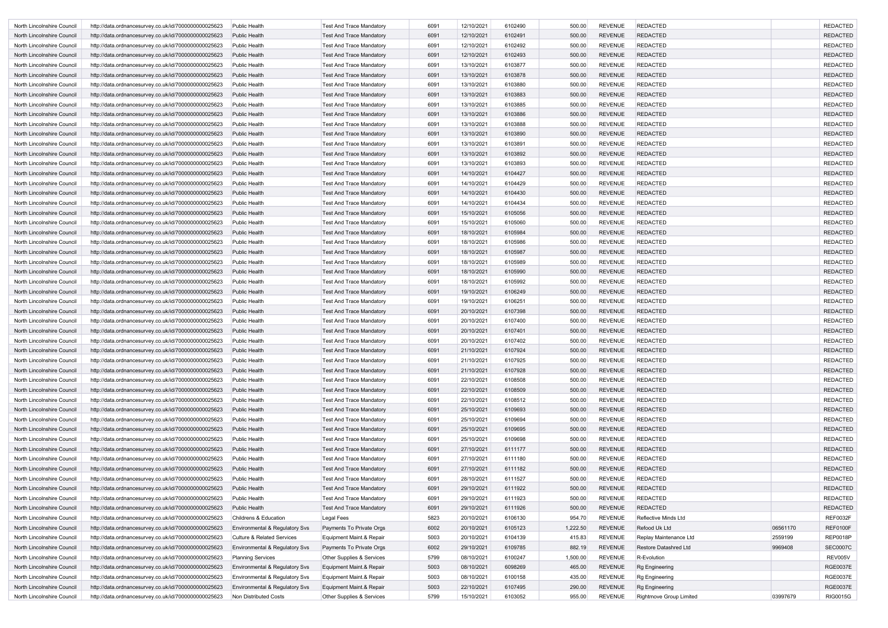| North Lincolnshire Council | http://data.ordnancesurvey.co.uk/id/7000000000025623 | Public Health | Test And Trace Mandatory | 6091 | 12/10/2021 | 6102490 | 500.00 | REVENUE | REDACTED | | REDACTED |
|---|---|---|---|---|---|---|---|---|---|---|---|
| North Lincolnshire Council | http://data.ordnancesurvey.co.uk/id/7000000000025623 | Public Health | Test And Trace Mandatory | 6091 | 12/10/2021 | 6102491 | 500.00 | REVENUE | REDACTED | | REDACTED |
| North Lincolnshire Council | http://data.ordnancesurvey.co.uk/id/7000000000025623 | Public Health | Test And Trace Mandatory | 6091 | 12/10/2021 | 6102492 | 500.00 | REVENUE | REDACTED | | REDACTED |
| North Lincolnshire Council | http://data.ordnancesurvey.co.uk/id/7000000000025623 | Public Health | Test And Trace Mandatory | 6091 | 12/10/2021 | 6102493 | 500.00 | REVENUE | REDACTED | | REDACTED |
| North Lincolnshire Council | http://data.ordnancesurvey.co.uk/id/7000000000025623 | Public Health | Test And Trace Mandatory | 6091 | 13/10/2021 | 6103877 | 500.00 | REVENUE | REDACTED | | REDACTED |
| North Lincolnshire Council | http://data.ordnancesurvey.co.uk/id/7000000000025623 | Public Health | Test And Trace Mandatory | 6091 | 13/10/2021 | 6103878 | 500.00 | REVENUE | REDACTED | | REDACTED |
| North Lincolnshire Council | http://data.ordnancesurvey.co.uk/id/7000000000025623 | Public Health | Test And Trace Mandatory | 6091 | 13/10/2021 | 6103880 | 500.00 | REVENUE | REDACTED | | REDACTED |
| North Lincolnshire Council | http://data.ordnancesurvey.co.uk/id/7000000000025623 | Public Health | Test And Trace Mandatory | 6091 | 13/10/2021 | 6103883 | 500.00 | REVENUE | REDACTED | | REDACTED |
| North Lincolnshire Council | http://data.ordnancesurvey.co.uk/id/7000000000025623 | Public Health | Test And Trace Mandatory | 6091 | 13/10/2021 | 6103885 | 500.00 | REVENUE | REDACTED | | REDACTED |
| North Lincolnshire Council | http://data.ordnancesurvey.co.uk/id/7000000000025623 | Public Health | Test And Trace Mandatory | 6091 | 13/10/2021 | 6103886 | 500.00 | REVENUE | REDACTED | | REDACTED |
| North Lincolnshire Council | http://data.ordnancesurvey.co.uk/id/7000000000025623 | Public Health | Test And Trace Mandatory | 6091 | 13/10/2021 | 6103888 | 500.00 | REVENUE | REDACTED | | REDACTED |
| North Lincolnshire Council | http://data.ordnancesurvey.co.uk/id/7000000000025623 | Public Health | Test And Trace Mandatory | 6091 | 13/10/2021 | 6103890 | 500.00 | REVENUE | REDACTED | | REDACTED |
| North Lincolnshire Council | http://data.ordnancesurvey.co.uk/id/7000000000025623 | Public Health | Test And Trace Mandatory | 6091 | 13/10/2021 | 6103891 | 500.00 | REVENUE | REDACTED | | REDACTED |
| North Lincolnshire Council | http://data.ordnancesurvey.co.uk/id/7000000000025623 | Public Health | Test And Trace Mandatory | 6091 | 13/10/2021 | 6103892 | 500.00 | REVENUE | REDACTED | | REDACTED |
| North Lincolnshire Council | http://data.ordnancesurvey.co.uk/id/7000000000025623 | Public Health | Test And Trace Mandatory | 6091 | 13/10/2021 | 6103893 | 500.00 | REVENUE | REDACTED | | REDACTED |
| North Lincolnshire Council | http://data.ordnancesurvey.co.uk/id/7000000000025623 | Public Health | Test And Trace Mandatory | 6091 | 14/10/2021 | 6104427 | 500.00 | REVENUE | REDACTED | | REDACTED |
| North Lincolnshire Council | http://data.ordnancesurvey.co.uk/id/7000000000025623 | Public Health | Test And Trace Mandatory | 6091 | 14/10/2021 | 6104429 | 500.00 | REVENUE | REDACTED | | REDACTED |
| North Lincolnshire Council | http://data.ordnancesurvey.co.uk/id/7000000000025623 | Public Health | Test And Trace Mandatory | 6091 | 14/10/2021 | 6104430 | 500.00 | REVENUE | REDACTED | | REDACTED |
| North Lincolnshire Council | http://data.ordnancesurvey.co.uk/id/7000000000025623 | Public Health | Test And Trace Mandatory | 6091 | 14/10/2021 | 6104434 | 500.00 | REVENUE | REDACTED | | REDACTED |
| North Lincolnshire Council | http://data.ordnancesurvey.co.uk/id/7000000000025623 | Public Health | Test And Trace Mandatory | 6091 | 15/10/2021 | 6105056 | 500.00 | REVENUE | REDACTED | | REDACTED |
| North Lincolnshire Council | http://data.ordnancesurvey.co.uk/id/7000000000025623 | Public Health | Test And Trace Mandatory | 6091 | 15/10/2021 | 6105060 | 500.00 | REVENUE | REDACTED | | REDACTED |
| North Lincolnshire Council | http://data.ordnancesurvey.co.uk/id/7000000000025623 | Public Health | Test And Trace Mandatory | 6091 | 18/10/2021 | 6105984 | 500.00 | REVENUE | REDACTED | | REDACTED |
| North Lincolnshire Council | http://data.ordnancesurvey.co.uk/id/7000000000025623 | Public Health | Test And Trace Mandatory | 6091 | 18/10/2021 | 6105986 | 500.00 | REVENUE | REDACTED | | REDACTED |
| North Lincolnshire Council | http://data.ordnancesurvey.co.uk/id/7000000000025623 | Public Health | Test And Trace Mandatory | 6091 | 18/10/2021 | 6105987 | 500.00 | REVENUE | REDACTED | | REDACTED |
| North Lincolnshire Council | http://data.ordnancesurvey.co.uk/id/7000000000025623 | Public Health | Test And Trace Mandatory | 6091 | 18/10/2021 | 6105989 | 500.00 | REVENUE | REDACTED | | REDACTED |
| North Lincolnshire Council | http://data.ordnancesurvey.co.uk/id/7000000000025623 | Public Health | Test And Trace Mandatory | 6091 | 18/10/2021 | 6105990 | 500.00 | REVENUE | REDACTED | | REDACTED |
| North Lincolnshire Council | http://data.ordnancesurvey.co.uk/id/7000000000025623 | Public Health | Test And Trace Mandatory | 6091 | 18/10/2021 | 6105992 | 500.00 | REVENUE | REDACTED | | REDACTED |
| North Lincolnshire Council | http://data.ordnancesurvey.co.uk/id/7000000000025623 | Public Health | Test And Trace Mandatory | 6091 | 19/10/2021 | 6106249 | 500.00 | REVENUE | REDACTED | | REDACTED |
| North Lincolnshire Council | http://data.ordnancesurvey.co.uk/id/7000000000025623 | Public Health | Test And Trace Mandatory | 6091 | 19/10/2021 | 6106251 | 500.00 | REVENUE | REDACTED | | REDACTED |
| North Lincolnshire Council | http://data.ordnancesurvey.co.uk/id/7000000000025623 | Public Health | Test And Trace Mandatory | 6091 | 20/10/2021 | 6107398 | 500.00 | REVENUE | REDACTED | | REDACTED |
| North Lincolnshire Council | http://data.ordnancesurvey.co.uk/id/7000000000025623 | Public Health | Test And Trace Mandatory | 6091 | 20/10/2021 | 6107400 | 500.00 | REVENUE | REDACTED | | REDACTED |
| North Lincolnshire Council | http://data.ordnancesurvey.co.uk/id/7000000000025623 | Public Health | Test And Trace Mandatory | 6091 | 20/10/2021 | 6107401 | 500.00 | REVENUE | REDACTED | | REDACTED |
| North Lincolnshire Council | http://data.ordnancesurvey.co.uk/id/7000000000025623 | Public Health | Test And Trace Mandatory | 6091 | 20/10/2021 | 6107402 | 500.00 | REVENUE | REDACTED | | REDACTED |
| North Lincolnshire Council | http://data.ordnancesurvey.co.uk/id/7000000000025623 | Public Health | Test And Trace Mandatory | 6091 | 21/10/2021 | 6107924 | 500.00 | REVENUE | REDACTED | | REDACTED |
| North Lincolnshire Council | http://data.ordnancesurvey.co.uk/id/7000000000025623 | Public Health | Test And Trace Mandatory | 6091 | 21/10/2021 | 6107925 | 500.00 | REVENUE | REDACTED | | REDACTED |
| North Lincolnshire Council | http://data.ordnancesurvey.co.uk/id/7000000000025623 | Public Health | Test And Trace Mandatory | 6091 | 21/10/2021 | 6107928 | 500.00 | REVENUE | REDACTED | | REDACTED |
| North Lincolnshire Council | http://data.ordnancesurvey.co.uk/id/7000000000025623 | Public Health | Test And Trace Mandatory | 6091 | 22/10/2021 | 6108508 | 500.00 | REVENUE | REDACTED | | REDACTED |
| North Lincolnshire Council | http://data.ordnancesurvey.co.uk/id/7000000000025623 | Public Health | Test And Trace Mandatory | 6091 | 22/10/2021 | 6108509 | 500.00 | REVENUE | REDACTED | | REDACTED |
| North Lincolnshire Council | http://data.ordnancesurvey.co.uk/id/7000000000025623 | Public Health | Test And Trace Mandatory | 6091 | 22/10/2021 | 6108512 | 500.00 | REVENUE | REDACTED | | REDACTED |
| North Lincolnshire Council | http://data.ordnancesurvey.co.uk/id/7000000000025623 | Public Health | Test And Trace Mandatory | 6091 | 25/10/2021 | 6109693 | 500.00 | REVENUE | REDACTED | | REDACTED |
| North Lincolnshire Council | http://data.ordnancesurvey.co.uk/id/7000000000025623 | Public Health | Test And Trace Mandatory | 6091 | 25/10/2021 | 6109694 | 500.00 | REVENUE | REDACTED | | REDACTED |
| North Lincolnshire Council | http://data.ordnancesurvey.co.uk/id/7000000000025623 | Public Health | Test And Trace Mandatory | 6091 | 25/10/2021 | 6109695 | 500.00 | REVENUE | REDACTED | | REDACTED |
| North Lincolnshire Council | http://data.ordnancesurvey.co.uk/id/7000000000025623 | Public Health | Test And Trace Mandatory | 6091 | 25/10/2021 | 6109698 | 500.00 | REVENUE | REDACTED | | REDACTED |
| North Lincolnshire Council | http://data.ordnancesurvey.co.uk/id/7000000000025623 | Public Health | Test And Trace Mandatory | 6091 | 27/10/2021 | 6111177 | 500.00 | REVENUE | REDACTED | | REDACTED |
| North Lincolnshire Council | http://data.ordnancesurvey.co.uk/id/7000000000025623 | Public Health | Test And Trace Mandatory | 6091 | 27/10/2021 | 6111180 | 500.00 | REVENUE | REDACTED | | REDACTED |
| North Lincolnshire Council | http://data.ordnancesurvey.co.uk/id/7000000000025623 | Public Health | Test And Trace Mandatory | 6091 | 27/10/2021 | 6111182 | 500.00 | REVENUE | REDACTED | | REDACTED |
| North Lincolnshire Council | http://data.ordnancesurvey.co.uk/id/7000000000025623 | Public Health | Test And Trace Mandatory | 6091 | 28/10/2021 | 6111527 | 500.00 | REVENUE | REDACTED | | REDACTED |
| North Lincolnshire Council | http://data.ordnancesurvey.co.uk/id/7000000000025623 | Public Health | Test And Trace Mandatory | 6091 | 29/10/2021 | 6111922 | 500.00 | REVENUE | REDACTED | | REDACTED |
| North Lincolnshire Council | http://data.ordnancesurvey.co.uk/id/7000000000025623 | Public Health | Test And Trace Mandatory | 6091 | 29/10/2021 | 6111923 | 500.00 | REVENUE | REDACTED | | REDACTED |
| North Lincolnshire Council | http://data.ordnancesurvey.co.uk/id/7000000000025623 | Public Health | Test And Trace Mandatory | 6091 | 29/10/2021 | 6111926 | 500.00 | REVENUE | REDACTED | | REDACTED |
| North Lincolnshire Council | http://data.ordnancesurvey.co.uk/id/7000000000025623 | Childrens & Education | Legal Fees | 5823 | 20/10/2021 | 6106130 | 954.70 | REVENUE | Reflective Minds Ltd | | REF0032F |
| North Lincolnshire Council | http://data.ordnancesurvey.co.uk/id/7000000000025623 | Environmental & Regulatory Svs | Payments To Private Orgs | 6002 | 20/10/2021 | 6105123 | 1,222.50 | REVENUE | Refood Uk Ltd | 06561170 | REF0100F |
| North Lincolnshire Council | http://data.ordnancesurvey.co.uk/id/7000000000025623 | Culture & Related Services | Equipment Maint.& Repair | 5003 | 20/10/2021 | 6104139 | 415.83 | REVENUE | Replay Maintenance Ltd | 2559199 | REP0018P |
| North Lincolnshire Council | http://data.ordnancesurvey.co.uk/id/7000000000025623 | Environmental & Regulatory Svs | Payments To Private Orgs | 6002 | 29/10/2021 | 6109785 | 882.19 | REVENUE | Restore Datashred Ltd | 9969408 | SEC0007C |
| North Lincolnshire Council | http://data.ordnancesurvey.co.uk/id/7000000000025623 | Planning Services | Other Supplies & Services | 5799 | 08/10/2021 | 6100247 | 1,500.00 | REVENUE | R-Evolution | | REV005V |
| North Lincolnshire Council | http://data.ordnancesurvey.co.uk/id/7000000000025623 | Environmental & Regulatory Svs | Equipment Maint.& Repair | 5003 | 08/10/2021 | 6098269 | 465.00 | REVENUE | Rg Engineering | | RGE0037E |
| North Lincolnshire Council | http://data.ordnancesurvey.co.uk/id/7000000000025623 | Environmental & Regulatory Svs | Equipment Maint.& Repair | 5003 | 08/10/2021 | 6100158 | 435.00 | REVENUE | Rg Engineering | | RGE0037E |
| North Lincolnshire Council | http://data.ordnancesurvey.co.uk/id/7000000000025623 | Environmental & Regulatory Svs | Equipment Maint.& Repair | 5003 | 22/10/2021 | 6107495 | 290.00 | REVENUE | Rg Engineering | | RGE0037E |
| North Lincolnshire Council | http://data.ordnancesurvey.co.uk/id/7000000000025623 | Non Distributed Costs | Other Supplies & Services | 5799 | 15/10/2021 | 6103052 | 955.00 | REVENUE | Rightmove Group Limited | 03997679 | RIG0015G |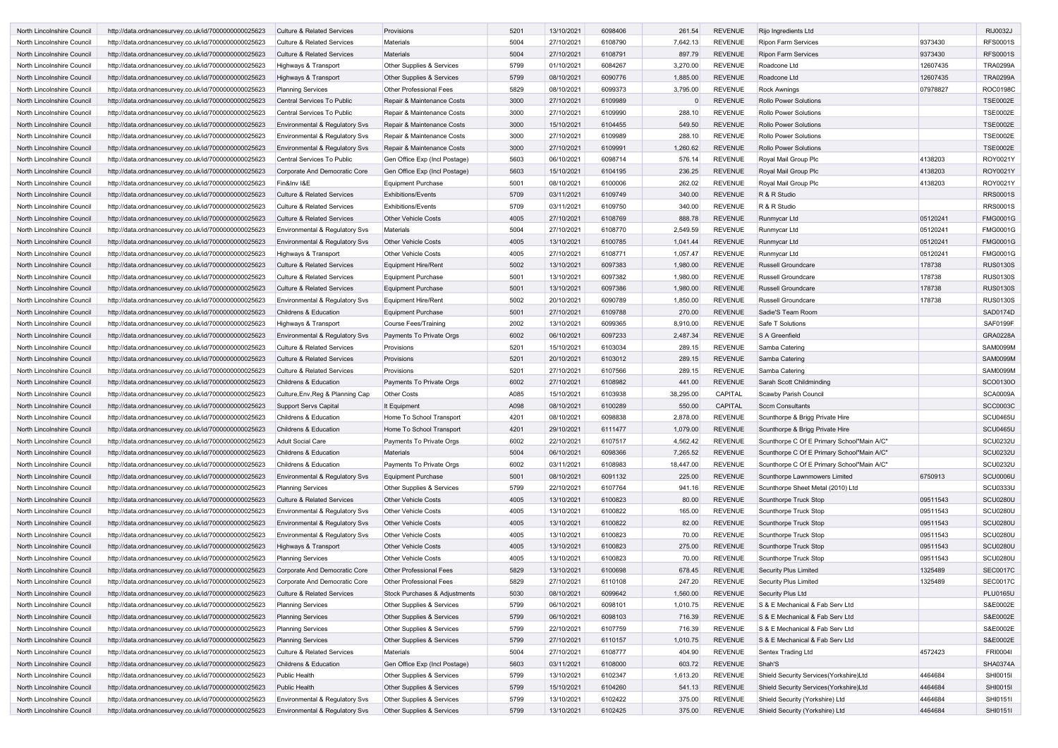| | | | | | | | | | | | |
|---|---|---|---|---|---|---|---|---|---|---|---|
| North Lincolnshire Council | http://data.ordnancesurvey.co.uk/id/7000000000025623 | Culture & Related Services | Provisions | 5201 | 13/10/2021 | 6098406 | 261.54 | REVENUE | Rijo Ingredients Ltd | | RIJ0032J |
| North Lincolnshire Council | http://data.ordnancesurvey.co.uk/id/7000000000025623 | Culture & Related Services | Materials | 5004 | 27/10/2021 | 6108790 | 7,642.13 | REVENUE | Ripon Farm Services | 9373430 | RFS0001S |
| North Lincolnshire Council | http://data.ordnancesurvey.co.uk/id/7000000000025623 | Culture & Related Services | Materials | 5004 | 27/10/2021 | 6108791 | 897.79 | REVENUE | Ripon Farm Services | 9373430 | RFS0001S |
| North Lincolnshire Council | http://data.ordnancesurvey.co.uk/id/7000000000025623 | Highways & Transport | Other Supplies & Services | 5799 | 01/10/2021 | 6084267 | 3,270.00 | REVENUE | Roadcone Ltd | 12607435 | TRA0299A |
| North Lincolnshire Council | http://data.ordnancesurvey.co.uk/id/7000000000025623 | Highways & Transport | Other Supplies & Services | 5799 | 08/10/2021 | 6090776 | 1,885.00 | REVENUE | Roadcone Ltd | 12607435 | TRA0299A |
| North Lincolnshire Council | http://data.ordnancesurvey.co.uk/id/7000000000025623 | Planning Services | Other Professional Fees | 5829 | 08/10/2021 | 6099373 | 3,795.00 | REVENUE | Rock Awnings | 07978827 | ROC0198C |
| North Lincolnshire Council | http://data.ordnancesurvey.co.uk/id/7000000000025623 | Central Services To Public | Repair & Maintenance Costs | 3000 | 27/10/2021 | 6109989 | 0 | REVENUE | Rollo Power Solutions | | TSE0002E |
| North Lincolnshire Council | http://data.ordnancesurvey.co.uk/id/7000000000025623 | Central Services To Public | Repair & Maintenance Costs | 3000 | 27/10/2021 | 6109990 | 288.10 | REVENUE | Rollo Power Solutions | | TSE0002E |
| North Lincolnshire Council | http://data.ordnancesurvey.co.uk/id/7000000000025623 | Environmental & Regulatory Svs | Repair & Maintenance Costs | 3000 | 15/10/2021 | 6104455 | 549.50 | REVENUE | Rollo Power Solutions | | TSE0002E |
| North Lincolnshire Council | http://data.ordnancesurvey.co.uk/id/7000000000025623 | Environmental & Regulatory Svs | Repair & Maintenance Costs | 3000 | 27/10/2021 | 6109989 | 288.10 | REVENUE | Rollo Power Solutions | | TSE0002E |
| North Lincolnshire Council | http://data.ordnancesurvey.co.uk/id/7000000000025623 | Environmental & Regulatory Svs | Repair & Maintenance Costs | 3000 | 27/10/2021 | 6109991 | 1,260.62 | REVENUE | Rollo Power Solutions | | TSE0002E |
| North Lincolnshire Council | http://data.ordnancesurvey.co.uk/id/7000000000025623 | Central Services To Public | Gen Office Exp (Incl Postage) | 5603 | 06/10/2021 | 6098714 | 576.14 | REVENUE | Royal Mail Group Plc | 4138203 | ROY0021Y |
| North Lincolnshire Council | http://data.ordnancesurvey.co.uk/id/7000000000025623 | Corporate And Democratic Core | Gen Office Exp (Incl Postage) | 5603 | 15/10/2021 | 6104195 | 236.25 | REVENUE | Royal Mail Group Plc | 4138203 | ROY0021Y |
| North Lincolnshire Council | http://data.ordnancesurvey.co.uk/id/7000000000025623 | Fin&Inv I&E | Equipment Purchase | 5001 | 08/10/2021 | 6100006 | 262.02 | REVENUE | Royal Mail Group Plc | 4138203 | ROY0021Y |
| North Lincolnshire Council | http://data.ordnancesurvey.co.uk/id/7000000000025623 | Culture & Related Services | Exhibitions/Events | 5709 | 03/11/2021 | 6109749 | 340.00 | REVENUE | R & R Studio | | RRS0001S |
| North Lincolnshire Council | http://data.ordnancesurvey.co.uk/id/7000000000025623 | Culture & Related Services | Exhibitions/Events | 5709 | 03/11/2021 | 6109750 | 340.00 | REVENUE | R & R Studio | | RRS0001S |
| North Lincolnshire Council | http://data.ordnancesurvey.co.uk/id/7000000000025623 | Culture & Related Services | Other Vehicle Costs | 4005 | 27/10/2021 | 6108769 | 888.78 | REVENUE | Runmycar Ltd | 05120241 | FMG0001G |
| North Lincolnshire Council | http://data.ordnancesurvey.co.uk/id/7000000000025623 | Environmental & Regulatory Svs | Materials | 5004 | 27/10/2021 | 6108770 | 2,549.59 | REVENUE | Runmycar Ltd | 05120241 | FMG0001G |
| North Lincolnshire Council | http://data.ordnancesurvey.co.uk/id/7000000000025623 | Environmental & Regulatory Svs | Other Vehicle Costs | 4005 | 13/10/2021 | 6100785 | 1,041.44 | REVENUE | Runmycar Ltd | 05120241 | FMG0001G |
| North Lincolnshire Council | http://data.ordnancesurvey.co.uk/id/7000000000025623 | Highways & Transport | Other Vehicle Costs | 4005 | 27/10/2021 | 6108771 | 1,057.47 | REVENUE | Runmycar Ltd | 05120241 | FMG0001G |
| North Lincolnshire Council | http://data.ordnancesurvey.co.uk/id/7000000000025623 | Culture & Related Services | Equipment Hire/Rent | 5002 | 13/10/2021 | 6097383 | 1,980.00 | REVENUE | Russell Groundcare | 178738 | RUS0130S |
| North Lincolnshire Council | http://data.ordnancesurvey.co.uk/id/7000000000025623 | Culture & Related Services | Equipment Purchase | 5001 | 13/10/2021 | 6097382 | 1,980.00 | REVENUE | Russell Groundcare | 178738 | RUS0130S |
| North Lincolnshire Council | http://data.ordnancesurvey.co.uk/id/7000000000025623 | Culture & Related Services | Equipment Purchase | 5001 | 13/10/2021 | 6097386 | 1,980.00 | REVENUE | Russell Groundcare | 178738 | RUS0130S |
| North Lincolnshire Council | http://data.ordnancesurvey.co.uk/id/7000000000025623 | Environmental & Regulatory Svs | Equipment Hire/Rent | 5002 | 20/10/2021 | 6090789 | 1,850.00 | REVENUE | Russell Groundcare | 178738 | RUS0130S |
| North Lincolnshire Council | http://data.ordnancesurvey.co.uk/id/7000000000025623 | Childrens & Education | Equipment Purchase | 5001 | 27/10/2021 | 6109788 | 270.00 | REVENUE | Sadie'S Team Room | | SAD0174D |
| North Lincolnshire Council | http://data.ordnancesurvey.co.uk/id/7000000000025623 | Highways & Transport | Course Fees/Training | 2002 | 13/10/2021 | 6099365 | 8,910.00 | REVENUE | Safe T Solutions | | SAF0199F |
| North Lincolnshire Council | http://data.ordnancesurvey.co.uk/id/7000000000025623 | Environmental & Regulatory Svs | Payments To Private Orgs | 6002 | 06/10/2021 | 6097233 | 2,487.34 | REVENUE | S A Greenfield | | GRA0228A |
| North Lincolnshire Council | http://data.ordnancesurvey.co.uk/id/7000000000025623 | Culture & Related Services | Provisions | 5201 | 15/10/2021 | 6103034 | 289.15 | REVENUE | Samba Catering | | SAM0099M |
| North Lincolnshire Council | http://data.ordnancesurvey.co.uk/id/7000000000025623 | Culture & Related Services | Provisions | 5201 | 20/10/2021 | 6103012 | 289.15 | REVENUE | Samba Catering | | SAM0099M |
| North Lincolnshire Council | http://data.ordnancesurvey.co.uk/id/7000000000025623 | Culture & Related Services | Provisions | 5201 | 27/10/2021 | 6107566 | 289.15 | REVENUE | Samba Catering | | SAM0099M |
| North Lincolnshire Council | http://data.ordnancesurvey.co.uk/id/7000000000025623 | Childrens & Education | Payments To Private Orgs | 6002 | 27/10/2021 | 6108982 | 441.00 | REVENUE | Sarah Scott Childminding | | SCO0130O |
| North Lincolnshire Council | http://data.ordnancesurvey.co.uk/id/7000000000025623 | Culture,Env,Reg & Planning Cap | Other Costs | A085 | 15/10/2021 | 6103938 | 38,295.00 | CAPITAL | Scawby Parish Council | | SCA0009A |
| North Lincolnshire Council | http://data.ordnancesurvey.co.uk/id/7000000000025623 | Support Servs Capital | It Equipment | A098 | 08/10/2021 | 6100289 | 550.00 | CAPITAL | Sccm Consultants | | SCC0003C |
| North Lincolnshire Council | http://data.ordnancesurvey.co.uk/id/7000000000025623 | Childrens & Education | Home To School Transport | 4201 | 08/10/2021 | 6098838 | 2,878.00 | REVENUE | Scunthorpe & Brigg Private Hire | | SCU0465U |
| North Lincolnshire Council | http://data.ordnancesurvey.co.uk/id/7000000000025623 | Childrens & Education | Home To School Transport | 4201 | 29/10/2021 | 6111477 | 1,079.00 | REVENUE | Scunthorpe & Brigg Private Hire | | SCU0465U |
| North Lincolnshire Council | http://data.ordnancesurvey.co.uk/id/7000000000025623 | Adult Social Care | Payments To Private Orgs | 6002 | 22/10/2021 | 6107517 | 4,562.42 | REVENUE | Scunthorpe C Of E Primary School*Main A/C* | | SCU0232U |
| North Lincolnshire Council | http://data.ordnancesurvey.co.uk/id/7000000000025623 | Childrens & Education | Materials | 5004 | 06/10/2021 | 6098366 | 7,265.52 | REVENUE | Scunthorpe C Of E Primary School*Main A/C* | | SCU0232U |
| North Lincolnshire Council | http://data.ordnancesurvey.co.uk/id/7000000000025623 | Childrens & Education | Payments To Private Orgs | 6002 | 03/11/2021 | 6108983 | 18,447.00 | REVENUE | Scunthorpe C Of E Primary School*Main A/C* | | SCU0232U |
| North Lincolnshire Council | http://data.ordnancesurvey.co.uk/id/7000000000025623 | Environmental & Regulatory Svs | Equipment Purchase | 5001 | 08/10/2021 | 6091132 | 225.00 | REVENUE | Scunthorpe Lawnmowers Limited | 6750913 | SCU0006U |
| North Lincolnshire Council | http://data.ordnancesurvey.co.uk/id/7000000000025623 | Planning Services | Other Supplies & Services | 5799 | 22/10/2021 | 6107764 | 941.16 | REVENUE | Scunthorpe Sheet Metal (2010) Ltd | | SCU0333U |
| North Lincolnshire Council | http://data.ordnancesurvey.co.uk/id/7000000000025623 | Culture & Related Services | Other Vehicle Costs | 4005 | 13/10/2021 | 6100823 | 80.00 | REVENUE | Scunthorpe Truck Stop | 09511543 | SCU0280U |
| North Lincolnshire Council | http://data.ordnancesurvey.co.uk/id/7000000000025623 | Environmental & Regulatory Svs | Other Vehicle Costs | 4005 | 13/10/2021 | 6100822 | 165.00 | REVENUE | Scunthorpe Truck Stop | 09511543 | SCU0280U |
| North Lincolnshire Council | http://data.ordnancesurvey.co.uk/id/7000000000025623 | Environmental & Regulatory Svs | Other Vehicle Costs | 4005 | 13/10/2021 | 6100822 | 82.00 | REVENUE | Scunthorpe Truck Stop | 09511543 | SCU0280U |
| North Lincolnshire Council | http://data.ordnancesurvey.co.uk/id/7000000000025623 | Environmental & Regulatory Svs | Other Vehicle Costs | 4005 | 13/10/2021 | 6100823 | 70.00 | REVENUE | Scunthorpe Truck Stop | 09511543 | SCU0280U |
| North Lincolnshire Council | http://data.ordnancesurvey.co.uk/id/7000000000025623 | Highways & Transport | Other Vehicle Costs | 4005 | 13/10/2021 | 6100823 | 275.00 | REVENUE | Scunthorpe Truck Stop | 09511543 | SCU0280U |
| North Lincolnshire Council | http://data.ordnancesurvey.co.uk/id/7000000000025623 | Planning Services | Other Vehicle Costs | 4005 | 13/10/2021 | 6100823 | 70.00 | REVENUE | Scunthorpe Truck Stop | 09511543 | SCU0280U |
| North Lincolnshire Council | http://data.ordnancesurvey.co.uk/id/7000000000025623 | Corporate And Democratic Core | Other Professional Fees | 5829 | 13/10/2021 | 6100698 | 678.45 | REVENUE | Security Plus Limited | 1325489 | SEC0017C |
| North Lincolnshire Council | http://data.ordnancesurvey.co.uk/id/7000000000025623 | Corporate And Democratic Core | Other Professional Fees | 5829 | 27/10/2021 | 6110108 | 247.20 | REVENUE | Security Plus Limited | 1325489 | SEC0017C |
| North Lincolnshire Council | http://data.ordnancesurvey.co.uk/id/7000000000025623 | Culture & Related Services | Stock Purchases & Adjustments | 5030 | 08/10/2021 | 6099642 | 1,560.00 | REVENUE | Security Plus Ltd | | PLU0165U |
| North Lincolnshire Council | http://data.ordnancesurvey.co.uk/id/7000000000025623 | Planning Services | Other Supplies & Services | 5799 | 06/10/2021 | 6098101 | 1,010.75 | REVENUE | S & E Mechanical & Fab Serv Ltd | | S&E0002E |
| North Lincolnshire Council | http://data.ordnancesurvey.co.uk/id/7000000000025623 | Planning Services | Other Supplies & Services | 5799 | 06/10/2021 | 6098103 | 716.39 | REVENUE | S & E Mechanical & Fab Serv Ltd | | S&E0002E |
| North Lincolnshire Council | http://data.ordnancesurvey.co.uk/id/7000000000025623 | Planning Services | Other Supplies & Services | 5799 | 22/10/2021 | 6107759 | 716.39 | REVENUE | S & E Mechanical & Fab Serv Ltd | | S&E0002E |
| North Lincolnshire Council | http://data.ordnancesurvey.co.uk/id/7000000000025623 | Planning Services | Other Supplies & Services | 5799 | 27/10/2021 | 6110157 | 1,010.75 | REVENUE | S & E Mechanical & Fab Serv Ltd | | S&E0002E |
| North Lincolnshire Council | http://data.ordnancesurvey.co.uk/id/7000000000025623 | Culture & Related Services | Materials | 5004 | 27/10/2021 | 6108777 | 404.90 | REVENUE | Sentex Trading Ltd | 4572423 | FRI0004I |
| North Lincolnshire Council | http://data.ordnancesurvey.co.uk/id/7000000000025623 | Childrens & Education | Gen Office Exp (Incl Postage) | 5603 | 03/11/2021 | 6108000 | 603.72 | REVENUE | Shah'S | | SHA0374A |
| North Lincolnshire Council | http://data.ordnancesurvey.co.uk/id/7000000000025623 | Public Health | Other Supplies & Services | 5799 | 13/10/2021 | 6102347 | 1,613.20 | REVENUE | Shield Security Services(Yorkshire)Ltd | 4464684 | SHI0015I |
| North Lincolnshire Council | http://data.ordnancesurvey.co.uk/id/7000000000025623 | Public Health | Other Supplies & Services | 5799 | 15/10/2021 | 6104260 | 541.13 | REVENUE | Shield Security Services(Yorkshire)Ltd | 4464684 | SHI0015I |
| North Lincolnshire Council | http://data.ordnancesurvey.co.uk/id/7000000000025623 | Environmental & Regulatory Svs | Other Supplies & Services | 5799 | 13/10/2021 | 6102422 | 375.00 | REVENUE | Shield Security (Yorkshire) Ltd | 4464684 | SHI0151I |
| North Lincolnshire Council | http://data.ordnancesurvey.co.uk/id/7000000000025623 | Environmental & Regulatory Svs | Other Supplies & Services | 5799 | 13/10/2021 | 6102425 | 375.00 | REVENUE | Shield Security (Yorkshire) Ltd | 4464684 | SHI0151I |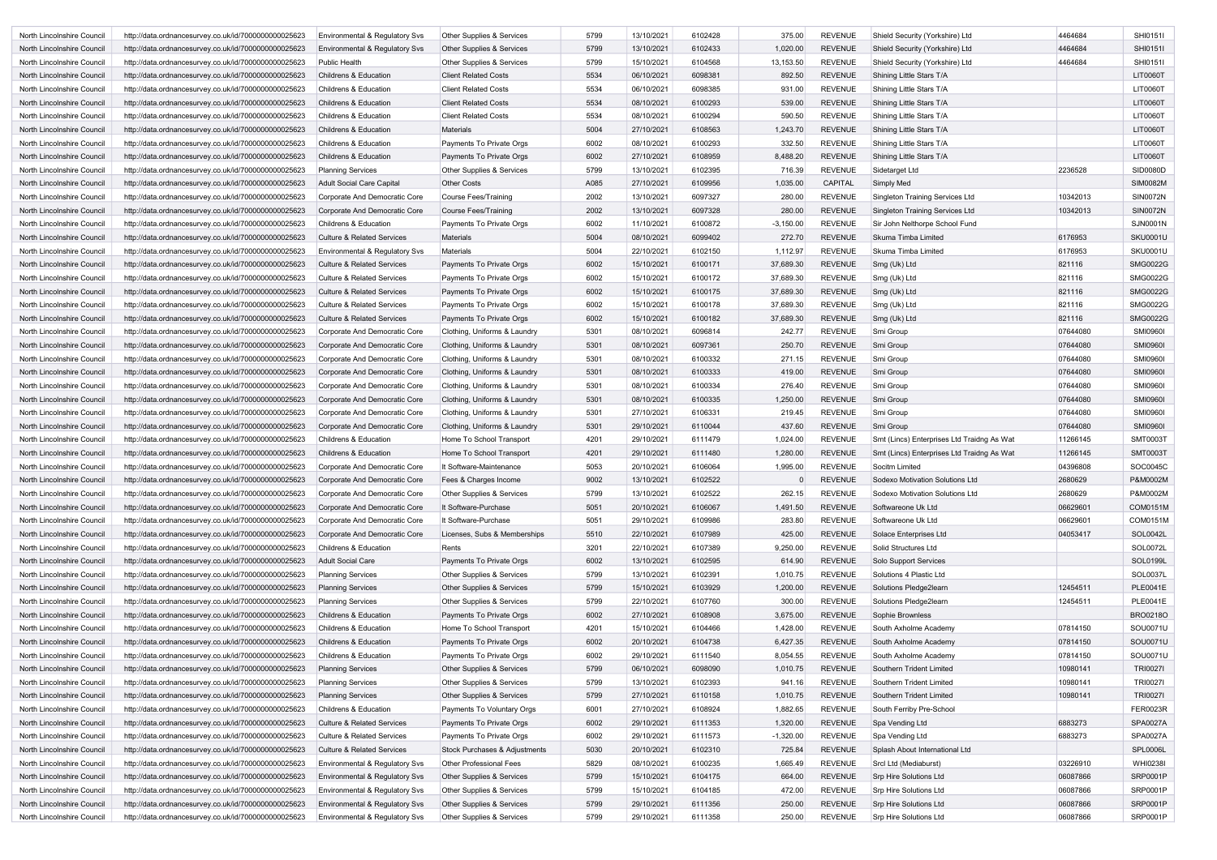| North Lincolnshire Council | http://data.ordnancesurvey.co.uk/id/7000000000025623 | Environmental & Regulatory Svs | Other Supplies & Services | 5799 | 13/10/2021 | 6102428 | 375.00 | REVENUE | Shield Security (Yorkshire) Ltd | 4464684 | SHI0151I |
|---|---|---|---|---|---|---|---|---|---|---|---|
| North Lincolnshire Council | http://data.ordnancesurvey.co.uk/id/7000000000025623 | Environmental & Regulatory Svs | Other Supplies & Services | 5799 | 13/10/2021 | 6102433 | 1,020.00 | REVENUE | Shield Security (Yorkshire) Ltd | 4464684 | SHI0151I |
| North Lincolnshire Council | http://data.ordnancesurvey.co.uk/id/7000000000025623 | Public Health | Other Supplies & Services | 5799 | 15/10/2021 | 6104568 | 13,153.50 | REVENUE | Shield Security (Yorkshire) Ltd | 4464684 | SHI0151I |
| North Lincolnshire Council | http://data.ordnancesurvey.co.uk/id/7000000000025623 | Childrens & Education | Client Related Costs | 5534 | 06/10/2021 | 6098381 | 892.50 | REVENUE | Shining Little Stars T/A | | LIT0060T |
| North Lincolnshire Council | http://data.ordnancesurvey.co.uk/id/7000000000025623 | Childrens & Education | Client Related Costs | 5534 | 06/10/2021 | 6098385 | 931.00 | REVENUE | Shining Little Stars T/A | | LIT0060T |
| North Lincolnshire Council | http://data.ordnancesurvey.co.uk/id/7000000000025623 | Childrens & Education | Client Related Costs | 5534 | 08/10/2021 | 6100293 | 539.00 | REVENUE | Shining Little Stars T/A | | LIT0060T |
| North Lincolnshire Council | http://data.ordnancesurvey.co.uk/id/7000000000025623 | Childrens & Education | Client Related Costs | 5534 | 08/10/2021 | 6100294 | 590.50 | REVENUE | Shining Little Stars T/A | | LIT0060T |
| North Lincolnshire Council | http://data.ordnancesurvey.co.uk/id/7000000000025623 | Childrens & Education | Materials | 5004 | 27/10/2021 | 6108563 | 1,243.70 | REVENUE | Shining Little Stars T/A | | LIT0060T |
| North Lincolnshire Council | http://data.ordnancesurvey.co.uk/id/7000000000025623 | Childrens & Education | Payments To Private Orgs | 6002 | 08/10/2021 | 6100293 | 332.50 | REVENUE | Shining Little Stars T/A | | LIT0060T |
| North Lincolnshire Council | http://data.ordnancesurvey.co.uk/id/7000000000025623 | Childrens & Education | Payments To Private Orgs | 6002 | 27/10/2021 | 6108959 | 8,488.20 | REVENUE | Shining Little Stars T/A | | LIT0060T |
| North Lincolnshire Council | http://data.ordnancesurvey.co.uk/id/7000000000025623 | Planning Services | Other Supplies & Services | 5799 | 13/10/2021 | 6102395 | 716.39 | REVENUE | Sidetarget Ltd | 2236528 | SID0080D |
| North Lincolnshire Council | http://data.ordnancesurvey.co.uk/id/7000000000025623 | Adult Social Care Capital | Other Costs | A085 | 27/10/2021 | 6109956 | 1,035.00 | CAPITAL | Simply Med | | SIM0082M |
| North Lincolnshire Council | http://data.ordnancesurvey.co.uk/id/7000000000025623 | Corporate And Democratic Core | Course Fees/Training | 2002 | 13/10/2021 | 6097327 | 280.00 | REVENUE | Singleton Training Services Ltd | 10342013 | SIN0072N |
| North Lincolnshire Council | http://data.ordnancesurvey.co.uk/id/7000000000025623 | Corporate And Democratic Core | Course Fees/Training | 2002 | 13/10/2021 | 6097328 | 280.00 | REVENUE | Singleton Training Services Ltd | 10342013 | SIN0072N |
| North Lincolnshire Council | http://data.ordnancesurvey.co.uk/id/7000000000025623 | Childrens & Education | Payments To Private Orgs | 6002 | 11/10/2021 | 6100872 | -3,150.00 | REVENUE | Sir John Nelthorpe School Fund | | SJN0001N |
| North Lincolnshire Council | http://data.ordnancesurvey.co.uk/id/7000000000025623 | Culture & Related Services | Materials | 5004 | 08/10/2021 | 6099402 | 272.70 | REVENUE | Skuma Timba Limited | 6176953 | SKU0001U |
| North Lincolnshire Council | http://data.ordnancesurvey.co.uk/id/7000000000025623 | Environmental & Regulatory Svs | Materials | 5004 | 22/10/2021 | 6102150 | 1,112.97 | REVENUE | Skuma Timba Limited | 6176953 | SKU0001U |
| North Lincolnshire Council | http://data.ordnancesurvey.co.uk/id/7000000000025623 | Culture & Related Services | Payments To Private Orgs | 6002 | 15/10/2021 | 6100171 | 37,689.30 | REVENUE | Smg (Uk) Ltd | 821116 | SMG0022G |
| North Lincolnshire Council | http://data.ordnancesurvey.co.uk/id/7000000000025623 | Culture & Related Services | Payments To Private Orgs | 6002 | 15/10/2021 | 6100172 | 37,689.30 | REVENUE | Smg (Uk) Ltd | 821116 | SMG0022G |
| North Lincolnshire Council | http://data.ordnancesurvey.co.uk/id/7000000000025623 | Culture & Related Services | Payments To Private Orgs | 6002 | 15/10/2021 | 6100175 | 37,689.30 | REVENUE | Smg (Uk) Ltd | 821116 | SMG0022G |
| North Lincolnshire Council | http://data.ordnancesurvey.co.uk/id/7000000000025623 | Culture & Related Services | Payments To Private Orgs | 6002 | 15/10/2021 | 6100178 | 37,689.30 | REVENUE | Smg (Uk) Ltd | 821116 | SMG0022G |
| North Lincolnshire Council | http://data.ordnancesurvey.co.uk/id/7000000000025623 | Culture & Related Services | Payments To Private Orgs | 6002 | 15/10/2021 | 6100182 | 37,689.30 | REVENUE | Smg (Uk) Ltd | 821116 | SMG0022G |
| North Lincolnshire Council | http://data.ordnancesurvey.co.uk/id/7000000000025623 | Corporate And Democratic Core | Clothing, Uniforms & Laundry | 5301 | 08/10/2021 | 6096814 | 242.77 | REVENUE | Smi Group | 07644080 | SMI0960I |
| North Lincolnshire Council | http://data.ordnancesurvey.co.uk/id/7000000000025623 | Corporate And Democratic Core | Clothing, Uniforms & Laundry | 5301 | 08/10/2021 | 6097361 | 250.70 | REVENUE | Smi Group | 07644080 | SMI0960I |
| North Lincolnshire Council | http://data.ordnancesurvey.co.uk/id/7000000000025623 | Corporate And Democratic Core | Clothing, Uniforms & Laundry | 5301 | 08/10/2021 | 6100332 | 271.15 | REVENUE | Smi Group | 07644080 | SMI0960I |
| North Lincolnshire Council | http://data.ordnancesurvey.co.uk/id/7000000000025623 | Corporate And Democratic Core | Clothing, Uniforms & Laundry | 5301 | 08/10/2021 | 6100333 | 419.00 | REVENUE | Smi Group | 07644080 | SMI0960I |
| North Lincolnshire Council | http://data.ordnancesurvey.co.uk/id/7000000000025623 | Corporate And Democratic Core | Clothing, Uniforms & Laundry | 5301 | 08/10/2021 | 6100334 | 276.40 | REVENUE | Smi Group | 07644080 | SMI0960I |
| North Lincolnshire Council | http://data.ordnancesurvey.co.uk/id/7000000000025623 | Corporate And Democratic Core | Clothing, Uniforms & Laundry | 5301 | 08/10/2021 | 6100335 | 1,250.00 | REVENUE | Smi Group | 07644080 | SMI0960I |
| North Lincolnshire Council | http://data.ordnancesurvey.co.uk/id/7000000000025623 | Corporate And Democratic Core | Clothing, Uniforms & Laundry | 5301 | 27/10/2021 | 6106331 | 219.45 | REVENUE | Smi Group | 07644080 | SMI0960I |
| North Lincolnshire Council | http://data.ordnancesurvey.co.uk/id/7000000000025623 | Corporate And Democratic Core | Clothing, Uniforms & Laundry | 5301 | 29/10/2021 | 6110044 | 437.60 | REVENUE | Smi Group | 07644080 | SMI0960I |
| North Lincolnshire Council | http://data.ordnancesurvey.co.uk/id/7000000000025623 | Childrens & Education | Home To School Transport | 4201 | 29/10/2021 | 6111479 | 1,024.00 | REVENUE | Smt (Lincs) Enterprises Ltd Traidng As Wat | 11266145 | SMT0003T |
| North Lincolnshire Council | http://data.ordnancesurvey.co.uk/id/7000000000025623 | Childrens & Education | Home To School Transport | 4201 | 29/10/2021 | 6111480 | 1,280.00 | REVENUE | Smt (Lincs) Enterprises Ltd Traidng As Wat | 11266145 | SMT0003T |
| North Lincolnshire Council | http://data.ordnancesurvey.co.uk/id/7000000000025623 | Corporate And Democratic Core | It Software-Maintenance | 5053 | 20/10/2021 | 6106064 | 1,995.00 | REVENUE | Socitm Limited | 04396808 | SOC0045C |
| North Lincolnshire Council | http://data.ordnancesurvey.co.uk/id/7000000000025623 | Corporate And Democratic Core | Fees & Charges Income | 9002 | 13/10/2021 | 6102522 | 0 | REVENUE | Sodexo Motivation Solutions Ltd | 2680629 | P&M0002M |
| North Lincolnshire Council | http://data.ordnancesurvey.co.uk/id/7000000000025623 | Corporate And Democratic Core | Other Supplies & Services | 5799 | 13/10/2021 | 6102522 | 262.15 | REVENUE | Sodexo Motivation Solutions Ltd | 2680629 | P&M0002M |
| North Lincolnshire Council | http://data.ordnancesurvey.co.uk/id/7000000000025623 | Corporate And Democratic Core | It Software-Purchase | 5051 | 20/10/2021 | 6106067 | 1,491.50 | REVENUE | Softwareone Uk Ltd | 06629601 | COM0151M |
| North Lincolnshire Council | http://data.ordnancesurvey.co.uk/id/7000000000025623 | Corporate And Democratic Core | It Software-Purchase | 5051 | 29/10/2021 | 6109986 | 283.80 | REVENUE | Softwareone Uk Ltd | 06629601 | COM0151M |
| North Lincolnshire Council | http://data.ordnancesurvey.co.uk/id/7000000000025623 | Corporate And Democratic Core | Licenses, Subs & Memberships | 5510 | 22/10/2021 | 6107989 | 425.00 | REVENUE | Solace Enterprises Ltd | 04053417 | SOL0042L |
| North Lincolnshire Council | http://data.ordnancesurvey.co.uk/id/7000000000025623 | Childrens & Education | Rents | 3201 | 22/10/2021 | 6107389 | 9,250.00 | REVENUE | Solid Structures Ltd | | SOL0072L |
| North Lincolnshire Council | http://data.ordnancesurvey.co.uk/id/7000000000025623 | Adult Social Care | Payments To Private Orgs | 6002 | 13/10/2021 | 6102595 | 614.90 | REVENUE | Solo Support Services | | SOL0199L |
| North Lincolnshire Council | http://data.ordnancesurvey.co.uk/id/7000000000025623 | Planning Services | Other Supplies & Services | 5799 | 13/10/2021 | 6102391 | 1,010.75 | REVENUE | Solutions 4 Plastic Ltd | | SOL0037L |
| North Lincolnshire Council | http://data.ordnancesurvey.co.uk/id/7000000000025623 | Planning Services | Other Supplies & Services | 5799 | 15/10/2021 | 6103929 | 1,200.00 | REVENUE | Solutions Pledge2learn | 12454511 | PLE0041E |
| North Lincolnshire Council | http://data.ordnancesurvey.co.uk/id/7000000000025623 | Planning Services | Other Supplies & Services | 5799 | 22/10/2021 | 6107760 | 300.00 | REVENUE | Solutions Pledge2learn | 12454511 | PLE0041E |
| North Lincolnshire Council | http://data.ordnancesurvey.co.uk/id/7000000000025623 | Childrens & Education | Payments To Private Orgs | 6002 | 27/10/2021 | 6108908 | 3,675.00 | REVENUE | Sophie Brownless | | BRO0218O |
| North Lincolnshire Council | http://data.ordnancesurvey.co.uk/id/7000000000025623 | Childrens & Education | Home To School Transport | 4201 | 15/10/2021 | 6104466 | 1,428.00 | REVENUE | South Axholme Academy | 07814150 | SOU0071U |
| North Lincolnshire Council | http://data.ordnancesurvey.co.uk/id/7000000000025623 | Childrens & Education | Payments To Private Orgs | 6002 | 20/10/2021 | 6104738 | 6,427.35 | REVENUE | South Axholme Academy | 07814150 | SOU0071U |
| North Lincolnshire Council | http://data.ordnancesurvey.co.uk/id/7000000000025623 | Childrens & Education | Payments To Private Orgs | 6002 | 29/10/2021 | 6111540 | 8,054.55 | REVENUE | South Axholme Academy | 07814150 | SOU0071U |
| North Lincolnshire Council | http://data.ordnancesurvey.co.uk/id/7000000000025623 | Planning Services | Other Supplies & Services | 5799 | 06/10/2021 | 6098090 | 1,010.75 | REVENUE | Southern Trident Limited | 10980141 | TRI0027I |
| North Lincolnshire Council | http://data.ordnancesurvey.co.uk/id/7000000000025623 | Planning Services | Other Supplies & Services | 5799 | 13/10/2021 | 6102393 | 941.16 | REVENUE | Southern Trident Limited | 10980141 | TRI0027I |
| North Lincolnshire Council | http://data.ordnancesurvey.co.uk/id/7000000000025623 | Planning Services | Other Supplies & Services | 5799 | 27/10/2021 | 6110158 | 1,010.75 | REVENUE | Southern Trident Limited | 10980141 | TRI0027I |
| North Lincolnshire Council | http://data.ordnancesurvey.co.uk/id/7000000000025623 | Childrens & Education | Payments To Voluntary Orgs | 6001 | 27/10/2021 | 6108924 | 1,882.65 | REVENUE | South Ferriby Pre-School | | FER0023R |
| North Lincolnshire Council | http://data.ordnancesurvey.co.uk/id/7000000000025623 | Culture & Related Services | Payments To Private Orgs | 6002 | 29/10/2021 | 6111353 | 1,320.00 | REVENUE | Spa Vending Ltd | 6883273 | SPA0027A |
| North Lincolnshire Council | http://data.ordnancesurvey.co.uk/id/7000000000025623 | Culture & Related Services | Payments To Private Orgs | 6002 | 29/10/2021 | 6111573 | -1,320.00 | REVENUE | Spa Vending Ltd | 6883273 | SPA0027A |
| North Lincolnshire Council | http://data.ordnancesurvey.co.uk/id/7000000000025623 | Culture & Related Services | Stock Purchases & Adjustments | 5030 | 20/10/2021 | 6102310 | 725.84 | REVENUE | Splash About International Ltd | | SPL0006L |
| North Lincolnshire Council | http://data.ordnancesurvey.co.uk/id/7000000000025623 | Environmental & Regulatory Svs | Other Professional Fees | 5829 | 08/10/2021 | 6100235 | 1,665.49 | REVENUE | Srcl Ltd (Mediaburst) | 03226910 | WHI0238I |
| North Lincolnshire Council | http://data.ordnancesurvey.co.uk/id/7000000000025623 | Environmental & Regulatory Svs | Other Supplies & Services | 5799 | 15/10/2021 | 6104175 | 664.00 | REVENUE | Srp Hire Solutions Ltd | 06087866 | SRP0001P |
| North Lincolnshire Council | http://data.ordnancesurvey.co.uk/id/7000000000025623 | Environmental & Regulatory Svs | Other Supplies & Services | 5799 | 15/10/2021 | 6104185 | 472.00 | REVENUE | Srp Hire Solutions Ltd | 06087866 | SRP0001P |
| North Lincolnshire Council | http://data.ordnancesurvey.co.uk/id/7000000000025623 | Environmental & Regulatory Svs | Other Supplies & Services | 5799 | 29/10/2021 | 6111356 | 250.00 | REVENUE | Srp Hire Solutions Ltd | 06087866 | SRP0001P |
| North Lincolnshire Council | http://data.ordnancesurvey.co.uk/id/7000000000025623 | Environmental & Regulatory Svs | Other Supplies & Services | 5799 | 29/10/2021 | 6111358 | 250.00 | REVENUE | Srp Hire Solutions Ltd | 06087866 | SRP0001P |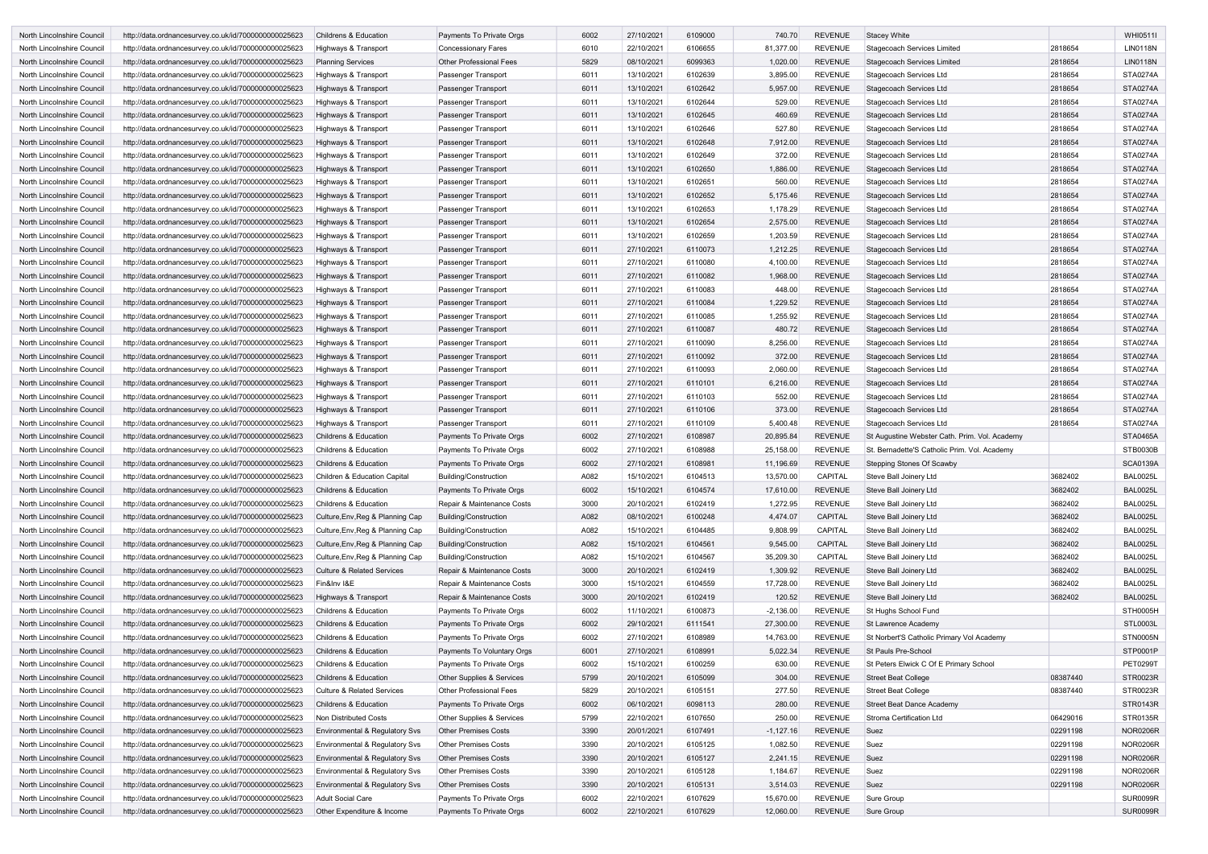| North Lincolnshire Council | http://data.ordnancesurvey.co.uk/id/7000000000025623 | Childrens & Education | Payments To Private Orgs | 6002 | 27/10/2021 | 6109000 | 740.70 | REVENUE | Stacey White | | WHI0511I |
|---|---|---|---|---|---|---|---|---|---|---|---|
| North Lincolnshire Council | http://data.ordnancesurvey.co.uk/id/7000000000025623 | Highways & Transport | Concessionary Fares | 6010 | 22/10/2021 | 6106655 | 81,377.00 | REVENUE | Stagecoach Services Limited | 2818654 | LIN0118N |
| North Lincolnshire Council | http://data.ordnancesurvey.co.uk/id/7000000000025623 | Planning Services | Other Professional Fees | 5829 | 08/10/2021 | 6099363 | 1,020.00 | REVENUE | Stagecoach Services Limited | 2818654 | LIN0118N |
| North Lincolnshire Council | http://data.ordnancesurvey.co.uk/id/7000000000025623 | Highways & Transport | Passenger Transport | 6011 | 13/10/2021 | 6102639 | 3,895.00 | REVENUE | Stagecoach Services Ltd | 2818654 | STA0274A |
| North Lincolnshire Council | http://data.ordnancesurvey.co.uk/id/7000000000025623 | Highways & Transport | Passenger Transport | 6011 | 13/10/2021 | 6102642 | 5,957.00 | REVENUE | Stagecoach Services Ltd | 2818654 | STA0274A |
| North Lincolnshire Council | http://data.ordnancesurvey.co.uk/id/7000000000025623 | Highways & Transport | Passenger Transport | 6011 | 13/10/2021 | 6102644 | 529.00 | REVENUE | Stagecoach Services Ltd | 2818654 | STA0274A |
| North Lincolnshire Council | http://data.ordnancesurvey.co.uk/id/7000000000025623 | Highways & Transport | Passenger Transport | 6011 | 13/10/2021 | 6102645 | 460.69 | REVENUE | Stagecoach Services Ltd | 2818654 | STA0274A |
| North Lincolnshire Council | http://data.ordnancesurvey.co.uk/id/7000000000025623 | Highways & Transport | Passenger Transport | 6011 | 13/10/2021 | 6102646 | 527.80 | REVENUE | Stagecoach Services Ltd | 2818654 | STA0274A |
| North Lincolnshire Council | http://data.ordnancesurvey.co.uk/id/7000000000025623 | Highways & Transport | Passenger Transport | 6011 | 13/10/2021 | 6102648 | 7,912.00 | REVENUE | Stagecoach Services Ltd | 2818654 | STA0274A |
| North Lincolnshire Council | http://data.ordnancesurvey.co.uk/id/7000000000025623 | Highways & Transport | Passenger Transport | 6011 | 13/10/2021 | 6102649 | 372.00 | REVENUE | Stagecoach Services Ltd | 2818654 | STA0274A |
| North Lincolnshire Council | http://data.ordnancesurvey.co.uk/id/7000000000025623 | Highways & Transport | Passenger Transport | 6011 | 13/10/2021 | 6102650 | 1,886.00 | REVENUE | Stagecoach Services Ltd | 2818654 | STA0274A |
| North Lincolnshire Council | http://data.ordnancesurvey.co.uk/id/7000000000025623 | Highways & Transport | Passenger Transport | 6011 | 13/10/2021 | 6102651 | 560.00 | REVENUE | Stagecoach Services Ltd | 2818654 | STA0274A |
| North Lincolnshire Council | http://data.ordnancesurvey.co.uk/id/7000000000025623 | Highways & Transport | Passenger Transport | 6011 | 13/10/2021 | 6102652 | 5,175.46 | REVENUE | Stagecoach Services Ltd | 2818654 | STA0274A |
| North Lincolnshire Council | http://data.ordnancesurvey.co.uk/id/7000000000025623 | Highways & Transport | Passenger Transport | 6011 | 13/10/2021 | 6102653 | 1,178.29 | REVENUE | Stagecoach Services Ltd | 2818654 | STA0274A |
| North Lincolnshire Council | http://data.ordnancesurvey.co.uk/id/7000000000025623 | Highways & Transport | Passenger Transport | 6011 | 13/10/2021 | 6102654 | 2,575.00 | REVENUE | Stagecoach Services Ltd | 2818654 | STA0274A |
| North Lincolnshire Council | http://data.ordnancesurvey.co.uk/id/7000000000025623 | Highways & Transport | Passenger Transport | 6011 | 13/10/2021 | 6102659 | 1,203.59 | REVENUE | Stagecoach Services Ltd | 2818654 | STA0274A |
| North Lincolnshire Council | http://data.ordnancesurvey.co.uk/id/7000000000025623 | Highways & Transport | Passenger Transport | 6011 | 27/10/2021 | 6110073 | 1,212.25 | REVENUE | Stagecoach Services Ltd | 2818654 | STA0274A |
| North Lincolnshire Council | http://data.ordnancesurvey.co.uk/id/7000000000025623 | Highways & Transport | Passenger Transport | 6011 | 27/10/2021 | 6110080 | 4,100.00 | REVENUE | Stagecoach Services Ltd | 2818654 | STA0274A |
| North Lincolnshire Council | http://data.ordnancesurvey.co.uk/id/7000000000025623 | Highways & Transport | Passenger Transport | 6011 | 27/10/2021 | 6110082 | 1,968.00 | REVENUE | Stagecoach Services Ltd | 2818654 | STA0274A |
| North Lincolnshire Council | http://data.ordnancesurvey.co.uk/id/7000000000025623 | Highways & Transport | Passenger Transport | 6011 | 27/10/2021 | 6110083 | 448.00 | REVENUE | Stagecoach Services Ltd | 2818654 | STA0274A |
| North Lincolnshire Council | http://data.ordnancesurvey.co.uk/id/7000000000025623 | Highways & Transport | Passenger Transport | 6011 | 27/10/2021 | 6110084 | 1,229.52 | REVENUE | Stagecoach Services Ltd | 2818654 | STA0274A |
| North Lincolnshire Council | http://data.ordnancesurvey.co.uk/id/7000000000025623 | Highways & Transport | Passenger Transport | 6011 | 27/10/2021 | 6110085 | 1,255.92 | REVENUE | Stagecoach Services Ltd | 2818654 | STA0274A |
| North Lincolnshire Council | http://data.ordnancesurvey.co.uk/id/7000000000025623 | Highways & Transport | Passenger Transport | 6011 | 27/10/2021 | 6110087 | 480.72 | REVENUE | Stagecoach Services Ltd | 2818654 | STA0274A |
| North Lincolnshire Council | http://data.ordnancesurvey.co.uk/id/7000000000025623 | Highways & Transport | Passenger Transport | 6011 | 27/10/2021 | 6110090 | 8,256.00 | REVENUE | Stagecoach Services Ltd | 2818654 | STA0274A |
| North Lincolnshire Council | http://data.ordnancesurvey.co.uk/id/7000000000025623 | Highways & Transport | Passenger Transport | 6011 | 27/10/2021 | 6110092 | 372.00 | REVENUE | Stagecoach Services Ltd | 2818654 | STA0274A |
| North Lincolnshire Council | http://data.ordnancesurvey.co.uk/id/7000000000025623 | Highways & Transport | Passenger Transport | 6011 | 27/10/2021 | 6110093 | 2,060.00 | REVENUE | Stagecoach Services Ltd | 2818654 | STA0274A |
| North Lincolnshire Council | http://data.ordnancesurvey.co.uk/id/7000000000025623 | Highways & Transport | Passenger Transport | 6011 | 27/10/2021 | 6110101 | 6,216.00 | REVENUE | Stagecoach Services Ltd | 2818654 | STA0274A |
| North Lincolnshire Council | http://data.ordnancesurvey.co.uk/id/7000000000025623 | Highways & Transport | Passenger Transport | 6011 | 27/10/2021 | 6110103 | 552.00 | REVENUE | Stagecoach Services Ltd | 2818654 | STA0274A |
| North Lincolnshire Council | http://data.ordnancesurvey.co.uk/id/7000000000025623 | Highways & Transport | Passenger Transport | 6011 | 27/10/2021 | 6110106 | 373.00 | REVENUE | Stagecoach Services Ltd | 2818654 | STA0274A |
| North Lincolnshire Council | http://data.ordnancesurvey.co.uk/id/7000000000025623 | Highways & Transport | Passenger Transport | 6011 | 27/10/2021 | 6110109 | 5,400.48 | REVENUE | Stagecoach Services Ltd | 2818654 | STA0274A |
| North Lincolnshire Council | http://data.ordnancesurvey.co.uk/id/7000000000025623 | Childrens & Education | Payments To Private Orgs | 6002 | 27/10/2021 | 6108987 | 20,895.84 | REVENUE | St Augustine Webster Cath. Prim. Vol. Academy | | STA0465A |
| North Lincolnshire Council | http://data.ordnancesurvey.co.uk/id/7000000000025623 | Childrens & Education | Payments To Private Orgs | 6002 | 27/10/2021 | 6108988 | 25,158.00 | REVENUE | St. Bernadette'S Catholic Prim. Vol. Academy | | STB0030B |
| North Lincolnshire Council | http://data.ordnancesurvey.co.uk/id/7000000000025623 | Childrens & Education | Payments To Private Orgs | 6002 | 27/10/2021 | 6108981 | 11,196.69 | REVENUE | Stepping Stones Of Scawby | | SCA0139A |
| North Lincolnshire Council | http://data.ordnancesurvey.co.uk/id/7000000000025623 | Children & Education Capital | Building/Construction | A082 | 15/10/2021 | 6104513 | 13,570.00 | CAPITAL | Steve Ball Joinery Ltd | 3682402 | BAL0025L |
| North Lincolnshire Council | http://data.ordnancesurvey.co.uk/id/7000000000025623 | Childrens & Education | Payments To Private Orgs | 6002 | 15/10/2021 | 6104574 | 17,610.00 | REVENUE | Steve Ball Joinery Ltd | 3682402 | BAL0025L |
| North Lincolnshire Council | http://data.ordnancesurvey.co.uk/id/7000000000025623 | Childrens & Education | Repair & Maintenance Costs | 3000 | 20/10/2021 | 6102419 | 1,272.95 | REVENUE | Steve Ball Joinery Ltd | 3682402 | BAL0025L |
| North Lincolnshire Council | http://data.ordnancesurvey.co.uk/id/7000000000025623 | Culture,Env,Reg & Planning Cap | Building/Construction | A082 | 08/10/2021 | 6100248 | 4,474.07 | CAPITAL | Steve Ball Joinery Ltd | 3682402 | BAL0025L |
| North Lincolnshire Council | http://data.ordnancesurvey.co.uk/id/7000000000025623 | Culture,Env,Reg & Planning Cap | Building/Construction | A082 | 15/10/2021 | 6104485 | 9,808.99 | CAPITAL | Steve Ball Joinery Ltd | 3682402 | BAL0025L |
| North Lincolnshire Council | http://data.ordnancesurvey.co.uk/id/7000000000025623 | Culture,Env,Reg & Planning Cap | Building/Construction | A082 | 15/10/2021 | 6104561 | 9,545.00 | CAPITAL | Steve Ball Joinery Ltd | 3682402 | BAL0025L |
| North Lincolnshire Council | http://data.ordnancesurvey.co.uk/id/7000000000025623 | Culture,Env,Reg & Planning Cap | Building/Construction | A082 | 15/10/2021 | 6104567 | 35,209.30 | CAPITAL | Steve Ball Joinery Ltd | 3682402 | BAL0025L |
| North Lincolnshire Council | http://data.ordnancesurvey.co.uk/id/7000000000025623 | Culture & Related Services | Repair & Maintenance Costs | 3000 | 20/10/2021 | 6102419 | 1,309.92 | REVENUE | Steve Ball Joinery Ltd | 3682402 | BAL0025L |
| North Lincolnshire Council | http://data.ordnancesurvey.co.uk/id/7000000000025623 | Fin&Inv I&E | Repair & Maintenance Costs | 3000 | 15/10/2021 | 6104559 | 17,728.00 | REVENUE | Steve Ball Joinery Ltd | 3682402 | BAL0025L |
| North Lincolnshire Council | http://data.ordnancesurvey.co.uk/id/7000000000025623 | Highways & Transport | Repair & Maintenance Costs | 3000 | 20/10/2021 | 6102419 | 120.52 | REVENUE | Steve Ball Joinery Ltd | 3682402 | BAL0025L |
| North Lincolnshire Council | http://data.ordnancesurvey.co.uk/id/7000000000025623 | Childrens & Education | Payments To Private Orgs | 6002 | 11/10/2021 | 6100873 | -2,136.00 | REVENUE | St Hughs School Fund | | STH0005H |
| North Lincolnshire Council | http://data.ordnancesurvey.co.uk/id/7000000000025623 | Childrens & Education | Payments To Private Orgs | 6002 | 29/10/2021 | 6111541 | 27,300.00 | REVENUE | St Lawrence Academy | | STL0003L |
| North Lincolnshire Council | http://data.ordnancesurvey.co.uk/id/7000000000025623 | Childrens & Education | Payments To Private Orgs | 6002 | 27/10/2021 | 6108989 | 14,763.00 | REVENUE | St Norbert'S Catholic Primary Vol Academy | | STN0005N |
| North Lincolnshire Council | http://data.ordnancesurvey.co.uk/id/7000000000025623 | Childrens & Education | Payments To Voluntary Orgs | 6001 | 27/10/2021 | 6108991 | 5,022.34 | REVENUE | St Pauls Pre-School | | STP0001P |
| North Lincolnshire Council | http://data.ordnancesurvey.co.uk/id/7000000000025623 | Childrens & Education | Payments To Private Orgs | 6002 | 15/10/2021 | 6100259 | 630.00 | REVENUE | St Peters Elwick C Of E Primary School | | PET0299T |
| North Lincolnshire Council | http://data.ordnancesurvey.co.uk/id/7000000000025623 | Childrens & Education | Other Supplies & Services | 5799 | 20/10/2021 | 6105099 | 304.00 | REVENUE | Street Beat College | 08387440 | STR0023R |
| North Lincolnshire Council | http://data.ordnancesurvey.co.uk/id/7000000000025623 | Culture & Related Services | Other Professional Fees | 5829 | 20/10/2021 | 6105151 | 277.50 | REVENUE | Street Beat College | 08387440 | STR0023R |
| North Lincolnshire Council | http://data.ordnancesurvey.co.uk/id/7000000000025623 | Childrens & Education | Payments To Private Orgs | 6002 | 06/10/2021 | 6098113 | 280.00 | REVENUE | Street Beat Dance Academy | | STR0143R |
| North Lincolnshire Council | http://data.ordnancesurvey.co.uk/id/7000000000025623 | Non Distributed Costs | Other Supplies & Services | 5799 | 22/10/2021 | 6107650 | 250.00 | REVENUE | Stroma Certification Ltd | 06429016 | STR0135R |
| North Lincolnshire Council | http://data.ordnancesurvey.co.uk/id/7000000000025623 | Environmental & Regulatory Svs | Other Premises Costs | 3390 | 20/01/2021 | 6107491 | -1,127.16 | REVENUE | Suez | 02291198 | NOR0206R |
| North Lincolnshire Council | http://data.ordnancesurvey.co.uk/id/7000000000025623 | Environmental & Regulatory Svs | Other Premises Costs | 3390 | 20/10/2021 | 6105125 | 1,082.50 | REVENUE | Suez | 02291198 | NOR0206R |
| North Lincolnshire Council | http://data.ordnancesurvey.co.uk/id/7000000000025623 | Environmental & Regulatory Svs | Other Premises Costs | 3390 | 20/10/2021 | 6105127 | 2,241.15 | REVENUE | Suez | 02291198 | NOR0206R |
| North Lincolnshire Council | http://data.ordnancesurvey.co.uk/id/7000000000025623 | Environmental & Regulatory Svs | Other Premises Costs | 3390 | 20/10/2021 | 6105128 | 1,184.67 | REVENUE | Suez | 02291198 | NOR0206R |
| North Lincolnshire Council | http://data.ordnancesurvey.co.uk/id/7000000000025623 | Environmental & Regulatory Svs | Other Premises Costs | 3390 | 20/10/2021 | 6105131 | 3,514.03 | REVENUE | Suez | 02291198 | NOR0206R |
| North Lincolnshire Council | http://data.ordnancesurvey.co.uk/id/7000000000025623 | Adult Social Care | Payments To Private Orgs | 6002 | 22/10/2021 | 6107629 | 15,670.00 | REVENUE | Sure Group | | SUR0099R |
| North Lincolnshire Council | http://data.ordnancesurvey.co.uk/id/7000000000025623 | Other Expenditure & Income | Payments To Private Orgs | 6002 | 22/10/2021 | 6107629 | 12,060.00 | REVENUE | Sure Group | | SUR0099R |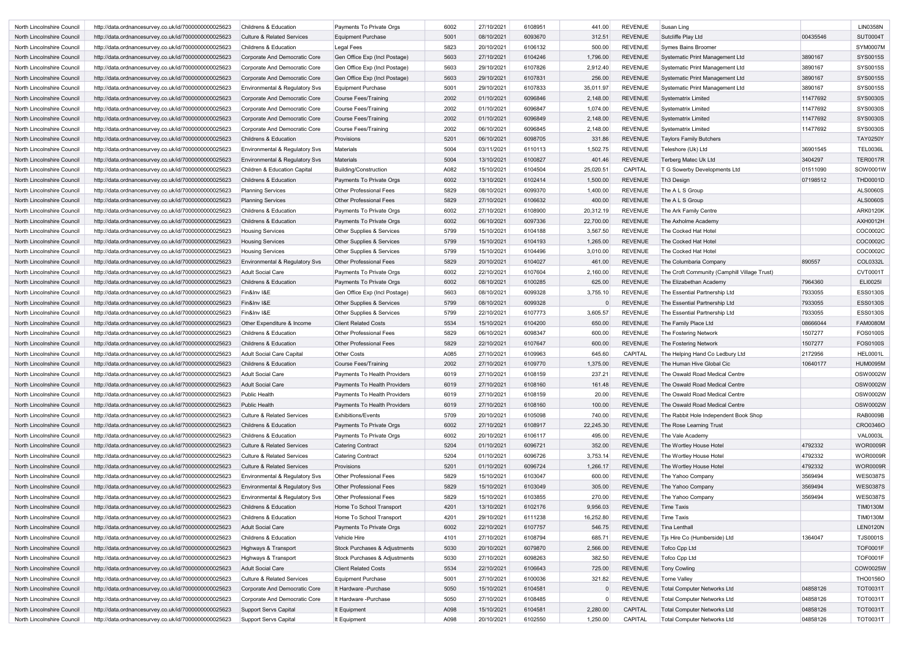| North Lincolnshire Council | http://data.ordnancesurvey.co.uk/id/7000000000025623 | Childrens & Education | Payments To Private Orgs | 6002 | 27/10/2021 | 6108951 | 441.00 | REVENUE | Susan Ling | | LIN0358N |
|---|---|---|---|---|---|---|---|---|---|---|---|
| North Lincolnshire Council | http://data.ordnancesurvey.co.uk/id/7000000000025623 | Culture & Related Services | Equipment Purchase | 5001 | 08/10/2021 | 6093670 | 312.51 | REVENUE | Sutcliffe Play Ltd | 00435546 | SUT0004T |
| North Lincolnshire Council | http://data.ordnancesurvey.co.uk/id/7000000000025623 | Childrens & Education | Legal Fees | 5823 | 20/10/2021 | 6106132 | 500.00 | REVENUE | Symes Bains Broomer | | SYM0007M |
| North Lincolnshire Council | http://data.ordnancesurvey.co.uk/id/7000000000025623 | Corporate And Democratic Core | Gen Office Exp (Incl Postage) | 5603 | 27/10/2021 | 6104246 | 1,796.00 | REVENUE | Systematic Print Management Ltd | 3890167 | SYS0015S |
| North Lincolnshire Council | http://data.ordnancesurvey.co.uk/id/7000000000025623 | Corporate And Democratic Core | Gen Office Exp (Incl Postage) | 5603 | 29/10/2021 | 6107826 | 2,912.40 | REVENUE | Systematic Print Management Ltd | 3890167 | SYS0015S |
| North Lincolnshire Council | http://data.ordnancesurvey.co.uk/id/7000000000025623 | Corporate And Democratic Core | Gen Office Exp (Incl Postage) | 5603 | 29/10/2021 | 6107831 | 256.00 | REVENUE | Systematic Print Management Ltd | 3890167 | SYS0015S |
| North Lincolnshire Council | http://data.ordnancesurvey.co.uk/id/7000000000025623 | Environmental & Regulatory Svs | Equipment Purchase | 5001 | 29/10/2021 | 6107833 | 35,011.97 | REVENUE | Systematic Print Management Ltd | 3890167 | SYS0015S |
| North Lincolnshire Council | http://data.ordnancesurvey.co.uk/id/7000000000025623 | Corporate And Democratic Core | Course Fees/Training | 2002 | 01/10/2021 | 6096846 | 2,148.00 | REVENUE | Systematrix Limited | 11477692 | SYS0030S |
| North Lincolnshire Council | http://data.ordnancesurvey.co.uk/id/7000000000025623 | Corporate And Democratic Core | Course Fees/Training | 2002 | 01/10/2021 | 6096847 | 1,074.00 | REVENUE | Systematrix Limited | 11477692 | SYS0030S |
| North Lincolnshire Council | http://data.ordnancesurvey.co.uk/id/7000000000025623 | Corporate And Democratic Core | Course Fees/Training | 2002 | 01/10/2021 | 6096849 | 2,148.00 | REVENUE | Systematrix Limited | 11477692 | SYS0030S |
| North Lincolnshire Council | http://data.ordnancesurvey.co.uk/id/7000000000025623 | Corporate And Democratic Core | Course Fees/Training | 2002 | 06/10/2021 | 6096845 | 2,148.00 | REVENUE | Systematrix Limited | 11477692 | SYS0030S |
| North Lincolnshire Council | http://data.ordnancesurvey.co.uk/id/7000000000025623 | Childrens & Education | Provisions | 5201 | 06/10/2021 | 6098705 | 331.86 | REVENUE | Taylors Family Butchers | | TAY0250Y |
| North Lincolnshire Council | http://data.ordnancesurvey.co.uk/id/7000000000025623 | Environmental & Regulatory Svs | Materials | 5004 | 03/11/2021 | 6110113 | 1,502.75 | REVENUE | Teleshore (Uk) Ltd | 36901545 | TEL0036L |
| North Lincolnshire Council | http://data.ordnancesurvey.co.uk/id/7000000000025623 | Environmental & Regulatory Svs | Materials | 5004 | 13/10/2021 | 6100827 | 401.46 | REVENUE | Terberg Matec Uk Ltd | 3404297 | TER0017R |
| North Lincolnshire Council | http://data.ordnancesurvey.co.uk/id/7000000000025623 | Children & Education Capital | Building/Construction | A082 | 15/10/2021 | 6104504 | 25,020.51 | CAPITAL | T G Sowerby Developments Ltd | 01511090 | SOW0001W |
| North Lincolnshire Council | http://data.ordnancesurvey.co.uk/id/7000000000025623 | Childrens & Education | Payments To Private Orgs | 6002 | 13/10/2021 | 6102414 | 1,500.00 | REVENUE | Th3 Design | 07198512 | THD0001D |
| North Lincolnshire Council | http://data.ordnancesurvey.co.uk/id/7000000000025623 | Planning Services | Other Professional Fees | 5829 | 08/10/2021 | 6099370 | 1,400.00 | REVENUE | The A L S Group | | ALS0060S |
| North Lincolnshire Council | http://data.ordnancesurvey.co.uk/id/7000000000025623 | Planning Services | Other Professional Fees | 5829 | 27/10/2021 | 6106632 | 400.00 | REVENUE | The A L S Group | | ALS0060S |
| North Lincolnshire Council | http://data.ordnancesurvey.co.uk/id/7000000000025623 | Childrens & Education | Payments To Private Orgs | 6002 | 27/10/2021 | 6108900 | 20,312.19 | REVENUE | The Ark Family Centre | | ARK0120K |
| North Lincolnshire Council | http://data.ordnancesurvey.co.uk/id/7000000000025623 | Childrens & Education | Payments To Private Orgs | 6002 | 06/10/2021 | 6097336 | 22,700.00 | REVENUE | The Axholme Academy | | AXH0012H |
| North Lincolnshire Council | http://data.ordnancesurvey.co.uk/id/7000000000025623 | Housing Services | Other Supplies & Services | 5799 | 15/10/2021 | 6104188 | 3,567.50 | REVENUE | The Cocked Hat Hotel | | COC0002C |
| North Lincolnshire Council | http://data.ordnancesurvey.co.uk/id/7000000000025623 | Housing Services | Other Supplies & Services | 5799 | 15/10/2021 | 6104193 | 1,265.00 | REVENUE | The Cocked Hat Hotel | | COC0002C |
| North Lincolnshire Council | http://data.ordnancesurvey.co.uk/id/7000000000025623 | Housing Services | Other Supplies & Services | 5799 | 15/10/2021 | 6104496 | 3,010.00 | REVENUE | The Cocked Hat Hotel | | COC0002C |
| North Lincolnshire Council | http://data.ordnancesurvey.co.uk/id/7000000000025623 | Environmental & Regulatory Svs | Other Professional Fees | 5829 | 20/10/2021 | 6104027 | 461.00 | REVENUE | The Columbaria Company | 890557 | COL0332L |
| North Lincolnshire Council | http://data.ordnancesurvey.co.uk/id/7000000000025623 | Adult Social Care | Payments To Private Orgs | 6002 | 22/10/2021 | 6107604 | 2,160.00 | REVENUE | The Croft Community (Camphill Village Trust) | | CVT0001T |
| North Lincolnshire Council | http://data.ordnancesurvey.co.uk/id/7000000000025623 | Childrens & Education | Payments To Private Orgs | 6002 | 08/10/2021 | 6100285 | 625.00 | REVENUE | The Elizabethan Academy | 7964360 | ELI0025I |
| North Lincolnshire Council | http://data.ordnancesurvey.co.uk/id/7000000000025623 | Fin&Inv I&E | Gen Office Exp (Incl Postage) | 5603 | 08/10/2021 | 6099328 | 3,755.10 | REVENUE | The Essential Partnership Ltd | 7933055 | ESS0130S |
| North Lincolnshire Council | http://data.ordnancesurvey.co.uk/id/7000000000025623 | Fin&Inv I&E | Other Supplies & Services | 5799 | 08/10/2021 | 6099328 | 0 | REVENUE | The Essential Partnership Ltd | 7933055 | ESS0130S |
| North Lincolnshire Council | http://data.ordnancesurvey.co.uk/id/7000000000025623 | Fin&Inv I&E | Other Supplies & Services | 5799 | 22/10/2021 | 6107773 | 3,605.57 | REVENUE | The Essential Partnership Ltd | 7933055 | ESS0130S |
| North Lincolnshire Council | http://data.ordnancesurvey.co.uk/id/7000000000025623 | Other Expenditure & Income | Client Related Costs | 5534 | 15/10/2021 | 6104200 | 650.00 | REVENUE | The Family Place Ltd | 08666044 | FAM0080M |
| North Lincolnshire Council | http://data.ordnancesurvey.co.uk/id/7000000000025623 | Childrens & Education | Other Professional Fees | 5829 | 06/10/2021 | 6098347 | 600.00 | REVENUE | The Fostering Network | 1507277 | FOS0100S |
| North Lincolnshire Council | http://data.ordnancesurvey.co.uk/id/7000000000025623 | Childrens & Education | Other Professional Fees | 5829 | 22/10/2021 | 6107647 | 600.00 | REVENUE | The Fostering Network | 1507277 | FOS0100S |
| North Lincolnshire Council | http://data.ordnancesurvey.co.uk/id/7000000000025623 | Adult Social Care Capital | Other Costs | A085 | 27/10/2021 | 6109963 | 645.60 | CAPITAL | The Helping Hand Co Ledbury Ltd | 2172956 | HEL0001L |
| North Lincolnshire Council | http://data.ordnancesurvey.co.uk/id/7000000000025623 | Childrens & Education | Course Fees/Training | 2002 | 27/10/2021 | 6109770 | 1,375.00 | REVENUE | The Human Hive Global Cic | 10640177 | HUM0095M |
| North Lincolnshire Council | http://data.ordnancesurvey.co.uk/id/7000000000025623 | Adult Social Care | Payments To Health Providers | 6019 | 27/10/2021 | 6108159 | 237.21 | REVENUE | The Oswald Road Medical Centre | | OSW0002W |
| North Lincolnshire Council | http://data.ordnancesurvey.co.uk/id/7000000000025623 | Adult Social Care | Payments To Health Providers | 6019 | 27/10/2021 | 6108160 | 161.48 | REVENUE | The Oswald Road Medical Centre | | OSW0002W |
| North Lincolnshire Council | http://data.ordnancesurvey.co.uk/id/7000000000025623 | Public Health | Payments To Health Providers | 6019 | 27/10/2021 | 6108159 | 20.00 | REVENUE | The Oswald Road Medical Centre | | OSW0002W |
| North Lincolnshire Council | http://data.ordnancesurvey.co.uk/id/7000000000025623 | Public Health | Payments To Health Providers | 6019 | 27/10/2021 | 6108160 | 100.00 | REVENUE | The Oswald Road Medical Centre | | OSW0002W |
| North Lincolnshire Council | http://data.ordnancesurvey.co.uk/id/7000000000025623 | Culture & Related Services | Exhibitions/Events | 5709 | 20/10/2021 | 6105098 | 740.00 | REVENUE | The Rabbit Hole Independent Book Shop | | RAB0009B |
| North Lincolnshire Council | http://data.ordnancesurvey.co.uk/id/7000000000025623 | Childrens & Education | Payments To Private Orgs | 6002 | 27/10/2021 | 6108917 | 22,245.30 | REVENUE | The Rose Learning Trust | | CRO0346O |
| North Lincolnshire Council | http://data.ordnancesurvey.co.uk/id/7000000000025623 | Childrens & Education | Payments To Private Orgs | 6002 | 20/10/2021 | 6106117 | 495.00 | REVENUE | The Vale Academy | | VAL0003L |
| North Lincolnshire Council | http://data.ordnancesurvey.co.uk/id/7000000000025623 | Culture & Related Services | Catering Contract | 5204 | 01/10/2021 | 6096721 | 352.00 | REVENUE | The Wortley House Hotel | 4792332 | WOR0009R |
| North Lincolnshire Council | http://data.ordnancesurvey.co.uk/id/7000000000025623 | Culture & Related Services | Catering Contract | 5204 | 01/10/2021 | 6096726 | 3,753.14 | REVENUE | The Wortley House Hotel | 4792332 | WOR0009R |
| North Lincolnshire Council | http://data.ordnancesurvey.co.uk/id/7000000000025623 | Culture & Related Services | Provisions | 5201 | 01/10/2021 | 6096724 | 1,266.17 | REVENUE | The Wortley House Hotel | 4792332 | WOR0009R |
| North Lincolnshire Council | http://data.ordnancesurvey.co.uk/id/7000000000025623 | Environmental & Regulatory Svs | Other Professional Fees | 5829 | 15/10/2021 | 6103047 | 600.00 | REVENUE | The Yahoo Company | 3569494 | WES0387S |
| North Lincolnshire Council | http://data.ordnancesurvey.co.uk/id/7000000000025623 | Environmental & Regulatory Svs | Other Professional Fees | 5829 | 15/10/2021 | 6103049 | 305.00 | REVENUE | The Yahoo Company | 3569494 | WES0387S |
| North Lincolnshire Council | http://data.ordnancesurvey.co.uk/id/7000000000025623 | Environmental & Regulatory Svs | Other Professional Fees | 5829 | 15/10/2021 | 6103855 | 270.00 | REVENUE | The Yahoo Company | 3569494 | WES0387S |
| North Lincolnshire Council | http://data.ordnancesurvey.co.uk/id/7000000000025623 | Childrens & Education | Home To School Transport | 4201 | 13/10/2021 | 6102176 | 9,956.03 | REVENUE | Time Taxis | | TIM0130M |
| North Lincolnshire Council | http://data.ordnancesurvey.co.uk/id/7000000000025623 | Childrens & Education | Home To School Transport | 4201 | 29/10/2021 | 6111238 | 16,252.80 | REVENUE | Time Taxis | | TIM0130M |
| North Lincolnshire Council | http://data.ordnancesurvey.co.uk/id/7000000000025623 | Adult Social Care | Payments To Private Orgs | 6002 | 22/10/2021 | 6107757 | 546.75 | REVENUE | Tina Lenthall | | LEN0120N |
| North Lincolnshire Council | http://data.ordnancesurvey.co.uk/id/7000000000025623 | Childrens & Education | Vehicle Hire | 4101 | 27/10/2021 | 6108794 | 685.71 | REVENUE | Tjs Hire Co (Humberside) Ltd | 1364047 | TJS0001S |
| North Lincolnshire Council | http://data.ordnancesurvey.co.uk/id/7000000000025623 | Highways & Transport | Stock Purchases & Adjustments | 5030 | 20/10/2021 | 6079870 | 2,566.00 | REVENUE | Tofco Cpp Ltd | | TOF0001F |
| North Lincolnshire Council | http://data.ordnancesurvey.co.uk/id/7000000000025623 | Highways & Transport | Stock Purchases & Adjustments | 5030 | 27/10/2021 | 6098263 | 382.50 | REVENUE | Tofco Cpp Ltd | | TOF0001F |
| North Lincolnshire Council | http://data.ordnancesurvey.co.uk/id/7000000000025623 | Adult Social Care | Client Related Costs | 5534 | 22/10/2021 | 6106643 | 725.00 | REVENUE | Tony Cowling | | COW0025W |
| North Lincolnshire Council | http://data.ordnancesurvey.co.uk/id/7000000000025623 | Culture & Related Services | Equipment Purchase | 5001 | 27/10/2021 | 6100036 | 321.82 | REVENUE | Torne Valley | | THO0156O |
| North Lincolnshire Council | http://data.ordnancesurvey.co.uk/id/7000000000025623 | Corporate And Democratic Core | It Hardware -Purchase | 5050 | 15/10/2021 | 6104581 | 0 | REVENUE | Total Computer Networks Ltd | 04858126 | TOT0031T |
| North Lincolnshire Council | http://data.ordnancesurvey.co.uk/id/7000000000025623 | Corporate And Democratic Core | It Hardware -Purchase | 5050 | 27/10/2021 | 6108485 | 0 | REVENUE | Total Computer Networks Ltd | 04858126 | TOT0031T |
| North Lincolnshire Council | http://data.ordnancesurvey.co.uk/id/7000000000025623 | Support Servs Capital | It Equipment | A098 | 15/10/2021 | 6104581 | 2,280.00 | CAPITAL | Total Computer Networks Ltd | 04858126 | TOT0031T |
| North Lincolnshire Council | http://data.ordnancesurvey.co.uk/id/7000000000025623 | Support Servs Capital | It Equipment | A098 | 20/10/2021 | 6102550 | 1,250.00 | CAPITAL | Total Computer Networks Ltd | 04858126 | TOT0031T |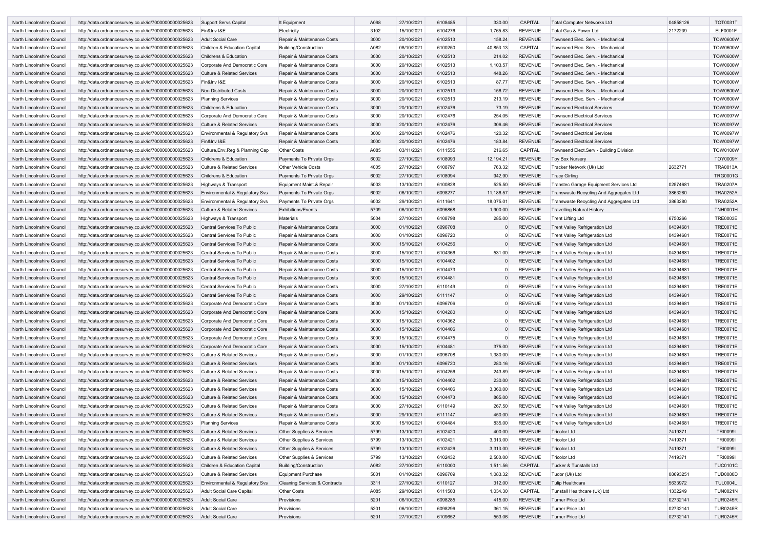| | | | | | | | | | | | |
|---|---|---|---|---|---|---|---|---|---|---|---|
| North Lincolnshire Council | http://data.ordnancesurvey.co.uk/id/7000000000025623 | Support Servs Capital | It Equipment | A098 | 27/10/2021 | 6108485 | 330.00 | CAPITAL | Total Computer Networks Ltd | 04858126 | TOT0031T |
| North Lincolnshire Council | http://data.ordnancesurvey.co.uk/id/7000000000025623 | Fin&Inv I&E | Electricity | 3102 | 15/10/2021 | 6104276 | 1,765.83 | REVENUE | Total Gas & Power Ltd | 2172239 | ELF0001F |
| North Lincolnshire Council | http://data.ordnancesurvey.co.uk/id/7000000000025623 | Adult Social Care | Repair & Maintenance Costs | 3000 | 20/10/2021 | 6102513 | 158.24 | REVENUE | Townsend Elec. Serv. - Mechanical | | TOW0600W |
| North Lincolnshire Council | http://data.ordnancesurvey.co.uk/id/7000000000025623 | Children & Education Capital | Building/Construction | A082 | 08/10/2021 | 6100250 | 40,853.13 | CAPITAL | Townsend Elec. Serv. - Mechanical | | TOW0600W |
| North Lincolnshire Council | http://data.ordnancesurvey.co.uk/id/7000000000025623 | Childrens & Education | Repair & Maintenance Costs | 3000 | 20/10/2021 | 6102513 | 214.02 | REVENUE | Townsend Elec. Serv. - Mechanical | | TOW0600W |
| North Lincolnshire Council | http://data.ordnancesurvey.co.uk/id/7000000000025623 | Corporate And Democratic Core | Repair & Maintenance Costs | 3000 | 20/10/2021 | 6102513 | 1,103.57 | REVENUE | Townsend Elec. Serv. - Mechanical | | TOW0600W |
| North Lincolnshire Council | http://data.ordnancesurvey.co.uk/id/7000000000025623 | Culture & Related Services | Repair & Maintenance Costs | 3000 | 20/10/2021 | 6102513 | 448.26 | REVENUE | Townsend Elec. Serv. - Mechanical | | TOW0600W |
| North Lincolnshire Council | http://data.ordnancesurvey.co.uk/id/7000000000025623 | Fin&Inv I&E | Repair & Maintenance Costs | 3000 | 20/10/2021 | 6102513 | 87.77 | REVENUE | Townsend Elec. Serv. - Mechanical | | TOW0600W |
| North Lincolnshire Council | http://data.ordnancesurvey.co.uk/id/7000000000025623 | Non Distributed Costs | Repair & Maintenance Costs | 3000 | 20/10/2021 | 6102513 | 156.72 | REVENUE | Townsend Elec. Serv. - Mechanical | | TOW0600W |
| North Lincolnshire Council | http://data.ordnancesurvey.co.uk/id/7000000000025623 | Planning Services | Repair & Maintenance Costs | 3000 | 20/10/2021 | 6102513 | 213.19 | REVENUE | Townsend Elec. Serv. - Mechanical | | TOW0600W |
| North Lincolnshire Council | http://data.ordnancesurvey.co.uk/id/7000000000025623 | Childrens & Education | Repair & Maintenance Costs | 3000 | 20/10/2021 | 6102476 | 73.19 | REVENUE | Townsend Electrical Services | | TOW0097W |
| North Lincolnshire Council | http://data.ordnancesurvey.co.uk/id/7000000000025623 | Corporate And Democratic Core | Repair & Maintenance Costs | 3000 | 20/10/2021 | 6102476 | 254.05 | REVENUE | Townsend Electrical Services | | TOW0097W |
| North Lincolnshire Council | http://data.ordnancesurvey.co.uk/id/7000000000025623 | Culture & Related Services | Repair & Maintenance Costs | 3000 | 20/10/2021 | 6102476 | 306.46 | REVENUE | Townsend Electrical Services | | TOW0097W |
| North Lincolnshire Council | http://data.ordnancesurvey.co.uk/id/7000000000025623 | Environmental & Regulatory Svs | Repair & Maintenance Costs | 3000 | 20/10/2021 | 6102476 | 120.32 | REVENUE | Townsend Electrical Services | | TOW0097W |
| North Lincolnshire Council | http://data.ordnancesurvey.co.uk/id/7000000000025623 | Fin&Inv I&E | Repair & Maintenance Costs | 3000 | 20/10/2021 | 6102476 | 183.84 | REVENUE | Townsend Electrical Services | | TOW0097W |
| North Lincolnshire Council | http://data.ordnancesurvey.co.uk/id/7000000000025623 | Culture,Env,Reg & Planning Cap | Other Costs | A085 | 03/11/2021 | 6111555 | 216.65 | CAPITAL | Townsend Elect.Serv - Building Division | | TOW0100W |
| North Lincolnshire Council | http://data.ordnancesurvey.co.uk/id/7000000000025623 | Childrens & Education | Payments To Private Orgs | 6002 | 27/10/2021 | 6108993 | 12,194.21 | REVENUE | Toy Box Nursery | | TOY0009Y |
| North Lincolnshire Council | http://data.ordnancesurvey.co.uk/id/7000000000025623 | Culture & Related Services | Other Vehicle Costs | 4005 | 27/10/2021 | 6108797 | 763.32 | REVENUE | Tracker Network (Uk) Ltd | 2632771 | TRA0013A |
| North Lincolnshire Council | http://data.ordnancesurvey.co.uk/id/7000000000025623 | Childrens & Education | Payments To Private Orgs | 6002 | 27/10/2021 | 6108994 | 942.90 | REVENUE | Tracy Girling | | TRG0001G |
| North Lincolnshire Council | http://data.ordnancesurvey.co.uk/id/7000000000025623 | Highways & Transport | Equipment Maint.& Repair | 5003 | 13/10/2021 | 6100828 | 525.50 | REVENUE | Transtec Garage Equipment Services Ltd | 02574681 | TRA0207A |
| North Lincolnshire Council | http://data.ordnancesurvey.co.uk/id/7000000000025623 | Environmental & Regulatory Svs | Payments To Private Orgs | 6002 | 06/10/2021 | 6098277 | 11,186.57 | REVENUE | Transwaste Recycling And Aggregates Ltd | 3863280 | TRA0252A |
| North Lincolnshire Council | http://data.ordnancesurvey.co.uk/id/7000000000025623 | Environmental & Regulatory Svs | Payments To Private Orgs | 6002 | 29/10/2021 | 6111641 | 18,075.01 | REVENUE | Transwaste Recycling And Aggregates Ltd | 3863280 | TRA0252A |
| North Lincolnshire Council | http://data.ordnancesurvey.co.uk/id/7000000000025623 | Culture & Related Services | Exhibitions/Events | 5709 | 06/10/2021 | 6096868 | 1,900.00 | REVENUE | Travelling Natural History | | TNH0001H |
| North Lincolnshire Council | http://data.ordnancesurvey.co.uk/id/7000000000025623 | Highways & Transport | Materials | 5004 | 27/10/2021 | 6108798 | 285.00 | REVENUE | Trent Lifting Ltd | 6750266 | TRE0003E |
| North Lincolnshire Council | http://data.ordnancesurvey.co.uk/id/7000000000025623 | Central Services To Public | Repair & Maintenance Costs | 3000 | 01/10/2021 | 6096708 | 0 | REVENUE | Trent Valley Refrigeration Ltd | 04394681 | TRE0071E |
| North Lincolnshire Council | http://data.ordnancesurvey.co.uk/id/7000000000025623 | Central Services To Public | Repair & Maintenance Costs | 3000 | 01/10/2021 | 6096720 | 0 | REVENUE | Trent Valley Refrigeration Ltd | 04394681 | TRE0071E |
| North Lincolnshire Council | http://data.ordnancesurvey.co.uk/id/7000000000025623 | Central Services To Public | Repair & Maintenance Costs | 3000 | 15/10/2021 | 6104256 | 0 | REVENUE | Trent Valley Refrigeration Ltd | 04394681 | TRE0071E |
| North Lincolnshire Council | http://data.ordnancesurvey.co.uk/id/7000000000025623 | Central Services To Public | Repair & Maintenance Costs | 3000 | 15/10/2021 | 6104366 | 531.00 | REVENUE | Trent Valley Refrigeration Ltd | 04394681 | TRE0071E |
| North Lincolnshire Council | http://data.ordnancesurvey.co.uk/id/7000000000025623 | Central Services To Public | Repair & Maintenance Costs | 3000 | 15/10/2021 | 6104402 | 0 | REVENUE | Trent Valley Refrigeration Ltd | 04394681 | TRE0071E |
| North Lincolnshire Council | http://data.ordnancesurvey.co.uk/id/7000000000025623 | Central Services To Public | Repair & Maintenance Costs | 3000 | 15/10/2021 | 6104473 | 0 | REVENUE | Trent Valley Refrigeration Ltd | 04394681 | TRE0071E |
| North Lincolnshire Council | http://data.ordnancesurvey.co.uk/id/7000000000025623 | Central Services To Public | Repair & Maintenance Costs | 3000 | 15/10/2021 | 6104481 | 0 | REVENUE | Trent Valley Refrigeration Ltd | 04394681 | TRE0071E |
| North Lincolnshire Council | http://data.ordnancesurvey.co.uk/id/7000000000025623 | Central Services To Public | Repair & Maintenance Costs | 3000 | 27/10/2021 | 6110149 | 0 | REVENUE | Trent Valley Refrigeration Ltd | 04394681 | TRE0071E |
| North Lincolnshire Council | http://data.ordnancesurvey.co.uk/id/7000000000025623 | Central Services To Public | Repair & Maintenance Costs | 3000 | 29/10/2021 | 6111147 | 0 | REVENUE | Trent Valley Refrigeration Ltd | 04394681 | TRE0071E |
| North Lincolnshire Council | http://data.ordnancesurvey.co.uk/id/7000000000025623 | Corporate And Democratic Core | Repair & Maintenance Costs | 3000 | 01/10/2021 | 6096706 | 0 | REVENUE | Trent Valley Refrigeration Ltd | 04394681 | TRE0071E |
| North Lincolnshire Council | http://data.ordnancesurvey.co.uk/id/7000000000025623 | Corporate And Democratic Core | Repair & Maintenance Costs | 3000 | 15/10/2021 | 6104280 | 0 | REVENUE | Trent Valley Refrigeration Ltd | 04394681 | TRE0071E |
| North Lincolnshire Council | http://data.ordnancesurvey.co.uk/id/7000000000025623 | Corporate And Democratic Core | Repair & Maintenance Costs | 3000 | 15/10/2021 | 6104362 | 0 | REVENUE | Trent Valley Refrigeration Ltd | 04394681 | TRE0071E |
| North Lincolnshire Council | http://data.ordnancesurvey.co.uk/id/7000000000025623 | Corporate And Democratic Core | Repair & Maintenance Costs | 3000 | 15/10/2021 | 6104406 | 0 | REVENUE | Trent Valley Refrigeration Ltd | 04394681 | TRE0071E |
| North Lincolnshire Council | http://data.ordnancesurvey.co.uk/id/7000000000025623 | Corporate And Democratic Core | Repair & Maintenance Costs | 3000 | 15/10/2021 | 6104475 | 0 | REVENUE | Trent Valley Refrigeration Ltd | 04394681 | TRE0071E |
| North Lincolnshire Council | http://data.ordnancesurvey.co.uk/id/7000000000025623 | Corporate And Democratic Core | Repair & Maintenance Costs | 3000 | 15/10/2021 | 6104481 | 375.00 | REVENUE | Trent Valley Refrigeration Ltd | 04394681 | TRE0071E |
| North Lincolnshire Council | http://data.ordnancesurvey.co.uk/id/7000000000025623 | Culture & Related Services | Repair & Maintenance Costs | 3000 | 01/10/2021 | 6096708 | 1,380.00 | REVENUE | Trent Valley Refrigeration Ltd | 04394681 | TRE0071E |
| North Lincolnshire Council | http://data.ordnancesurvey.co.uk/id/7000000000025623 | Culture & Related Services | Repair & Maintenance Costs | 3000 | 01/10/2021 | 6096720 | 280.16 | REVENUE | Trent Valley Refrigeration Ltd | 04394681 | TRE0071E |
| North Lincolnshire Council | http://data.ordnancesurvey.co.uk/id/7000000000025623 | Culture & Related Services | Repair & Maintenance Costs | 3000 | 15/10/2021 | 6104256 | 243.89 | REVENUE | Trent Valley Refrigeration Ltd | 04394681 | TRE0071E |
| North Lincolnshire Council | http://data.ordnancesurvey.co.uk/id/7000000000025623 | Culture & Related Services | Repair & Maintenance Costs | 3000 | 15/10/2021 | 6104402 | 230.00 | REVENUE | Trent Valley Refrigeration Ltd | 04394681 | TRE0071E |
| North Lincolnshire Council | http://data.ordnancesurvey.co.uk/id/7000000000025623 | Culture & Related Services | Repair & Maintenance Costs | 3000 | 15/10/2021 | 6104406 | 3,360.00 | REVENUE | Trent Valley Refrigeration Ltd | 04394681 | TRE0071E |
| North Lincolnshire Council | http://data.ordnancesurvey.co.uk/id/7000000000025623 | Culture & Related Services | Repair & Maintenance Costs | 3000 | 15/10/2021 | 6104473 | 865.00 | REVENUE | Trent Valley Refrigeration Ltd | 04394681 | TRE0071E |
| North Lincolnshire Council | http://data.ordnancesurvey.co.uk/id/7000000000025623 | Culture & Related Services | Repair & Maintenance Costs | 3000 | 27/10/2021 | 6110149 | 267.50 | REVENUE | Trent Valley Refrigeration Ltd | 04394681 | TRE0071E |
| North Lincolnshire Council | http://data.ordnancesurvey.co.uk/id/7000000000025623 | Culture & Related Services | Repair & Maintenance Costs | 3000 | 29/10/2021 | 6111147 | 450.00 | REVENUE | Trent Valley Refrigeration Ltd | 04394681 | TRE0071E |
| North Lincolnshire Council | http://data.ordnancesurvey.co.uk/id/7000000000025623 | Planning Services | Repair & Maintenance Costs | 3000 | 15/10/2021 | 6104484 | 835.00 | REVENUE | Trent Valley Refrigeration Ltd | 04394681 | TRE0071E |
| North Lincolnshire Council | http://data.ordnancesurvey.co.uk/id/7000000000025623 | Culture & Related Services | Other Supplies & Services | 5799 | 13/10/2021 | 6102420 | 400.00 | REVENUE | Tricolor Ltd | 7419371 | TRI0099I |
| North Lincolnshire Council | http://data.ordnancesurvey.co.uk/id/7000000000025623 | Culture & Related Services | Other Supplies & Services | 5799 | 13/10/2021 | 6102421 | 3,313.00 | REVENUE | Tricolor Ltd | 7419371 | TRI0099I |
| North Lincolnshire Council | http://data.ordnancesurvey.co.uk/id/7000000000025623 | Culture & Related Services | Other Supplies & Services | 5799 | 13/10/2021 | 6102426 | 3,313.00 | REVENUE | Tricolor Ltd | 7419371 | TRI0099I |
| North Lincolnshire Council | http://data.ordnancesurvey.co.uk/id/7000000000025623 | Culture & Related Services | Other Supplies & Services | 5799 | 13/10/2021 | 6102432 | 2,500.00 | REVENUE | Tricolor Ltd | 7419371 | TRI0099I |
| North Lincolnshire Council | http://data.ordnancesurvey.co.uk/id/7000000000025623 | Children & Education Capital | Building/Construction | A082 | 27/10/2021 | 6110000 | 1,511.56 | CAPITAL | Tucker & Tunstalls Ltd | | TUC0101C |
| North Lincolnshire Council | http://data.ordnancesurvey.co.uk/id/7000000000025623 | Culture & Related Services | Equipment Purchase | 5001 | 01/10/2021 | 6096709 | 1,083.32 | REVENUE | Tudor (Uk) Ltd | 08693251 | TUD0080D |
| North Lincolnshire Council | http://data.ordnancesurvey.co.uk/id/7000000000025623 | Environmental & Regulatory Svs | Cleaning Services & Contracts | 3311 | 27/10/2021 | 6110127 | 312.00 | REVENUE | Tulip Healthcare | 5633972 | TUL0004L |
| North Lincolnshire Council | http://data.ordnancesurvey.co.uk/id/7000000000025623 | Adult Social Care Capital | Other Costs | A085 | 29/10/2021 | 6111503 | 1,034.30 | CAPITAL | Tunstall Healthcare (Uk) Ltd | 1332249 | TUN0021N |
| North Lincolnshire Council | http://data.ordnancesurvey.co.uk/id/7000000000025623 | Adult Social Care | Provisions | 5201 | 06/10/2021 | 6098285 | 415.00 | REVENUE | Turner Price Ltd | 02732141 | TUR0245R |
| North Lincolnshire Council | http://data.ordnancesurvey.co.uk/id/7000000000025623 | Adult Social Care | Provisions | 5201 | 06/10/2021 | 6098296 | 361.15 | REVENUE | Turner Price Ltd | 02732141 | TUR0245R |
| North Lincolnshire Council | http://data.ordnancesurvey.co.uk/id/7000000000025623 | Adult Social Care | Provisions | 5201 | 27/10/2021 | 6109652 | 553.06 | REVENUE | Turner Price Ltd | 02732141 | TUR0245R |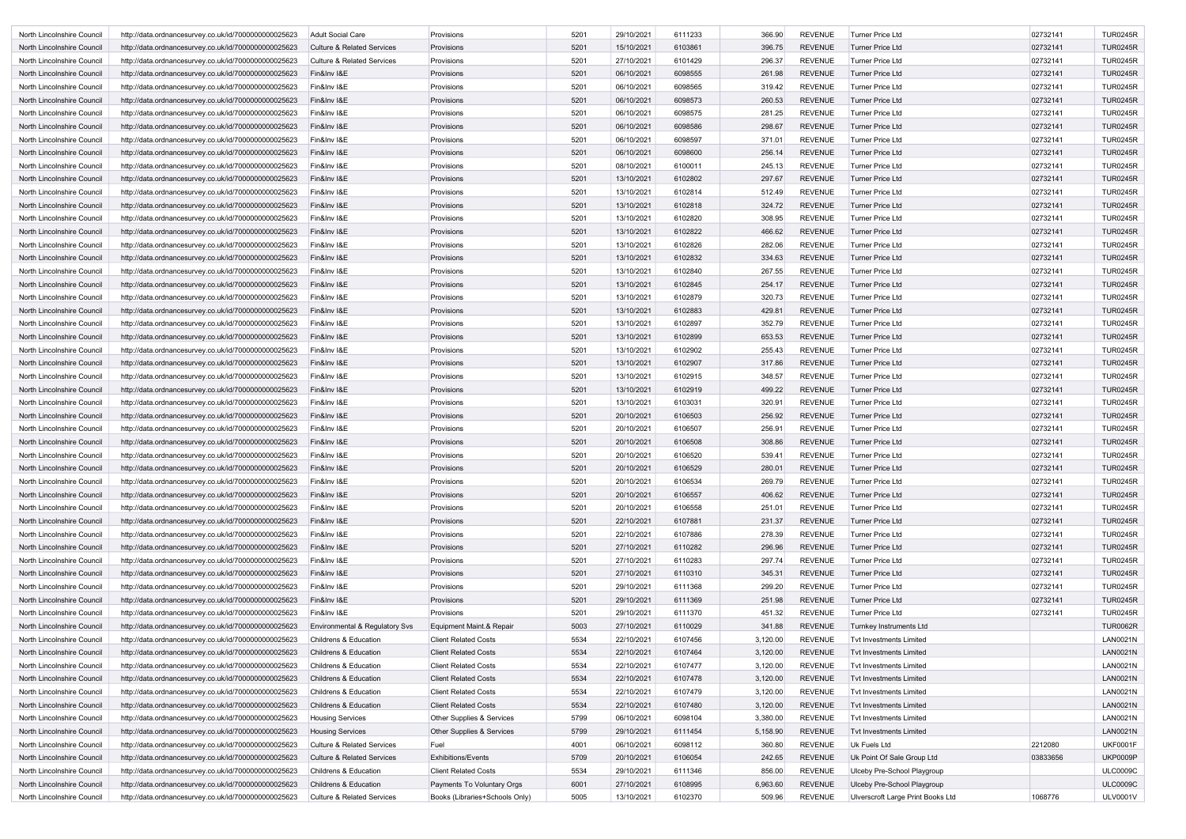| | | | | | | | | | | | |
|---|---|---|---|---|---|---|---|---|---|---|---|
| North Lincolnshire Council | http://data.ordnancesurvey.co.uk/id/7000000000025623 | Adult Social Care | Provisions | 5201 | 29/10/2021 | 6111233 | 366.90 | REVENUE | Turner Price Ltd | 02732141 | TUR0245R |
| North Lincolnshire Council | http://data.ordnancesurvey.co.uk/id/7000000000025623 | Culture & Related Services | Provisions | 5201 | 15/10/2021 | 6103861 | 396.75 | REVENUE | Turner Price Ltd | 02732141 | TUR0245R |
| North Lincolnshire Council | http://data.ordnancesurvey.co.uk/id/7000000000025623 | Culture & Related Services | Provisions | 5201 | 27/10/2021 | 6101429 | 296.37 | REVENUE | Turner Price Ltd | 02732141 | TUR0245R |
| North Lincolnshire Council | http://data.ordnancesurvey.co.uk/id/7000000000025623 | Fin&Inv I&E | Provisions | 5201 | 06/10/2021 | 6098555 | 261.98 | REVENUE | Turner Price Ltd | 02732141 | TUR0245R |
| North Lincolnshire Council | http://data.ordnancesurvey.co.uk/id/7000000000025623 | Fin&Inv I&E | Provisions | 5201 | 06/10/2021 | 6098565 | 319.42 | REVENUE | Turner Price Ltd | 02732141 | TUR0245R |
| North Lincolnshire Council | http://data.ordnancesurvey.co.uk/id/7000000000025623 | Fin&Inv I&E | Provisions | 5201 | 06/10/2021 | 6098573 | 260.53 | REVENUE | Turner Price Ltd | 02732141 | TUR0245R |
| North Lincolnshire Council | http://data.ordnancesurvey.co.uk/id/7000000000025623 | Fin&Inv I&E | Provisions | 5201 | 06/10/2021 | 6098575 | 281.25 | REVENUE | Turner Price Ltd | 02732141 | TUR0245R |
| North Lincolnshire Council | http://data.ordnancesurvey.co.uk/id/7000000000025623 | Fin&Inv I&E | Provisions | 5201 | 06/10/2021 | 6098586 | 298.67 | REVENUE | Turner Price Ltd | 02732141 | TUR0245R |
| North Lincolnshire Council | http://data.ordnancesurvey.co.uk/id/7000000000025623 | Fin&Inv I&E | Provisions | 5201 | 06/10/2021 | 6098597 | 371.01 | REVENUE | Turner Price Ltd | 02732141 | TUR0245R |
| North Lincolnshire Council | http://data.ordnancesurvey.co.uk/id/7000000000025623 | Fin&Inv I&E | Provisions | 5201 | 06/10/2021 | 6098600 | 256.14 | REVENUE | Turner Price Ltd | 02732141 | TUR0245R |
| North Lincolnshire Council | http://data.ordnancesurvey.co.uk/id/7000000000025623 | Fin&Inv I&E | Provisions | 5201 | 08/10/2021 | 6100011 | 245.13 | REVENUE | Turner Price Ltd | 02732141 | TUR0245R |
| North Lincolnshire Council | http://data.ordnancesurvey.co.uk/id/7000000000025623 | Fin&Inv I&E | Provisions | 5201 | 13/10/2021 | 6102802 | 297.67 | REVENUE | Turner Price Ltd | 02732141 | TUR0245R |
| North Lincolnshire Council | http://data.ordnancesurvey.co.uk/id/7000000000025623 | Fin&Inv I&E | Provisions | 5201 | 13/10/2021 | 6102814 | 512.49 | REVENUE | Turner Price Ltd | 02732141 | TUR0245R |
| North Lincolnshire Council | http://data.ordnancesurvey.co.uk/id/7000000000025623 | Fin&Inv I&E | Provisions | 5201 | 13/10/2021 | 6102818 | 324.72 | REVENUE | Turner Price Ltd | 02732141 | TUR0245R |
| North Lincolnshire Council | http://data.ordnancesurvey.co.uk/id/7000000000025623 | Fin&Inv I&E | Provisions | 5201 | 13/10/2021 | 6102820 | 308.95 | REVENUE | Turner Price Ltd | 02732141 | TUR0245R |
| North Lincolnshire Council | http://data.ordnancesurvey.co.uk/id/7000000000025623 | Fin&Inv I&E | Provisions | 5201 | 13/10/2021 | 6102822 | 466.62 | REVENUE | Turner Price Ltd | 02732141 | TUR0245R |
| North Lincolnshire Council | http://data.ordnancesurvey.co.uk/id/7000000000025623 | Fin&Inv I&E | Provisions | 5201 | 13/10/2021 | 6102826 | 282.06 | REVENUE | Turner Price Ltd | 02732141 | TUR0245R |
| North Lincolnshire Council | http://data.ordnancesurvey.co.uk/id/7000000000025623 | Fin&Inv I&E | Provisions | 5201 | 13/10/2021 | 6102832 | 334.63 | REVENUE | Turner Price Ltd | 02732141 | TUR0245R |
| North Lincolnshire Council | http://data.ordnancesurvey.co.uk/id/7000000000025623 | Fin&Inv I&E | Provisions | 5201 | 13/10/2021 | 6102840 | 267.55 | REVENUE | Turner Price Ltd | 02732141 | TUR0245R |
| North Lincolnshire Council | http://data.ordnancesurvey.co.uk/id/7000000000025623 | Fin&Inv I&E | Provisions | 5201 | 13/10/2021 | 6102845 | 254.17 | REVENUE | Turner Price Ltd | 02732141 | TUR0245R |
| North Lincolnshire Council | http://data.ordnancesurvey.co.uk/id/7000000000025623 | Fin&Inv I&E | Provisions | 5201 | 13/10/2021 | 6102879 | 320.73 | REVENUE | Turner Price Ltd | 02732141 | TUR0245R |
| North Lincolnshire Council | http://data.ordnancesurvey.co.uk/id/7000000000025623 | Fin&Inv I&E | Provisions | 5201 | 13/10/2021 | 6102883 | 429.81 | REVENUE | Turner Price Ltd | 02732141 | TUR0245R |
| North Lincolnshire Council | http://data.ordnancesurvey.co.uk/id/7000000000025623 | Fin&Inv I&E | Provisions | 5201 | 13/10/2021 | 6102897 | 352.79 | REVENUE | Turner Price Ltd | 02732141 | TUR0245R |
| North Lincolnshire Council | http://data.ordnancesurvey.co.uk/id/7000000000025623 | Fin&Inv I&E | Provisions | 5201 | 13/10/2021 | 6102899 | 653.53 | REVENUE | Turner Price Ltd | 02732141 | TUR0245R |
| North Lincolnshire Council | http://data.ordnancesurvey.co.uk/id/7000000000025623 | Fin&Inv I&E | Provisions | 5201 | 13/10/2021 | 6102902 | 255.43 | REVENUE | Turner Price Ltd | 02732141 | TUR0245R |
| North Lincolnshire Council | http://data.ordnancesurvey.co.uk/id/7000000000025623 | Fin&Inv I&E | Provisions | 5201 | 13/10/2021 | 6102907 | 317.86 | REVENUE | Turner Price Ltd | 02732141 | TUR0245R |
| North Lincolnshire Council | http://data.ordnancesurvey.co.uk/id/7000000000025623 | Fin&Inv I&E | Provisions | 5201 | 13/10/2021 | 6102915 | 348.57 | REVENUE | Turner Price Ltd | 02732141 | TUR0245R |
| North Lincolnshire Council | http://data.ordnancesurvey.co.uk/id/7000000000025623 | Fin&Inv I&E | Provisions | 5201 | 13/10/2021 | 6102919 | 499.22 | REVENUE | Turner Price Ltd | 02732141 | TUR0245R |
| North Lincolnshire Council | http://data.ordnancesurvey.co.uk/id/7000000000025623 | Fin&Inv I&E | Provisions | 5201 | 13/10/2021 | 6103031 | 320.91 | REVENUE | Turner Price Ltd | 02732141 | TUR0245R |
| North Lincolnshire Council | http://data.ordnancesurvey.co.uk/id/7000000000025623 | Fin&Inv I&E | Provisions | 5201 | 20/10/2021 | 6106503 | 256.92 | REVENUE | Turner Price Ltd | 02732141 | TUR0245R |
| North Lincolnshire Council | http://data.ordnancesurvey.co.uk/id/7000000000025623 | Fin&Inv I&E | Provisions | 5201 | 20/10/2021 | 6106507 | 256.91 | REVENUE | Turner Price Ltd | 02732141 | TUR0245R |
| North Lincolnshire Council | http://data.ordnancesurvey.co.uk/id/7000000000025623 | Fin&Inv I&E | Provisions | 5201 | 20/10/2021 | 6106508 | 308.86 | REVENUE | Turner Price Ltd | 02732141 | TUR0245R |
| North Lincolnshire Council | http://data.ordnancesurvey.co.uk/id/7000000000025623 | Fin&Inv I&E | Provisions | 5201 | 20/10/2021 | 6106520 | 539.41 | REVENUE | Turner Price Ltd | 02732141 | TUR0245R |
| North Lincolnshire Council | http://data.ordnancesurvey.co.uk/id/7000000000025623 | Fin&Inv I&E | Provisions | 5201 | 20/10/2021 | 6106529 | 280.01 | REVENUE | Turner Price Ltd | 02732141 | TUR0245R |
| North Lincolnshire Council | http://data.ordnancesurvey.co.uk/id/7000000000025623 | Fin&Inv I&E | Provisions | 5201 | 20/10/2021 | 6106534 | 269.79 | REVENUE | Turner Price Ltd | 02732141 | TUR0245R |
| North Lincolnshire Council | http://data.ordnancesurvey.co.uk/id/7000000000025623 | Fin&Inv I&E | Provisions | 5201 | 20/10/2021 | 6106557 | 406.62 | REVENUE | Turner Price Ltd | 02732141 | TUR0245R |
| North Lincolnshire Council | http://data.ordnancesurvey.co.uk/id/7000000000025623 | Fin&Inv I&E | Provisions | 5201 | 20/10/2021 | 6106558 | 251.01 | REVENUE | Turner Price Ltd | 02732141 | TUR0245R |
| North Lincolnshire Council | http://data.ordnancesurvey.co.uk/id/7000000000025623 | Fin&Inv I&E | Provisions | 5201 | 22/10/2021 | 6107881 | 231.37 | REVENUE | Turner Price Ltd | 02732141 | TUR0245R |
| North Lincolnshire Council | http://data.ordnancesurvey.co.uk/id/7000000000025623 | Fin&Inv I&E | Provisions | 5201 | 22/10/2021 | 6107886 | 278.39 | REVENUE | Turner Price Ltd | 02732141 | TUR0245R |
| North Lincolnshire Council | http://data.ordnancesurvey.co.uk/id/7000000000025623 | Fin&Inv I&E | Provisions | 5201 | 27/10/2021 | 6110282 | 296.96 | REVENUE | Turner Price Ltd | 02732141 | TUR0245R |
| North Lincolnshire Council | http://data.ordnancesurvey.co.uk/id/7000000000025623 | Fin&Inv I&E | Provisions | 5201 | 27/10/2021 | 6110283 | 297.74 | REVENUE | Turner Price Ltd | 02732141 | TUR0245R |
| North Lincolnshire Council | http://data.ordnancesurvey.co.uk/id/7000000000025623 | Fin&Inv I&E | Provisions | 5201 | 27/10/2021 | 6110310 | 345.31 | REVENUE | Turner Price Ltd | 02732141 | TUR0245R |
| North Lincolnshire Council | http://data.ordnancesurvey.co.uk/id/7000000000025623 | Fin&Inv I&E | Provisions | 5201 | 29/10/2021 | 6111368 | 299.20 | REVENUE | Turner Price Ltd | 02732141 | TUR0245R |
| North Lincolnshire Council | http://data.ordnancesurvey.co.uk/id/7000000000025623 | Fin&Inv I&E | Provisions | 5201 | 29/10/2021 | 6111369 | 251.98 | REVENUE | Turner Price Ltd | 02732141 | TUR0245R |
| North Lincolnshire Council | http://data.ordnancesurvey.co.uk/id/7000000000025623 | Fin&Inv I&E | Provisions | 5201 | 29/10/2021 | 6111370 | 451.32 | REVENUE | Turner Price Ltd | 02732141 | TUR0245R |
| North Lincolnshire Council | http://data.ordnancesurvey.co.uk/id/7000000000025623 | Environmental & Regulatory Svs | Equipment Maint.& Repair | 5003 | 27/10/2021 | 6110029 | 341.88 | REVENUE | Turnkey Instruments Ltd | | TUR0062R |
| North Lincolnshire Council | http://data.ordnancesurvey.co.uk/id/7000000000025623 | Childrens & Education | Client Related Costs | 5534 | 22/10/2021 | 6107456 | 3,120.00 | REVENUE | Tvt Investments Limited | | LAN0021N |
| North Lincolnshire Council | http://data.ordnancesurvey.co.uk/id/7000000000025623 | Childrens & Education | Client Related Costs | 5534 | 22/10/2021 | 6107464 | 3,120.00 | REVENUE | Tvt Investments Limited | | LAN0021N |
| North Lincolnshire Council | http://data.ordnancesurvey.co.uk/id/7000000000025623 | Childrens & Education | Client Related Costs | 5534 | 22/10/2021 | 6107477 | 3,120.00 | REVENUE | Tvt Investments Limited | | LAN0021N |
| North Lincolnshire Council | http://data.ordnancesurvey.co.uk/id/7000000000025623 | Childrens & Education | Client Related Costs | 5534 | 22/10/2021 | 6107478 | 3,120.00 | REVENUE | Tvt Investments Limited | | LAN0021N |
| North Lincolnshire Council | http://data.ordnancesurvey.co.uk/id/7000000000025623 | Childrens & Education | Client Related Costs | 5534 | 22/10/2021 | 6107479 | 3,120.00 | REVENUE | Tvt Investments Limited | | LAN0021N |
| North Lincolnshire Council | http://data.ordnancesurvey.co.uk/id/7000000000025623 | Childrens & Education | Client Related Costs | 5534 | 22/10/2021 | 6107480 | 3,120.00 | REVENUE | Tvt Investments Limited | | LAN0021N |
| North Lincolnshire Council | http://data.ordnancesurvey.co.uk/id/7000000000025623 | Housing Services | Other Supplies & Services | 5799 | 06/10/2021 | 6098104 | 3,380.00 | REVENUE | Tvt Investments Limited | | LAN0021N |
| North Lincolnshire Council | http://data.ordnancesurvey.co.uk/id/7000000000025623 | Housing Services | Other Supplies & Services | 5799 | 29/10/2021 | 6111454 | 5,158.90 | REVENUE | Tvt Investments Limited | | LAN0021N |
| North Lincolnshire Council | http://data.ordnancesurvey.co.uk/id/7000000000025623 | Culture & Related Services | Fuel | 4001 | 06/10/2021 | 6098112 | 360.80 | REVENUE | Uk Fuels Ltd | 2212080 | UKF0001F |
| North Lincolnshire Council | http://data.ordnancesurvey.co.uk/id/7000000000025623 | Culture & Related Services | Exhibitions/Events | 5709 | 20/10/2021 | 6106054 | 242.65 | REVENUE | Uk Point Of Sale Group Ltd | 03833656 | UKP0009P |
| North Lincolnshire Council | http://data.ordnancesurvey.co.uk/id/7000000000025623 | Childrens & Education | Client Related Costs | 5534 | 29/10/2021 | 6111346 | 856.00 | REVENUE | Ulceby Pre-School Playgroup | | ULC0009C |
| North Lincolnshire Council | http://data.ordnancesurvey.co.uk/id/7000000000025623 | Childrens & Education | Payments To Voluntary Orgs | 6001 | 27/10/2021 | 6108995 | 6,963.60 | REVENUE | Ulceby Pre-School Playgroup | | ULC0009C |
| North Lincolnshire Council | http://data.ordnancesurvey.co.uk/id/7000000000025623 | Culture & Related Services | Books (Libraries+Schools Only) | 5005 | 13/10/2021 | 6102370 | 509.96 | REVENUE | Ulverscroft Large Print Books Ltd | 1068776 | ULV0001V |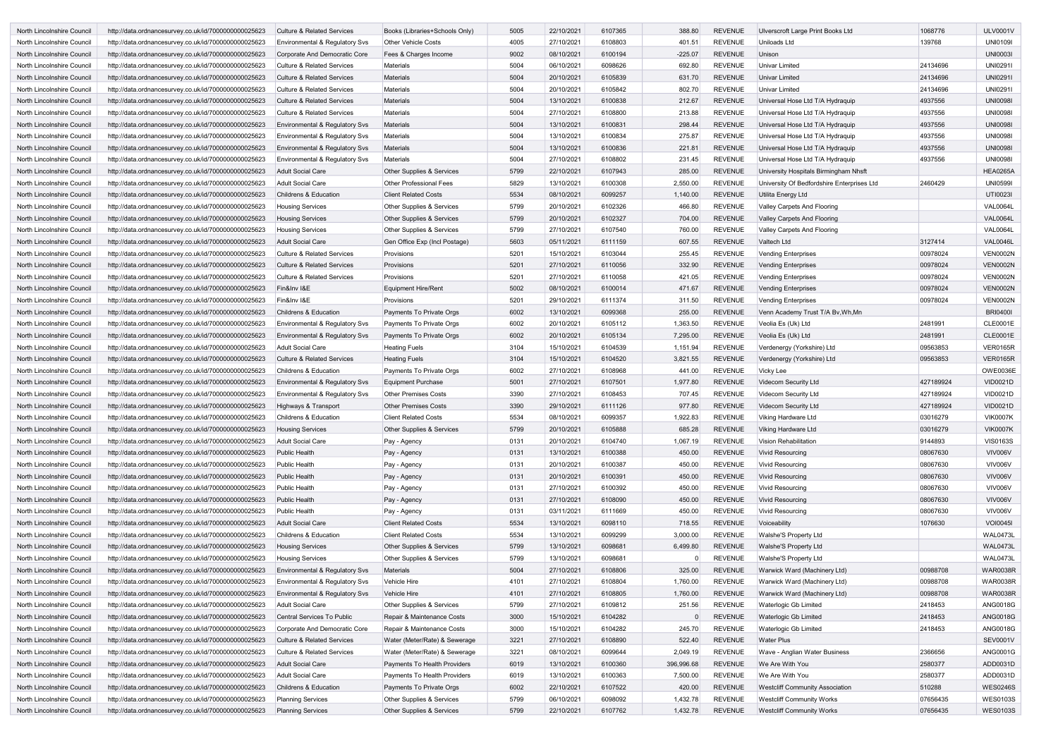| North Lincolnshire Council | http://data.ordnancesurvey.co.uk/id/7000000000025623 | Culture & Related Services | Books (Libraries+Schools Only) | 5005 | 22/10/2021 | 6107365 | 388.80 | REVENUE | Ulverscroft Large Print Books Ltd | 1068776 | ULV0001V |
|---|---|---|---|---|---|---|---|---|---|---|---|
| North Lincolnshire Council | http://data.ordnancesurvey.co.uk/id/7000000000025623 | Environmental & Regulatory Svs | Other Vehicle Costs | 4005 | 27/10/2021 | 6108803 | 401.51 | REVENUE | Uniloads Ltd | 139768 | UNI0109I |
| North Lincolnshire Council | http://data.ordnancesurvey.co.uk/id/7000000000025623 | Corporate And Democratic Core | Fees & Charges Income | 9002 | 08/10/2021 | 6100194 | -225.07 | REVENUE | Unison | | UNI0003I |
| North Lincolnshire Council | http://data.ordnancesurvey.co.uk/id/7000000000025623 | Culture & Related Services | Materials | 5004 | 06/10/2021 | 6098626 | 692.80 | REVENUE | Univar Limited | 24134696 | UNI0291I |
| North Lincolnshire Council | http://data.ordnancesurvey.co.uk/id/7000000000025623 | Culture & Related Services | Materials | 5004 | 20/10/2021 | 6105839 | 631.70 | REVENUE | Univar Limited | 24134696 | UNI0291I |
| North Lincolnshire Council | http://data.ordnancesurvey.co.uk/id/7000000000025623 | Culture & Related Services | Materials | 5004 | 20/10/2021 | 6105842 | 802.70 | REVENUE | Univar Limited | 24134696 | UNI0291I |
| North Lincolnshire Council | http://data.ordnancesurvey.co.uk/id/7000000000025623 | Culture & Related Services | Materials | 5004 | 13/10/2021 | 6100838 | 212.67 | REVENUE | Universal Hose Ltd T/A Hydraquip | 4937556 | UNI0098I |
| North Lincolnshire Council | http://data.ordnancesurvey.co.uk/id/7000000000025623 | Culture & Related Services | Materials | 5004 | 27/10/2021 | 6108800 | 213.88 | REVENUE | Universal Hose Ltd T/A Hydraquip | 4937556 | UNI0098I |
| North Lincolnshire Council | http://data.ordnancesurvey.co.uk/id/7000000000025623 | Environmental & Regulatory Svs | Materials | 5004 | 13/10/2021 | 6100831 | 298.44 | REVENUE | Universal Hose Ltd T/A Hydraquip | 4937556 | UNI0098I |
| North Lincolnshire Council | http://data.ordnancesurvey.co.uk/id/7000000000025623 | Environmental & Regulatory Svs | Materials | 5004 | 13/10/2021 | 6100834 | 275.87 | REVENUE | Universal Hose Ltd T/A Hydraquip | 4937556 | UNI0098I |
| North Lincolnshire Council | http://data.ordnancesurvey.co.uk/id/7000000000025623 | Environmental & Regulatory Svs | Materials | 5004 | 13/10/2021 | 6100836 | 221.81 | REVENUE | Universal Hose Ltd T/A Hydraquip | 4937556 | UNI0098I |
| North Lincolnshire Council | http://data.ordnancesurvey.co.uk/id/7000000000025623 | Environmental & Regulatory Svs | Materials | 5004 | 27/10/2021 | 6108802 | 231.45 | REVENUE | Universal Hose Ltd T/A Hydraquip | 4937556 | UNI0098I |
| North Lincolnshire Council | http://data.ordnancesurvey.co.uk/id/7000000000025623 | Adult Social Care | Other Supplies & Services | 5799 | 22/10/2021 | 6107943 | 285.00 | REVENUE | University Hospitals Birmingham Nhsft | | HEA0265A |
| North Lincolnshire Council | http://data.ordnancesurvey.co.uk/id/7000000000025623 | Adult Social Care | Other Professional Fees | 5829 | 13/10/2021 | 6100308 | 2,550.00 | REVENUE | University Of Bedfordshire Enterprises Ltd | 2460429 | UNI0599I |
| North Lincolnshire Council | http://data.ordnancesurvey.co.uk/id/7000000000025623 | Childrens & Education | Client Related Costs | 5534 | 08/10/2021 | 6099257 | 1,140.00 | REVENUE | Utilita Energy Ltd | | UTI0023I |
| North Lincolnshire Council | http://data.ordnancesurvey.co.uk/id/7000000000025623 | Housing Services | Other Supplies & Services | 5799 | 20/10/2021 | 6102326 | 466.80 | REVENUE | Valley Carpets And Flooring | | VAL0064L |
| North Lincolnshire Council | http://data.ordnancesurvey.co.uk/id/7000000000025623 | Housing Services | Other Supplies & Services | 5799 | 20/10/2021 | 6102327 | 704.00 | REVENUE | Valley Carpets And Flooring | | VAL0064L |
| North Lincolnshire Council | http://data.ordnancesurvey.co.uk/id/7000000000025623 | Housing Services | Other Supplies & Services | 5799 | 27/10/2021 | 6107540 | 760.00 | REVENUE | Valley Carpets And Flooring | | VAL0064L |
| North Lincolnshire Council | http://data.ordnancesurvey.co.uk/id/7000000000025623 | Adult Social Care | Gen Office Exp (Incl Postage) | 5603 | 05/11/2021 | 6111159 | 607.55 | REVENUE | Valtech Ltd | 3127414 | VAL0046L |
| North Lincolnshire Council | http://data.ordnancesurvey.co.uk/id/7000000000025623 | Culture & Related Services | Provisions | 5201 | 15/10/2021 | 6103044 | 255.45 | REVENUE | Vending Enterprises | 00978024 | VEN0002N |
| North Lincolnshire Council | http://data.ordnancesurvey.co.uk/id/7000000000025623 | Culture & Related Services | Provisions | 5201 | 27/10/2021 | 6110056 | 332.90 | REVENUE | Vending Enterprises | 00978024 | VEN0002N |
| North Lincolnshire Council | http://data.ordnancesurvey.co.uk/id/7000000000025623 | Culture & Related Services | Provisions | 5201 | 27/10/2021 | 6110058 | 421.05 | REVENUE | Vending Enterprises | 00978024 | VEN0002N |
| North Lincolnshire Council | http://data.ordnancesurvey.co.uk/id/7000000000025623 | Fin&Inv I&E | Equipment Hire/Rent | 5002 | 08/10/2021 | 6100014 | 471.67 | REVENUE | Vending Enterprises | 00978024 | VEN0002N |
| North Lincolnshire Council | http://data.ordnancesurvey.co.uk/id/7000000000025623 | Fin&Inv I&E | Provisions | 5201 | 29/10/2021 | 6111374 | 311.50 | REVENUE | Vending Enterprises | 00978024 | VEN0002N |
| North Lincolnshire Council | http://data.ordnancesurvey.co.uk/id/7000000000025623 | Childrens & Education | Payments To Private Orgs | 6002 | 13/10/2021 | 6099368 | 255.00 | REVENUE | Venn Academy Trust T/A Bv,Wh,Mn | | BRI0400I |
| North Lincolnshire Council | http://data.ordnancesurvey.co.uk/id/7000000000025623 | Environmental & Regulatory Svs | Payments To Private Orgs | 6002 | 20/10/2021 | 6105112 | 1,363.50 | REVENUE | Veolia Es (Uk) Ltd | 2481991 | CLE0001E |
| North Lincolnshire Council | http://data.ordnancesurvey.co.uk/id/7000000000025623 | Environmental & Regulatory Svs | Payments To Private Orgs | 6002 | 20/10/2021 | 6105134 | 7,295.00 | REVENUE | Veolia Es (Uk) Ltd | 2481991 | CLE0001E |
| North Lincolnshire Council | http://data.ordnancesurvey.co.uk/id/7000000000025623 | Adult Social Care | Heating Fuels | 3104 | 15/10/2021 | 6104539 | 1,151.94 | REVENUE | Verdenergy (Yorkshire) Ltd | 09563853 | VER0165R |
| North Lincolnshire Council | http://data.ordnancesurvey.co.uk/id/7000000000025623 | Culture & Related Services | Heating Fuels | 3104 | 15/10/2021 | 6104520 | 3,821.55 | REVENUE | Verdenergy (Yorkshire) Ltd | 09563853 | VER0165R |
| North Lincolnshire Council | http://data.ordnancesurvey.co.uk/id/7000000000025623 | Childrens & Education | Payments To Private Orgs | 6002 | 27/10/2021 | 6108968 | 441.00 | REVENUE | Vicky Lee | | OWE0036E |
| North Lincolnshire Council | http://data.ordnancesurvey.co.uk/id/7000000000025623 | Environmental & Regulatory Svs | Equipment Purchase | 5001 | 27/10/2021 | 6107501 | 1,977.80 | REVENUE | Videcom Security Ltd | 427189924 | VID0021D |
| North Lincolnshire Council | http://data.ordnancesurvey.co.uk/id/7000000000025623 | Environmental & Regulatory Svs | Other Premises Costs | 3390 | 27/10/2021 | 6108453 | 707.45 | REVENUE | Videcom Security Ltd | 427189924 | VID0021D |
| North Lincolnshire Council | http://data.ordnancesurvey.co.uk/id/7000000000025623 | Highways & Transport | Other Premises Costs | 3390 | 29/10/2021 | 6111126 | 977.80 | REVENUE | Videcom Security Ltd | 427189924 | VID0021D |
| North Lincolnshire Council | http://data.ordnancesurvey.co.uk/id/7000000000025623 | Childrens & Education | Client Related Costs | 5534 | 08/10/2021 | 6099357 | 1,922.83 | REVENUE | Viking Hardware Ltd | 03016279 | VIK0007K |
| North Lincolnshire Council | http://data.ordnancesurvey.co.uk/id/7000000000025623 | Housing Services | Other Supplies & Services | 5799 | 20/10/2021 | 6105888 | 685.28 | REVENUE | Viking Hardware Ltd | 03016279 | VIK0007K |
| North Lincolnshire Council | http://data.ordnancesurvey.co.uk/id/7000000000025623 | Adult Social Care | Pay - Agency | 0131 | 20/10/2021 | 6104740 | 1,067.19 | REVENUE | Vision Rehabilitation | 9144893 | VIS0163S |
| North Lincolnshire Council | http://data.ordnancesurvey.co.uk/id/7000000000025623 | Public Health | Pay - Agency | 0131 | 13/10/2021 | 6100388 | 450.00 | REVENUE | Vivid Resourcing | 08067630 | VIV006V |
| North Lincolnshire Council | http://data.ordnancesurvey.co.uk/id/7000000000025623 | Public Health | Pay - Agency | 0131 | 20/10/2021 | 6100387 | 450.00 | REVENUE | Vivid Resourcing | 08067630 | VIV006V |
| North Lincolnshire Council | http://data.ordnancesurvey.co.uk/id/7000000000025623 | Public Health | Pay - Agency | 0131 | 20/10/2021 | 6100391 | 450.00 | REVENUE | Vivid Resourcing | 08067630 | VIV006V |
| North Lincolnshire Council | http://data.ordnancesurvey.co.uk/id/7000000000025623 | Public Health | Pay - Agency | 0131 | 27/10/2021 | 6100392 | 450.00 | REVENUE | Vivid Resourcing | 08067630 | VIV006V |
| North Lincolnshire Council | http://data.ordnancesurvey.co.uk/id/7000000000025623 | Public Health | Pay - Agency | 0131 | 27/10/2021 | 6108090 | 450.00 | REVENUE | Vivid Resourcing | 08067630 | VIV006V |
| North Lincolnshire Council | http://data.ordnancesurvey.co.uk/id/7000000000025623 | Public Health | Pay - Agency | 0131 | 03/11/2021 | 6111669 | 450.00 | REVENUE | Vivid Resourcing | 08067630 | VIV006V |
| North Lincolnshire Council | http://data.ordnancesurvey.co.uk/id/7000000000025623 | Adult Social Care | Client Related Costs | 5534 | 13/10/2021 | 6098110 | 718.55 | REVENUE | Voiceability | 1076630 | VOI0045I |
| North Lincolnshire Council | http://data.ordnancesurvey.co.uk/id/7000000000025623 | Childrens & Education | Client Related Costs | 5534 | 13/10/2021 | 6099299 | 3,000.00 | REVENUE | Walshe'S Property Ltd | | WAL0473L |
| North Lincolnshire Council | http://data.ordnancesurvey.co.uk/id/7000000000025623 | Housing Services | Other Supplies & Services | 5799 | 13/10/2021 | 6098681 | 6,499.80 | REVENUE | Walshe'S Property Ltd | | WAL0473L |
| North Lincolnshire Council | http://data.ordnancesurvey.co.uk/id/7000000000025623 | Housing Services | Other Supplies & Services | 5799 | 13/10/2021 | 6098681 | 0 | REVENUE | Walshe'S Property Ltd | | WAL0473L |
| North Lincolnshire Council | http://data.ordnancesurvey.co.uk/id/7000000000025623 | Environmental & Regulatory Svs | Materials | 5004 | 27/10/2021 | 6108806 | 325.00 | REVENUE | Warwick Ward (Machinery Ltd) | 00988708 | WAR0038R |
| North Lincolnshire Council | http://data.ordnancesurvey.co.uk/id/7000000000025623 | Environmental & Regulatory Svs | Vehicle Hire | 4101 | 27/10/2021 | 6108804 | 1,760.00 | REVENUE | Warwick Ward (Machinery Ltd) | 00988708 | WAR0038R |
| North Lincolnshire Council | http://data.ordnancesurvey.co.uk/id/7000000000025623 | Environmental & Regulatory Svs | Vehicle Hire | 4101 | 27/10/2021 | 6108805 | 1,760.00 | REVENUE | Warwick Ward (Machinery Ltd) | 00988708 | WAR0038R |
| North Lincolnshire Council | http://data.ordnancesurvey.co.uk/id/7000000000025623 | Adult Social Care | Other Supplies & Services | 5799 | 27/10/2021 | 6109812 | 251.56 | REVENUE | Waterlogic Gb Limited | 2418453 | ANG0018G |
| North Lincolnshire Council | http://data.ordnancesurvey.co.uk/id/7000000000025623 | Central Services To Public | Repair & Maintenance Costs | 3000 | 15/10/2021 | 6104282 | 0 | REVENUE | Waterlogic Gb Limited | 2418453 | ANG0018G |
| North Lincolnshire Council | http://data.ordnancesurvey.co.uk/id/7000000000025623 | Corporate And Democratic Core | Repair & Maintenance Costs | 3000 | 15/10/2021 | 6104282 | 245.70 | REVENUE | Waterlogic Gb Limited | 2418453 | ANG0018G |
| North Lincolnshire Council | http://data.ordnancesurvey.co.uk/id/7000000000025623 | Culture & Related Services | Water (Meter/Rate) & Sewerage | 3221 | 27/10/2021 | 6108890 | 522.40 | REVENUE | Water Plus | | SEV0001V |
| North Lincolnshire Council | http://data.ordnancesurvey.co.uk/id/7000000000025623 | Culture & Related Services | Water (Meter/Rate) & Sewerage | 3221 | 08/10/2021 | 6099644 | 2,049.19 | REVENUE | Wave - Anglian Water Business | 2366656 | ANG0001G |
| North Lincolnshire Council | http://data.ordnancesurvey.co.uk/id/7000000000025623 | Adult Social Care | Payments To Health Providers | 6019 | 13/10/2021 | 6100360 | 396,996.68 | REVENUE | We Are With You | 2580377 | ADD0031D |
| North Lincolnshire Council | http://data.ordnancesurvey.co.uk/id/7000000000025623 | Adult Social Care | Payments To Health Providers | 6019 | 13/10/2021 | 6100363 | 7,500.00 | REVENUE | We Are With You | 2580377 | ADD0031D |
| North Lincolnshire Council | http://data.ordnancesurvey.co.uk/id/7000000000025623 | Childrens & Education | Payments To Private Orgs | 6002 | 22/10/2021 | 6107522 | 420.00 | REVENUE | Westcliff Community Association | 510288 | WES0246S |
| North Lincolnshire Council | http://data.ordnancesurvey.co.uk/id/7000000000025623 | Planning Services | Other Supplies & Services | 5799 | 06/10/2021 | 6098092 | 1,432.78 | REVENUE | Westcliff Community Works | 07656435 | WES0103S |
| North Lincolnshire Council | http://data.ordnancesurvey.co.uk/id/7000000000025623 | Planning Services | Other Supplies & Services | 5799 | 22/10/2021 | 6107762 | 1,432.78 | REVENUE | Westcliff Community Works | 07656435 | WES0103S |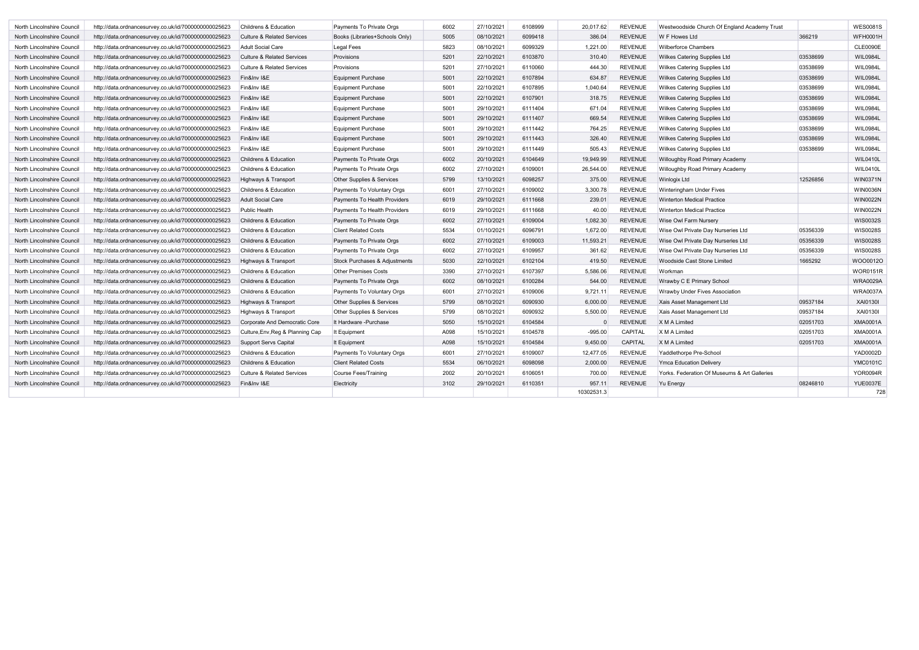| | | | | | | | | | | | |
|---|---|---|---|---|---|---|---|---|---|---|---|
| North Lincolnshire Council | http://data.ordnancesurvey.co.uk/id/7000000000025623 | Childrens & Education | Payments To Private Orgs | 6002 | 27/10/2021 | 6108999 | 20,017.62 | REVENUE | Westwoodside Church Of England Academy Trust | | WES0081S |
| North Lincolnshire Council | http://data.ordnancesurvey.co.uk/id/7000000000025623 | Culture & Related Services | Books (Libraries+Schools Only) | 5005 | 08/10/2021 | 6099418 | 386.04 | REVENUE | W F Howes Ltd | 366219 | WFH0001H |
| North Lincolnshire Council | http://data.ordnancesurvey.co.uk/id/7000000000025623 | Adult Social Care | Legal Fees | 5823 | 08/10/2021 | 6099329 | 1,221.00 | REVENUE | Wilberforce Chambers | | CLE0090E |
| North Lincolnshire Council | http://data.ordnancesurvey.co.uk/id/7000000000025623 | Culture & Related Services | Provisions | 5201 | 22/10/2021 | 6103870 | 310.40 | REVENUE | Wilkes Catering Supplies Ltd | 03538699 | WIL0984L |
| North Lincolnshire Council | http://data.ordnancesurvey.co.uk/id/7000000000025623 | Culture & Related Services | Provisions | 5201 | 27/10/2021 | 6110060 | 444.30 | REVENUE | Wilkes Catering Supplies Ltd | 03538699 | WIL0984L |
| North Lincolnshire Council | http://data.ordnancesurvey.co.uk/id/7000000000025623 | Fin&Inv I&E | Equipment Purchase | 5001 | 22/10/2021 | 6107894 | 634.87 | REVENUE | Wilkes Catering Supplies Ltd | 03538699 | WIL0984L |
| North Lincolnshire Council | http://data.ordnancesurvey.co.uk/id/7000000000025623 | Fin&Inv I&E | Equipment Purchase | 5001 | 22/10/2021 | 6107895 | 1,040.64 | REVENUE | Wilkes Catering Supplies Ltd | 03538699 | WIL0984L |
| North Lincolnshire Council | http://data.ordnancesurvey.co.uk/id/7000000000025623 | Fin&Inv I&E | Equipment Purchase | 5001 | 22/10/2021 | 6107901 | 318.75 | REVENUE | Wilkes Catering Supplies Ltd | 03538699 | WIL0984L |
| North Lincolnshire Council | http://data.ordnancesurvey.co.uk/id/7000000000025623 | Fin&Inv I&E | Equipment Purchase | 5001 | 29/10/2021 | 6111404 | 671.04 | REVENUE | Wilkes Catering Supplies Ltd | 03538699 | WIL0984L |
| North Lincolnshire Council | http://data.ordnancesurvey.co.uk/id/7000000000025623 | Fin&Inv I&E | Equipment Purchase | 5001 | 29/10/2021 | 6111407 | 669.54 | REVENUE | Wilkes Catering Supplies Ltd | 03538699 | WIL0984L |
| North Lincolnshire Council | http://data.ordnancesurvey.co.uk/id/7000000000025623 | Fin&Inv I&E | Equipment Purchase | 5001 | 29/10/2021 | 6111442 | 764.25 | REVENUE | Wilkes Catering Supplies Ltd | 03538699 | WIL0984L |
| North Lincolnshire Council | http://data.ordnancesurvey.co.uk/id/7000000000025623 | Fin&Inv I&E | Equipment Purchase | 5001 | 29/10/2021 | 6111443 | 326.40 | REVENUE | Wilkes Catering Supplies Ltd | 03538699 | WIL0984L |
| North Lincolnshire Council | http://data.ordnancesurvey.co.uk/id/7000000000025623 | Fin&Inv I&E | Equipment Purchase | 5001 | 29/10/2021 | 6111449 | 505.43 | REVENUE | Wilkes Catering Supplies Ltd | 03538699 | WIL0984L |
| North Lincolnshire Council | http://data.ordnancesurvey.co.uk/id/7000000000025623 | Childrens & Education | Payments To Private Orgs | 6002 | 20/10/2021 | 6104649 | 19,949.99 | REVENUE | Willoughby Road Primary Academy | | WIL0410L |
| North Lincolnshire Council | http://data.ordnancesurvey.co.uk/id/7000000000025623 | Childrens & Education | Payments To Private Orgs | 6002 | 27/10/2021 | 6109001 | 26,544.00 | REVENUE | Willoughby Road Primary Academy | | WIL0410L |
| North Lincolnshire Council | http://data.ordnancesurvey.co.uk/id/7000000000025623 | Highways & Transport | Other Supplies & Services | 5799 | 13/10/2021 | 6098257 | 375.00 | REVENUE | Winlogix Ltd | 12526856 | WIN0371N |
| North Lincolnshire Council | http://data.ordnancesurvey.co.uk/id/7000000000025623 | Childrens & Education | Payments To Voluntary Orgs | 6001 | 27/10/2021 | 6109002 | 3,300.78 | REVENUE | Winteringham Under Fives | | WIN0036N |
| North Lincolnshire Council | http://data.ordnancesurvey.co.uk/id/7000000000025623 | Adult Social Care | Payments To Health Providers | 6019 | 29/10/2021 | 6111668 | 239.01 | REVENUE | Winterton Medical Practice | | WIN0022N |
| North Lincolnshire Council | http://data.ordnancesurvey.co.uk/id/7000000000025623 | Public Health | Payments To Health Providers | 6019 | 29/10/2021 | 6111668 | 40.00 | REVENUE | Winterton Medical Practice | | WIN0022N |
| North Lincolnshire Council | http://data.ordnancesurvey.co.uk/id/7000000000025623 | Childrens & Education | Payments To Private Orgs | 6002 | 27/10/2021 | 6109004 | 1,082.30 | REVENUE | Wise Owl Farm Nursery | | WIS0032S |
| North Lincolnshire Council | http://data.ordnancesurvey.co.uk/id/7000000000025623 | Childrens & Education | Client Related Costs | 5534 | 01/10/2021 | 6096791 | 1,672.00 | REVENUE | Wise Owl Private Day Nurseries Ltd | 05356339 | WIS0028S |
| North Lincolnshire Council | http://data.ordnancesurvey.co.uk/id/7000000000025623 | Childrens & Education | Payments To Private Orgs | 6002 | 27/10/2021 | 6109003 | 11,593.21 | REVENUE | Wise Owl Private Day Nurseries Ltd | 05356339 | WIS0028S |
| North Lincolnshire Council | http://data.ordnancesurvey.co.uk/id/7000000000025623 | Childrens & Education | Payments To Private Orgs | 6002 | 27/10/2021 | 6109957 | 361.62 | REVENUE | Wise Owl Private Day Nurseries Ltd | 05356339 | WIS0028S |
| North Lincolnshire Council | http://data.ordnancesurvey.co.uk/id/7000000000025623 | Highways & Transport | Stock Purchases & Adjustments | 5030 | 22/10/2021 | 6102104 | 419.50 | REVENUE | Woodside Cast Stone Limited | 1665292 | WOO0012O |
| North Lincolnshire Council | http://data.ordnancesurvey.co.uk/id/7000000000025623 | Childrens & Education | Other Premises Costs | 3390 | 27/10/2021 | 6107397 | 5,586.06 | REVENUE | Workman | | WOR0151R |
| North Lincolnshire Council | http://data.ordnancesurvey.co.uk/id/7000000000025623 | Childrens & Education | Payments To Private Orgs | 6002 | 08/10/2021 | 6100284 | 544.00 | REVENUE | Wrawby C E Primary School | | WRA0029A |
| North Lincolnshire Council | http://data.ordnancesurvey.co.uk/id/7000000000025623 | Childrens & Education | Payments To Voluntary Orgs | 6001 | 27/10/2021 | 6109006 | 9,721.11 | REVENUE | Wrawby Under Fives Association | | WRA0037A |
| North Lincolnshire Council | http://data.ordnancesurvey.co.uk/id/7000000000025623 | Highways & Transport | Other Supplies & Services | 5799 | 08/10/2021 | 6090930 | 6,000.00 | REVENUE | Xais Asset Management Ltd | 09537184 | XAI0130I |
| North Lincolnshire Council | http://data.ordnancesurvey.co.uk/id/7000000000025623 | Highways & Transport | Other Supplies & Services | 5799 | 08/10/2021 | 6090932 | 5,500.00 | REVENUE | Xais Asset Management Ltd | 09537184 | XAI0130I |
| North Lincolnshire Council | http://data.ordnancesurvey.co.uk/id/7000000000025623 | Corporate And Democratic Core | It Hardware -Purchase | 5050 | 15/10/2021 | 6104584 | 0 | REVENUE | X M A Limited | 02051703 | XMA0001A |
| North Lincolnshire Council | http://data.ordnancesurvey.co.uk/id/7000000000025623 | Culture,Env,Reg & Planning Cap | It Equipment | A098 | 15/10/2021 | 6104578 | -995.00 | CAPITAL | X M A Limited | 02051703 | XMA0001A |
| North Lincolnshire Council | http://data.ordnancesurvey.co.uk/id/7000000000025623 | Support Servs Capital | It Equipment | A098 | 15/10/2021 | 6104584 | 9,450.00 | CAPITAL | X M A Limited | 02051703 | XMA0001A |
| North Lincolnshire Council | http://data.ordnancesurvey.co.uk/id/7000000000025623 | Childrens & Education | Payments To Voluntary Orgs | 6001 | 27/10/2021 | 6109007 | 12,477.05 | REVENUE | Yaddlethorpe Pre-School | | YAD0002D |
| North Lincolnshire Council | http://data.ordnancesurvey.co.uk/id/7000000000025623 | Childrens & Education | Client Related Costs | 5534 | 06/10/2021 | 6098098 | 2,000.00 | REVENUE | Ymca Education Delivery | | YMC0101C |
| North Lincolnshire Council | http://data.ordnancesurvey.co.uk/id/7000000000025623 | Culture & Related Services | Course Fees/Training | 2002 | 20/10/2021 | 6106051 | 700.00 | REVENUE | Yorks. Federation Of Museums & Art Galleries | | YOR0094R |
| North Lincolnshire Council | http://data.ordnancesurvey.co.uk/id/7000000000025623 | Fin&Inv I&E | Electricity | 3102 | 29/10/2021 | 6110351 | 957.11 | REVENUE | Yu Energy | 08246810 | YUE0037E |
| | | | | | | | 10302531.3 | | | | 728 |